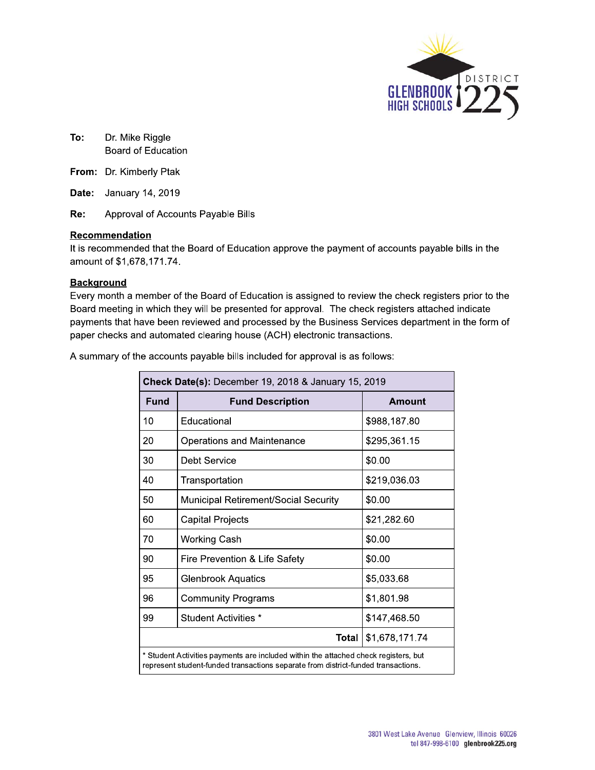**To:** Dr. Mike Riggle
Board of Education

**From:** Dr. Kimberly Ptak

**Date:** January 14, 2019

**Re:** Approval of Accounts Payable Bills

## Recommendation

It is recommended that the Board of Education approve the payment of accounts payable bills in the amount of $1,678,171.74.

## Background

Every month a member of the Board of Education is assigned to review the check registers prior to the Board meeting in which they will be presented for approval. The check registers attached indicate payments that have been reviewed and processed by the Business Services department in the form of paper checks and automated clearing house (ACH) electronic transactions.

A summary of the accounts payable bills included for approval is as follows:

| **Check Date(s):** December 19, 2018 & January 15, 2019 | | |
|---|---|---|
| **Fund** | **Fund Description** | **Amount** |
| 10 | Educational | $988,187.80 |
| 20 | Operations and Maintenance | $295,361.15 |
| 30 | Debt Service | $0.00 |
| 40 | Transportation | $219,036.03 |
| 50 | Municipal Retirement/Social Security | $0.00 |
| 60 | Capital Projects | $21,282.60 |
| 70 | Working Cash | $0.00 |
| 90 | Fire Prevention & Life Safety | $0.00 |
| 95 | Glenbrook Aquatics | $5,033.68 |
| 96 | Community Programs | $1,801.98 |
| 99 | Student Activities * | $147,468.50 |
| | **Total** | $1,678,171.74 |

\* Student Activities payments are included within the attached check registers, but represent student-funded transactions separate from district-funded transactions.

3801 West Lake Avenue Glenview, Illinois 60026
tel 847-998-6100 glenbrook225.org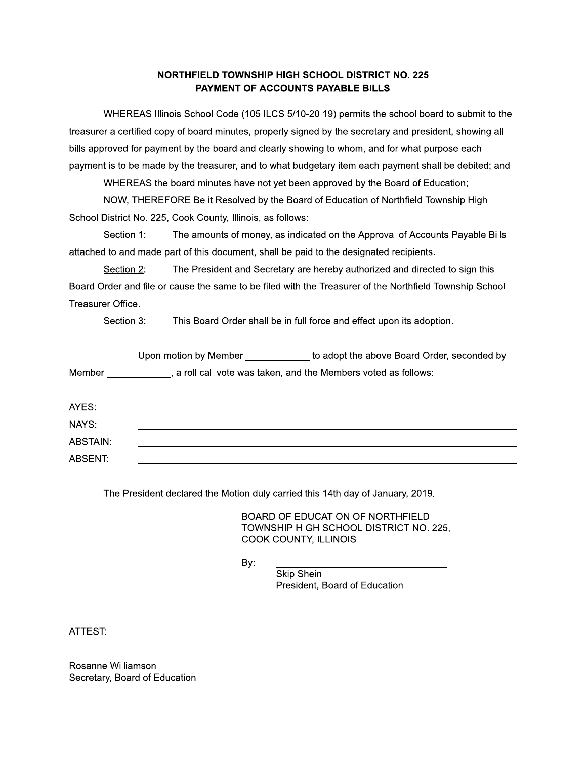**NORTHFIELD TOWNSHIP HIGH SCHOOL DISTRICT NO. 225**
**PAYMENT OF ACCOUNTS PAYABLE BILLS**

WHEREAS Illinois School Code (105 ILCS 5/10-20.19) permits the school board to submit to the treasurer a certified copy of board minutes, properly signed by the secretary and president, showing all bills approved for payment by the board and clearly showing to whom, and for what purpose each payment is to be made by the treasurer, and to what budgetary item each payment shall be debited; and

WHEREAS the board minutes have not yet been approved by the Board of Education;

NOW, THEREFORE Be it Resolved by the Board of Education of Northfield Township High School District No. 225, Cook County, Illinois, as follows:

Section 1: The amounts of money, as indicated on the Approval of Accounts Payable Bills attached to and made part of this document, shall be paid to the designated recipients.

Section 2: The President and Secretary are hereby authorized and directed to sign this Board Order and file or cause the same to be filed with the Treasurer of the Northfield Township School Treasurer Office.

Section 3: This Board Order shall be in full force and effect upon its adoption.

Upon motion by Member ____________ to adopt the above Board Order, seconded by Member ____________, a roll call vote was taken, and the Members voted as follows:

AYES: ________________________________________

NAYS: ________________________________________

ABSTAIN: ________________________________________

ABSENT: ________________________________________

The President declared the Motion duly carried this 14th day of January, 2019.

BOARD OF EDUCATION OF NORTHFIELD TOWNSHIP HIGH SCHOOL DISTRICT NO. 225, COOK COUNTY, ILLINOIS

By: ________________________________
Skip Shein
President, Board of Education

ATTEST:

________________________________
Rosanne Williamson
Secretary, Board of Education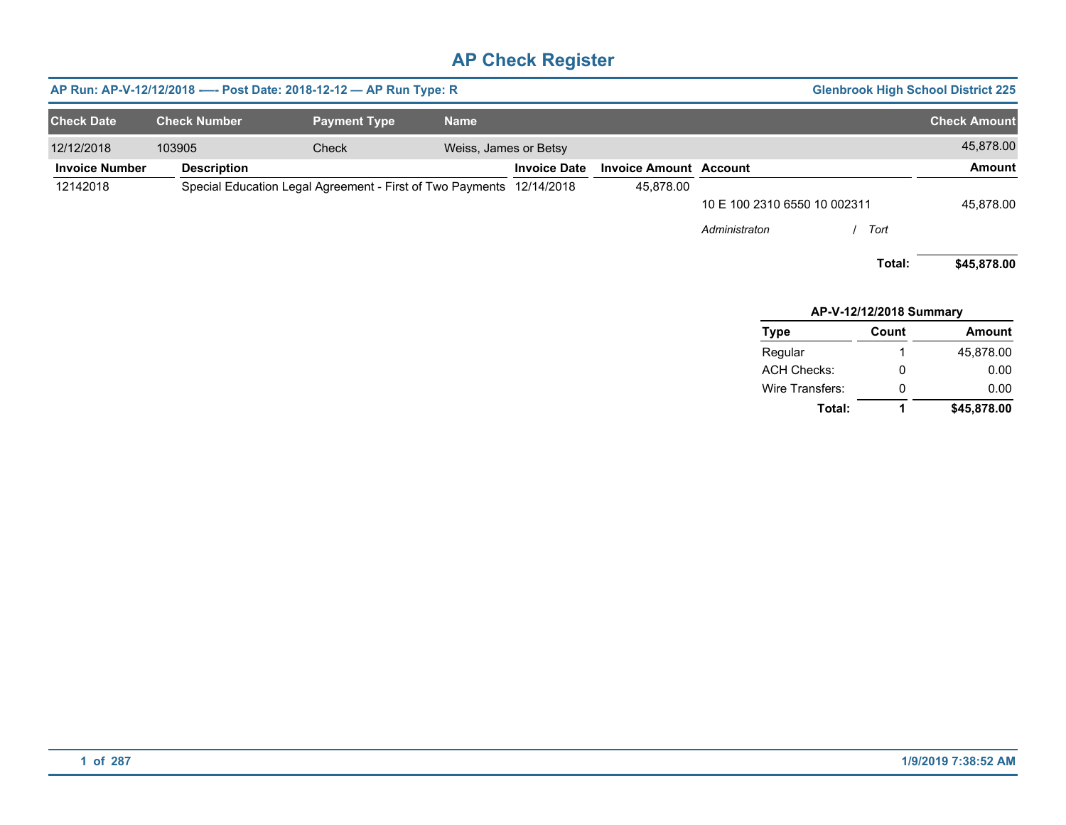# AP Check Register

**AP Run: AP-V-12/12/2018 —- Post Date: 2018-12-12 — AP Run Type: R** | **Glenbrook High School District 225**

| Check Date | Check Number | Payment Type | Name | Check Amount |
|---|---|---|---|---|
| 12/12/2018 | 103905 | Check | Weiss, James or Betsy | 45,878.00 |

| Invoice Number | Description | Invoice Date | Invoice Amount | Account | Amount |
|---|---|---|---|---|---|
| 12142018 | Special Education Legal Agreement - First of Two Payments | 12/14/2018 | 45,878.00 | | |
| | | | | 10 E 100 2310 6550 10 002311 | 45,878.00 |
| | | | | *Administraton / Tort* | |
| | | | | **Total:** | **$45,878.00** |

**AP-V-12/12/2018 Summary**

| Type | Count | Amount |
|---|---|---|
| Regular | 1 | 45,878.00 |
| ACH Checks: | 0 | 0.00 |
| Wire Transfers: | 0 | 0.00 |
| **Total:** | **1** | **$45,878.00** |

1/9/2019 7:38:52 AM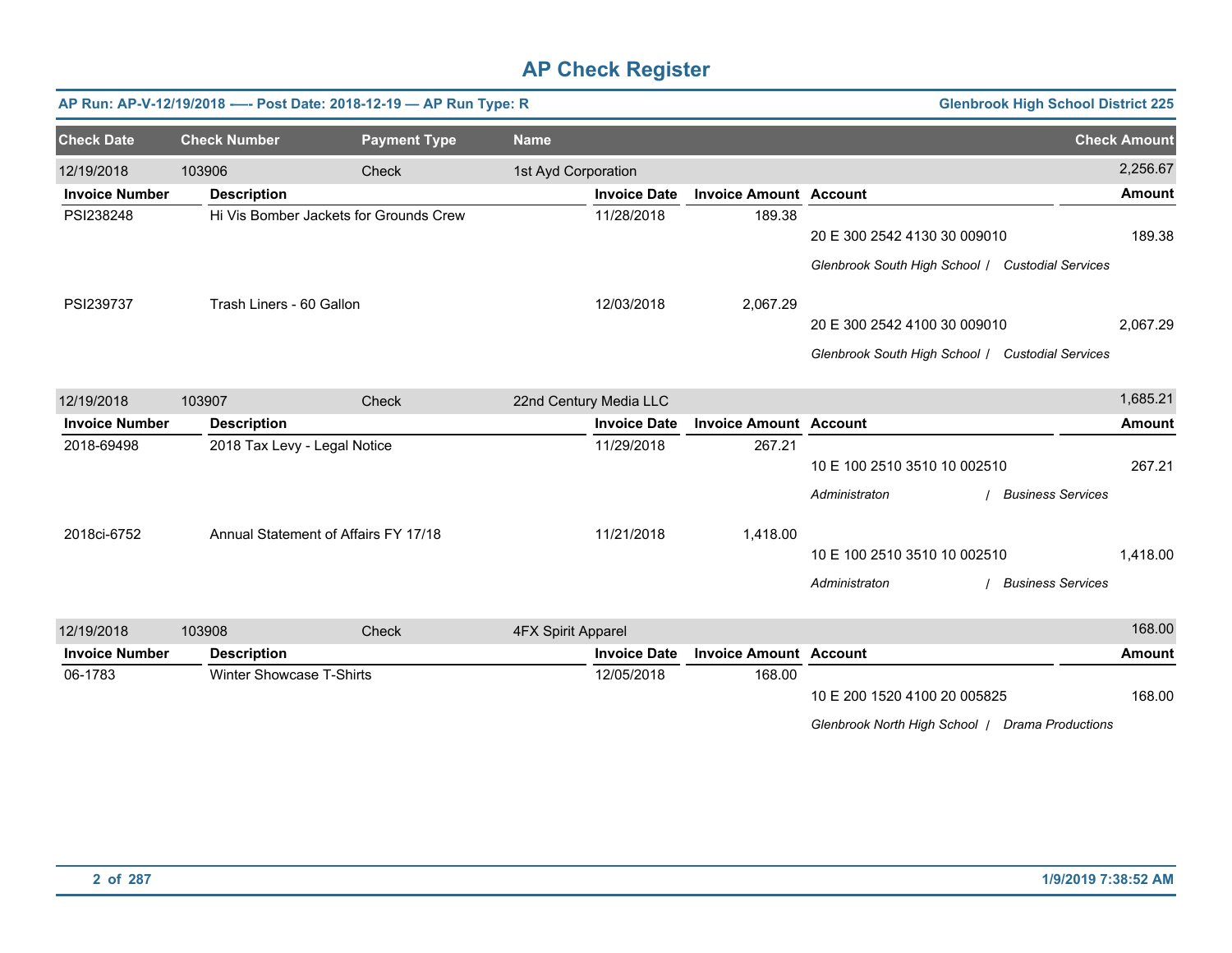# AP Check Register

**AP Run: AP-V-12/19/2018 -—- Post Date: 2018-12-19 — AP Run Type: R** | **Glenbrook High School District 225**

| Check Date | Check Number | Payment Type | Name | Check Amount |
|---|---|---|---|---|
| 12/19/2018 | 103906 | Check | 1st Ayd Corporation | 2,256.67 |

| Invoice Number | Description | Invoice Date | Invoice Amount | Account | Amount |
|---|---|---|---|---|---|
| PSI238248 | Hi Vis Bomber Jackets for Grounds Crew | 11/28/2018 | 189.38 | 20 E 300 2542 4130 30 009010 | 189.38 |
| | | | | *Glenbrook South High School / Custodial Services* | |
| PSI239737 | Trash Liners - 60 Gallon | 12/03/2018 | 2,067.29 | 20 E 300 2542 4100 30 009010 | 2,067.29 |
| | | | | *Glenbrook South High School / Custodial Services* | |

| Check Date | Check Number | Payment Type | Name | Check Amount |
|---|---|---|---|---|
| 12/19/2018 | 103907 | Check | 22nd Century Media LLC | 1,685.21 |

| Invoice Number | Description | Invoice Date | Invoice Amount | Account | Amount |
|---|---|---|---|---|---|
| 2018-69498 | 2018 Tax Levy - Legal Notice | 11/29/2018 | 267.21 | 10 E 100 2510 3510 10 002510 | 267.21 |
| | | | | *Administraton / Business Services* | |
| 2018ci-6752 | Annual Statement of Affairs FY 17/18 | 11/21/2018 | 1,418.00 | 10 E 100 2510 3510 10 002510 | 1,418.00 |
| | | | | *Administraton / Business Services* | |

| Check Date | Check Number | Payment Type | Name | Check Amount |
|---|---|---|---|---|
| 12/19/2018 | 103908 | Check | 4FX Spirit Apparel | 168.00 |

| Invoice Number | Description | Invoice Date | Invoice Amount | Account | Amount |
|---|---|---|---|---|---|
| 06-1783 | Winter Showcase T-Shirts | 12/05/2018 | 168.00 | 10 E 200 1520 4100 20 005825 | 168.00 |
| | | | | *Glenbrook North High School / Drama Productions* | |

1/9/2019 7:38:52 AM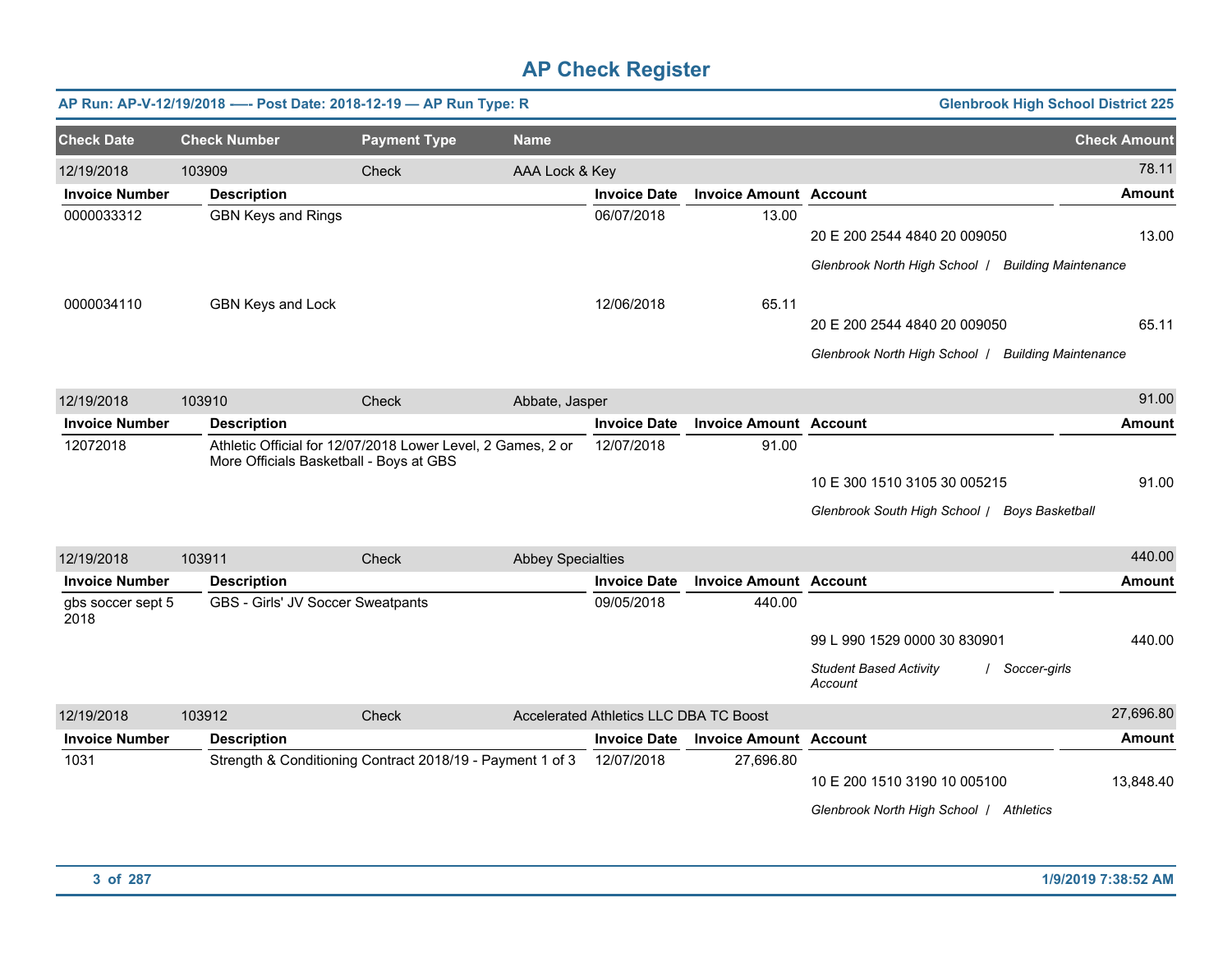# AP Check Register

**AP Run: AP-V-12/19/2018 —- Post Date: 2018-12-19 — AP Run Type: R** | **Glenbrook High School District 225**

| Check Date | Check Number | Payment Type | Name | Check Amount |
|---|---|---|---|---|
| 12/19/2018 | 103909 | Check | AAA Lock & Key | 78.11 |

| Invoice Number | Description | Invoice Date | Invoice Amount | Account | Amount |
|---|---|---|---|---|---|
| 0000033312 | GBN Keys and Rings | 06/07/2018 | 13.00 | 20 E 200 2544 4840 20 009050 | 13.00 |
| | | | | *Glenbrook North High School / Building Maintenance* | |
| 0000034110 | GBN Keys and Lock | 12/06/2018 | 65.11 | 20 E 200 2544 4840 20 009050 | 65.11 |
| | | | | *Glenbrook North High School / Building Maintenance* | |

| Check Date | Check Number | Payment Type | Name | Check Amount |
|---|---|---|---|---|
| 12/19/2018 | 103910 | Check | Abbate, Jasper | 91.00 |

| Invoice Number | Description | Invoice Date | Invoice Amount | Account | Amount |
|---|---|---|---|---|---|
| 12072018 | Athletic Official for 12/07/2018 Lower Level, 2 Games, 2 or More Officials Basketball - Boys at GBS | 12/07/2018 | 91.00 | 10 E 300 1510 3105 30 005215 | 91.00 |
| | | | | *Glenbrook South High School / Boys Basketball* | |

| Check Date | Check Number | Payment Type | Name | Check Amount |
|---|---|---|---|---|
| 12/19/2018 | 103911 | Check | Abbey Specialties | 440.00 |

| Invoice Number | Description | Invoice Date | Invoice Amount | Account | Amount |
|---|---|---|---|---|---|
| gbs soccer sept 5 2018 | GBS - Girls' JV Soccer Sweatpants | 09/05/2018 | 440.00 | 99 L 990 1529 0000 30 830901 | 440.00 |
| | | | | *Student Based Activity Account / Soccer-girls* | |

| Check Date | Check Number | Payment Type | Name | Check Amount |
|---|---|---|---|---|
| 12/19/2018 | 103912 | Check | Accelerated Athletics LLC DBA TC Boost | 27,696.80 |

| Invoice Number | Description | Invoice Date | Invoice Amount | Account | Amount |
|---|---|---|---|---|---|
| 1031 | Strength & Conditioning Contract 2018/19 - Payment 1 of 3 | 12/07/2018 | 27,696.80 | 10 E 200 1510 3190 10 005100 | 13,848.40 |
| | | | | *Glenbrook North High School / Athletics* | |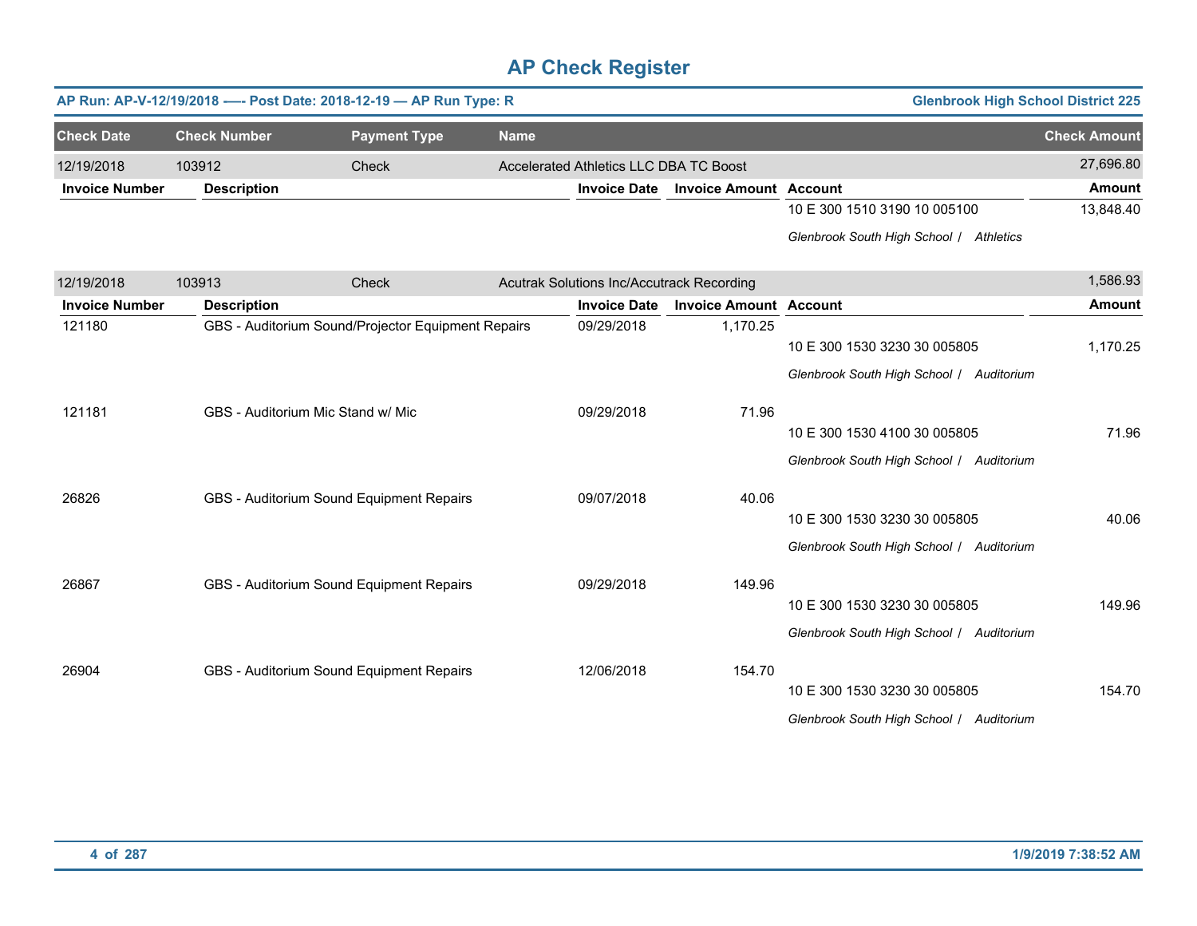# AP Check Register

**AP Run: AP-V-12/19/2018 -—- Post Date: 2018-12-19 — AP Run Type: R** — **Glenbrook High School District 225**

| Check Date | Check Number | Payment Type | Name | Check Amount |
|---|---|---|---|---|
| 12/19/2018 | 103912 | Check | Accelerated Athletics LLC DBA TC Boost | 27,696.80 |

| Invoice Number | Description | Invoice Date | Invoice Amount | Account | Amount |
|---|---|---|---|---|---|
| | | | | 10 E 300 1510 3190 10 005100<br>*Glenbrook South High School / Athletics* | 13,848.40 |

| Check Date | Check Number | Payment Type | Name | Check Amount |
|---|---|---|---|---|
| 12/19/2018 | 103913 | Check | Acutrak Solutions Inc/Accutrack Recording | 1,586.93 |

| Invoice Number | Description | Invoice Date | Invoice Amount | Account | Amount |
|---|---|---|---|---|---|
| 121180 | GBS - Auditorium Sound/Projector Equipment Repairs | 09/29/2018 | 1,170.25 | 10 E 300 1530 3230 30 005805<br>*Glenbrook South High School / Auditorium* | 1,170.25 |
| 121181 | GBS - Auditorium Mic Stand w/ Mic | 09/29/2018 | 71.96 | 10 E 300 1530 4100 30 005805<br>*Glenbrook South High School / Auditorium* | 71.96 |
| 26826 | GBS - Auditorium Sound Equipment Repairs | 09/07/2018 | 40.06 | 10 E 300 1530 3230 30 005805<br>*Glenbrook South High School / Auditorium* | 40.06 |
| 26867 | GBS - Auditorium Sound Equipment Repairs | 09/29/2018 | 149.96 | 10 E 300 1530 3230 30 005805<br>*Glenbrook South High School / Auditorium* | 149.96 |
| 26904 | GBS - Auditorium Sound Equipment Repairs | 12/06/2018 | 154.70 | 10 E 300 1530 3230 30 005805<br>*Glenbrook South High School / Auditorium* | 154.70 |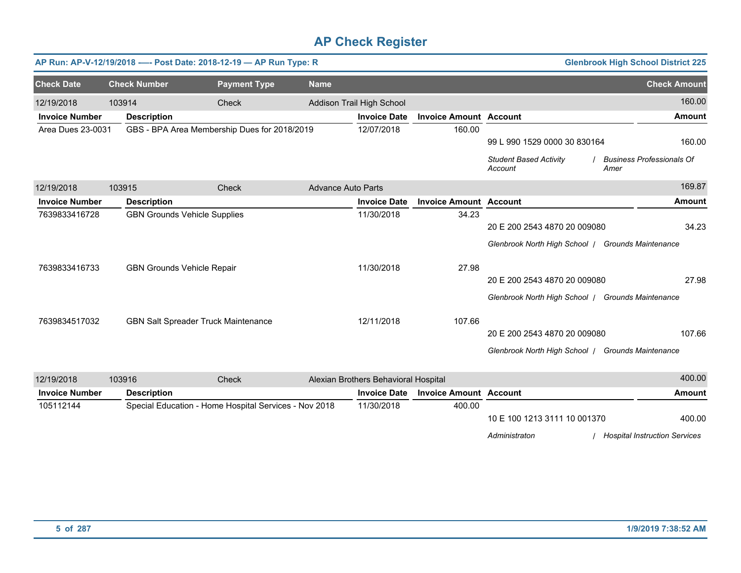# AP Check Register

**AP Run: AP-V-12/19/2018 —- Post Date: 2018-12-19 — AP Run Type: R** | **Glenbrook High School District 225**

| Check Date | Check Number | Payment Type | Name | Check Amount |
|---|---|---|---|---|
| 12/19/2018 | 103914 | Check | Addison Trail High School | 160.00 |

| Invoice Number | Description | Invoice Date | Invoice Amount | Account | Amount |
|---|---|---|---|---|---|
| Area Dues 23-0031 | GBS - BPA Area Membership Dues for 2018/2019 | 12/07/2018 | 160.00 | 99 L 990 1529 0000 30 830164 | 160.00 |
| | | | | *Student Based Activity Account / Business Professionals Of Amer* | |

| Check Date | Check Number | Payment Type | Name | Check Amount |
|---|---|---|---|---|
| 12/19/2018 | 103915 | Check | Advance Auto Parts | 169.87 |

| Invoice Number | Description | Invoice Date | Invoice Amount | Account | Amount |
|---|---|---|---|---|---|
| 7639833416728 | GBN Grounds Vehicle Supplies | 11/30/2018 | 34.23 | 20 E 200 2543 4870 20 009080 | 34.23 |
| | | | | *Glenbrook North High School / Grounds Maintenance* | |
| 7639833416733 | GBN Grounds Vehicle Repair | 11/30/2018 | 27.98 | 20 E 200 2543 4870 20 009080 | 27.98 |
| | | | | *Glenbrook North High School / Grounds Maintenance* | |
| 7639834517032 | GBN Salt Spreader Truck Maintenance | 12/11/2018 | 107.66 | 20 E 200 2543 4870 20 009080 | 107.66 |
| | | | | *Glenbrook North High School / Grounds Maintenance* | |

| Check Date | Check Number | Payment Type | Name | Check Amount |
|---|---|---|---|---|
| 12/19/2018 | 103916 | Check | Alexian Brothers Behavioral Hospital | 400.00 |

| Invoice Number | Description | Invoice Date | Invoice Amount | Account | Amount |
|---|---|---|---|---|---|
| 105112144 | Special Education - Home Hospital Services - Nov 2018 | 11/30/2018 | 400.00 | 10 E 100 1213 3111 10 001370 | 400.00 |
| | | | | *Administraton / Hospital Instruction Services* | |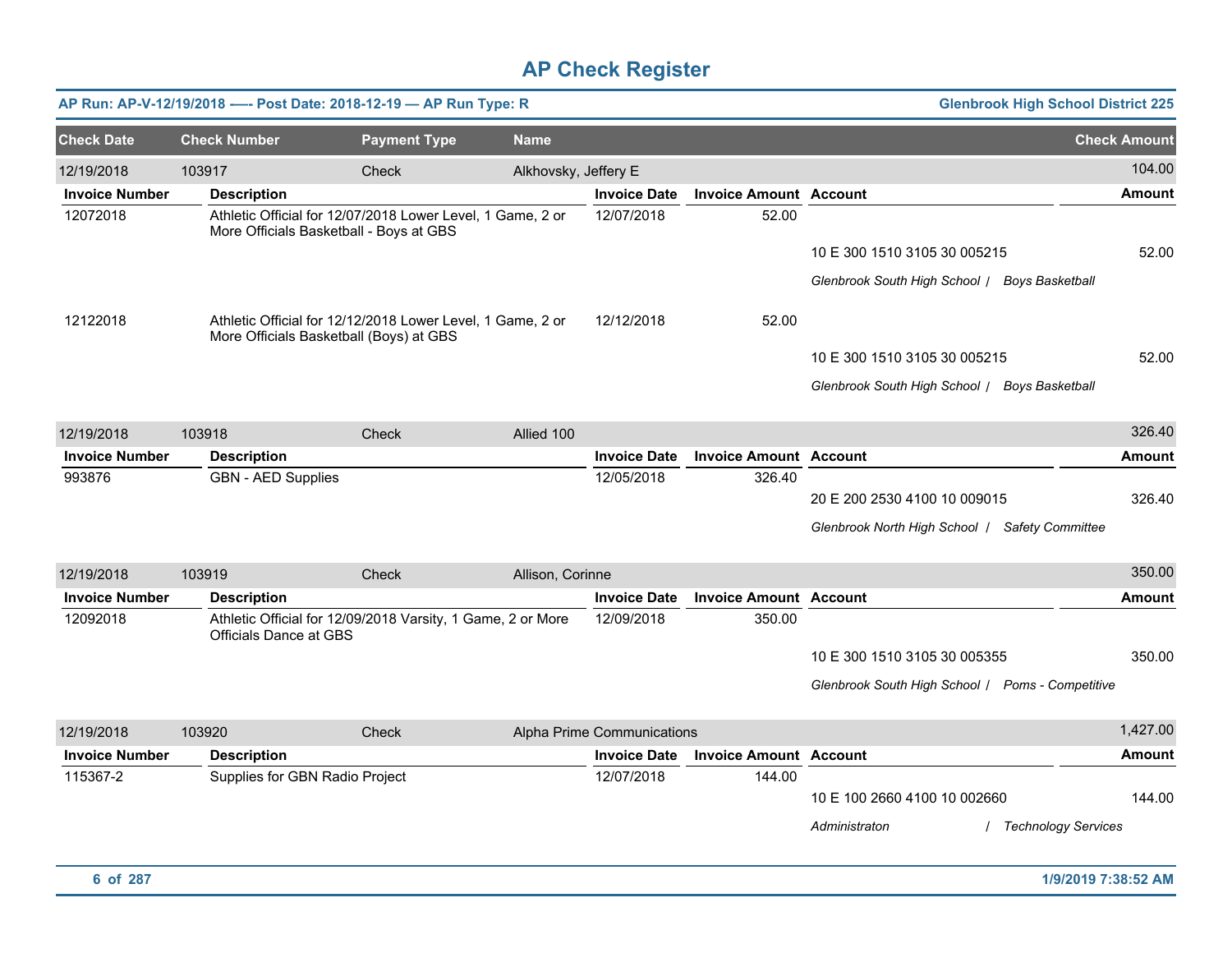# AP Check Register

**AP Run: AP-V-12/19/2018 —- Post Date: 2018-12-19 — AP Run Type: R** | **Glenbrook High School District 225**

| Check Date | Check Number | Payment Type | Name | Check Amount |
|---|---|---|---|---|
| 12/19/2018 | 103917 | Check | Alkhovsky, Jeffery E | 104.00 |

| Invoice Number | Description | Invoice Date | Invoice Amount | Account | Amount |
|---|---|---|---|---|---|
| 12072018 | Athletic Official for 12/07/2018 Lower Level, 1 Game, 2 or More Officials Basketball - Boys at GBS | 12/07/2018 | 52.00 | | |
| | | | | 10 E 300 1510 3105 30 005215 | 52.00 |
| | | | | *Glenbrook South High School / Boys Basketball* | |
| 12122018 | Athletic Official for 12/12/2018 Lower Level, 1 Game, 2 or More Officials Basketball (Boys) at GBS | 12/12/2018 | 52.00 | | |
| | | | | 10 E 300 1510 3105 30 005215 | 52.00 |
| | | | | *Glenbrook South High School / Boys Basketball* | |

| Check Date | Check Number | Payment Type | Name | Check Amount |
|---|---|---|---|---|
| 12/19/2018 | 103918 | Check | Allied 100 | 326.40 |

| Invoice Number | Description | Invoice Date | Invoice Amount | Account | Amount |
|---|---|---|---|---|---|
| 993876 | GBN - AED Supplies | 12/05/2018 | 326.40 | | |
| | | | | 20 E 200 2530 4100 10 009015 | 326.40 |
| | | | | *Glenbrook North High School / Safety Committee* | |

| Check Date | Check Number | Payment Type | Name | Check Amount |
|---|---|---|---|---|
| 12/19/2018 | 103919 | Check | Allison, Corinne | 350.00 |

| Invoice Number | Description | Invoice Date | Invoice Amount | Account | Amount |
|---|---|---|---|---|---|
| 12092018 | Athletic Official for 12/09/2018 Varsity, 1 Game, 2 or More Officials Dance at GBS | 12/09/2018 | 350.00 | | |
| | | | | 10 E 300 1510 3105 30 005355 | 350.00 |
| | | | | *Glenbrook South High School / Poms - Competitive* | |

| Check Date | Check Number | Payment Type | Name | Check Amount |
|---|---|---|---|---|
| 12/19/2018 | 103920 | Check | Alpha Prime Communications | 1,427.00 |

| Invoice Number | Description | Invoice Date | Invoice Amount | Account | Amount |
|---|---|---|---|---|---|
| 115367-2 | Supplies for GBN Radio Project | 12/07/2018 | 144.00 | | |
| | | | | 10 E 100 2660 4100 10 002660 | 144.00 |
| | | | | *Administraton / Technology Services* | |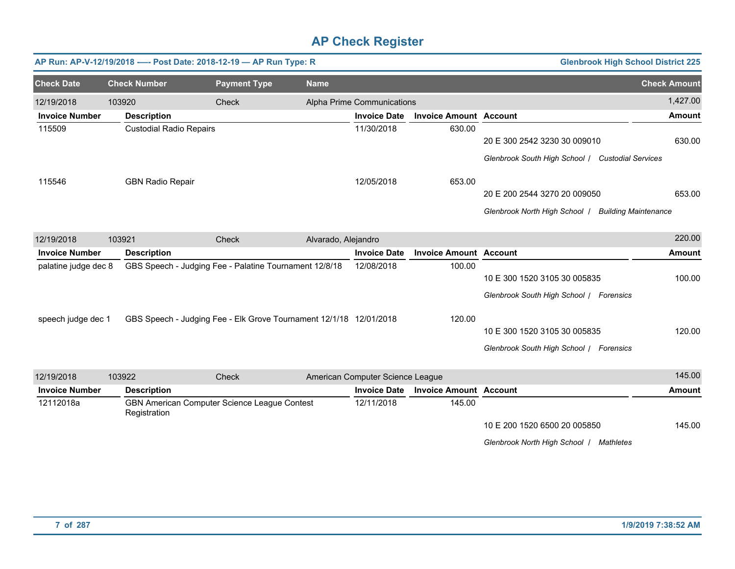# AP Check Register

**AP Run: AP-V-12/19/2018 —- Post Date: 2018-12-19 — AP Run Type: R** — **Glenbrook High School District 225**

| Check Date | Check Number | Payment Type | Name | Check Amount |
|---|---|---|---|---|
| 12/19/2018 | 103920 | Check | Alpha Prime Communications | 1,427.00 |

| Invoice Number | Description | Invoice Date | Invoice Amount | Account | Amount |
|---|---|---|---|---|---|
| 115509 | Custodial Radio Repairs | 11/30/2018 | 630.00 | 20 E 300 2542 3230 30 009010 | 630.00 |
| | | | | *Glenbrook South High School / Custodial Services* | |
| 115546 | GBN Radio Repair | 12/05/2018 | 653.00 | 20 E 200 2544 3270 20 009050 | 653.00 |
| | | | | *Glenbrook North High School / Building Maintenance* | |

| Check Date | Check Number | Payment Type | Name | Check Amount |
|---|---|---|---|---|
| 12/19/2018 | 103921 | Check | Alvarado, Alejandro | 220.00 |

| Invoice Number | Description | Invoice Date | Invoice Amount | Account | Amount |
|---|---|---|---|---|---|
| palatine judge dec 8 | GBS Speech - Judging Fee - Palatine Tournament 12/8/18 | 12/08/2018 | 100.00 | 10 E 300 1520 3105 30 005835 | 100.00 |
| | | | | *Glenbrook South High School / Forensics* | |
| speech judge dec 1 | GBS Speech - Judging Fee - Elk Grove Tournament 12/1/18 | 12/01/2018 | 120.00 | 10 E 300 1520 3105 30 005835 | 120.00 |
| | | | | *Glenbrook South High School / Forensics* | |

| Check Date | Check Number | Payment Type | Name | Check Amount |
|---|---|---|---|---|
| 12/19/2018 | 103922 | Check | American Computer Science League | 145.00 |

| Invoice Number | Description | Invoice Date | Invoice Amount | Account | Amount |
|---|---|---|---|---|---|
| 12112018a | GBN American Computer Science League Contest Registration | 12/11/2018 | 145.00 | 10 E 200 1520 6500 20 005850 | 145.00 |
| | | | | *Glenbrook North High School / Mathletes* | |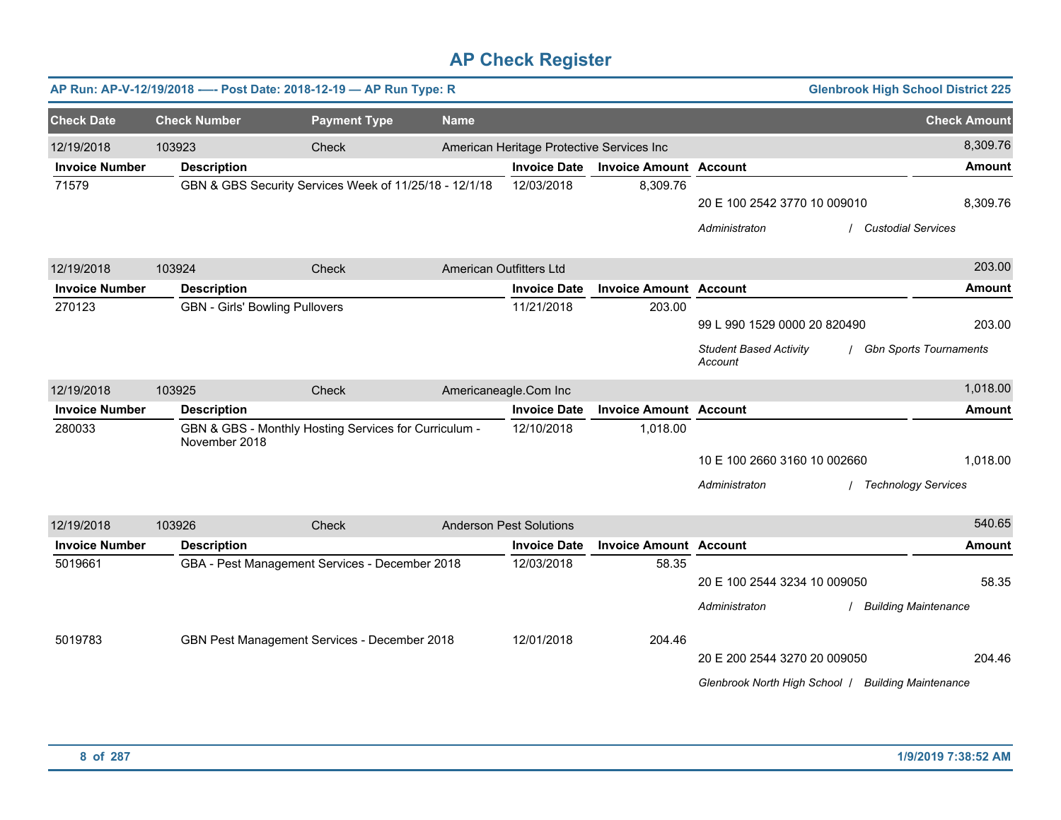# AP Check Register

**AP Run: AP-V-12/19/2018 —- Post Date: 2018-12-19 — AP Run Type: R** | **Glenbrook High School District 225**

| Check Date | Check Number | Payment Type | Name | Check Amount |
|---|---|---|---|---|
| 12/19/2018 | 103923 | Check | American Heritage Protective Services Inc | 8,309.76 |

| Invoice Number | Description | Invoice Date | Invoice Amount | Account | Amount |
|---|---|---|---|---|---|
| 71579 | GBN & GBS Security Services Week of 11/25/18 - 12/1/18 | 12/03/2018 | 8,309.76 | 20 E 100 2542 3770 10 009010 | 8,309.76 |
| | | | | *Administraton / Custodial Services* | |

| Check Date | Check Number | Payment Type | Name | Check Amount |
|---|---|---|---|---|
| 12/19/2018 | 103924 | Check | American Outfitters Ltd | 203.00 |

| Invoice Number | Description | Invoice Date | Invoice Amount | Account | Amount |
|---|---|---|---|---|---|
| 270123 | GBN - Girls' Bowling Pullovers | 11/21/2018 | 203.00 | 99 L 990 1529 0000 20 820490 | 203.00 |
| | | | | *Student Based Activity Account / Gbn Sports Tournaments* | |

| Check Date | Check Number | Payment Type | Name | Check Amount |
|---|---|---|---|---|
| 12/19/2018 | 103925 | Check | Americaneagle.Com Inc | 1,018.00 |

| Invoice Number | Description | Invoice Date | Invoice Amount | Account | Amount |
|---|---|---|---|---|---|
| 280033 | GBN & GBS - Monthly Hosting Services for Curriculum - November 2018 | 12/10/2018 | 1,018.00 | 10 E 100 2660 3160 10 002660 | 1,018.00 |
| | | | | *Administraton / Technology Services* | |

| Check Date | Check Number | Payment Type | Name | Check Amount |
|---|---|---|---|---|
| 12/19/2018 | 103926 | Check | Anderson Pest Solutions | 540.65 |

| Invoice Number | Description | Invoice Date | Invoice Amount | Account | Amount |
|---|---|---|---|---|---|
| 5019661 | GBA - Pest Management Services - December 2018 | 12/03/2018 | 58.35 | 20 E 100 2544 3234 10 009050 | 58.35 |
| | | | | *Administraton / Building Maintenance* | |
| 5019783 | GBN Pest Management Services - December 2018 | 12/01/2018 | 204.46 | 20 E 200 2544 3270 20 009050 | 204.46 |
| | | | | *Glenbrook North High School / Building Maintenance* | |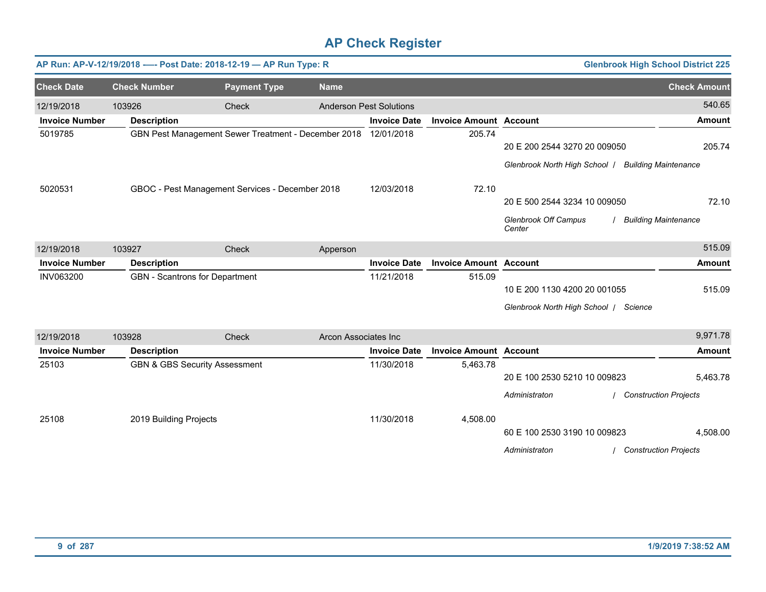# AP Check Register

**AP Run: AP-V-12/19/2018 -— Post Date: 2018-12-19 — AP Run Type: R** | **Glenbrook High School District 225**

| Check Date | Check Number | Payment Type | Name | Check Amount |
|---|---|---|---|---|
| 12/19/2018 | 103926 | Check | Anderson Pest Solutions | 540.65 |

| Invoice Number | Description | Invoice Date | Invoice Amount | Account | Amount |
|---|---|---|---|---|---|
| 5019785 | GBN Pest Management Sewer Treatment - December 2018 | 12/01/2018 | 205.74 | 20 E 200 2544 3270 20 009050 | 205.74 |
| | | | | *Glenbrook North High School / Building Maintenance* | |
| 5020531 | GBOC - Pest Management Services - December 2018 | 12/03/2018 | 72.10 | 20 E 500 2544 3234 10 009050 | 72.10 |
| | | | | *Glenbrook Off Campus Center / Building Maintenance* | |

| Check Date | Check Number | Payment Type | Name | Check Amount |
|---|---|---|---|---|
| 12/19/2018 | 103927 | Check | Apperson | 515.09 |

| Invoice Number | Description | Invoice Date | Invoice Amount | Account | Amount |
|---|---|---|---|---|---|
| INV063200 | GBN - Scantrons for Department | 11/21/2018 | 515.09 | 10 E 200 1130 4200 20 001055 | 515.09 |
| | | | | *Glenbrook North High School / Science* | |

| Check Date | Check Number | Payment Type | Name | Check Amount |
|---|---|---|---|---|
| 12/19/2018 | 103928 | Check | Arcon Associates Inc | 9,971.78 |

| Invoice Number | Description | Invoice Date | Invoice Amount | Account | Amount |
|---|---|---|---|---|---|
| 25103 | GBN & GBS Security Assessment | 11/30/2018 | 5,463.78 | 20 E 100 2530 5210 10 009823 | 5,463.78 |
| | | | | *Administraton / Construction Projects* | |
| 25108 | 2019 Building Projects | 11/30/2018 | 4,508.00 | 60 E 100 2530 3190 10 009823 | 4,508.00 |
| | | | | *Administraton / Construction Projects* | |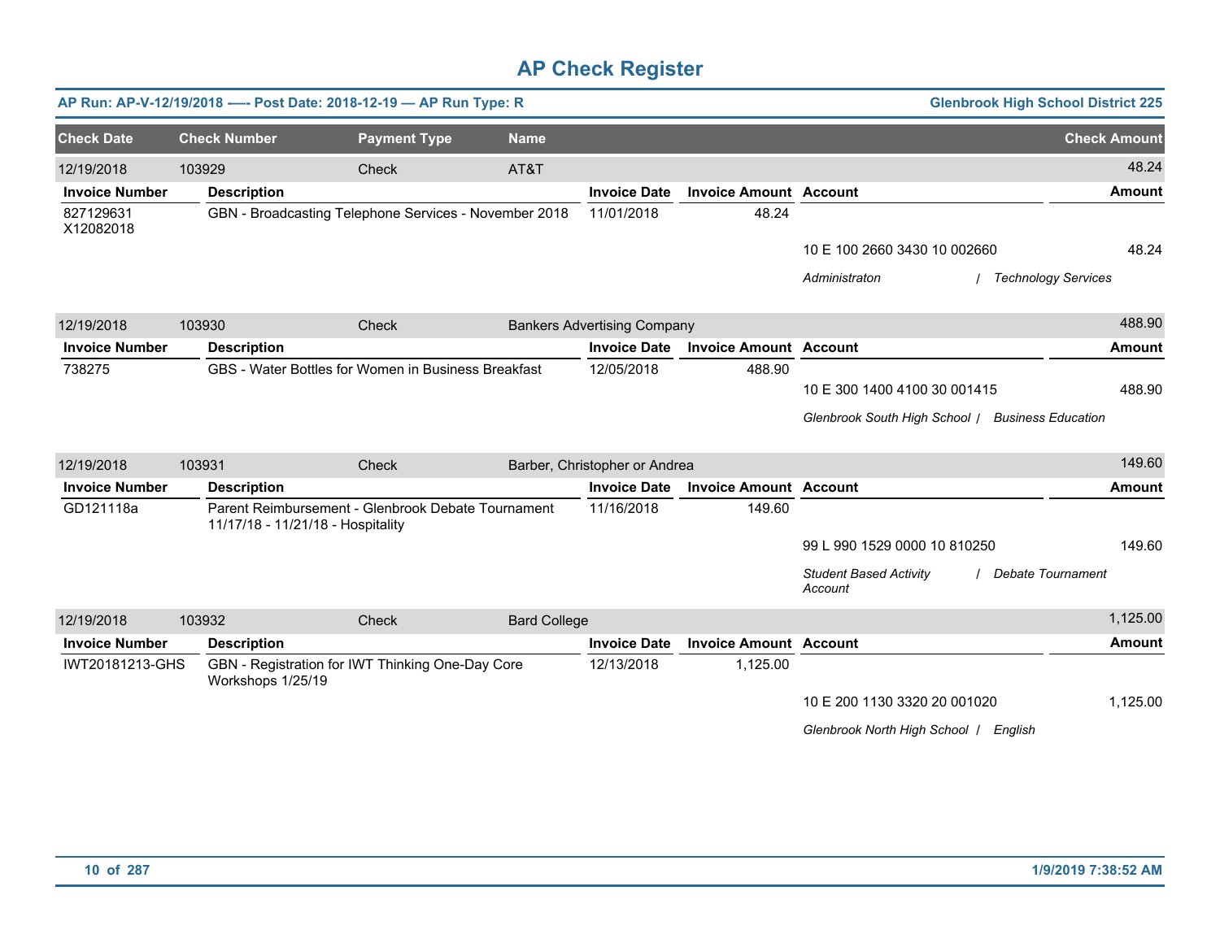# AP Check Register

**AP Run: AP-V-12/19/2018 —- Post Date: 2018-12-19 — AP Run Type: R** | **Glenbrook High School District 225**

| Check Date | Check Number | Payment Type | Name | Check Amount |
|---|---|---|---|---|
| 12/19/2018 | 103929 | Check | AT&T | 48.24 |

| Invoice Number | Description | Invoice Date | Invoice Amount | Account | Amount |
|---|---|---|---|---|---|
| 827129631 X12082018 | GBN - Broadcasting Telephone Services - November 2018 | 11/01/2018 | 48.24 | | |
| | | | | 10 E 100 2660 3430 10 002660 | 48.24 |
| | | | | *Administraton / Technology Services* | |

| Check Date | Check Number | Payment Type | Name | Check Amount |
|---|---|---|---|---|
| 12/19/2018 | 103930 | Check | Bankers Advertising Company | 488.90 |

| Invoice Number | Description | Invoice Date | Invoice Amount | Account | Amount |
|---|---|---|---|---|---|
| 738275 | GBS - Water Bottles for Women in Business Breakfast | 12/05/2018 | 488.90 | | |
| | | | | 10 E 300 1400 4100 30 001415 | 488.90 |
| | | | | *Glenbrook South High School / Business Education* | |

| Check Date | Check Number | Payment Type | Name | Check Amount |
|---|---|---|---|---|
| 12/19/2018 | 103931 | Check | Barber, Christopher or Andrea | 149.60 |

| Invoice Number | Description | Invoice Date | Invoice Amount | Account | Amount |
|---|---|---|---|---|---|
| GD121118a | Parent Reimbursement - Glenbrook Debate Tournament 11/17/18 - 11/21/18 - Hospitality | 11/16/2018 | 149.60 | | |
| | | | | 99 L 990 1529 0000 10 810250 | 149.60 |
| | | | | *Student Based Activity Account / Debate Tournament* | |

| Check Date | Check Number | Payment Type | Name | Check Amount |
|---|---|---|---|---|
| 12/19/2018 | 103932 | Check | Bard College | 1,125.00 |

| Invoice Number | Description | Invoice Date | Invoice Amount | Account | Amount |
|---|---|---|---|---|---|
| IWT20181213-GHS | GBN - Registration for IWT Thinking One-Day Core Workshops 1/25/19 | 12/13/2018 | 1,125.00 | | |
| | | | | 10 E 200 1130 3320 20 001020 | 1,125.00 |
| | | | | *Glenbrook North High School / English* | |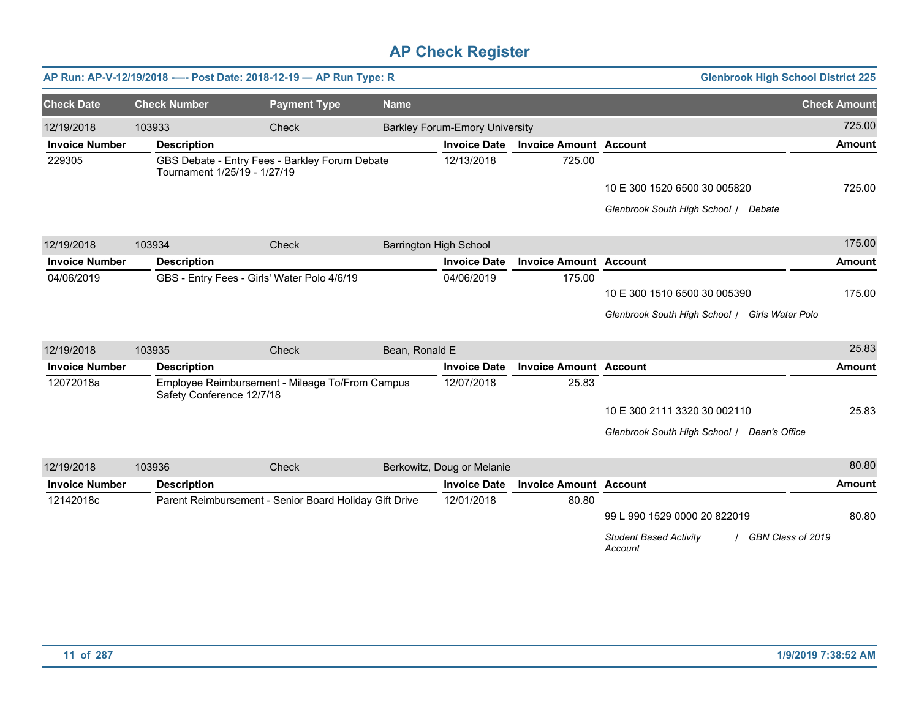# AP Check Register

**AP Run: AP-V-12/19/2018 —- Post Date: 2018-12-19 — AP Run Type: R** | **Glenbrook High School District 225**

| Check Date | Check Number | Payment Type | Name | Check Amount |
|---|---|---|---|---|
| 12/19/2018 | 103933 | Check | Barkley Forum-Emory University | 725.00 |

| Invoice Number | Description | Invoice Date | Invoice Amount | Account | Amount |
|---|---|---|---|---|---|
| 229305 | GBS Debate - Entry Fees - Barkley Forum Debate Tournament 1/25/19 - 1/27/19 | 12/13/2018 | 725.00 | | |
| | | | | 10 E 300 1520 6500 30 005820 | 725.00 |
| | | | | *Glenbrook South High School / Debate* | |

| Check Date | Check Number | Payment Type | Name | Check Amount |
|---|---|---|---|---|
| 12/19/2018 | 103934 | Check | Barrington High School | 175.00 |

| Invoice Number | Description | Invoice Date | Invoice Amount | Account | Amount |
|---|---|---|---|---|---|
| 04/06/2019 | GBS - Entry Fees - Girls' Water Polo 4/6/19 | 04/06/2019 | 175.00 | | |
| | | | | 10 E 300 1510 6500 30 005390 | 175.00 |
| | | | | *Glenbrook South High School / Girls Water Polo* | |

| Check Date | Check Number | Payment Type | Name | Check Amount |
|---|---|---|---|---|
| 12/19/2018 | 103935 | Check | Bean, Ronald E | 25.83 |

| Invoice Number | Description | Invoice Date | Invoice Amount | Account | Amount |
|---|---|---|---|---|---|
| 12072018a | Employee Reimbursement - Mileage To/From Campus Safety Conference 12/7/18 | 12/07/2018 | 25.83 | | |
| | | | | 10 E 300 2111 3320 30 002110 | 25.83 |
| | | | | *Glenbrook South High School / Dean's Office* | |

| Check Date | Check Number | Payment Type | Name | Check Amount |
|---|---|---|---|---|
| 12/19/2018 | 103936 | Check | Berkowitz, Doug or Melanie | 80.80 |

| Invoice Number | Description | Invoice Date | Invoice Amount | Account | Amount |
|---|---|---|---|---|---|
| 12142018c | Parent Reimbursement - Senior Board Holiday Gift Drive | 12/01/2018 | 80.80 | | |
| | | | | 99 L 990 1529 0000 20 822019 | 80.80 |
| | | | | *Student Based Activity Account / GBN Class of 2019* | |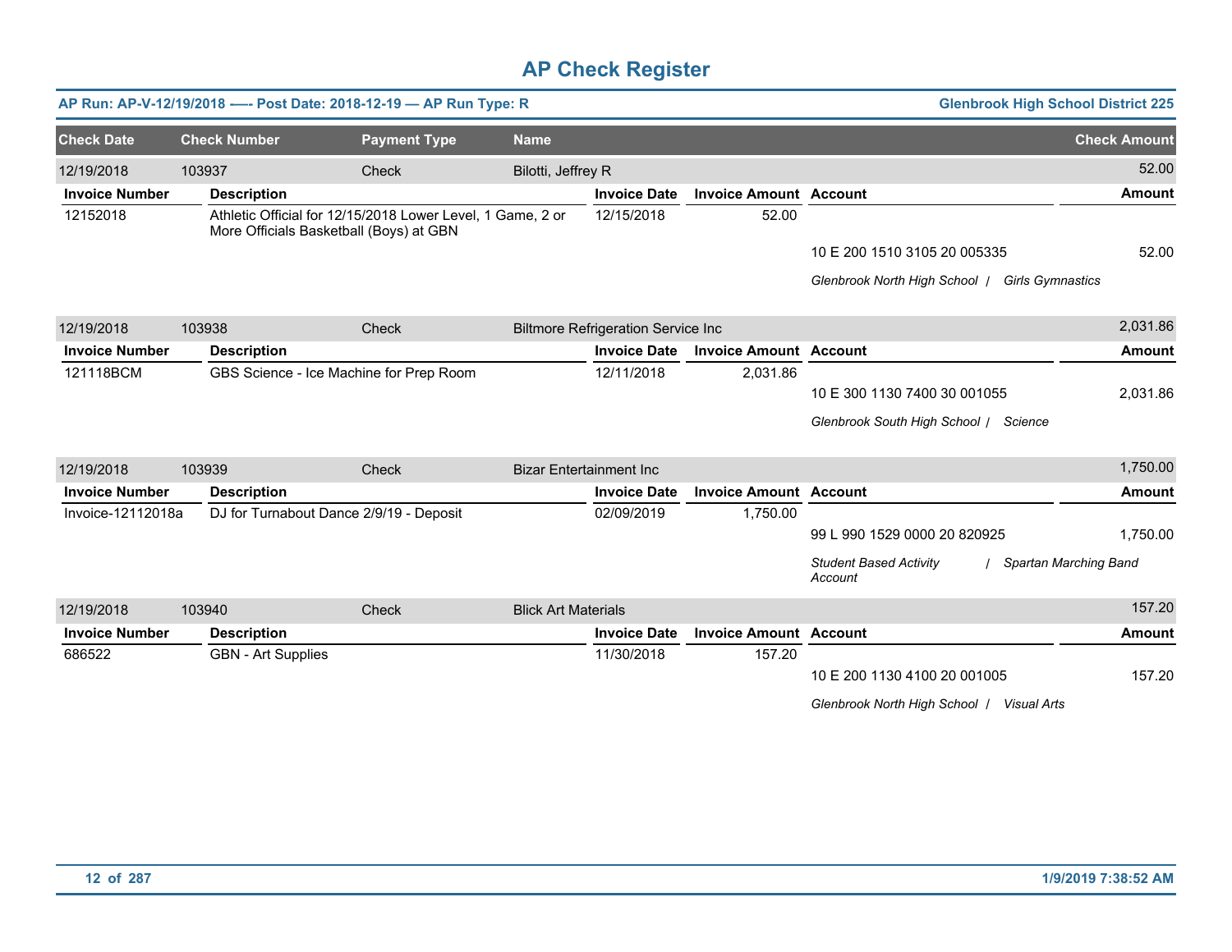# AP Check Register

**AP Run: AP-V-12/19/2018 -—- Post Date: 2018-12-19 — AP Run Type: R** — **Glenbrook High School District 225**

| Check Date | Check Number | Payment Type | Name | Check Amount |
|---|---|---|---|---|
| 12/19/2018 | 103937 | Check | Bilotti, Jeffrey R | 52.00 |

| Invoice Number | Description | Invoice Date | Invoice Amount | Account | Amount |
|---|---|---|---|---|---|
| 12152018 | Athletic Official for 12/15/2018 Lower Level, 1 Game, 2 or More Officials Basketball (Boys) at GBN | 12/15/2018 | 52.00 | | |
| | | | | 10 E 200 1510 3105 20 005335 | 52.00 |
| | | | | *Glenbrook North High School / Girls Gymnastics* | |

| Check Date | Check Number | Payment Type | Name | Check Amount |
|---|---|---|---|---|
| 12/19/2018 | 103938 | Check | Biltmore Refrigeration Service Inc | 2,031.86 |

| Invoice Number | Description | Invoice Date | Invoice Amount | Account | Amount |
|---|---|---|---|---|---|
| 121118BCM | GBS Science - Ice Machine for Prep Room | 12/11/2018 | 2,031.86 | | |
| | | | | 10 E 300 1130 7400 30 001055 | 2,031.86 |
| | | | | *Glenbrook South High School / Science* | |

| Check Date | Check Number | Payment Type | Name | Check Amount |
|---|---|---|---|---|
| 12/19/2018 | 103939 | Check | Bizar Entertainment Inc | 1,750.00 |

| Invoice Number | Description | Invoice Date | Invoice Amount | Account | Amount |
|---|---|---|---|---|---|
| Invoice-12112018a | DJ for Turnabout Dance 2/9/19 - Deposit | 02/09/2019 | 1,750.00 | | |
| | | | | 99 L 990 1529 0000 20 820925 | 1,750.00 |
| | | | | *Student Based Activity Account / Spartan Marching Band* | |

| Check Date | Check Number | Payment Type | Name | Check Amount |
|---|---|---|---|---|
| 12/19/2018 | 103940 | Check | Blick Art Materials | 157.20 |

| Invoice Number | Description | Invoice Date | Invoice Amount | Account | Amount |
|---|---|---|---|---|---|
| 686522 | GBN - Art Supplies | 11/30/2018 | 157.20 | | |
| | | | | 10 E 200 1130 4100 20 001005 | 157.20 |
| | | | | *Glenbrook North High School / Visual Arts* | |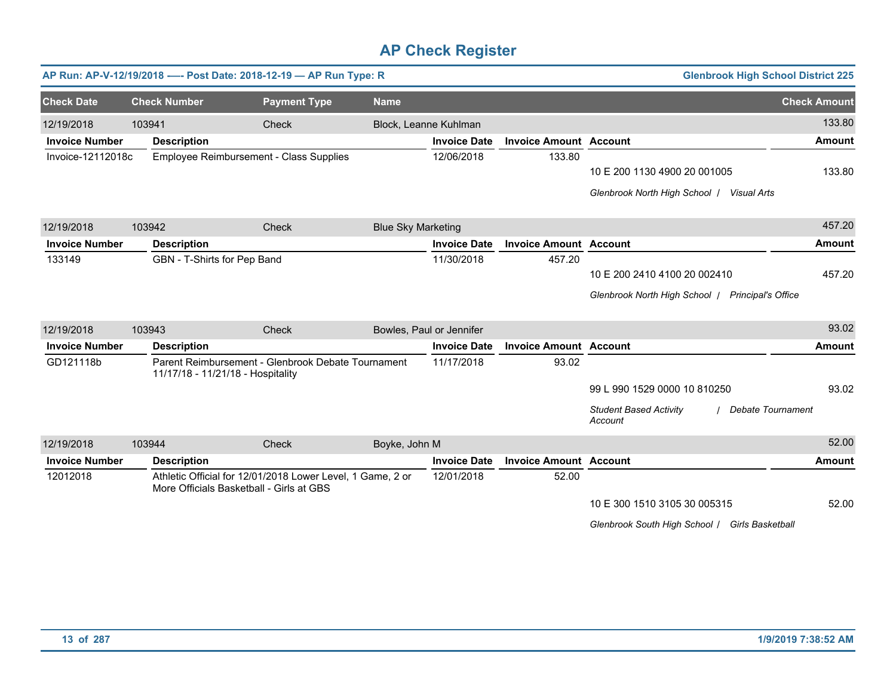# AP Check Register

**AP Run: AP-V-12/19/2018 —- Post Date: 2018-12-19 — AP Run Type: R** | **Glenbrook High School District 225**

| Check Date | Check Number | Payment Type | Name | Check Amount |
|---|---|---|---|---|
| 12/19/2018 | 103941 | Check | Block, Leanne Kuhlman | 133.80 |

| Invoice Number | Description | Invoice Date | Invoice Amount | Account | Amount |
|---|---|---|---|---|---|
| Invoice-12112018c | Employee Reimbursement - Class Supplies | 12/06/2018 | 133.80 | 10 E 200 1130 4900 20 001005 | 133.80 |
| | | | | *Glenbrook North High School / Visual Arts* | |

| Check Date | Check Number | Payment Type | Name | Check Amount |
|---|---|---|---|---|
| 12/19/2018 | 103942 | Check | Blue Sky Marketing | 457.20 |

| Invoice Number | Description | Invoice Date | Invoice Amount | Account | Amount |
|---|---|---|---|---|---|
| 133149 | GBN - T-Shirts for Pep Band | 11/30/2018 | 457.20 | 10 E 200 2410 4100 20 002410 | 457.20 |
| | | | | *Glenbrook North High School / Principal's Office* | |

| Check Date | Check Number | Payment Type | Name | Check Amount |
|---|---|---|---|---|
| 12/19/2018 | 103943 | Check | Bowles, Paul or Jennifer | 93.02 |

| Invoice Number | Description | Invoice Date | Invoice Amount | Account | Amount |
|---|---|---|---|---|---|
| GD121118b | Parent Reimbursement - Glenbrook Debate Tournament 11/17/18 - 11/21/18 - Hospitality | 11/17/2018 | 93.02 | 99 L 990 1529 0000 10 810250 | 93.02 |
| | | | | *Student Based Activity Account / Debate Tournament* | |

| Check Date | Check Number | Payment Type | Name | Check Amount |
|---|---|---|---|---|
| 12/19/2018 | 103944 | Check | Boyke, John M | 52.00 |

| Invoice Number | Description | Invoice Date | Invoice Amount | Account | Amount |
|---|---|---|---|---|---|
| 12012018 | Athletic Official for 12/01/2018 Lower Level, 1 Game, 2 or More Officials Basketball - Girls at GBS | 12/01/2018 | 52.00 | 10 E 300 1510 3105 30 005315 | 52.00 |
| | | | | *Glenbrook South High School / Girls Basketball* | |

1/9/2019 7:38:52 AM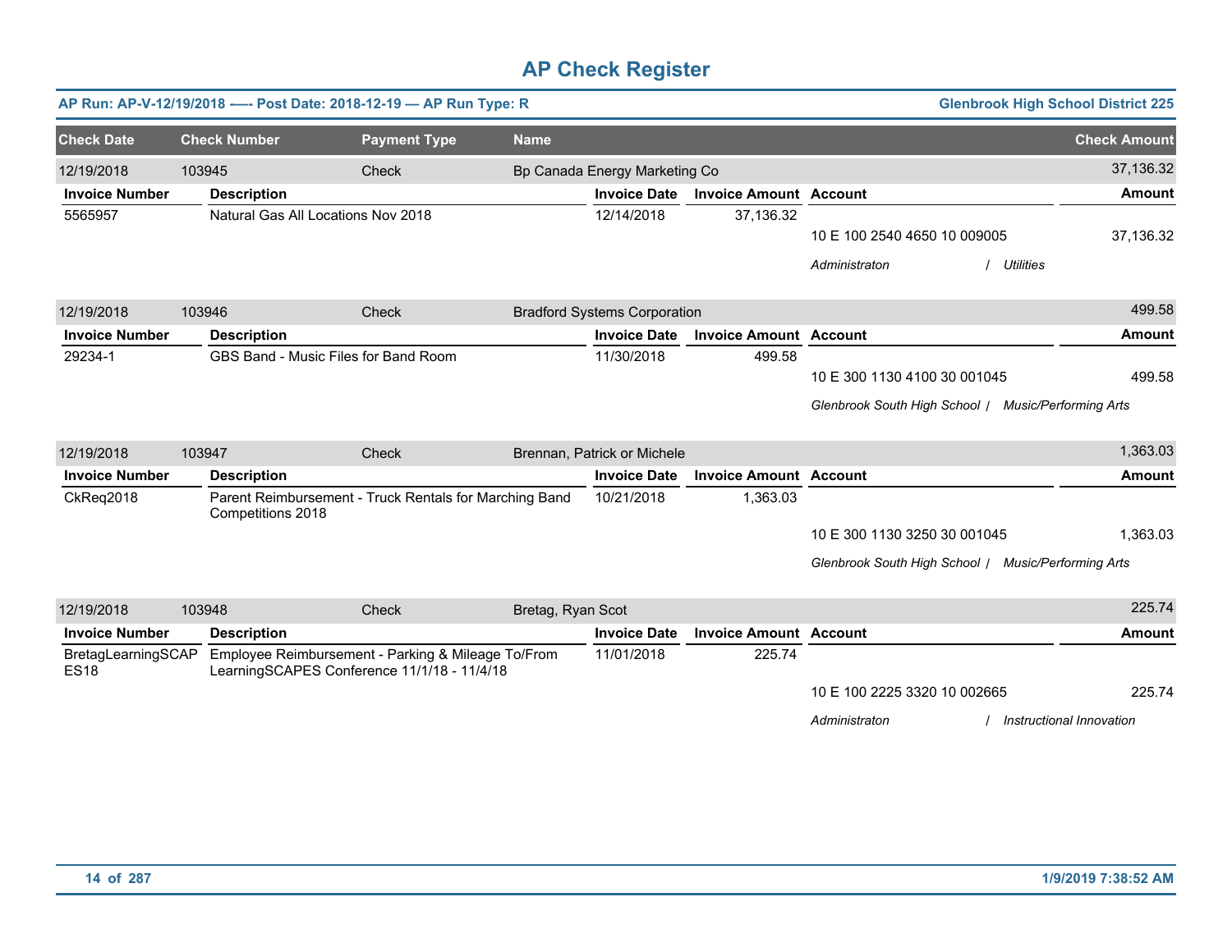# AP Check Register

**AP Run: AP-V-12/19/2018 —- Post Date: 2018-12-19 — AP Run Type: R** | **Glenbrook High School District 225**

| Check Date | Check Number | Payment Type | Name | Check Amount |
|---|---|---|---|---|
| 12/19/2018 | 103945 | Check | Bp Canada Energy Marketing Co | 37,136.32 |

| Invoice Number | Description | Invoice Date | Invoice Amount | Account | Amount |
|---|---|---|---|---|---|
| 5565957 | Natural Gas All Locations Nov 2018 | 12/14/2018 | 37,136.32 | 10 E 100 2540 4650 10 009005 | 37,136.32 |
| | | | | *Administraton / Utilities* | |

| Check Date | Check Number | Payment Type | Name | Check Amount |
|---|---|---|---|---|
| 12/19/2018 | 103946 | Check | Bradford Systems Corporation | 499.58 |

| Invoice Number | Description | Invoice Date | Invoice Amount | Account | Amount |
|---|---|---|---|---|---|
| 29234-1 | GBS Band - Music Files for Band Room | 11/30/2018 | 499.58 | 10 E 300 1130 4100 30 001045 | 499.58 |
| | | | | *Glenbrook South High School / Music/Performing Arts* | |

| Check Date | Check Number | Payment Type | Name | Check Amount |
|---|---|---|---|---|
| 12/19/2018 | 103947 | Check | Brennan, Patrick or Michele | 1,363.03 |

| Invoice Number | Description | Invoice Date | Invoice Amount | Account | Amount |
|---|---|---|---|---|---|
| CkReq2018 | Parent Reimbursement - Truck Rentals for Marching Band Competitions 2018 | 10/21/2018 | 1,363.03 | 10 E 300 1130 3250 30 001045 | 1,363.03 |
| | | | | *Glenbrook South High School / Music/Performing Arts* | |

| Check Date | Check Number | Payment Type | Name | Check Amount |
|---|---|---|---|---|
| 12/19/2018 | 103948 | Check | Bretag, Ryan Scot | 225.74 |

| Invoice Number | Description | Invoice Date | Invoice Amount | Account | Amount |
|---|---|---|---|---|---|
| BretagLearningSCAPES18 | Employee Reimbursement - Parking & Mileage To/From LearningSCAPES Conference 11/1/18 - 11/4/18 | 11/01/2018 | 225.74 | 10 E 100 2225 3320 10 002665 | 225.74 |
| | | | | *Administraton / Instructional Innovation* | |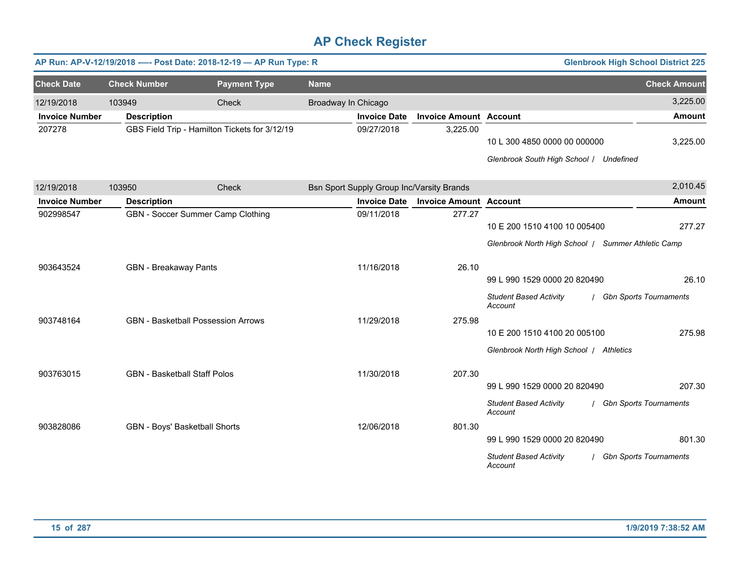# AP Check Register

**AP Run: AP-V-12/19/2018 -—- Post Date: 2018-12-19 — AP Run Type: R** — **Glenbrook High School District 225**

| Check Date | Check Number | Payment Type | Name | Check Amount |
|---|---|---|---|---|
| 12/19/2018 | 103949 | Check | Broadway In Chicago | 3,225.00 |

| Invoice Number | Description | Invoice Date | Invoice Amount | Account | Amount |
|---|---|---|---|---|---|
| 207278 | GBS Field Trip - Hamilton Tickets for 3/12/19 | 09/27/2018 | 3,225.00 | 10 L 300 4850 0000 00 000000 | 3,225.00 |
| | | | | *Glenbrook South High School / Undefined* | |

| Check Date | Check Number | Payment Type | Name | Check Amount |
|---|---|---|---|---|
| 12/19/2018 | 103950 | Check | Bsn Sport Supply Group Inc/Varsity Brands | 2,010.45 |

| Invoice Number | Description | Invoice Date | Invoice Amount | Account | Amount |
|---|---|---|---|---|---|
| 902998547 | GBN - Soccer Summer Camp Clothing | 09/11/2018 | 277.27 | 10 E 200 1510 4100 10 005400 | 277.27 |
| | | | | *Glenbrook North High School / Summer Athletic Camp* | |
| 903643524 | GBN - Breakaway Pants | 11/16/2018 | 26.10 | 99 L 990 1529 0000 20 820490 | 26.10 |
| | | | | *Student Based Activity Account / Gbn Sports Tournaments* | |
| 903748164 | GBN - Basketball Possession Arrows | 11/29/2018 | 275.98 | 10 E 200 1510 4100 20 005100 | 275.98 |
| | | | | *Glenbrook North High School / Athletics* | |
| 903763015 | GBN - Basketball Staff Polos | 11/30/2018 | 207.30 | 99 L 990 1529 0000 20 820490 | 207.30 |
| | | | | *Student Based Activity Account / Gbn Sports Tournaments* | |
| 903828086 | GBN - Boys' Basketball Shorts | 12/06/2018 | 801.30 | 99 L 990 1529 0000 20 820490 | 801.30 |
| | | | | *Student Based Activity Account / Gbn Sports Tournaments* | |

1/9/2019 7:38:52 AM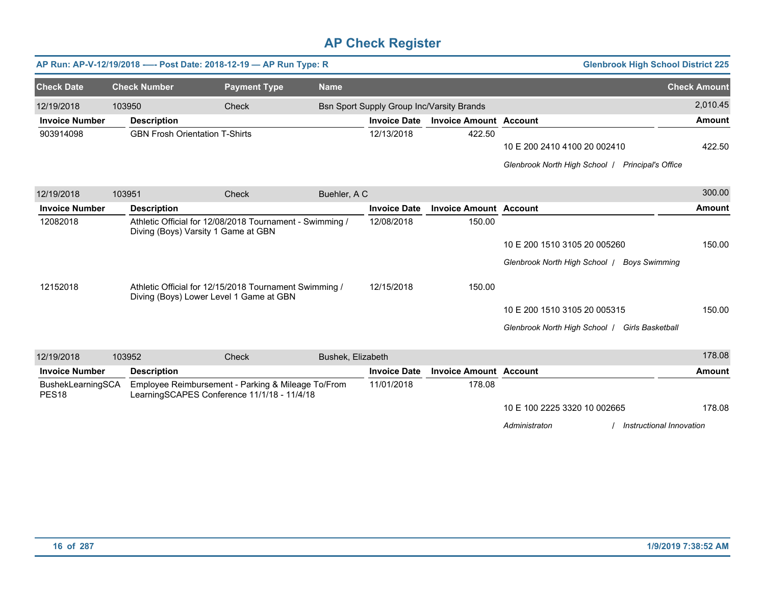# AP Check Register

**AP Run: AP-V-12/19/2018 -—- Post Date: 2018-12-19 — AP Run Type: R** | **Glenbrook High School District 225**

| Check Date | Check Number | Payment Type | Name | Check Amount |
|---|---|---|---|---|
| 12/19/2018 | 103950 | Check | Bsn Sport Supply Group Inc/Varsity Brands | 2,010.45 |

| Invoice Number | Description | Invoice Date | Invoice Amount | Account | Amount |
|---|---|---|---|---|---|
| 903914098 | GBN Frosh Orientation T-Shirts | 12/13/2018 | 422.50 | | |
| | | | | 10 E 200 2410 4100 20 002410 | 422.50 |
| | | | | *Glenbrook North High School / Principal's Office* | |

| Check Date | Check Number | Payment Type | Name | Check Amount |
|---|---|---|---|---|
| 12/19/2018 | 103951 | Check | Buehler, A C | 300.00 |

| Invoice Number | Description | Invoice Date | Invoice Amount | Account | Amount |
|---|---|---|---|---|---|
| 12082018 | Athletic Official for 12/08/2018 Tournament - Swimming / Diving (Boys) Varsity 1 Game at GBN | 12/08/2018 | 150.00 | | |
| | | | | 10 E 200 1510 3105 20 005260 | 150.00 |
| | | | | *Glenbrook North High School / Boys Swimming* | |
| 12152018 | Athletic Official for 12/15/2018 Tournament Swimming / Diving (Boys) Lower Level 1 Game at GBN | 12/15/2018 | 150.00 | | |
| | | | | 10 E 200 1510 3105 20 005315 | 150.00 |
| | | | | *Glenbrook North High School / Girls Basketball* | |

| Check Date | Check Number | Payment Type | Name | Check Amount |
|---|---|---|---|---|
| 12/19/2018 | 103952 | Check | Bushek, Elizabeth | 178.08 |

| Invoice Number | Description | Invoice Date | Invoice Amount | Account | Amount |
|---|---|---|---|---|---|
| BushekLearningSCAPES18 | Employee Reimbursement - Parking & Mileage To/From LearningSCAPES Conference 11/1/18 - 11/4/18 | 11/01/2018 | 178.08 | | |
| | | | | 10 E 100 2225 3320 10 002665 | 178.08 |
| | | | | *Administraton / Instructional Innovation* | |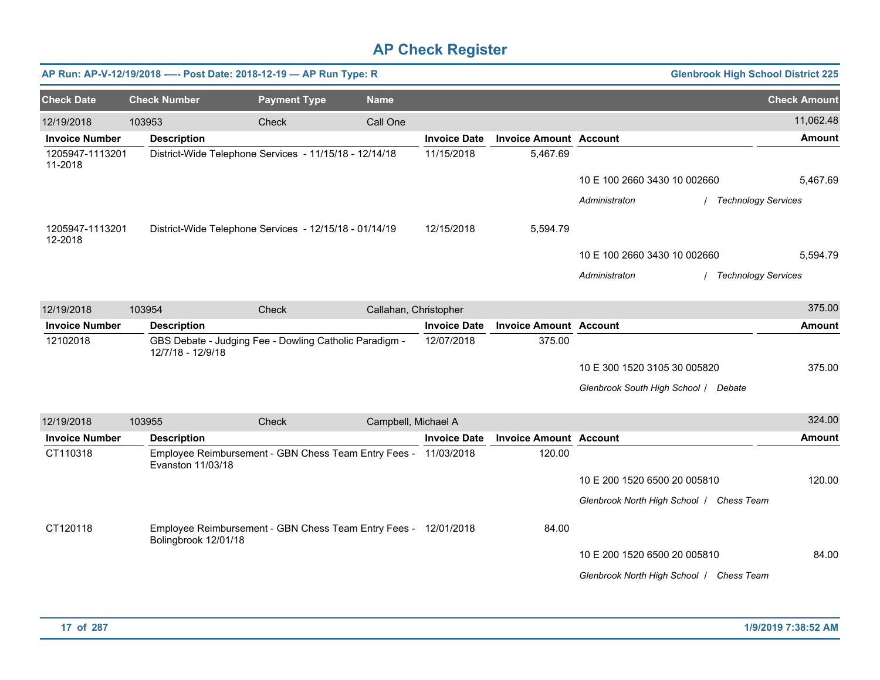# AP Check Register

**AP Run: AP-V-12/19/2018 —- Post Date: 2018-12-19 — AP Run Type: R** | **Glenbrook High School District 225**

| Check Date | Check Number | Payment Type | Name | | | Check Amount |
|---|---|---|---|---|---|---|
| 12/19/2018 | 103953 | Check | Call One | | | 11,062.48 |
| **Invoice Number** | **Description** | | **Invoice Date** | **Invoice Amount** | **Account** | **Amount** |
| 1205947-111320111-2018 | District-Wide Telephone Services - 11/15/18 - 12/14/18 | | 11/15/2018 | 5,467.69 | | |
| | | | | | 10 E 100 2660 3430 10 002660 | 5,467.69 |
| | | | | | *Administraton / Technology Services* | |
| 1205947-111320112-2018 | District-Wide Telephone Services - 12/15/18 - 01/14/19 | | 12/15/2018 | 5,594.79 | | |
| | | | | | 10 E 100 2660 3430 10 002660 | 5,594.79 |
| | | | | | *Administraton / Technology Services* | |
| 12/19/2018 | 103954 | Check | Callahan, Christopher | | | 375.00 |
| **Invoice Number** | **Description** | | **Invoice Date** | **Invoice Amount** | **Account** | **Amount** |
| 12102018 | GBS Debate - Judging Fee - Dowling Catholic Paradigm - 12/7/18 - 12/9/18 | | 12/07/2018 | 375.00 | | |
| | | | | | 10 E 300 1520 3105 30 005820 | 375.00 |
| | | | | | *Glenbrook South High School / Debate* | |
| 12/19/2018 | 103955 | Check | Campbell, Michael A | | | 324.00 |
| **Invoice Number** | **Description** | | **Invoice Date** | **Invoice Amount** | **Account** | **Amount** |
| CT110318 | Employee Reimbursement - GBN Chess Team Entry Fees - Evanston 11/03/18 | | 11/03/2018 | 120.00 | | |
| | | | | | 10 E 200 1520 6500 20 005810 | 120.00 |
| | | | | | *Glenbrook North High School / Chess Team* | |
| CT120118 | Employee Reimbursement - GBN Chess Team Entry Fees - Bolingbrook 12/01/18 | | 12/01/2018 | 84.00 | | |
| | | | | | 10 E 200 1520 6500 20 005810 | 84.00 |
| | | | | | *Glenbrook North High School / Chess Team* | |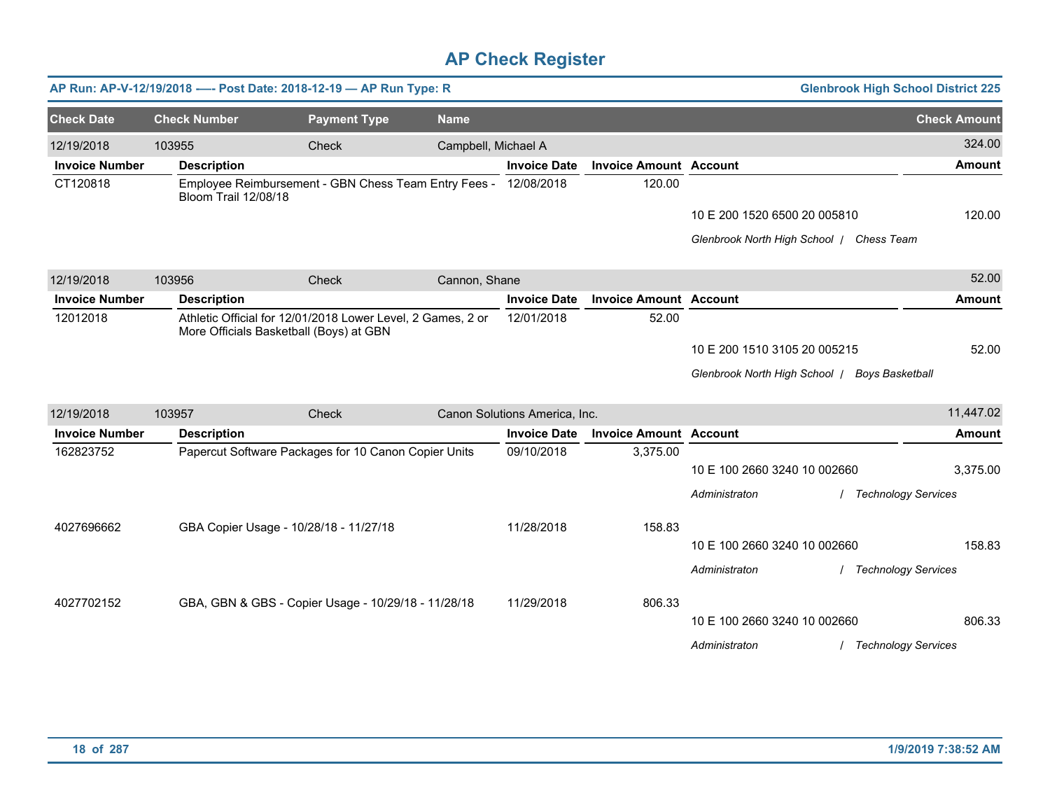# AP Check Register

**AP Run: AP-V-12/19/2018 —- Post Date: 2018-12-19 — AP Run Type: R** | **Glenbrook High School District 225**

| Check Date | Check Number | Payment Type | Name | Check Amount |
|---|---|---|---|---|
| 12/19/2018 | 103955 | Check | Campbell, Michael A | 324.00 |

| Invoice Number | Description | Invoice Date | Invoice Amount | Account | Amount |
|---|---|---|---|---|---|
| CT120818 | Employee Reimbursement - GBN Chess Team Entry Fees - Bloom Trail 12/08/18 | 12/08/2018 | 120.00 | | |
| | | | | 10 E 200 1520 6500 20 005810 | 120.00 |
| | | | | *Glenbrook North High School / Chess Team* | |

| Check Date | Check Number | Payment Type | Name | Check Amount |
|---|---|---|---|---|
| 12/19/2018 | 103956 | Check | Cannon, Shane | 52.00 |

| Invoice Number | Description | Invoice Date | Invoice Amount | Account | Amount |
|---|---|---|---|---|---|
| 12012018 | Athletic Official for 12/01/2018 Lower Level, 2 Games, 2 or More Officials Basketball (Boys) at GBN | 12/01/2018 | 52.00 | | |
| | | | | 10 E 200 1510 3105 20 005215 | 52.00 |
| | | | | *Glenbrook North High School / Boys Basketball* | |

| Check Date | Check Number | Payment Type | Name | Check Amount |
|---|---|---|---|---|
| 12/19/2018 | 103957 | Check | Canon Solutions America, Inc. | 11,447.02 |

| Invoice Number | Description | Invoice Date | Invoice Amount | Account | Amount |
|---|---|---|---|---|---|
| 162823752 | Papercut Software Packages for 10 Canon Copier Units | 09/10/2018 | 3,375.00 | | |
| | | | | 10 E 100 2660 3240 10 002660 | 3,375.00 |
| | | | | *Administraton / Technology Services* | |
| 4027696662 | GBA Copier Usage - 10/28/18 - 11/27/18 | 11/28/2018 | 158.83 | | |
| | | | | 10 E 100 2660 3240 10 002660 | 158.83 |
| | | | | *Administraton / Technology Services* | |
| 4027702152 | GBA, GBN & GBS - Copier Usage - 10/29/18 - 11/28/18 | 11/29/2018 | 806.33 | | |
| | | | | 10 E 100 2660 3240 10 002660 | 806.33 |
| | | | | *Administraton / Technology Services* | |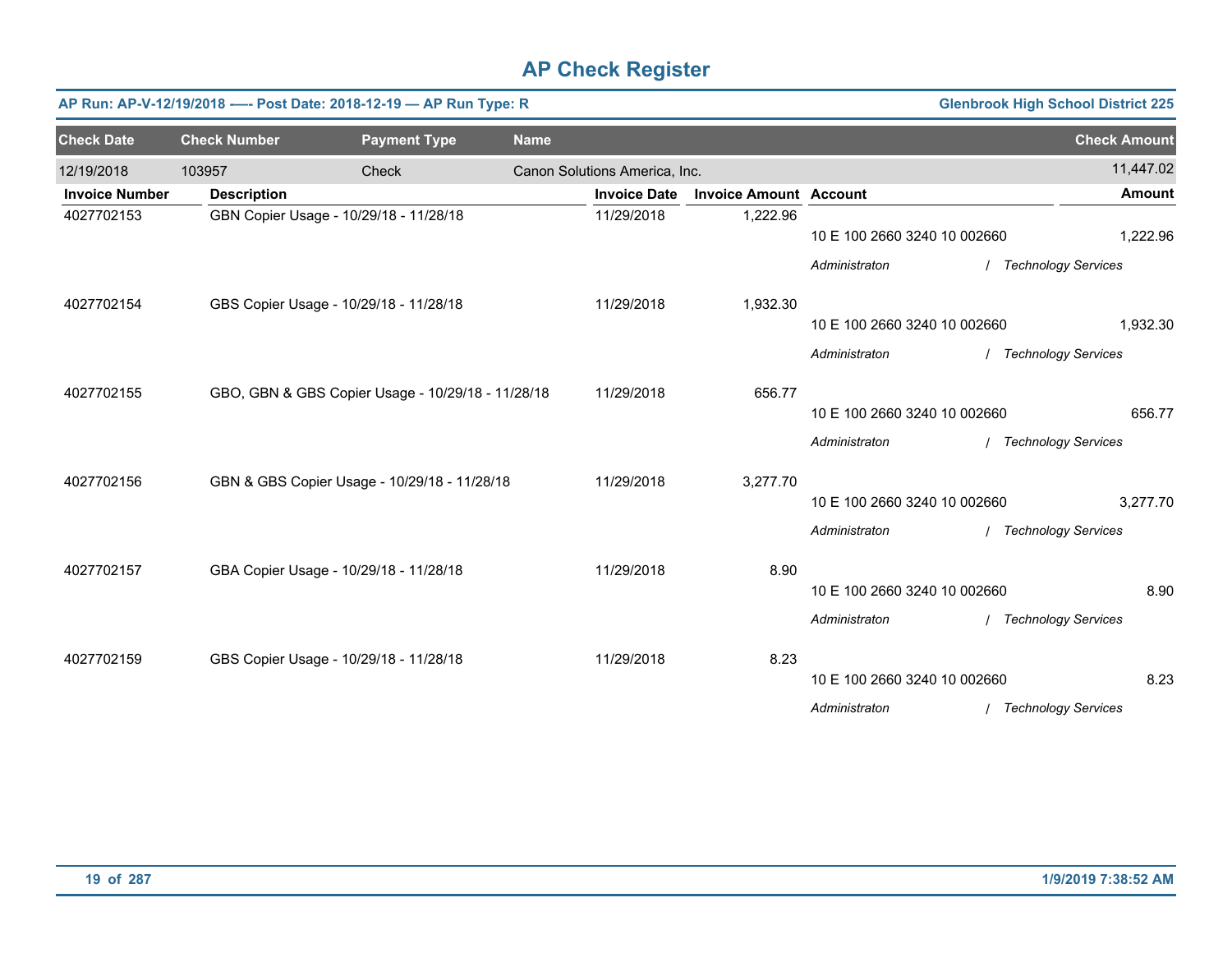# AP Check Register

**AP Run: AP-V-12/19/2018 —- Post Date: 2018-12-19 — AP Run Type: R** | **Glenbrook High School District 225**

| Check Date | Check Number | Payment Type | Name | Check Amount |
|---|---|---|---|---|
| 12/19/2018 | 103957 | Check | Canon Solutions America, Inc. | 11,447.02 |

| Invoice Number | Description | Invoice Date | Invoice Amount | Account | Amount |
|---|---|---|---|---|---|
| 4027702153 | GBN Copier Usage - 10/29/18 - 11/28/18 | 11/29/2018 | 1,222.96 | 10 E 100 2660 3240 10 002660 | 1,222.96 |
| | | | | *Administraton / Technology Services* | |
| 4027702154 | GBS Copier Usage - 10/29/18 - 11/28/18 | 11/29/2018 | 1,932.30 | 10 E 100 2660 3240 10 002660 | 1,932.30 |
| | | | | *Administraton / Technology Services* | |
| 4027702155 | GBO, GBN & GBS Copier Usage - 10/29/18 - 11/28/18 | 11/29/2018 | 656.77 | 10 E 100 2660 3240 10 002660 | 656.77 |
| | | | | *Administraton / Technology Services* | |
| 4027702156 | GBN & GBS Copier Usage - 10/29/18 - 11/28/18 | 11/29/2018 | 3,277.70 | 10 E 100 2660 3240 10 002660 | 3,277.70 |
| | | | | *Administraton / Technology Services* | |
| 4027702157 | GBA Copier Usage - 10/29/18 - 11/28/18 | 11/29/2018 | 8.90 | 10 E 100 2660 3240 10 002660 | 8.90 |
| | | | | *Administraton / Technology Services* | |
| 4027702159 | GBS Copier Usage - 10/29/18 - 11/28/18 | 11/29/2018 | 8.23 | 10 E 100 2660 3240 10 002660 | 8.23 |
| | | | | *Administraton / Technology Services* | |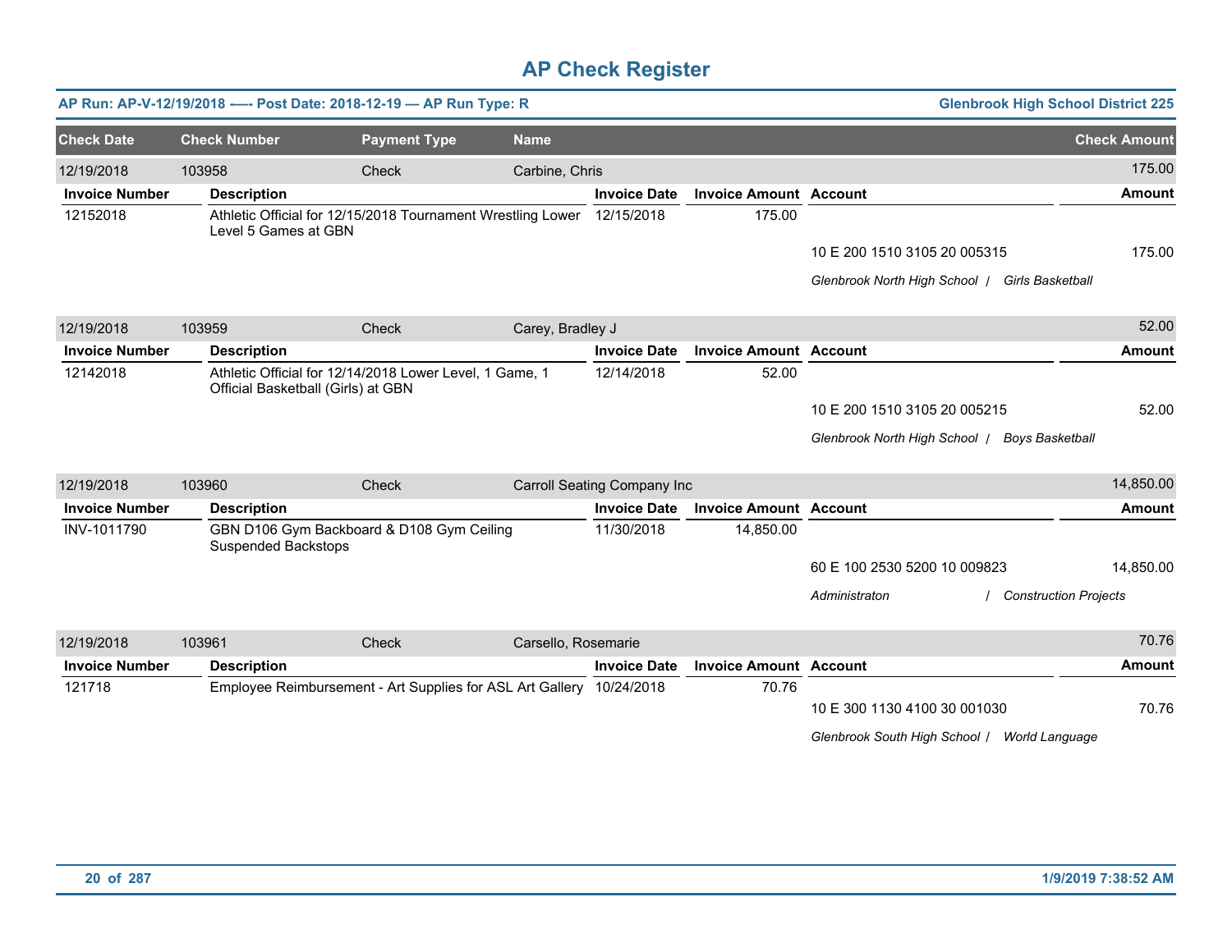# AP Check Register

**AP Run: AP-V-12/19/2018 —- Post Date: 2018-12-19 — AP Run Type: R** | **Glenbrook High School District 225**

| Check Date | Check Number | Payment Type | Name | Check Amount |
|---|---|---|---|---|
| 12/19/2018 | 103958 | Check | Carbine, Chris | 175.00 |

| Invoice Number | Description | Invoice Date | Invoice Amount | Account | Amount |
|---|---|---|---|---|---|
| 12152018 | Athletic Official for 12/15/2018 Tournament Wrestling Lower Level 5 Games at GBN | 12/15/2018 | 175.00 | | |
| | | | | 10 E 200 1510 3105 20 005315 | 175.00 |
| | | | | *Glenbrook North High School / Girls Basketball* | |

| Check Date | Check Number | Payment Type | Name | Check Amount |
|---|---|---|---|---|
| 12/19/2018 | 103959 | Check | Carey, Bradley J | 52.00 |

| Invoice Number | Description | Invoice Date | Invoice Amount | Account | Amount |
|---|---|---|---|---|---|
| 12142018 | Athletic Official for 12/14/2018 Lower Level, 1 Game, 1 Official Basketball (Girls) at GBN | 12/14/2018 | 52.00 | | |
| | | | | 10 E 200 1510 3105 20 005215 | 52.00 |
| | | | | *Glenbrook North High School / Boys Basketball* | |

| Check Date | Check Number | Payment Type | Name | Check Amount |
|---|---|---|---|---|
| 12/19/2018 | 103960 | Check | Carroll Seating Company Inc | 14,850.00 |

| Invoice Number | Description | Invoice Date | Invoice Amount | Account | Amount |
|---|---|---|---|---|---|
| INV-1011790 | GBN D106 Gym Backboard & D108 Gym Ceiling Suspended Backstops | 11/30/2018 | 14,850.00 | | |
| | | | | 60 E 100 2530 5200 10 009823 | 14,850.00 |
| | | | | *Administraton / Construction Projects* | |

| Check Date | Check Number | Payment Type | Name | Check Amount |
|---|---|---|---|---|
| 12/19/2018 | 103961 | Check | Carsello, Rosemarie | 70.76 |

| Invoice Number | Description | Invoice Date | Invoice Amount | Account | Amount |
|---|---|---|---|---|---|
| 121718 | Employee Reimbursement - Art Supplies for ASL Art Gallery | 10/24/2018 | 70.76 | | |
| | | | | 10 E 300 1130 4100 30 001030 | 70.76 |
| | | | | *Glenbrook South High School / World Language* | |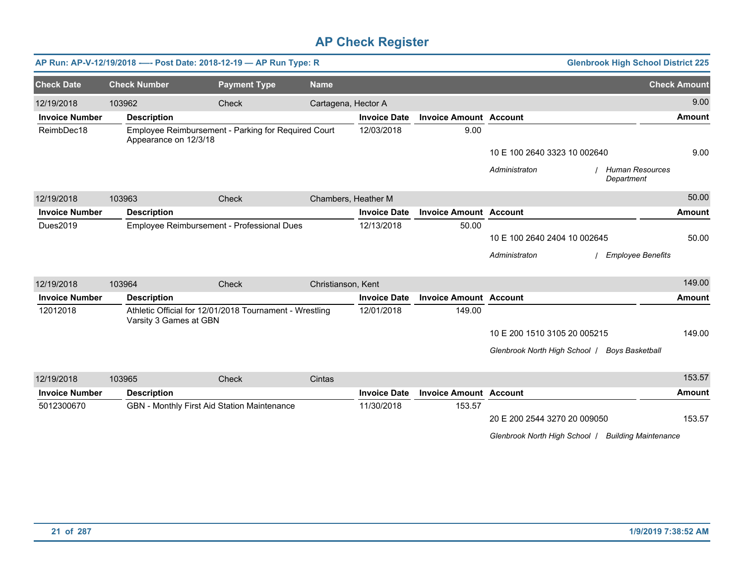# AP Check Register

**AP Run: AP-V-12/19/2018 —- Post Date: 2018-12-19 — AP Run Type: R** | **Glenbrook High School District 225**

| Check Date | Check Number | Payment Type | Name | | | Check Amount |
|---|---|---|---|---|---|---|
| 12/19/2018 | 103962 | Check | Cartagena, Hector A | | | 9.00 |

| Invoice Number | Description | Invoice Date | Invoice Amount | Account | Amount |
|---|---|---|---|---|---|
| ReimbDec18 | Employee Reimbursement - Parking for Required Court Appearance on 12/3/18 | 12/03/2018 | 9.00 | | |
| | | | | 10 E 100 2640 3323 10 002640 | 9.00 |
| | | | | *Administraton / Human Resources Department* | |

| Check Date | Check Number | Payment Type | Name | | | Check Amount |
|---|---|---|---|---|---|---|
| 12/19/2018 | 103963 | Check | Chambers, Heather M | | | 50.00 |

| Invoice Number | Description | Invoice Date | Invoice Amount | Account | Amount |
|---|---|---|---|---|---|
| Dues2019 | Employee Reimbursement - Professional Dues | 12/13/2018 | 50.00 | | |
| | | | | 10 E 100 2640 2404 10 002645 | 50.00 |
| | | | | *Administraton / Employee Benefits* | |

| Check Date | Check Number | Payment Type | Name | | | Check Amount |
|---|---|---|---|---|---|---|
| 12/19/2018 | 103964 | Check | Christianson, Kent | | | 149.00 |

| Invoice Number | Description | Invoice Date | Invoice Amount | Account | Amount |
|---|---|---|---|---|---|
| 12012018 | Athletic Official for 12/01/2018 Tournament - Wrestling Varsity 3 Games at GBN | 12/01/2018 | 149.00 | | |
| | | | | 10 E 200 1510 3105 20 005215 | 149.00 |
| | | | | *Glenbrook North High School / Boys Basketball* | |

| Check Date | Check Number | Payment Type | Name | | | Check Amount |
|---|---|---|---|---|---|---|
| 12/19/2018 | 103965 | Check | Cintas | | | 153.57 |

| Invoice Number | Description | Invoice Date | Invoice Amount | Account | Amount |
|---|---|---|---|---|---|
| 5012300670 | GBN - Monthly First Aid Station Maintenance | 11/30/2018 | 153.57 | | |
| | | | | 20 E 200 2544 3270 20 009050 | 153.57 |
| | | | | *Glenbrook North High School / Building Maintenance* | |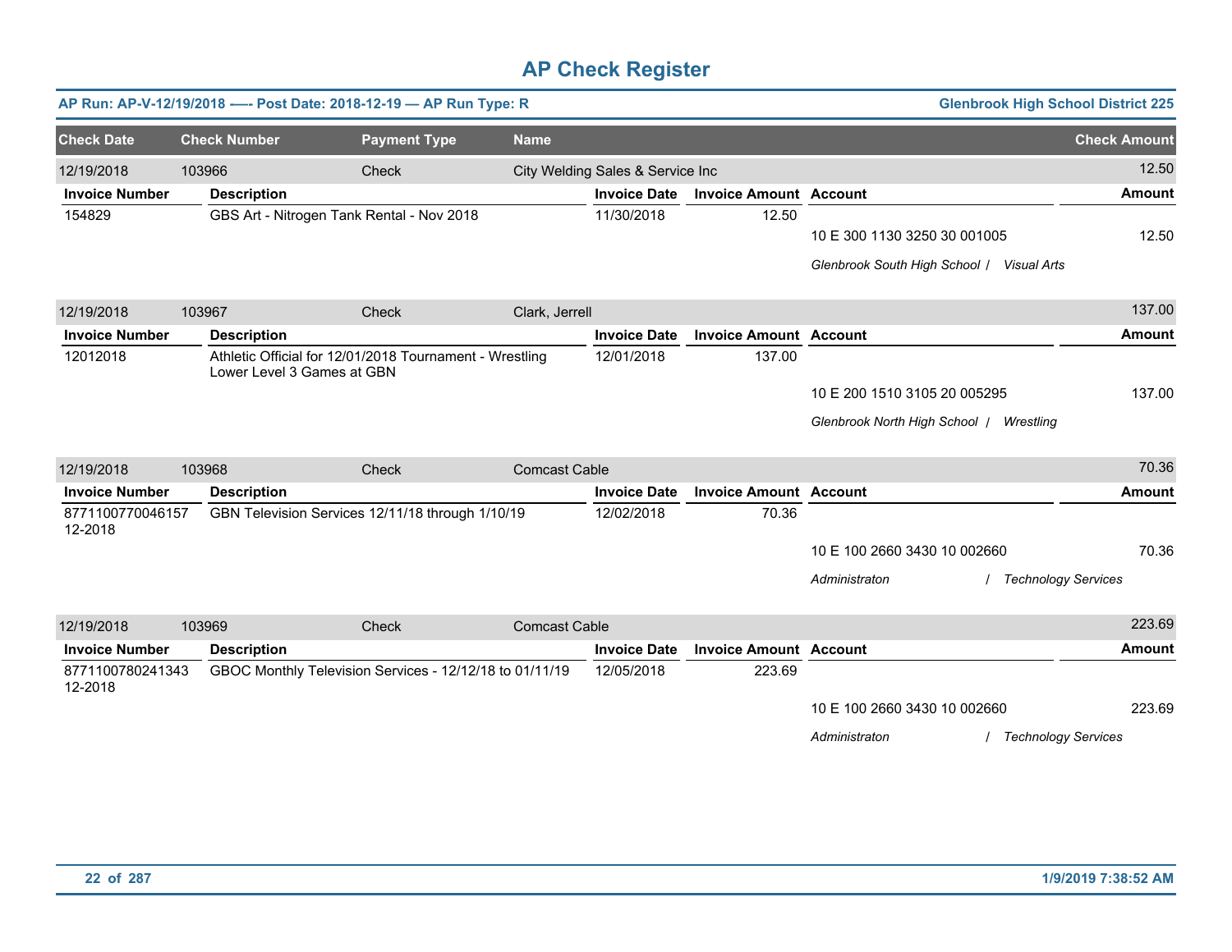# AP Check Register

**AP Run: AP-V-12/19/2018 -—- Post Date: 2018-12-19 — AP Run Type: R** | **Glenbrook High School District 225**

| Check Date | Check Number | Payment Type | Name | Check Amount |
|---|---|---|---|---|
| 12/19/2018 | 103966 | Check | City Welding Sales & Service Inc | 12.50 |

| Invoice Number | Description | Invoice Date | Invoice Amount | Account | Amount |
|---|---|---|---|---|---|
| 154829 | GBS Art - Nitrogen Tank Rental - Nov 2018 | 11/30/2018 | 12.50 | | |
| | | | | 10 E 300 1130 3250 30 001005 | 12.50 |
| | | | | *Glenbrook South High School / Visual Arts* | |

| Check Date | Check Number | Payment Type | Name | Check Amount |
|---|---|---|---|---|
| 12/19/2018 | 103967 | Check | Clark, Jerrell | 137.00 |

| Invoice Number | Description | Invoice Date | Invoice Amount | Account | Amount |
|---|---|---|---|---|---|
| 12012018 | Athletic Official for 12/01/2018 Tournament - Wrestling Lower Level 3 Games at GBN | 12/01/2018 | 137.00 | | |
| | | | | 10 E 200 1510 3105 20 005295 | 137.00 |
| | | | | *Glenbrook North High School / Wrestling* | |

| Check Date | Check Number | Payment Type | Name | Check Amount |
|---|---|---|---|---|
| 12/19/2018 | 103968 | Check | Comcast Cable | 70.36 |

| Invoice Number | Description | Invoice Date | Invoice Amount | Account | Amount |
|---|---|---|---|---|---|
| 8771100770046157 12-2018 | GBN Television Services 12/11/18 through 1/10/19 | 12/02/2018 | 70.36 | | |
| | | | | 10 E 100 2660 3430 10 002660 | 70.36 |
| | | | | *Administraton / Technology Services* | |

| Check Date | Check Number | Payment Type | Name | Check Amount |
|---|---|---|---|---|
| 12/19/2018 | 103969 | Check | Comcast Cable | 223.69 |

| Invoice Number | Description | Invoice Date | Invoice Amount | Account | Amount |
|---|---|---|---|---|---|
| 8771100780241343 12-2018 | GBOC Monthly Television Services - 12/12/18 to 01/11/19 | 12/05/2018 | 223.69 | | |
| | | | | 10 E 100 2660 3430 10 002660 | 223.69 |
| | | | | *Administraton / Technology Services* | |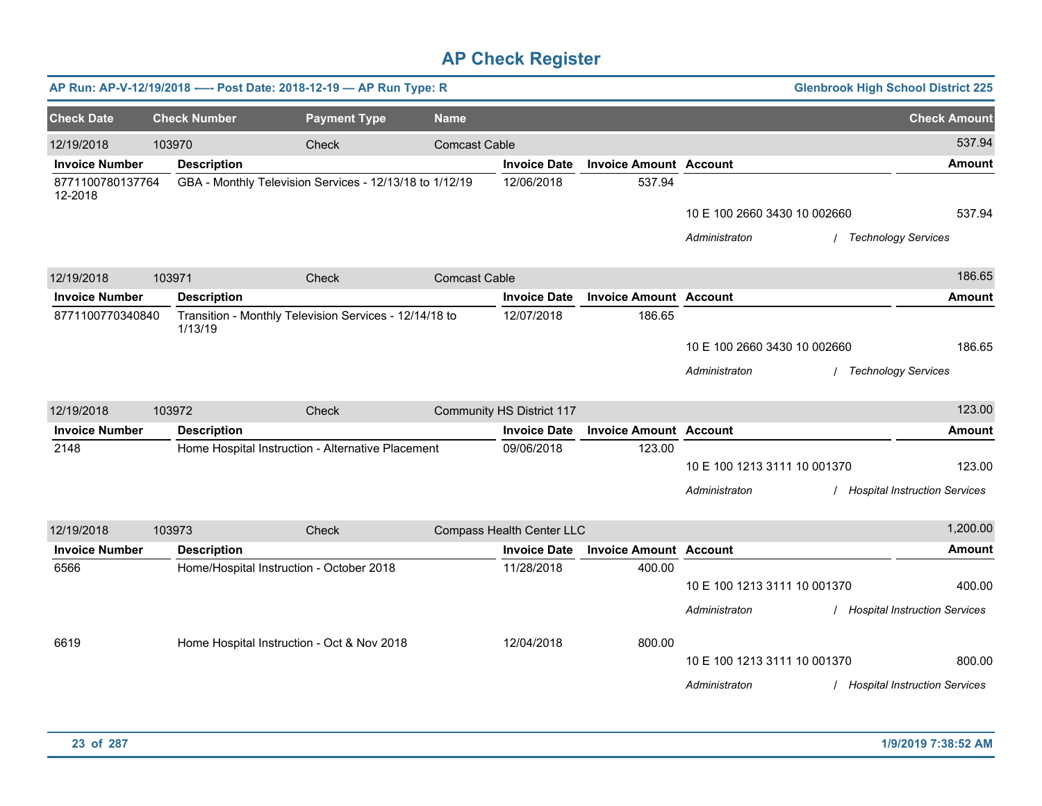# AP Check Register

**AP Run: AP-V-12/19/2018 -—- Post Date: 2018-12-19 — AP Run Type: R** **Glenbrook High School District 225**

| Check Date | Check Number | Payment Type | Name | Check Amount |
|---|---|---|---|---|
| 12/19/2018 | 103970 | Check | Comcast Cable | 537.94 |

| Invoice Number | Description | Invoice Date | Invoice Amount | Account | Amount |
|---|---|---|---|---|---|
| 8771100780137764 12-2018 | GBA - Monthly Television Services - 12/13/18 to 1/12/19 | 12/06/2018 | 537.94 | | |
| | | | | 10 E 100 2660 3430 10 002660 | 537.94 |
| | | | | *Administraton / Technology Services* | |

| Check Date | Check Number | Payment Type | Name | Check Amount |
|---|---|---|---|---|
| 12/19/2018 | 103971 | Check | Comcast Cable | 186.65 |

| Invoice Number | Description | Invoice Date | Invoice Amount | Account | Amount |
|---|---|---|---|---|---|
| 8771100770340840 | Transition - Monthly Television Services - 12/14/18 to 1/13/19 | 12/07/2018 | 186.65 | | |
| | | | | 10 E 100 2660 3430 10 002660 | 186.65 |
| | | | | *Administraton / Technology Services* | |

| Check Date | Check Number | Payment Type | Name | Check Amount |
|---|---|---|---|---|
| 12/19/2018 | 103972 | Check | Community HS District 117 | 123.00 |

| Invoice Number | Description | Invoice Date | Invoice Amount | Account | Amount |
|---|---|---|---|---|---|
| 2148 | Home Hospital Instruction - Alternative Placement | 09/06/2018 | 123.00 | | |
| | | | | 10 E 100 1213 3111 10 001370 | 123.00 |
| | | | | *Administraton / Hospital Instruction Services* | |

| Check Date | Check Number | Payment Type | Name | Check Amount |
|---|---|---|---|---|
| 12/19/2018 | 103973 | Check | Compass Health Center LLC | 1,200.00 |

| Invoice Number | Description | Invoice Date | Invoice Amount | Account | Amount |
|---|---|---|---|---|---|
| 6566 | Home/Hospital Instruction - October 2018 | 11/28/2018 | 400.00 | | |
| | | | | 10 E 100 1213 3111 10 001370 | 400.00 |
| | | | | *Administraton / Hospital Instruction Services* | |
| 6619 | Home Hospital Instruction - Oct & Nov 2018 | 12/04/2018 | 800.00 | | |
| | | | | 10 E 100 1213 3111 10 001370 | 800.00 |
| | | | | *Administraton / Hospital Instruction Services* | |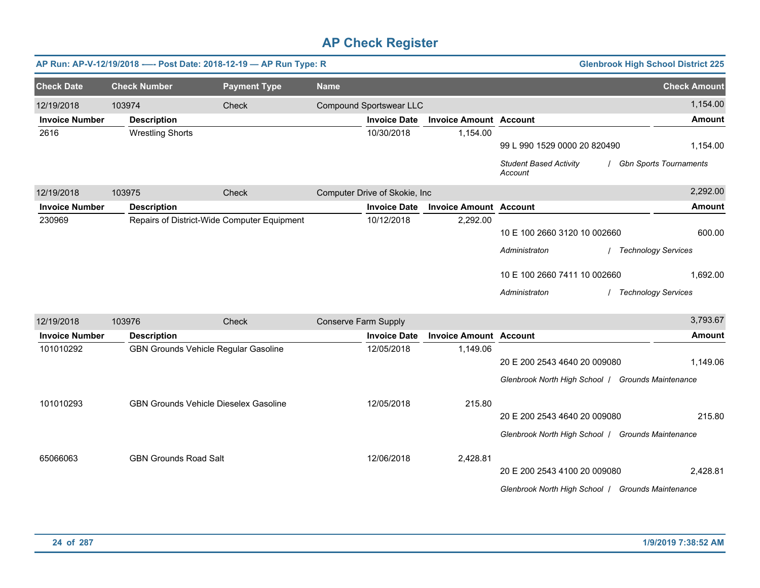# AP Check Register

**AP Run: AP-V-12/19/2018 —- Post Date: 2018-12-19 — AP Run Type: R** — **Glenbrook High School District 225**

| Check Date | Check Number | Payment Type | Name | Check Amount |
|---|---|---|---|---|
| 12/19/2018 | 103974 | Check | Compound Sportswear LLC | 1,154.00 |

| Invoice Number | Description | Invoice Date | Invoice Amount | Account | Amount |
|---|---|---|---|---|---|
| 2616 | Wrestling Shorts | 10/30/2018 | 1,154.00 | | |
| | | | | 99 L 990 1529 0000 20 820490 | 1,154.00 |
| | | | | *Student Based Activity Account / Gbn Sports Tournaments* | |

| Check Date | Check Number | Payment Type | Name | Check Amount |
|---|---|---|---|---|
| 12/19/2018 | 103975 | Check | Computer Drive of Skokie, Inc | 2,292.00 |

| Invoice Number | Description | Invoice Date | Invoice Amount | Account | Amount |
|---|---|---|---|---|---|
| 230969 | Repairs of District-Wide Computer Equipment | 10/12/2018 | 2,292.00 | | |
| | | | | 10 E 100 2660 3120 10 002660 | 600.00 |
| | | | | *Administraton / Technology Services* | |
| | | | | 10 E 100 2660 7411 10 002660 | 1,692.00 |
| | | | | *Administraton / Technology Services* | |

| Check Date | Check Number | Payment Type | Name | Check Amount |
|---|---|---|---|---|
| 12/19/2018 | 103976 | Check | Conserve Farm Supply | 3,793.67 |

| Invoice Number | Description | Invoice Date | Invoice Amount | Account | Amount |
|---|---|---|---|---|---|
| 101010292 | GBN Grounds Vehicle Regular Gasoline | 12/05/2018 | 1,149.06 | | |
| | | | | 20 E 200 2543 4640 20 009080 | 1,149.06 |
| | | | | *Glenbrook North High School / Grounds Maintenance* | |
| 101010293 | GBN Grounds Vehicle Dieselex Gasoline | 12/05/2018 | 215.80 | | |
| | | | | 20 E 200 2543 4640 20 009080 | 215.80 |
| | | | | *Glenbrook North High School / Grounds Maintenance* | |
| 65066063 | GBN Grounds Road Salt | 12/06/2018 | 2,428.81 | | |
| | | | | 20 E 200 2543 4100 20 009080 | 2,428.81 |
| | | | | *Glenbrook North High School / Grounds Maintenance* | |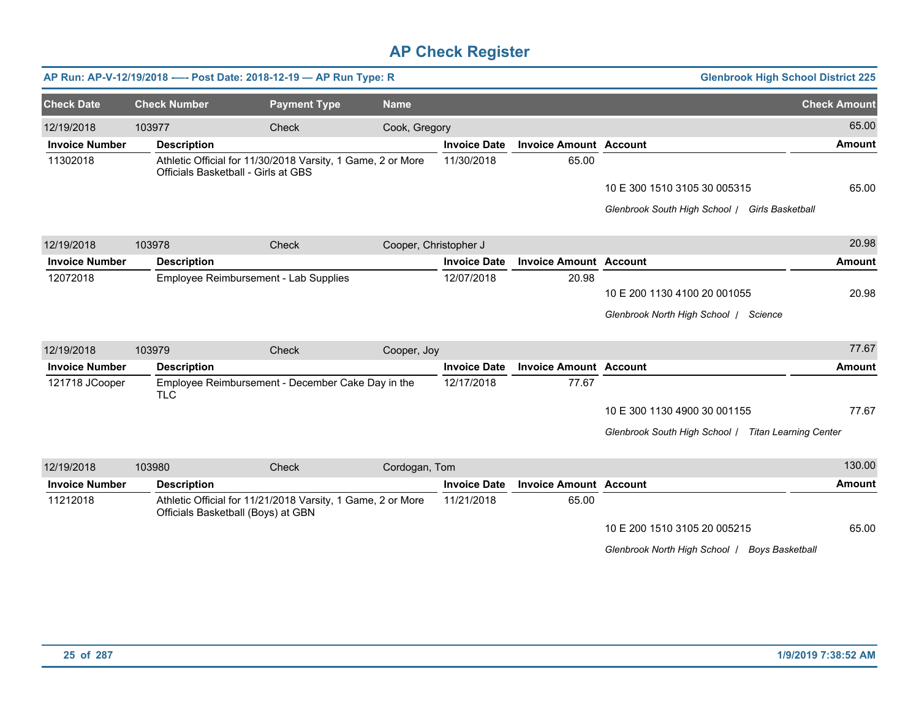# AP Check Register

**AP Run: AP-V-12/19/2018 —- Post Date: 2018-12-19 — AP Run Type: R** | **Glenbrook High School District 225**

| Check Date | Check Number | Payment Type | Name | Check Amount |
|---|---|---|---|---|
| 12/19/2018 | 103977 | Check | Cook, Gregory | 65.00 |

| Invoice Number | Description | Invoice Date | Invoice Amount | Account | Amount |
|---|---|---|---|---|---|
| 11302018 | Athletic Official for 11/30/2018 Varsity, 1 Game, 2 or More Officials Basketball - Girls at GBS | 11/30/2018 | 65.00 | | |
| | | | | 10 E 300 1510 3105 30 005315 | 65.00 |
| | | | | *Glenbrook South High School \| Girls Basketball* | |

| Check Date | Check Number | Payment Type | Name | Check Amount |
|---|---|---|---|---|
| 12/19/2018 | 103978 | Check | Cooper, Christopher J | 20.98 |

| Invoice Number | Description | Invoice Date | Invoice Amount | Account | Amount |
|---|---|---|---|---|---|
| 12072018 | Employee Reimbursement - Lab Supplies | 12/07/2018 | 20.98 | | |
| | | | | 10 E 200 1130 4100 20 001055 | 20.98 |
| | | | | *Glenbrook North High School \| Science* | |

| Check Date | Check Number | Payment Type | Name | Check Amount |
|---|---|---|---|---|
| 12/19/2018 | 103979 | Check | Cooper, Joy | 77.67 |

| Invoice Number | Description | Invoice Date | Invoice Amount | Account | Amount |
|---|---|---|---|---|---|
| 121718 JCooper | Employee Reimbursement - December Cake Day in the TLC | 12/17/2018 | 77.67 | | |
| | | | | 10 E 300 1130 4900 30 001155 | 77.67 |
| | | | | *Glenbrook South High School \| Titan Learning Center* | |

| Check Date | Check Number | Payment Type | Name | Check Amount |
|---|---|---|---|---|
| 12/19/2018 | 103980 | Check | Cordogan, Tom | 130.00 |

| Invoice Number | Description | Invoice Date | Invoice Amount | Account | Amount |
|---|---|---|---|---|---|
| 11212018 | Athletic Official for 11/21/2018 Varsity, 1 Game, 2 or More Officials Basketball (Boys) at GBN | 11/21/2018 | 65.00 | | |
| | | | | 10 E 200 1510 3105 20 005215 | 65.00 |
| | | | | *Glenbrook North High School \| Boys Basketball* | |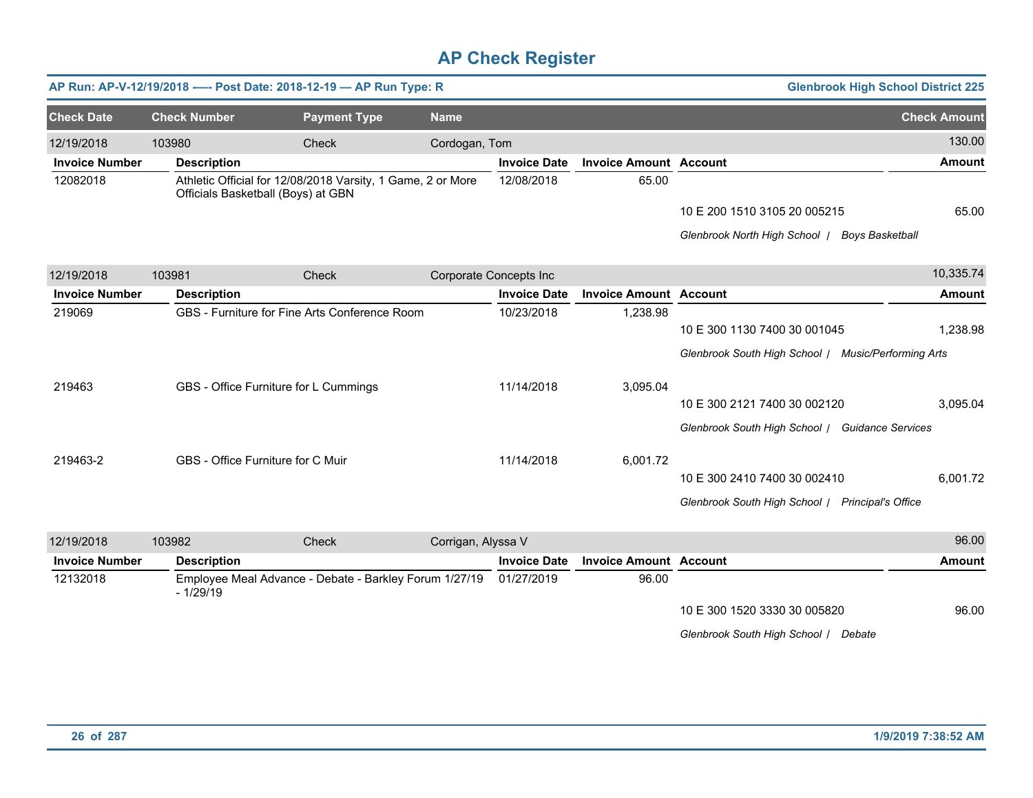# AP Check Register

**AP Run: AP-V-12/19/2018 —- Post Date: 2018-12-19 — AP Run Type: R** — **Glenbrook High School District 225**

| Check Date | Check Number | Payment Type | Name | Check Amount |
|---|---|---|---|---|
| 12/19/2018 | 103980 | Check | Cordogan, Tom | 130.00 |

| Invoice Number | Description | Invoice Date | Invoice Amount | Account | Amount |
|---|---|---|---|---|---|
| 12082018 | Athletic Official for 12/08/2018 Varsity, 1 Game, 2 or More Officials Basketball (Boys) at GBN | 12/08/2018 | 65.00 | | |
| | | | | 10 E 200 1510 3105 20 005215 | 65.00 |
| | | | | *Glenbrook North High School / Boys Basketball* | |

| Check Date | Check Number | Payment Type | Name | Check Amount |
|---|---|---|---|---|
| 12/19/2018 | 103981 | Check | Corporate Concepts Inc | 10,335.74 |

| Invoice Number | Description | Invoice Date | Invoice Amount | Account | Amount |
|---|---|---|---|---|---|
| 219069 | GBS - Furniture for Fine Arts Conference Room | 10/23/2018 | 1,238.98 | | |
| | | | | 10 E 300 1130 7400 30 001045 | 1,238.98 |
| | | | | *Glenbrook South High School / Music/Performing Arts* | |
| 219463 | GBS - Office Furniture for L Cummings | 11/14/2018 | 3,095.04 | | |
| | | | | 10 E 300 2121 7400 30 002120 | 3,095.04 |
| | | | | *Glenbrook South High School / Guidance Services* | |
| 219463-2 | GBS - Office Furniture for C Muir | 11/14/2018 | 6,001.72 | | |
| | | | | 10 E 300 2410 7400 30 002410 | 6,001.72 |
| | | | | *Glenbrook South High School / Principal's Office* | |

| Check Date | Check Number | Payment Type | Name | Check Amount |
|---|---|---|---|---|
| 12/19/2018 | 103982 | Check | Corrigan, Alyssa V | 96.00 |

| Invoice Number | Description | Invoice Date | Invoice Amount | Account | Amount |
|---|---|---|---|---|---|
| 12132018 | Employee Meal Advance - Debate - Barkley Forum 1/27/19 - 1/29/19 | 01/27/2019 | 96.00 | | |
| | | | | 10 E 300 1520 3330 30 005820 | 96.00 |
| | | | | *Glenbrook South High School / Debate* | |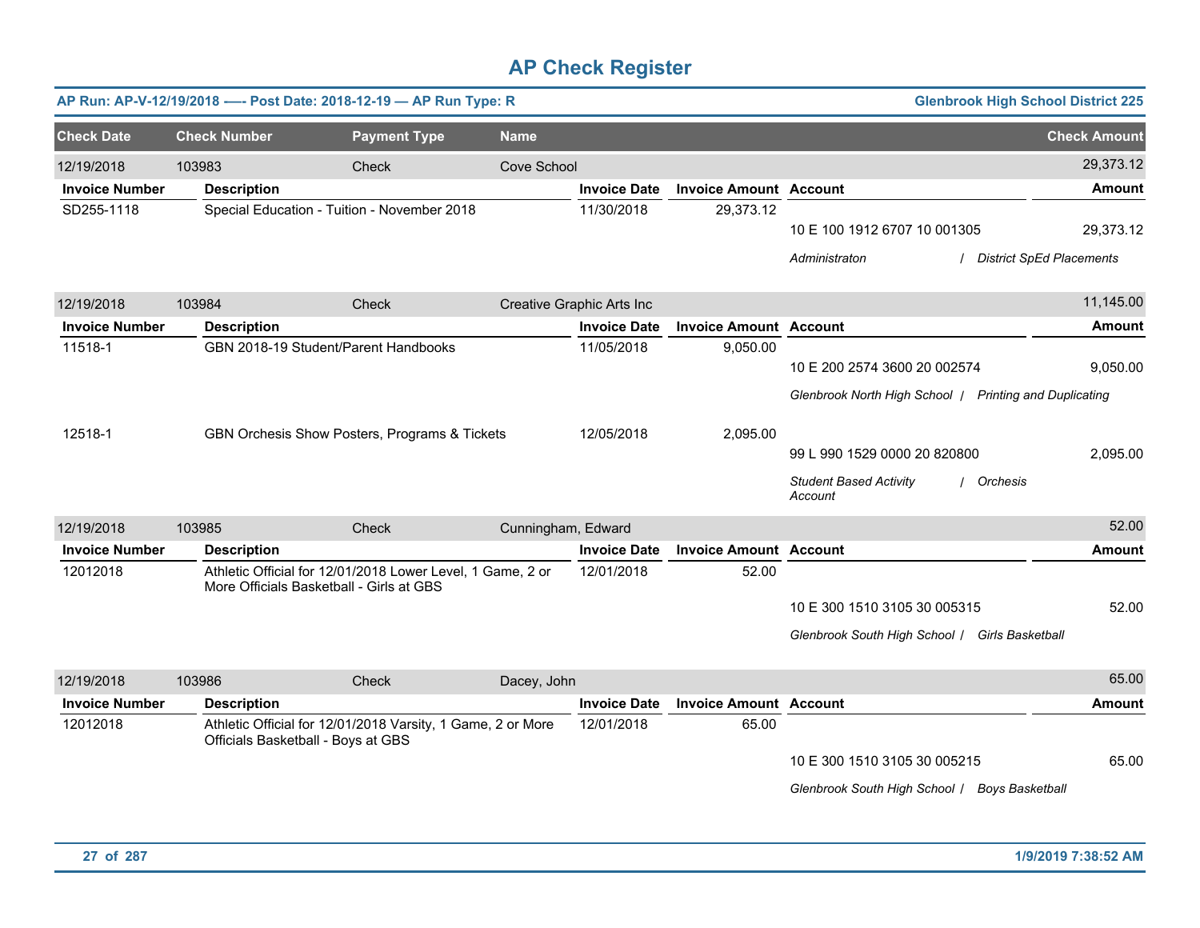# AP Check Register

**AP Run: AP-V-12/19/2018 —- Post Date: 2018-12-19 — AP Run Type: R** — **Glenbrook High School District 225**

| Check Date | Check Number | Payment Type | Name | Check Amount |
|---|---|---|---|---|
| 12/19/2018 | 103983 | Check | Cove School | 29,373.12 |

| Invoice Number | Description | Invoice Date | Invoice Amount | Account | Amount |
|---|---|---|---|---|---|
| SD255-1118 | Special Education - Tuition - November 2018 | 11/30/2018 | 29,373.12 | 10 E 100 1912 6707 10 001305 | 29,373.12 |
| | | | | *Administraton / District SpEd Placements* | |

| Check Date | Check Number | Payment Type | Name | Check Amount |
|---|---|---|---|---|
| 12/19/2018 | 103984 | Check | Creative Graphic Arts Inc | 11,145.00 |

| Invoice Number | Description | Invoice Date | Invoice Amount | Account | Amount |
|---|---|---|---|---|---|
| 11518-1 | GBN 2018-19 Student/Parent Handbooks | 11/05/2018 | 9,050.00 | 10 E 200 2574 3600 20 002574 | 9,050.00 |
| | | | | *Glenbrook North High School / Printing and Duplicating* | |
| 12518-1 | GBN Orchesis Show Posters, Programs & Tickets | 12/05/2018 | 2,095.00 | 99 L 990 1529 0000 20 820800 | 2,095.00 |
| | | | | *Student Based Activity Account / Orchesis* | |

| Check Date | Check Number | Payment Type | Name | Check Amount |
|---|---|---|---|---|
| 12/19/2018 | 103985 | Check | Cunningham, Edward | 52.00 |

| Invoice Number | Description | Invoice Date | Invoice Amount | Account | Amount |
|---|---|---|---|---|---|
| 12012018 | Athletic Official for 12/01/2018 Lower Level, 1 Game, 2 or More Officials Basketball - Girls at GBS | 12/01/2018 | 52.00 | 10 E 300 1510 3105 30 005315 | 52.00 |
| | | | | *Glenbrook South High School / Girls Basketball* | |

| Check Date | Check Number | Payment Type | Name | Check Amount |
|---|---|---|---|---|
| 12/19/2018 | 103986 | Check | Dacey, John | 65.00 |

| Invoice Number | Description | Invoice Date | Invoice Amount | Account | Amount |
|---|---|---|---|---|---|
| 12012018 | Athletic Official for 12/01/2018 Varsity, 1 Game, 2 or More Officials Basketball - Boys at GBS | 12/01/2018 | 65.00 | 10 E 300 1510 3105 30 005215 | 65.00 |
| | | | | *Glenbrook South High School / Boys Basketball* | |

1/9/2019 7:38:52 AM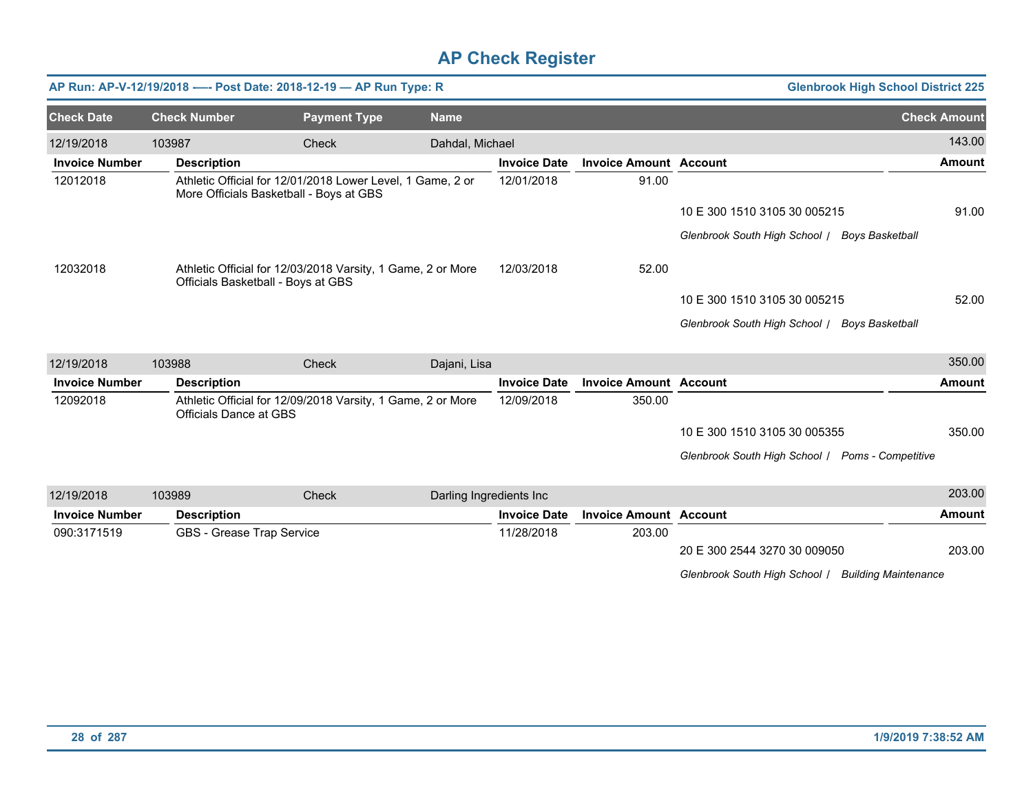# AP Check Register

**AP Run: AP-V-12/19/2018 —- Post Date: 2018-12-19 — AP Run Type: R** | **Glenbrook High School District 225**

| Check Date | Check Number | Payment Type | Name | Check Amount |
|---|---|---|---|---|
| 12/19/2018 | 103987 | Check | Dahdal, Michael | 143.00 |

| Invoice Number | Description | Invoice Date | Invoice Amount | Account | Amount |
|---|---|---|---|---|---|
| 12012018 | Athletic Official for 12/01/2018 Lower Level, 1 Game, 2 or More Officials Basketball - Boys at GBS | 12/01/2018 | 91.00 | | |
| | | | | 10 E 300 1510 3105 30 005215 | 91.00 |
| | | | | *Glenbrook South High School / Boys Basketball* | |
| 12032018 | Athletic Official for 12/03/2018 Varsity, 1 Game, 2 or More Officials Basketball - Boys at GBS | 12/03/2018 | 52.00 | | |
| | | | | 10 E 300 1510 3105 30 005215 | 52.00 |
| | | | | *Glenbrook South High School / Boys Basketball* | |

| Check Date | Check Number | Payment Type | Name | Check Amount |
|---|---|---|---|---|
| 12/19/2018 | 103988 | Check | Dajani, Lisa | 350.00 |

| Invoice Number | Description | Invoice Date | Invoice Amount | Account | Amount |
|---|---|---|---|---|---|
| 12092018 | Athletic Official for 12/09/2018 Varsity, 1 Game, 2 or More Officials Dance at GBS | 12/09/2018 | 350.00 | | |
| | | | | 10 E 300 1510 3105 30 005355 | 350.00 |
| | | | | *Glenbrook South High School / Poms - Competitive* | |

| Check Date | Check Number | Payment Type | Name | Check Amount |
|---|---|---|---|---|
| 12/19/2018 | 103989 | Check | Darling Ingredients Inc | 203.00 |

| Invoice Number | Description | Invoice Date | Invoice Amount | Account | Amount |
|---|---|---|---|---|---|
| 090:3171519 | GBS - Grease Trap Service | 11/28/2018 | 203.00 | | |
| | | | | 20 E 300 2544 3270 30 009050 | 203.00 |
| | | | | *Glenbrook South High School / Building Maintenance* | |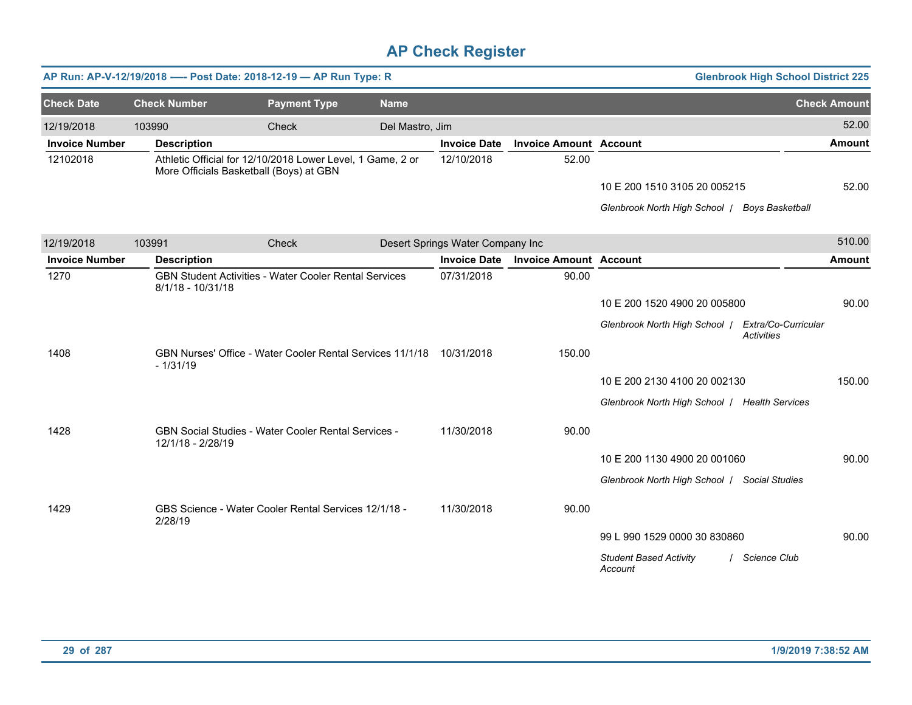# AP Check Register

**AP Run: AP-V-12/19/2018 -—- Post Date: 2018-12-19 — AP Run Type: R** | **Glenbrook High School District 225**

| Check Date | Check Number | Payment Type | Name | Check Amount |
|---|---|---|---|---|
| 12/19/2018 | 103990 | Check | Del Mastro, Jim | 52.00 |

| Invoice Number | Description | Invoice Date | Invoice Amount | Account | Amount |
|---|---|---|---|---|---|
| 12102018 | Athletic Official for 12/10/2018 Lower Level, 1 Game, 2 or More Officials Basketball (Boys) at GBN | 12/10/2018 | 52.00 | | |
| | | | | 10 E 200 1510 3105 20 005215 | 52.00 |
| | | | | *Glenbrook North High School / Boys Basketball* | |

| Check Date | Check Number | Payment Type | Name | Check Amount |
|---|---|---|---|---|
| 12/19/2018 | 103991 | Check | Desert Springs Water Company Inc | 510.00 |

| Invoice Number | Description | Invoice Date | Invoice Amount | Account | Amount |
|---|---|---|---|---|---|
| 1270 | GBN Student Activities - Water Cooler Rental Services 8/1/18 - 10/31/18 | 07/31/2018 | 90.00 | | |
| | | | | 10 E 200 1520 4900 20 005800 | 90.00 |
| | | | | *Glenbrook North High School / Extra/Co-Curricular Activities* | |
| 1408 | GBN Nurses' Office - Water Cooler Rental Services 11/1/18 - 1/31/19 | 10/31/2018 | 150.00 | | |
| | | | | 10 E 200 2130 4100 20 002130 | 150.00 |
| | | | | *Glenbrook North High School / Health Services* | |
| 1428 | GBN Social Studies - Water Cooler Rental Services - 12/1/18 - 2/28/19 | 11/30/2018 | 90.00 | | |
| | | | | 10 E 200 1130 4900 20 001060 | 90.00 |
| | | | | *Glenbrook North High School / Social Studies* | |
| 1429 | GBS Science - Water Cooler Rental Services 12/1/18 - 2/28/19 | 11/30/2018 | 90.00 | | |
| | | | | 99 L 990 1529 0000 30 830860 | 90.00 |
| | | | | *Student Based Activity Account / Science Club* | |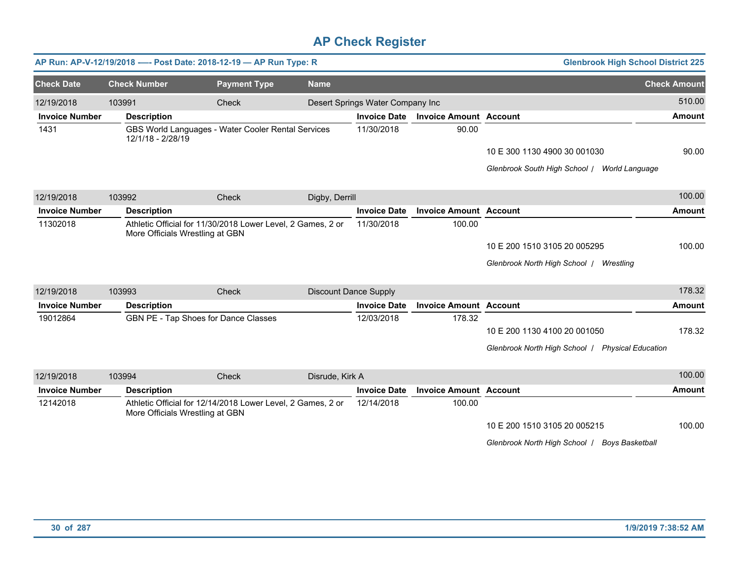# AP Check Register

**AP Run: AP-V-12/19/2018 —- Post Date: 2018-12-19 — AP Run Type: R** | **Glenbrook High School District 225**

| Check Date | Check Number | Payment Type | Name | Check Amount |
|---|---|---|---|---|
| 12/19/2018 | 103991 | Check | Desert Springs Water Company Inc | 510.00 |

| Invoice Number | Description | Invoice Date | Invoice Amount | Account | Amount |
|---|---|---|---|---|---|
| 1431 | GBS World Languages - Water Cooler Rental Services 12/1/18 - 2/28/19 | 11/30/2018 | 90.00 | | |
| | | | | 10 E 300 1130 4900 30 001030 | 90.00 |
| | | | | *Glenbrook South High School / World Language* | |

| Check Date | Check Number | Payment Type | Name | Check Amount |
|---|---|---|---|---|
| 12/19/2018 | 103992 | Check | Digby, Derrill | 100.00 |

| Invoice Number | Description | Invoice Date | Invoice Amount | Account | Amount |
|---|---|---|---|---|---|
| 11302018 | Athletic Official for 11/30/2018 Lower Level, 2 Games, 2 or More Officials Wrestling at GBN | 11/30/2018 | 100.00 | | |
| | | | | 10 E 200 1510 3105 20 005295 | 100.00 |
| | | | | *Glenbrook North High School / Wrestling* | |

| Check Date | Check Number | Payment Type | Name | Check Amount |
|---|---|---|---|---|
| 12/19/2018 | 103993 | Check | Discount Dance Supply | 178.32 |

| Invoice Number | Description | Invoice Date | Invoice Amount | Account | Amount |
|---|---|---|---|---|---|
| 19012864 | GBN PE - Tap Shoes for Dance Classes | 12/03/2018 | 178.32 | | |
| | | | | 10 E 200 1130 4100 20 001050 | 178.32 |
| | | | | *Glenbrook North High School / Physical Education* | |

| Check Date | Check Number | Payment Type | Name | Check Amount |
|---|---|---|---|---|
| 12/19/2018 | 103994 | Check | Disrude, Kirk A | 100.00 |

| Invoice Number | Description | Invoice Date | Invoice Amount | Account | Amount |
|---|---|---|---|---|---|
| 12142018 | Athletic Official for 12/14/2018 Lower Level, 2 Games, 2 or More Officials Wrestling at GBN | 12/14/2018 | 100.00 | | |
| | | | | 10 E 200 1510 3105 20 005215 | 100.00 |
| | | | | *Glenbrook North High School / Boys Basketball* | |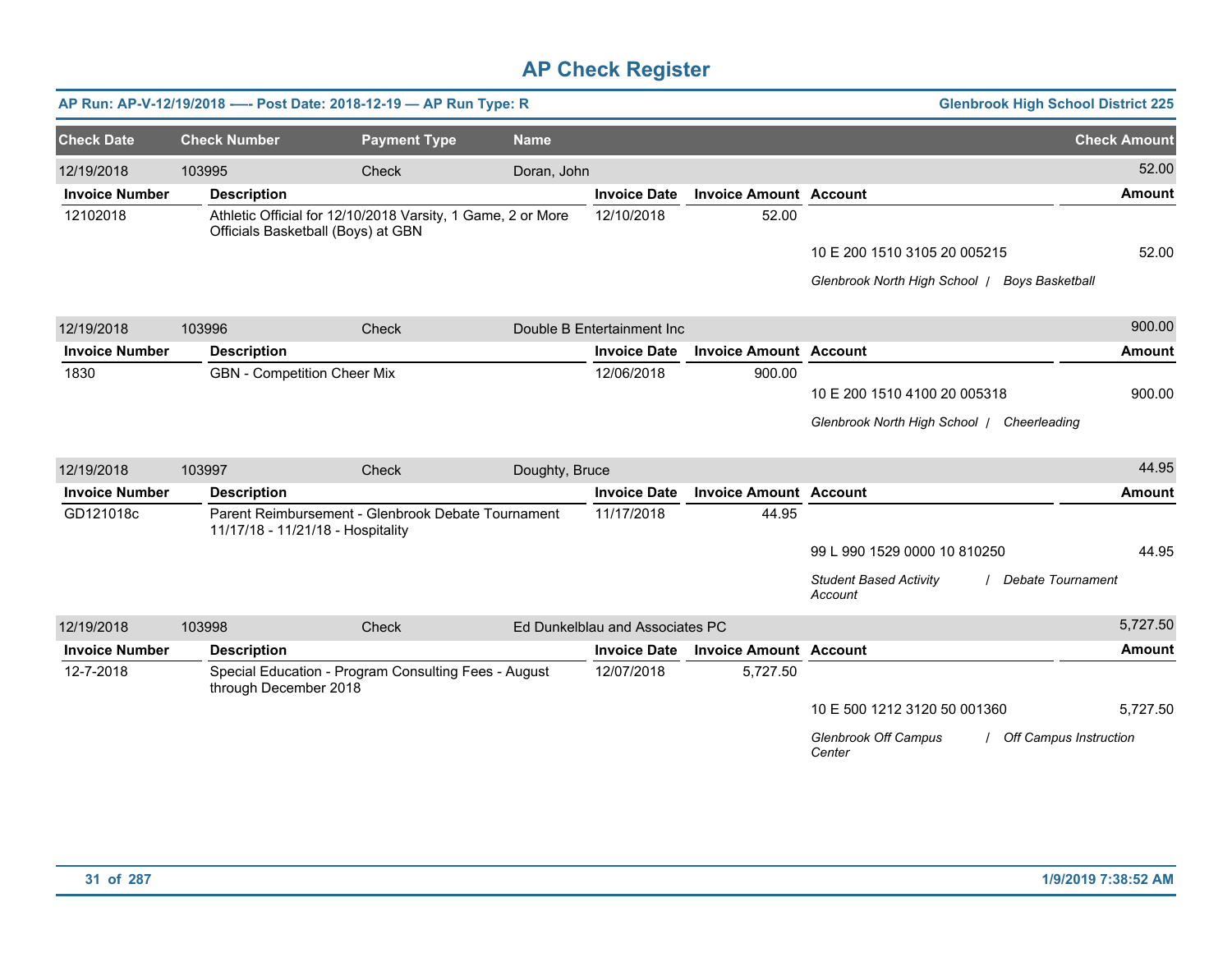# AP Check Register

**AP Run: AP-V-12/19/2018 —- Post Date: 2018-12-19 — AP Run Type: R** — **Glenbrook High School District 225**

| Check Date | Check Number | Payment Type | Name | Check Amount |
|---|---|---|---|---|
| 12/19/2018 | 103995 | Check | Doran, John | 52.00 |

| Invoice Number | Description | Invoice Date | Invoice Amount | Account | Amount |
|---|---|---|---|---|---|
| 12102018 | Athletic Official for 12/10/2018 Varsity, 1 Game, 2 or More Officials Basketball (Boys) at GBN | 12/10/2018 | 52.00 | | |
| | | | | 10 E 200 1510 3105 20 005215 | 52.00 |
| | | | | *Glenbrook North High School / Boys Basketball* | |

| Check Date | Check Number | Payment Type | Name | Check Amount |
|---|---|---|---|---|
| 12/19/2018 | 103996 | Check | Double B Entertainment Inc | 900.00 |

| Invoice Number | Description | Invoice Date | Invoice Amount | Account | Amount |
|---|---|---|---|---|---|
| 1830 | GBN - Competition Cheer Mix | 12/06/2018 | 900.00 | | |
| | | | | 10 E 200 1510 4100 20 005318 | 900.00 |
| | | | | *Glenbrook North High School / Cheerleading* | |

| Check Date | Check Number | Payment Type | Name | Check Amount |
|---|---|---|---|---|
| 12/19/2018 | 103997 | Check | Doughty, Bruce | 44.95 |

| Invoice Number | Description | Invoice Date | Invoice Amount | Account | Amount |
|---|---|---|---|---|---|
| GD121018c | Parent Reimbursement - Glenbrook Debate Tournament 11/17/18 - 11/21/18 - Hospitality | 11/17/2018 | 44.95 | | |
| | | | | 99 L 990 1529 0000 10 810250 | 44.95 |
| | | | | *Student Based Activity Account / Debate Tournament* | |

| Check Date | Check Number | Payment Type | Name | Check Amount |
|---|---|---|---|---|
| 12/19/2018 | 103998 | Check | Ed Dunkelblau and Associates PC | 5,727.50 |

| Invoice Number | Description | Invoice Date | Invoice Amount | Account | Amount |
|---|---|---|---|---|---|
| 12-7-2018 | Special Education - Program Consulting Fees - August through December 2018 | 12/07/2018 | 5,727.50 | | |
| | | | | 10 E 500 1212 3120 50 001360 | 5,727.50 |
| | | | | *Glenbrook Off Campus Center / Off Campus Instruction* | |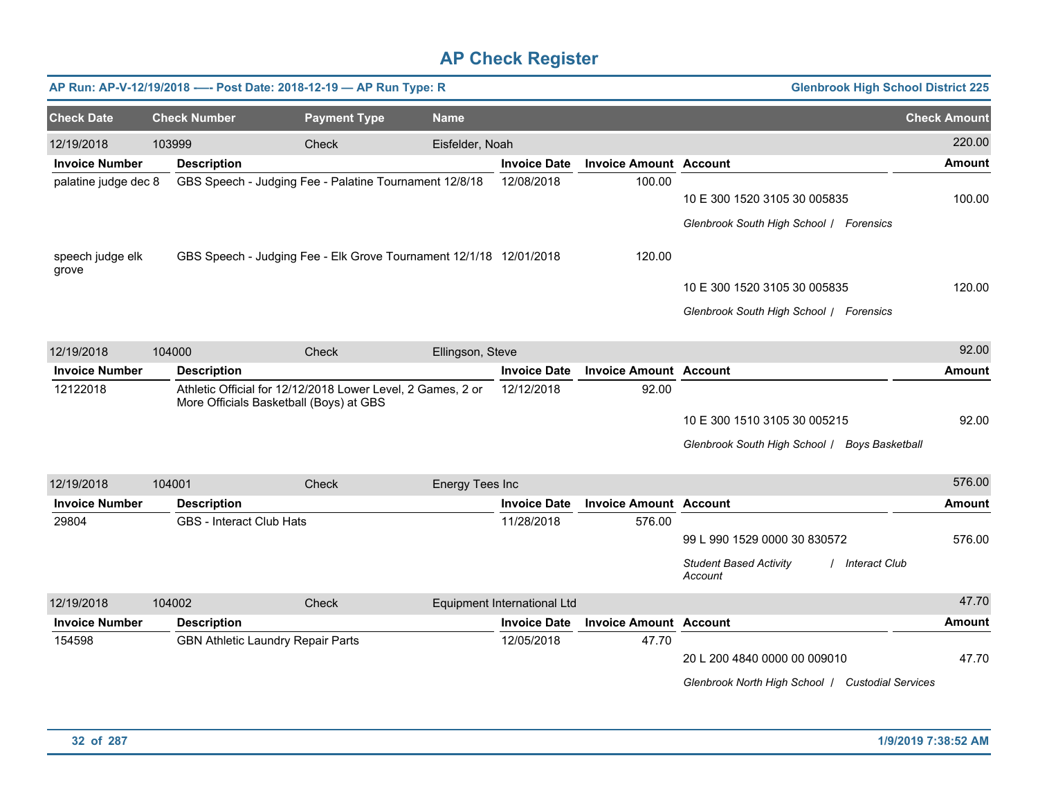# AP Check Register

**AP Run: AP-V-12/19/2018 -—- Post Date: 2018-12-19 — AP Run Type: R** | **Glenbrook High School District 225**

| Check Date | Check Number | Payment Type | Name | Check Amount |
|---|---|---|---|---|
| 12/19/2018 | 103999 | Check | Eisfelder, Noah | 220.00 |

| Invoice Number | Description | Invoice Date | Invoice Amount | Account | Amount |
|---|---|---|---|---|---|
| palatine judge dec 8 | GBS Speech - Judging Fee - Palatine Tournament 12/8/18 | 12/08/2018 | 100.00 | 10 E 300 1520 3105 30 005835<br>*Glenbrook South High School / Forensics* | 100.00 |
| speech judge elk grove | GBS Speech - Judging Fee - Elk Grove Tournament 12/1/18 | 12/01/2018 | 120.00 | 10 E 300 1520 3105 30 005835<br>*Glenbrook South High School / Forensics* | 120.00 |

| Check Date | Check Number | Payment Type | Name | Check Amount |
|---|---|---|---|---|
| 12/19/2018 | 104000 | Check | Ellingson, Steve | 92.00 |

| Invoice Number | Description | Invoice Date | Invoice Amount | Account | Amount |
|---|---|---|---|---|---|
| 12122018 | Athletic Official for 12/12/2018 Lower Level, 2 Games, 2 or More Officials Basketball (Boys) at GBS | 12/12/2018 | 92.00 | 10 E 300 1510 3105 30 005215<br>*Glenbrook South High School / Boys Basketball* | 92.00 |

| Check Date | Check Number | Payment Type | Name | Check Amount |
|---|---|---|---|---|
| 12/19/2018 | 104001 | Check | Energy Tees Inc | 576.00 |

| Invoice Number | Description | Invoice Date | Invoice Amount | Account | Amount |
|---|---|---|---|---|---|
| 29804 | GBS - Interact Club Hats | 11/28/2018 | 576.00 | 99 L 990 1529 0000 30 830572<br>*Student Based Activity Account / Interact Club* | 576.00 |

| Check Date | Check Number | Payment Type | Name | Check Amount |
|---|---|---|---|---|
| 12/19/2018 | 104002 | Check | Equipment International Ltd | 47.70 |

| Invoice Number | Description | Invoice Date | Invoice Amount | Account | Amount |
|---|---|---|---|---|---|
| 154598 | GBN Athletic Laundry Repair Parts | 12/05/2018 | 47.70 | 20 L 200 4840 0000 00 009010<br>*Glenbrook North High School / Custodial Services* | 47.70 |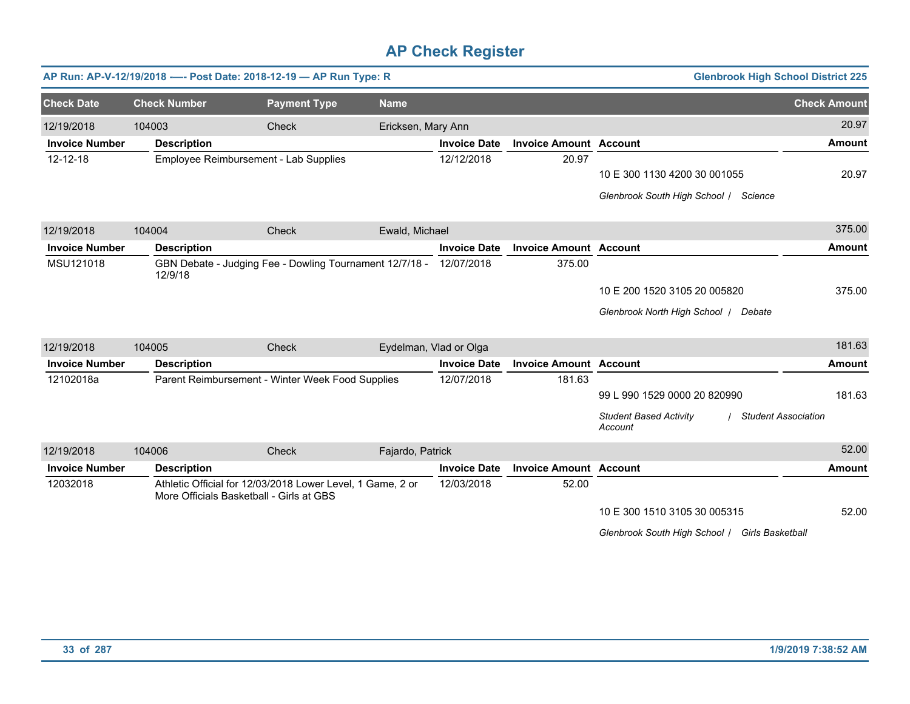# AP Check Register

**AP Run: AP-V-12/19/2018 —- Post Date: 2018-12-19 — AP Run Type: R** | **Glenbrook High School District 225**

| Check Date | Check Number | Payment Type | Name | Check Amount |
|---|---|---|---|---|
| 12/19/2018 | 104003 | Check | Ericksen, Mary Ann | 20.97 |

| Invoice Number | Description | Invoice Date | Invoice Amount | Account | Amount |
|---|---|---|---|---|---|
| 12-12-18 | Employee Reimbursement - Lab Supplies | 12/12/2018 | 20.97 | 10 E 300 1130 4200 30 001055 | 20.97 |
| | | | | *Glenbrook South High School / Science* | |

| Check Date | Check Number | Payment Type | Name | Check Amount |
|---|---|---|---|---|
| 12/19/2018 | 104004 | Check | Ewald, Michael | 375.00 |

| Invoice Number | Description | Invoice Date | Invoice Amount | Account | Amount |
|---|---|---|---|---|---|
| MSU121018 | GBN Debate - Judging Fee - Dowling Tournament 12/7/18 - 12/9/18 | 12/07/2018 | 375.00 | 10 E 200 1520 3105 20 005820 | 375.00 |
| | | | | *Glenbrook North High School / Debate* | |

| Check Date | Check Number | Payment Type | Name | Check Amount |
|---|---|---|---|---|
| 12/19/2018 | 104005 | Check | Eydelman, Vlad or Olga | 181.63 |

| Invoice Number | Description | Invoice Date | Invoice Amount | Account | Amount |
|---|---|---|---|---|---|
| 12102018a | Parent Reimbursement - Winter Week Food Supplies | 12/07/2018 | 181.63 | 99 L 990 1529 0000 20 820990 | 181.63 |
| | | | | *Student Based Activity Account / Student Association* | |

| Check Date | Check Number | Payment Type | Name | Check Amount |
|---|---|---|---|---|
| 12/19/2018 | 104006 | Check | Fajardo, Patrick | 52.00 |

| Invoice Number | Description | Invoice Date | Invoice Amount | Account | Amount |
|---|---|---|---|---|---|
| 12032018 | Athletic Official for 12/03/2018 Lower Level, 1 Game, 2 or More Officials Basketball - Girls at GBS | 12/03/2018 | 52.00 | 10 E 300 1510 3105 30 005315 | 52.00 |
| | | | | *Glenbrook South High School / Girls Basketball* | |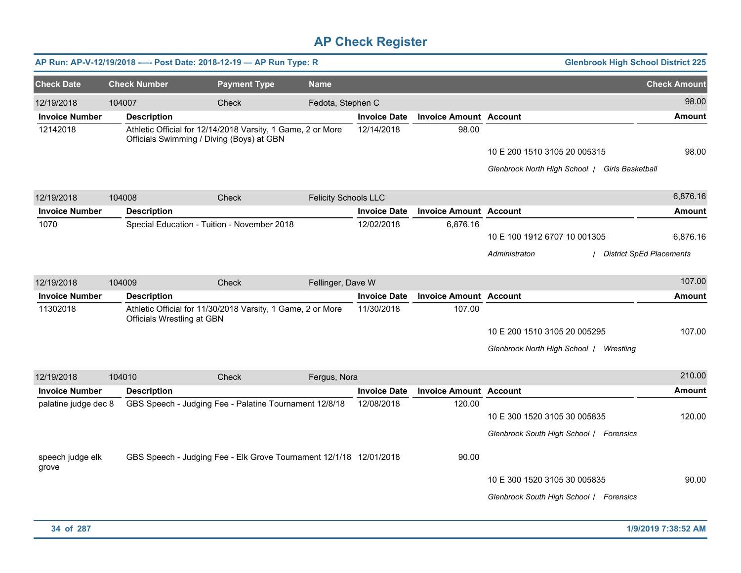# AP Check Register

**AP Run: AP-V-12/19/2018 —- Post Date: 2018-12-19 — AP Run Type: R** | **Glenbrook High School District 225**

| Check Date | Check Number | Payment Type | Name | | | Check Amount |
|---|---|---|---|---|---|---|
| 12/19/2018 | 104007 | Check | Fedota, Stephen C | | | 98.00 |
| **Invoice Number** | **Description** | | **Invoice Date** | **Invoice Amount** | **Account** | **Amount** |
| 12142018 | Athletic Official for 12/14/2018 Varsity, 1 Game, 2 or More Officials Swimming / Diving (Boys) at GBN | | 12/14/2018 | 98.00 | | |
| | | | | | 10 E 200 1510 3105 20 005315 | 98.00 |
| | | | | | *Glenbrook North High School / Girls Basketball* | |
| 12/19/2018 | 104008 | Check | Felicity Schools LLC | | | 6,876.16 |
| **Invoice Number** | **Description** | | **Invoice Date** | **Invoice Amount** | **Account** | **Amount** |
| 1070 | Special Education - Tuition - November 2018 | | 12/02/2018 | 6,876.16 | | |
| | | | | | 10 E 100 1912 6707 10 001305 | 6,876.16 |
| | | | | | *Administraton / District SpEd Placements* | |
| 12/19/2018 | 104009 | Check | Fellinger, Dave W | | | 107.00 |
| **Invoice Number** | **Description** | | **Invoice Date** | **Invoice Amount** | **Account** | **Amount** |
| 11302018 | Athletic Official for 11/30/2018 Varsity, 1 Game, 2 or More Officials Wrestling at GBN | | 11/30/2018 | 107.00 | | |
| | | | | | 10 E 200 1510 3105 20 005295 | 107.00 |
| | | | | | *Glenbrook North High School / Wrestling* | |
| 12/19/2018 | 104010 | Check | Fergus, Nora | | | 210.00 |
| **Invoice Number** | **Description** | | **Invoice Date** | **Invoice Amount** | **Account** | **Amount** |
| palatine judge dec 8 | GBS Speech - Judging Fee - Palatine Tournament 12/8/18 | | 12/08/2018 | 120.00 | | |
| | | | | | 10 E 300 1520 3105 30 005835 | 120.00 |
| | | | | | *Glenbrook South High School / Forensics* | |
| speech judge elk grove | GBS Speech - Judging Fee - Elk Grove Tournament 12/1/18 | | 12/01/2018 | 90.00 | | |
| | | | | | 10 E 300 1520 3105 30 005835 | 90.00 |
| | | | | | *Glenbrook South High School / Forensics* | |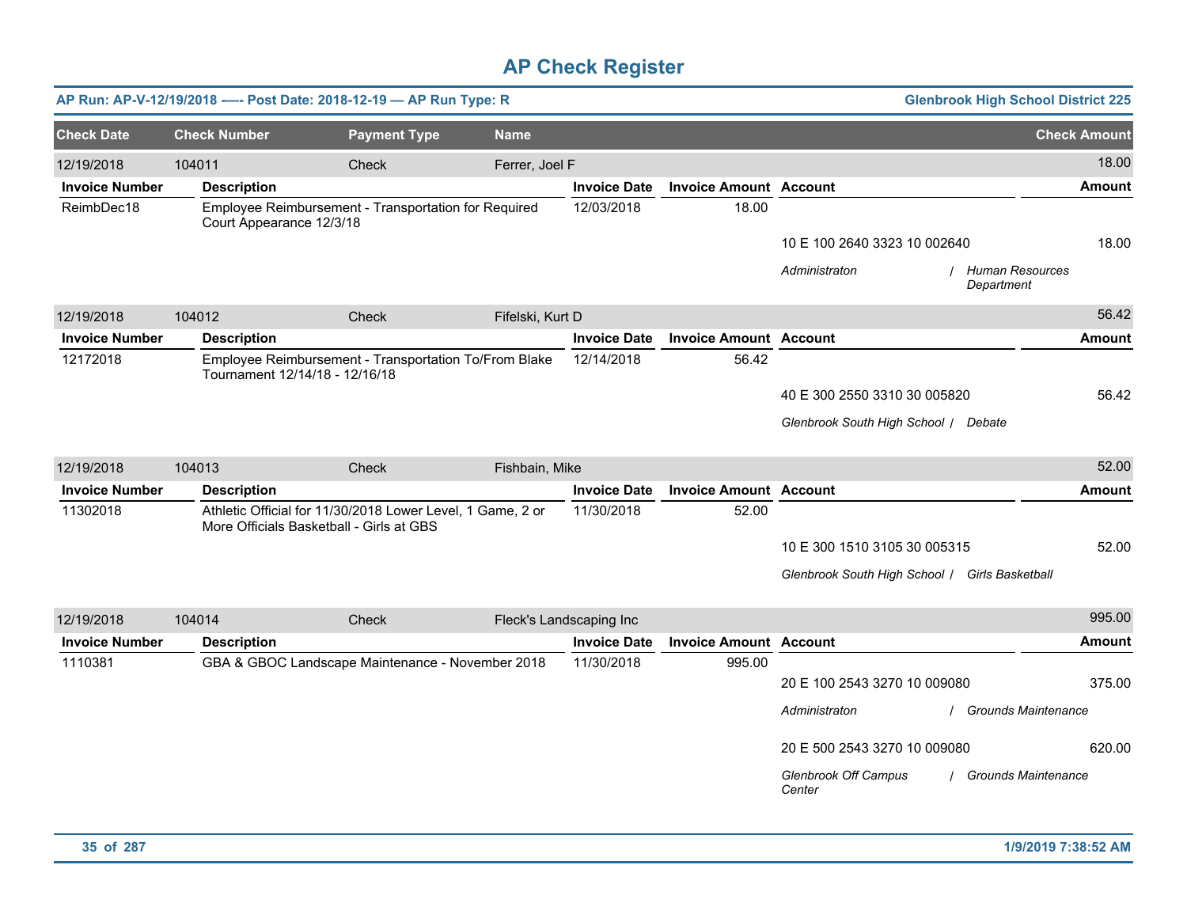# AP Check Register

**AP Run: AP-V-12/19/2018 -—- Post Date: 2018-12-19 — AP Run Type: R** | **Glenbrook High School District 225**

| Check Date | Check Number | Payment Type | Name | | | | Check Amount |
|---|---|---|---|---|---|---|---|
| 12/19/2018 | 104011 | Check | Ferrer, Joel F | | | | 18.00 |
| **Invoice Number** | **Description** | | **Invoice Date** | **Invoice Amount** | **Account** | | **Amount** |
| ReimbDec18 | Employee Reimbursement - Transportation for Required Court Appearance 12/3/18 | | 12/03/2018 | 18.00 | | | |
| | | | | | 10 E 100 2640 3323 10 002640 | | 18.00 |
| | | | | | *Administraton* | / *Human Resources Department* | |
| 12/19/2018 | 104012 | Check | Fifelski, Kurt D | | | | 56.42 |
| **Invoice Number** | **Description** | | **Invoice Date** | **Invoice Amount** | **Account** | | **Amount** |
| 12172018 | Employee Reimbursement - Transportation To/From Blake Tournament 12/14/18 - 12/16/18 | | 12/14/2018 | 56.42 | | | |
| | | | | | 40 E 300 2550 3310 30 005820 | | 56.42 |
| | | | | | *Glenbrook South High School* | / *Debate* | |
| 12/19/2018 | 104013 | Check | Fishbain, Mike | | | | 52.00 |
| **Invoice Number** | **Description** | | **Invoice Date** | **Invoice Amount** | **Account** | | **Amount** |
| 11302018 | Athletic Official for 11/30/2018 Lower Level, 1 Game, 2 or More Officials Basketball - Girls at GBS | | 11/30/2018 | 52.00 | | | |
| | | | | | 10 E 300 1510 3105 30 005315 | | 52.00 |
| | | | | | *Glenbrook South High School* | / *Girls Basketball* | |
| 12/19/2018 | 104014 | Check | Fleck's Landscaping Inc | | | | 995.00 |
| **Invoice Number** | **Description** | | **Invoice Date** | **Invoice Amount** | **Account** | | **Amount** |
| 1110381 | GBA & GBOC Landscape Maintenance - November 2018 | | 11/30/2018 | 995.00 | 20 E 100 2543 3270 10 009080 | | 375.00 |
| | | | | | *Administraton* | / *Grounds Maintenance* | |
| | | | | | 20 E 500 2543 3270 10 009080 | | 620.00 |
| | | | | | *Glenbrook Off Campus Center* | / *Grounds Maintenance* | |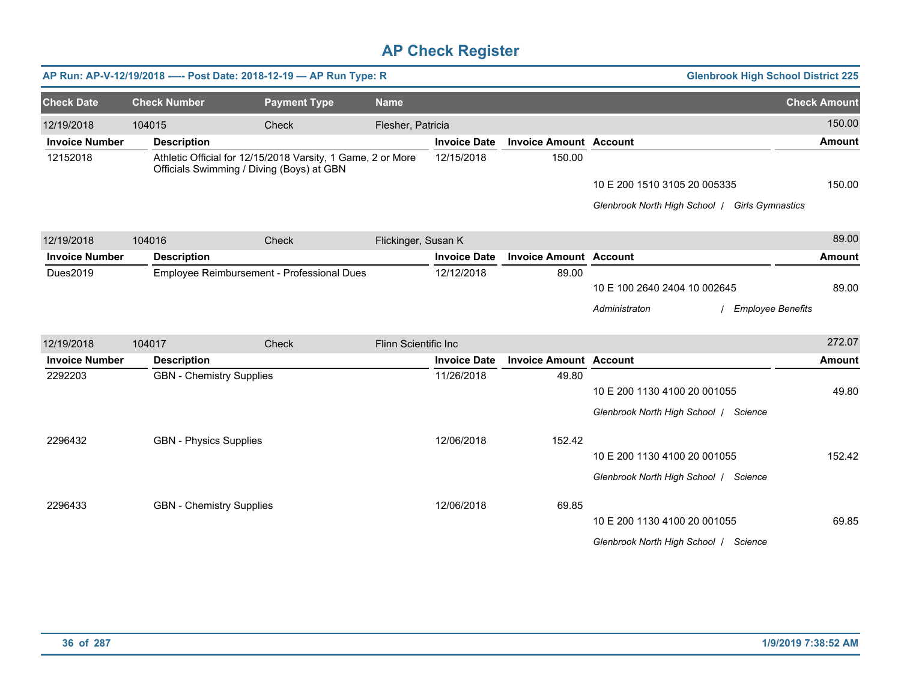# AP Check Register

**AP Run: AP-V-12/19/2018 —- Post Date: 2018-12-19 — AP Run Type: R** | **Glenbrook High School District 225**

| Check Date | Check Number | Payment Type | Name | Check Amount |
|---|---|---|---|---|
| 12/19/2018 | 104015 | Check | Flesher, Patricia | 150.00 |

| Invoice Number | Description | Invoice Date | Invoice Amount | Account | Amount |
|---|---|---|---|---|---|
| 12152018 | Athletic Official for 12/15/2018 Varsity, 1 Game, 2 or More Officials Swimming / Diving (Boys) at GBN | 12/15/2018 | 150.00 | 10 E 200 1510 3105 20 005335 | 150.00 |
| | | | | *Glenbrook North High School / Girls Gymnastics* | |

| Check Date | Check Number | Payment Type | Name | Check Amount |
|---|---|---|---|---|
| 12/19/2018 | 104016 | Check | Flickinger, Susan K | 89.00 |

| Invoice Number | Description | Invoice Date | Invoice Amount | Account | Amount |
|---|---|---|---|---|---|
| Dues2019 | Employee Reimbursement - Professional Dues | 12/12/2018 | 89.00 | 10 E 100 2640 2404 10 002645 | 89.00 |
| | | | | *Administraton / Employee Benefits* | |

| Check Date | Check Number | Payment Type | Name | Check Amount |
|---|---|---|---|---|
| 12/19/2018 | 104017 | Check | Flinn Scientific Inc | 272.07 |

| Invoice Number | Description | Invoice Date | Invoice Amount | Account | Amount |
|---|---|---|---|---|---|
| 2292203 | GBN - Chemistry Supplies | 11/26/2018 | 49.80 | 10 E 200 1130 4100 20 001055 | 49.80 |
| | | | | *Glenbrook North High School / Science* | |
| 2296432 | GBN - Physics Supplies | 12/06/2018 | 152.42 | 10 E 200 1130 4100 20 001055 | 152.42 |
| | | | | *Glenbrook North High School / Science* | |
| 2296433 | GBN - Chemistry Supplies | 12/06/2018 | 69.85 | 10 E 200 1130 4100 20 001055 | 69.85 |
| | | | | *Glenbrook North High School / Science* | |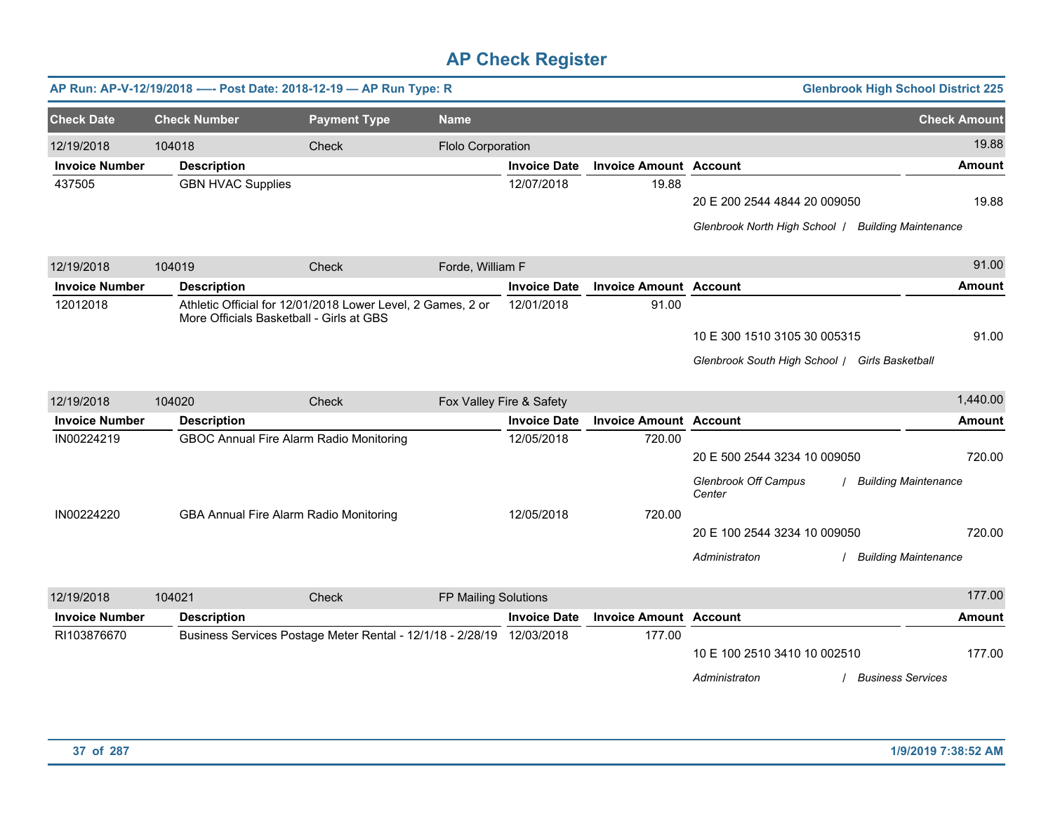# AP Check Register

**AP Run: AP-V-12/19/2018 -—- Post Date: 2018-12-19 — AP Run Type: R** | **Glenbrook High School District 225**

| Check Date | Check Number | Payment Type | Name | Check Amount |
|---|---|---|---|---|
| 12/19/2018 | 104018 | Check | Flolo Corporation | 19.88 |

| Invoice Number | Description | Invoice Date | Invoice Amount | Account | Amount |
|---|---|---|---|---|---|
| 437505 | GBN HVAC Supplies | 12/07/2018 | 19.88 | 20 E 200 2544 4844 20 009050 | 19.88 |
| | | | | *Glenbrook North High School / Building Maintenance* | |

| Check Date | Check Number | Payment Type | Name | Check Amount |
|---|---|---|---|---|
| 12/19/2018 | 104019 | Check | Forde, William F | 91.00 |

| Invoice Number | Description | Invoice Date | Invoice Amount | Account | Amount |
|---|---|---|---|---|---|
| 12012018 | Athletic Official for 12/01/2018 Lower Level, 2 Games, 2 or More Officials Basketball - Girls at GBS | 12/01/2018 | 91.00 | 10 E 300 1510 3105 30 005315 | 91.00 |
| | | | | *Glenbrook South High School / Girls Basketball* | |

| Check Date | Check Number | Payment Type | Name | Check Amount |
|---|---|---|---|---|
| 12/19/2018 | 104020 | Check | Fox Valley Fire & Safety | 1,440.00 |

| Invoice Number | Description | Invoice Date | Invoice Amount | Account | Amount |
|---|---|---|---|---|---|
| IN00224219 | GBOC Annual Fire Alarm Radio Monitoring | 12/05/2018 | 720.00 | 20 E 500 2544 3234 10 009050 | 720.00 |
| | | | | *Glenbrook Off Campus Center / Building Maintenance* | |
| IN00224220 | GBA Annual Fire Alarm Radio Monitoring | 12/05/2018 | 720.00 | 20 E 100 2544 3234 10 009050 | 720.00 |
| | | | | *Administraton / Building Maintenance* | |

| Check Date | Check Number | Payment Type | Name | Check Amount |
|---|---|---|---|---|
| 12/19/2018 | 104021 | Check | FP Mailing Solutions | 177.00 |

| Invoice Number | Description | Invoice Date | Invoice Amount | Account | Amount |
|---|---|---|---|---|---|
| RI103876670 | Business Services Postage Meter Rental - 12/1/18 - 2/28/19 | 12/03/2018 | 177.00 | 10 E 100 2510 3410 10 002510 | 177.00 |
| | | | | *Administraton / Business Services* | |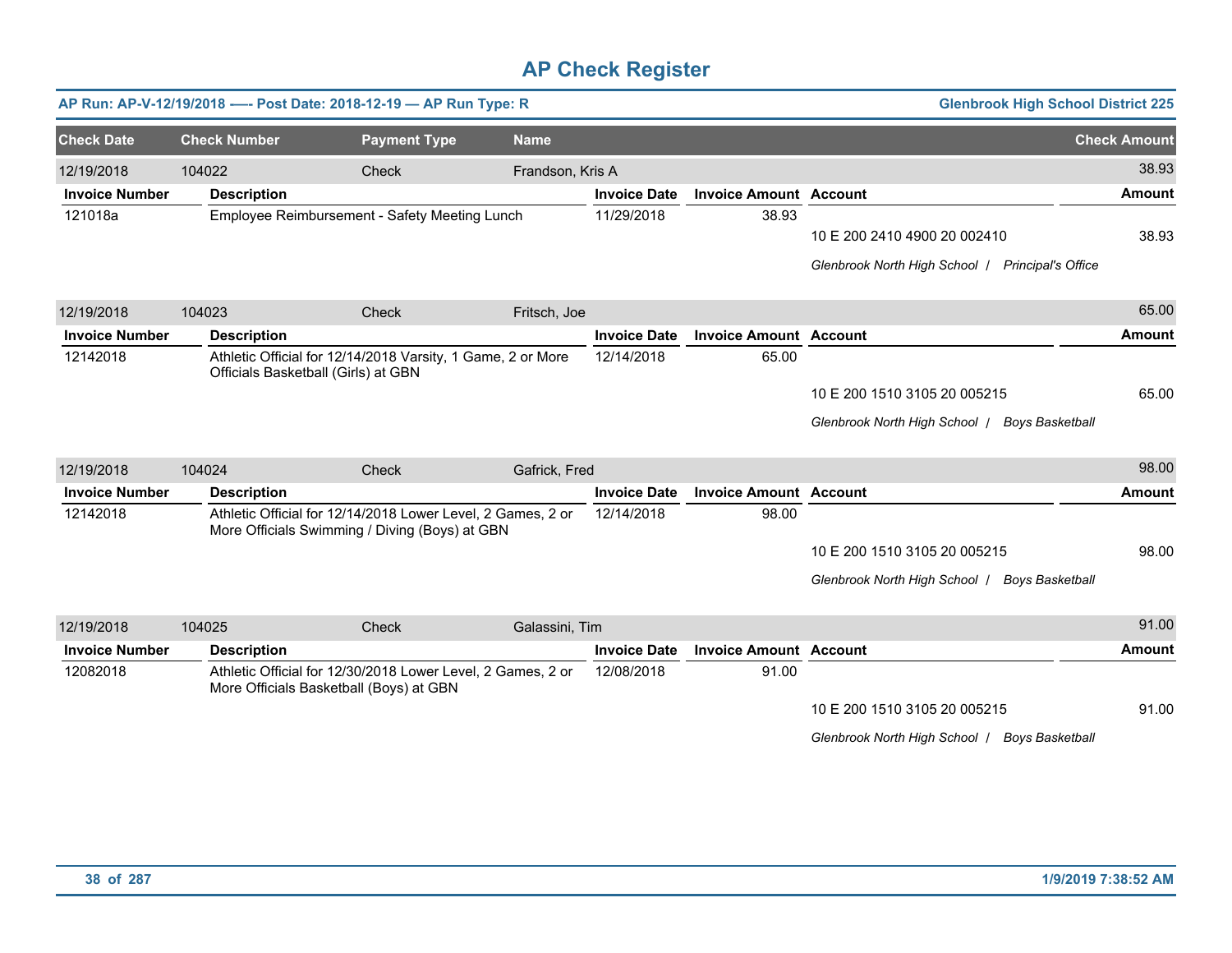# AP Check Register

**AP Run: AP-V-12/19/2018 —- Post Date: 2018-12-19 — AP Run Type: R** | **Glenbrook High School District 225**

| Check Date | Check Number | Payment Type | Name | Check Amount |
|---|---|---|---|---|
| 12/19/2018 | 104022 | Check | Frandson, Kris A | 38.93 |

| Invoice Number | Description | Invoice Date | Invoice Amount | Account | Amount |
|---|---|---|---|---|---|
| 121018a | Employee Reimbursement - Safety Meeting Lunch | 11/29/2018 | 38.93 | | |
| | | | | 10 E 200 2410 4900 20 002410 | 38.93 |
| | | | | *Glenbrook North High School / Principal's Office* | |

| Check Date | Check Number | Payment Type | Name | Check Amount |
|---|---|---|---|---|
| 12/19/2018 | 104023 | Check | Fritsch, Joe | 65.00 |

| Invoice Number | Description | Invoice Date | Invoice Amount | Account | Amount |
|---|---|---|---|---|---|
| 12142018 | Athletic Official for 12/14/2018 Varsity, 1 Game, 2 or More Officials Basketball (Girls) at GBN | 12/14/2018 | 65.00 | | |
| | | | | 10 E 200 1510 3105 20 005215 | 65.00 |
| | | | | *Glenbrook North High School / Boys Basketball* | |

| Check Date | Check Number | Payment Type | Name | Check Amount |
|---|---|---|---|---|
| 12/19/2018 | 104024 | Check | Gafrick, Fred | 98.00 |

| Invoice Number | Description | Invoice Date | Invoice Amount | Account | Amount |
|---|---|---|---|---|---|
| 12142018 | Athletic Official for 12/14/2018 Lower Level, 2 Games, 2 or More Officials Swimming / Diving (Boys) at GBN | 12/14/2018 | 98.00 | | |
| | | | | 10 E 200 1510 3105 20 005215 | 98.00 |
| | | | | *Glenbrook North High School / Boys Basketball* | |

| Check Date | Check Number | Payment Type | Name | Check Amount |
|---|---|---|---|---|
| 12/19/2018 | 104025 | Check | Galassini, Tim | 91.00 |

| Invoice Number | Description | Invoice Date | Invoice Amount | Account | Amount |
|---|---|---|---|---|---|
| 12082018 | Athletic Official for 12/30/2018 Lower Level, 2 Games, 2 or More Officials Basketball (Boys) at GBN | 12/08/2018 | 91.00 | | |
| | | | | 10 E 200 1510 3105 20 005215 | 91.00 |
| | | | | *Glenbrook North High School / Boys Basketball* | |

1/9/2019 7:38:52 AM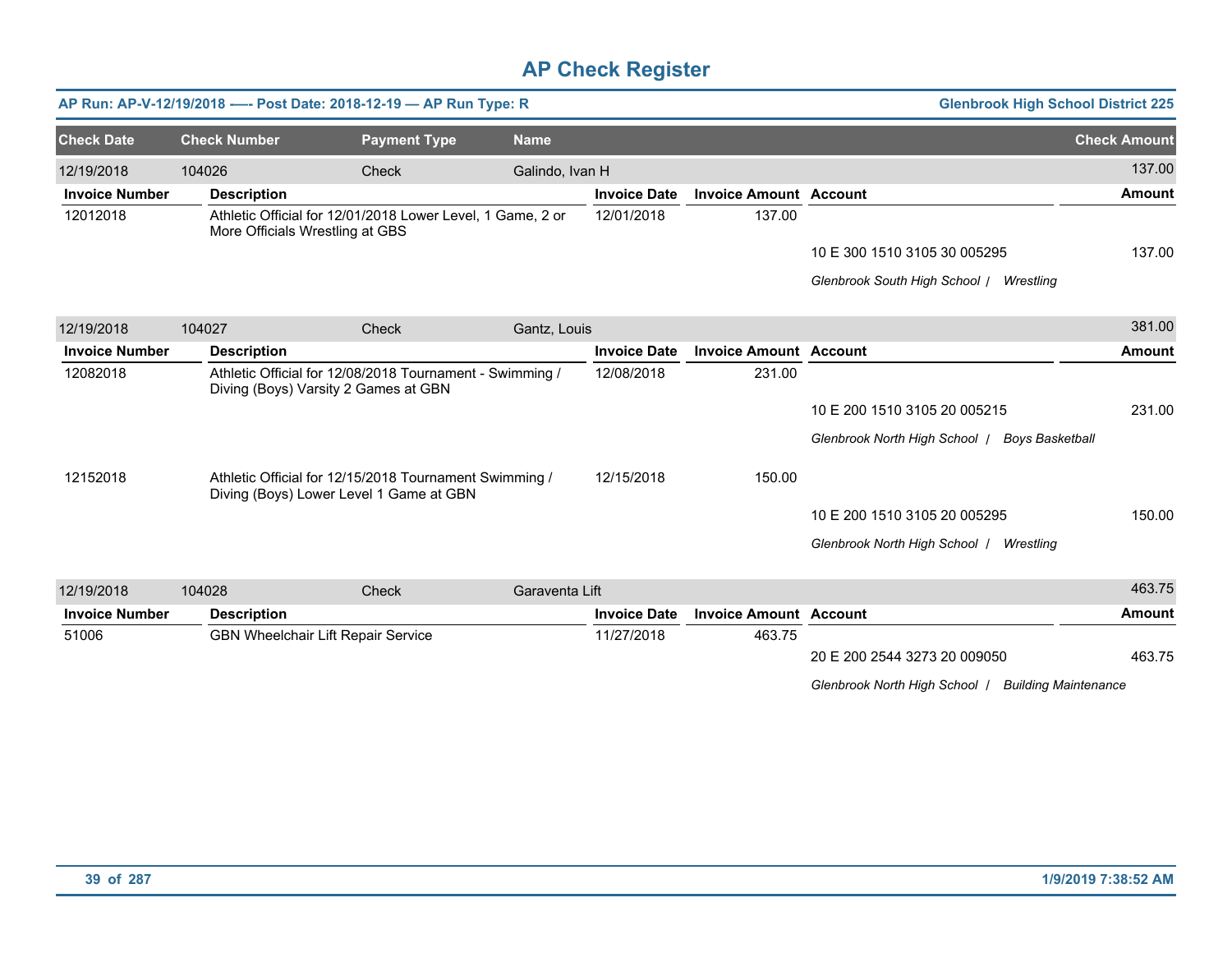# AP Check Register

**AP Run: AP-V-12/19/2018 -— Post Date: 2018-12-19 — AP Run Type: R** | **Glenbrook High School District 225**

| Check Date | Check Number | Payment Type | Name | Check Amount |
|---|---|---|---|---|
| 12/19/2018 | 104026 | Check | Galindo, Ivan H | 137.00 |

| Invoice Number | Description | Invoice Date | Invoice Amount | Account | Amount |
|---|---|---|---|---|---|
| 12012018 | Athletic Official for 12/01/2018 Lower Level, 1 Game, 2 or More Officials Wrestling at GBS | 12/01/2018 | 137.00 | | |
| | | | | 10 E 300 1510 3105 30 005295 | 137.00 |
| | | | | *Glenbrook South High School / Wrestling* | |

| Check Date | Check Number | Payment Type | Name | Check Amount |
|---|---|---|---|---|
| 12/19/2018 | 104027 | Check | Gantz, Louis | 381.00 |

| Invoice Number | Description | Invoice Date | Invoice Amount | Account | Amount |
|---|---|---|---|---|---|
| 12082018 | Athletic Official for 12/08/2018 Tournament - Swimming / Diving (Boys) Varsity 2 Games at GBN | 12/08/2018 | 231.00 | | |
| | | | | 10 E 200 1510 3105 20 005215 | 231.00 |
| | | | | *Glenbrook North High School / Boys Basketball* | |
| 12152018 | Athletic Official for 12/15/2018 Tournament Swimming / Diving (Boys) Lower Level 1 Game at GBN | 12/15/2018 | 150.00 | | |
| | | | | 10 E 200 1510 3105 20 005295 | 150.00 |
| | | | | *Glenbrook North High School / Wrestling* | |

| Check Date | Check Number | Payment Type | Name | Check Amount |
|---|---|---|---|---|
| 12/19/2018 | 104028 | Check | Garaventa Lift | 463.75 |

| Invoice Number | Description | Invoice Date | Invoice Amount | Account | Amount |
|---|---|---|---|---|---|
| 51006 | GBN Wheelchair Lift Repair Service | 11/27/2018 | 463.75 | | |
| | | | | 20 E 200 2544 3273 20 009050 | 463.75 |
| | | | | *Glenbrook North High School / Building Maintenance* | |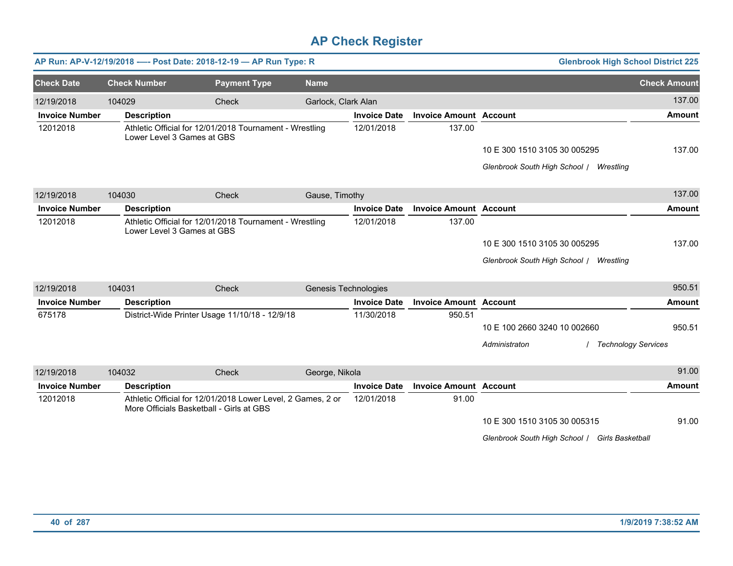# AP Check Register

**AP Run: AP-V-12/19/2018 —- Post Date: 2018-12-19 — AP Run Type: R** | **Glenbrook High School District 225**

| Check Date | Check Number | Payment Type | Name | | | Check Amount |
|---|---|---|---|---|---|---|
| 12/19/2018 | 104029 | Check | Garlock, Clark Alan | | | 137.00 |
| **Invoice Number** | **Description** | | **Invoice Date** | **Invoice Amount** | **Account** | **Amount** |
| 12012018 | Athletic Official for 12/01/2018 Tournament - Wrestling Lower Level 3 Games at GBS | | 12/01/2018 | 137.00 | | |
| | | | | | 10 E 300 1510 3105 30 005295 | 137.00 |
| | | | | | *Glenbrook South High School / Wrestling* | |
| 12/19/2018 | 104030 | Check | Gause, Timothy | | | 137.00 |
| **Invoice Number** | **Description** | | **Invoice Date** | **Invoice Amount** | **Account** | **Amount** |
| 12012018 | Athletic Official for 12/01/2018 Tournament - Wrestling Lower Level 3 Games at GBS | | 12/01/2018 | 137.00 | | |
| | | | | | 10 E 300 1510 3105 30 005295 | 137.00 |
| | | | | | *Glenbrook South High School / Wrestling* | |
| 12/19/2018 | 104031 | Check | Genesis Technologies | | | 950.51 |
| **Invoice Number** | **Description** | | **Invoice Date** | **Invoice Amount** | **Account** | **Amount** |
| 675178 | District-Wide Printer Usage 11/10/18 - 12/9/18 | | 11/30/2018 | 950.51 | | |
| | | | | | 10 E 100 2660 3240 10 002660 | 950.51 |
| | | | | | *Administraton / Technology Services* | |
| 12/19/2018 | 104032 | Check | George, Nikola | | | 91.00 |
| **Invoice Number** | **Description** | | **Invoice Date** | **Invoice Amount** | **Account** | **Amount** |
| 12012018 | Athletic Official for 12/01/2018 Lower Level, 2 Games, 2 or More Officials Basketball - Girls at GBS | | 12/01/2018 | 91.00 | | |
| | | | | | 10 E 300 1510 3105 30 005315 | 91.00 |
| | | | | | *Glenbrook South High School / Girls Basketball* | |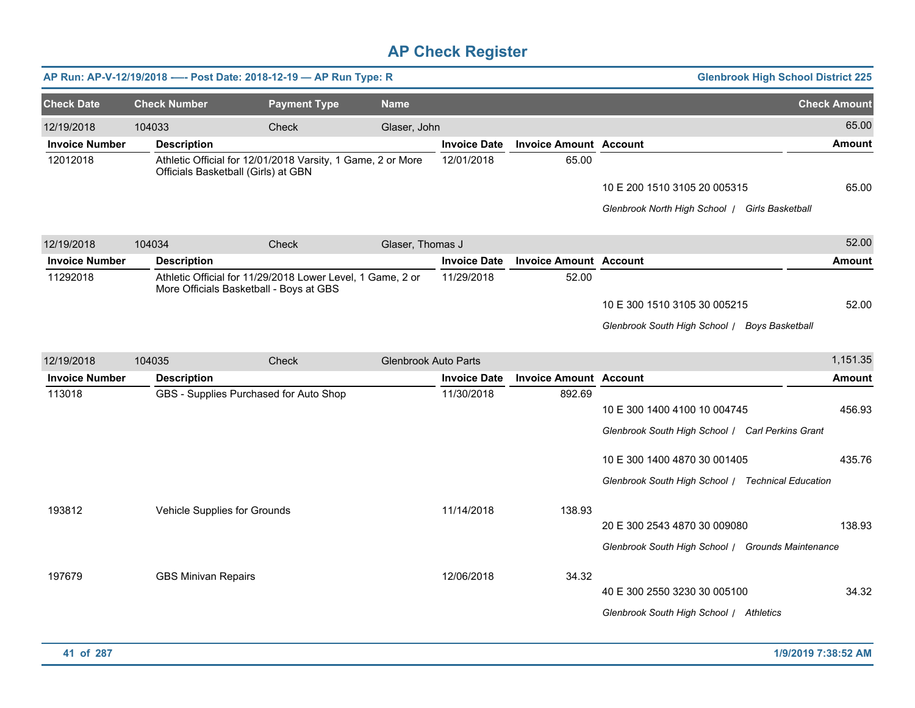# AP Check Register

**AP Run: AP-V-12/19/2018 —- Post Date: 2018-12-19 — AP Run Type: R** | **Glenbrook High School District 225**

| Check Date | Check Number | Payment Type | Name | | | | Check Amount |
|---|---|---|---|---|---|---|---|
| 12/19/2018 | 104033 | Check | Glaser, John | | | | 65.00 |
| **Invoice Number** | **Description** | | | **Invoice Date** | **Invoice Amount** | **Account** | **Amount** |
| 12012018 | Athletic Official for 12/01/2018 Varsity, 1 Game, 2 or More Officials Basketball (Girls) at GBN | | | 12/01/2018 | 65.00 | | |
| | | | | | | 10 E 200 1510 3105 20 005315 | 65.00 |
| | | | | | | *Glenbrook North High School / Girls Basketball* | |
| 12/19/2018 | 104034 | Check | Glaser, Thomas J | | | | 52.00 |
| **Invoice Number** | **Description** | | | **Invoice Date** | **Invoice Amount** | **Account** | **Amount** |
| 11292018 | Athletic Official for 11/29/2018 Lower Level, 1 Game, 2 or More Officials Basketball - Boys at GBS | | | 11/29/2018 | 52.00 | | |
| | | | | | | 10 E 300 1510 3105 30 005215 | 52.00 |
| | | | | | | *Glenbrook South High School / Boys Basketball* | |
| 12/19/2018 | 104035 | Check | Glenbrook Auto Parts | | | | 1,151.35 |
| **Invoice Number** | **Description** | | | **Invoice Date** | **Invoice Amount** | **Account** | **Amount** |
| 113018 | GBS - Supplies Purchased for Auto Shop | | | 11/30/2018 | 892.69 | | |
| | | | | | | 10 E 300 1400 4100 10 004745 | 456.93 |
| | | | | | | *Glenbrook South High School / Carl Perkins Grant* | |
| | | | | | | 10 E 300 1400 4870 30 001405 | 435.76 |
| | | | | | | *Glenbrook South High School / Technical Education* | |
| 193812 | Vehicle Supplies for Grounds | | | 11/14/2018 | 138.93 | | |
| | | | | | | 20 E 300 2543 4870 30 009080 | 138.93 |
| | | | | | | *Glenbrook South High School / Grounds Maintenance* | |
| 197679 | GBS Minivan Repairs | | | 12/06/2018 | 34.32 | | |
| | | | | | | 40 E 300 2550 3230 30 005100 | 34.32 |
| | | | | | | *Glenbrook South High School / Athletics* | |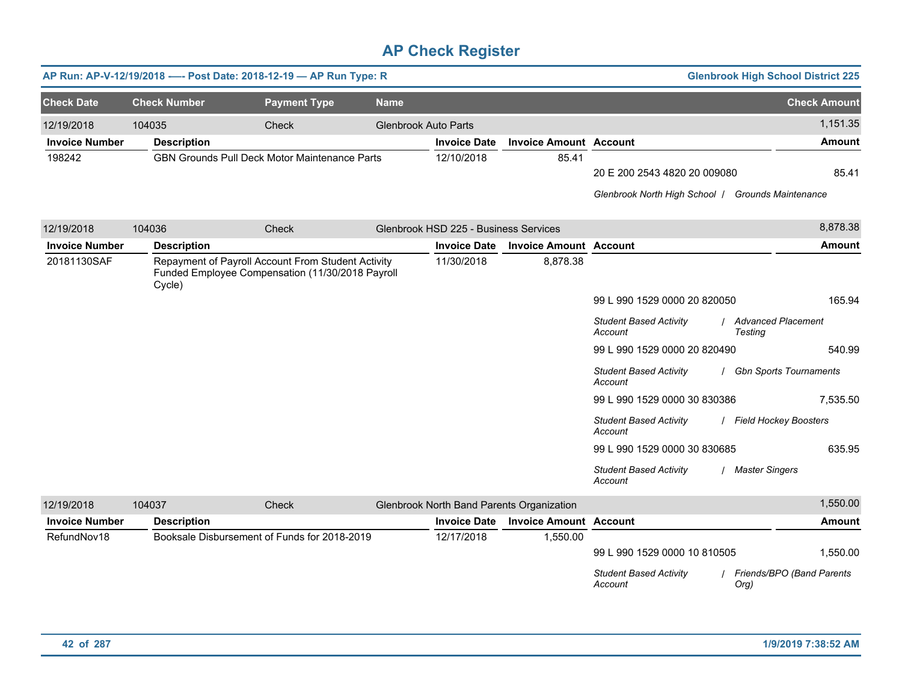# AP Check Register

**AP Run: AP-V-12/19/2018 —- Post Date: 2018-12-19 — AP Run Type: R** | **Glenbrook High School District 225**

| Check Date | Check Number | Payment Type | Name | Check Amount |
|---|---|---|---|---|
| 12/19/2018 | 104035 | Check | Glenbrook Auto Parts | 1,151.35 |

| Invoice Number | Description | Invoice Date | Invoice Amount | Account | Amount |
|---|---|---|---|---|---|
| 198242 | GBN Grounds Pull Deck Motor Maintenance Parts | 12/10/2018 | 85.41 | | |
| | | | | 20 E 200 2543 4820 20 009080 | 85.41 |
| | | | | *Glenbrook North High School / Grounds Maintenance* | |

| Check Date | Check Number | Payment Type | Name | Check Amount |
|---|---|---|---|---|
| 12/19/2018 | 104036 | Check | Glenbrook HSD 225 - Business Services | 8,878.38 |

| Invoice Number | Description | Invoice Date | Invoice Amount | Account | Amount |
|---|---|---|---|---|---|
| 20181130SAF | Repayment of Payroll Account From Student Activity Funded Employee Compensation (11/30/2018 Payroll Cycle) | 11/30/2018 | 8,878.38 | | |
| | | | | 99 L 990 1529 0000 20 820050 | 165.94 |
| | | | | *Student Based Activity Account / Advanced Placement Testing* | |
| | | | | 99 L 990 1529 0000 20 820490 | 540.99 |
| | | | | *Student Based Activity Account / Gbn Sports Tournaments* | |
| | | | | 99 L 990 1529 0000 30 830386 | 7,535.50 |
| | | | | *Student Based Activity Account / Field Hockey Boosters* | |
| | | | | 99 L 990 1529 0000 30 830685 | 635.95 |
| | | | | *Student Based Activity Account / Master Singers* | |

| Check Date | Check Number | Payment Type | Name | Check Amount |
|---|---|---|---|---|
| 12/19/2018 | 104037 | Check | Glenbrook North Band Parents Organization | 1,550.00 |

| Invoice Number | Description | Invoice Date | Invoice Amount | Account | Amount |
|---|---|---|---|---|---|
| RefundNov18 | Booksale Disbursement of Funds for 2018-2019 | 12/17/2018 | 1,550.00 | | |
| | | | | 99 L 990 1529 0000 10 810505 | 1,550.00 |
| | | | | *Student Based Activity Account / Friends/BPO (Band Parents Org)* | |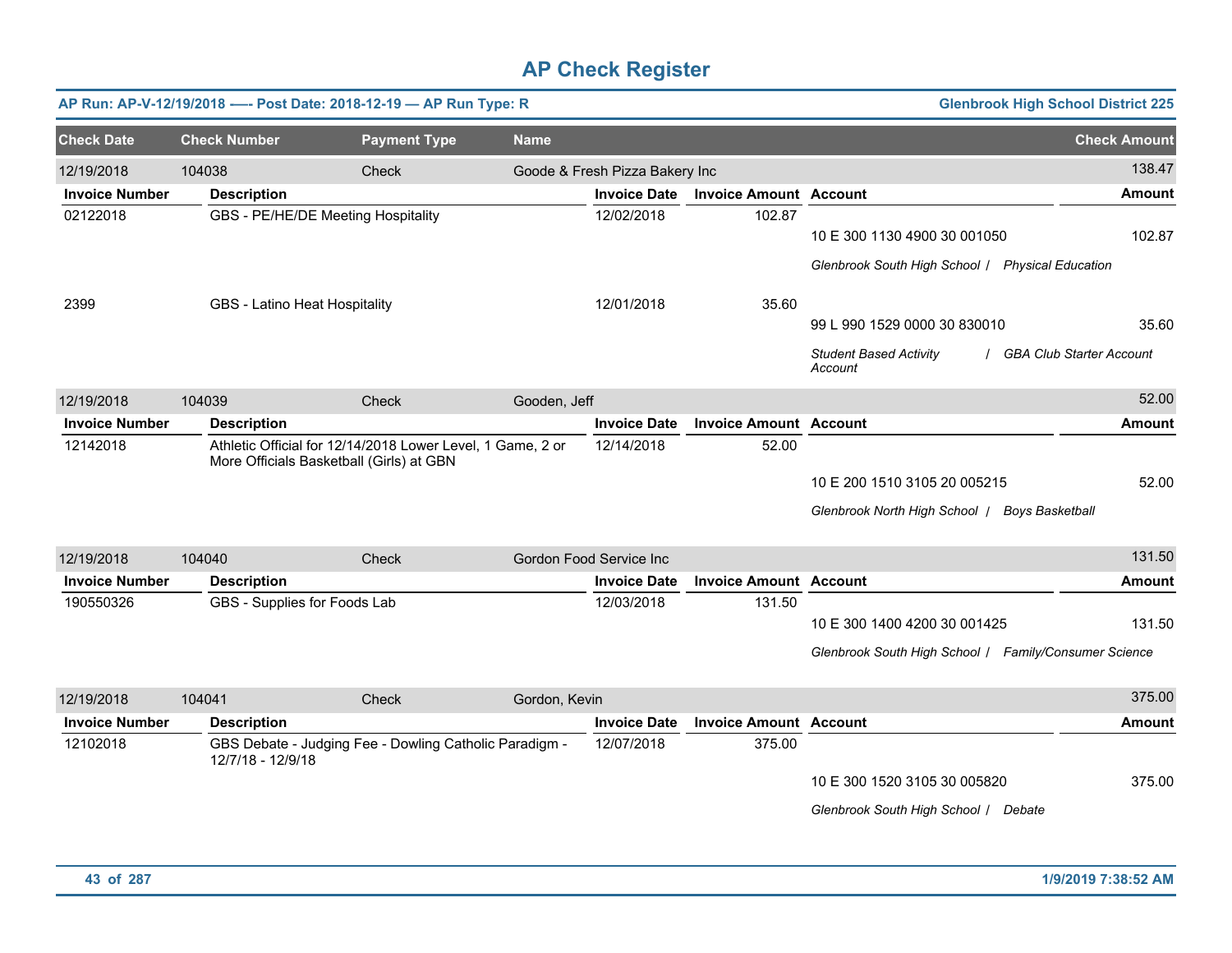# AP Check Register

**AP Run: AP-V-12/19/2018 —- Post Date: 2018-12-19 — AP Run Type: R** | **Glenbrook High School District 225**

| Check Date | Check Number | Payment Type | Name | Check Amount |
|---|---|---|---|---|
| 12/19/2018 | 104038 | Check | Goode & Fresh Pizza Bakery Inc | 138.47 |

| Invoice Number | Description | Invoice Date | Invoice Amount | Account | Amount |
|---|---|---|---|---|---|
| 02122018 | GBS - PE/HE/DE Meeting Hospitality | 12/02/2018 | 102.87 | 10 E 300 1130 4900 30 001050 | 102.87 |
| | | | | *Glenbrook South High School / Physical Education* | |
| 2399 | GBS - Latino Heat Hospitality | 12/01/2018 | 35.60 | 99 L 990 1529 0000 30 830010 | 35.60 |
| | | | | *Student Based Activity Account / GBA Club Starter Account* | |

| Check Date | Check Number | Payment Type | Name | Check Amount |
|---|---|---|---|---|
| 12/19/2018 | 104039 | Check | Gooden, Jeff | 52.00 |

| Invoice Number | Description | Invoice Date | Invoice Amount | Account | Amount |
|---|---|---|---|---|---|
| 12142018 | Athletic Official for 12/14/2018 Lower Level, 1 Game, 2 or More Officials Basketball (Girls) at GBN | 12/14/2018 | 52.00 | 10 E 200 1510 3105 20 005215 | 52.00 |
| | | | | *Glenbrook North High School / Boys Basketball* | |

| Check Date | Check Number | Payment Type | Name | Check Amount |
|---|---|---|---|---|
| 12/19/2018 | 104040 | Check | Gordon Food Service Inc | 131.50 |

| Invoice Number | Description | Invoice Date | Invoice Amount | Account | Amount |
|---|---|---|---|---|---|
| 190550326 | GBS - Supplies for Foods Lab | 12/03/2018 | 131.50 | 10 E 300 1400 4200 30 001425 | 131.50 |
| | | | | *Glenbrook South High School / Family/Consumer Science* | |

| Check Date | Check Number | Payment Type | Name | Check Amount |
|---|---|---|---|---|
| 12/19/2018 | 104041 | Check | Gordon, Kevin | 375.00 |

| Invoice Number | Description | Invoice Date | Invoice Amount | Account | Amount |
|---|---|---|---|---|---|
| 12102018 | GBS Debate - Judging Fee - Dowling Catholic Paradigm - 12/7/18 - 12/9/18 | 12/07/2018 | 375.00 | 10 E 300 1520 3105 30 005820 | 375.00 |
| | | | | *Glenbrook South High School / Debate* | |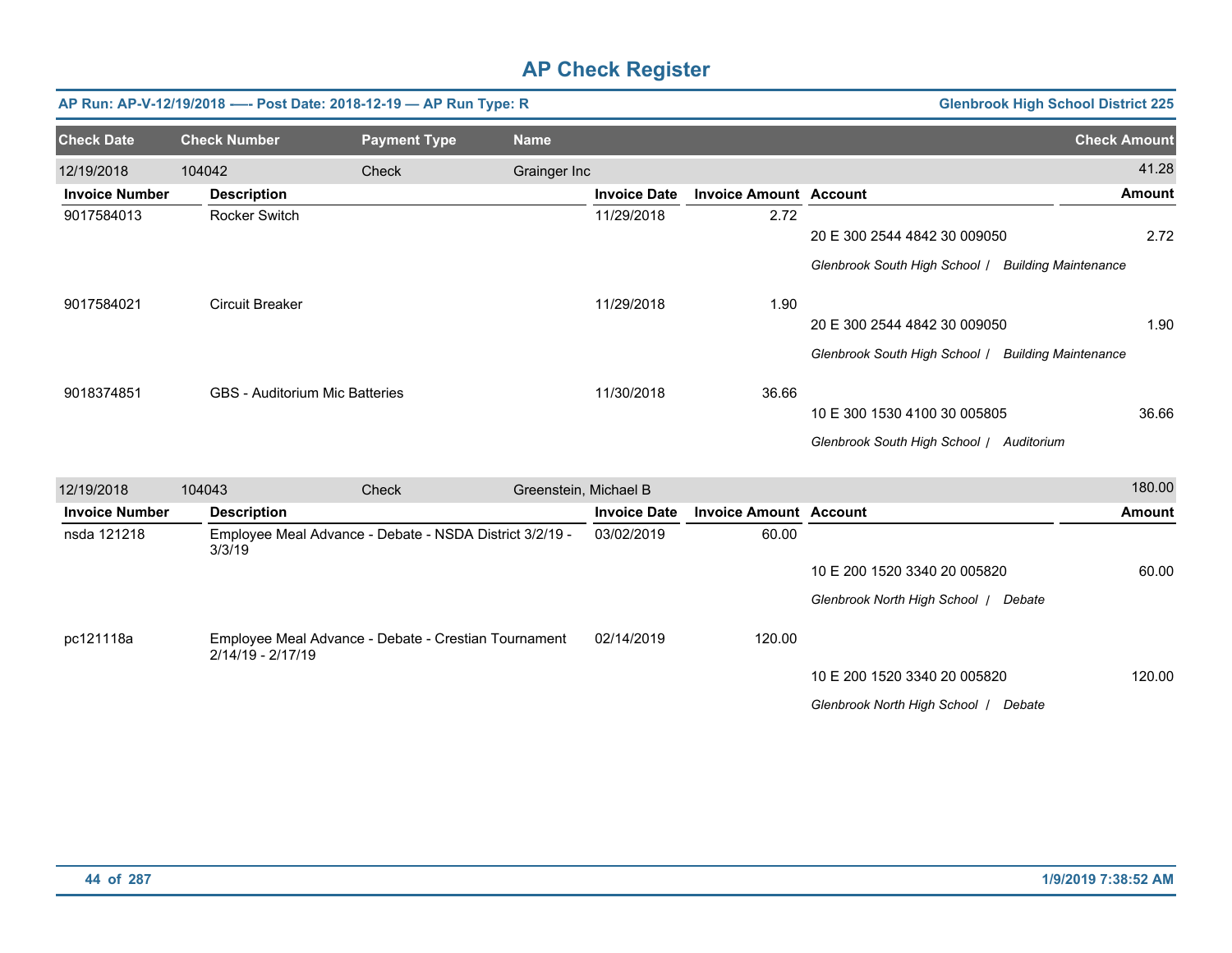# AP Check Register

**AP Run: AP-V-12/19/2018 -— Post Date: 2018-12-19 — AP Run Type: R** — **Glenbrook High School District 225**

| Check Date | Check Number | Payment Type | Name | Check Amount |
|---|---|---|---|---|
| 12/19/2018 | 104042 | Check | Grainger Inc | 41.28 |

| Invoice Number | Description | Invoice Date | Invoice Amount | Account | Amount |
|---|---|---|---|---|---|
| 9017584013 | Rocker Switch | 11/29/2018 | 2.72 | 20 E 300 2544 4842 30 009050 | 2.72 |
| | | | | *Glenbrook South High School / Building Maintenance* | |
| 9017584021 | Circuit Breaker | 11/29/2018 | 1.90 | 20 E 300 2544 4842 30 009050 | 1.90 |
| | | | | *Glenbrook South High School / Building Maintenance* | |
| 9018374851 | GBS - Auditorium Mic Batteries | 11/30/2018 | 36.66 | 10 E 300 1530 4100 30 005805 | 36.66 |
| | | | | *Glenbrook South High School / Auditorium* | |

| Check Date | Check Number | Payment Type | Name | Check Amount |
|---|---|---|---|---|
| 12/19/2018 | 104043 | Check | Greenstein, Michael B | 180.00 |

| Invoice Number | Description | Invoice Date | Invoice Amount | Account | Amount |
|---|---|---|---|---|---|
| nsda 121218 | Employee Meal Advance - Debate - NSDA District 3/2/19 - 3/3/19 | 03/02/2019 | 60.00 | 10 E 200 1520 3340 20 005820 | 60.00 |
| | | | | *Glenbrook North High School / Debate* | |
| pc121118a | Employee Meal Advance - Debate - Crestian Tournament 2/14/19 - 2/17/19 | 02/14/2019 | 120.00 | 10 E 200 1520 3340 20 005820 | 120.00 |
| | | | | *Glenbrook North High School / Debate* | |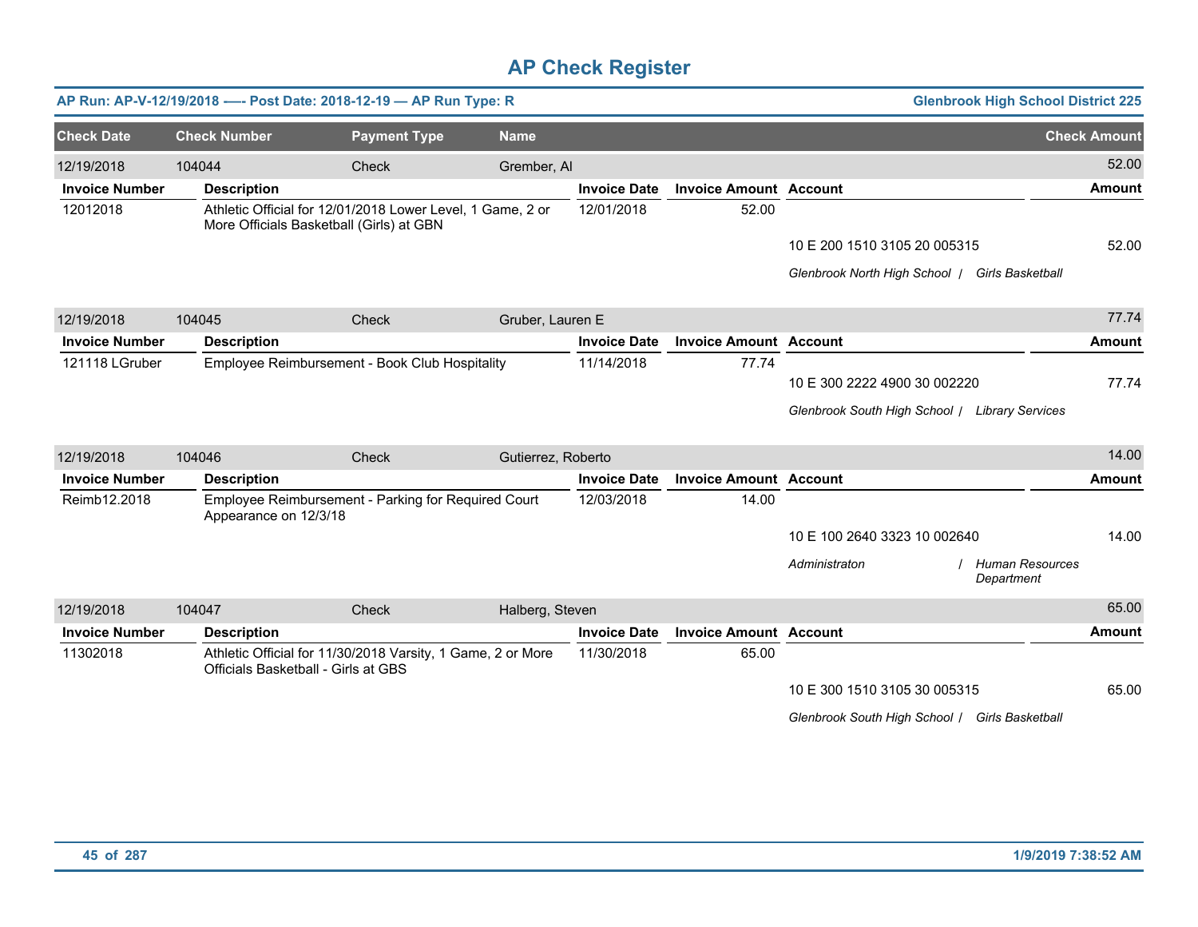# AP Check Register

**AP Run: AP-V-12/19/2018 –-- Post Date: 2018-12-19 — AP Run Type: R** — **Glenbrook High School District 225**

| Check Date | Check Number | Payment Type | Name | Check Amount |
|---|---|---|---|---|
| 12/19/2018 | 104044 | Check | Grember, Al | 52.00 |

| Invoice Number | Description | Invoice Date | Invoice Amount | Account | Amount |
|---|---|---|---|---|---|
| 12012018 | Athletic Official for 12/01/2018 Lower Level, 1 Game, 2 or More Officials Basketball (Girls) at GBN | 12/01/2018 | 52.00 | | |
| | | | | 10 E 200 1510 3105 20 005315 | 52.00 |
| | | | | *Glenbrook North High School / Girls Basketball* | |

| Check Date | Check Number | Payment Type | Name | Check Amount |
|---|---|---|---|---|
| 12/19/2018 | 104045 | Check | Gruber, Lauren E | 77.74 |

| Invoice Number | Description | Invoice Date | Invoice Amount | Account | Amount |
|---|---|---|---|---|---|
| 121118 LGruber | Employee Reimbursement - Book Club Hospitality | 11/14/2018 | 77.74 | | |
| | | | | 10 E 300 2222 4900 30 002220 | 77.74 |
| | | | | *Glenbrook South High School / Library Services* | |

| Check Date | Check Number | Payment Type | Name | Check Amount |
|---|---|---|---|---|
| 12/19/2018 | 104046 | Check | Gutierrez, Roberto | 14.00 |

| Invoice Number | Description | Invoice Date | Invoice Amount | Account | Amount |
|---|---|---|---|---|---|
| Reimb12.2018 | Employee Reimbursement - Parking for Required Court Appearance on 12/3/18 | 12/03/2018 | 14.00 | | |
| | | | | 10 E 100 2640 3323 10 002640 | 14.00 |
| | | | | *Administraton / Human Resources Department* | |

| Check Date | Check Number | Payment Type | Name | Check Amount |
|---|---|---|---|---|
| 12/19/2018 | 104047 | Check | Halberg, Steven | 65.00 |

| Invoice Number | Description | Invoice Date | Invoice Amount | Account | Amount |
|---|---|---|---|---|---|
| 11302018 | Athletic Official for 11/30/2018 Varsity, 1 Game, 2 or More Officials Basketball - Girls at GBS | 11/30/2018 | 65.00 | | |
| | | | | 10 E 300 1510 3105 30 005315 | 65.00 |
| | | | | *Glenbrook South High School / Girls Basketball* | |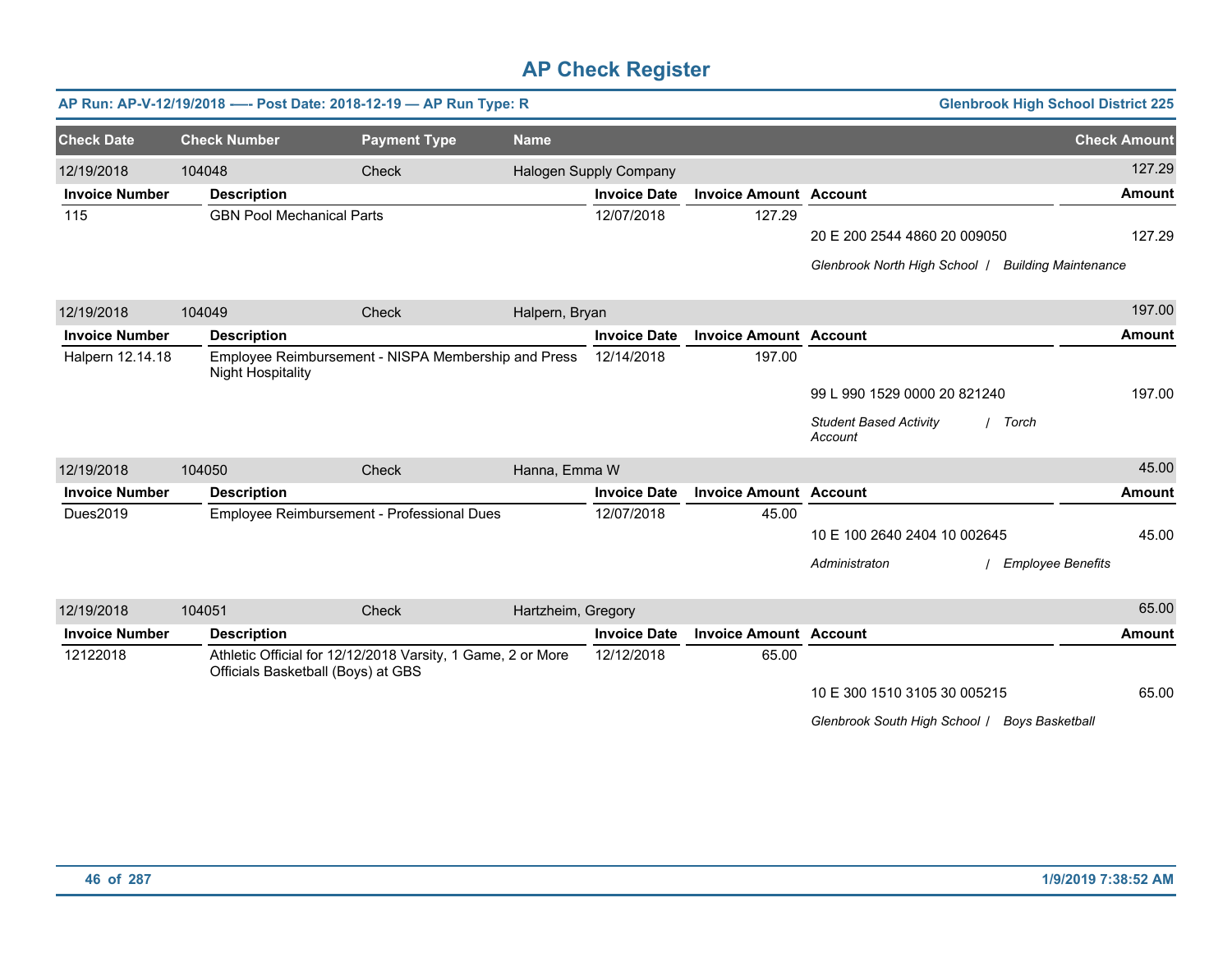# AP Check Register

**AP Run: AP-V-12/19/2018 -—- Post Date: 2018-12-19 — AP Run Type: R** — **Glenbrook High School District 225**

| Check Date | Check Number | Payment Type | Name | Check Amount |
|---|---|---|---|---|
| 12/19/2018 | 104048 | Check | Halogen Supply Company | 127.29 |

| Invoice Number | Description | Invoice Date | Invoice Amount | Account | Amount |
|---|---|---|---|---|---|
| 115 | GBN Pool Mechanical Parts | 12/07/2018 | 127.29 | | |
| | | | | 20 E 200 2544 4860 20 009050 | 127.29 |
| | | | | *Glenbrook North High School / Building Maintenance* | |

| Check Date | Check Number | Payment Type | Name | Check Amount |
|---|---|---|---|---|
| 12/19/2018 | 104049 | Check | Halpern, Bryan | 197.00 |

| Invoice Number | Description | Invoice Date | Invoice Amount | Account | Amount |
|---|---|---|---|---|---|
| Halpern 12.14.18 | Employee Reimbursement - NISPA Membership and Press Night Hospitality | 12/14/2018 | 197.00 | | |
| | | | | 99 L 990 1529 0000 20 821240 | 197.00 |
| | | | | *Student Based Activity Account / Torch* | |

| Check Date | Check Number | Payment Type | Name | Check Amount |
|---|---|---|---|---|
| 12/19/2018 | 104050 | Check | Hanna, Emma W | 45.00 |

| Invoice Number | Description | Invoice Date | Invoice Amount | Account | Amount |
|---|---|---|---|---|---|
| Dues2019 | Employee Reimbursement - Professional Dues | 12/07/2018 | 45.00 | | |
| | | | | 10 E 100 2640 2404 10 002645 | 45.00 |
| | | | | *Administraton / Employee Benefits* | |

| Check Date | Check Number | Payment Type | Name | Check Amount |
|---|---|---|---|---|
| 12/19/2018 | 104051 | Check | Hartzheim, Gregory | 65.00 |

| Invoice Number | Description | Invoice Date | Invoice Amount | Account | Amount |
|---|---|---|---|---|---|
| 12122018 | Athletic Official for 12/12/2018 Varsity, 1 Game, 2 or More Officials Basketball (Boys) at GBS | 12/12/2018 | 65.00 | | |
| | | | | 10 E 300 1510 3105 30 005215 | 65.00 |
| | | | | *Glenbrook South High School / Boys Basketball* | |

1/9/2019 7:38:52 AM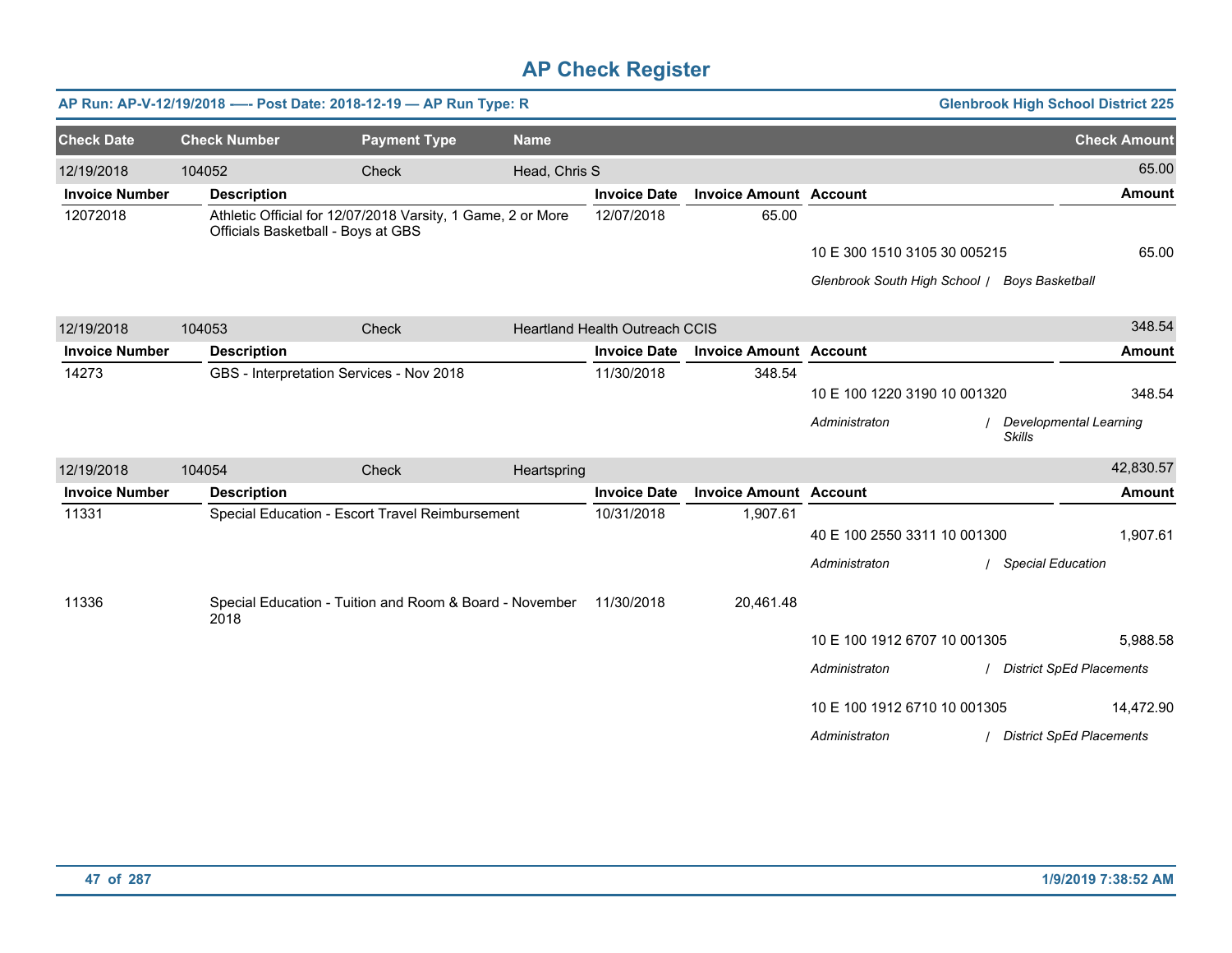# AP Check Register

**AP Run: AP-V-12/19/2018 —- Post Date: 2018-12-19 — AP Run Type: R** | **Glenbrook High School District 225**

| Check Date | Check Number | Payment Type | Name | Check Amount |
|---|---|---|---|---|
| 12/19/2018 | 104052 | Check | Head, Chris S | 65.00 |

| Invoice Number | Description | Invoice Date | Invoice Amount | Account | Amount |
|---|---|---|---|---|---|
| 12072018 | Athletic Official for 12/07/2018 Varsity, 1 Game, 2 or More Officials Basketball - Boys at GBS | 12/07/2018 | 65.00 | | |
| | | | | 10 E 300 1510 3105 30 005215 | 65.00 |
| | | | | *Glenbrook South High School / Boys Basketball* | |

| Check Date | Check Number | Payment Type | Name | Check Amount |
|---|---|---|---|---|
| 12/19/2018 | 104053 | Check | Heartland Health Outreach CCIS | 348.54 |

| Invoice Number | Description | Invoice Date | Invoice Amount | Account | Amount |
|---|---|---|---|---|---|
| 14273 | GBS - Interpretation Services - Nov 2018 | 11/30/2018 | 348.54 | | |
| | | | | 10 E 100 1220 3190 10 001320 | 348.54 |
| | | | | *Administraton / Developmental Learning Skills* | |

| Check Date | Check Number | Payment Type | Name | Check Amount |
|---|---|---|---|---|
| 12/19/2018 | 104054 | Check | Heartspring | 42,830.57 |

| Invoice Number | Description | Invoice Date | Invoice Amount | Account | Amount |
|---|---|---|---|---|---|
| 11331 | Special Education - Escort Travel Reimbursement | 10/31/2018 | 1,907.61 | | |
| | | | | 40 E 100 2550 3311 10 001300 | 1,907.61 |
| | | | | *Administraton / Special Education* | |
| 11336 | Special Education - Tuition and Room & Board - November 2018 | 11/30/2018 | 20,461.48 | | |
| | | | | 10 E 100 1912 6707 10 001305 | 5,988.58 |
| | | | | *Administraton / District SpEd Placements* | |
| | | | | 10 E 100 1912 6710 10 001305 | 14,472.90 |
| | | | | *Administraton / District SpEd Placements* | |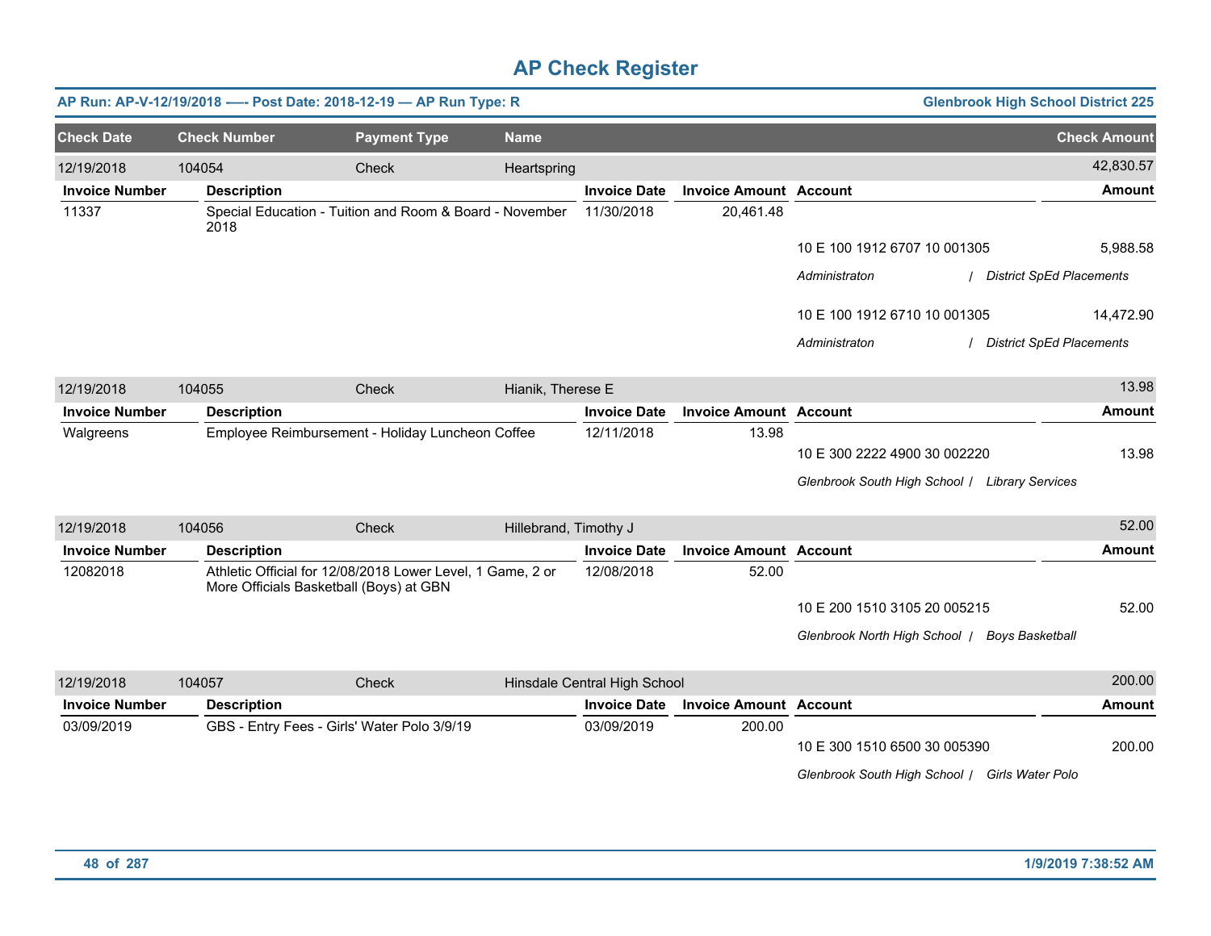# AP Check Register

**AP Run: AP-V-12/19/2018 —- Post Date: 2018-12-19 — AP Run Type: R** — **Glenbrook High School District 225**

| Check Date | Check Number | Payment Type | Name | Check Amount |
|---|---|---|---|---|
| 12/19/2018 | 104054 | Check | Heartspring | 42,830.57 |

| Invoice Number | Description | Invoice Date | Invoice Amount | Account | Amount |
|---|---|---|---|---|---|
| 11337 | Special Education - Tuition and Room & Board - November 2018 | 11/30/2018 | 20,461.48 | | |
| | | | | 10 E 100 1912 6707 10 001305 | 5,988.58 |
| | | | | *Administraton / District SpEd Placements* | |
| | | | | 10 E 100 1912 6710 10 001305 | 14,472.90 |
| | | | | *Administraton / District SpEd Placements* | |

| Check Date | Check Number | Payment Type | Name | Check Amount |
|---|---|---|---|---|
| 12/19/2018 | 104055 | Check | Hianik, Therese E | 13.98 |

| Invoice Number | Description | Invoice Date | Invoice Amount | Account | Amount |
|---|---|---|---|---|---|
| Walgreens | Employee Reimbursement - Holiday Luncheon Coffee | 12/11/2018 | 13.98 | | |
| | | | | 10 E 300 2222 4900 30 002220 | 13.98 |
| | | | | *Glenbrook South High School / Library Services* | |

| Check Date | Check Number | Payment Type | Name | Check Amount |
|---|---|---|---|---|
| 12/19/2018 | 104056 | Check | Hillebrand, Timothy J | 52.00 |

| Invoice Number | Description | Invoice Date | Invoice Amount | Account | Amount |
|---|---|---|---|---|---|
| 12082018 | Athletic Official for 12/08/2018 Lower Level, 1 Game, 2 or More Officials Basketball (Boys) at GBN | 12/08/2018 | 52.00 | | |
| | | | | 10 E 200 1510 3105 20 005215 | 52.00 |
| | | | | *Glenbrook North High School / Boys Basketball* | |

| Check Date | Check Number | Payment Type | Name | Check Amount |
|---|---|---|---|---|
| 12/19/2018 | 104057 | Check | Hinsdale Central High School | 200.00 |

| Invoice Number | Description | Invoice Date | Invoice Amount | Account | Amount |
|---|---|---|---|---|---|
| 03/09/2019 | GBS - Entry Fees - Girls' Water Polo 3/9/19 | 03/09/2019 | 200.00 | | |
| | | | | 10 E 300 1510 6500 30 005390 | 200.00 |
| | | | | *Glenbrook South High School / Girls Water Polo* | |

1/9/2019 7:38:52 AM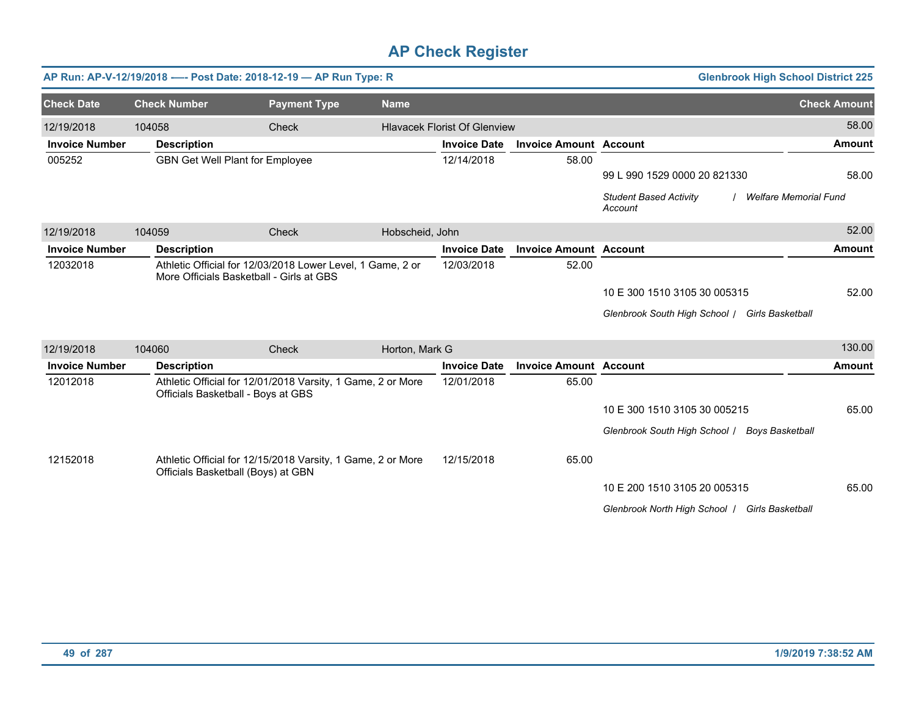# AP Check Register

**AP Run: AP-V-12/19/2018 —- Post Date: 2018-12-19 — AP Run Type: R** | **Glenbrook High School District 225**

| Check Date | Check Number | Payment Type | Name | Check Amount |
|---|---|---|---|---|
| 12/19/2018 | 104058 | Check | Hlavacek Florist Of Glenview | 58.00 |

| Invoice Number | Description | Invoice Date | Invoice Amount | Account | Amount |
|---|---|---|---|---|---|
| 005252 | GBN Get Well Plant for Employee | 12/14/2018 | 58.00 | | |
| | | | | 99 L 990 1529 0000 20 821330 | 58.00 |
| | | | | *Student Based Activity Account / Welfare Memorial Fund* | |

| Check Date | Check Number | Payment Type | Name | Check Amount |
|---|---|---|---|---|
| 12/19/2018 | 104059 | Check | Hobscheid, John | 52.00 |

| Invoice Number | Description | Invoice Date | Invoice Amount | Account | Amount |
|---|---|---|---|---|---|
| 12032018 | Athletic Official for 12/03/2018 Lower Level, 1 Game, 2 or More Officials Basketball - Girls at GBS | 12/03/2018 | 52.00 | | |
| | | | | 10 E 300 1510 3105 30 005315 | 52.00 |
| | | | | *Glenbrook South High School / Girls Basketball* | |

| Check Date | Check Number | Payment Type | Name | Check Amount |
|---|---|---|---|---|
| 12/19/2018 | 104060 | Check | Horton, Mark G | 130.00 |

| Invoice Number | Description | Invoice Date | Invoice Amount | Account | Amount |
|---|---|---|---|---|---|
| 12012018 | Athletic Official for 12/01/2018 Varsity, 1 Game, 2 or More Officials Basketball - Boys at GBS | 12/01/2018 | 65.00 | | |
| | | | | 10 E 300 1510 3105 30 005215 | 65.00 |
| | | | | *Glenbrook South High School / Boys Basketball* | |
| 12152018 | Athletic Official for 12/15/2018 Varsity, 1 Game, 2 or More Officials Basketball (Boys) at GBN | 12/15/2018 | 65.00 | | |
| | | | | 10 E 200 1510 3105 20 005315 | 65.00 |
| | | | | *Glenbrook North High School / Girls Basketball* | |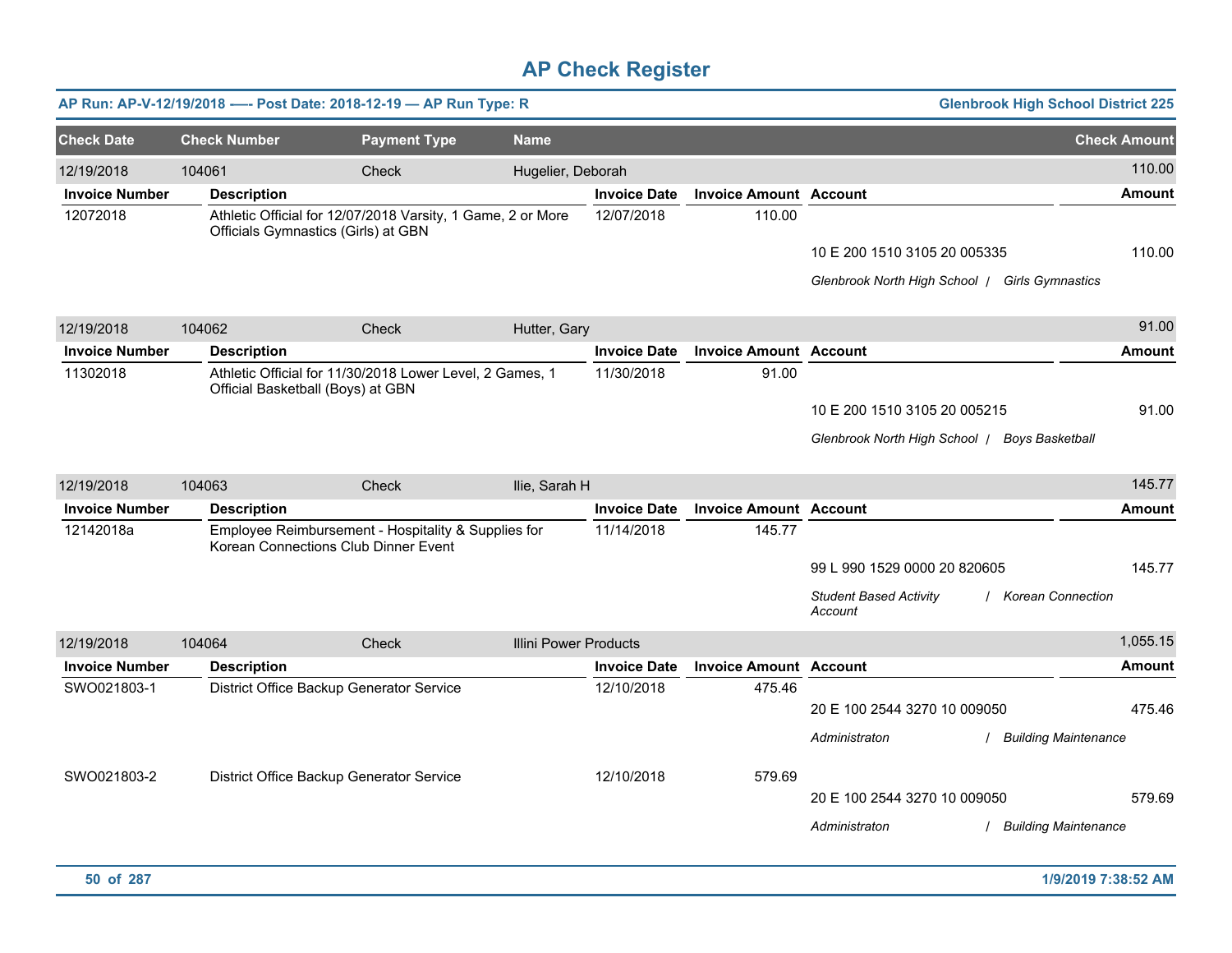# AP Check Register

**AP Run: AP-V-12/19/2018 —- Post Date: 2018-12-19 — AP Run Type: R** | **Glenbrook High School District 225**

| Check Date | Check Number | Payment Type | Name | Check Amount |
|---|---|---|---|---|
| 12/19/2018 | 104061 | Check | Hugelier, Deborah | 110.00 |

| Invoice Number | Description | Invoice Date | Invoice Amount | Account | Amount |
|---|---|---|---|---|---|
| 12072018 | Athletic Official for 12/07/2018 Varsity, 1 Game, 2 or More Officials Gymnastics (Girls) at GBN | 12/07/2018 | 110.00 | | |
| | | | | 10 E 200 1510 3105 20 005335 | 110.00 |
| | | | | *Glenbrook North High School / Girls Gymnastics* | |

| Check Date | Check Number | Payment Type | Name | Check Amount |
|---|---|---|---|---|
| 12/19/2018 | 104062 | Check | Hutter, Gary | 91.00 |

| Invoice Number | Description | Invoice Date | Invoice Amount | Account | Amount |
|---|---|---|---|---|---|
| 11302018 | Athletic Official for 11/30/2018 Lower Level, 2 Games, 1 Official Basketball (Boys) at GBN | 11/30/2018 | 91.00 | | |
| | | | | 10 E 200 1510 3105 20 005215 | 91.00 |
| | | | | *Glenbrook North High School / Boys Basketball* | |

| Check Date | Check Number | Payment Type | Name | Check Amount |
|---|---|---|---|---|
| 12/19/2018 | 104063 | Check | Ilie, Sarah H | 145.77 |

| Invoice Number | Description | Invoice Date | Invoice Amount | Account | Amount |
|---|---|---|---|---|---|
| 12142018a | Employee Reimbursement - Hospitality & Supplies for Korean Connections Club Dinner Event | 11/14/2018 | 145.77 | | |
| | | | | 99 L 990 1529 0000 20 820605 | 145.77 |
| | | | | *Student Based Activity Account / Korean Connection* | |

| Check Date | Check Number | Payment Type | Name | Check Amount |
|---|---|---|---|---|
| 12/19/2018 | 104064 | Check | Illini Power Products | 1,055.15 |

| Invoice Number | Description | Invoice Date | Invoice Amount | Account | Amount |
|---|---|---|---|---|---|
| SWO021803-1 | District Office Backup Generator Service | 12/10/2018 | 475.46 | | |
| | | | | 20 E 100 2544 3270 10 009050 | 475.46 |
| | | | | *Administraton / Building Maintenance* | |
| SWO021803-2 | District Office Backup Generator Service | 12/10/2018 | 579.69 | | |
| | | | | 20 E 100 2544 3270 10 009050 | 579.69 |
| | | | | *Administraton / Building Maintenance* | |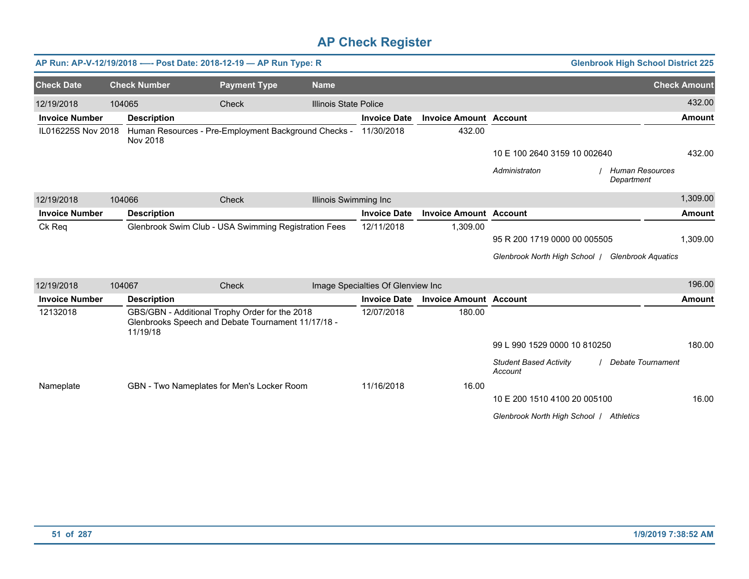# AP Check Register

**AP Run: AP-V-12/19/2018 -—- Post Date: 2018-12-19 — AP Run Type: R** | **Glenbrook High School District 225**

| Check Date | Check Number | Payment Type | Name | Check Amount |
|---|---|---|---|---|
| 12/19/2018 | 104065 | Check | Illinois State Police | 432.00 |

| Invoice Number | Description | Invoice Date | Invoice Amount | Account | Amount |
|---|---|---|---|---|---|
| IL016225S Nov 2018 | Human Resources - Pre-Employment Background Checks - Nov 2018 | 11/30/2018 | 432.00 | | |
| | | | | 10 E 100 2640 3159 10 002640 | 432.00 |
| | | | | *Administraton / Human Resources Department* | |

| Check Date | Check Number | Payment Type | Name | Check Amount |
|---|---|---|---|---|
| 12/19/2018 | 104066 | Check | Illinois Swimming Inc | 1,309.00 |

| Invoice Number | Description | Invoice Date | Invoice Amount | Account | Amount |
|---|---|---|---|---|---|
| Ck Req | Glenbrook Swim Club - USA Swimming Registration Fees | 12/11/2018 | 1,309.00 | | |
| | | | | 95 R 200 1719 0000 00 005505 | 1,309.00 |
| | | | | *Glenbrook North High School / Glenbrook Aquatics* | |

| Check Date | Check Number | Payment Type | Name | Check Amount |
|---|---|---|---|---|
| 12/19/2018 | 104067 | Check | Image Specialties Of Glenview Inc | 196.00 |

| Invoice Number | Description | Invoice Date | Invoice Amount | Account | Amount |
|---|---|---|---|---|---|
| 12132018 | GBS/GBN - Additional Trophy Order for the 2018 Glenbrooks Speech and Debate Tournament 11/17/18 - 11/19/18 | 12/07/2018 | 180.00 | | |
| | | | | 99 L 990 1529 0000 10 810250 | 180.00 |
| | | | | *Student Based Activity Account / Debate Tournament* | |
| Nameplate | GBN - Two Nameplates for Men's Locker Room | 11/16/2018 | 16.00 | | |
| | | | | 10 E 200 1510 4100 20 005100 | 16.00 |
| | | | | *Glenbrook North High School / Athletics* | |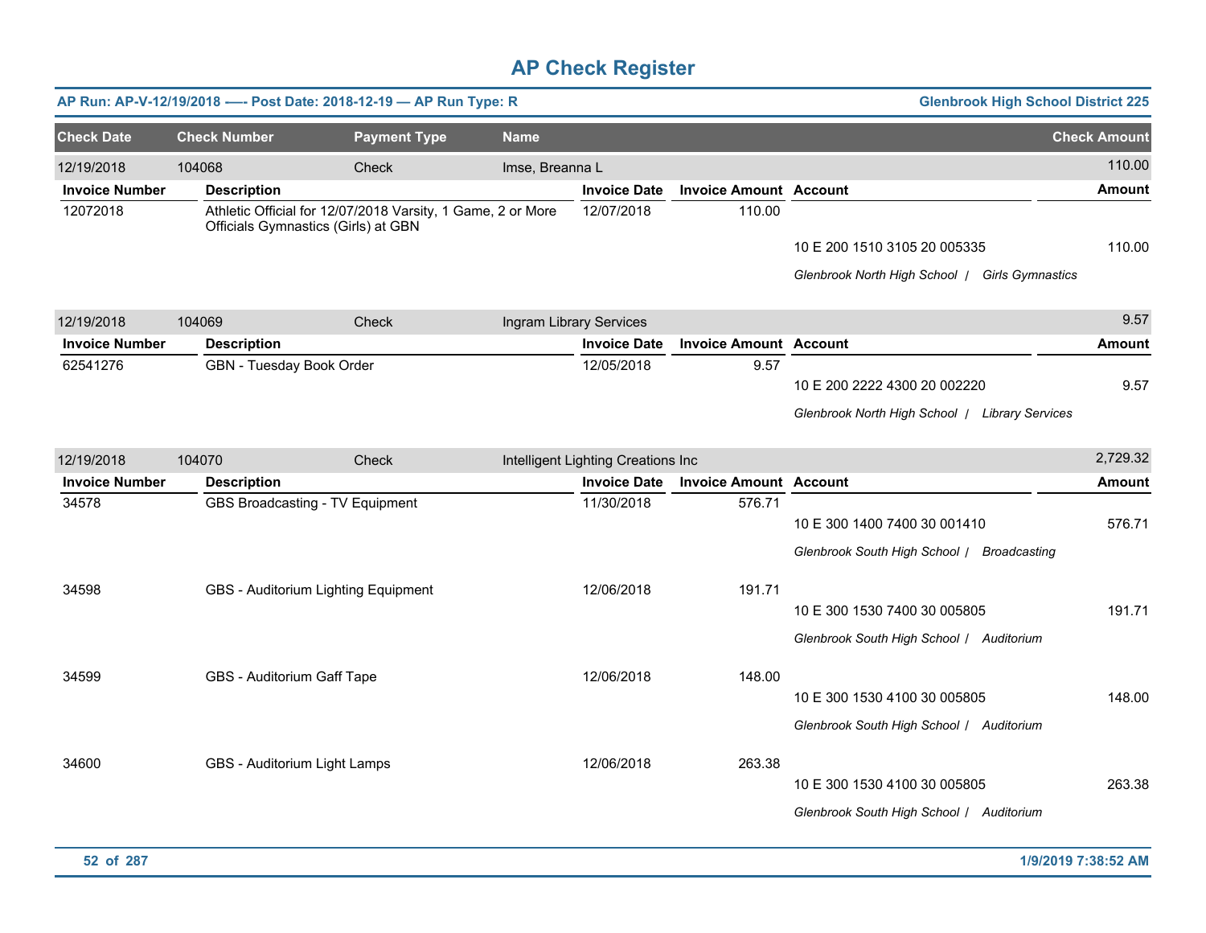# AP Check Register

**AP Run: AP-V-12/19/2018 -—- Post Date: 2018-12-19 — AP Run Type: R** | **Glenbrook High School District 225**

| Check Date | Check Number | Payment Type | Name | Check Amount |
|---|---|---|---|---|
| 12/19/2018 | 104068 | Check | Imse, Breanna L | 110.00 |

| Invoice Number | Description | Invoice Date | Invoice Amount | Account | Amount |
|---|---|---|---|---|---|
| 12072018 | Athletic Official for 12/07/2018 Varsity, 1 Game, 2 or More Officials Gymnastics (Girls) at GBN | 12/07/2018 | 110.00 | | |
| | | | | 10 E 200 1510 3105 20 005335 | 110.00 |
| | | | | *Glenbrook North High School / Girls Gymnastics* | |

| Check Date | Check Number | Payment Type | Name | Check Amount |
|---|---|---|---|---|
| 12/19/2018 | 104069 | Check | Ingram Library Services | 9.57 |

| Invoice Number | Description | Invoice Date | Invoice Amount | Account | Amount |
|---|---|---|---|---|---|
| 62541276 | GBN - Tuesday Book Order | 12/05/2018 | 9.57 | | |
| | | | | 10 E 200 2222 4300 20 002220 | 9.57 |
| | | | | *Glenbrook North High School / Library Services* | |

| Check Date | Check Number | Payment Type | Name | Check Amount |
|---|---|---|---|---|
| 12/19/2018 | 104070 | Check | Intelligent Lighting Creations Inc | 2,729.32 |

| Invoice Number | Description | Invoice Date | Invoice Amount | Account | Amount |
|---|---|---|---|---|---|
| 34578 | GBS Broadcasting - TV Equipment | 11/30/2018 | 576.71 | | |
| | | | | 10 E 300 1400 7400 30 001410 | 576.71 |
| | | | | *Glenbrook South High School / Broadcasting* | |
| 34598 | GBS - Auditorium Lighting Equipment | 12/06/2018 | 191.71 | | |
| | | | | 10 E 300 1530 7400 30 005805 | 191.71 |
| | | | | *Glenbrook South High School / Auditorium* | |
| 34599 | GBS - Auditorium Gaff Tape | 12/06/2018 | 148.00 | | |
| | | | | 10 E 300 1530 4100 30 005805 | 148.00 |
| | | | | *Glenbrook South High School / Auditorium* | |
| 34600 | GBS - Auditorium Light Lamps | 12/06/2018 | 263.38 | | |
| | | | | 10 E 300 1530 4100 30 005805 | 263.38 |
| | | | | *Glenbrook South High School / Auditorium* | |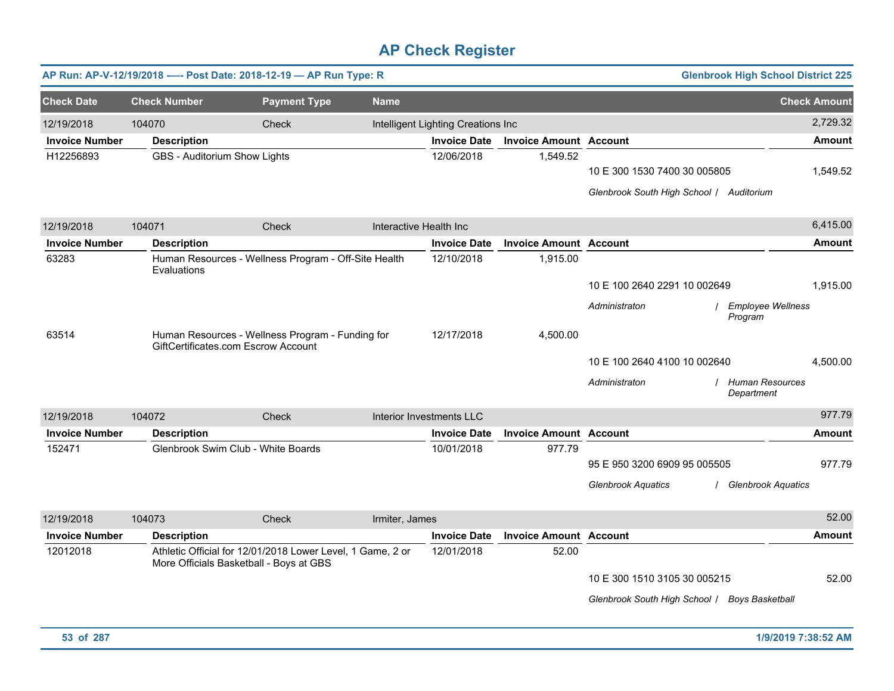# AP Check Register

**AP Run: AP-V-12/19/2018 -—- Post Date: 2018-12-19 — AP Run Type: R** | **Glenbrook High School District 225**

| Check Date | Check Number | Payment Type | Name | Check Amount |
|---|---|---|---|---|
| 12/19/2018 | 104070 | Check | Intelligent Lighting Creations Inc | 2,729.32 |

| Invoice Number | Description | Invoice Date | Invoice Amount | Account | Amount |
|---|---|---|---|---|---|
| H12256893 | GBS - Auditorium Show Lights | 12/06/2018 | 1,549.52 | | |
| | | | | 10 E 300 1530 7400 30 005805 | 1,549.52 |
| | | | | *Glenbrook South High School / Auditorium* | |

| Check Date | Check Number | Payment Type | Name | Check Amount |
|---|---|---|---|---|
| 12/19/2018 | 104071 | Check | Interactive Health Inc | 6,415.00 |

| Invoice Number | Description | Invoice Date | Invoice Amount | Account | Amount |
|---|---|---|---|---|---|
| 63283 | Human Resources - Wellness Program - Off-Site Health Evaluations | 12/10/2018 | 1,915.00 | | |
| | | | | 10 E 100 2640 2291 10 002649 | 1,915.00 |
| | | | | *Administraton / Employee Wellness Program* | |
| 63514 | Human Resources - Wellness Program - Funding for GiftCertificates.com Escrow Account | 12/17/2018 | 4,500.00 | | |
| | | | | 10 E 100 2640 4100 10 002640 | 4,500.00 |
| | | | | *Administraton / Human Resources Department* | |

| Check Date | Check Number | Payment Type | Name | Check Amount |
|---|---|---|---|---|
| 12/19/2018 | 104072 | Check | Interior Investments LLC | 977.79 |

| Invoice Number | Description | Invoice Date | Invoice Amount | Account | Amount |
|---|---|---|---|---|---|
| 152471 | Glenbrook Swim Club - White Boards | 10/01/2018 | 977.79 | | |
| | | | | 95 E 950 3200 6909 95 005505 | 977.79 |
| | | | | *Glenbrook Aquatics / Glenbrook Aquatics* | |

| Check Date | Check Number | Payment Type | Name | Check Amount |
|---|---|---|---|---|
| 12/19/2018 | 104073 | Check | Irmiter, James | 52.00 |

| Invoice Number | Description | Invoice Date | Invoice Amount | Account | Amount |
|---|---|---|---|---|---|
| 12012018 | Athletic Official for 12/01/2018 Lower Level, 1 Game, 2 or More Officials Basketball - Boys at GBS | 12/01/2018 | 52.00 | | |
| | | | | 10 E 300 1510 3105 30 005215 | 52.00 |
| | | | | *Glenbrook South High School / Boys Basketball* | |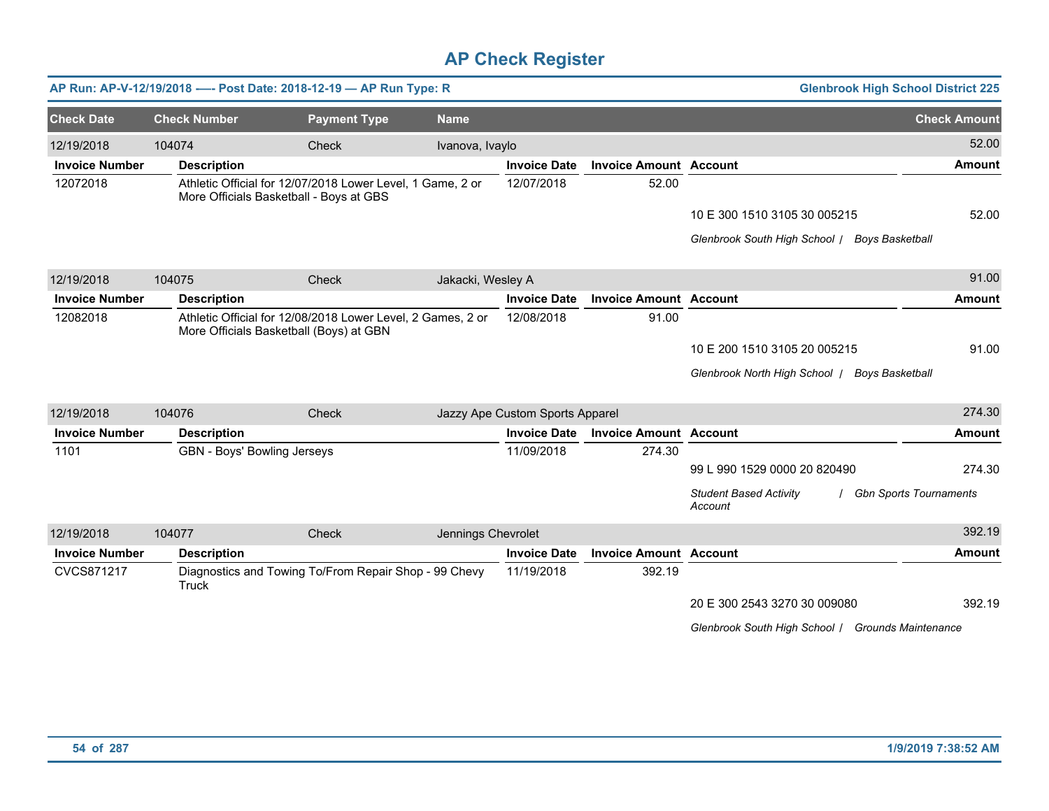# AP Check Register

**AP Run: AP-V-12/19/2018 —- Post Date: 2018-12-19 — AP Run Type: R** | **Glenbrook High School District 225**

| Check Date | Check Number | Payment Type | Name | Check Amount |
|---|---|---|---|---|
| 12/19/2018 | 104074 | Check | Ivanova, Ivaylo | 52.00 |

| Invoice Number | Description | Invoice Date | Invoice Amount | Account | Amount |
|---|---|---|---|---|---|
| 12072018 | Athletic Official for 12/07/2018 Lower Level, 1 Game, 2 or More Officials Basketball - Boys at GBS | 12/07/2018 | 52.00 | | |
| | | | | 10 E 300 1510 3105 30 005215 | 52.00 |
| | | | | *Glenbrook South High School / Boys Basketball* | |

| Check Date | Check Number | Payment Type | Name | Check Amount |
|---|---|---|---|---|
| 12/19/2018 | 104075 | Check | Jakacki, Wesley A | 91.00 |

| Invoice Number | Description | Invoice Date | Invoice Amount | Account | Amount |
|---|---|---|---|---|---|
| 12082018 | Athletic Official for 12/08/2018 Lower Level, 2 Games, 2 or More Officials Basketball (Boys) at GBN | 12/08/2018 | 91.00 | | |
| | | | | 10 E 200 1510 3105 20 005215 | 91.00 |
| | | | | *Glenbrook North High School / Boys Basketball* | |

| Check Date | Check Number | Payment Type | Name | Check Amount |
|---|---|---|---|---|
| 12/19/2018 | 104076 | Check | Jazzy Ape Custom Sports Apparel | 274.30 |

| Invoice Number | Description | Invoice Date | Invoice Amount | Account | Amount |
|---|---|---|---|---|---|
| 1101 | GBN - Boys' Bowling Jerseys | 11/09/2018 | 274.30 | | |
| | | | | 99 L 990 1529 0000 20 820490 | 274.30 |
| | | | | *Student Based Activity Account / Gbn Sports Tournaments* | |

| Check Date | Check Number | Payment Type | Name | Check Amount |
|---|---|---|---|---|
| 12/19/2018 | 104077 | Check | Jennings Chevrolet | 392.19 |

| Invoice Number | Description | Invoice Date | Invoice Amount | Account | Amount |
|---|---|---|---|---|---|
| CVCS871217 | Diagnostics and Towing To/From Repair Shop - 99 Chevy Truck | 11/19/2018 | 392.19 | | |
| | | | | 20 E 300 2543 3270 30 009080 | 392.19 |
| | | | | *Glenbrook South High School / Grounds Maintenance* | |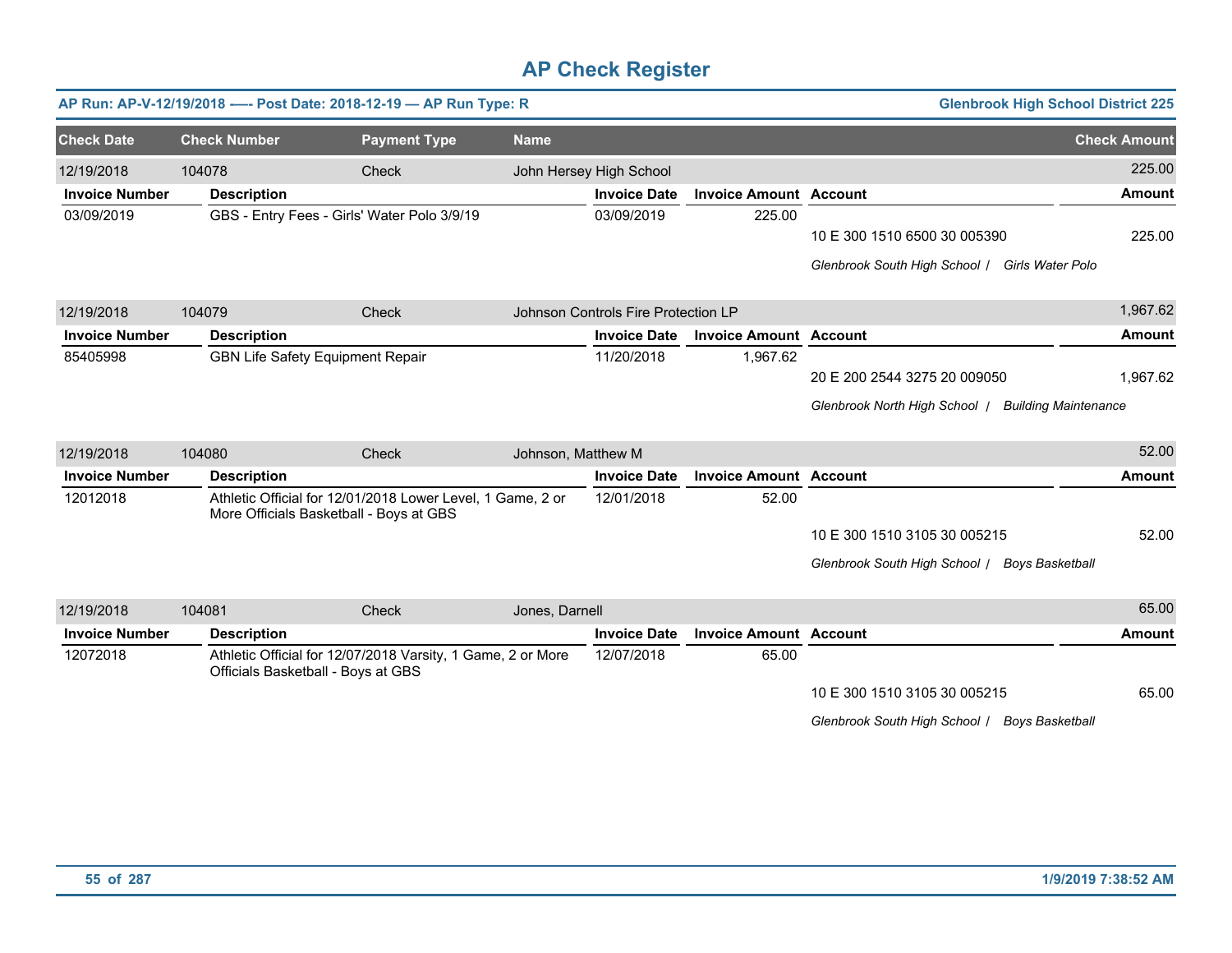# AP Check Register

**AP Run: AP-V-12/19/2018 —- Post Date: 2018-12-19 — AP Run Type: R** | **Glenbrook High School District 225**

| Check Date | Check Number | Payment Type | Name | Check Amount |
|---|---|---|---|---|
| 12/19/2018 | 104078 | Check | John Hersey High School | 225.00 |

| Invoice Number | Description | Invoice Date | Invoice Amount | Account | Amount |
|---|---|---|---|---|---|
| 03/09/2019 | GBS - Entry Fees - Girls' Water Polo 3/9/19 | 03/09/2019 | 225.00 | 10 E 300 1510 6500 30 005390 | 225.00 |
| | | | | *Glenbrook South High School / Girls Water Polo* | |

| Check Date | Check Number | Payment Type | Name | Check Amount |
|---|---|---|---|---|
| 12/19/2018 | 104079 | Check | Johnson Controls Fire Protection LP | 1,967.62 |

| Invoice Number | Description | Invoice Date | Invoice Amount | Account | Amount |
|---|---|---|---|---|---|
| 85405998 | GBN Life Safety Equipment Repair | 11/20/2018 | 1,967.62 | 20 E 200 2544 3275 20 009050 | 1,967.62 |
| | | | | *Glenbrook North High School / Building Maintenance* | |

| Check Date | Check Number | Payment Type | Name | Check Amount |
|---|---|---|---|---|
| 12/19/2018 | 104080 | Check | Johnson, Matthew M | 52.00 |

| Invoice Number | Description | Invoice Date | Invoice Amount | Account | Amount |
|---|---|---|---|---|---|
| 12012018 | Athletic Official for 12/01/2018 Lower Level, 1 Game, 2 or More Officials Basketball - Boys at GBS | 12/01/2018 | 52.00 | 10 E 300 1510 3105 30 005215 | 52.00 |
| | | | | *Glenbrook South High School / Boys Basketball* | |

| Check Date | Check Number | Payment Type | Name | Check Amount |
|---|---|---|---|---|
| 12/19/2018 | 104081 | Check | Jones, Darnell | 65.00 |

| Invoice Number | Description | Invoice Date | Invoice Amount | Account | Amount |
|---|---|---|---|---|---|
| 12072018 | Athletic Official for 12/07/2018 Varsity, 1 Game, 2 or More Officials Basketball - Boys at GBS | 12/07/2018 | 65.00 | 10 E 300 1510 3105 30 005215 | 65.00 |
| | | | | *Glenbrook South High School / Boys Basketball* | |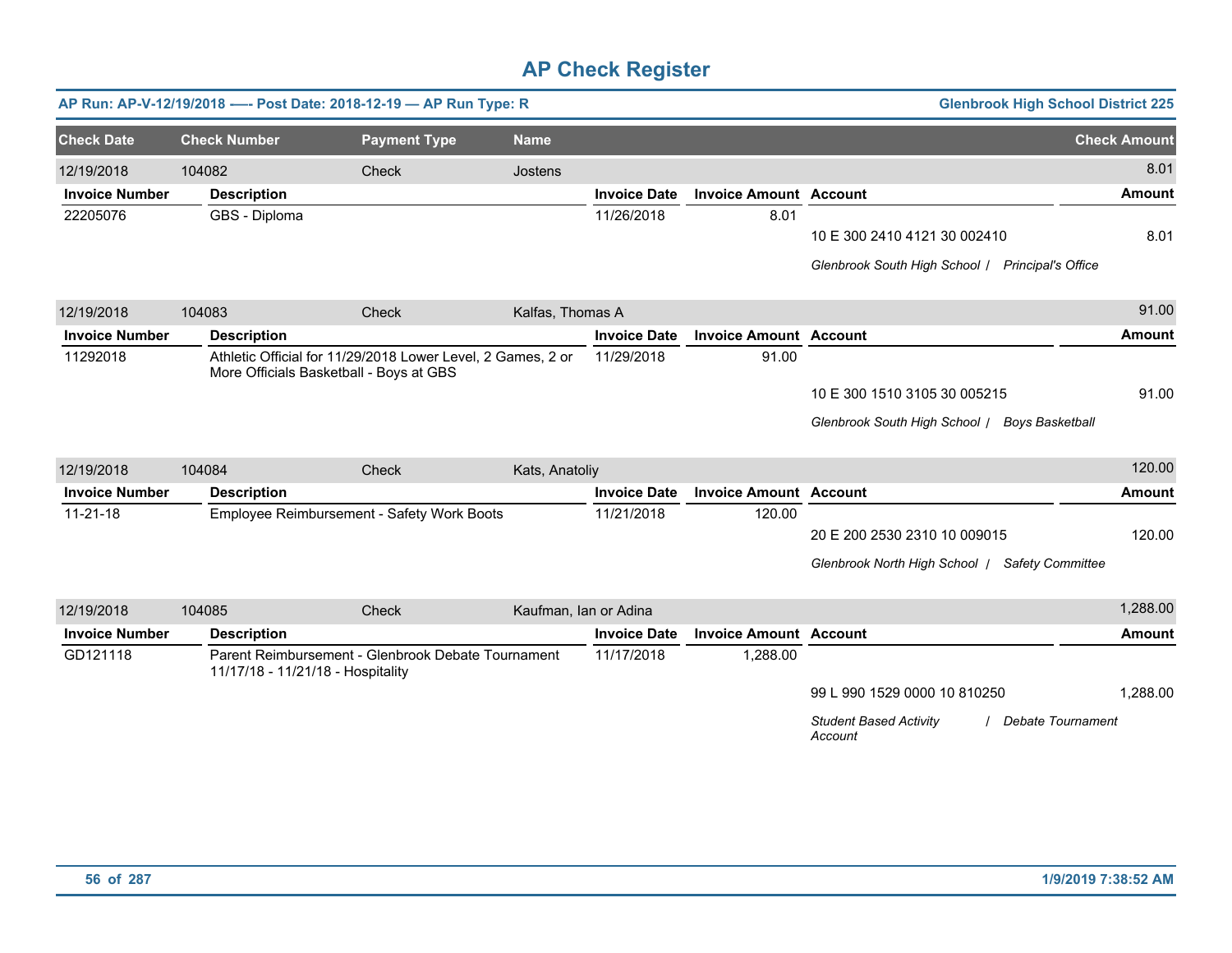# AP Check Register

**AP Run: AP-V-12/19/2018 —- Post Date: 2018-12-19 — AP Run Type: R** | **Glenbrook High School District 225**

| Check Date | Check Number | Payment Type | Name | Check Amount |
|---|---|---|---|---|
| 12/19/2018 | 104082 | Check | Jostens | 8.01 |

| Invoice Number | Description | Invoice Date | Invoice Amount | Account | Amount |
|---|---|---|---|---|---|
| 22205076 | GBS - Diploma | 11/26/2018 | 8.01 | | |
| | | | | 10 E 300 2410 4121 30 002410 | 8.01 |
| | | | | *Glenbrook South High School / Principal's Office* | |

| Check Date | Check Number | Payment Type | Name | Check Amount |
|---|---|---|---|---|
| 12/19/2018 | 104083 | Check | Kalfas, Thomas A | 91.00 |

| Invoice Number | Description | Invoice Date | Invoice Amount | Account | Amount |
|---|---|---|---|---|---|
| 11292018 | Athletic Official for 11/29/2018 Lower Level, 2 Games, 2 or More Officials Basketball - Boys at GBS | 11/29/2018 | 91.00 | | |
| | | | | 10 E 300 1510 3105 30 005215 | 91.00 |
| | | | | *Glenbrook South High School / Boys Basketball* | |

| Check Date | Check Number | Payment Type | Name | Check Amount |
|---|---|---|---|---|
| 12/19/2018 | 104084 | Check | Kats, Anatoliy | 120.00 |

| Invoice Number | Description | Invoice Date | Invoice Amount | Account | Amount |
|---|---|---|---|---|---|
| 11-21-18 | Employee Reimbursement - Safety Work Boots | 11/21/2018 | 120.00 | | |
| | | | | 20 E 200 2530 2310 10 009015 | 120.00 |
| | | | | *Glenbrook North High School / Safety Committee* | |

| Check Date | Check Number | Payment Type | Name | Check Amount |
|---|---|---|---|---|
| 12/19/2018 | 104085 | Check | Kaufman, Ian or Adina | 1,288.00 |

| Invoice Number | Description | Invoice Date | Invoice Amount | Account | Amount |
|---|---|---|---|---|---|
| GD121118 | Parent Reimbursement - Glenbrook Debate Tournament 11/17/18 - 11/21/18 - Hospitality | 11/17/2018 | 1,288.00 | | |
| | | | | 99 L 990 1529 0000 10 810250 | 1,288.00 |
| | | | | *Student Based Activity Account / Debate Tournament* | |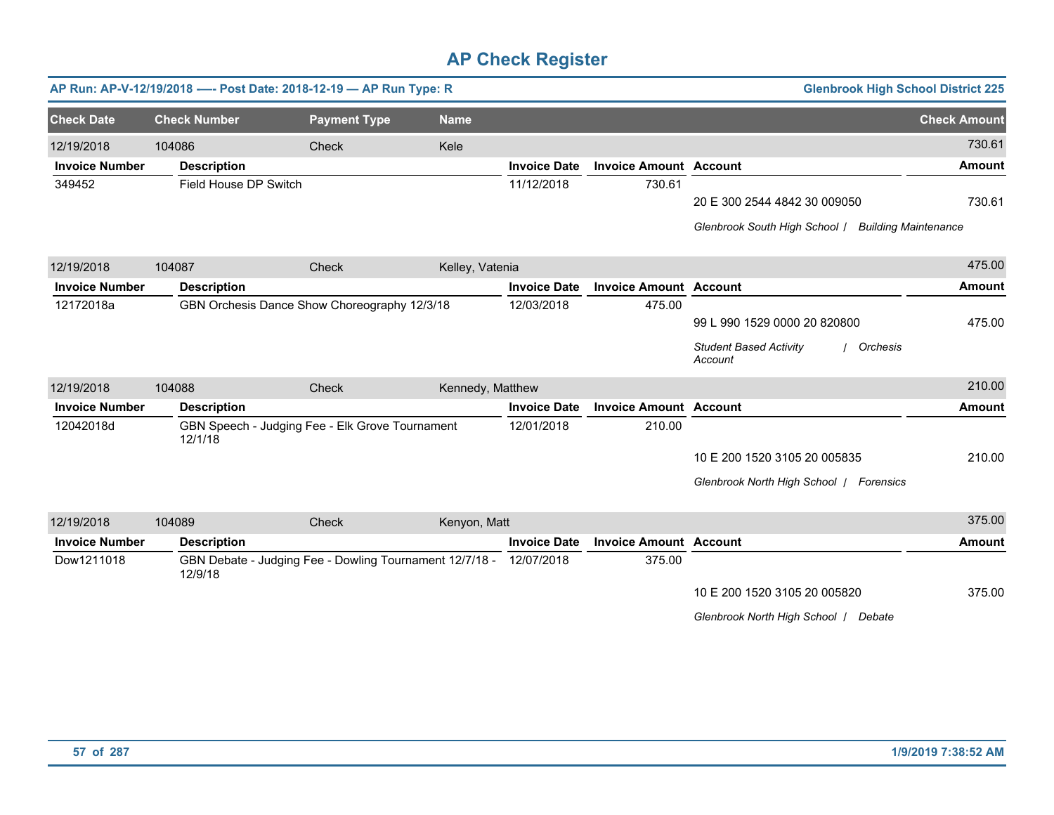# AP Check Register

**AP Run: AP-V-12/19/2018 –-- Post Date: 2018-12-19 — AP Run Type: R** | **Glenbrook High School District 225**

| Check Date | Check Number | Payment Type | Name | Check Amount |
|---|---|---|---|---|
| 12/19/2018 | 104086 | Check | Kele | 730.61 |

| Invoice Number | Description | Invoice Date | Invoice Amount | Account | Amount |
|---|---|---|---|---|---|
| 349452 | Field House DP Switch | 11/12/2018 | 730.61 | | |
| | | | | 20 E 300 2544 4842 30 009050 | 730.61 |
| | | | | *Glenbrook South High School / Building Maintenance* | |

| Check Date | Check Number | Payment Type | Name | Check Amount |
|---|---|---|---|---|
| 12/19/2018 | 104087 | Check | Kelley, Vatenia | 475.00 |

| Invoice Number | Description | Invoice Date | Invoice Amount | Account | Amount |
|---|---|---|---|---|---|
| 12172018a | GBN Orchesis Dance Show Choreography 12/3/18 | 12/03/2018 | 475.00 | | |
| | | | | 99 L 990 1529 0000 20 820800 | 475.00 |
| | | | | *Student Based Activity Account / Orchesis* | |

| Check Date | Check Number | Payment Type | Name | Check Amount |
|---|---|---|---|---|
| 12/19/2018 | 104088 | Check | Kennedy, Matthew | 210.00 |

| Invoice Number | Description | Invoice Date | Invoice Amount | Account | Amount |
|---|---|---|---|---|---|
| 12042018d | GBN Speech - Judging Fee - Elk Grove Tournament 12/1/18 | 12/01/2018 | 210.00 | | |
| | | | | 10 E 200 1520 3105 20 005835 | 210.00 |
| | | | | *Glenbrook North High School / Forensics* | |

| Check Date | Check Number | Payment Type | Name | Check Amount |
|---|---|---|---|---|
| 12/19/2018 | 104089 | Check | Kenyon, Matt | 375.00 |

| Invoice Number | Description | Invoice Date | Invoice Amount | Account | Amount |
|---|---|---|---|---|---|
| Dow1211018 | GBN Debate - Judging Fee - Dowling Tournament 12/7/18 - 12/9/18 | 12/07/2018 | 375.00 | | |
| | | | | 10 E 200 1520 3105 20 005820 | 375.00 |
| | | | | *Glenbrook North High School / Debate* | |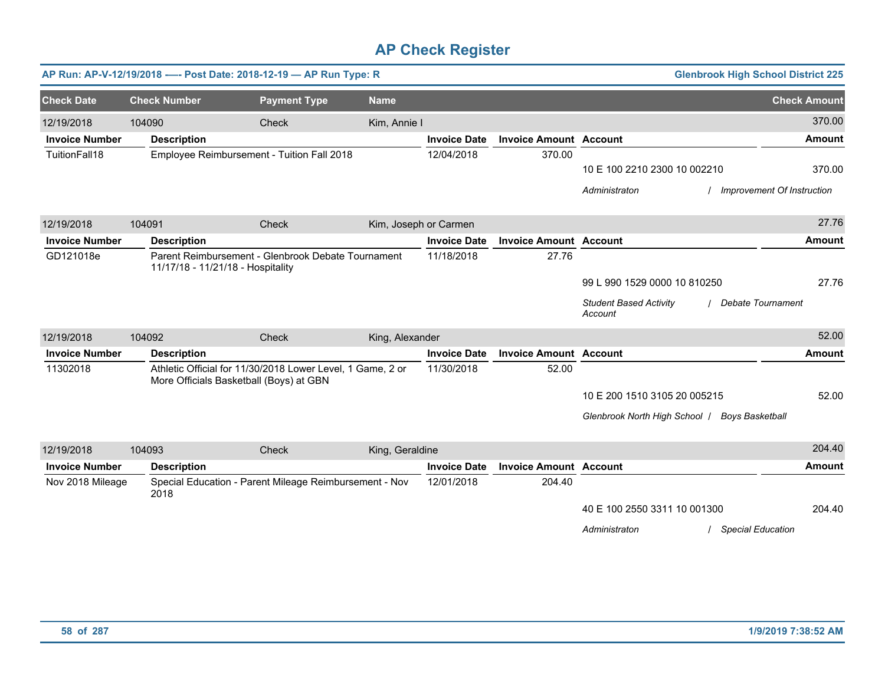# AP Check Register

**AP Run: AP-V-12/19/2018 —- Post Date: 2018-12-19 — AP Run Type: R** | **Glenbrook High School District 225**

| Check Date | Check Number | Payment Type | Name | Check Amount |
|---|---|---|---|---|
| 12/19/2018 | 104090 | Check | Kim, Annie I | 370.00 |

| Invoice Number | Description | Invoice Date | Invoice Amount | Account | Amount |
|---|---|---|---|---|---|
| TuitionFall18 | Employee Reimbursement - Tuition Fall 2018 | 12/04/2018 | 370.00 | | |
| | | | | 10 E 100 2210 2300 10 002210 | 370.00 |
| | | | | *Administraton / Improvement Of Instruction* | |

| Check Date | Check Number | Payment Type | Name | Check Amount |
|---|---|---|---|---|
| 12/19/2018 | 104091 | Check | Kim, Joseph or Carmen | 27.76 |

| Invoice Number | Description | Invoice Date | Invoice Amount | Account | Amount |
|---|---|---|---|---|---|
| GD121018e | Parent Reimbursement - Glenbrook Debate Tournament 11/17/18 - 11/21/18 - Hospitality | 11/18/2018 | 27.76 | | |
| | | | | 99 L 990 1529 0000 10 810250 | 27.76 |
| | | | | *Student Based Activity Account / Debate Tournament* | |

| Check Date | Check Number | Payment Type | Name | Check Amount |
|---|---|---|---|---|
| 12/19/2018 | 104092 | Check | King, Alexander | 52.00 |

| Invoice Number | Description | Invoice Date | Invoice Amount | Account | Amount |
|---|---|---|---|---|---|
| 11302018 | Athletic Official for 11/30/2018 Lower Level, 1 Game, 2 or More Officials Basketball (Boys) at GBN | 11/30/2018 | 52.00 | | |
| | | | | 10 E 200 1510 3105 20 005215 | 52.00 |
| | | | | *Glenbrook North High School / Boys Basketball* | |

| Check Date | Check Number | Payment Type | Name | Check Amount |
|---|---|---|---|---|
| 12/19/2018 | 104093 | Check | King, Geraldine | 204.40 |

| Invoice Number | Description | Invoice Date | Invoice Amount | Account | Amount |
|---|---|---|---|---|---|
| Nov 2018 Mileage | Special Education - Parent Mileage Reimbursement - Nov 2018 | 12/01/2018 | 204.40 | | |
| | | | | 40 E 100 2550 3311 10 001300 | 204.40 |
| | | | | *Administraton / Special Education* | |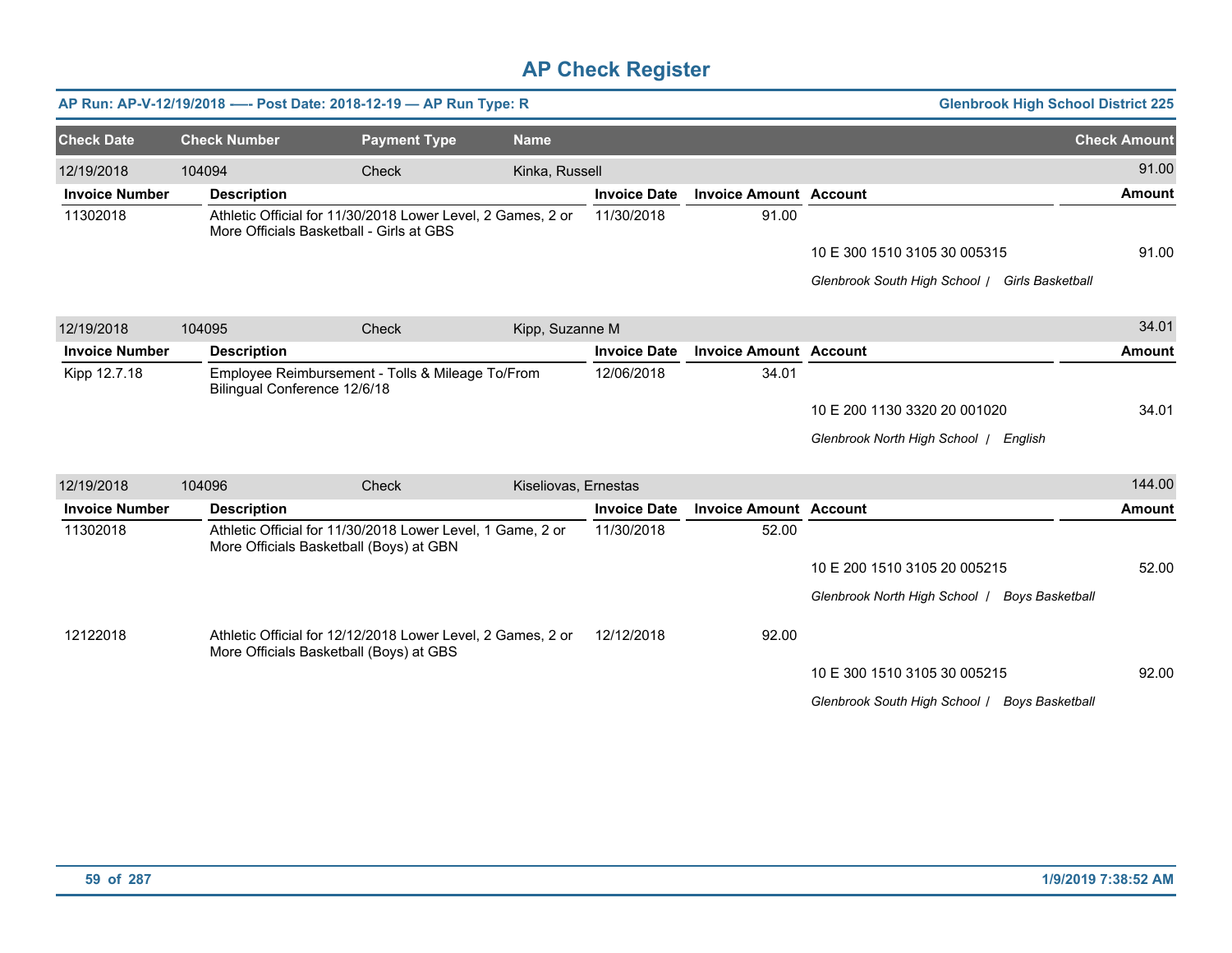# AP Check Register

**AP Run: AP-V-12/19/2018 —- Post Date: 2018-12-19 — AP Run Type: R** | **Glenbrook High School District 225**

| Check Date | Check Number | Payment Type | Name | Check Amount |
|---|---|---|---|---|
| 12/19/2018 | 104094 | Check | Kinka, Russell | 91.00 |

| Invoice Number | Description | Invoice Date | Invoice Amount | Account | Amount |
|---|---|---|---|---|---|
| 11302018 | Athletic Official for 11/30/2018 Lower Level, 2 Games, 2 or More Officials Basketball - Girls at GBS | 11/30/2018 | 91.00 | | |
| | | | | 10 E 300 1510 3105 30 005315 | 91.00 |
| | | | | *Glenbrook South High School / Girls Basketball* | |

| Check Date | Check Number | Payment Type | Name | Check Amount |
|---|---|---|---|---|
| 12/19/2018 | 104095 | Check | Kipp, Suzanne M | 34.01 |

| Invoice Number | Description | Invoice Date | Invoice Amount | Account | Amount |
|---|---|---|---|---|---|
| Kipp 12.7.18 | Employee Reimbursement - Tolls & Mileage To/From Bilingual Conference 12/6/18 | 12/06/2018 | 34.01 | | |
| | | | | 10 E 200 1130 3320 20 001020 | 34.01 |
| | | | | *Glenbrook North High School / English* | |

| Check Date | Check Number | Payment Type | Name | Check Amount |
|---|---|---|---|---|
| 12/19/2018 | 104096 | Check | Kiseliovas, Ernestas | 144.00 |

| Invoice Number | Description | Invoice Date | Invoice Amount | Account | Amount |
|---|---|---|---|---|---|
| 11302018 | Athletic Official for 11/30/2018 Lower Level, 1 Game, 2 or More Officials Basketball (Boys) at GBN | 11/30/2018 | 52.00 | | |
| | | | | 10 E 200 1510 3105 20 005215 | 52.00 |
| | | | | *Glenbrook North High School / Boys Basketball* | |
| 12122018 | Athletic Official for 12/12/2018 Lower Level, 2 Games, 2 or More Officials Basketball (Boys) at GBS | 12/12/2018 | 92.00 | | |
| | | | | 10 E 300 1510 3105 30 005215 | 92.00 |
| | | | | *Glenbrook South High School / Boys Basketball* | |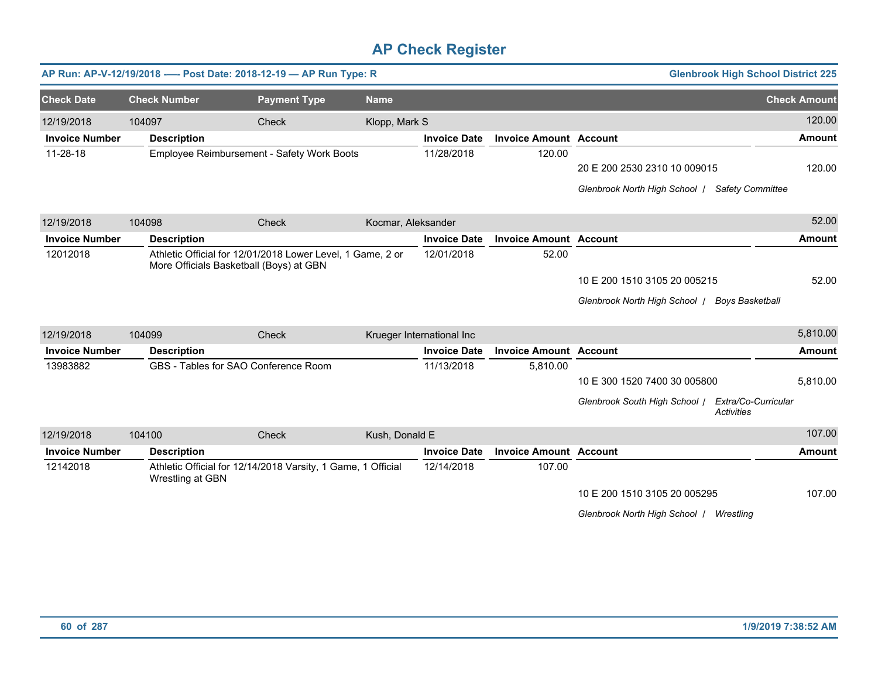# AP Check Register

**AP Run: AP-V-12/19/2018 —- Post Date: 2018-12-19 — AP Run Type: R** — **Glenbrook High School District 225**

| Check Date | Check Number | Payment Type | Name | Check Amount |
|---|---|---|---|---|
| 12/19/2018 | 104097 | Check | Klopp, Mark S | 120.00 |

| Invoice Number | Description | Invoice Date | Invoice Amount | Account | Amount |
|---|---|---|---|---|---|
| 11-28-18 | Employee Reimbursement - Safety Work Boots | 11/28/2018 | 120.00 | 20 E 200 2530 2310 10 009015 | 120.00 |
| | | | | *Glenbrook North High School / Safety Committee* | |

| Check Date | Check Number | Payment Type | Name | Check Amount |
|---|---|---|---|---|
| 12/19/2018 | 104098 | Check | Kocmar, Aleksander | 52.00 |

| Invoice Number | Description | Invoice Date | Invoice Amount | Account | Amount |
|---|---|---|---|---|---|
| 12012018 | Athletic Official for 12/01/2018 Lower Level, 1 Game, 2 or More Officials Basketball (Boys) at GBN | 12/01/2018 | 52.00 | 10 E 200 1510 3105 20 005215 | 52.00 |
| | | | | *Glenbrook North High School / Boys Basketball* | |

| Check Date | Check Number | Payment Type | Name | Check Amount |
|---|---|---|---|---|
| 12/19/2018 | 104099 | Check | Krueger International Inc | 5,810.00 |

| Invoice Number | Description | Invoice Date | Invoice Amount | Account | Amount |
|---|---|---|---|---|---|
| 13983882 | GBS - Tables for SAO Conference Room | 11/13/2018 | 5,810.00 | 10 E 300 1520 7400 30 005800 | 5,810.00 |
| | | | | *Glenbrook South High School / Extra/Co-Curricular Activities* | |

| Check Date | Check Number | Payment Type | Name | Check Amount |
|---|---|---|---|---|
| 12/19/2018 | 104100 | Check | Kush, Donald E | 107.00 |

| Invoice Number | Description | Invoice Date | Invoice Amount | Account | Amount |
|---|---|---|---|---|---|
| 12142018 | Athletic Official for 12/14/2018 Varsity, 1 Game, 1 Official Wrestling at GBN | 12/14/2018 | 107.00 | 10 E 200 1510 3105 20 005295 | 107.00 |
| | | | | *Glenbrook North High School / Wrestling* | |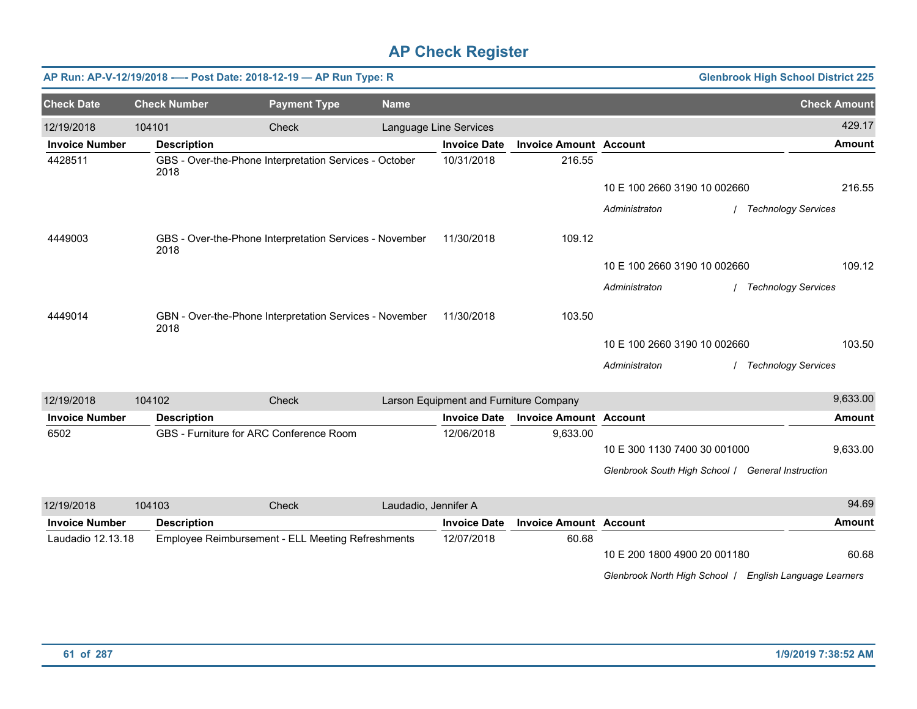# AP Check Register

**AP Run: AP-V-12/19/2018 —- Post Date: 2018-12-19 — AP Run Type: R** | **Glenbrook High School District 225**

| Check Date | Check Number | Payment Type | Name | Check Amount |
|---|---|---|---|---|
| 12/19/2018 | 104101 | Check | Language Line Services | 429.17 |

| Invoice Number | Description | Invoice Date | Invoice Amount | Account | Amount |
|---|---|---|---|---|---|
| 4428511 | GBS - Over-the-Phone Interpretation Services - October 2018 | 10/31/2018 | 216.55 | 10 E 100 2660 3190 10 002660 | 216.55 |
| | | | | *Administraton / Technology Services* | |
| 4449003 | GBS - Over-the-Phone Interpretation Services - November 2018 | 11/30/2018 | 109.12 | 10 E 100 2660 3190 10 002660 | 109.12 |
| | | | | *Administraton / Technology Services* | |
| 4449014 | GBN - Over-the-Phone Interpretation Services - November 2018 | 11/30/2018 | 103.50 | 10 E 100 2660 3190 10 002660 | 103.50 |
| | | | | *Administraton / Technology Services* | |

| Check Date | Check Number | Payment Type | Name | Check Amount |
|---|---|---|---|---|
| 12/19/2018 | 104102 | Check | Larson Equipment and Furniture Company | 9,633.00 |

| Invoice Number | Description | Invoice Date | Invoice Amount | Account | Amount |
|---|---|---|---|---|---|
| 6502 | GBS - Furniture for ARC Conference Room | 12/06/2018 | 9,633.00 | 10 E 300 1130 7400 30 001000 | 9,633.00 |
| | | | | *Glenbrook South High School / General Instruction* | |

| Check Date | Check Number | Payment Type | Name | Check Amount |
|---|---|---|---|---|
| 12/19/2018 | 104103 | Check | Laudadio, Jennifer A | 94.69 |

| Invoice Number | Description | Invoice Date | Invoice Amount | Account | Amount |
|---|---|---|---|---|---|
| Laudadio 12.13.18 | Employee Reimbursement - ELL Meeting Refreshments | 12/07/2018 | 60.68 | 10 E 200 1800 4900 20 001180 | 60.68 |
| | | | | *Glenbrook North High School / English Language Learners* | |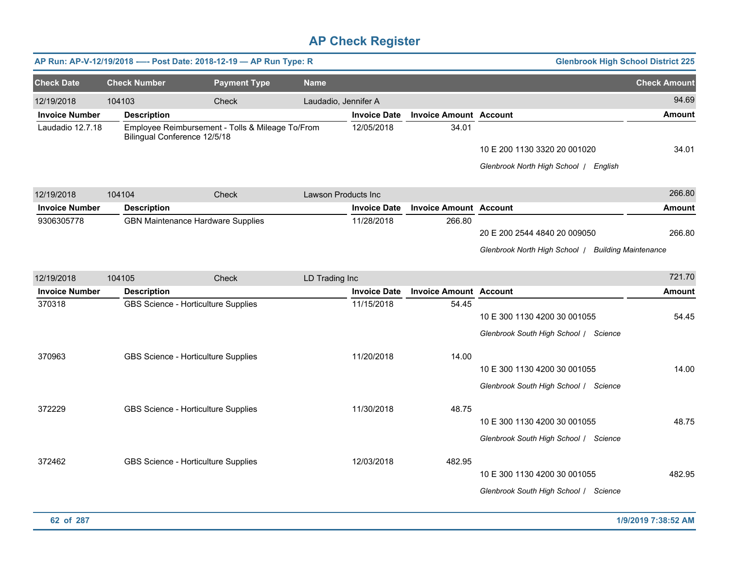# AP Check Register

**AP Run: AP-V-12/19/2018 -— Post Date: 2018-12-19 — AP Run Type: R** — **Glenbrook High School District 225**

| Check Date | Check Number | Payment Type | Name | Check Amount |
|---|---|---|---|---|
| 12/19/2018 | 104103 | Check | Laudadio, Jennifer A | 94.69 |

| Invoice Number | Description | Invoice Date | Invoice Amount | Account | Amount |
|---|---|---|---|---|---|
| Laudadio 12.7.18 | Employee Reimbursement - Tolls & Mileage To/From Bilingual Conference 12/5/18 | 12/05/2018 | 34.01 | | |
| | | | | 10 E 200 1130 3320 20 001020 | 34.01 |
| | | | | *Glenbrook North High School / English* | |

| Check Date | Check Number | Payment Type | Name | Check Amount |
|---|---|---|---|---|
| 12/19/2018 | 104104 | Check | Lawson Products Inc | 266.80 |

| Invoice Number | Description | Invoice Date | Invoice Amount | Account | Amount |
|---|---|---|---|---|---|
| 9306305778 | GBN Maintenance Hardware Supplies | 11/28/2018 | 266.80 | | |
| | | | | 20 E 200 2544 4840 20 009050 | 266.80 |
| | | | | *Glenbrook North High School / Building Maintenance* | |

| Check Date | Check Number | Payment Type | Name | Check Amount |
|---|---|---|---|---|
| 12/19/2018 | 104105 | Check | LD Trading Inc | 721.70 |

| Invoice Number | Description | Invoice Date | Invoice Amount | Account | Amount |
|---|---|---|---|---|---|
| 370318 | GBS Science - Horticulture Supplies | 11/15/2018 | 54.45 | | |
| | | | | 10 E 300 1130 4200 30 001055 | 54.45 |
| | | | | *Glenbrook South High School / Science* | |
| 370963 | GBS Science - Horticulture Supplies | 11/20/2018 | 14.00 | | |
| | | | | 10 E 300 1130 4200 30 001055 | 14.00 |
| | | | | *Glenbrook South High School / Science* | |
| 372229 | GBS Science - Horticulture Supplies | 11/30/2018 | 48.75 | | |
| | | | | 10 E 300 1130 4200 30 001055 | 48.75 |
| | | | | *Glenbrook South High School / Science* | |
| 372462 | GBS Science - Horticulture Supplies | 12/03/2018 | 482.95 | | |
| | | | | 10 E 300 1130 4200 30 001055 | 482.95 |
| | | | | *Glenbrook South High School / Science* | |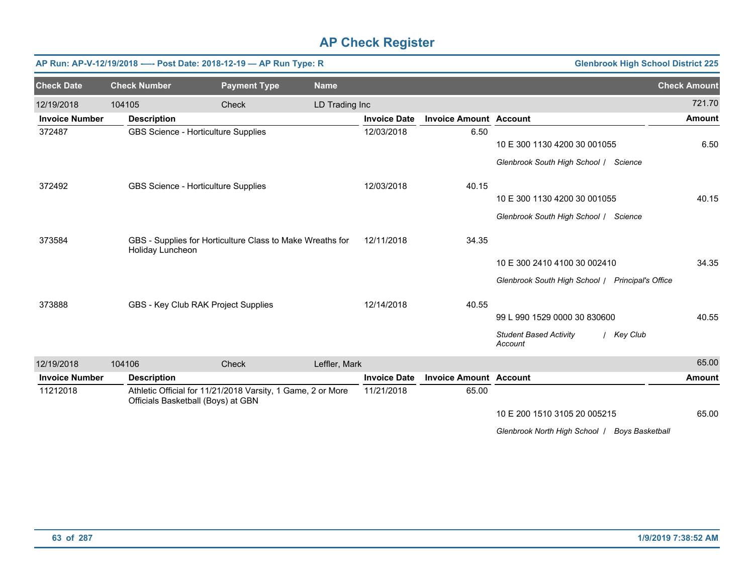# AP Check Register

**AP Run: AP-V-12/19/2018 —- Post Date: 2018-12-19 — AP Run Type: R** | **Glenbrook High School District 225**

| Check Date | Check Number | Payment Type | Name | Check Amount |
|---|---|---|---|---|
| 12/19/2018 | 104105 | Check | LD Trading Inc | 721.70 |

| Invoice Number | Description | Invoice Date | Invoice Amount | Account | Amount |
|---|---|---|---|---|---|
| 372487 | GBS Science - Horticulture Supplies | 12/03/2018 | 6.50 | 10 E 300 1130 4200 30 001055 | 6.50 |
| | | | | *Glenbrook South High School / Science* | |
| 372492 | GBS Science - Horticulture Supplies | 12/03/2018 | 40.15 | 10 E 300 1130 4200 30 001055 | 40.15 |
| | | | | *Glenbrook South High School / Science* | |
| 373584 | GBS - Supplies for Horticulture Class to Make Wreaths for Holiday Luncheon | 12/11/2018 | 34.35 | 10 E 300 2410 4100 30 002410 | 34.35 |
| | | | | *Glenbrook South High School / Principal's Office* | |
| 373888 | GBS - Key Club RAK Project Supplies | 12/14/2018 | 40.55 | 99 L 990 1529 0000 30 830600 | 40.55 |
| | | | | *Student Based Activity Account / Key Club* | |

| Check Date | Check Number | Payment Type | Name | Check Amount |
|---|---|---|---|---|
| 12/19/2018 | 104106 | Check | Leffler, Mark | 65.00 |

| Invoice Number | Description | Invoice Date | Invoice Amount | Account | Amount |
|---|---|---|---|---|---|
| 11212018 | Athletic Official for 11/21/2018 Varsity, 1 Game, 2 or More Officials Basketball (Boys) at GBN | 11/21/2018 | 65.00 | 10 E 200 1510 3105 20 005215 | 65.00 |
| | | | | *Glenbrook North High School / Boys Basketball* | |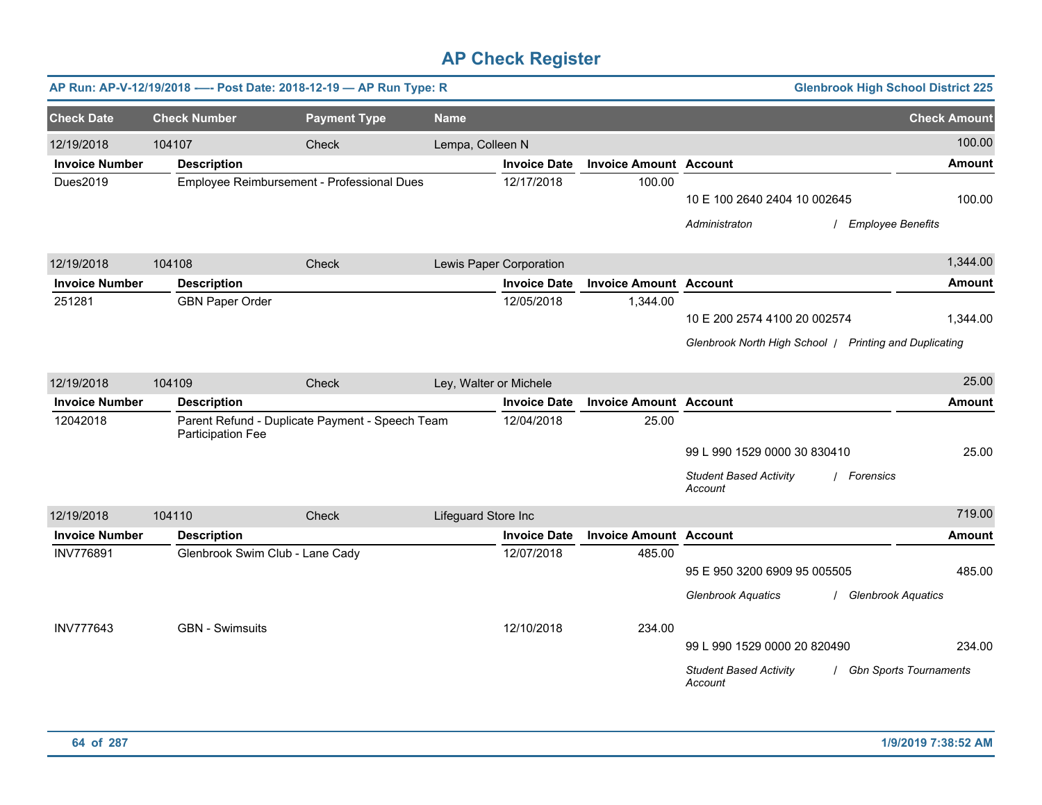# AP Check Register

**AP Run: AP-V-12/19/2018 –— Post Date: 2018-12-19 — AP Run Type: R** | **Glenbrook High School District 225**

| Check Date | Check Number | Payment Type | Name | Check Amount |
|---|---|---|---|---|
| 12/19/2018 | 104107 | Check | Lempa, Colleen N | 100.00 |

| Invoice Number | Description | Invoice Date | Invoice Amount | Account | Amount |
|---|---|---|---|---|---|
| Dues2019 | Employee Reimbursement - Professional Dues | 12/17/2018 | 100.00 | 10 E 100 2640 2404 10 002645 | 100.00 |
| | | | | *Administraton / Employee Benefits* | |

| Check Date | Check Number | Payment Type | Name | Check Amount |
|---|---|---|---|---|
| 12/19/2018 | 104108 | Check | Lewis Paper Corporation | 1,344.00 |

| Invoice Number | Description | Invoice Date | Invoice Amount | Account | Amount |
|---|---|---|---|---|---|
| 251281 | GBN Paper Order | 12/05/2018 | 1,344.00 | 10 E 200 2574 4100 20 002574 | 1,344.00 |
| | | | | *Glenbrook North High School / Printing and Duplicating* | |

| Check Date | Check Number | Payment Type | Name | Check Amount |
|---|---|---|---|---|
| 12/19/2018 | 104109 | Check | Ley, Walter or Michele | 25.00 |

| Invoice Number | Description | Invoice Date | Invoice Amount | Account | Amount |
|---|---|---|---|---|---|
| 12042018 | Parent Refund - Duplicate Payment - Speech Team Participation Fee | 12/04/2018 | 25.00 | 99 L 990 1529 0000 30 830410 | 25.00 |
| | | | | *Student Based Activity Account / Forensics* | |

| Check Date | Check Number | Payment Type | Name | Check Amount |
|---|---|---|---|---|
| 12/19/2018 | 104110 | Check | Lifeguard Store Inc | 719.00 |

| Invoice Number | Description | Invoice Date | Invoice Amount | Account | Amount |
|---|---|---|---|---|---|
| INV776891 | Glenbrook Swim Club - Lane Cady | 12/07/2018 | 485.00 | 95 E 950 3200 6909 95 005505 | 485.00 |
| | | | | *Glenbrook Aquatics / Glenbrook Aquatics* | |
| INV777643 | GBN - Swimsuits | 12/10/2018 | 234.00 | 99 L 990 1529 0000 20 820490 | 234.00 |
| | | | | *Student Based Activity Account / Gbn Sports Tournaments* | |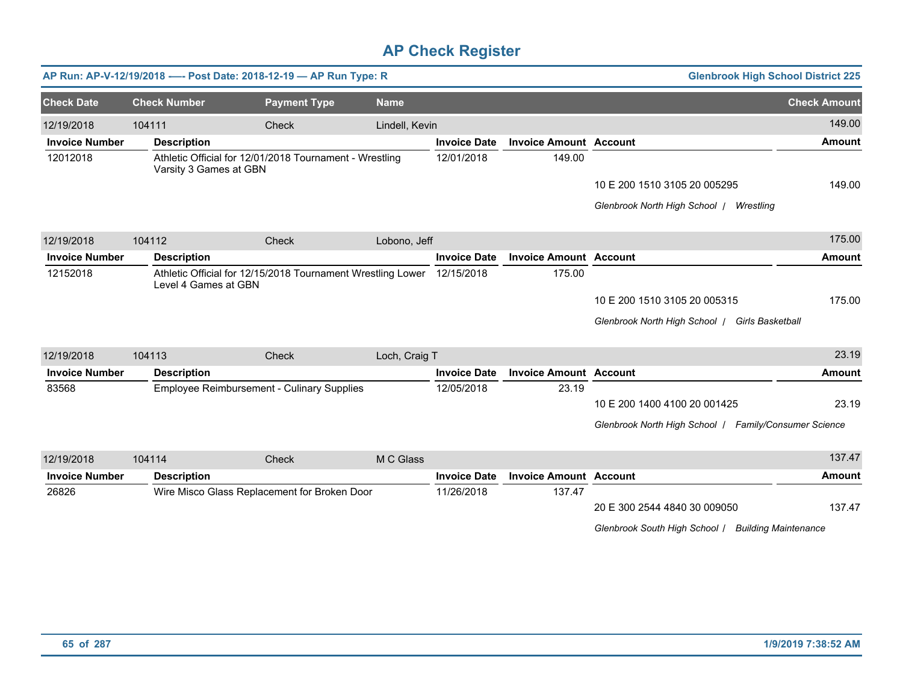# AP Check Register

**AP Run: AP-V-12/19/2018 —- Post Date: 2018-12-19 — AP Run Type: R** | **Glenbrook High School District 225**

| Check Date | Check Number | Payment Type | Name | | | | Check Amount |
|---|---|---|---|---|---|---|---|
| 12/19/2018 | 104111 | Check | Lindell, Kevin | | | | 149.00 |
| **Invoice Number** | **Description** | | | **Invoice Date** | **Invoice Amount** | **Account** | **Amount** |
| 12012018 | Athletic Official for 12/01/2018 Tournament - Wrestling Varsity 3 Games at GBN | | | 12/01/2018 | 149.00 | | |
| | | | | | | 10 E 200 1510 3105 20 005295 | 149.00 |
| | | | | | | *Glenbrook North High School / Wrestling* | |
| 12/19/2018 | 104112 | Check | Lobono, Jeff | | | | 175.00 |
| **Invoice Number** | **Description** | | | **Invoice Date** | **Invoice Amount** | **Account** | **Amount** |
| 12152018 | Athletic Official for 12/15/2018 Tournament Wrestling Lower Level 4 Games at GBN | | | 12/15/2018 | 175.00 | | |
| | | | | | | 10 E 200 1510 3105 20 005315 | 175.00 |
| | | | | | | *Glenbrook North High School / Girls Basketball* | |
| 12/19/2018 | 104113 | Check | Loch, Craig T | | | | 23.19 |
| **Invoice Number** | **Description** | | | **Invoice Date** | **Invoice Amount** | **Account** | **Amount** |
| 83568 | Employee Reimbursement - Culinary Supplies | | | 12/05/2018 | 23.19 | | |
| | | | | | | 10 E 200 1400 4100 20 001425 | 23.19 |
| | | | | | | *Glenbrook North High School / Family/Consumer Science* | |
| 12/19/2018 | 104114 | Check | M C Glass | | | | 137.47 |
| **Invoice Number** | **Description** | | | **Invoice Date** | **Invoice Amount** | **Account** | **Amount** |
| 26826 | Wire Misco Glass Replacement for Broken Door | | | 11/26/2018 | 137.47 | | |
| | | | | | | 20 E 300 2544 4840 30 009050 | 137.47 |
| | | | | | | *Glenbrook South High School / Building Maintenance* | |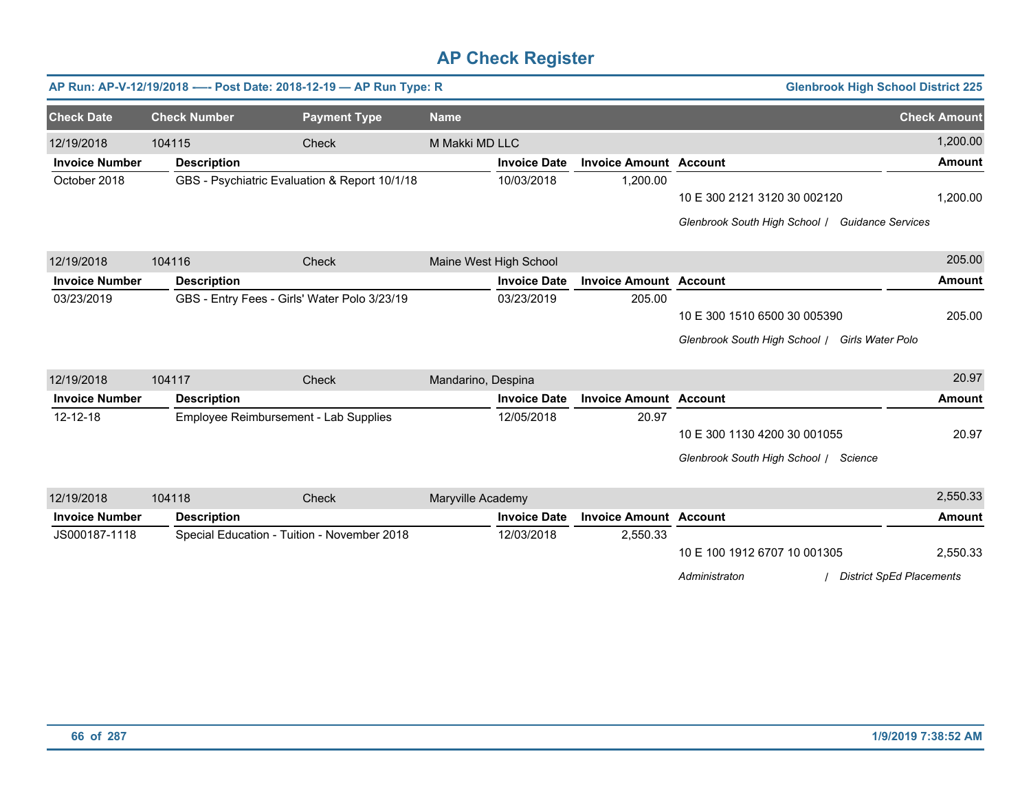# AP Check Register

**AP Run: AP-V-12/19/2018 —- Post Date: 2018-12-19 — AP Run Type: R** | **Glenbrook High School District 225**

| Check Date | Check Number | Payment Type | Name | Check Amount |
|---|---|---|---|---|
| 12/19/2018 | 104115 | Check | M Makki MD LLC | 1,200.00 |

| Invoice Number | Description | Invoice Date | Invoice Amount | Account | Amount |
|---|---|---|---|---|---|
| October 2018 | GBS - Psychiatric Evaluation & Report 10/1/18 | 10/03/2018 | 1,200.00 | | |
| | | | | 10 E 300 2121 3120 30 002120 | 1,200.00 |
| | | | | *Glenbrook South High School / Guidance Services* | |

| Check Date | Check Number | Payment Type | Name | Check Amount |
|---|---|---|---|---|
| 12/19/2018 | 104116 | Check | Maine West High School | 205.00 |

| Invoice Number | Description | Invoice Date | Invoice Amount | Account | Amount |
|---|---|---|---|---|---|
| 03/23/2019 | GBS - Entry Fees - Girls' Water Polo 3/23/19 | 03/23/2019 | 205.00 | | |
| | | | | 10 E 300 1510 6500 30 005390 | 205.00 |
| | | | | *Glenbrook South High School / Girls Water Polo* | |

| Check Date | Check Number | Payment Type | Name | Check Amount |
|---|---|---|---|---|
| 12/19/2018 | 104117 | Check | Mandarino, Despina | 20.97 |

| Invoice Number | Description | Invoice Date | Invoice Amount | Account | Amount |
|---|---|---|---|---|---|
| 12-12-18 | Employee Reimbursement - Lab Supplies | 12/05/2018 | 20.97 | | |
| | | | | 10 E 300 1130 4200 30 001055 | 20.97 |
| | | | | *Glenbrook South High School / Science* | |

| Check Date | Check Number | Payment Type | Name | Check Amount |
|---|---|---|---|---|
| 12/19/2018 | 104118 | Check | Maryville Academy | 2,550.33 |

| Invoice Number | Description | Invoice Date | Invoice Amount | Account | Amount |
|---|---|---|---|---|---|
| JS000187-1118 | Special Education - Tuition - November 2018 | 12/03/2018 | 2,550.33 | | |
| | | | | 10 E 100 1912 6707 10 001305 | 2,550.33 |
| | | | | *Administraton / District SpEd Placements* | |

1/9/2019 7:38:52 AM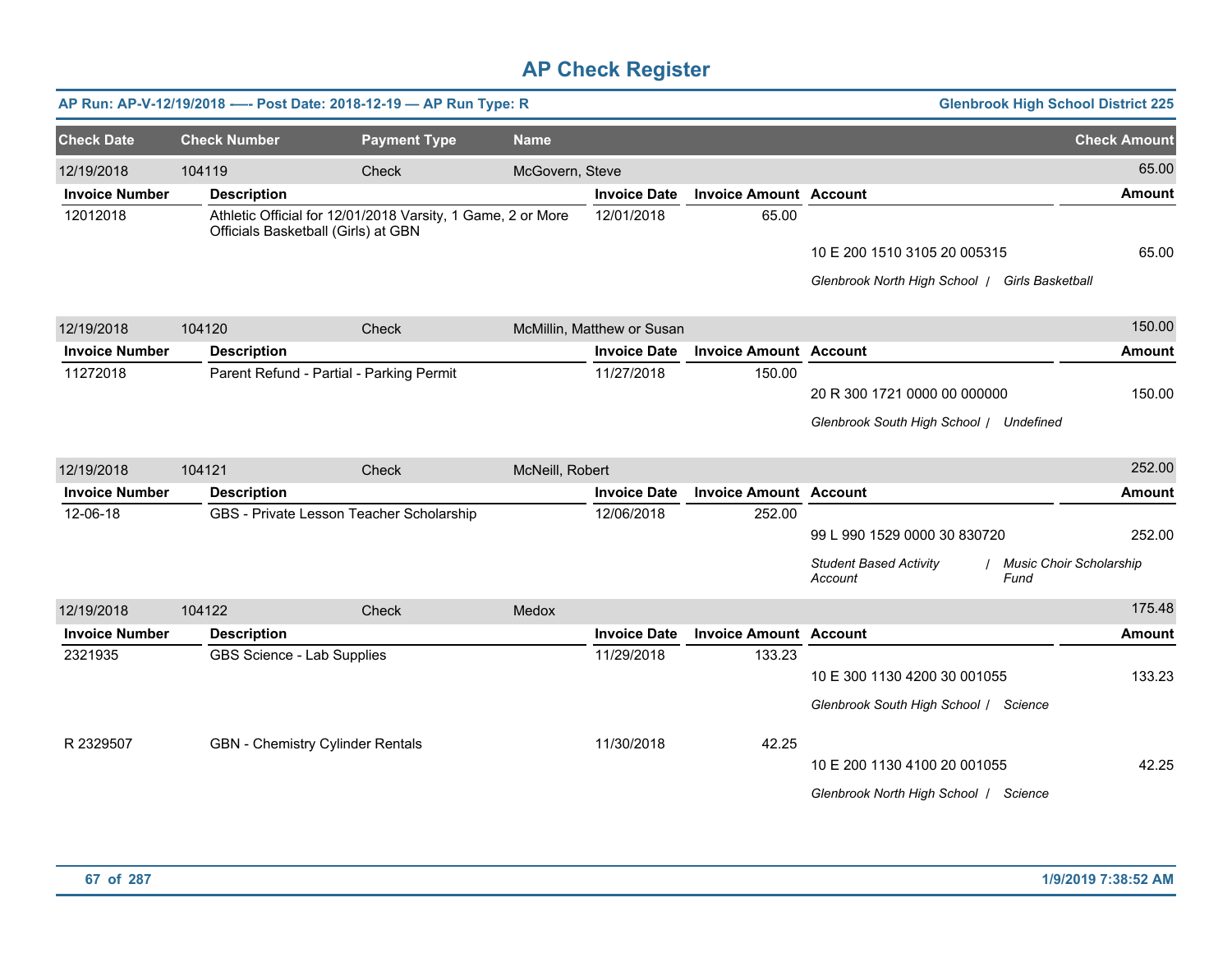# AP Check Register

**AP Run: AP-V-12/19/2018 —- Post Date: 2018-12-19 — AP Run Type: R** | **Glenbrook High School District 225**

| Check Date | Check Number | Payment Type | Name | Check Amount |
|---|---|---|---|---|
| 12/19/2018 | 104119 | Check | McGovern, Steve | 65.00 |

| Invoice Number | Description | Invoice Date | Invoice Amount | Account | Amount |
|---|---|---|---|---|---|
| 12012018 | Athletic Official for 12/01/2018 Varsity, 1 Game, 2 or More Officials Basketball (Girls) at GBN | 12/01/2018 | 65.00 | 10 E 200 1510 3105 20 005315 | 65.00 |
| | | | | *Glenbrook North High School / Girls Basketball* | |

| Check Date | Check Number | Payment Type | Name | Check Amount |
|---|---|---|---|---|
| 12/19/2018 | 104120 | Check | McMillin, Matthew or Susan | 150.00 |

| Invoice Number | Description | Invoice Date | Invoice Amount | Account | Amount |
|---|---|---|---|---|---|
| 11272018 | Parent Refund - Partial - Parking Permit | 11/27/2018 | 150.00 | 20 R 300 1721 0000 00 000000 | 150.00 |
| | | | | *Glenbrook South High School / Undefined* | |

| Check Date | Check Number | Payment Type | Name | Check Amount |
|---|---|---|---|---|
| 12/19/2018 | 104121 | Check | McNeill, Robert | 252.00 |

| Invoice Number | Description | Invoice Date | Invoice Amount | Account | Amount |
|---|---|---|---|---|---|
| 12-06-18 | GBS - Private Lesson Teacher Scholarship | 12/06/2018 | 252.00 | 99 L 990 1529 0000 30 830720 | 252.00 |
| | | | | *Student Based Activity Account / Music Choir Scholarship Fund* | |

| Check Date | Check Number | Payment Type | Name | Check Amount |
|---|---|---|---|---|
| 12/19/2018 | 104122 | Check | Medox | 175.48 |

| Invoice Number | Description | Invoice Date | Invoice Amount | Account | Amount |
|---|---|---|---|---|---|
| 2321935 | GBS Science - Lab Supplies | 11/29/2018 | 133.23 | 10 E 300 1130 4200 30 001055 | 133.23 |
| | | | | *Glenbrook South High School / Science* | |
| R 2329507 | GBN - Chemistry Cylinder Rentals | 11/30/2018 | 42.25 | 10 E 200 1130 4100 20 001055 | 42.25 |
| | | | | *Glenbrook North High School / Science* | |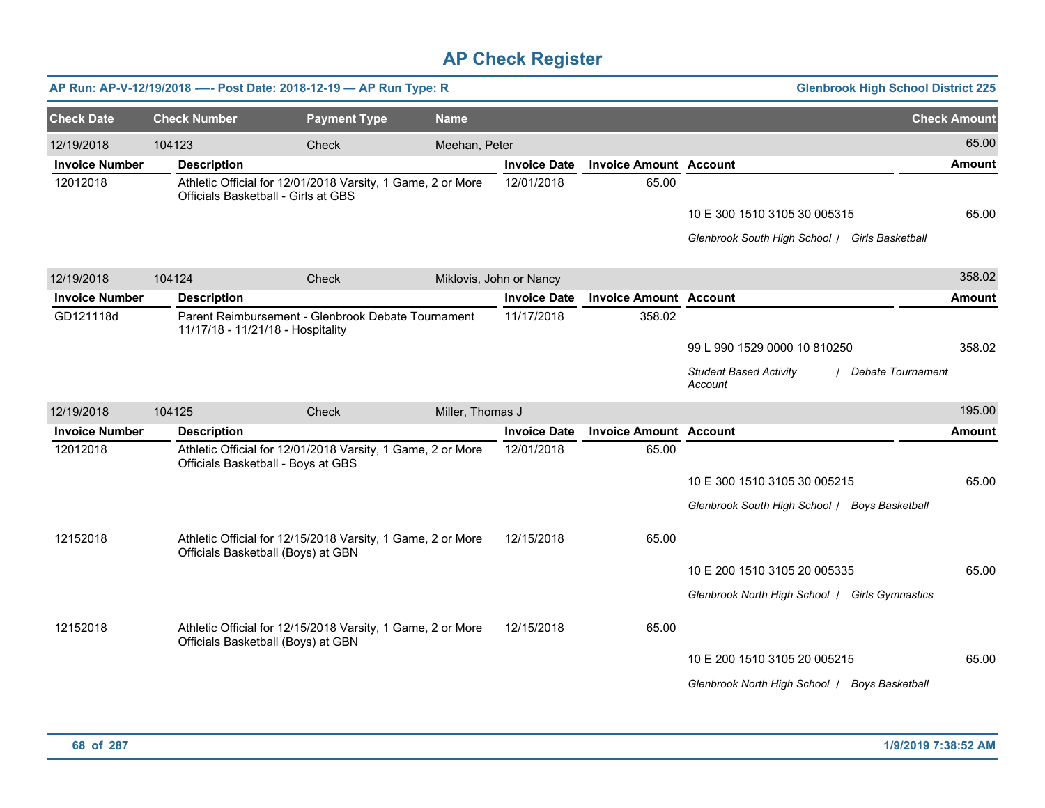# AP Check Register

**AP Run: AP-V-12/19/2018 —- Post Date: 2018-12-19 — AP Run Type: R** | **Glenbrook High School District 225**

| Check Date | Check Number | Payment Type | Name | | | | Check Amount |
|---|---|---|---|---|---|---|---|
| 12/19/2018 | 104123 | Check | Meehan, Peter | | | | 65.00 |
| **Invoice Number** | **Description** | | | **Invoice Date** | **Invoice Amount** | **Account** | **Amount** |
| 12012018 | Athletic Official for 12/01/2018 Varsity, 1 Game, 2 or More Officials Basketball - Girls at GBS | | | 12/01/2018 | 65.00 | | |
| | | | | | | 10 E 300 1510 3105 30 005315 | 65.00 |
| | | | | | | *Glenbrook South High School / Girls Basketball* | |
| 12/19/2018 | 104124 | Check | Miklovis, John or Nancy | | | | 358.02 |
| **Invoice Number** | **Description** | | | **Invoice Date** | **Invoice Amount** | **Account** | **Amount** |
| GD121118d | Parent Reimbursement - Glenbrook Debate Tournament 11/17/18 - 11/21/18 - Hospitality | | | 11/17/2018 | 358.02 | | |
| | | | | | | 99 L 990 1529 0000 10 810250 | 358.02 |
| | | | | | | *Student Based Activity Account / Debate Tournament* | |
| 12/19/2018 | 104125 | Check | Miller, Thomas J | | | | 195.00 |
| **Invoice Number** | **Description** | | | **Invoice Date** | **Invoice Amount** | **Account** | **Amount** |
| 12012018 | Athletic Official for 12/01/2018 Varsity, 1 Game, 2 or More Officials Basketball - Boys at GBS | | | 12/01/2018 | 65.00 | | |
| | | | | | | 10 E 300 1510 3105 30 005215 | 65.00 |
| | | | | | | *Glenbrook South High School / Boys Basketball* | |
| 12152018 | Athletic Official for 12/15/2018 Varsity, 1 Game, 2 or More Officials Basketball (Boys) at GBN | | | 12/15/2018 | 65.00 | | |
| | | | | | | 10 E 200 1510 3105 20 005335 | 65.00 |
| | | | | | | *Glenbrook North High School / Girls Gymnastics* | |
| 12152018 | Athletic Official for 12/15/2018 Varsity, 1 Game, 2 or More Officials Basketball (Boys) at GBN | | | 12/15/2018 | 65.00 | | |
| | | | | | | 10 E 200 1510 3105 20 005215 | 65.00 |
| | | | | | | *Glenbrook North High School / Boys Basketball* | |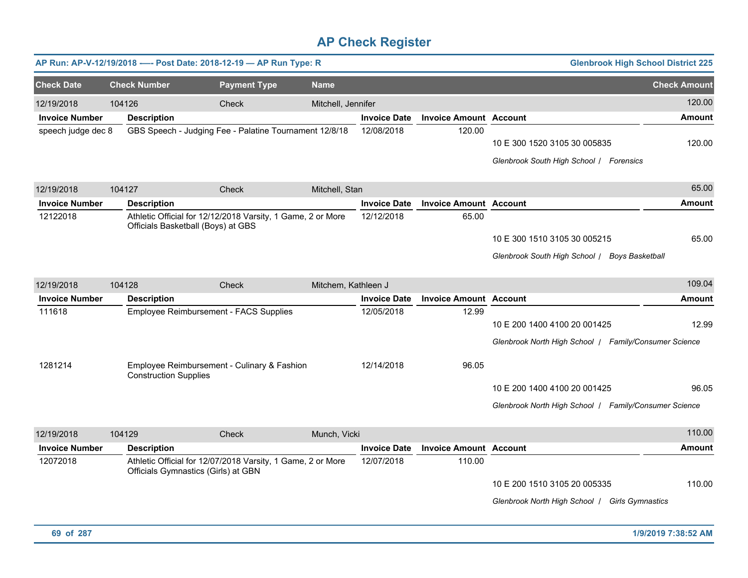# AP Check Register

**AP Run: AP-V-12/19/2018 -—- Post Date: 2018-12-19 — AP Run Type: R** — **Glenbrook High School District 225**

| Check Date | Check Number | Payment Type | Name | Check Amount |
|---|---|---|---|---|
| 12/19/2018 | 104126 | Check | Mitchell, Jennifer | 120.00 |

| Invoice Number | Description | Invoice Date | Invoice Amount | Account | Amount |
|---|---|---|---|---|---|
| speech judge dec 8 | GBS Speech - Judging Fee - Palatine Tournament 12/8/18 | 12/08/2018 | 120.00 | | |
| | | | | 10 E 300 1520 3105 30 005835 | 120.00 |
| | | | | *Glenbrook South High School / Forensics* | |

| Check Date | Check Number | Payment Type | Name | Check Amount |
|---|---|---|---|---|
| 12/19/2018 | 104127 | Check | Mitchell, Stan | 65.00 |

| Invoice Number | Description | Invoice Date | Invoice Amount | Account | Amount |
|---|---|---|---|---|---|
| 12122018 | Athletic Official for 12/12/2018 Varsity, 1 Game, 2 or More Officials Basketball (Boys) at GBS | 12/12/2018 | 65.00 | | |
| | | | | 10 E 300 1510 3105 30 005215 | 65.00 |
| | | | | *Glenbrook South High School / Boys Basketball* | |

| Check Date | Check Number | Payment Type | Name | Check Amount |
|---|---|---|---|---|
| 12/19/2018 | 104128 | Check | Mitchem, Kathleen J | 109.04 |

| Invoice Number | Description | Invoice Date | Invoice Amount | Account | Amount |
|---|---|---|---|---|---|
| 111618 | Employee Reimbursement - FACS Supplies | 12/05/2018 | 12.99 | | |
| | | | | 10 E 200 1400 4100 20 001425 | 12.99 |
| | | | | *Glenbrook North High School / Family/Consumer Science* | |
| 1281214 | Employee Reimbursement - Culinary & Fashion Construction Supplies | 12/14/2018 | 96.05 | | |
| | | | | 10 E 200 1400 4100 20 001425 | 96.05 |
| | | | | *Glenbrook North High School / Family/Consumer Science* | |

| Check Date | Check Number | Payment Type | Name | Check Amount |
|---|---|---|---|---|
| 12/19/2018 | 104129 | Check | Munch, Vicki | 110.00 |

| Invoice Number | Description | Invoice Date | Invoice Amount | Account | Amount |
|---|---|---|---|---|---|
| 12072018 | Athletic Official for 12/07/2018 Varsity, 1 Game, 2 or More Officials Gymnastics (Girls) at GBN | 12/07/2018 | 110.00 | | |
| | | | | 10 E 200 1510 3105 20 005335 | 110.00 |
| | | | | *Glenbrook North High School / Girls Gymnastics* | |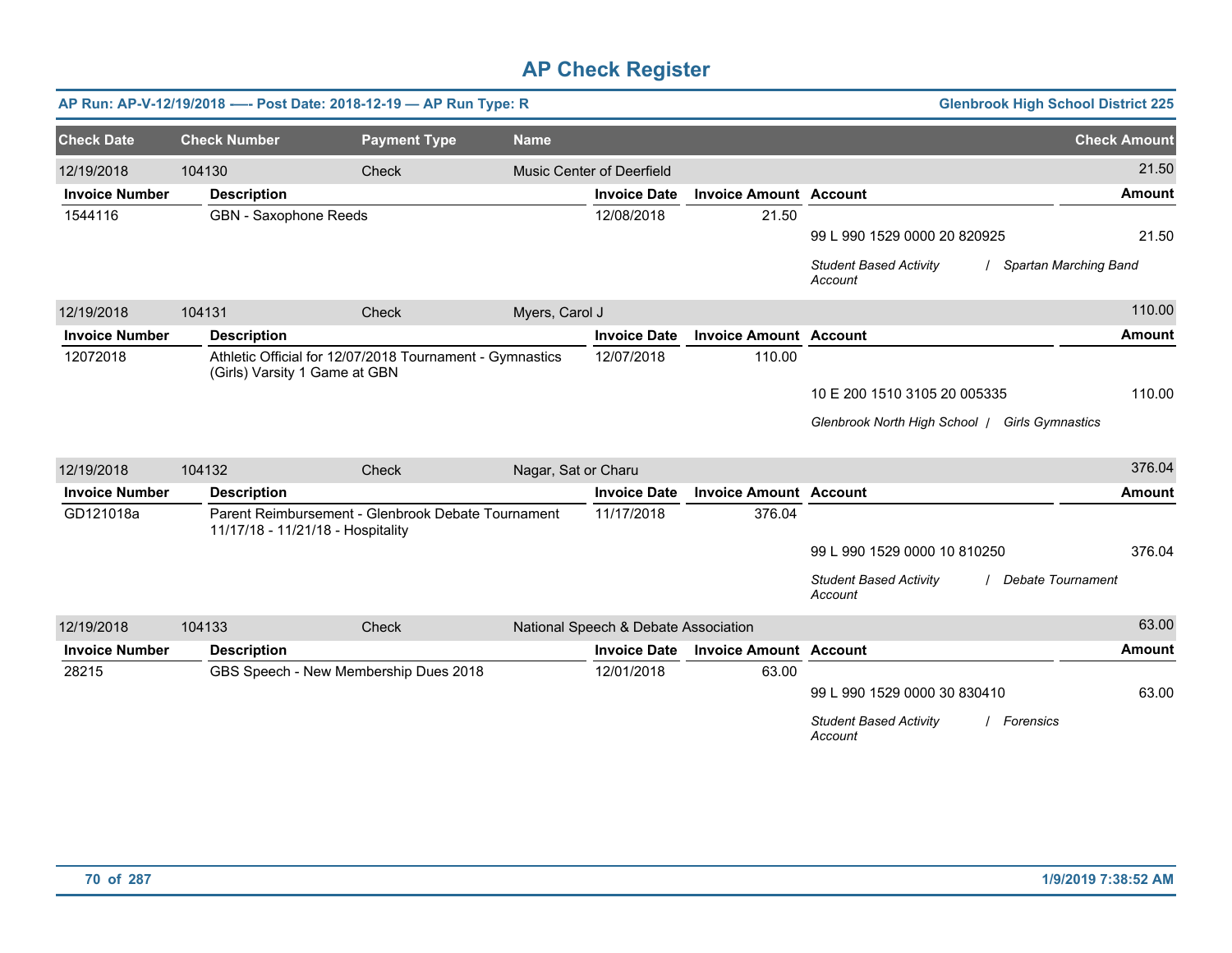# AP Check Register

**AP Run: AP-V-12/19/2018 —- Post Date: 2018-12-19 — AP Run Type: R** | **Glenbrook High School District 225**

| Check Date | Check Number | Payment Type | Name | Check Amount |
|---|---|---|---|---|
| 12/19/2018 | 104130 | Check | Music Center of Deerfield | 21.50 |

| Invoice Number | Description | Invoice Date | Invoice Amount | Account | Amount |
|---|---|---|---|---|---|
| 1544116 | GBN - Saxophone Reeds | 12/08/2018 | 21.50 | | |
| | | | | 99 L 990 1529 0000 20 820925 | 21.50 |
| | | | | *Student Based Activity Account / Spartan Marching Band* | |

| Check Date | Check Number | Payment Type | Name | Check Amount |
|---|---|---|---|---|
| 12/19/2018 | 104131 | Check | Myers, Carol J | 110.00 |

| Invoice Number | Description | Invoice Date | Invoice Amount | Account | Amount |
|---|---|---|---|---|---|
| 12072018 | Athletic Official for 12/07/2018 Tournament - Gymnastics (Girls) Varsity 1 Game at GBN | 12/07/2018 | 110.00 | | |
| | | | | 10 E 200 1510 3105 20 005335 | 110.00 |
| | | | | *Glenbrook North High School / Girls Gymnastics* | |

| Check Date | Check Number | Payment Type | Name | Check Amount |
|---|---|---|---|---|
| 12/19/2018 | 104132 | Check | Nagar, Sat or Charu | 376.04 |

| Invoice Number | Description | Invoice Date | Invoice Amount | Account | Amount |
|---|---|---|---|---|---|
| GD121018a | Parent Reimbursement - Glenbrook Debate Tournament 11/17/18 - 11/21/18 - Hospitality | 11/17/2018 | 376.04 | | |
| | | | | 99 L 990 1529 0000 10 810250 | 376.04 |
| | | | | *Student Based Activity Account / Debate Tournament* | |

| Check Date | Check Number | Payment Type | Name | Check Amount |
|---|---|---|---|---|
| 12/19/2018 | 104133 | Check | National Speech & Debate Association | 63.00 |

| Invoice Number | Description | Invoice Date | Invoice Amount | Account | Amount |
|---|---|---|---|---|---|
| 28215 | GBS Speech - New Membership Dues 2018 | 12/01/2018 | 63.00 | | |
| | | | | 99 L 990 1529 0000 30 830410 | 63.00 |
| | | | | *Student Based Activity Account / Forensics* | |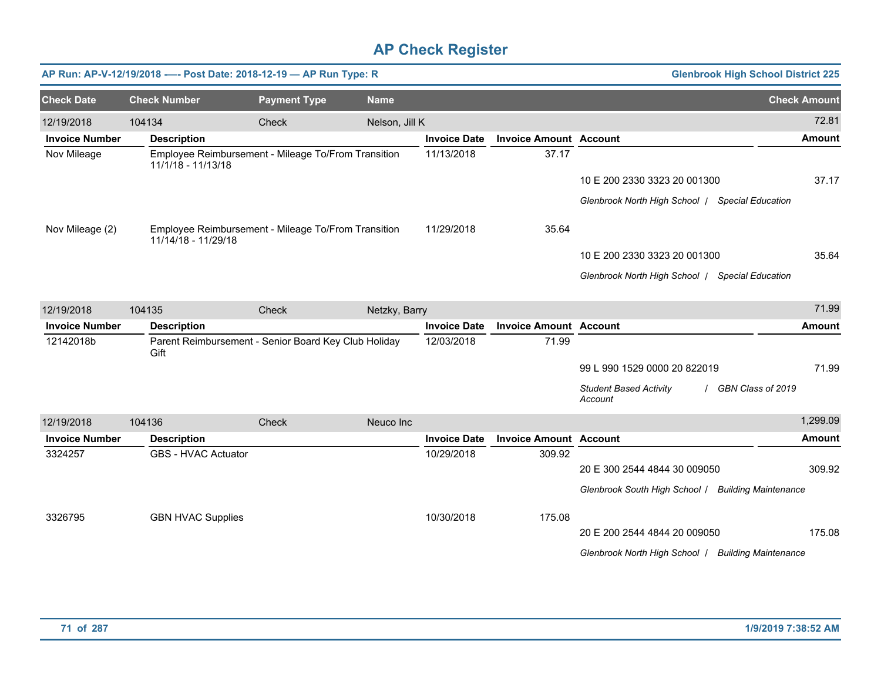# AP Check Register

**AP Run: AP-V-12/19/2018 —- Post Date: 2018-12-19 — AP Run Type: R** | **Glenbrook High School District 225**

| Check Date | Check Number | Payment Type | Name | Check Amount |
|---|---|---|---|---|
| 12/19/2018 | 104134 | Check | Nelson, Jill K | 72.81 |

| Invoice Number | Description | Invoice Date | Invoice Amount | Account | Amount |
|---|---|---|---|---|---|
| Nov Mileage | Employee Reimbursement - Mileage To/From Transition 11/1/18 - 11/13/18 | 11/13/2018 | 37.17 | | |
| | | | | 10 E 200 2330 3323 20 001300 | 37.17 |
| | | | | *Glenbrook North High School / Special Education* | |
| Nov Mileage (2) | Employee Reimbursement - Mileage To/From Transition 11/14/18 - 11/29/18 | 11/29/2018 | 35.64 | | |
| | | | | 10 E 200 2330 3323 20 001300 | 35.64 |
| | | | | *Glenbrook North High School / Special Education* | |

| Check Date | Check Number | Payment Type | Name | Check Amount |
|---|---|---|---|---|
| 12/19/2018 | 104135 | Check | Netzky, Barry | 71.99 |

| Invoice Number | Description | Invoice Date | Invoice Amount | Account | Amount |
|---|---|---|---|---|---|
| 12142018b | Parent Reimbursement - Senior Board Key Club Holiday Gift | 12/03/2018 | 71.99 | | |
| | | | | 99 L 990 1529 0000 20 822019 | 71.99 |
| | | | | *Student Based Activity Account / GBN Class of 2019* | |

| Check Date | Check Number | Payment Type | Name | Check Amount |
|---|---|---|---|---|
| 12/19/2018 | 104136 | Check | Neuco Inc | 1,299.09 |

| Invoice Number | Description | Invoice Date | Invoice Amount | Account | Amount |
|---|---|---|---|---|---|
| 3324257 | GBS - HVAC Actuator | 10/29/2018 | 309.92 | | |
| | | | | 20 E 300 2544 4844 30 009050 | 309.92 |
| | | | | *Glenbrook South High School / Building Maintenance* | |
| 3326795 | GBN HVAC Supplies | 10/30/2018 | 175.08 | | |
| | | | | 20 E 200 2544 4844 20 009050 | 175.08 |
| | | | | *Glenbrook North High School / Building Maintenance* | |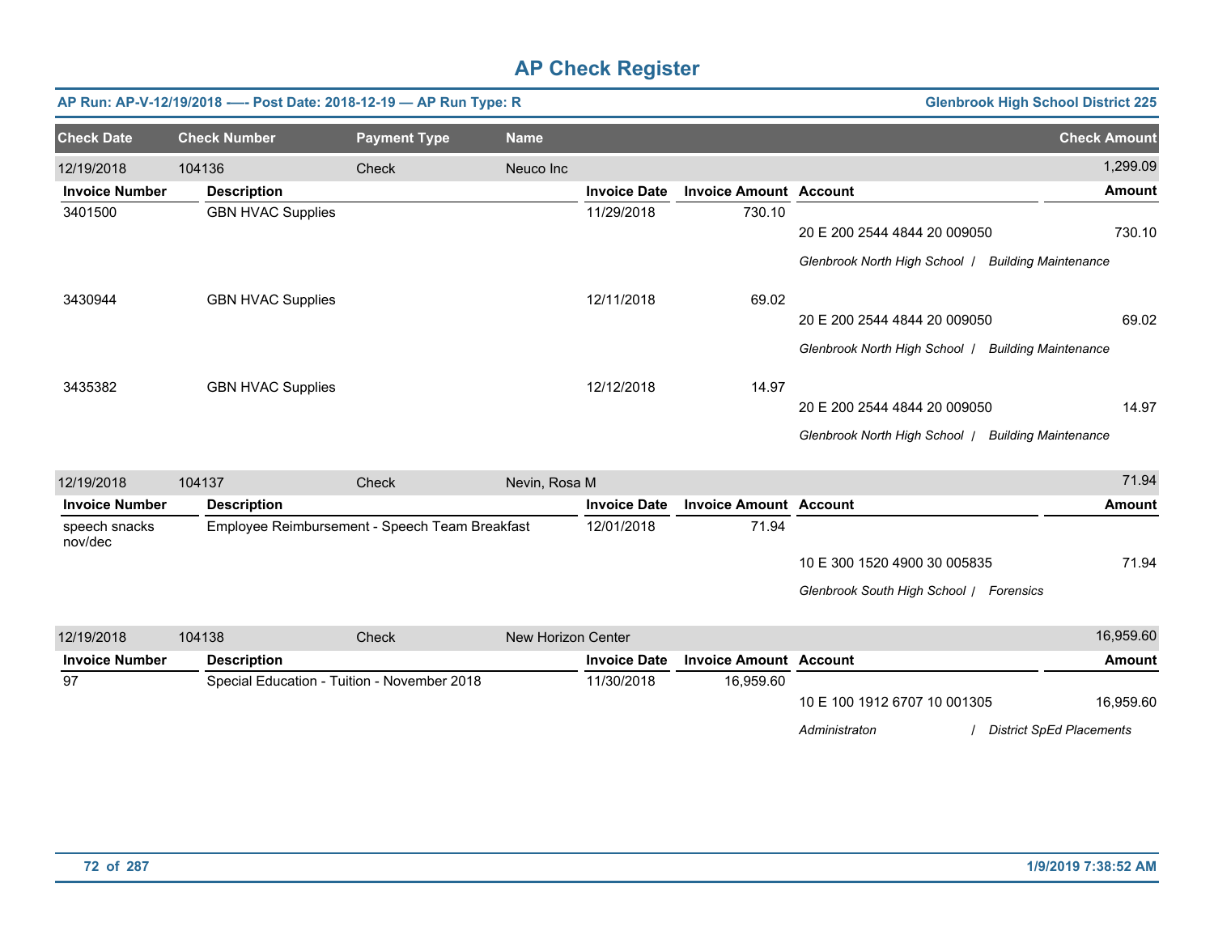# AP Check Register

**AP Run: AP-V-12/19/2018 —- Post Date: 2018-12-19 — AP Run Type: R** | **Glenbrook High School District 225**

| Check Date | Check Number | Payment Type | Name | Check Amount |
|---|---|---|---|---|
| 12/19/2018 | 104136 | Check | Neuco Inc | 1,299.09 |

| Invoice Number | Description | Invoice Date | Invoice Amount | Account | Amount |
|---|---|---|---|---|---|
| 3401500 | GBN HVAC Supplies | 11/29/2018 | 730.10 | 20 E 200 2544 4844 20 009050 | 730.10 |
| | | | | *Glenbrook North High School / Building Maintenance* | |
| 3430944 | GBN HVAC Supplies | 12/11/2018 | 69.02 | 20 E 200 2544 4844 20 009050 | 69.02 |
| | | | | *Glenbrook North High School / Building Maintenance* | |
| 3435382 | GBN HVAC Supplies | 12/12/2018 | 14.97 | 20 E 200 2544 4844 20 009050 | 14.97 |
| | | | | *Glenbrook North High School / Building Maintenance* | |

| Check Date | Check Number | Payment Type | Name | Check Amount |
|---|---|---|---|---|
| 12/19/2018 | 104137 | Check | Nevin, Rosa M | 71.94 |

| Invoice Number | Description | Invoice Date | Invoice Amount | Account | Amount |
|---|---|---|---|---|---|
| speech snacks nov/dec | Employee Reimbursement - Speech Team Breakfast | 12/01/2018 | 71.94 | 10 E 300 1520 4900 30 005835 | 71.94 |
| | | | | *Glenbrook South High School / Forensics* | |

| Check Date | Check Number | Payment Type | Name | Check Amount |
|---|---|---|---|---|
| 12/19/2018 | 104138 | Check | New Horizon Center | 16,959.60 |

| Invoice Number | Description | Invoice Date | Invoice Amount | Account | Amount |
|---|---|---|---|---|---|
| 97 | Special Education - Tuition - November 2018 | 11/30/2018 | 16,959.60 | 10 E 100 1912 6707 10 001305 | 16,959.60 |
| | | | | *Administraton / District SpEd Placements* | |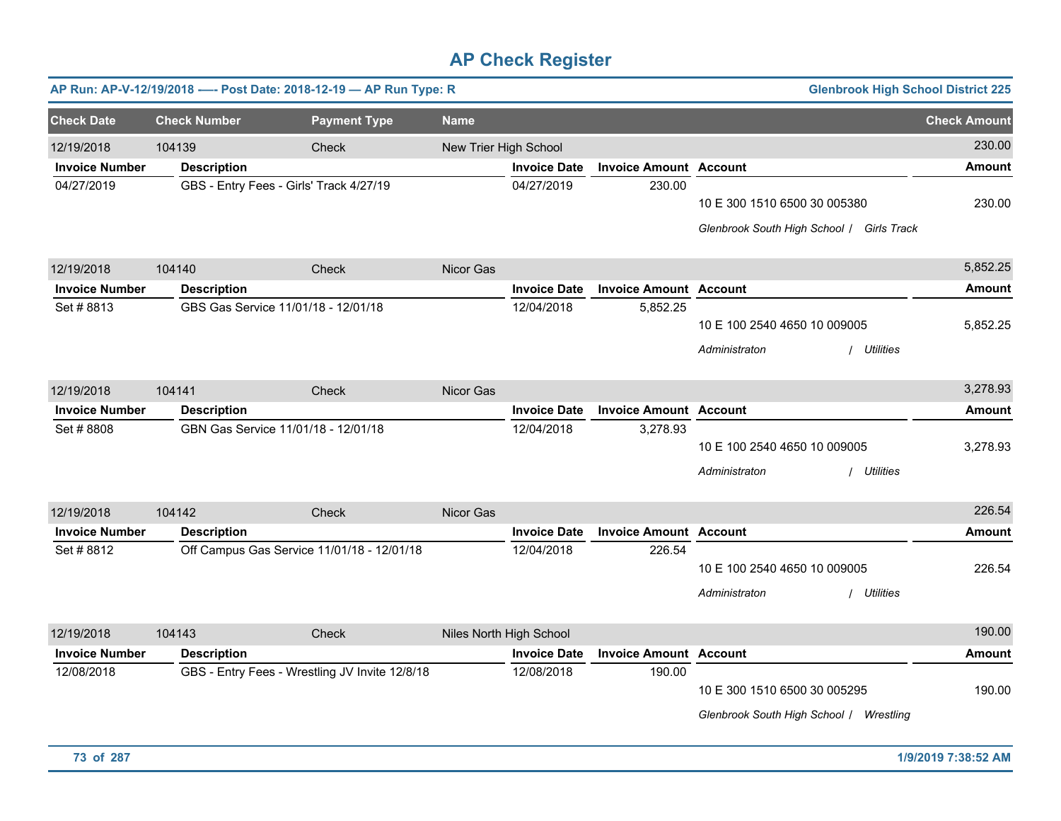# AP Check Register

**AP Run: AP-V-12/19/2018 —- Post Date: 2018-12-19 — AP Run Type: R** | **Glenbrook High School District 225**

| Check Date | Check Number | Payment Type | Name | Check Amount |
|---|---|---|---|---|
| 12/19/2018 | 104139 | Check | New Trier High School | 230.00 |

| Invoice Number | Description | Invoice Date | Invoice Amount | Account | Amount |
|---|---|---|---|---|---|
| 04/27/2019 | GBS - Entry Fees - Girls' Track 4/27/19 | 04/27/2019 | 230.00 | 10 E 300 1510 6500 30 005380 | 230.00 |
| | | | | *Glenbrook South High School / Girls Track* | |

| Check Date | Check Number | Payment Type | Name | Check Amount |
|---|---|---|---|---|
| 12/19/2018 | 104140 | Check | Nicor Gas | 5,852.25 |

| Invoice Number | Description | Invoice Date | Invoice Amount | Account | Amount |
|---|---|---|---|---|---|
| Set # 8813 | GBS Gas Service 11/01/18 - 12/01/18 | 12/04/2018 | 5,852.25 | 10 E 100 2540 4650 10 009005 | 5,852.25 |
| | | | | *Administraton / Utilities* | |

| Check Date | Check Number | Payment Type | Name | Check Amount |
|---|---|---|---|---|
| 12/19/2018 | 104141 | Check | Nicor Gas | 3,278.93 |

| Invoice Number | Description | Invoice Date | Invoice Amount | Account | Amount |
|---|---|---|---|---|---|
| Set # 8808 | GBN Gas Service 11/01/18 - 12/01/18 | 12/04/2018 | 3,278.93 | 10 E 100 2540 4650 10 009005 | 3,278.93 |
| | | | | *Administraton / Utilities* | |

| Check Date | Check Number | Payment Type | Name | Check Amount |
|---|---|---|---|---|
| 12/19/2018 | 104142 | Check | Nicor Gas | 226.54 |

| Invoice Number | Description | Invoice Date | Invoice Amount | Account | Amount |
|---|---|---|---|---|---|
| Set # 8812 | Off Campus Gas Service 11/01/18 - 12/01/18 | 12/04/2018 | 226.54 | 10 E 100 2540 4650 10 009005 | 226.54 |
| | | | | *Administraton / Utilities* | |

| Check Date | Check Number | Payment Type | Name | Check Amount |
|---|---|---|---|---|
| 12/19/2018 | 104143 | Check | Niles North High School | 190.00 |

| Invoice Number | Description | Invoice Date | Invoice Amount | Account | Amount |
|---|---|---|---|---|---|
| 12/08/2018 | GBS - Entry Fees - Wrestling JV Invite 12/8/18 | 12/08/2018 | 190.00 | 10 E 300 1510 6500 30 005295 | 190.00 |
| | | | | *Glenbrook South High School / Wrestling* | |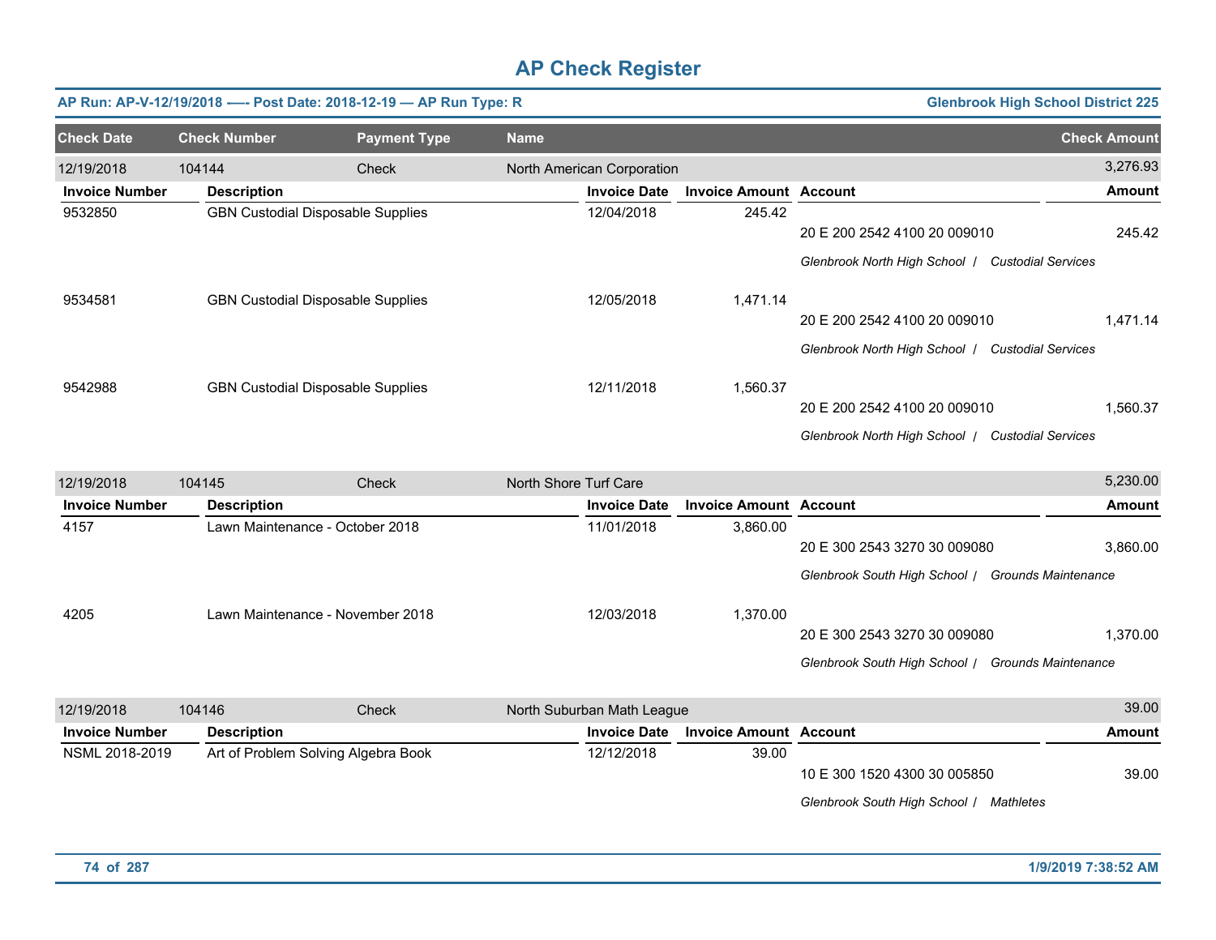# AP Check Register

**AP Run: AP-V-12/19/2018 -— Post Date: 2018-12-19 — AP Run Type: R** | **Glenbrook High School District 225**

| Check Date | Check Number | Payment Type | Name | Check Amount |
|---|---|---|---|---|
| 12/19/2018 | 104144 | Check | North American Corporation | 3,276.93 |

| Invoice Number | Description | Invoice Date | Invoice Amount | Account | Amount |
|---|---|---|---|---|---|
| 9532850 | GBN Custodial Disposable Supplies | 12/04/2018 | 245.42 | 20 E 200 2542 4100 20 009010 | 245.42 |
| | | | | *Glenbrook North High School / Custodial Services* | |
| 9534581 | GBN Custodial Disposable Supplies | 12/05/2018 | 1,471.14 | 20 E 200 2542 4100 20 009010 | 1,471.14 |
| | | | | *Glenbrook North High School / Custodial Services* | |
| 9542988 | GBN Custodial Disposable Supplies | 12/11/2018 | 1,560.37 | 20 E 200 2542 4100 20 009010 | 1,560.37 |
| | | | | *Glenbrook North High School / Custodial Services* | |

| Check Date | Check Number | Payment Type | Name | Check Amount |
|---|---|---|---|---|
| 12/19/2018 | 104145 | Check | North Shore Turf Care | 5,230.00 |

| Invoice Number | Description | Invoice Date | Invoice Amount | Account | Amount |
|---|---|---|---|---|---|
| 4157 | Lawn Maintenance - October 2018 | 11/01/2018 | 3,860.00 | 20 E 300 2543 3270 30 009080 | 3,860.00 |
| | | | | *Glenbrook South High School / Grounds Maintenance* | |
| 4205 | Lawn Maintenance - November 2018 | 12/03/2018 | 1,370.00 | 20 E 300 2543 3270 30 009080 | 1,370.00 |
| | | | | *Glenbrook South High School / Grounds Maintenance* | |

| Check Date | Check Number | Payment Type | Name | Check Amount |
|---|---|---|---|---|
| 12/19/2018 | 104146 | Check | North Suburban Math League | 39.00 |

| Invoice Number | Description | Invoice Date | Invoice Amount | Account | Amount |
|---|---|---|---|---|---|
| NSML 2018-2019 | Art of Problem Solving Algebra Book | 12/12/2018 | 39.00 | 10 E 300 1520 4300 30 005850 | 39.00 |
| | | | | *Glenbrook South High School / Mathletes* | |

1/9/2019 7:38:52 AM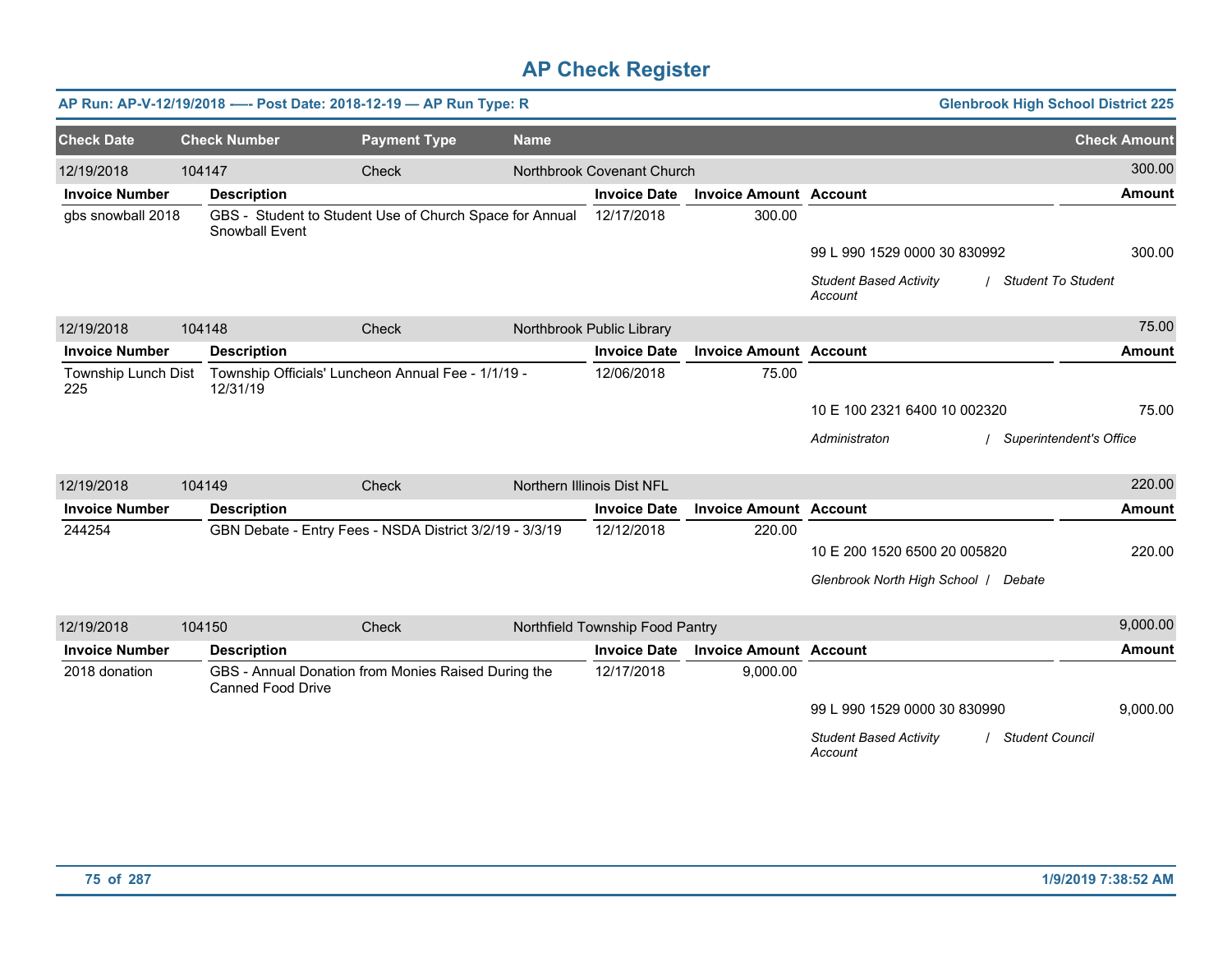# AP Check Register

**AP Run: AP-V-12/19/2018 -—- Post Date: 2018-12-19 — AP Run Type: R** — **Glenbrook High School District 225**

| Check Date | Check Number | Payment Type | Name | Check Amount |
|---|---|---|---|---|
| 12/19/2018 | 104147 | Check | Northbrook Covenant Church | 300.00 |

| Invoice Number | Description | Invoice Date | Invoice Amount | Account | Amount |
|---|---|---|---|---|---|
| gbs snowball 2018 | GBS - Student to Student Use of Church Space for Annual Snowball Event | 12/17/2018 | 300.00 | | |
| | | | | 99 L 990 1529 0000 30 830992 | 300.00 |
| | | | | *Student Based Activity Account / Student To Student* | |

| Check Date | Check Number | Payment Type | Name | Check Amount |
|---|---|---|---|---|
| 12/19/2018 | 104148 | Check | Northbrook Public Library | 75.00 |

| Invoice Number | Description | Invoice Date | Invoice Amount | Account | Amount |
|---|---|---|---|---|---|
| Township Lunch Dist 225 | Township Officials' Luncheon Annual Fee - 1/1/19 - 12/31/19 | 12/06/2018 | 75.00 | | |
| | | | | 10 E 100 2321 6400 10 002320 | 75.00 |
| | | | | *Administraton / Superintendent's Office* | |

| Check Date | Check Number | Payment Type | Name | Check Amount |
|---|---|---|---|---|
| 12/19/2018 | 104149 | Check | Northern Illinois Dist NFL | 220.00 |

| Invoice Number | Description | Invoice Date | Invoice Amount | Account | Amount |
|---|---|---|---|---|---|
| 244254 | GBN Debate - Entry Fees - NSDA District 3/2/19 - 3/3/19 | 12/12/2018 | 220.00 | | |
| | | | | 10 E 200 1520 6500 20 005820 | 220.00 |
| | | | | *Glenbrook North High School / Debate* | |

| Check Date | Check Number | Payment Type | Name | Check Amount |
|---|---|---|---|---|
| 12/19/2018 | 104150 | Check | Northfield Township Food Pantry | 9,000.00 |

| Invoice Number | Description | Invoice Date | Invoice Amount | Account | Amount |
|---|---|---|---|---|---|
| 2018 donation | GBS - Annual Donation from Monies Raised During the Canned Food Drive | 12/17/2018 | 9,000.00 | | |
| | | | | 99 L 990 1529 0000 30 830990 | 9,000.00 |
| | | | | *Student Based Activity Account / Student Council* | |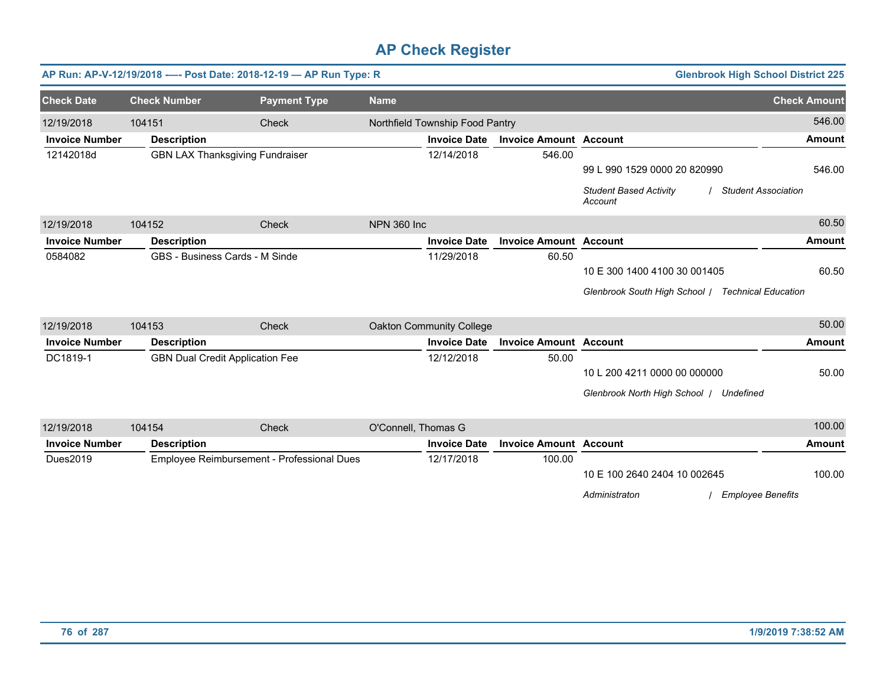# AP Check Register

**AP Run: AP-V-12/19/2018 —- Post Date: 2018-12-19 — AP Run Type: R** | **Glenbrook High School District 225**

| Check Date | Check Number | Payment Type | Name | Check Amount |
|---|---|---|---|---|
| 12/19/2018 | 104151 | Check | Northfield Township Food Pantry | 546.00 |

| Invoice Number | Description | Invoice Date | Invoice Amount | Account | Amount |
|---|---|---|---|---|---|
| 12142018d | GBN LAX Thanksgiving Fundraiser | 12/14/2018 | 546.00 | | |
| | | | | 99 L 990 1529 0000 20 820990 | 546.00 |
| | | | | *Student Based Activity Account / Student Association* | |

| Check Date | Check Number | Payment Type | Name | Check Amount |
|---|---|---|---|---|
| 12/19/2018 | 104152 | Check | NPN 360 Inc | 60.50 |

| Invoice Number | Description | Invoice Date | Invoice Amount | Account | Amount |
|---|---|---|---|---|---|
| 0584082 | GBS - Business Cards - M Sinde | 11/29/2018 | 60.50 | | |
| | | | | 10 E 300 1400 4100 30 001405 | 60.50 |
| | | | | *Glenbrook South High School / Technical Education* | |

| Check Date | Check Number | Payment Type | Name | Check Amount |
|---|---|---|---|---|
| 12/19/2018 | 104153 | Check | Oakton Community College | 50.00 |

| Invoice Number | Description | Invoice Date | Invoice Amount | Account | Amount |
|---|---|---|---|---|---|
| DC1819-1 | GBN Dual Credit Application Fee | 12/12/2018 | 50.00 | | |
| | | | | 10 L 200 4211 0000 00 000000 | 50.00 |
| | | | | *Glenbrook North High School / Undefined* | |

| Check Date | Check Number | Payment Type | Name | Check Amount |
|---|---|---|---|---|
| 12/19/2018 | 104154 | Check | O'Connell, Thomas G | 100.00 |

| Invoice Number | Description | Invoice Date | Invoice Amount | Account | Amount |
|---|---|---|---|---|---|
| Dues2019 | Employee Reimbursement - Professional Dues | 12/17/2018 | 100.00 | | |
| | | | | 10 E 100 2640 2404 10 002645 | 100.00 |
| | | | | *Administraton / Employee Benefits* | |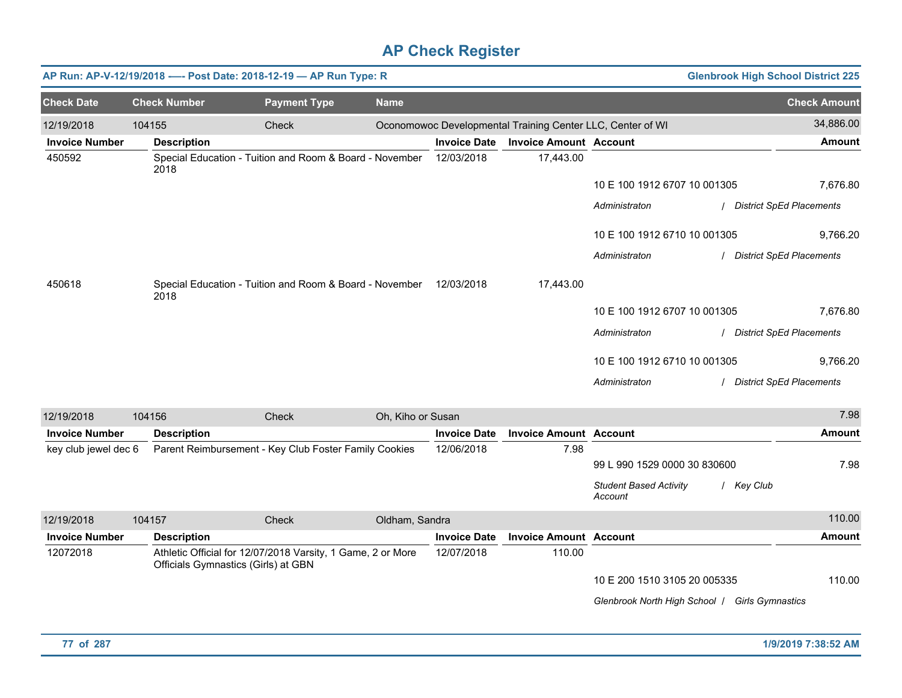# AP Check Register

**AP Run: AP-V-12/19/2018 —- Post Date: 2018-12-19 — AP Run Type: R** | **Glenbrook High School District 225**

| Check Date | Check Number | Payment Type | Name | Check Amount |
|---|---|---|---|---|
| 12/19/2018 | 104155 | Check | Oconomowoc Developmental Training Center LLC, Center of WI | 34,886.00 |

| Invoice Number | Description | Invoice Date | Invoice Amount | Account | Amount |
|---|---|---|---|---|---|
| 450592 | Special Education - Tuition and Room & Board - November 2018 | 12/03/2018 | 17,443.00 | | |
| | | | | 10 E 100 1912 6707 10 001305 | 7,676.80 |
| | | | | *Administraton / District SpEd Placements* | |
| | | | | 10 E 100 1912 6710 10 001305 | 9,766.20 |
| | | | | *Administraton / District SpEd Placements* | |
| 450618 | Special Education - Tuition and Room & Board - November 2018 | 12/03/2018 | 17,443.00 | | |
| | | | | 10 E 100 1912 6707 10 001305 | 7,676.80 |
| | | | | *Administraton / District SpEd Placements* | |
| | | | | 10 E 100 1912 6710 10 001305 | 9,766.20 |
| | | | | *Administraton / District SpEd Placements* | |

| Check Date | Check Number | Payment Type | Name | Check Amount |
|---|---|---|---|---|
| 12/19/2018 | 104156 | Check | Oh, Kiho or Susan | 7.98 |

| Invoice Number | Description | Invoice Date | Invoice Amount | Account | Amount |
|---|---|---|---|---|---|
| key club jewel dec 6 | Parent Reimbursement - Key Club Foster Family Cookies | 12/06/2018 | 7.98 | | |
| | | | | 99 L 990 1529 0000 30 830600 | 7.98 |
| | | | | *Student Based Activity Account / Key Club* | |

| Check Date | Check Number | Payment Type | Name | Check Amount |
|---|---|---|---|---|
| 12/19/2018 | 104157 | Check | Oldham, Sandra | 110.00 |

| Invoice Number | Description | Invoice Date | Invoice Amount | Account | Amount |
|---|---|---|---|---|---|
| 12072018 | Athletic Official for 12/07/2018 Varsity, 1 Game, 2 or More Officials Gymnastics (Girls) at GBN | 12/07/2018 | 110.00 | | |
| | | | | 10 E 200 1510 3105 20 005335 | 110.00 |
| | | | | *Glenbrook North High School / Girls Gymnastics* | |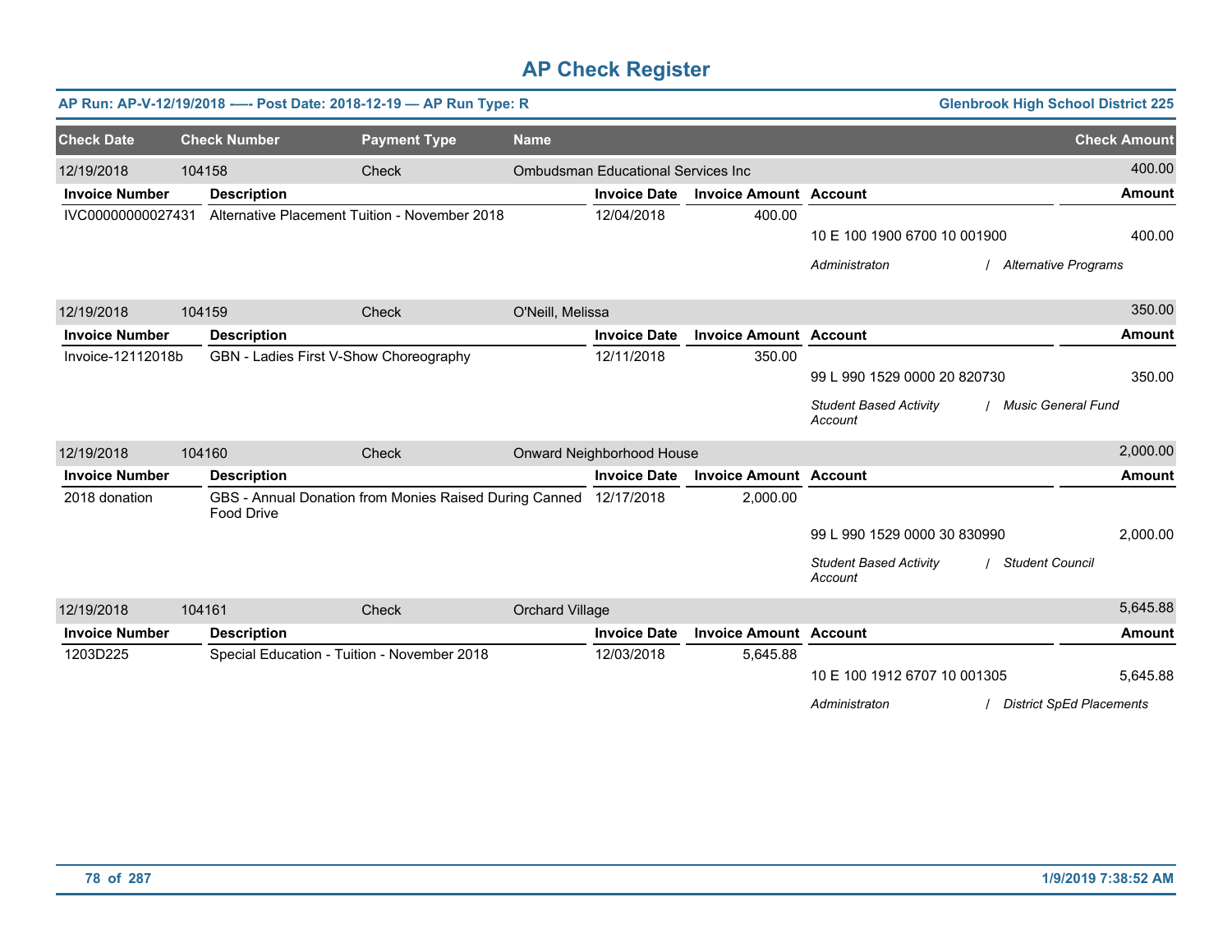# AP Check Register

**AP Run: AP-V-12/19/2018 —- Post Date: 2018-12-19 — AP Run Type: R** | **Glenbrook High School District 225**

| Check Date | Check Number | Payment Type | Name | Check Amount |
|---|---|---|---|---|
| 12/19/2018 | 104158 | Check | Ombudsman Educational Services Inc | 400.00 |

| Invoice Number | Description | Invoice Date | Invoice Amount | Account | Amount |
|---|---|---|---|---|---|
| IVC00000000027431 | Alternative Placement Tuition - November 2018 | 12/04/2018 | 400.00 | 10 E 100 1900 6700 10 001900 | 400.00 |
| | | | | *Administraton / Alternative Programs* | |

| Check Date | Check Number | Payment Type | Name | Check Amount |
|---|---|---|---|---|
| 12/19/2018 | 104159 | Check | O'Neill, Melissa | 350.00 |

| Invoice Number | Description | Invoice Date | Invoice Amount | Account | Amount |
|---|---|---|---|---|---|
| Invoice-12112018b | GBN - Ladies First V-Show Choreography | 12/11/2018 | 350.00 | 99 L 990 1529 0000 20 820730 | 350.00 |
| | | | | *Student Based Activity Account / Music General Fund* | |

| Check Date | Check Number | Payment Type | Name | Check Amount |
|---|---|---|---|---|
| 12/19/2018 | 104160 | Check | Onward Neighborhood House | 2,000.00 |

| Invoice Number | Description | Invoice Date | Invoice Amount | Account | Amount |
|---|---|---|---|---|---|
| 2018 donation | GBS - Annual Donation from Monies Raised During Canned Food Drive | 12/17/2018 | 2,000.00 | 99 L 990 1529 0000 30 830990 | 2,000.00 |
| | | | | *Student Based Activity Account / Student Council* | |

| Check Date | Check Number | Payment Type | Name | Check Amount |
|---|---|---|---|---|
| 12/19/2018 | 104161 | Check | Orchard Village | 5,645.88 |

| Invoice Number | Description | Invoice Date | Invoice Amount | Account | Amount |
|---|---|---|---|---|---|
| 1203D225 | Special Education - Tuition - November 2018 | 12/03/2018 | 5,645.88 | 10 E 100 1912 6707 10 001305 | 5,645.88 |
| | | | | *Administraton / District SpEd Placements* | |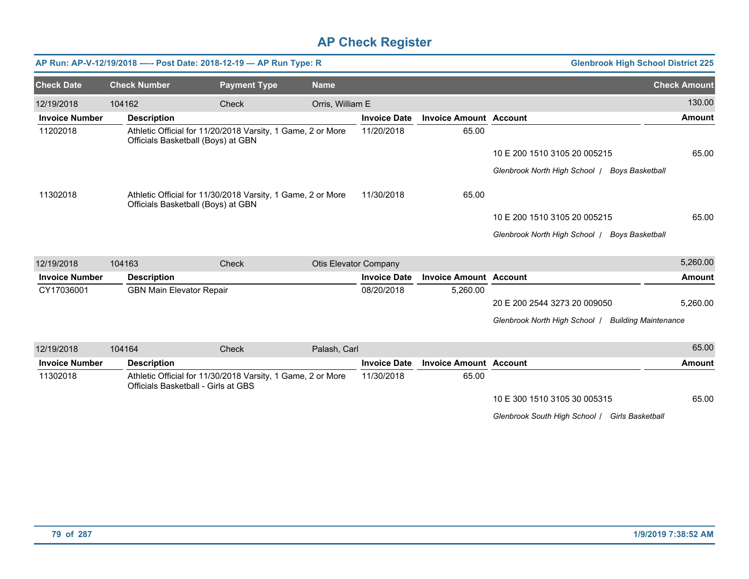# AP Check Register

**AP Run: AP-V-12/19/2018 -— Post Date: 2018-12-19 — AP Run Type: R** | **Glenbrook High School District 225**

| Check Date | Check Number | Payment Type | Name | Check Amount |
|---|---|---|---|---|
| 12/19/2018 | 104162 | Check | Orris, William E | 130.00 |

| Invoice Number | Description | Invoice Date | Invoice Amount | Account | Amount |
|---|---|---|---|---|---|
| 11202018 | Athletic Official for 11/20/2018 Varsity, 1 Game, 2 or More Officials Basketball (Boys) at GBN | 11/20/2018 | 65.00 | | |
| | | | | 10 E 200 1510 3105 20 005215 | 65.00 |
| | | | | *Glenbrook North High School / Boys Basketball* | |
| 11302018 | Athletic Official for 11/30/2018 Varsity, 1 Game, 2 or More Officials Basketball (Boys) at GBN | 11/30/2018 | 65.00 | | |
| | | | | 10 E 200 1510 3105 20 005215 | 65.00 |
| | | | | *Glenbrook North High School / Boys Basketball* | |

| Check Date | Check Number | Payment Type | Name | Check Amount |
|---|---|---|---|---|
| 12/19/2018 | 104163 | Check | Otis Elevator Company | 5,260.00 |

| Invoice Number | Description | Invoice Date | Invoice Amount | Account | Amount |
|---|---|---|---|---|---|
| CY17036001 | GBN Main Elevator Repair | 08/20/2018 | 5,260.00 | | |
| | | | | 20 E 200 2544 3273 20 009050 | 5,260.00 |
| | | | | *Glenbrook North High School / Building Maintenance* | |

| Check Date | Check Number | Payment Type | Name | Check Amount |
|---|---|---|---|---|
| 12/19/2018 | 104164 | Check | Palash, Carl | 65.00 |

| Invoice Number | Description | Invoice Date | Invoice Amount | Account | Amount |
|---|---|---|---|---|---|
| 11302018 | Athletic Official for 11/30/2018 Varsity, 1 Game, 2 or More Officials Basketball - Girls at GBS | 11/30/2018 | 65.00 | | |
| | | | | 10 E 300 1510 3105 30 005315 | 65.00 |
| | | | | *Glenbrook South High School / Girls Basketball* | |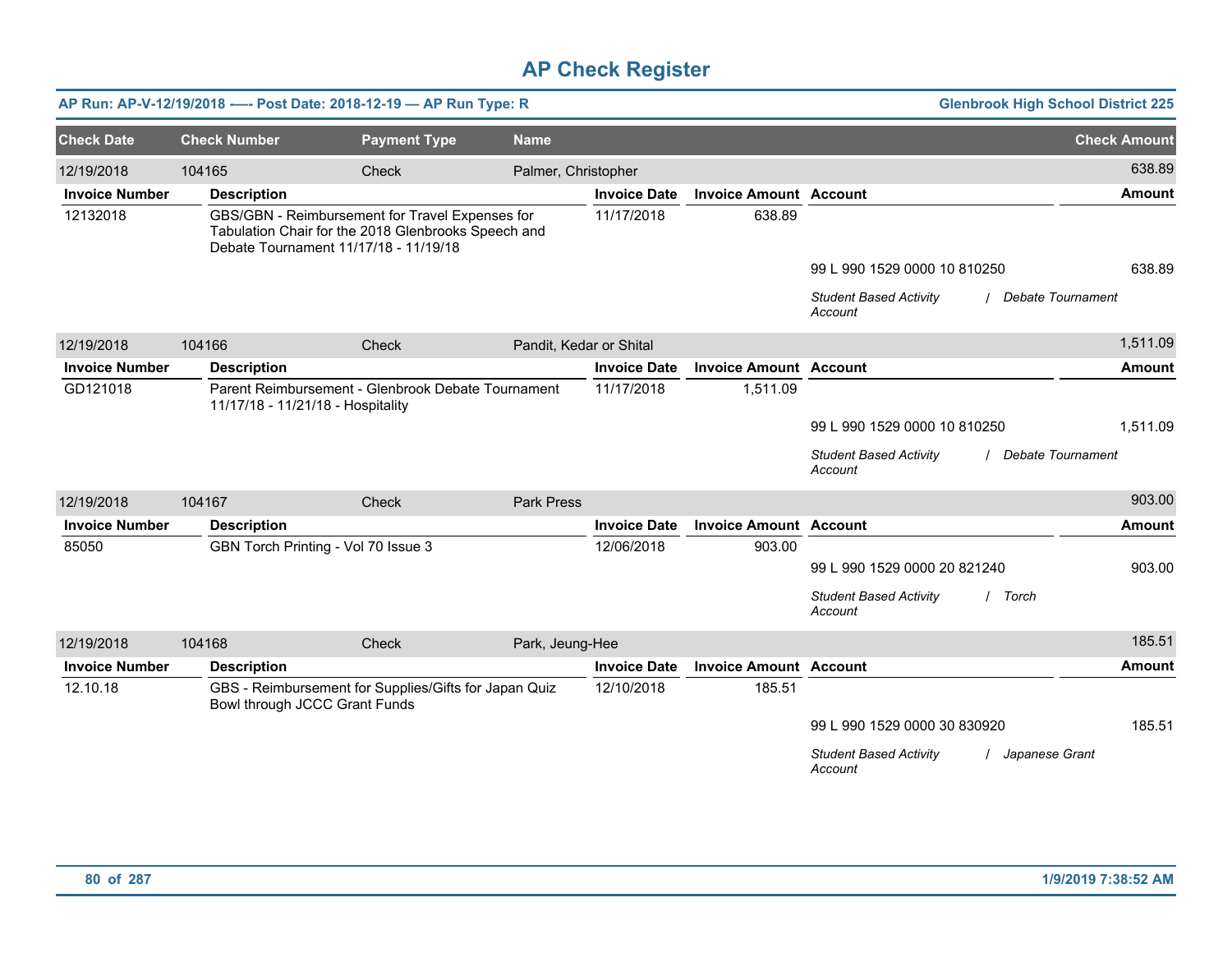# AP Check Register

**AP Run: AP-V-12/19/2018 -—- Post Date: 2018-12-19 — AP Run Type: R** | **Glenbrook High School District 225**

| Check Date | Check Number | Payment Type | Name | Check Amount |
|---|---|---|---|---|
| 12/19/2018 | 104165 | Check | Palmer, Christopher | 638.89 |

| Invoice Number | Description | Invoice Date | Invoice Amount | Account | Amount |
|---|---|---|---|---|---|
| 12132018 | GBS/GBN - Reimbursement for Travel Expenses for Tabulation Chair for the 2018 Glenbrooks Speech and Debate Tournament 11/17/18 - 11/19/18 | 11/17/2018 | 638.89 | | |
| | | | | 99 L 990 1529 0000 10 810250 | 638.89 |
| | | | | *Student Based Activity Account / Debate Tournament* | |

| Check Date | Check Number | Payment Type | Name | Check Amount |
|---|---|---|---|---|
| 12/19/2018 | 104166 | Check | Pandit, Kedar or Shital | 1,511.09 |

| Invoice Number | Description | Invoice Date | Invoice Amount | Account | Amount |
|---|---|---|---|---|---|
| GD121018 | Parent Reimbursement - Glenbrook Debate Tournament 11/17/18 - 11/21/18 - Hospitality | 11/17/2018 | 1,511.09 | | |
| | | | | 99 L 990 1529 0000 10 810250 | 1,511.09 |
| | | | | *Student Based Activity Account / Debate Tournament* | |

| Check Date | Check Number | Payment Type | Name | Check Amount |
|---|---|---|---|---|
| 12/19/2018 | 104167 | Check | Park Press | 903.00 |

| Invoice Number | Description | Invoice Date | Invoice Amount | Account | Amount |
|---|---|---|---|---|---|
| 85050 | GBN Torch Printing - Vol 70 Issue 3 | 12/06/2018 | 903.00 | | |
| | | | | 99 L 990 1529 0000 20 821240 | 903.00 |
| | | | | *Student Based Activity Account / Torch* | |

| Check Date | Check Number | Payment Type | Name | Check Amount |
|---|---|---|---|---|
| 12/19/2018 | 104168 | Check | Park, Jeung-Hee | 185.51 |

| Invoice Number | Description | Invoice Date | Invoice Amount | Account | Amount |
|---|---|---|---|---|---|
| 12.10.18 | GBS - Reimbursement for Supplies/Gifts for Japan Quiz Bowl through JCCC Grant Funds | 12/10/2018 | 185.51 | | |
| | | | | 99 L 990 1529 0000 30 830920 | 185.51 |
| | | | | *Student Based Activity Account / Japanese Grant* | |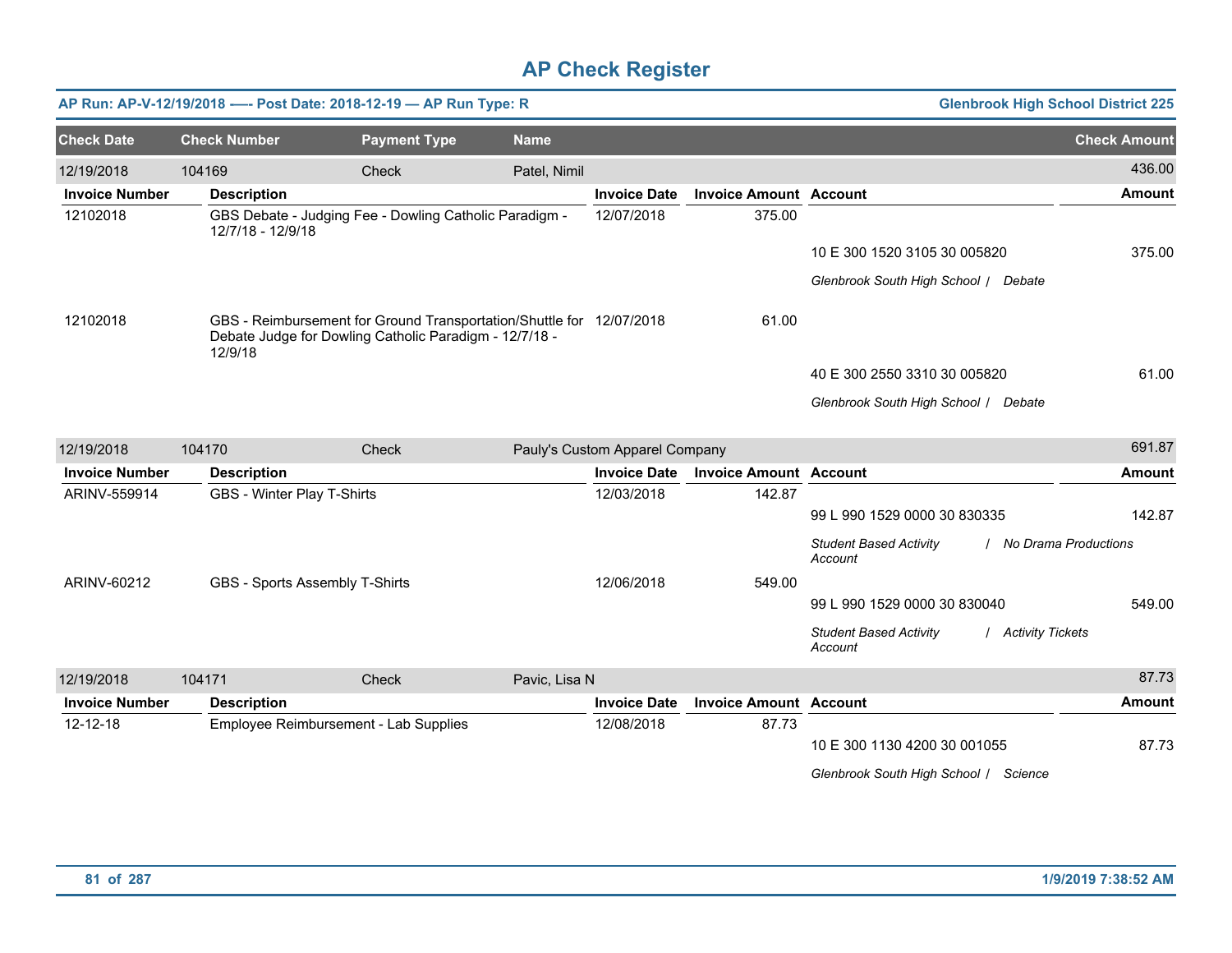# AP Check Register

**AP Run: AP-V-12/19/2018 —- Post Date: 2018-12-19 — AP Run Type: R** | **Glenbrook High School District 225**

| Check Date | Check Number | Payment Type | Name | Check Amount |
|---|---|---|---|---|
| 12/19/2018 | 104169 | Check | Patel, Nimil | 436.00 |

| Invoice Number | Description | Invoice Date | Invoice Amount | Account | Amount |
|---|---|---|---|---|---|
| 12102018 | GBS Debate - Judging Fee - Dowling Catholic Paradigm - 12/7/18 - 12/9/18 | 12/07/2018 | 375.00 | | |
| | | | | 10 E 300 1520 3105 30 005820 | 375.00 |
| | | | | *Glenbrook South High School / Debate* | |
| 12102018 | GBS - Reimbursement for Ground Transportation/Shuttle for Debate Judge for Dowling Catholic Paradigm - 12/7/18 - 12/9/18 | 12/07/2018 | 61.00 | | |
| | | | | 40 E 300 2550 3310 30 005820 | 61.00 |
| | | | | *Glenbrook South High School / Debate* | |

| Check Date | Check Number | Payment Type | Name | Check Amount |
|---|---|---|---|---|
| 12/19/2018 | 104170 | Check | Pauly's Custom Apparel Company | 691.87 |

| Invoice Number | Description | Invoice Date | Invoice Amount | Account | Amount |
|---|---|---|---|---|---|
| ARINV-559914 | GBS - Winter Play T-Shirts | 12/03/2018 | 142.87 | | |
| | | | | 99 L 990 1529 0000 30 830335 | 142.87 |
| | | | | *Student Based Activity Account / No Drama Productions* | |
| ARINV-60212 | GBS - Sports Assembly T-Shirts | 12/06/2018 | 549.00 | | |
| | | | | 99 L 990 1529 0000 30 830040 | 549.00 |
| | | | | *Student Based Activity Account / Activity Tickets* | |

| Check Date | Check Number | Payment Type | Name | Check Amount |
|---|---|---|---|---|
| 12/19/2018 | 104171 | Check | Pavic, Lisa N | 87.73 |

| Invoice Number | Description | Invoice Date | Invoice Amount | Account | Amount |
|---|---|---|---|---|---|
| 12-12-18 | Employee Reimbursement - Lab Supplies | 12/08/2018 | 87.73 | | |
| | | | | 10 E 300 1130 4200 30 001055 | 87.73 |
| | | | | *Glenbrook South High School / Science* | |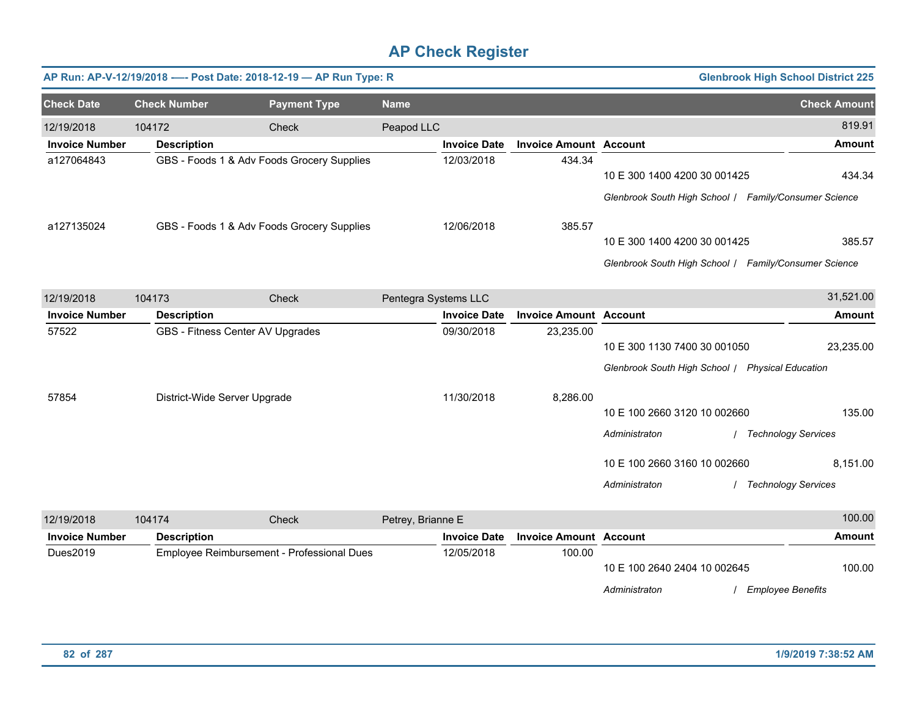# AP Check Register

**AP Run: AP-V-12/19/2018 —- Post Date: 2018-12-19 — AP Run Type: R** | **Glenbrook High School District 225**

| Check Date | Check Number | Payment Type | Name | | | | Check Amount |
|---|---|---|---|---|---|---|---|
| 12/19/2018 | 104172 | Check | Peapod LLC | | | | 819.91 |
| **Invoice Number** | **Description** | | | **Invoice Date** | **Invoice Amount** | **Account** | **Amount** |
| a127064843 | GBS - Foods 1 & Adv Foods Grocery Supplies | | | 12/03/2018 | 434.34 | 10 E 300 1400 4200 30 001425 | 434.34 |
| | | | | | | *Glenbrook South High School / Family/Consumer Science* | |
| a127135024 | GBS - Foods 1 & Adv Foods Grocery Supplies | | | 12/06/2018 | 385.57 | 10 E 300 1400 4200 30 001425 | 385.57 |
| | | | | | | *Glenbrook South High School / Family/Consumer Science* | |
| 12/19/2018 | 104173 | Check | Pentegra Systems LLC | | | | 31,521.00 |
| **Invoice Number** | **Description** | | | **Invoice Date** | **Invoice Amount** | **Account** | **Amount** |
| 57522 | GBS - Fitness Center AV Upgrades | | | 09/30/2018 | 23,235.00 | 10 E 300 1130 7400 30 001050 | 23,235.00 |
| | | | | | | *Glenbrook South High School / Physical Education* | |
| 57854 | District-Wide Server Upgrade | | | 11/30/2018 | 8,286.00 | 10 E 100 2660 3120 10 002660 | 135.00 |
| | | | | | | *Administraton / Technology Services* | |
| | | | | | | 10 E 100 2660 3160 10 002660 | 8,151.00 |
| | | | | | | *Administraton / Technology Services* | |
| 12/19/2018 | 104174 | Check | Petrey, Brianne E | | | | 100.00 |
| **Invoice Number** | **Description** | | | **Invoice Date** | **Invoice Amount** | **Account** | **Amount** |
| Dues2019 | Employee Reimbursement - Professional Dues | | | 12/05/2018 | 100.00 | 10 E 100 2640 2404 10 002645 | 100.00 |
| | | | | | | *Administraton / Employee Benefits* | |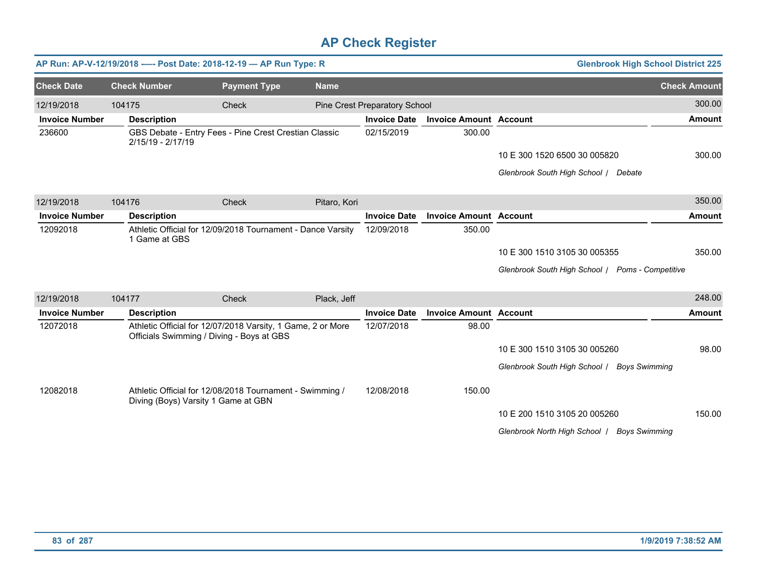# AP Check Register

**AP Run: AP-V-12/19/2018 —- Post Date: 2018-12-19 — AP Run Type: R** | **Glenbrook High School District 225**

| Check Date | Check Number | Payment Type | Name | Check Amount |
|---|---|---|---|---|
| 12/19/2018 | 104175 | Check | Pine Crest Preparatory School | 300.00 |

| Invoice Number | Description | Invoice Date | Invoice Amount | Account | Amount |
|---|---|---|---|---|---|
| 236600 | GBS Debate - Entry Fees - Pine Crest Crestian Classic 2/15/19 - 2/17/19 | 02/15/2019 | 300.00 | | |
| | | | | 10 E 300 1520 6500 30 005820 | 300.00 |
| | | | | *Glenbrook South High School / Debate* | |

| Check Date | Check Number | Payment Type | Name | Check Amount |
|---|---|---|---|---|
| 12/19/2018 | 104176 | Check | Pitaro, Kori | 350.00 |

| Invoice Number | Description | Invoice Date | Invoice Amount | Account | Amount |
|---|---|---|---|---|---|
| 12092018 | Athletic Official for 12/09/2018 Tournament - Dance Varsity 1 Game at GBS | 12/09/2018 | 350.00 | | |
| | | | | 10 E 300 1510 3105 30 005355 | 350.00 |
| | | | | *Glenbrook South High School / Poms - Competitive* | |

| Check Date | Check Number | Payment Type | Name | Check Amount |
|---|---|---|---|---|
| 12/19/2018 | 104177 | Check | Plack, Jeff | 248.00 |

| Invoice Number | Description | Invoice Date | Invoice Amount | Account | Amount |
|---|---|---|---|---|---|
| 12072018 | Athletic Official for 12/07/2018 Varsity, 1 Game, 2 or More Officials Swimming / Diving - Boys at GBS | 12/07/2018 | 98.00 | | |
| | | | | 10 E 300 1510 3105 30 005260 | 98.00 |
| | | | | *Glenbrook South High School / Boys Swimming* | |
| 12082018 | Athletic Official for 12/08/2018 Tournament - Swimming / Diving (Boys) Varsity 1 Game at GBN | 12/08/2018 | 150.00 | | |
| | | | | 10 E 200 1510 3105 20 005260 | 150.00 |
| | | | | *Glenbrook North High School / Boys Swimming* | |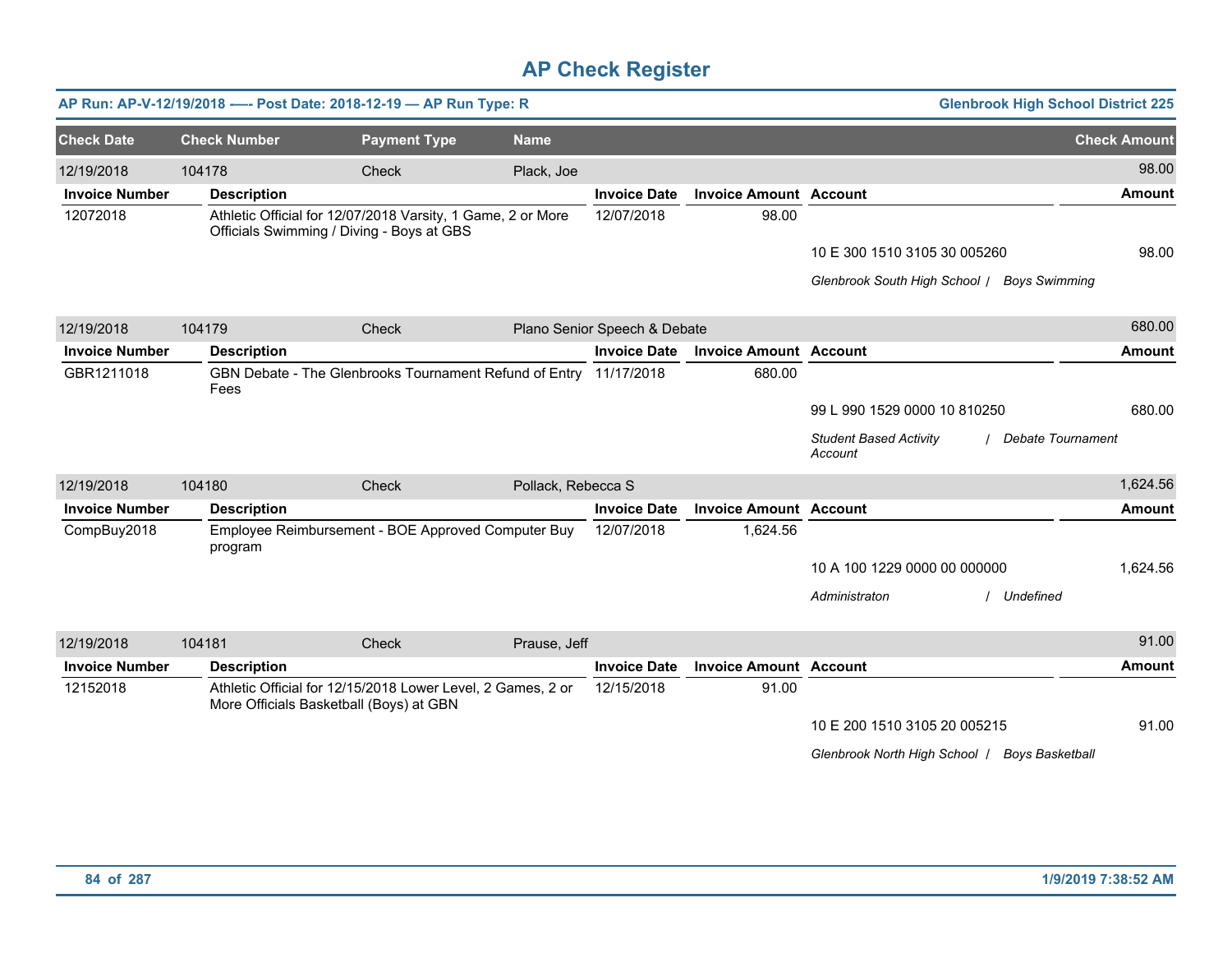# AP Check Register

**AP Run: AP-V-12/19/2018 —- Post Date: 2018-12-19 — AP Run Type: R** | **Glenbrook High School District 225**

| Check Date | Check Number | Payment Type | Name | Check Amount |
|---|---|---|---|---|
| 12/19/2018 | 104178 | Check | Plack, Joe | 98.00 |

| Invoice Number | Description | Invoice Date | Invoice Amount | Account | Amount |
|---|---|---|---|---|---|
| 12072018 | Athletic Official for 12/07/2018 Varsity, 1 Game, 2 or More Officials Swimming / Diving - Boys at GBS | 12/07/2018 | 98.00 | | |
| | | | | 10 E 300 1510 3105 30 005260 | 98.00 |
| | | | | *Glenbrook South High School / Boys Swimming* | |

| Check Date | Check Number | Payment Type | Name | Check Amount |
|---|---|---|---|---|
| 12/19/2018 | 104179 | Check | Plano Senior Speech & Debate | 680.00 |

| Invoice Number | Description | Invoice Date | Invoice Amount | Account | Amount |
|---|---|---|---|---|---|
| GBR1211018 | GBN Debate - The Glenbrooks Tournament Refund of Entry Fees | 11/17/2018 | 680.00 | | |
| | | | | 99 L 990 1529 0000 10 810250 | 680.00 |
| | | | | *Student Based Activity Account / Debate Tournament* | |

| Check Date | Check Number | Payment Type | Name | Check Amount |
|---|---|---|---|---|
| 12/19/2018 | 104180 | Check | Pollack, Rebecca S | 1,624.56 |

| Invoice Number | Description | Invoice Date | Invoice Amount | Account | Amount |
|---|---|---|---|---|---|
| CompBuy2018 | Employee Reimbursement - BOE Approved Computer Buy program | 12/07/2018 | 1,624.56 | | |
| | | | | 10 A 100 1229 0000 00 000000 | 1,624.56 |
| | | | | *Administraton / Undefined* | |

| Check Date | Check Number | Payment Type | Name | Check Amount |
|---|---|---|---|---|
| 12/19/2018 | 104181 | Check | Prause, Jeff | 91.00 |

| Invoice Number | Description | Invoice Date | Invoice Amount | Account | Amount |
|---|---|---|---|---|---|
| 12152018 | Athletic Official for 12/15/2018 Lower Level, 2 Games, 2 or More Officials Basketball (Boys) at GBN | 12/15/2018 | 91.00 | | |
| | | | | 10 E 200 1510 3105 20 005215 | 91.00 |
| | | | | *Glenbrook North High School / Boys Basketball* | |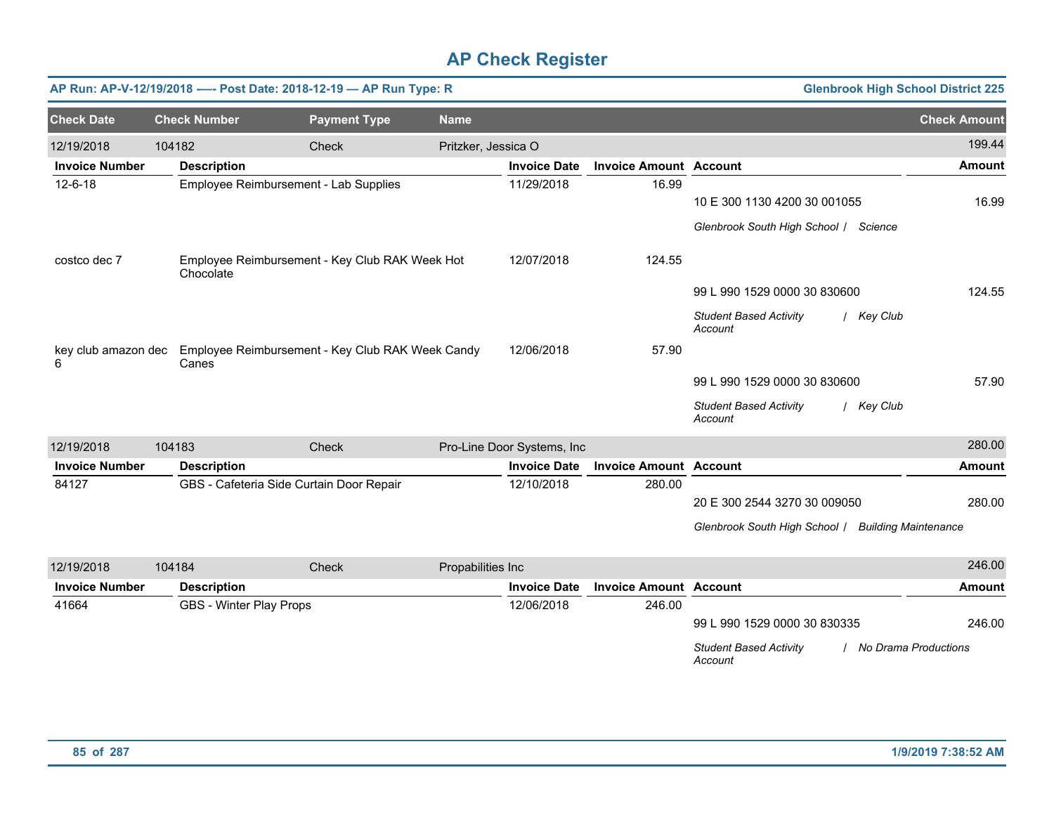# AP Check Register

**AP Run: AP-V-12/19/2018 -—- Post Date: 2018-12-19 — AP Run Type: R** | **Glenbrook High School District 225**

| Check Date | Check Number | Payment Type | Name | Check Amount |
|---|---|---|---|---|
| 12/19/2018 | 104182 | Check | Pritzker, Jessica O | 199.44 |

| Invoice Number | Description | Invoice Date | Invoice Amount | Account | Amount |
|---|---|---|---|---|---|
| 12-6-18 | Employee Reimbursement - Lab Supplies | 11/29/2018 | 16.99 | | |
| | | | | 10 E 300 1130 4200 30 001055 | 16.99 |
| | | | | *Glenbrook South High School / Science* | |
| costco dec 7 | Employee Reimbursement - Key Club RAK Week Hot Chocolate | 12/07/2018 | 124.55 | | |
| | | | | 99 L 990 1529 0000 30 830600 | 124.55 |
| | | | | *Student Based Activity Account / Key Club* | |
| key club amazon dec 6 | Employee Reimbursement - Key Club RAK Week Candy Canes | 12/06/2018 | 57.90 | | |
| | | | | 99 L 990 1529 0000 30 830600 | 57.90 |
| | | | | *Student Based Activity Account / Key Club* | |

| Check Date | Check Number | Payment Type | Name | Check Amount |
|---|---|---|---|---|
| 12/19/2018 | 104183 | Check | Pro-Line Door Systems, Inc | 280.00 |

| Invoice Number | Description | Invoice Date | Invoice Amount | Account | Amount |
|---|---|---|---|---|---|
| 84127 | GBS - Cafeteria Side Curtain Door Repair | 12/10/2018 | 280.00 | | |
| | | | | 20 E 300 2544 3270 30 009050 | 280.00 |
| | | | | *Glenbrook South High School / Building Maintenance* | |

| Check Date | Check Number | Payment Type | Name | Check Amount |
|---|---|---|---|---|
| 12/19/2018 | 104184 | Check | Propabilities Inc | 246.00 |

| Invoice Number | Description | Invoice Date | Invoice Amount | Account | Amount |
|---|---|---|---|---|---|
| 41664 | GBS - Winter Play Props | 12/06/2018 | 246.00 | | |
| | | | | 99 L 990 1529 0000 30 830335 | 246.00 |
| | | | | *Student Based Activity Account / No Drama Productions* | |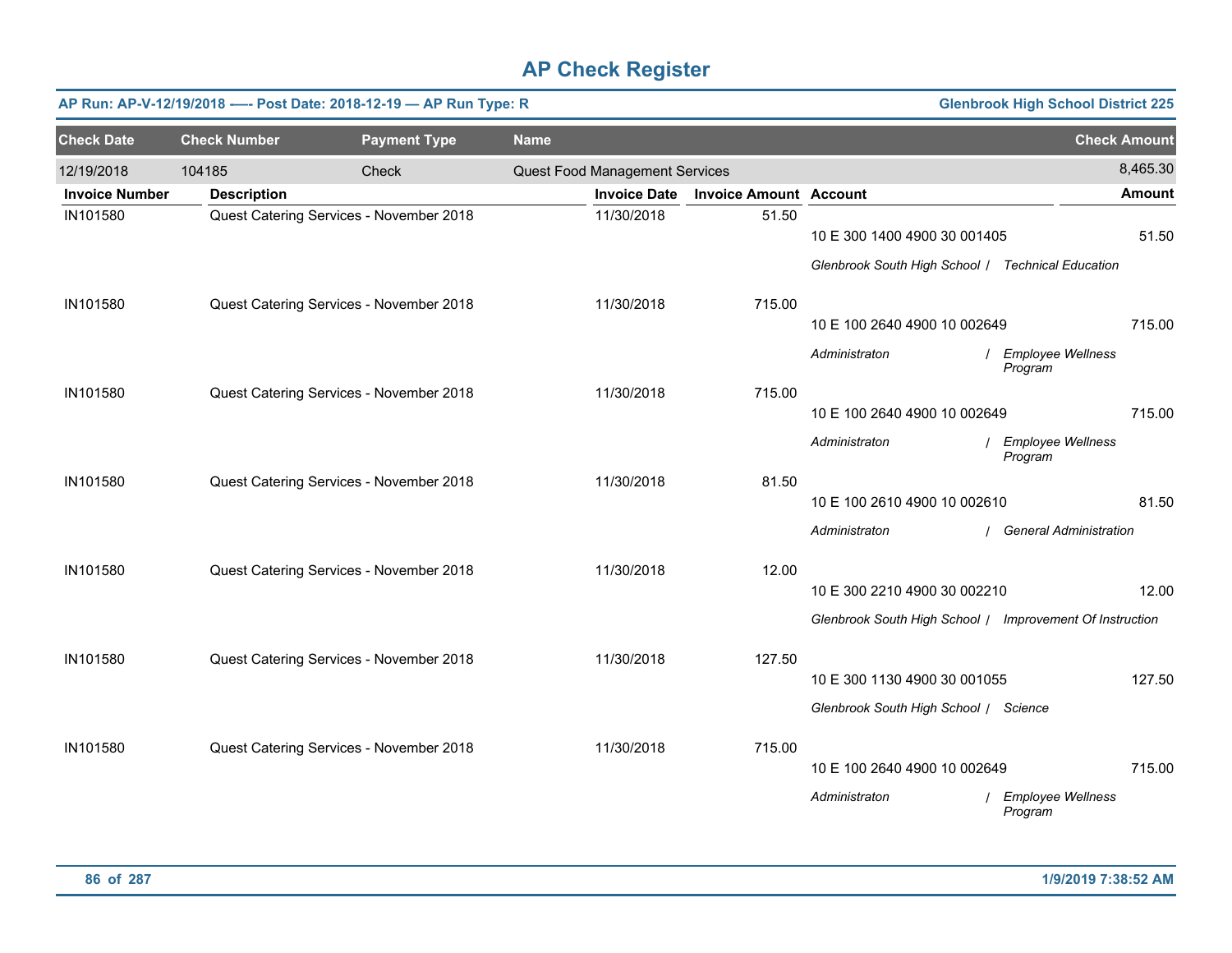# AP Check Register

**AP Run: AP-V-12/19/2018 -—- Post Date: 2018-12-19 — AP Run Type: R** | **Glenbrook High School District 225**

| Check Date | Check Number | Payment Type | Name | Check Amount |
|---|---|---|---|---|
| 12/19/2018 | 104185 | Check | Quest Food Management Services | 8,465.30 |

| Invoice Number | Description | Invoice Date | Invoice Amount | Account | Amount |
|---|---|---|---|---|---|
| IN101580 | Quest Catering Services - November 2018 | 11/30/2018 | 51.50 | 10 E 300 1400 4900 30 001405<br>*Glenbrook South High School / Technical Education* | 51.50 |
| IN101580 | Quest Catering Services - November 2018 | 11/30/2018 | 715.00 | 10 E 100 2640 4900 10 002649<br>*Administraton / Employee Wellness Program* | 715.00 |
| IN101580 | Quest Catering Services - November 2018 | 11/30/2018 | 715.00 | 10 E 100 2640 4900 10 002649<br>*Administraton / Employee Wellness Program* | 715.00 |
| IN101580 | Quest Catering Services - November 2018 | 11/30/2018 | 81.50 | 10 E 100 2610 4900 10 002610<br>*Administraton / General Administration* | 81.50 |
| IN101580 | Quest Catering Services - November 2018 | 11/30/2018 | 12.00 | 10 E 300 2210 4900 30 002210<br>*Glenbrook South High School / Improvement Of Instruction* | 12.00 |
| IN101580 | Quest Catering Services - November 2018 | 11/30/2018 | 127.50 | 10 E 300 1130 4900 30 001055<br>*Glenbrook South High School / Science* | 127.50 |
| IN101580 | Quest Catering Services - November 2018 | 11/30/2018 | 715.00 | 10 E 100 2640 4900 10 002649<br>*Administraton / Employee Wellness Program* | 715.00 |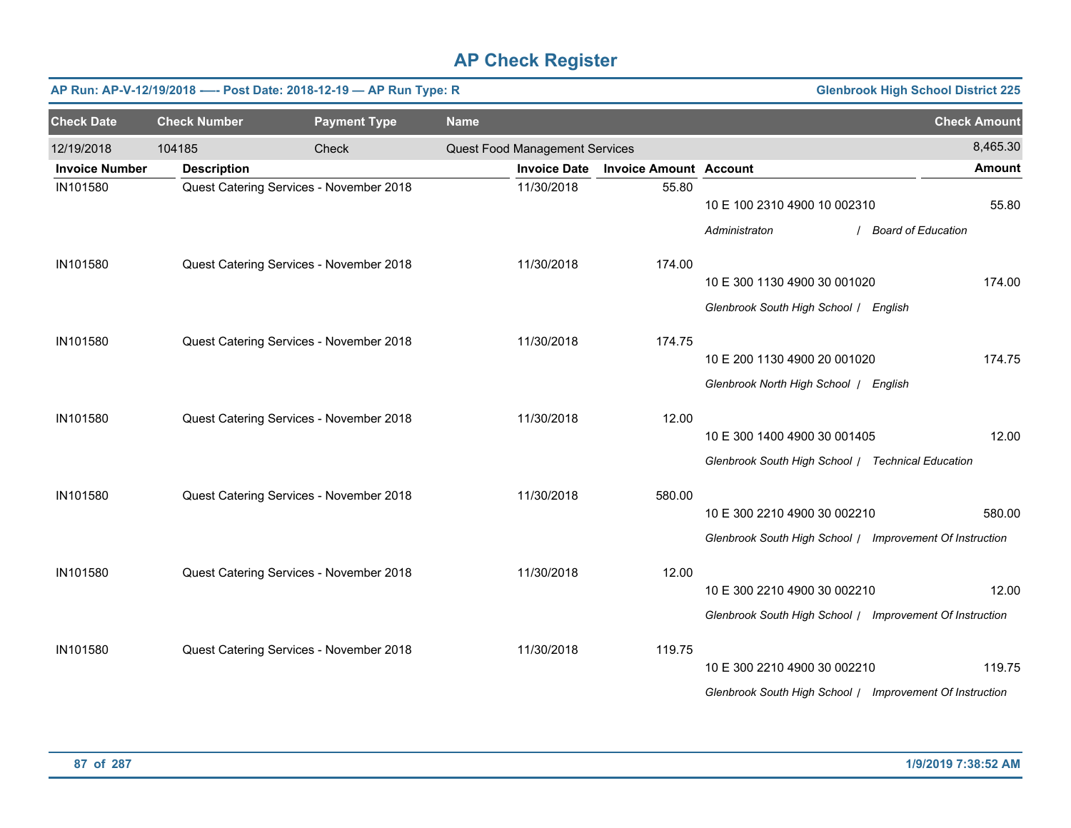# AP Check Register

**AP Run: AP-V-12/19/2018 -—- Post Date: 2018-12-19 — AP Run Type: R** **Glenbrook High School District 225**

| Check Date | Check Number | Payment Type | Name | Check Amount |
|---|---|---|---|---|
| 12/19/2018 | 104185 | Check | Quest Food Management Services | 8,465.30 |

| Invoice Number | Description | Invoice Date | Invoice Amount | Account | Amount |
|---|---|---|---|---|---|
| IN101580 | Quest Catering Services - November 2018 | 11/30/2018 | 55.80 | 10 E 100 2310 4900 10 002310<br>*Administraton / Board of Education* | 55.80 |
| IN101580 | Quest Catering Services - November 2018 | 11/30/2018 | 174.00 | 10 E 300 1130 4900 30 001020<br>*Glenbrook South High School / English* | 174.00 |
| IN101580 | Quest Catering Services - November 2018 | 11/30/2018 | 174.75 | 10 E 200 1130 4900 20 001020<br>*Glenbrook North High School / English* | 174.75 |
| IN101580 | Quest Catering Services - November 2018 | 11/30/2018 | 12.00 | 10 E 300 1400 4900 30 001405<br>*Glenbrook South High School / Technical Education* | 12.00 |
| IN101580 | Quest Catering Services - November 2018 | 11/30/2018 | 580.00 | 10 E 300 2210 4900 30 002210<br>*Glenbrook South High School / Improvement Of Instruction* | 580.00 |
| IN101580 | Quest Catering Services - November 2018 | 11/30/2018 | 12.00 | 10 E 300 2210 4900 30 002210<br>*Glenbrook South High School / Improvement Of Instruction* | 12.00 |
| IN101580 | Quest Catering Services - November 2018 | 11/30/2018 | 119.75 | 10 E 300 2210 4900 30 002210<br>*Glenbrook South High School / Improvement Of Instruction* | 119.75 |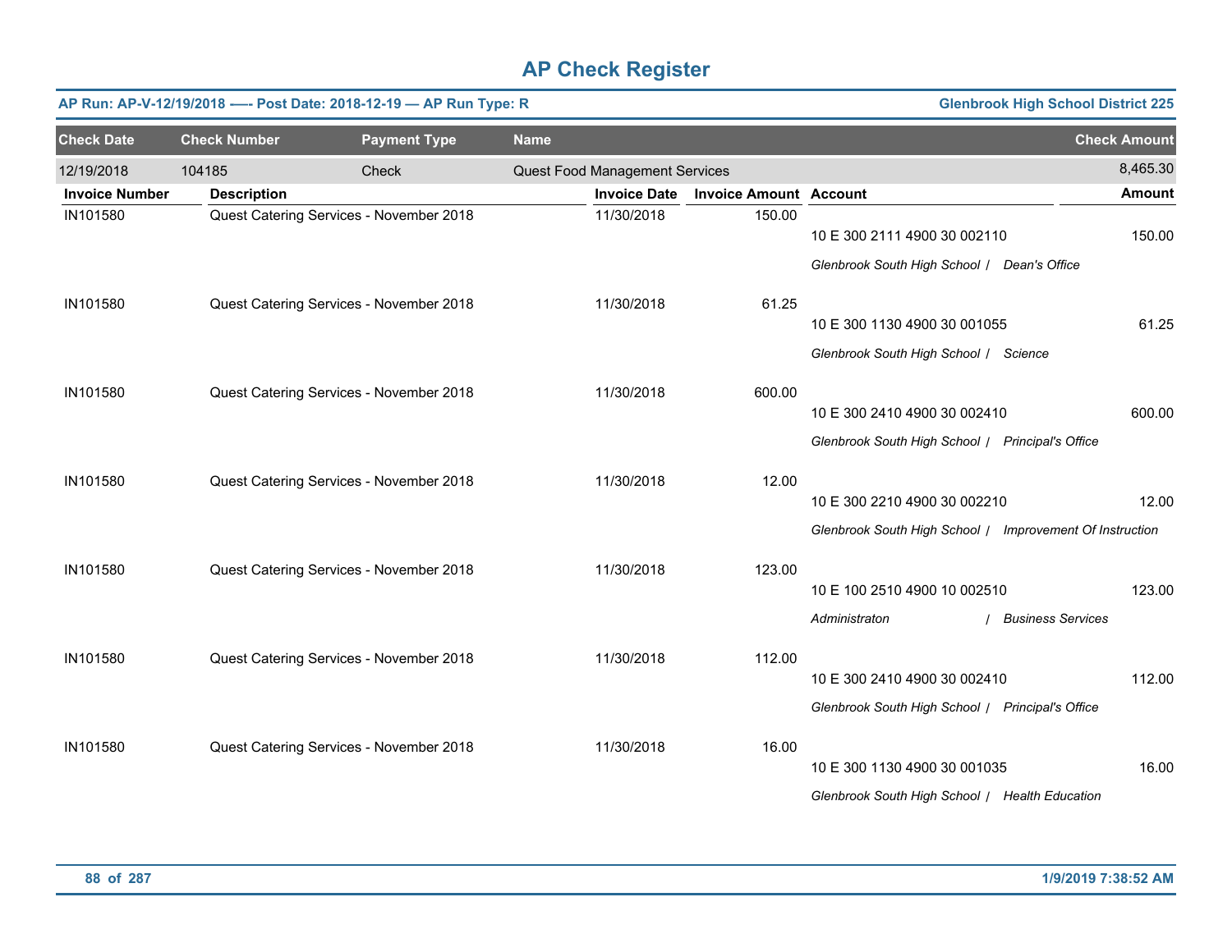# AP Check Register

**AP Run: AP-V-12/19/2018 -—- Post Date: 2018-12-19 — AP Run Type: R** — **Glenbrook High School District 225**

| Check Date | Check Number | Payment Type | Name | Check Amount |
|---|---|---|---|---|
| 12/19/2018 | 104185 | Check | Quest Food Management Services | 8,465.30 |

| Invoice Number | Description | Invoice Date | Invoice Amount | Account | Amount |
|---|---|---|---|---|---|
| IN101580 | Quest Catering Services - November 2018 | 11/30/2018 | 150.00 | 10 E 300 2111 4900 30 002110<br>*Glenbrook South High School / Dean's Office* | 150.00 |
| IN101580 | Quest Catering Services - November 2018 | 11/30/2018 | 61.25 | 10 E 300 1130 4900 30 001055<br>*Glenbrook South High School / Science* | 61.25 |
| IN101580 | Quest Catering Services - November 2018 | 11/30/2018 | 600.00 | 10 E 300 2410 4900 30 002410<br>*Glenbrook South High School / Principal's Office* | 600.00 |
| IN101580 | Quest Catering Services - November 2018 | 11/30/2018 | 12.00 | 10 E 300 2210 4900 30 002210<br>*Glenbrook South High School / Improvement Of Instruction* | 12.00 |
| IN101580 | Quest Catering Services - November 2018 | 11/30/2018 | 123.00 | 10 E 100 2510 4900 10 002510<br>*Administraton / Business Services* | 123.00 |
| IN101580 | Quest Catering Services - November 2018 | 11/30/2018 | 112.00 | 10 E 300 2410 4900 30 002410<br>*Glenbrook South High School / Principal's Office* | 112.00 |
| IN101580 | Quest Catering Services - November 2018 | 11/30/2018 | 16.00 | 10 E 300 1130 4900 30 001035<br>*Glenbrook South High School / Health Education* | 16.00 |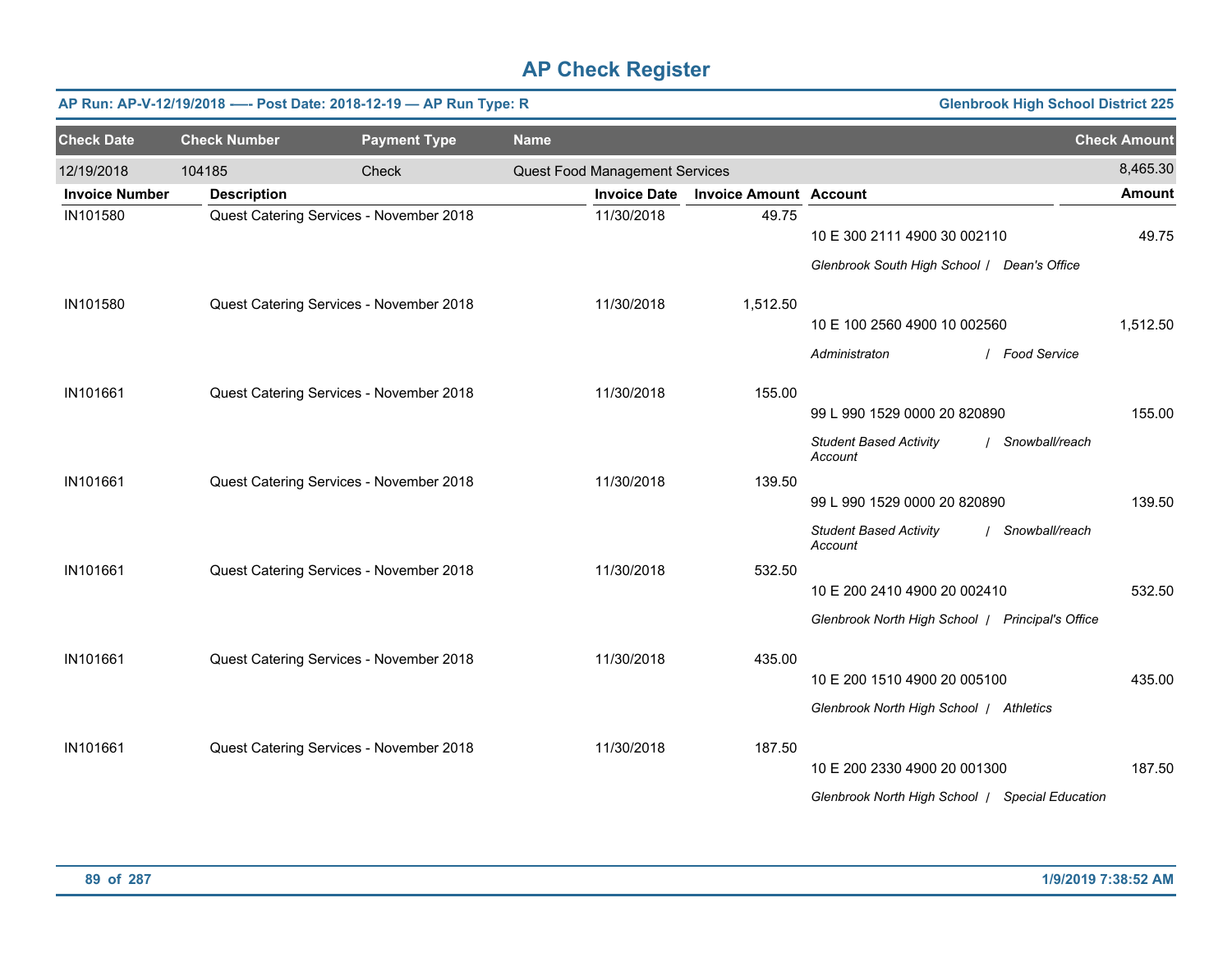# AP Check Register

**AP Run: AP-V-12/19/2018 —- Post Date: 2018-12-19 — AP Run Type: R** **Glenbrook High School District 225**

| Check Date | Check Number | Payment Type | Name | Check Amount |
|---|---|---|---|---|
| 12/19/2018 | 104185 | Check | Quest Food Management Services | 8,465.30 |

| Invoice Number | Description | Invoice Date | Invoice Amount | Account | Amount |
|---|---|---|---|---|---|
| IN101580 | Quest Catering Services - November 2018 | 11/30/2018 | 49.75 | 10 E 300 2111 4900 30 002110 | 49.75 |
| | | | | *Glenbrook South High School / Dean's Office* | |
| IN101580 | Quest Catering Services - November 2018 | 11/30/2018 | 1,512.50 | 10 E 100 2560 4900 10 002560 | 1,512.50 |
| | | | | *Administraton / Food Service* | |
| IN101661 | Quest Catering Services - November 2018 | 11/30/2018 | 155.00 | 99 L 990 1529 0000 20 820890 | 155.00 |
| | | | | *Student Based Activity Account / Snowball/reach* | |
| IN101661 | Quest Catering Services - November 2018 | 11/30/2018 | 139.50 | 99 L 990 1529 0000 20 820890 | 139.50 |
| | | | | *Student Based Activity Account / Snowball/reach* | |
| IN101661 | Quest Catering Services - November 2018 | 11/30/2018 | 532.50 | 10 E 200 2410 4900 20 002410 | 532.50 |
| | | | | *Glenbrook North High School / Principal's Office* | |
| IN101661 | Quest Catering Services - November 2018 | 11/30/2018 | 435.00 | 10 E 200 1510 4900 20 005100 | 435.00 |
| | | | | *Glenbrook North High School / Athletics* | |
| IN101661 | Quest Catering Services - November 2018 | 11/30/2018 | 187.50 | 10 E 200 2330 4900 20 001300 | 187.50 |
| | | | | *Glenbrook North High School / Special Education* | |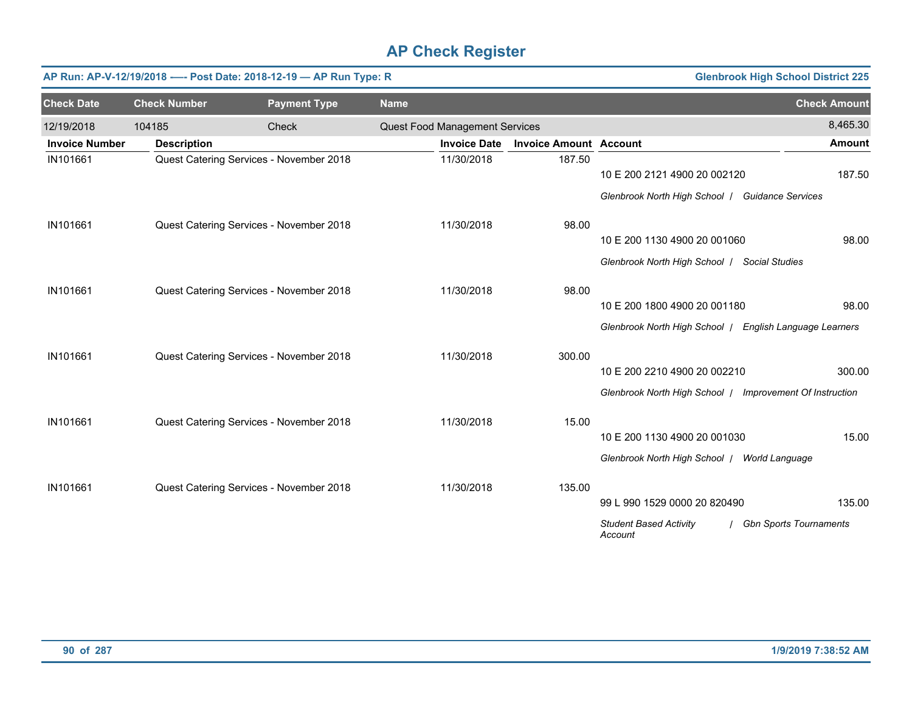# AP Check Register

**AP Run: AP-V-12/19/2018 —- Post Date: 2018-12-19 — AP Run Type: R** | **Glenbrook High School District 225**

| Check Date | Check Number | Payment Type | Name | Check Amount |
|---|---|---|---|---|
| 12/19/2018 | 104185 | Check | Quest Food Management Services | 8,465.30 |

| Invoice Number | Description | Invoice Date | Invoice Amount | Account | Amount |
|---|---|---|---|---|---|
| IN101661 | Quest Catering Services - November 2018 | 11/30/2018 | 187.50 | 10 E 200 2121 4900 20 002120<br>*Glenbrook North High School / Guidance Services* | 187.50 |
| IN101661 | Quest Catering Services - November 2018 | 11/30/2018 | 98.00 | 10 E 200 1130 4900 20 001060<br>*Glenbrook North High School / Social Studies* | 98.00 |
| IN101661 | Quest Catering Services - November 2018 | 11/30/2018 | 98.00 | 10 E 200 1800 4900 20 001180<br>*Glenbrook North High School / English Language Learners* | 98.00 |
| IN101661 | Quest Catering Services - November 2018 | 11/30/2018 | 300.00 | 10 E 200 2210 4900 20 002210<br>*Glenbrook North High School / Improvement Of Instruction* | 300.00 |
| IN101661 | Quest Catering Services - November 2018 | 11/30/2018 | 15.00 | 10 E 200 1130 4900 20 001030<br>*Glenbrook North High School / World Language* | 15.00 |
| IN101661 | Quest Catering Services - November 2018 | 11/30/2018 | 135.00 | 99 L 990 1529 0000 20 820490<br>*Student Based Activity Account / Gbn Sports Tournaments* | 135.00 |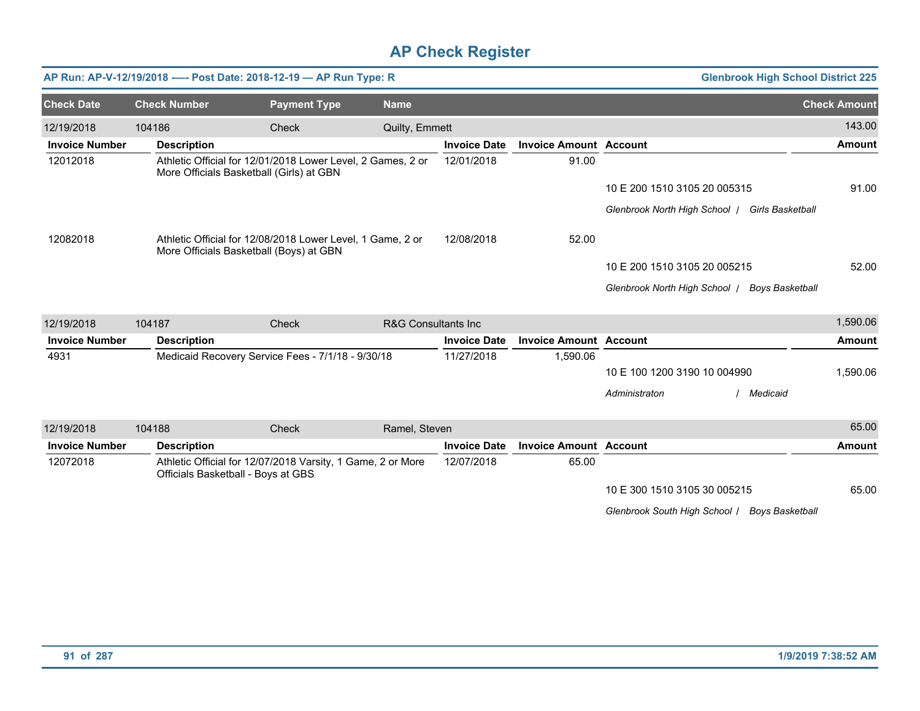# AP Check Register

**AP Run: AP-V-12/19/2018 -—- Post Date: 2018-12-19 — AP Run Type: R** **Glenbrook High School District 225**

| Check Date | Check Number | Payment Type | Name | Check Amount |
|---|---|---|---|---|
| 12/19/2018 | 104186 | Check | Quilty, Emmett | 143.00 |

| Invoice Number | Description | Invoice Date | Invoice Amount | Account | Amount |
|---|---|---|---|---|---|
| 12012018 | Athletic Official for 12/01/2018 Lower Level, 2 Games, 2 or More Officials Basketball (Girls) at GBN | 12/01/2018 | 91.00 | | |
| | | | | 10 E 200 1510 3105 20 005315 | 91.00 |
| | | | | *Glenbrook North High School / Girls Basketball* | |
| 12082018 | Athletic Official for 12/08/2018 Lower Level, 1 Game, 2 or More Officials Basketball (Boys) at GBN | 12/08/2018 | 52.00 | | |
| | | | | 10 E 200 1510 3105 20 005215 | 52.00 |
| | | | | *Glenbrook North High School / Boys Basketball* | |

| Check Date | Check Number | Payment Type | Name | Check Amount |
|---|---|---|---|---|
| 12/19/2018 | 104187 | Check | R&G Consultants Inc | 1,590.06 |

| Invoice Number | Description | Invoice Date | Invoice Amount | Account | Amount |
|---|---|---|---|---|---|
| 4931 | Medicaid Recovery Service Fees - 7/1/18 - 9/30/18 | 11/27/2018 | 1,590.06 | | |
| | | | | 10 E 100 1200 3190 10 004990 | 1,590.06 |
| | | | | *Administraton / Medicaid* | |

| Check Date | Check Number | Payment Type | Name | Check Amount |
|---|---|---|---|---|
| 12/19/2018 | 104188 | Check | Ramel, Steven | 65.00 |

| Invoice Number | Description | Invoice Date | Invoice Amount | Account | Amount |
|---|---|---|---|---|---|
| 12072018 | Athletic Official for 12/07/2018 Varsity, 1 Game, 2 or More Officials Basketball - Boys at GBS | 12/07/2018 | 65.00 | | |
| | | | | 10 E 300 1510 3105 30 005215 | 65.00 |
| | | | | *Glenbrook South High School / Boys Basketball* | |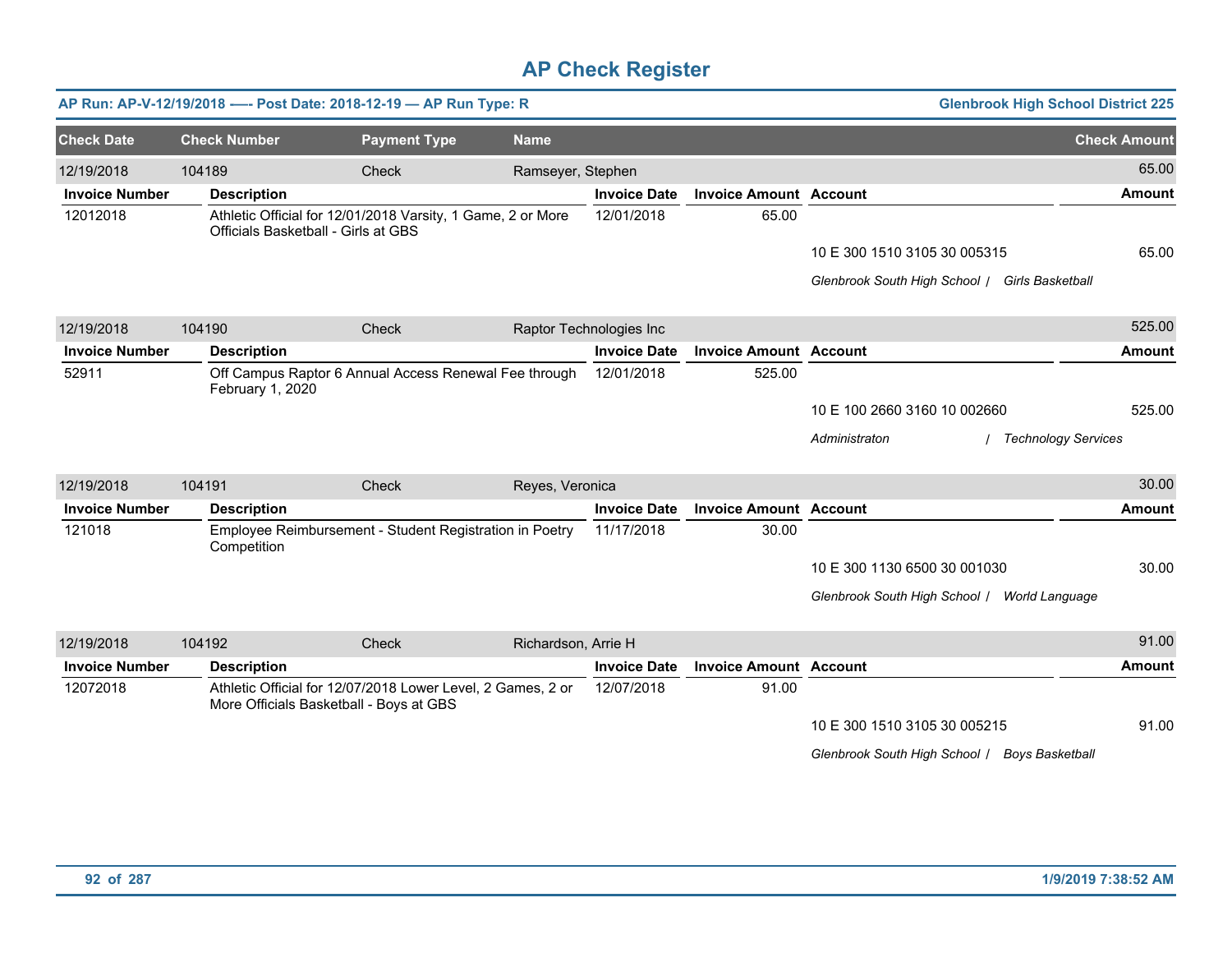# AP Check Register

**AP Run: AP-V-12/19/2018 -— Post Date: 2018-12-19 — AP Run Type: R** | **Glenbrook High School District 225**

| Check Date | Check Number | Payment Type | Name | Check Amount |
|---|---|---|---|---|
| 12/19/2018 | 104189 | Check | Ramseyer, Stephen | 65.00 |

| Invoice Number | Description | Invoice Date | Invoice Amount | Account | Amount |
|---|---|---|---|---|---|
| 12012018 | Athletic Official for 12/01/2018 Varsity, 1 Game, 2 or More Officials Basketball - Girls at GBS | 12/01/2018 | 65.00 | | |
| | | | | 10 E 300 1510 3105 30 005315 | 65.00 |
| | | | | *Glenbrook South High School / Girls Basketball* | |

| Check Date | Check Number | Payment Type | Name | Check Amount |
|---|---|---|---|---|
| 12/19/2018 | 104190 | Check | Raptor Technologies Inc | 525.00 |

| Invoice Number | Description | Invoice Date | Invoice Amount | Account | Amount |
|---|---|---|---|---|---|
| 52911 | Off Campus Raptor 6 Annual Access Renewal Fee through February 1, 2020 | 12/01/2018 | 525.00 | | |
| | | | | 10 E 100 2660 3160 10 002660 | 525.00 |
| | | | | *Administraton / Technology Services* | |

| Check Date | Check Number | Payment Type | Name | Check Amount |
|---|---|---|---|---|
| 12/19/2018 | 104191 | Check | Reyes, Veronica | 30.00 |

| Invoice Number | Description | Invoice Date | Invoice Amount | Account | Amount |
|---|---|---|---|---|---|
| 121018 | Employee Reimbursement - Student Registration in Poetry Competition | 11/17/2018 | 30.00 | | |
| | | | | 10 E 300 1130 6500 30 001030 | 30.00 |
| | | | | *Glenbrook South High School / World Language* | |

| Check Date | Check Number | Payment Type | Name | Check Amount |
|---|---|---|---|---|
| 12/19/2018 | 104192 | Check | Richardson, Arrie H | 91.00 |

| Invoice Number | Description | Invoice Date | Invoice Amount | Account | Amount |
|---|---|---|---|---|---|
| 12072018 | Athletic Official for 12/07/2018 Lower Level, 2 Games, 2 or More Officials Basketball - Boys at GBS | 12/07/2018 | 91.00 | | |
| | | | | 10 E 300 1510 3105 30 005215 | 91.00 |
| | | | | *Glenbrook South High School / Boys Basketball* | |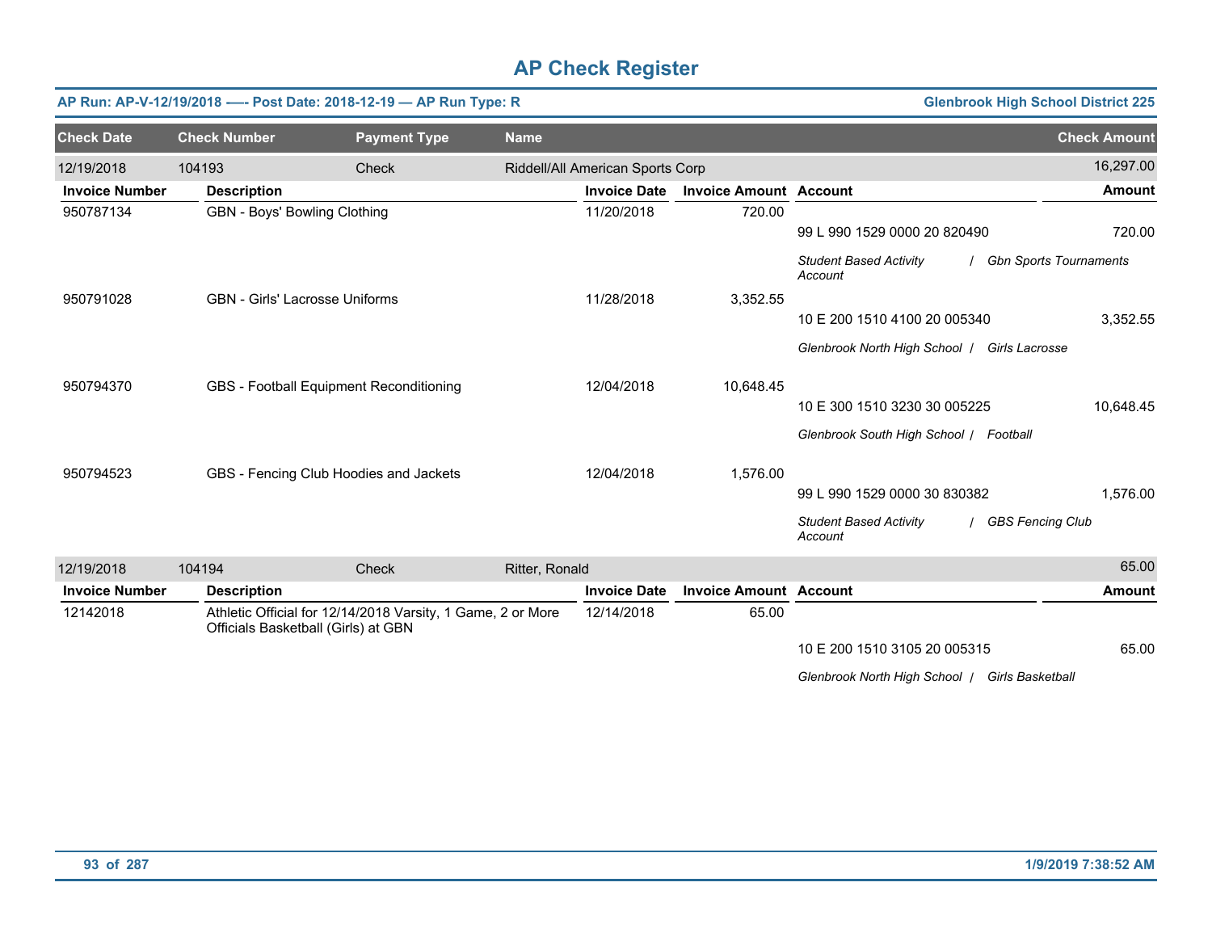# AP Check Register

**AP Run: AP-V-12/19/2018 —- Post Date: 2018-12-19 — AP Run Type: R** | **Glenbrook High School District 225**

| Check Date | Check Number | Payment Type | Name | Check Amount |
|---|---|---|---|---|
| 12/19/2018 | 104193 | Check | Riddell/All American Sports Corp | 16,297.00 |

| Invoice Number | Description | Invoice Date | Invoice Amount | Account | Amount |
|---|---|---|---|---|---|
| 950787134 | GBN - Boys' Bowling Clothing | 11/20/2018 | 720.00 | 99 L 990 1529 0000 20 820490 | 720.00 |
| | | | | *Student Based Activity Account / Gbn Sports Tournaments* | |
| 950791028 | GBN - Girls' Lacrosse Uniforms | 11/28/2018 | 3,352.55 | 10 E 200 1510 4100 20 005340 | 3,352.55 |
| | | | | *Glenbrook North High School / Girls Lacrosse* | |
| 950794370 | GBS - Football Equipment Reconditioning | 12/04/2018 | 10,648.45 | 10 E 300 1510 3230 30 005225 | 10,648.45 |
| | | | | *Glenbrook South High School / Football* | |
| 950794523 | GBS - Fencing Club Hoodies and Jackets | 12/04/2018 | 1,576.00 | 99 L 990 1529 0000 30 830382 | 1,576.00 |
| | | | | *Student Based Activity Account / GBS Fencing Club* | |

| Check Date | Check Number | Payment Type | Name | Check Amount |
|---|---|---|---|---|
| 12/19/2018 | 104194 | Check | Ritter, Ronald | 65.00 |

| Invoice Number | Description | Invoice Date | Invoice Amount | Account | Amount |
|---|---|---|---|---|---|
| 12142018 | Athletic Official for 12/14/2018 Varsity, 1 Game, 2 or More Officials Basketball (Girls) at GBN | 12/14/2018 | 65.00 | 10 E 200 1510 3105 20 005315 | 65.00 |
| | | | | *Glenbrook North High School / Girls Basketball* | |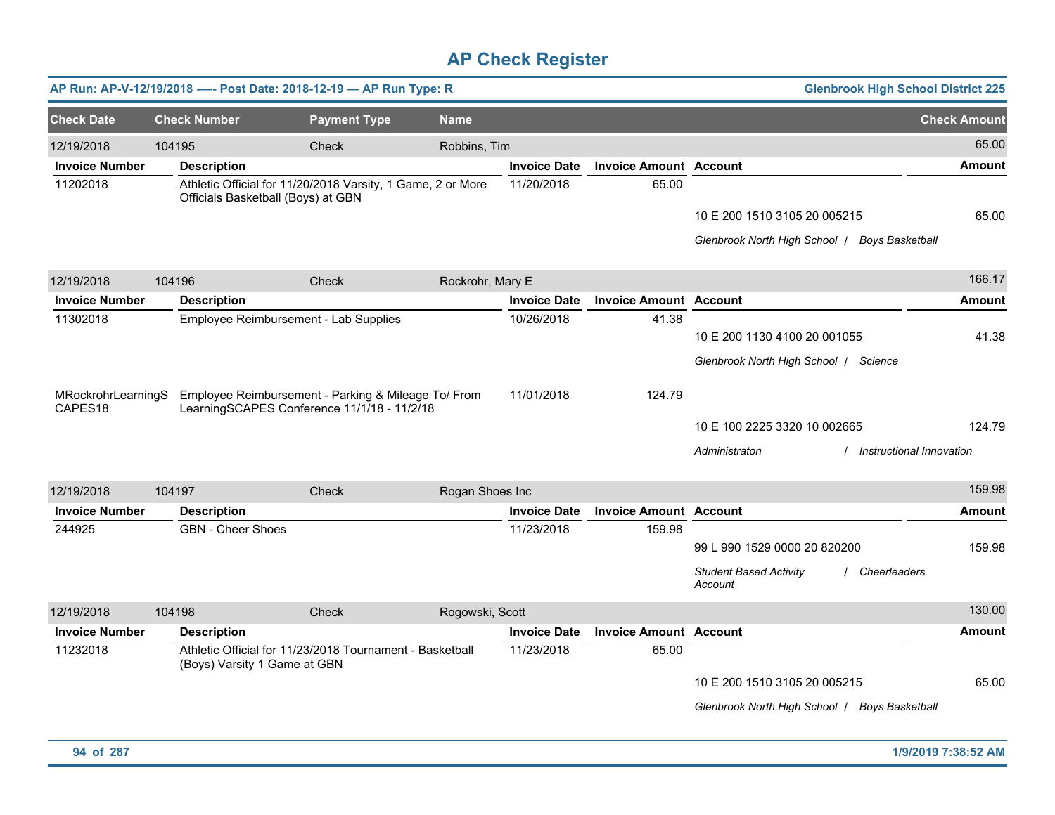# AP Check Register

**AP Run: AP-V-12/19/2018 —- Post Date: 2018-12-19 — AP Run Type: R** | **Glenbrook High School District 225**

| Check Date | Check Number | Payment Type | Name | Check Amount |
|---|---|---|---|---|
| 12/19/2018 | 104195 | Check | Robbins, Tim | 65.00 |

| Invoice Number | Description | Invoice Date | Invoice Amount | Account | Amount |
|---|---|---|---|---|---|
| 11202018 | Athletic Official for 11/20/2018 Varsity, 1 Game, 2 or More Officials Basketball (Boys) at GBN | 11/20/2018 | 65.00 | | |
| | | | | 10 E 200 1510 3105 20 005215 | 65.00 |
| | | | | *Glenbrook North High School / Boys Basketball* | |

| Check Date | Check Number | Payment Type | Name | Check Amount |
|---|---|---|---|---|
| 12/19/2018 | 104196 | Check | Rockrohr, Mary E | 166.17 |

| Invoice Number | Description | Invoice Date | Invoice Amount | Account | Amount |
|---|---|---|---|---|---|
| 11302018 | Employee Reimbursement - Lab Supplies | 10/26/2018 | 41.38 | | |
| | | | | 10 E 200 1130 4100 20 001055 | 41.38 |
| | | | | *Glenbrook North High School / Science* | |
| MRockrohrLearningSCAPES18 | Employee Reimbursement - Parking & Mileage To/ From LearningSCAPES Conference 11/1/18 - 11/2/18 | 11/01/2018 | 124.79 | | |
| | | | | 10 E 100 2225 3320 10 002665 | 124.79 |
| | | | | *Administraton / Instructional Innovation* | |

| Check Date | Check Number | Payment Type | Name | Check Amount |
|---|---|---|---|---|
| 12/19/2018 | 104197 | Check | Rogan Shoes Inc | 159.98 |

| Invoice Number | Description | Invoice Date | Invoice Amount | Account | Amount |
|---|---|---|---|---|---|
| 244925 | GBN - Cheer Shoes | 11/23/2018 | 159.98 | | |
| | | | | 99 L 990 1529 0000 20 820200 | 159.98 |
| | | | | *Student Based Activity Account / Cheerleaders* | |

| Check Date | Check Number | Payment Type | Name | Check Amount |
|---|---|---|---|---|
| 12/19/2018 | 104198 | Check | Rogowski, Scott | 130.00 |

| Invoice Number | Description | Invoice Date | Invoice Amount | Account | Amount |
|---|---|---|---|---|---|
| 11232018 | Athletic Official for 11/23/2018 Tournament - Basketball (Boys) Varsity 1 Game at GBN | 11/23/2018 | 65.00 | | |
| | | | | 10 E 200 1510 3105 20 005215 | 65.00 |
| | | | | *Glenbrook North High School / Boys Basketball* | |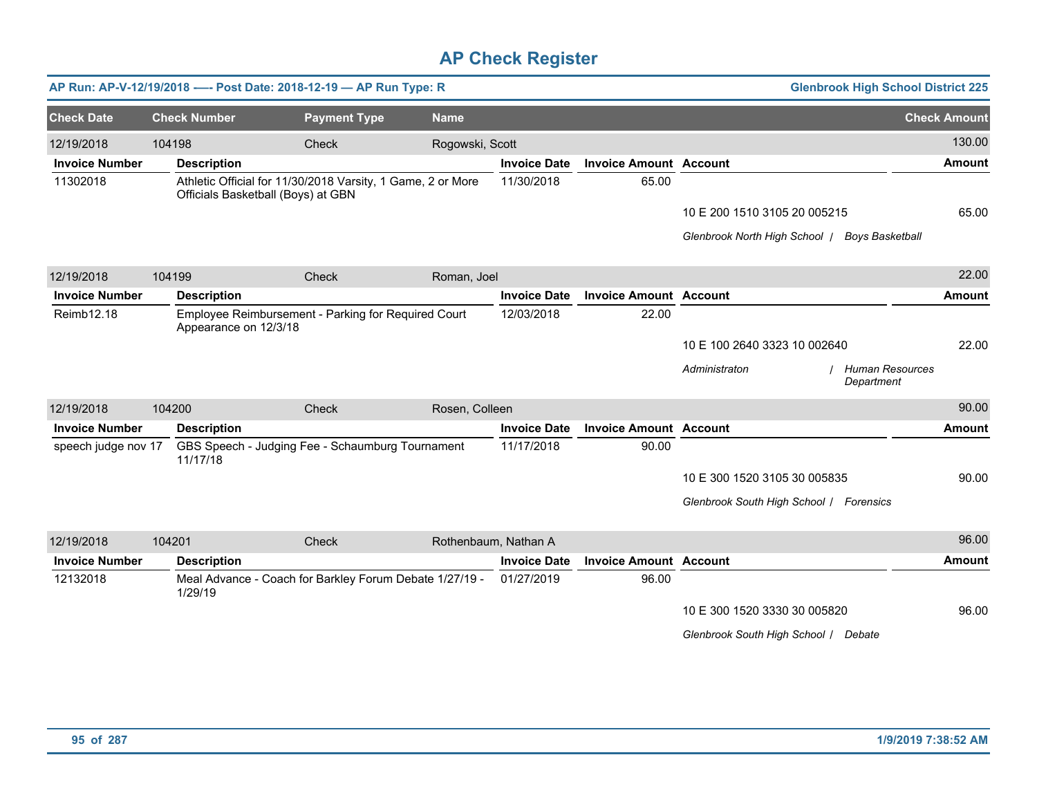# AP Check Register

**AP Run: AP-V-12/19/2018 -—- Post Date: 2018-12-19 — AP Run Type: R** | **Glenbrook High School District 225**

| Check Date | Check Number | Payment Type | Name | Check Amount |
|---|---|---|---|---|
| 12/19/2018 | 104198 | Check | Rogowski, Scott | 130.00 |

| Invoice Number | Description | Invoice Date | Invoice Amount | Account | Amount |
|---|---|---|---|---|---|
| 11302018 | Athletic Official for 11/30/2018 Varsity, 1 Game, 2 or More Officials Basketball (Boys) at GBN | 11/30/2018 | 65.00 | | |
| | | | | 10 E 200 1510 3105 20 005215 | 65.00 |
| | | | | *Glenbrook North High School / Boys Basketball* | |

| Check Date | Check Number | Payment Type | Name | Check Amount |
|---|---|---|---|---|
| 12/19/2018 | 104199 | Check | Roman, Joel | 22.00 |

| Invoice Number | Description | Invoice Date | Invoice Amount | Account | Amount |
|---|---|---|---|---|---|
| Reimb12.18 | Employee Reimbursement - Parking for Required Court Appearance on 12/3/18 | 12/03/2018 | 22.00 | | |
| | | | | 10 E 100 2640 3323 10 002640 | 22.00 |
| | | | | *Administraton / Human Resources Department* | |

| Check Date | Check Number | Payment Type | Name | Check Amount |
|---|---|---|---|---|
| 12/19/2018 | 104200 | Check | Rosen, Colleen | 90.00 |

| Invoice Number | Description | Invoice Date | Invoice Amount | Account | Amount |
|---|---|---|---|---|---|
| speech judge nov 17 | GBS Speech - Judging Fee - Schaumburg Tournament 11/17/18 | 11/17/2018 | 90.00 | | |
| | | | | 10 E 300 1520 3105 30 005835 | 90.00 |
| | | | | *Glenbrook South High School / Forensics* | |

| Check Date | Check Number | Payment Type | Name | Check Amount |
|---|---|---|---|---|
| 12/19/2018 | 104201 | Check | Rothenbaum, Nathan A | 96.00 |

| Invoice Number | Description | Invoice Date | Invoice Amount | Account | Amount |
|---|---|---|---|---|---|
| 12132018 | Meal Advance - Coach for Barkley Forum Debate 1/27/19 - 1/29/19 | 01/27/2019 | 96.00 | | |
| | | | | 10 E 300 1520 3330 30 005820 | 96.00 |
| | | | | *Glenbrook South High School / Debate* | |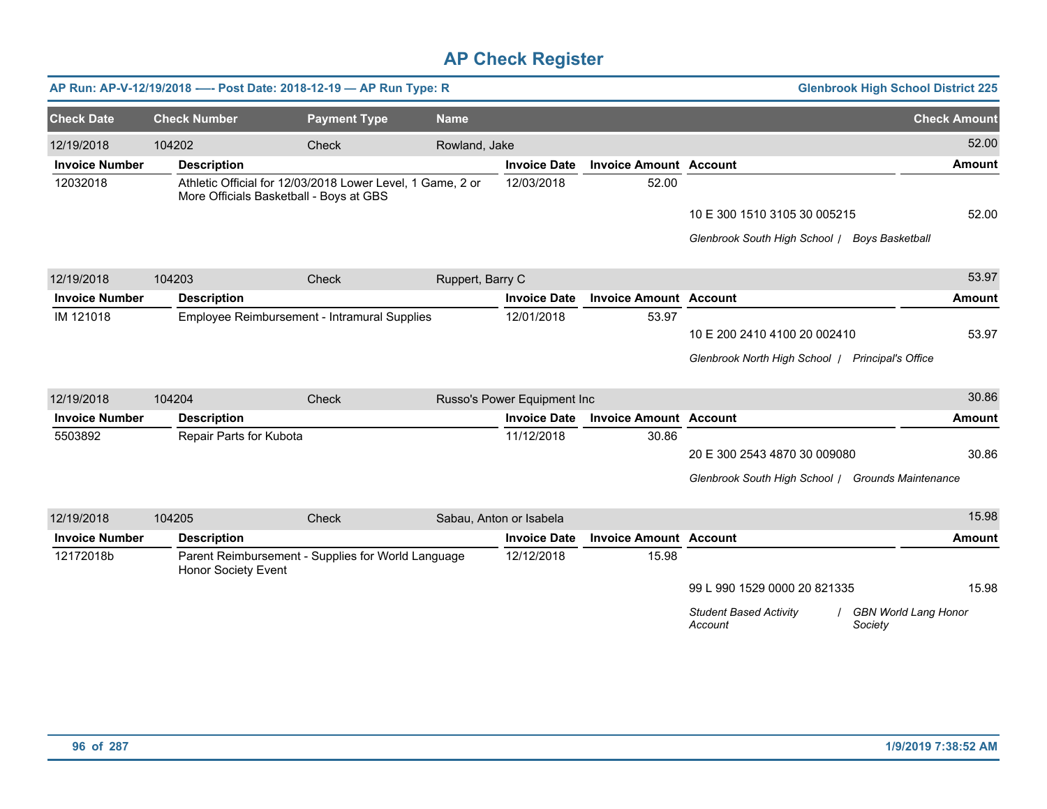# AP Check Register

**AP Run: AP-V-12/19/2018 -—- Post Date: 2018-12-19 — AP Run Type: R** — **Glenbrook High School District 225**

| Check Date | Check Number | Payment Type | Name | Check Amount |
|---|---|---|---|---|
| 12/19/2018 | 104202 | Check | Rowland, Jake | 52.00 |

| Invoice Number | Description | Invoice Date | Invoice Amount | Account | Amount |
|---|---|---|---|---|---|
| 12032018 | Athletic Official for 12/03/2018 Lower Level, 1 Game, 2 or More Officials Basketball - Boys at GBS | 12/03/2018 | 52.00 | | |
| | | | | 10 E 300 1510 3105 30 005215 | 52.00 |
| | | | | *Glenbrook South High School / Boys Basketball* | |

| Check Date | Check Number | Payment Type | Name | Check Amount |
|---|---|---|---|---|
| 12/19/2018 | 104203 | Check | Ruppert, Barry C | 53.97 |

| Invoice Number | Description | Invoice Date | Invoice Amount | Account | Amount |
|---|---|---|---|---|---|
| IM 121018 | Employee Reimbursement - Intramural Supplies | 12/01/2018 | 53.97 | | |
| | | | | 10 E 200 2410 4100 20 002410 | 53.97 |
| | | | | *Glenbrook North High School / Principal's Office* | |

| Check Date | Check Number | Payment Type | Name | Check Amount |
|---|---|---|---|---|
| 12/19/2018 | 104204 | Check | Russo's Power Equipment Inc | 30.86 |

| Invoice Number | Description | Invoice Date | Invoice Amount | Account | Amount |
|---|---|---|---|---|---|
| 5503892 | Repair Parts for Kubota | 11/12/2018 | 30.86 | | |
| | | | | 20 E 300 2543 4870 30 009080 | 30.86 |
| | | | | *Glenbrook South High School / Grounds Maintenance* | |

| Check Date | Check Number | Payment Type | Name | Check Amount |
|---|---|---|---|---|
| 12/19/2018 | 104205 | Check | Sabau, Anton or Isabela | 15.98 |

| Invoice Number | Description | Invoice Date | Invoice Amount | Account | Amount |
|---|---|---|---|---|---|
| 12172018b | Parent Reimbursement - Supplies for World Language Honor Society Event | 12/12/2018 | 15.98 | | |
| | | | | 99 L 990 1529 0000 20 821335 | 15.98 |
| | | | | *Student Based Activity Account / GBN World Lang Honor Society* | |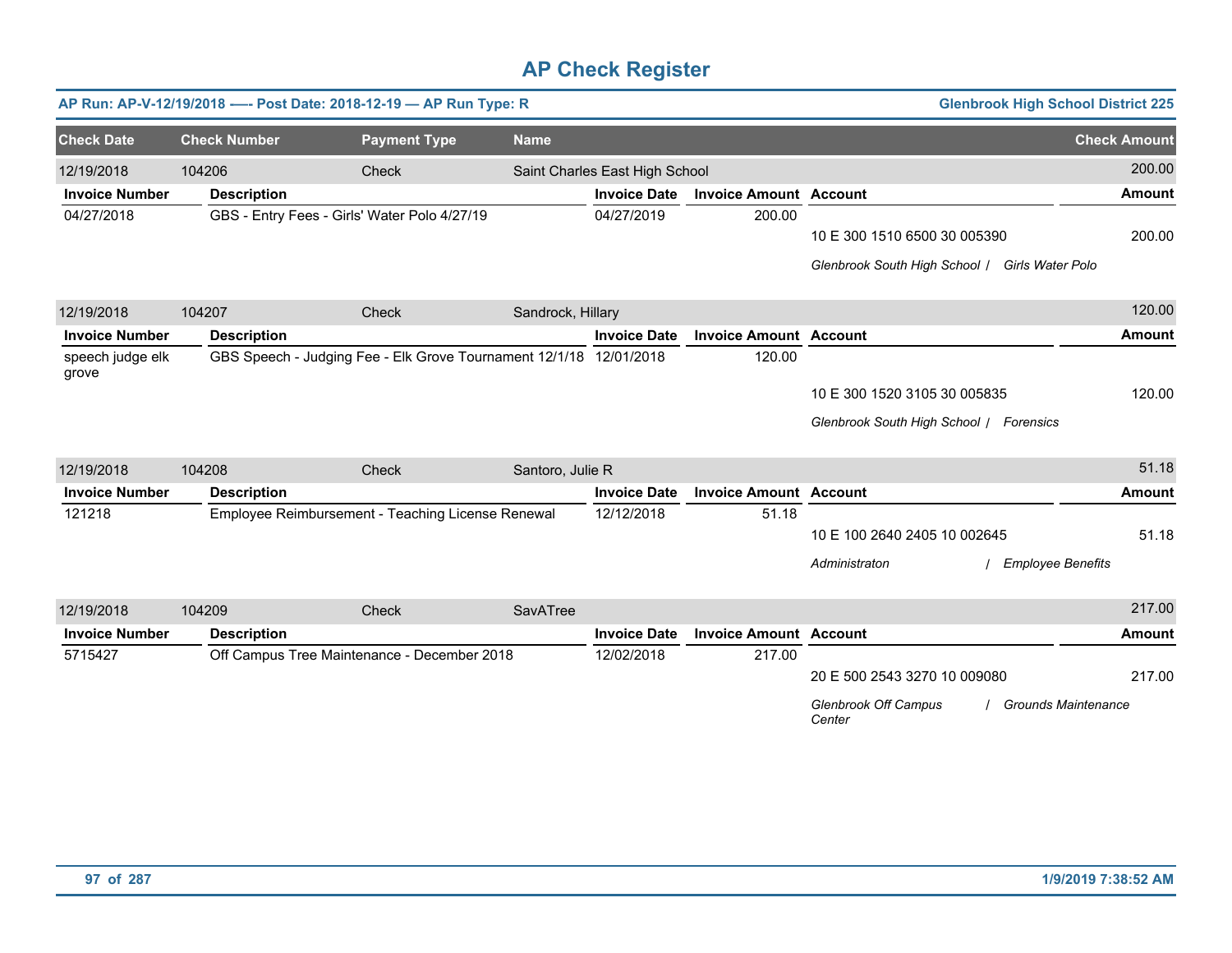# AP Check Register

**AP Run: AP-V-12/19/2018 —- Post Date: 2018-12-19 — AP Run Type: R** | **Glenbrook High School District 225**

| Check Date | Check Number | Payment Type | Name | Check Amount |
|---|---|---|---|---|
| 12/19/2018 | 104206 | Check | Saint Charles East High School | 200.00 |

| Invoice Number | Description | Invoice Date | Invoice Amount | Account | Amount |
|---|---|---|---|---|---|
| 04/27/2018 | GBS - Entry Fees - Girls' Water Polo 4/27/19 | 04/27/2019 | 200.00 | | |
| | | | | 10 E 300 1510 6500 30 005390 | 200.00 |
| | | | | *Glenbrook South High School / Girls Water Polo* | |

| Check Date | Check Number | Payment Type | Name | Check Amount |
|---|---|---|---|---|
| 12/19/2018 | 104207 | Check | Sandrock, Hillary | 120.00 |

| Invoice Number | Description | Invoice Date | Invoice Amount | Account | Amount |
|---|---|---|---|---|---|
| speech judge elk grove | GBS Speech - Judging Fee - Elk Grove Tournament 12/1/18 | 12/01/2018 | 120.00 | | |
| | | | | 10 E 300 1520 3105 30 005835 | 120.00 |
| | | | | *Glenbrook South High School / Forensics* | |

| Check Date | Check Number | Payment Type | Name | Check Amount |
|---|---|---|---|---|
| 12/19/2018 | 104208 | Check | Santoro, Julie R | 51.18 |

| Invoice Number | Description | Invoice Date | Invoice Amount | Account | Amount |
|---|---|---|---|---|---|
| 121218 | Employee Reimbursement - Teaching License Renewal | 12/12/2018 | 51.18 | | |
| | | | | 10 E 100 2640 2405 10 002645 | 51.18 |
| | | | | *Administraton / Employee Benefits* | |

| Check Date | Check Number | Payment Type | Name | Check Amount |
|---|---|---|---|---|
| 12/19/2018 | 104209 | Check | SavATree | 217.00 |

| Invoice Number | Description | Invoice Date | Invoice Amount | Account | Amount |
|---|---|---|---|---|---|
| 5715427 | Off Campus Tree Maintenance - December 2018 | 12/02/2018 | 217.00 | | |
| | | | | 20 E 500 2543 3270 10 009080 | 217.00 |
| | | | | *Glenbrook Off Campus Center / Grounds Maintenance* | |

1/9/2019 7:38:52 AM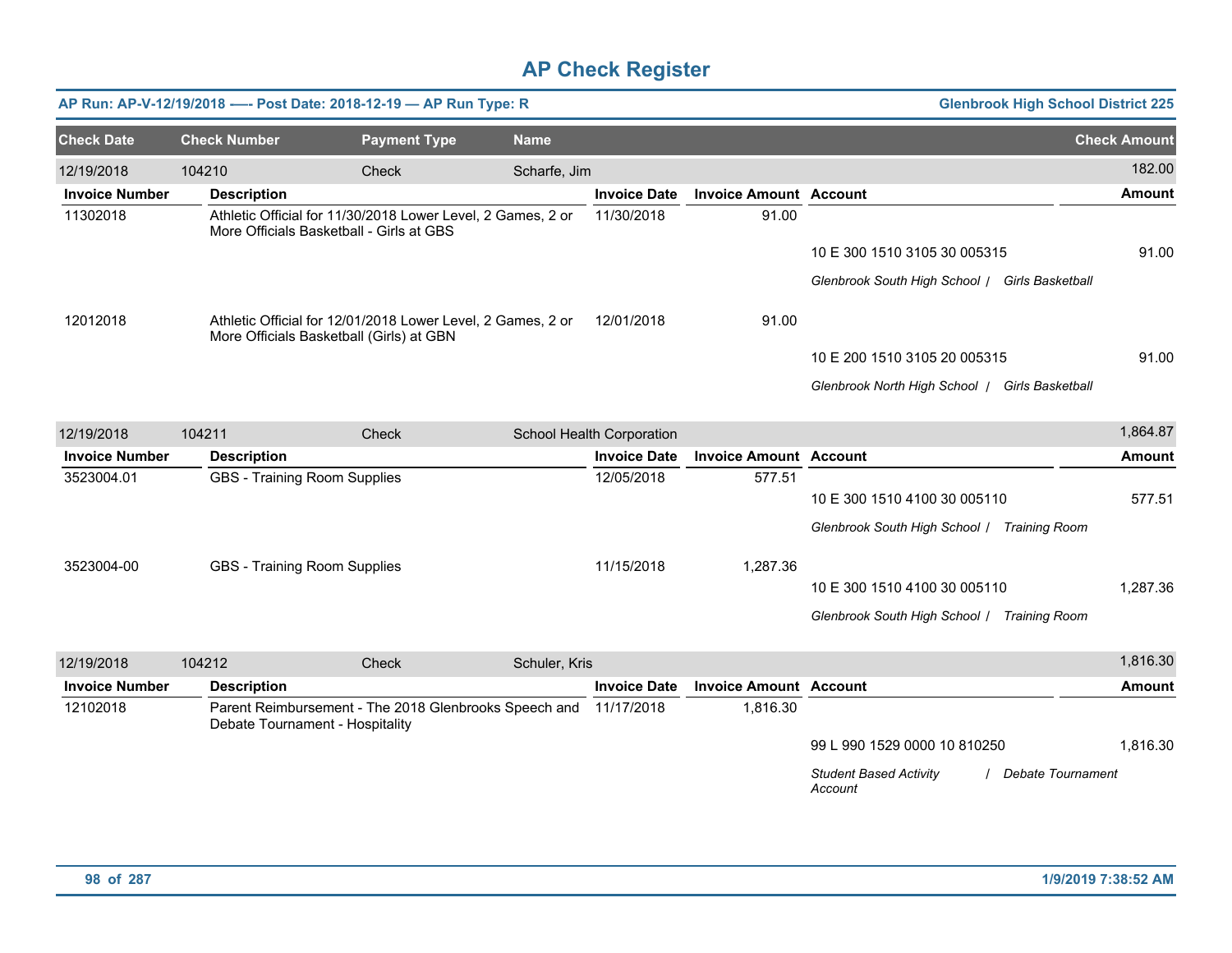# AP Check Register

**AP Run: AP-V-12/19/2018 -—- Post Date: 2018-12-19 — AP Run Type: R** — **Glenbrook High School District 225**

| Check Date | Check Number | Payment Type | Name | Check Amount |
|---|---|---|---|---|
| 12/19/2018 | 104210 | Check | Scharfe, Jim | 182.00 |

| Invoice Number | Description | Invoice Date | Invoice Amount | Account | Amount |
|---|---|---|---|---|---|
| 11302018 | Athletic Official for 11/30/2018 Lower Level, 2 Games, 2 or More Officials Basketball - Girls at GBS | 11/30/2018 | 91.00 | | |
| | | | | 10 E 300 1510 3105 30 005315 | 91.00 |
| | | | | *Glenbrook South High School / Girls Basketball* | |
| 12012018 | Athletic Official for 12/01/2018 Lower Level, 2 Games, 2 or More Officials Basketball (Girls) at GBN | 12/01/2018 | 91.00 | | |
| | | | | 10 E 200 1510 3105 20 005315 | 91.00 |
| | | | | *Glenbrook North High School / Girls Basketball* | |

| Check Date | Check Number | Payment Type | Name | Check Amount |
|---|---|---|---|---|
| 12/19/2018 | 104211 | Check | School Health Corporation | 1,864.87 |

| Invoice Number | Description | Invoice Date | Invoice Amount | Account | Amount |
|---|---|---|---|---|---|
| 3523004.01 | GBS - Training Room Supplies | 12/05/2018 | 577.51 | | |
| | | | | 10 E 300 1510 4100 30 005110 | 577.51 |
| | | | | *Glenbrook South High School / Training Room* | |
| 3523004-00 | GBS - Training Room Supplies | 11/15/2018 | 1,287.36 | | |
| | | | | 10 E 300 1510 4100 30 005110 | 1,287.36 |
| | | | | *Glenbrook South High School / Training Room* | |

| Check Date | Check Number | Payment Type | Name | Check Amount |
|---|---|---|---|---|
| 12/19/2018 | 104212 | Check | Schuler, Kris | 1,816.30 |

| Invoice Number | Description | Invoice Date | Invoice Amount | Account | Amount |
|---|---|---|---|---|---|
| 12102018 | Parent Reimbursement - The 2018 Glenbrooks Speech and Debate Tournament - Hospitality | 11/17/2018 | 1,816.30 | | |
| | | | | 99 L 990 1529 0000 10 810250 | 1,816.30 |
| | | | | *Student Based Activity Account / Debate Tournament* | |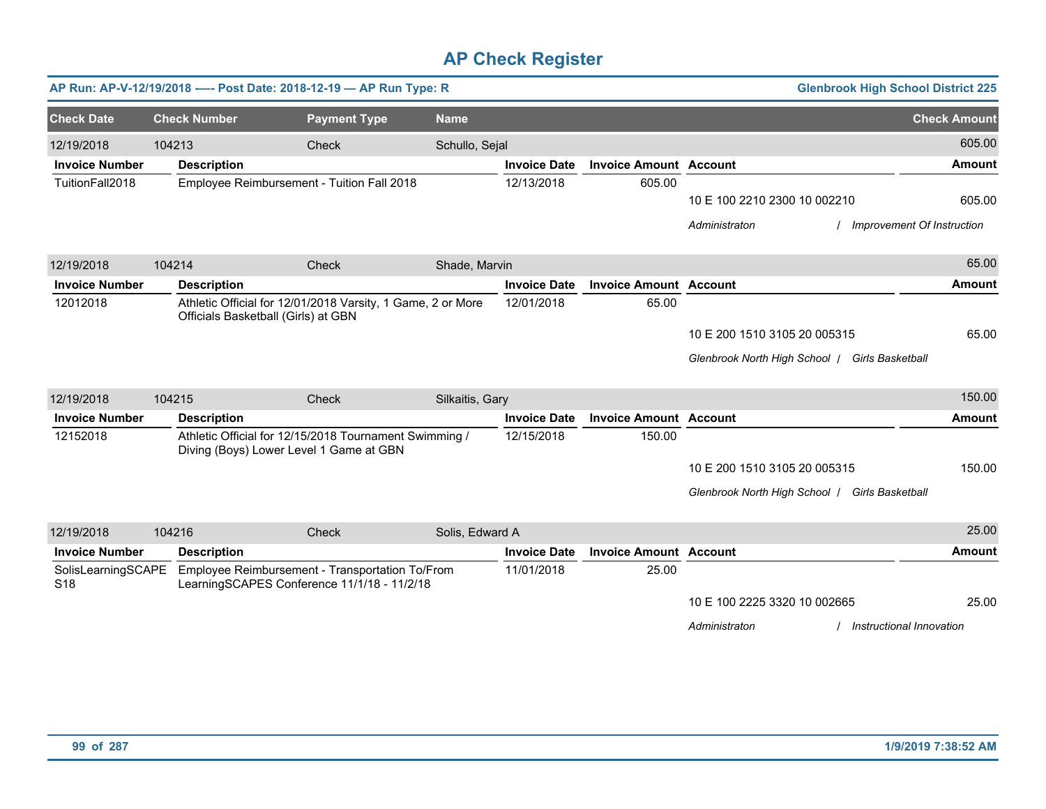# AP Check Register

**AP Run: AP-V-12/19/2018 —- Post Date: 2018-12-19 — AP Run Type: R** — **Glenbrook High School District 225**

| Check Date | Check Number | Payment Type | Name | Check Amount |
|---|---|---|---|---|
| 12/19/2018 | 104213 | Check | Schullo, Sejal | 605.00 |

| Invoice Number | Description | Invoice Date | Invoice Amount | Account | Amount |
|---|---|---|---|---|---|
| TuitionFall2018 | Employee Reimbursement - Tuition Fall 2018 | 12/13/2018 | 605.00 | | |
| | | | | 10 E 100 2210 2300 10 002210 | 605.00 |
| | | | | *Administraton / Improvement Of Instruction* | |

| Check Date | Check Number | Payment Type | Name | Check Amount |
|---|---|---|---|---|
| 12/19/2018 | 104214 | Check | Shade, Marvin | 65.00 |

| Invoice Number | Description | Invoice Date | Invoice Amount | Account | Amount |
|---|---|---|---|---|---|
| 12012018 | Athletic Official for 12/01/2018 Varsity, 1 Game, 2 or More Officials Basketball (Girls) at GBN | 12/01/2018 | 65.00 | | |
| | | | | 10 E 200 1510 3105 20 005315 | 65.00 |
| | | | | *Glenbrook North High School / Girls Basketball* | |

| Check Date | Check Number | Payment Type | Name | Check Amount |
|---|---|---|---|---|
| 12/19/2018 | 104215 | Check | Silkaitis, Gary | 150.00 |

| Invoice Number | Description | Invoice Date | Invoice Amount | Account | Amount |
|---|---|---|---|---|---|
| 12152018 | Athletic Official for 12/15/2018 Tournament Swimming / Diving (Boys) Lower Level 1 Game at GBN | 12/15/2018 | 150.00 | | |
| | | | | 10 E 200 1510 3105 20 005315 | 150.00 |
| | | | | *Glenbrook North High School / Girls Basketball* | |

| Check Date | Check Number | Payment Type | Name | Check Amount |
|---|---|---|---|---|
| 12/19/2018 | 104216 | Check | Solis, Edward A | 25.00 |

| Invoice Number | Description | Invoice Date | Invoice Amount | Account | Amount |
|---|---|---|---|---|---|
| SolisLearningSCAPES18 | Employee Reimbursement - Transportation To/From LearningSCAPES Conference 11/1/18 - 11/2/18 | 11/01/2018 | 25.00 | | |
| | | | | 10 E 100 2225 3320 10 002665 | 25.00 |
| | | | | *Administraton / Instructional Innovation* | |

1/9/2019 7:38:52 AM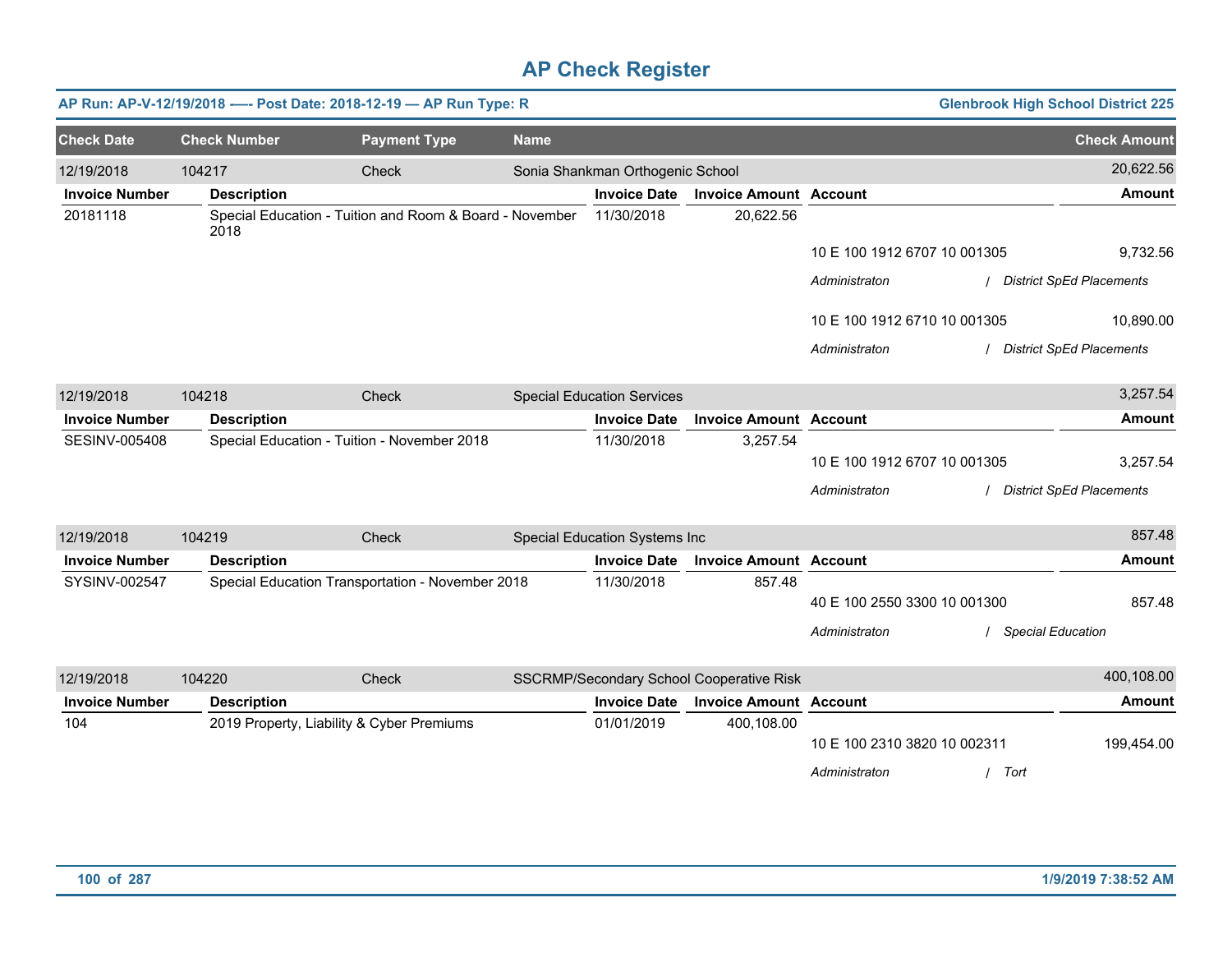# AP Check Register

**AP Run: AP-V-12/19/2018 -—- Post Date: 2018-12-19 — AP Run Type: R** | **Glenbrook High School District 225**

| Check Date | Check Number | Payment Type | Name | Check Amount |
|---|---|---|---|---|
| 12/19/2018 | 104217 | Check | Sonia Shankman Orthogenic School | 20,622.56 |

| Invoice Number | Description | Invoice Date | Invoice Amount | Account | Amount |
|---|---|---|---|---|---|
| 20181118 | Special Education - Tuition and Room & Board - November 2018 | 11/30/2018 | 20,622.56 | | |
| | | | | 10 E 100 1912 6707 10 001305 | 9,732.56 |
| | | | | *Administraton / District SpEd Placements* | |
| | | | | 10 E 100 1912 6710 10 001305 | 10,890.00 |
| | | | | *Administraton / District SpEd Placements* | |

| Check Date | Check Number | Payment Type | Name | Check Amount |
|---|---|---|---|---|
| 12/19/2018 | 104218 | Check | Special Education Services | 3,257.54 |

| Invoice Number | Description | Invoice Date | Invoice Amount | Account | Amount |
|---|---|---|---|---|---|
| SESINV-005408 | Special Education - Tuition - November 2018 | 11/30/2018 | 3,257.54 | | |
| | | | | 10 E 100 1912 6707 10 001305 | 3,257.54 |
| | | | | *Administraton / District SpEd Placements* | |

| Check Date | Check Number | Payment Type | Name | Check Amount |
|---|---|---|---|---|
| 12/19/2018 | 104219 | Check | Special Education Systems Inc | 857.48 |

| Invoice Number | Description | Invoice Date | Invoice Amount | Account | Amount |
|---|---|---|---|---|---|
| SYSINV-002547 | Special Education Transportation - November 2018 | 11/30/2018 | 857.48 | | |
| | | | | 40 E 100 2550 3300 10 001300 | 857.48 |
| | | | | *Administraton / Special Education* | |

| Check Date | Check Number | Payment Type | Name | Check Amount |
|---|---|---|---|---|
| 12/19/2018 | 104220 | Check | SSCRMP/Secondary School Cooperative Risk | 400,108.00 |

| Invoice Number | Description | Invoice Date | Invoice Amount | Account | Amount |
|---|---|---|---|---|---|
| 104 | 2019 Property, Liability & Cyber Premiums | 01/01/2019 | 400,108.00 | | |
| | | | | 10 E 100 2310 3820 10 002311 | 199,454.00 |
| | | | | *Administraton / Tort* | |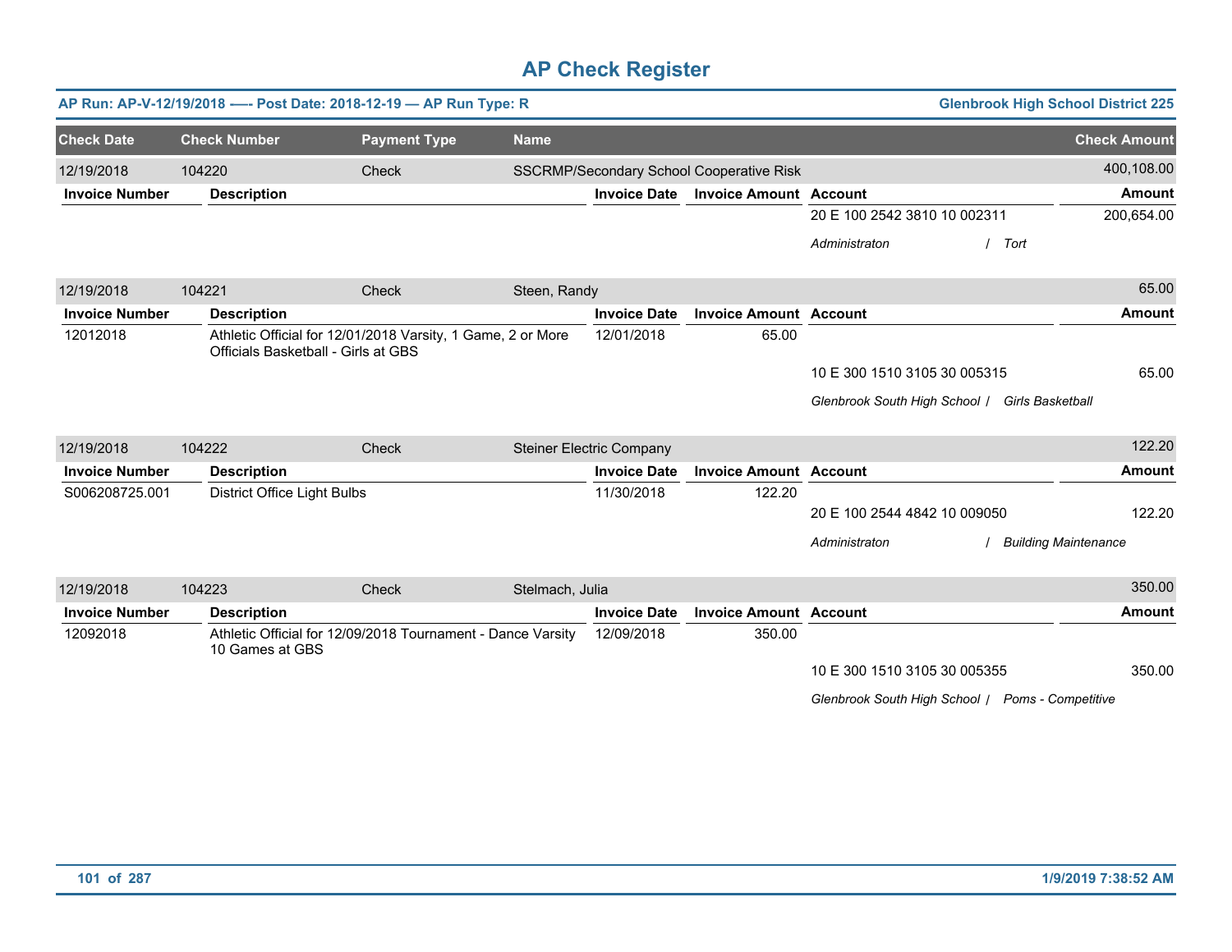# AP Check Register

**AP Run: AP-V-12/19/2018 -— Post Date: 2018-12-19 — AP Run Type: R** — **Glenbrook High School District 225**

| Check Date | Check Number | Payment Type | Name | Check Amount |
|---|---|---|---|---|
| 12/19/2018 | 104220 | Check | SSCRMP/Secondary School Cooperative Risk | 400,108.00 |

| Invoice Number | Description | Invoice Date | Invoice Amount | Account | Amount |
|---|---|---|---|---|---|
| | | | | 20 E 100 2542 3810 10 002311 | 200,654.00 |
| | | | | *Administraton / Tort* | |

| Check Date | Check Number | Payment Type | Name | Check Amount |
|---|---|---|---|---|
| 12/19/2018 | 104221 | Check | Steen, Randy | 65.00 |

| Invoice Number | Description | Invoice Date | Invoice Amount | Account | Amount |
|---|---|---|---|---|---|
| 12012018 | Athletic Official for 12/01/2018 Varsity, 1 Game, 2 or More Officials Basketball - Girls at GBS | 12/01/2018 | 65.00 | | |
| | | | | 10 E 300 1510 3105 30 005315 | 65.00 |
| | | | | *Glenbrook South High School / Girls Basketball* | |

| Check Date | Check Number | Payment Type | Name | Check Amount |
|---|---|---|---|---|
| 12/19/2018 | 104222 | Check | Steiner Electric Company | 122.20 |

| Invoice Number | Description | Invoice Date | Invoice Amount | Account | Amount |
|---|---|---|---|---|---|
| S006208725.001 | District Office Light Bulbs | 11/30/2018 | 122.20 | | |
| | | | | 20 E 100 2544 4842 10 009050 | 122.20 |
| | | | | *Administraton / Building Maintenance* | |

| Check Date | Check Number | Payment Type | Name | Check Amount |
|---|---|---|---|---|
| 12/19/2018 | 104223 | Check | Stelmach, Julia | 350.00 |

| Invoice Number | Description | Invoice Date | Invoice Amount | Account | Amount |
|---|---|---|---|---|---|
| 12092018 | Athletic Official for 12/09/2018 Tournament - Dance Varsity 10 Games at GBS | 12/09/2018 | 350.00 | | |
| | | | | 10 E 300 1510 3105 30 005355 | 350.00 |
| | | | | *Glenbrook South High School / Poms - Competitive* | |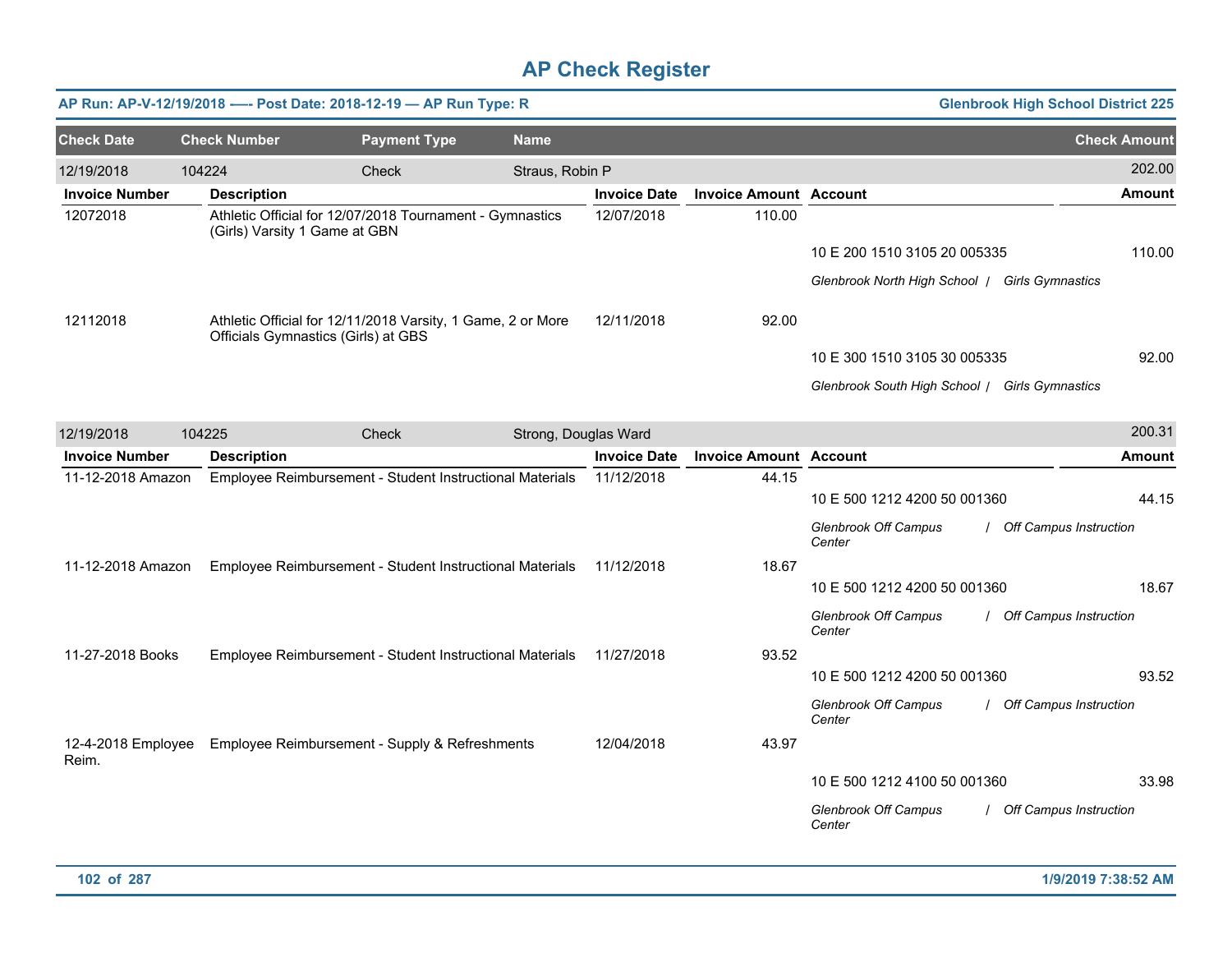# AP Check Register

**AP Run: AP-V-12/19/2018 -—- Post Date: 2018-12-19 — AP Run Type: R** — **Glenbrook High School District 225**

| Check Date | Check Number | Payment Type | Name | Check Amount |
|---|---|---|---|---|
| 12/19/2018 | 104224 | Check | Straus, Robin P | 202.00 |

| Invoice Number | Description | Invoice Date | Invoice Amount | Account | Amount |
|---|---|---|---|---|---|
| 12072018 | Athletic Official for 12/07/2018 Tournament - Gymnastics (Girls) Varsity 1 Game at GBN | 12/07/2018 | 110.00 | | |
| | | | | 10 E 200 1510 3105 20 005335 | 110.00 |
| | | | | *Glenbrook North High School / Girls Gymnastics* | |
| 12112018 | Athletic Official for 12/11/2018 Varsity, 1 Game, 2 or More Officials Gymnastics (Girls) at GBS | 12/11/2018 | 92.00 | | |
| | | | | 10 E 300 1510 3105 30 005335 | 92.00 |
| | | | | *Glenbrook South High School / Girls Gymnastics* | |

| Check Date | Check Number | Payment Type | Name | Check Amount |
|---|---|---|---|---|
| 12/19/2018 | 104225 | Check | Strong, Douglas Ward | 200.31 |

| Invoice Number | Description | Invoice Date | Invoice Amount | Account | Amount |
|---|---|---|---|---|---|
| 11-12-2018 Amazon | Employee Reimbursement - Student Instructional Materials | 11/12/2018 | 44.15 | | |
| | | | | 10 E 500 1212 4200 50 001360 | 44.15 |
| | | | | *Glenbrook Off Campus Center / Off Campus Instruction* | |
| 11-12-2018 Amazon | Employee Reimbursement - Student Instructional Materials | 11/12/2018 | 18.67 | | |
| | | | | 10 E 500 1212 4200 50 001360 | 18.67 |
| | | | | *Glenbrook Off Campus Center / Off Campus Instruction* | |
| 11-27-2018 Books | Employee Reimbursement - Student Instructional Materials | 11/27/2018 | 93.52 | | |
| | | | | 10 E 500 1212 4200 50 001360 | 93.52 |
| | | | | *Glenbrook Off Campus Center / Off Campus Instruction* | |
| 12-4-2018 Employee Reim. | Employee Reimbursement - Supply & Refreshments | 12/04/2018 | 43.97 | | |
| | | | | 10 E 500 1212 4100 50 001360 | 33.98 |
| | | | | *Glenbrook Off Campus Center / Off Campus Instruction* | |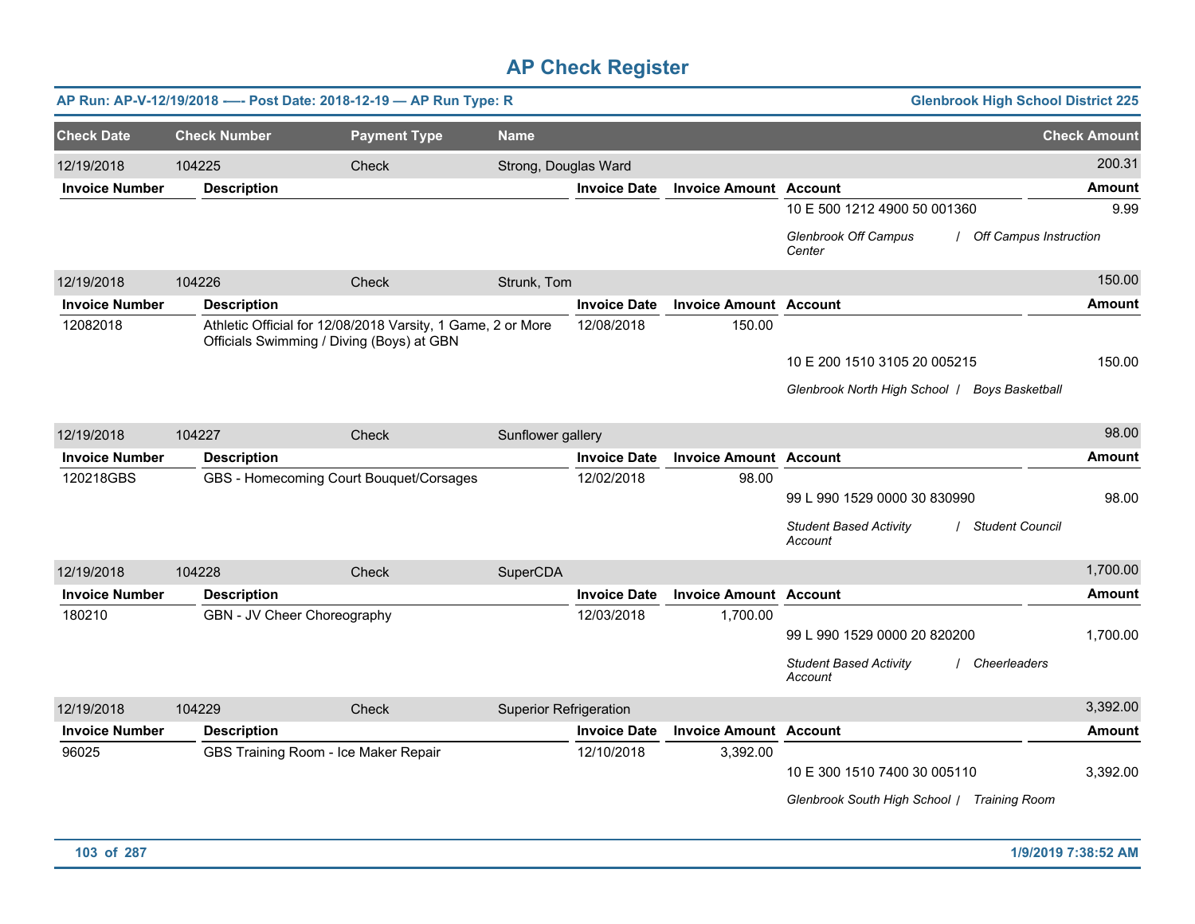# AP Check Register

**AP Run: AP-V-12/19/2018 —- Post Date: 2018-12-19 — AP Run Type: R** | **Glenbrook High School District 225**

| Check Date | Check Number | Payment Type | Name | Check Amount |
|---|---|---|---|---|
| 12/19/2018 | 104225 | Check | Strong, Douglas Ward | 200.31 |

| Invoice Number | Description | Invoice Date | Invoice Amount | Account | Amount |
|---|---|---|---|---|---|
| | | | | 10 E 500 1212 4900 50 001360 | 9.99 |
| | | | | *Glenbrook Off Campus Center / Off Campus Instruction* | |

| Check Date | Check Number | Payment Type | Name | Check Amount |
|---|---|---|---|---|
| 12/19/2018 | 104226 | Check | Strunk, Tom | 150.00 |

| Invoice Number | Description | Invoice Date | Invoice Amount | Account | Amount |
|---|---|---|---|---|---|
| 12082018 | Athletic Official for 12/08/2018 Varsity, 1 Game, 2 or More Officials Swimming / Diving (Boys) at GBN | 12/08/2018 | 150.00 | | |
| | | | | 10 E 200 1510 3105 20 005215 | 150.00 |
| | | | | *Glenbrook North High School / Boys Basketball* | |

| Check Date | Check Number | Payment Type | Name | Check Amount |
|---|---|---|---|---|
| 12/19/2018 | 104227 | Check | Sunflower gallery | 98.00 |

| Invoice Number | Description | Invoice Date | Invoice Amount | Account | Amount |
|---|---|---|---|---|---|
| 120218GBS | GBS - Homecoming Court Bouquet/Corsages | 12/02/2018 | 98.00 | | |
| | | | | 99 L 990 1529 0000 30 830990 | 98.00 |
| | | | | *Student Based Activity Account / Student Council* | |

| Check Date | Check Number | Payment Type | Name | Check Amount |
|---|---|---|---|---|
| 12/19/2018 | 104228 | Check | SuperCDA | 1,700.00 |

| Invoice Number | Description | Invoice Date | Invoice Amount | Account | Amount |
|---|---|---|---|---|---|
| 180210 | GBN - JV Cheer Choreography | 12/03/2018 | 1,700.00 | | |
| | | | | 99 L 990 1529 0000 20 820200 | 1,700.00 |
| | | | | *Student Based Activity Account / Cheerleaders* | |

| Check Date | Check Number | Payment Type | Name | Check Amount |
|---|---|---|---|---|
| 12/19/2018 | 104229 | Check | Superior Refrigeration | 3,392.00 |

| Invoice Number | Description | Invoice Date | Invoice Amount | Account | Amount |
|---|---|---|---|---|---|
| 96025 | GBS Training Room - Ice Maker Repair | 12/10/2018 | 3,392.00 | | |
| | | | | 10 E 300 1510 7400 30 005110 | 3,392.00 |
| | | | | *Glenbrook South High School / Training Room* | |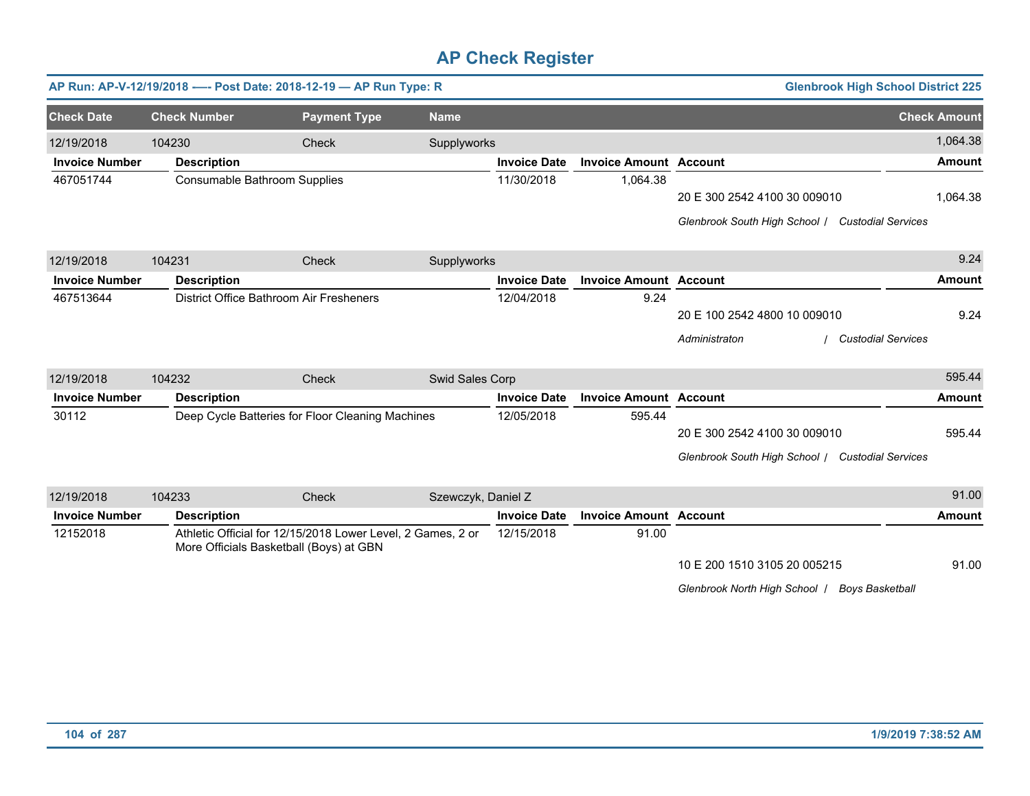# AP Check Register

**AP Run: AP-V-12/19/2018 —- Post Date: 2018-12-19 — AP Run Type: R** | **Glenbrook High School District 225**

| Check Date | Check Number | Payment Type | Name | Check Amount |
|---|---|---|---|---|
| 12/19/2018 | 104230 | Check | Supplyworks | 1,064.38 |

| Invoice Number | Description | Invoice Date | Invoice Amount | Account | Amount |
|---|---|---|---|---|---|
| 467051744 | Consumable Bathroom Supplies | 11/30/2018 | 1,064.38 | | |
| | | | | 20 E 300 2542 4100 30 009010 | 1,064.38 |
| | | | | *Glenbrook South High School / Custodial Services* | |

| Check Date | Check Number | Payment Type | Name | Check Amount |
|---|---|---|---|---|
| 12/19/2018 | 104231 | Check | Supplyworks | 9.24 |

| Invoice Number | Description | Invoice Date | Invoice Amount | Account | Amount |
|---|---|---|---|---|---|
| 467513644 | District Office Bathroom Air Fresheners | 12/04/2018 | 9.24 | | |
| | | | | 20 E 100 2542 4800 10 009010 | 9.24 |
| | | | | *Administraton / Custodial Services* | |

| Check Date | Check Number | Payment Type | Name | Check Amount |
|---|---|---|---|---|
| 12/19/2018 | 104232 | Check | Swid Sales Corp | 595.44 |

| Invoice Number | Description | Invoice Date | Invoice Amount | Account | Amount |
|---|---|---|---|---|---|
| 30112 | Deep Cycle Batteries for Floor Cleaning Machines | 12/05/2018 | 595.44 | | |
| | | | | 20 E 300 2542 4100 30 009010 | 595.44 |
| | | | | *Glenbrook South High School / Custodial Services* | |

| Check Date | Check Number | Payment Type | Name | Check Amount |
|---|---|---|---|---|
| 12/19/2018 | 104233 | Check | Szewczyk, Daniel Z | 91.00 |

| Invoice Number | Description | Invoice Date | Invoice Amount | Account | Amount |
|---|---|---|---|---|---|
| 12152018 | Athletic Official for 12/15/2018 Lower Level, 2 Games, 2 or More Officials Basketball (Boys) at GBN | 12/15/2018 | 91.00 | | |
| | | | | 10 E 200 1510 3105 20 005215 | 91.00 |
| | | | | *Glenbrook North High School / Boys Basketball* | |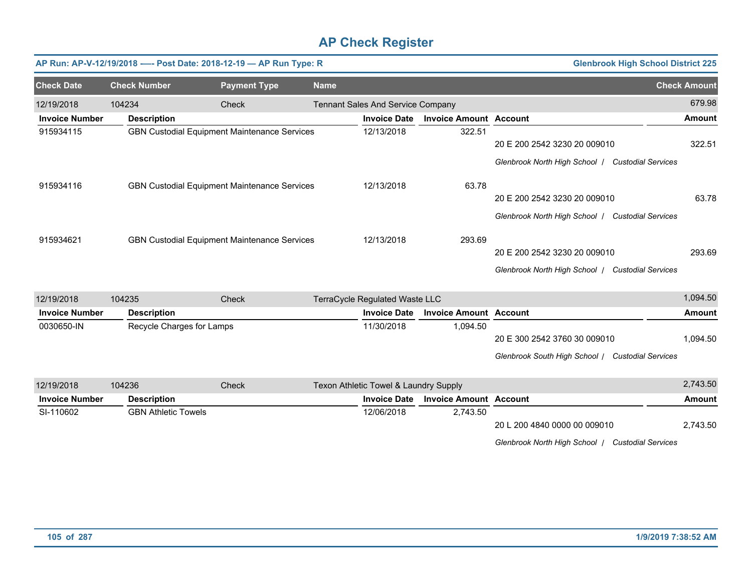# AP Check Register

**AP Run: AP-V-12/19/2018 —- Post Date: 2018-12-19 — AP Run Type: R** | **Glenbrook High School District 225**

| Check Date | Check Number | Payment Type | Name | Check Amount |
|---|---|---|---|---|
| 12/19/2018 | 104234 | Check | Tennant Sales And Service Company | 679.98 |

| Invoice Number | Description | Invoice Date | Invoice Amount | Account | Amount |
|---|---|---|---|---|---|
| 915934115 | GBN Custodial Equipment Maintenance Services | 12/13/2018 | 322.51 | 20 E 200 2542 3230 20 009010<br>*Glenbrook North High School / Custodial Services* | 322.51 |
| 915934116 | GBN Custodial Equipment Maintenance Services | 12/13/2018 | 63.78 | 20 E 200 2542 3230 20 009010<br>*Glenbrook North High School / Custodial Services* | 63.78 |
| 915934621 | GBN Custodial Equipment Maintenance Services | 12/13/2018 | 293.69 | 20 E 200 2542 3230 20 009010<br>*Glenbrook North High School / Custodial Services* | 293.69 |

| Check Date | Check Number | Payment Type | Name | Check Amount |
|---|---|---|---|---|
| 12/19/2018 | 104235 | Check | TerraCycle Regulated Waste LLC | 1,094.50 |

| Invoice Number | Description | Invoice Date | Invoice Amount | Account | Amount |
|---|---|---|---|---|---|
| 0030650-IN | Recycle Charges for Lamps | 11/30/2018 | 1,094.50 | 20 E 300 2542 3760 30 009010<br>*Glenbrook South High School / Custodial Services* | 1,094.50 |

| Check Date | Check Number | Payment Type | Name | Check Amount |
|---|---|---|---|---|
| 12/19/2018 | 104236 | Check | Texon Athletic Towel & Laundry Supply | 2,743.50 |

| Invoice Number | Description | Invoice Date | Invoice Amount | Account | Amount |
|---|---|---|---|---|---|
| SI-110602 | GBN Athletic Towels | 12/06/2018 | 2,743.50 | 20 L 200 4840 0000 00 009010<br>*Glenbrook North High School / Custodial Services* | 2,743.50 |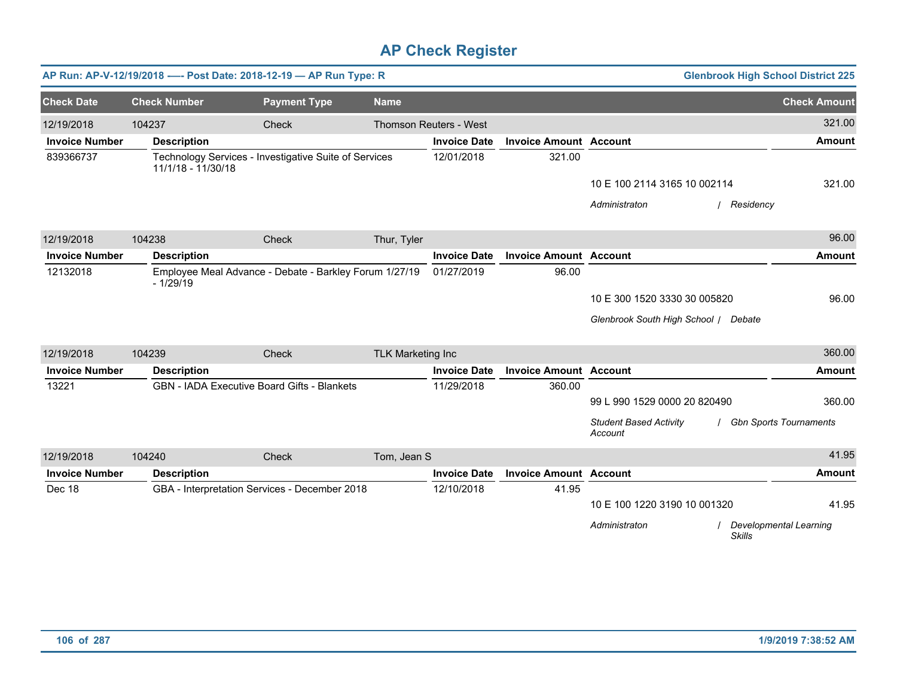# AP Check Register

**AP Run: AP-V-12/19/2018 —- Post Date: 2018-12-19 — AP Run Type: R** — **Glenbrook High School District 225**

| Check Date | Check Number | Payment Type | Name | Check Amount |
|---|---|---|---|---|
| 12/19/2018 | 104237 | Check | Thomson Reuters - West | 321.00 |

| Invoice Number | Description | Invoice Date | Invoice Amount | Account | Amount |
|---|---|---|---|---|---|
| 839366737 | Technology Services - Investigative Suite of Services 11/1/18 - 11/30/18 | 12/01/2018 | 321.00 | | |
| | | | | 10 E 100 2114 3165 10 002114 | 321.00 |
| | | | | *Administraton / Residency* | |

| Check Date | Check Number | Payment Type | Name | Check Amount |
|---|---|---|---|---|
| 12/19/2018 | 104238 | Check | Thur, Tyler | 96.00 |

| Invoice Number | Description | Invoice Date | Invoice Amount | Account | Amount |
|---|---|---|---|---|---|
| 12132018 | Employee Meal Advance - Debate - Barkley Forum 1/27/19 - 1/29/19 | 01/27/2019 | 96.00 | | |
| | | | | 10 E 300 1520 3330 30 005820 | 96.00 |
| | | | | *Glenbrook South High School / Debate* | |

| Check Date | Check Number | Payment Type | Name | Check Amount |
|---|---|---|---|---|
| 12/19/2018 | 104239 | Check | TLK Marketing Inc | 360.00 |

| Invoice Number | Description | Invoice Date | Invoice Amount | Account | Amount |
|---|---|---|---|---|---|
| 13221 | GBN - IADA Executive Board Gifts - Blankets | 11/29/2018 | 360.00 | | |
| | | | | 99 L 990 1529 0000 20 820490 | 360.00 |
| | | | | *Student Based Activity Account / Gbn Sports Tournaments* | |

| Check Date | Check Number | Payment Type | Name | Check Amount |
|---|---|---|---|---|
| 12/19/2018 | 104240 | Check | Tom, Jean S | 41.95 |

| Invoice Number | Description | Invoice Date | Invoice Amount | Account | Amount |
|---|---|---|---|---|---|
| Dec 18 | GBA - Interpretation Services - December 2018 | 12/10/2018 | 41.95 | | |
| | | | | 10 E 100 1220 3190 10 001320 | 41.95 |
| | | | | *Administraton / Developmental Learning Skills* | |

1/9/2019 7:38:52 AM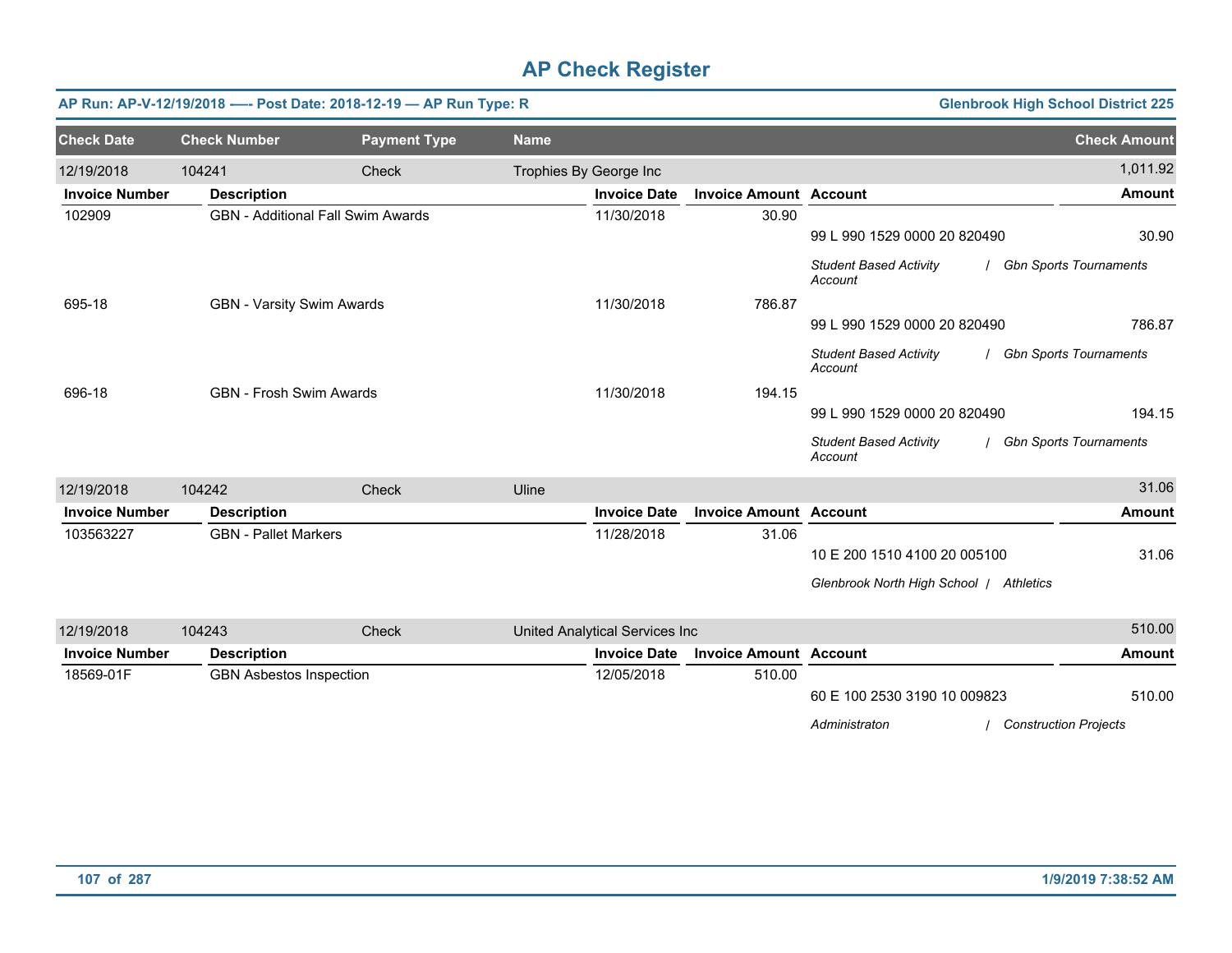# AP Check Register

**AP Run: AP-V-12/19/2018 —- Post Date: 2018-12-19 — AP Run Type: R** **Glenbrook High School District 225**

| Check Date | Check Number | Payment Type | Name | | | Check Amount |
|---|---|---|---|---|---|---|
| 12/19/2018 | 104241 | Check | Trophies By George Inc | | | 1,011.92 |

| Invoice Number | Description | Invoice Date | Invoice Amount | Account | Amount |
|---|---|---|---|---|---|
| 102909 | GBN - Additional Fall Swim Awards | 11/30/2018 | 30.90 | 99 L 990 1529 0000 20 820490 | 30.90 |
| | | | | *Student Based Activity Account / Gbn Sports Tournaments* | |
| 695-18 | GBN - Varsity Swim Awards | 11/30/2018 | 786.87 | 99 L 990 1529 0000 20 820490 | 786.87 |
| | | | | *Student Based Activity Account / Gbn Sports Tournaments* | |
| 696-18 | GBN - Frosh Swim Awards | 11/30/2018 | 194.15 | 99 L 990 1529 0000 20 820490 | 194.15 |
| | | | | *Student Based Activity Account / Gbn Sports Tournaments* | |

| Check Date | Check Number | Payment Type | Name | | | Check Amount |
|---|---|---|---|---|---|---|
| 12/19/2018 | 104242 | Check | Uline | | | 31.06 |

| Invoice Number | Description | Invoice Date | Invoice Amount | Account | Amount |
|---|---|---|---|---|---|
| 103563227 | GBN - Pallet Markers | 11/28/2018 | 31.06 | 10 E 200 1510 4100 20 005100 | 31.06 |
| | | | | *Glenbrook North High School / Athletics* | |

| Check Date | Check Number | Payment Type | Name | | | Check Amount |
|---|---|---|---|---|---|---|
| 12/19/2018 | 104243 | Check | United Analytical Services Inc | | | 510.00 |

| Invoice Number | Description | Invoice Date | Invoice Amount | Account | Amount |
|---|---|---|---|---|---|
| 18569-01F | GBN Asbestos Inspection | 12/05/2018 | 510.00 | 60 E 100 2530 3190 10 009823 | 510.00 |
| | | | | *Administraton / Construction Projects* | |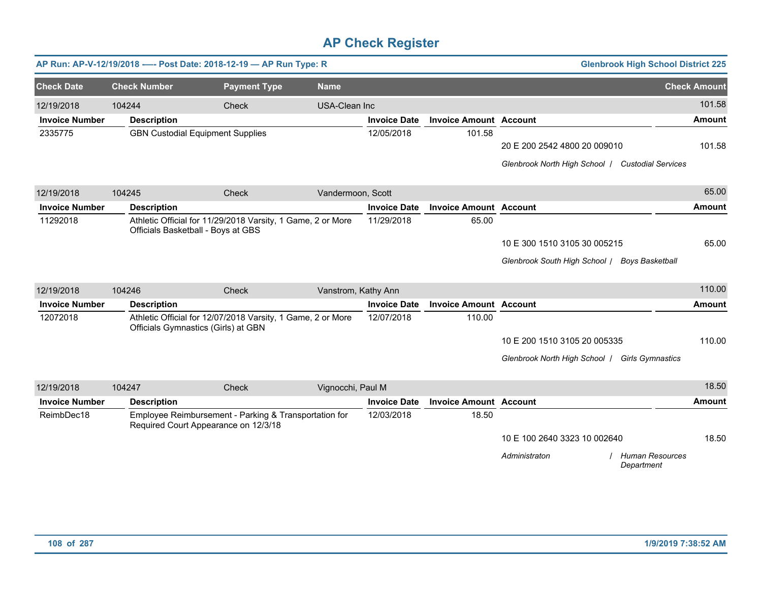# AP Check Register

**AP Run: AP-V-12/19/2018 -—- Post Date: 2018-12-19 — AP Run Type: R** — **Glenbrook High School District 225**

| Check Date | Check Number | Payment Type | Name | Check Amount |
|---|---|---|---|---|
| 12/19/2018 | 104244 | Check | USA-Clean Inc | 101.58 |

| Invoice Number | Description | Invoice Date | Invoice Amount | Account | Amount |
|---|---|---|---|---|---|
| 2335775 | GBN Custodial Equipment Supplies | 12/05/2018 | 101.58 | | |
| | | | | 20 E 200 2542 4800 20 009010 | 101.58 |
| | | | | *Glenbrook North High School / Custodial Services* | |

| Check Date | Check Number | Payment Type | Name | Check Amount |
|---|---|---|---|---|
| 12/19/2018 | 104245 | Check | Vandermoon, Scott | 65.00 |

| Invoice Number | Description | Invoice Date | Invoice Amount | Account | Amount |
|---|---|---|---|---|---|
| 11292018 | Athletic Official for 11/29/2018 Varsity, 1 Game, 2 or More Officials Basketball - Boys at GBS | 11/29/2018 | 65.00 | | |
| | | | | 10 E 300 1510 3105 30 005215 | 65.00 |
| | | | | *Glenbrook South High School / Boys Basketball* | |

| Check Date | Check Number | Payment Type | Name | Check Amount |
|---|---|---|---|---|
| 12/19/2018 | 104246 | Check | Vanstrom, Kathy Ann | 110.00 |

| Invoice Number | Description | Invoice Date | Invoice Amount | Account | Amount |
|---|---|---|---|---|---|
| 12072018 | Athletic Official for 12/07/2018 Varsity, 1 Game, 2 or More Officials Gymnastics (Girls) at GBN | 12/07/2018 | 110.00 | | |
| | | | | 10 E 200 1510 3105 20 005335 | 110.00 |
| | | | | *Glenbrook North High School / Girls Gymnastics* | |

| Check Date | Check Number | Payment Type | Name | Check Amount |
|---|---|---|---|---|
| 12/19/2018 | 104247 | Check | Vignocchi, Paul M | 18.50 |

| Invoice Number | Description | Invoice Date | Invoice Amount | Account | Amount |
|---|---|---|---|---|---|
| ReimbDec18 | Employee Reimbursement - Parking & Transportation for Required Court Appearance on 12/3/18 | 12/03/2018 | 18.50 | | |
| | | | | 10 E 100 2640 3323 10 002640 | 18.50 |
| | | | | *Administraton / Human Resources Department* | |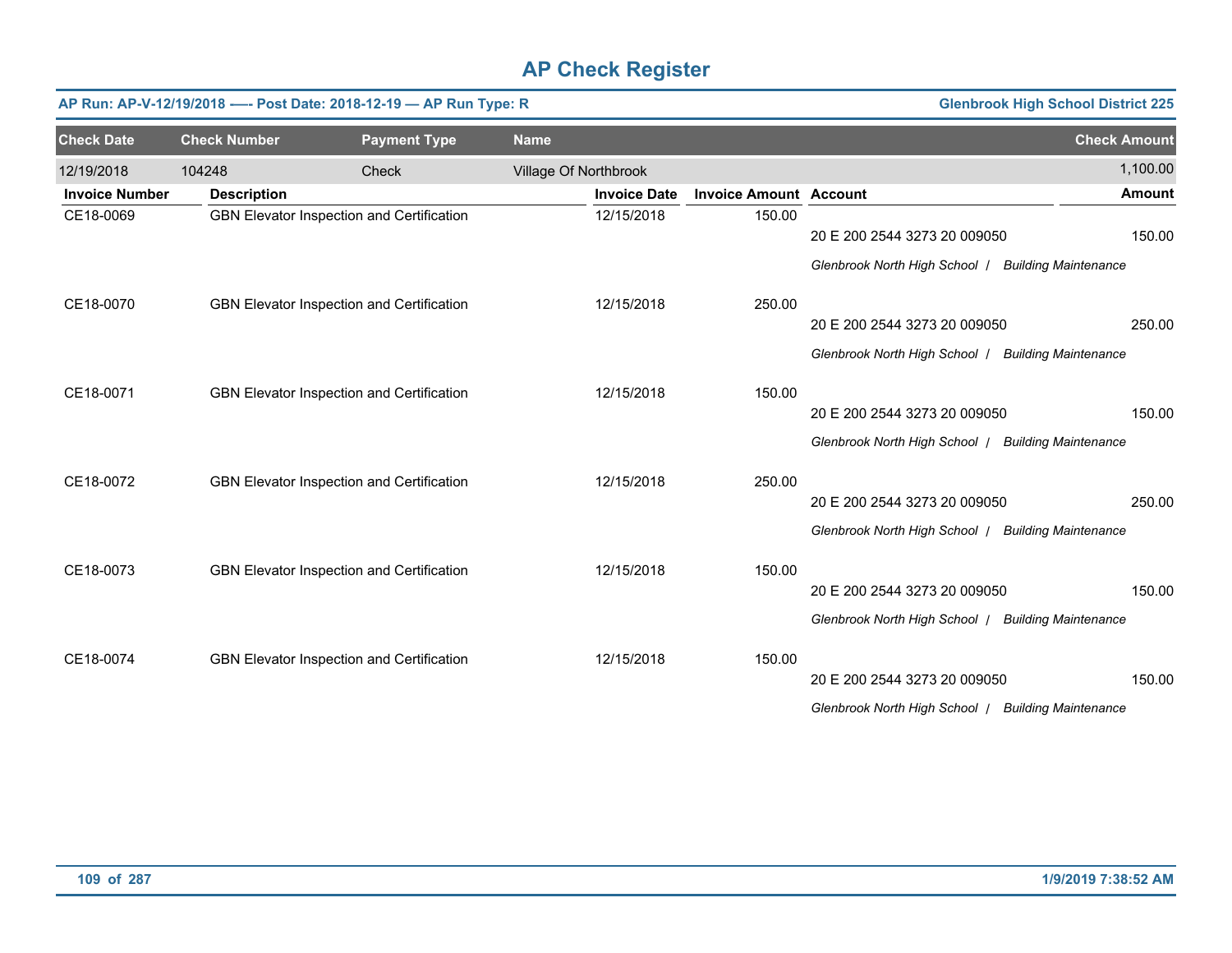# AP Check Register

**AP Run: AP-V-12/19/2018 -—- Post Date: 2018-12-19 — AP Run Type: R** **Glenbrook High School District 225**

| Check Date | Check Number | Payment Type | Name | Check Amount |
|---|---|---|---|---|
| 12/19/2018 | 104248 | Check | Village Of Northbrook | 1,100.00 |

| Invoice Number | Description | Invoice Date | Invoice Amount | Account | Amount |
|---|---|---|---|---|---|
| CE18-0069 | GBN Elevator Inspection and Certification | 12/15/2018 | 150.00 | 20 E 200 2544 3273 20 009050 | 150.00 |
| | | | | *Glenbrook North High School / Building Maintenance* | |
| CE18-0070 | GBN Elevator Inspection and Certification | 12/15/2018 | 250.00 | 20 E 200 2544 3273 20 009050 | 250.00 |
| | | | | *Glenbrook North High School / Building Maintenance* | |
| CE18-0071 | GBN Elevator Inspection and Certification | 12/15/2018 | 150.00 | 20 E 200 2544 3273 20 009050 | 150.00 |
| | | | | *Glenbrook North High School / Building Maintenance* | |
| CE18-0072 | GBN Elevator Inspection and Certification | 12/15/2018 | 250.00 | 20 E 200 2544 3273 20 009050 | 250.00 |
| | | | | *Glenbrook North High School / Building Maintenance* | |
| CE18-0073 | GBN Elevator Inspection and Certification | 12/15/2018 | 150.00 | 20 E 200 2544 3273 20 009050 | 150.00 |
| | | | | *Glenbrook North High School / Building Maintenance* | |
| CE18-0074 | GBN Elevator Inspection and Certification | 12/15/2018 | 150.00 | 20 E 200 2544 3273 20 009050 | 150.00 |
| | | | | *Glenbrook North High School / Building Maintenance* | |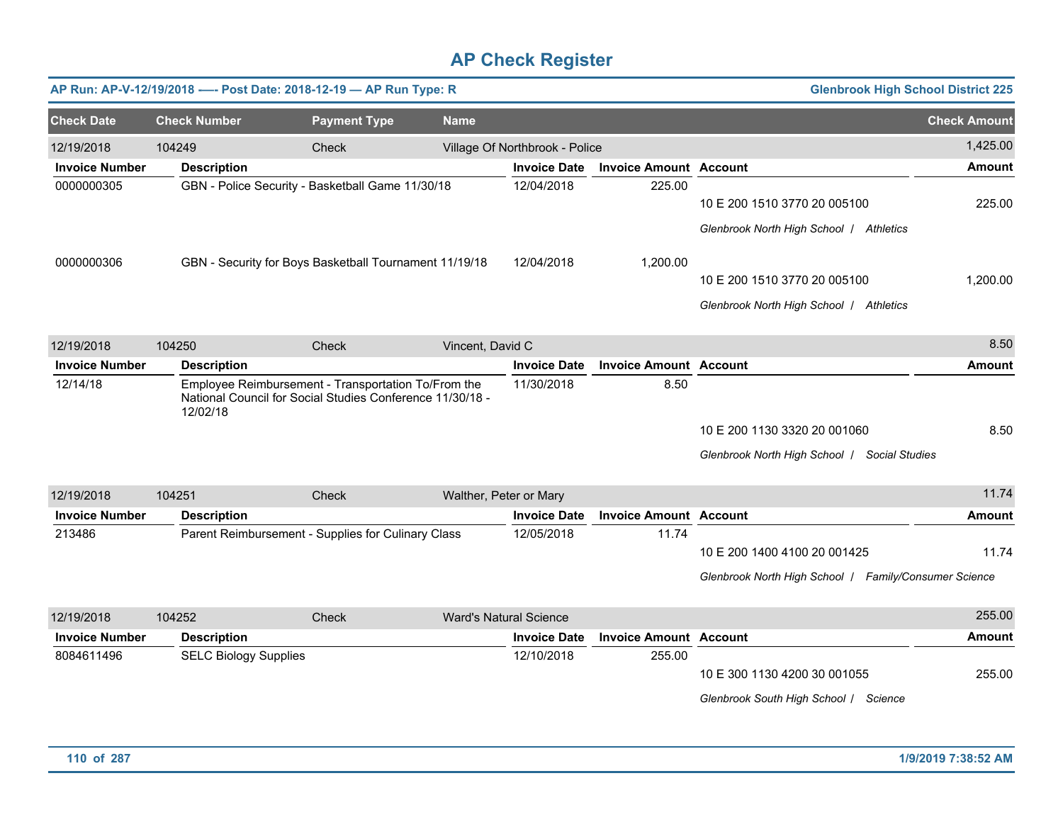# AP Check Register

**AP Run: AP-V-12/19/2018 —- Post Date: 2018-12-19 — AP Run Type: R** | **Glenbrook High School District 225**

| Check Date | Check Number | Payment Type | Name | Check Amount |
|---|---|---|---|---|
| 12/19/2018 | 104249 | Check | Village Of Northbrook - Police | 1,425.00 |

| Invoice Number | Description | Invoice Date | Invoice Amount | Account | Amount |
|---|---|---|---|---|---|
| 0000000305 | GBN - Police Security - Basketball Game 11/30/18 | 12/04/2018 | 225.00 | | |
| | | | | 10 E 200 1510 3770 20 005100 | 225.00 |
| | | | | *Glenbrook North High School / Athletics* | |
| 0000000306 | GBN - Security for Boys Basketball Tournament 11/19/18 | 12/04/2018 | 1,200.00 | | |
| | | | | 10 E 200 1510 3770 20 005100 | 1,200.00 |
| | | | | *Glenbrook North High School / Athletics* | |

| Check Date | Check Number | Payment Type | Name | Check Amount |
|---|---|---|---|---|
| 12/19/2018 | 104250 | Check | Vincent, David C | 8.50 |

| Invoice Number | Description | Invoice Date | Invoice Amount | Account | Amount |
|---|---|---|---|---|---|
| 12/14/18 | Employee Reimbursement - Transportation To/From the National Council for Social Studies Conference 11/30/18 - 12/02/18 | 11/30/2018 | 8.50 | | |
| | | | | 10 E 200 1130 3320 20 001060 | 8.50 |
| | | | | *Glenbrook North High School / Social Studies* | |

| Check Date | Check Number | Payment Type | Name | Check Amount |
|---|---|---|---|---|
| 12/19/2018 | 104251 | Check | Walther, Peter or Mary | 11.74 |

| Invoice Number | Description | Invoice Date | Invoice Amount | Account | Amount |
|---|---|---|---|---|---|
| 213486 | Parent Reimbursement - Supplies for Culinary Class | 12/05/2018 | 11.74 | | |
| | | | | 10 E 200 1400 4100 20 001425 | 11.74 |
| | | | | *Glenbrook North High School / Family/Consumer Science* | |

| Check Date | Check Number | Payment Type | Name | Check Amount |
|---|---|---|---|---|
| 12/19/2018 | 104252 | Check | Ward's Natural Science | 255.00 |

| Invoice Number | Description | Invoice Date | Invoice Amount | Account | Amount |
|---|---|---|---|---|---|
| 8084611496 | SELC Biology Supplies | 12/10/2018 | 255.00 | | |
| | | | | 10 E 300 1130 4200 30 001055 | 255.00 |
| | | | | *Glenbrook South High School / Science* | |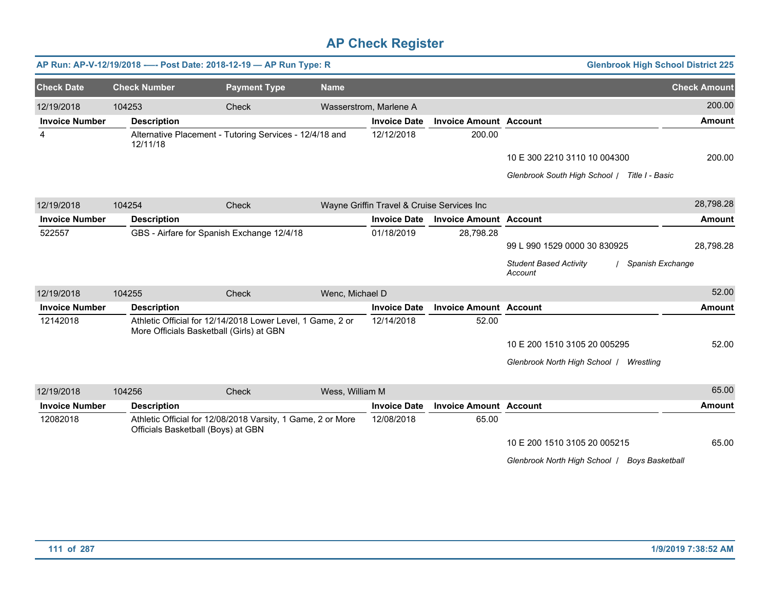# AP Check Register

**AP Run: AP-V-12/19/2018 —- Post Date: 2018-12-19 — AP Run Type: R** — **Glenbrook High School District 225**

| Check Date | Check Number | Payment Type | Name | Check Amount |
|---|---|---|---|---|
| 12/19/2018 | 104253 | Check | Wasserstrom, Marlene A | 200.00 |

| Invoice Number | Description | Invoice Date | Invoice Amount | Account | Amount |
|---|---|---|---|---|---|
| 4 | Alternative Placement - Tutoring Services - 12/4/18 and 12/11/18 | 12/12/2018 | 200.00 | | |
| | | | | 10 E 300 2210 3110 10 004300 | 200.00 |
| | | | | *Glenbrook South High School / Title I - Basic* | |

| Check Date | Check Number | Payment Type | Name | Check Amount |
|---|---|---|---|---|
| 12/19/2018 | 104254 | Check | Wayne Griffin Travel & Cruise Services Inc | 28,798.28 |

| Invoice Number | Description | Invoice Date | Invoice Amount | Account | Amount |
|---|---|---|---|---|---|
| 522557 | GBS - Airfare for Spanish Exchange 12/4/18 | 01/18/2019 | 28,798.28 | | |
| | | | | 99 L 990 1529 0000 30 830925 | 28,798.28 |
| | | | | *Student Based Activity Account / Spanish Exchange* | |

| Check Date | Check Number | Payment Type | Name | Check Amount |
|---|---|---|---|---|
| 12/19/2018 | 104255 | Check | Wenc, Michael D | 52.00 |

| Invoice Number | Description | Invoice Date | Invoice Amount | Account | Amount |
|---|---|---|---|---|---|
| 12142018 | Athletic Official for 12/14/2018 Lower Level, 1 Game, 2 or More Officials Basketball (Girls) at GBN | 12/14/2018 | 52.00 | | |
| | | | | 10 E 200 1510 3105 20 005295 | 52.00 |
| | | | | *Glenbrook North High School / Wrestling* | |

| Check Date | Check Number | Payment Type | Name | Check Amount |
|---|---|---|---|---|
| 12/19/2018 | 104256 | Check | Wess, William M | 65.00 |

| Invoice Number | Description | Invoice Date | Invoice Amount | Account | Amount |
|---|---|---|---|---|---|
| 12082018 | Athletic Official for 12/08/2018 Varsity, 1 Game, 2 or More Officials Basketball (Boys) at GBN | 12/08/2018 | 65.00 | | |
| | | | | 10 E 200 1510 3105 20 005215 | 65.00 |
| | | | | *Glenbrook North High School / Boys Basketball* | |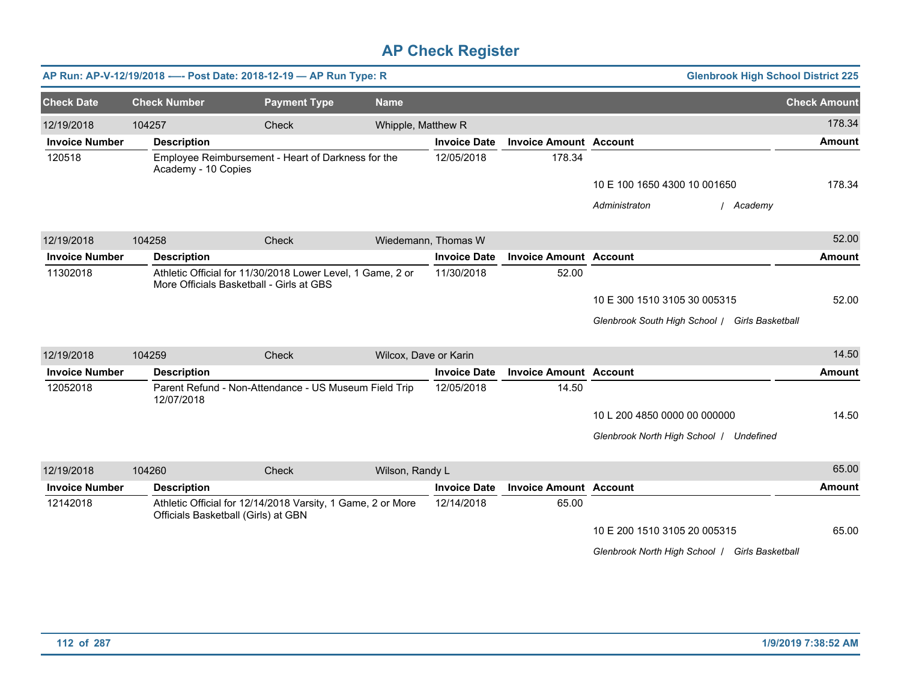# AP Check Register

**AP Run: AP-V-12/19/2018 —- Post Date: 2018-12-19 — AP Run Type: R** | **Glenbrook High School District 225**

| Check Date | Check Number | Payment Type | Name | Check Amount |
|---|---|---|---|---|
| 12/19/2018 | 104257 | Check | Whipple, Matthew R | 178.34 |

| Invoice Number | Description | Invoice Date | Invoice Amount | Account | Amount |
|---|---|---|---|---|---|
| 120518 | Employee Reimbursement - Heart of Darkness for the Academy - 10 Copies | 12/05/2018 | 178.34 | | |
| | | | | 10 E 100 1650 4300 10 001650 | 178.34 |
| | | | | *Administraton / Academy* | |

| Check Date | Check Number | Payment Type | Name | Check Amount |
|---|---|---|---|---|
| 12/19/2018 | 104258 | Check | Wiedemann, Thomas W | 52.00 |

| Invoice Number | Description | Invoice Date | Invoice Amount | Account | Amount |
|---|---|---|---|---|---|
| 11302018 | Athletic Official for 11/30/2018 Lower Level, 1 Game, 2 or More Officials Basketball - Girls at GBS | 11/30/2018 | 52.00 | | |
| | | | | 10 E 300 1510 3105 30 005315 | 52.00 |
| | | | | *Glenbrook South High School / Girls Basketball* | |

| Check Date | Check Number | Payment Type | Name | Check Amount |
|---|---|---|---|---|
| 12/19/2018 | 104259 | Check | Wilcox, Dave or Karin | 14.50 |

| Invoice Number | Description | Invoice Date | Invoice Amount | Account | Amount |
|---|---|---|---|---|---|
| 12052018 | Parent Refund - Non-Attendance - US Museum Field Trip 12/07/2018 | 12/05/2018 | 14.50 | | |
| | | | | 10 L 200 4850 0000 00 000000 | 14.50 |
| | | | | *Glenbrook North High School / Undefined* | |

| Check Date | Check Number | Payment Type | Name | Check Amount |
|---|---|---|---|---|
| 12/19/2018 | 104260 | Check | Wilson, Randy L | 65.00 |

| Invoice Number | Description | Invoice Date | Invoice Amount | Account | Amount |
|---|---|---|---|---|---|
| 12142018 | Athletic Official for 12/14/2018 Varsity, 1 Game, 2 or More Officials Basketball (Girls) at GBN | 12/14/2018 | 65.00 | | |
| | | | | 10 E 200 1510 3105 20 005315 | 65.00 |
| | | | | *Glenbrook North High School / Girls Basketball* | |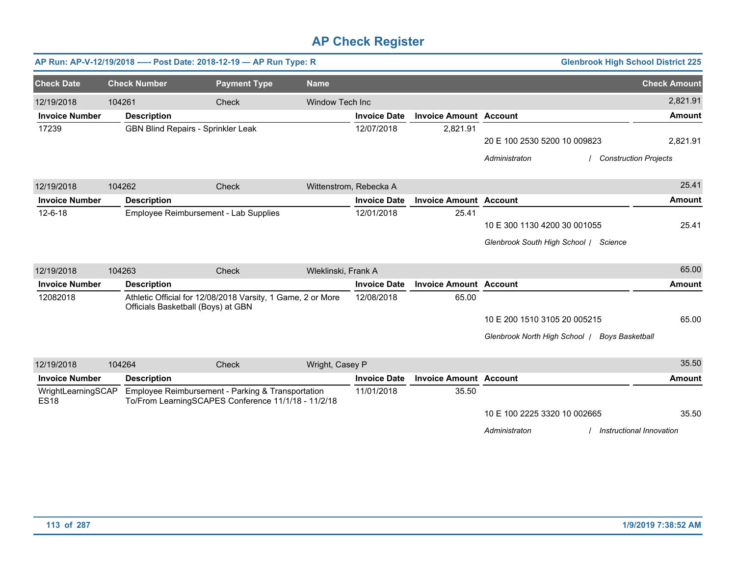# AP Check Register

**AP Run: AP-V-12/19/2018 —- Post Date: 2018-12-19 — AP Run Type: R** | **Glenbrook High School District 225**

| Check Date | Check Number | Payment Type | Name | Check Amount |
|---|---|---|---|---|
| 12/19/2018 | 104261 | Check | Window Tech Inc | 2,821.91 |

| Invoice Number | Description | Invoice Date | Invoice Amount | Account | Amount |
|---|---|---|---|---|---|
| 17239 | GBN Blind Repairs - Sprinkler Leak | 12/07/2018 | 2,821.91 | | |
| | | | | 20 E 100 2530 5200 10 009823 | 2,821.91 |
| | | | | *Administraton / Construction Projects* | |

| Check Date | Check Number | Payment Type | Name | Check Amount |
|---|---|---|---|---|
| 12/19/2018 | 104262 | Check | Wittenstrom, Rebecka A | 25.41 |

| Invoice Number | Description | Invoice Date | Invoice Amount | Account | Amount |
|---|---|---|---|---|---|
| 12-6-18 | Employee Reimbursement - Lab Supplies | 12/01/2018 | 25.41 | | |
| | | | | 10 E 300 1130 4200 30 001055 | 25.41 |
| | | | | *Glenbrook South High School / Science* | |

| Check Date | Check Number | Payment Type | Name | Check Amount |
|---|---|---|---|---|
| 12/19/2018 | 104263 | Check | Wleklinski, Frank A | 65.00 |

| Invoice Number | Description | Invoice Date | Invoice Amount | Account | Amount |
|---|---|---|---|---|---|
| 12082018 | Athletic Official for 12/08/2018 Varsity, 1 Game, 2 or More Officials Basketball (Boys) at GBN | 12/08/2018 | 65.00 | | |
| | | | | 10 E 200 1510 3105 20 005215 | 65.00 |
| | | | | *Glenbrook North High School / Boys Basketball* | |

| Check Date | Check Number | Payment Type | Name | Check Amount |
|---|---|---|---|---|
| 12/19/2018 | 104264 | Check | Wright, Casey P | 35.50 |

| Invoice Number | Description | Invoice Date | Invoice Amount | Account | Amount |
|---|---|---|---|---|---|
| WrightLearningSCAPES18 | Employee Reimbursement - Parking & Transportation To/From LearningSCAPES Conference 11/1/18 - 11/2/18 | 11/01/2018 | 35.50 | | |
| | | | | 10 E 100 2225 3320 10 002665 | 35.50 |
| | | | | *Administraton / Instructional Innovation* | |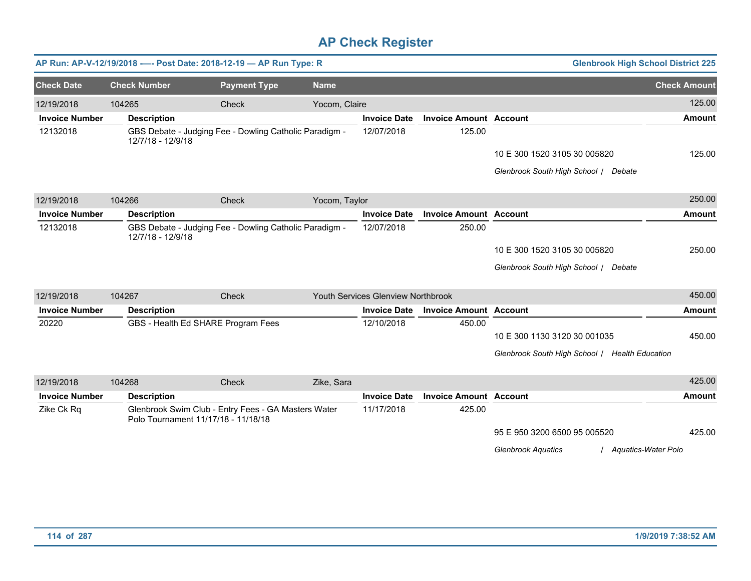# AP Check Register

**AP Run: AP-V-12/19/2018 —- Post Date: 2018-12-19 — AP Run Type: R** | **Glenbrook High School District 225**

| Check Date | Check Number | Payment Type | Name | Check Amount |
|---|---|---|---|---|
| 12/19/2018 | 104265 | Check | Yocom, Claire | 125.00 |

| Invoice Number | Description | Invoice Date | Invoice Amount | Account | Amount |
|---|---|---|---|---|---|
| 12132018 | GBS Debate - Judging Fee - Dowling Catholic Paradigm - 12/7/18 - 12/9/18 | 12/07/2018 | 125.00 | | |
| | | | | 10 E 300 1520 3105 30 005820 | 125.00 |
| | | | | *Glenbrook South High School / Debate* | |

| Check Date | Check Number | Payment Type | Name | Check Amount |
|---|---|---|---|---|
| 12/19/2018 | 104266 | Check | Yocom, Taylor | 250.00 |

| Invoice Number | Description | Invoice Date | Invoice Amount | Account | Amount |
|---|---|---|---|---|---|
| 12132018 | GBS Debate - Judging Fee - Dowling Catholic Paradigm - 12/7/18 - 12/9/18 | 12/07/2018 | 250.00 | | |
| | | | | 10 E 300 1520 3105 30 005820 | 250.00 |
| | | | | *Glenbrook South High School / Debate* | |

| Check Date | Check Number | Payment Type | Name | Check Amount |
|---|---|---|---|---|
| 12/19/2018 | 104267 | Check | Youth Services Glenview Northbrook | 450.00 |

| Invoice Number | Description | Invoice Date | Invoice Amount | Account | Amount |
|---|---|---|---|---|---|
| 20220 | GBS - Health Ed SHARE Program Fees | 12/10/2018 | 450.00 | | |
| | | | | 10 E 300 1130 3120 30 001035 | 450.00 |
| | | | | *Glenbrook South High School / Health Education* | |

| Check Date | Check Number | Payment Type | Name | Check Amount |
|---|---|---|---|---|
| 12/19/2018 | 104268 | Check | Zike, Sara | 425.00 |

| Invoice Number | Description | Invoice Date | Invoice Amount | Account | Amount |
|---|---|---|---|---|---|
| Zike Ck Rq | Glenbrook Swim Club - Entry Fees - GA Masters Water Polo Tournament 11/17/18 - 11/18/18 | 11/17/2018 | 425.00 | | |
| | | | | 95 E 950 3200 6500 95 005520 | 425.00 |
| | | | | *Glenbrook Aquatics / Aquatics-Water Polo* | |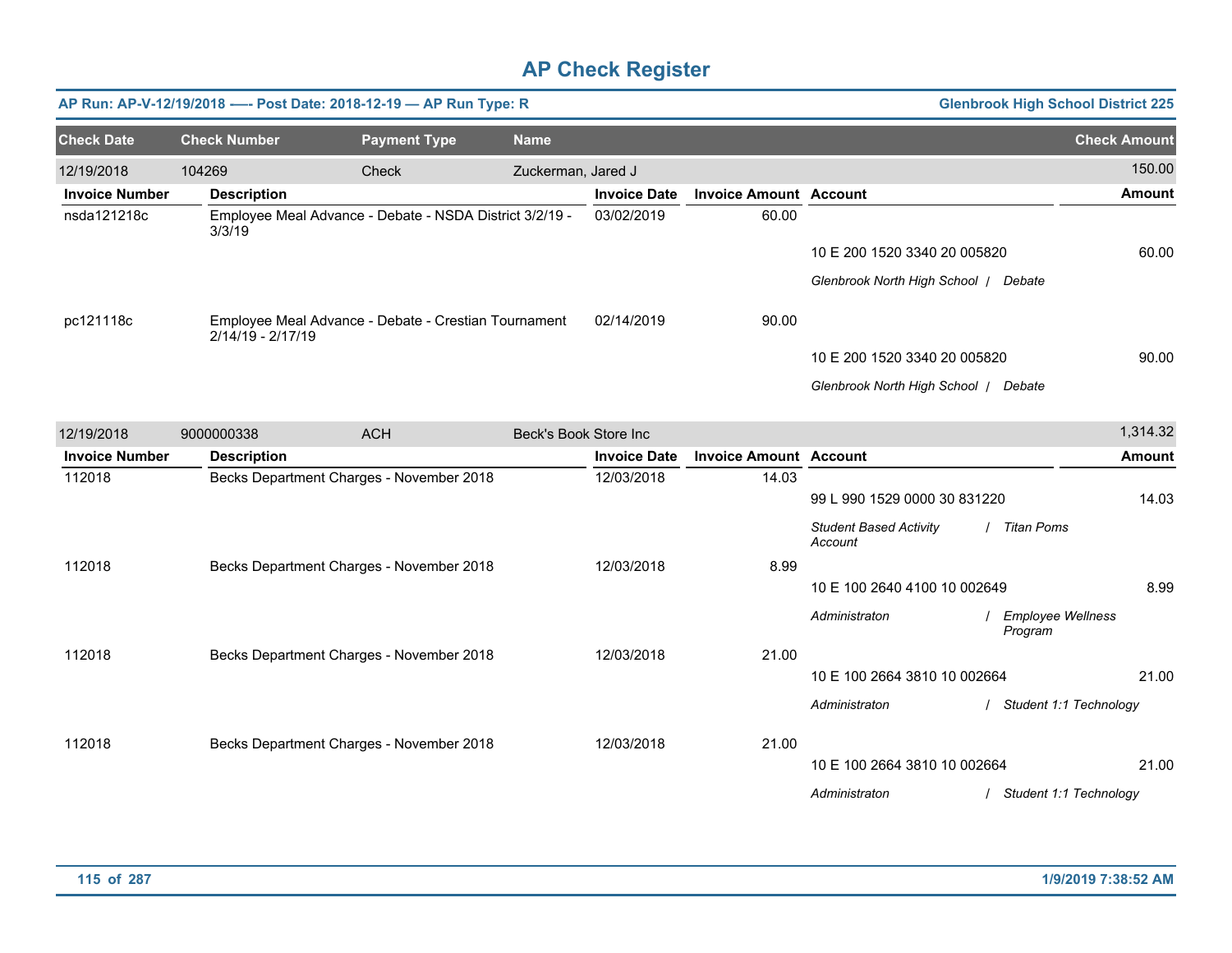# AP Check Register

**AP Run: AP-V-12/19/2018 -— Post Date: 2018-12-19 — AP Run Type: R** | **Glenbrook High School District 225**

| Check Date | Check Number | Payment Type | Name | Check Amount |
|---|---|---|---|---|
| 12/19/2018 | 104269 | Check | Zuckerman, Jared J | 150.00 |

| Invoice Number | Description | Invoice Date | Invoice Amount | Account | Amount |
|---|---|---|---|---|---|
| nsda121218c | Employee Meal Advance - Debate - NSDA District 3/2/19 - 3/3/19 | 03/02/2019 | 60.00 | | |
| | | | | 10 E 200 1520 3340 20 005820 | 60.00 |
| | | | | *Glenbrook North High School / Debate* | |
| pc121118c | Employee Meal Advance - Debate - Crestian Tournament 2/14/19 - 2/17/19 | 02/14/2019 | 90.00 | | |
| | | | | 10 E 200 1520 3340 20 005820 | 90.00 |
| | | | | *Glenbrook North High School / Debate* | |

| Check Date | Check Number | Payment Type | Name | Check Amount |
|---|---|---|---|---|
| 12/19/2018 | 9000000338 | ACH | Beck's Book Store Inc | 1,314.32 |

| Invoice Number | Description | Invoice Date | Invoice Amount | Account | Amount |
|---|---|---|---|---|---|
| 112018 | Becks Department Charges - November 2018 | 12/03/2018 | 14.03 | | |
| | | | | 99 L 990 1529 0000 30 831220 | 14.03 |
| | | | | *Student Based Activity Account / Titan Poms* | |
| 112018 | Becks Department Charges - November 2018 | 12/03/2018 | 8.99 | | |
| | | | | 10 E 100 2640 4100 10 002649 | 8.99 |
| | | | | *Administraton / Employee Wellness Program* | |
| 112018 | Becks Department Charges - November 2018 | 12/03/2018 | 21.00 | | |
| | | | | 10 E 100 2664 3810 10 002664 | 21.00 |
| | | | | *Administraton / Student 1:1 Technology* | |
| 112018 | Becks Department Charges - November 2018 | 12/03/2018 | 21.00 | | |
| | | | | 10 E 100 2664 3810 10 002664 | 21.00 |
| | | | | *Administraton / Student 1:1 Technology* | |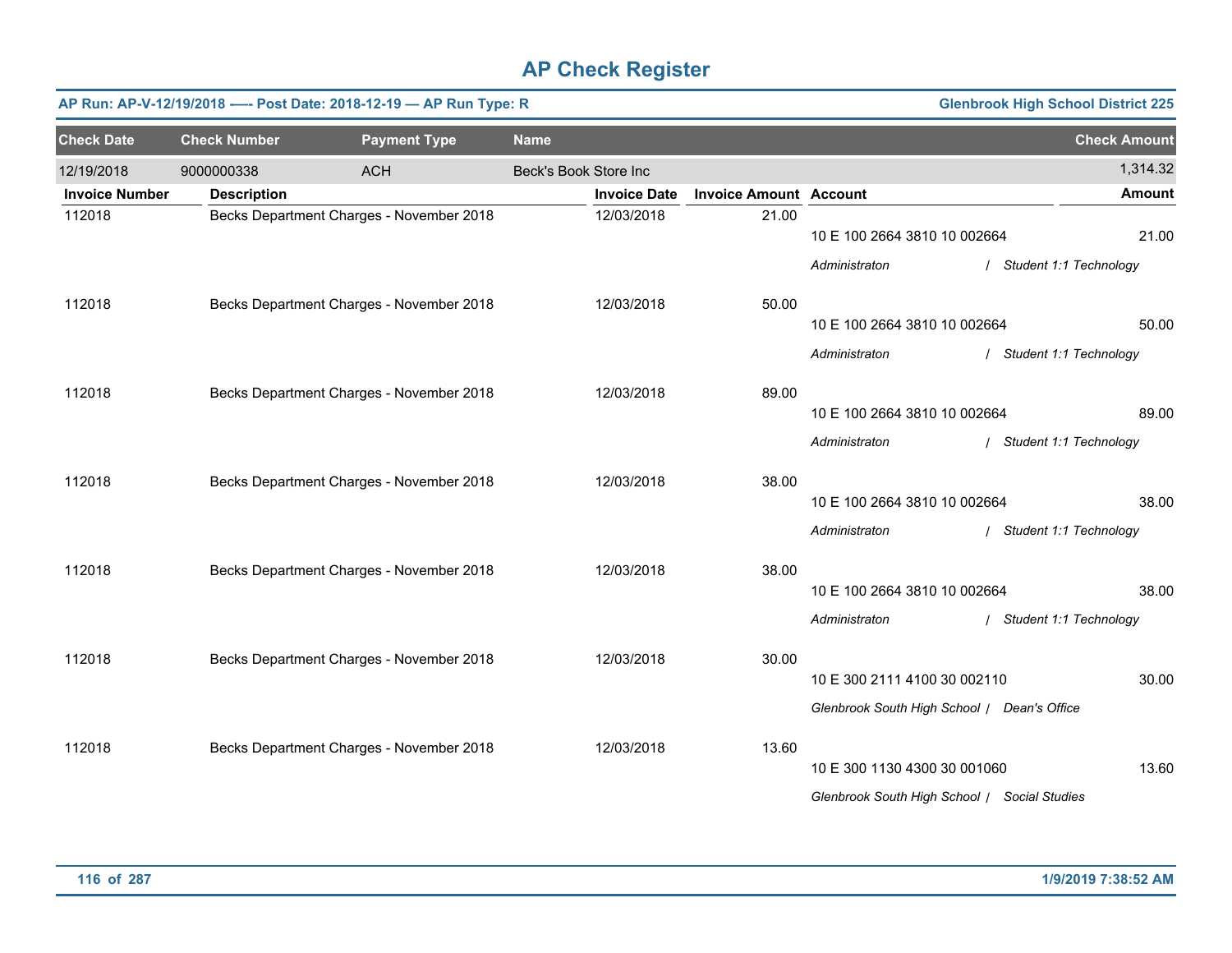# AP Check Register

**AP Run: AP-V-12/19/2018 —- Post Date: 2018-12-19 — AP Run Type: R** | **Glenbrook High School District 225**

| Check Date | Check Number | Payment Type | Name | Check Amount |
|---|---|---|---|---|
| 12/19/2018 | 9000000338 | ACH | Beck's Book Store Inc | 1,314.32 |

| Invoice Number | Description | Invoice Date | Invoice Amount | Account | Amount |
|---|---|---|---|---|---|
| 112018 | Becks Department Charges - November 2018 | 12/03/2018 | 21.00 | 10 E 100 2664 3810 10 002664<br>*Administraton / Student 1:1 Technology* | 21.00 |
| 112018 | Becks Department Charges - November 2018 | 12/03/2018 | 50.00 | 10 E 100 2664 3810 10 002664<br>*Administraton / Student 1:1 Technology* | 50.00 |
| 112018 | Becks Department Charges - November 2018 | 12/03/2018 | 89.00 | 10 E 100 2664 3810 10 002664<br>*Administraton / Student 1:1 Technology* | 89.00 |
| 112018 | Becks Department Charges - November 2018 | 12/03/2018 | 38.00 | 10 E 100 2664 3810 10 002664<br>*Administraton / Student 1:1 Technology* | 38.00 |
| 112018 | Becks Department Charges - November 2018 | 12/03/2018 | 38.00 | 10 E 100 2664 3810 10 002664<br>*Administraton / Student 1:1 Technology* | 38.00 |
| 112018 | Becks Department Charges - November 2018 | 12/03/2018 | 30.00 | 10 E 300 2111 4100 30 002110<br>*Glenbrook South High School / Dean's Office* | 30.00 |
| 112018 | Becks Department Charges - November 2018 | 12/03/2018 | 13.60 | 10 E 300 1130 4300 30 001060<br>*Glenbrook South High School / Social Studies* | 13.60 |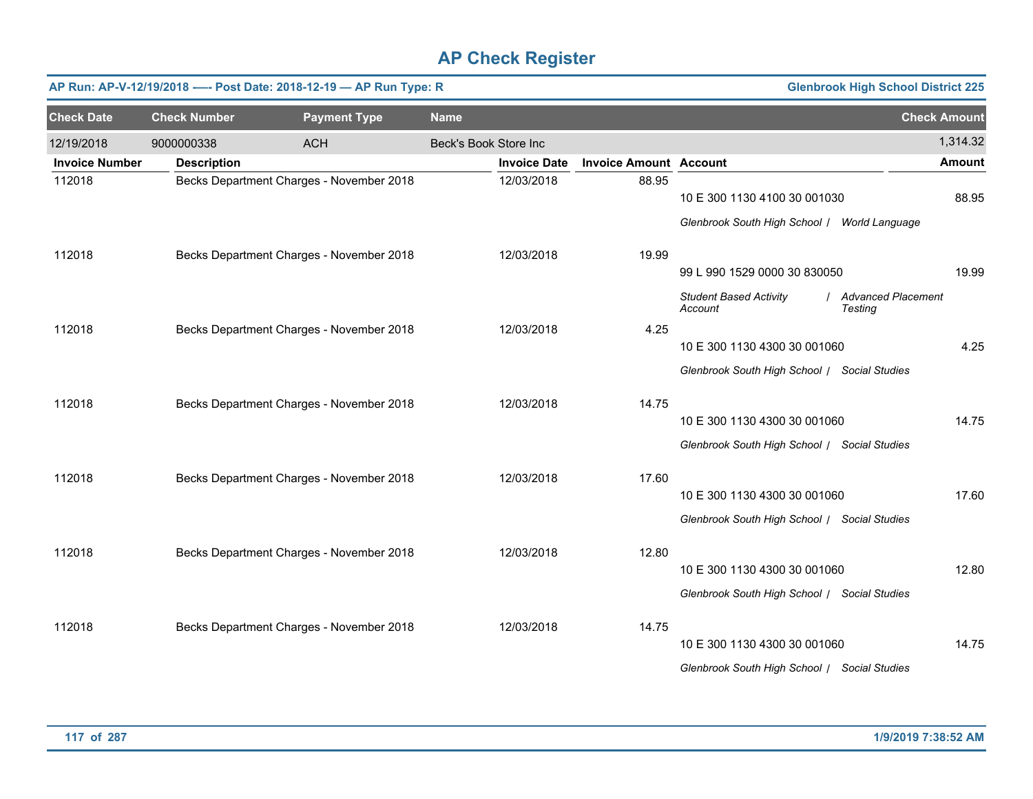# AP Check Register

**AP Run: AP-V-12/19/2018 —- Post Date: 2018-12-19 — AP Run Type: R** | **Glenbrook High School District 225**

| Check Date | Check Number | Payment Type | Name | Check Amount |
|---|---|---|---|---|
| 12/19/2018 | 9000000338 | ACH | Beck's Book Store Inc | 1,314.32 |

| Invoice Number | Description | Invoice Date | Invoice Amount | Account | Amount |
|---|---|---|---|---|---|
| 112018 | Becks Department Charges - November 2018 | 12/03/2018 | 88.95 | 10 E 300 1130 4100 30 001030<br>*Glenbrook South High School / World Language* | 88.95 |
| 112018 | Becks Department Charges - November 2018 | 12/03/2018 | 19.99 | 99 L 990 1529 0000 30 830050<br>*Student Based Activity Account / Advanced Placement Testing* | 19.99 |
| 112018 | Becks Department Charges - November 2018 | 12/03/2018 | 4.25 | 10 E 300 1130 4300 30 001060<br>*Glenbrook South High School / Social Studies* | 4.25 |
| 112018 | Becks Department Charges - November 2018 | 12/03/2018 | 14.75 | 10 E 300 1130 4300 30 001060<br>*Glenbrook South High School / Social Studies* | 14.75 |
| 112018 | Becks Department Charges - November 2018 | 12/03/2018 | 17.60 | 10 E 300 1130 4300 30 001060<br>*Glenbrook South High School / Social Studies* | 17.60 |
| 112018 | Becks Department Charges - November 2018 | 12/03/2018 | 12.80 | 10 E 300 1130 4300 30 001060<br>*Glenbrook South High School / Social Studies* | 12.80 |
| 112018 | Becks Department Charges - November 2018 | 12/03/2018 | 14.75 | 10 E 300 1130 4300 30 001060<br>*Glenbrook South High School / Social Studies* | 14.75 |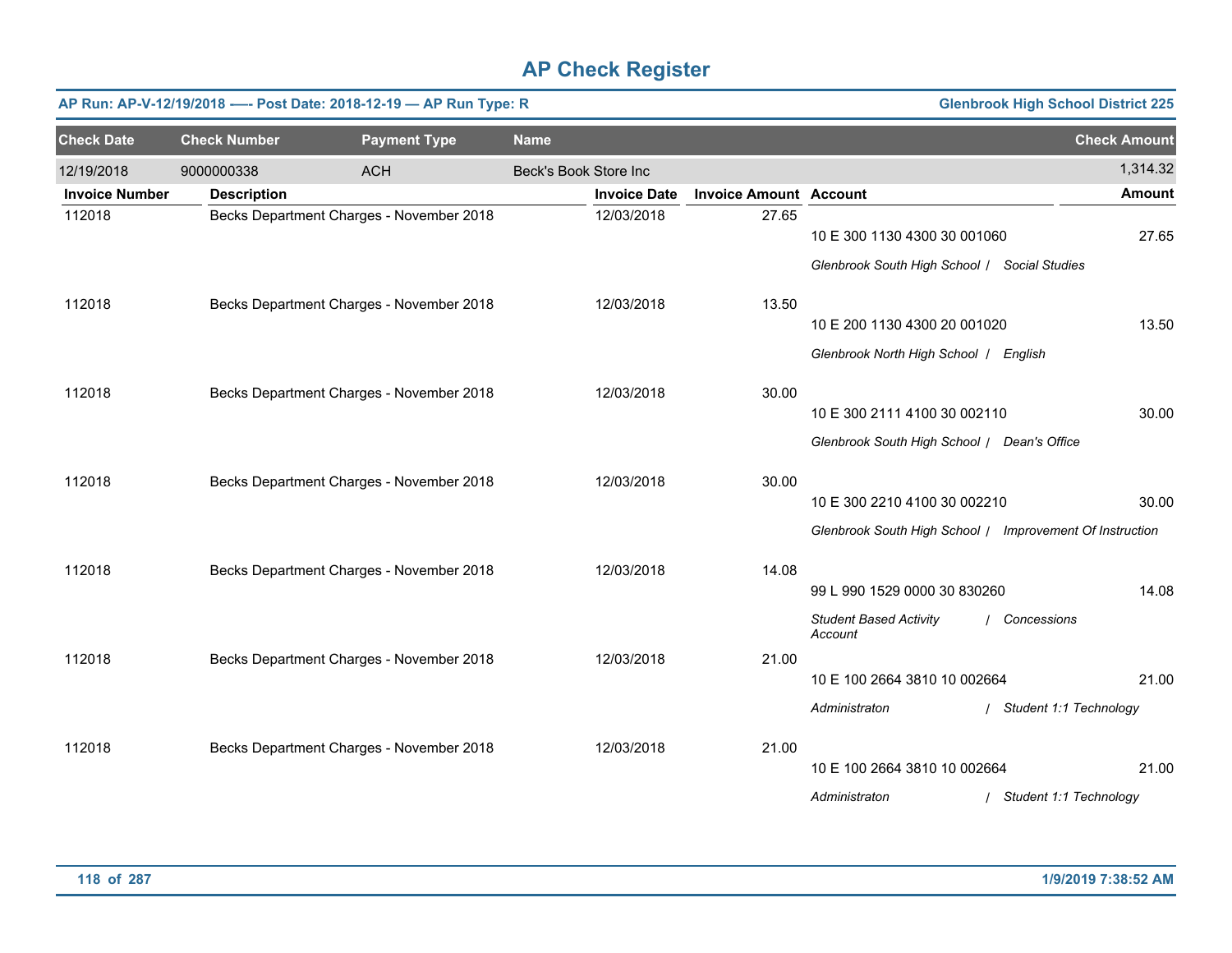# AP Check Register

**AP Run: AP-V-12/19/2018 -—- Post Date: 2018-12-19 — AP Run Type: R** | **Glenbrook High School District 225**

| Check Date | Check Number | Payment Type | Name | Check Amount |
|---|---|---|---|---|
| 12/19/2018 | 9000000338 | ACH | Beck's Book Store Inc | 1,314.32 |

| Invoice Number | Description | Invoice Date | Invoice Amount | Account | Amount |
|---|---|---|---|---|---|
| 112018 | Becks Department Charges - November 2018 | 12/03/2018 | 27.65 | 10 E 300 1130 4300 30 001060<br>*Glenbrook South High School / Social Studies* | 27.65 |
| 112018 | Becks Department Charges - November 2018 | 12/03/2018 | 13.50 | 10 E 200 1130 4300 20 001020<br>*Glenbrook North High School / English* | 13.50 |
| 112018 | Becks Department Charges - November 2018 | 12/03/2018 | 30.00 | 10 E 300 2111 4100 30 002110<br>*Glenbrook South High School / Dean's Office* | 30.00 |
| 112018 | Becks Department Charges - November 2018 | 12/03/2018 | 30.00 | 10 E 300 2210 4100 30 002210<br>*Glenbrook South High School / Improvement Of Instruction* | 30.00 |
| 112018 | Becks Department Charges - November 2018 | 12/03/2018 | 14.08 | 99 L 990 1529 0000 30 830260<br>*Student Based Activity Account / Concessions* | 14.08 |
| 112018 | Becks Department Charges - November 2018 | 12/03/2018 | 21.00 | 10 E 100 2664 3810 10 002664<br>*Administraton / Student 1:1 Technology* | 21.00 |
| 112018 | Becks Department Charges - November 2018 | 12/03/2018 | 21.00 | 10 E 100 2664 3810 10 002664<br>*Administraton / Student 1:1 Technology* | 21.00 |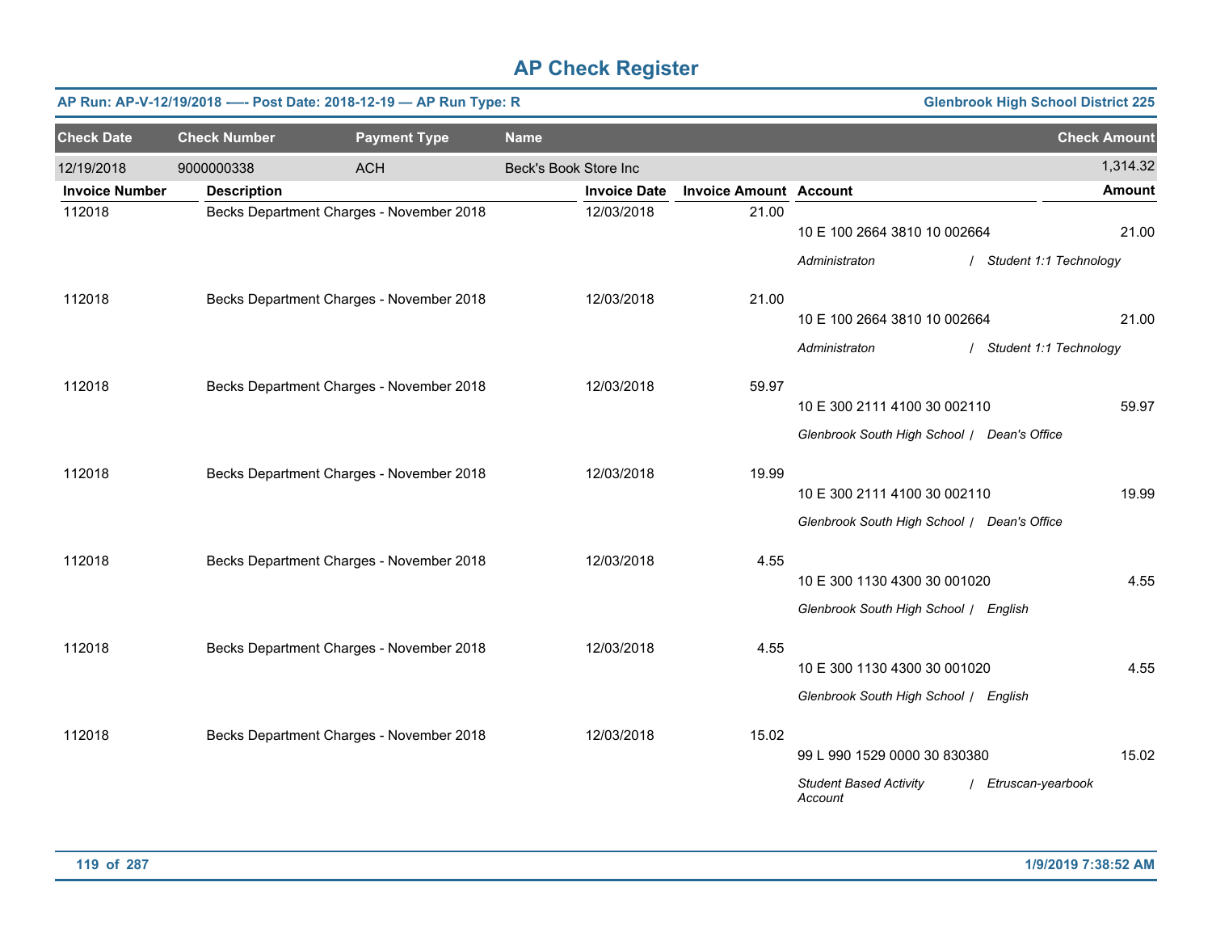# AP Check Register

**AP Run: AP-V-12/19/2018 -—- Post Date: 2018-12-19 — AP Run Type: R** | **Glenbrook High School District 225**

| Check Date | Check Number | Payment Type | Name | Check Amount |
|---|---|---|---|---|
| 12/19/2018 | 9000000338 | ACH | Beck's Book Store Inc | 1,314.32 |

| Invoice Number | Description | Invoice Date | Invoice Amount | Account | Amount |
|---|---|---|---|---|---|
| 112018 | Becks Department Charges - November 2018 | 12/03/2018 | 21.00 | 10 E 100 2664 3810 10 002664<br>*Administraton / Student 1:1 Technology* | 21.00 |
| 112018 | Becks Department Charges - November 2018 | 12/03/2018 | 21.00 | 10 E 100 2664 3810 10 002664<br>*Administraton / Student 1:1 Technology* | 21.00 |
| 112018 | Becks Department Charges - November 2018 | 12/03/2018 | 59.97 | 10 E 300 2111 4100 30 002110<br>*Glenbrook South High School / Dean's Office* | 59.97 |
| 112018 | Becks Department Charges - November 2018 | 12/03/2018 | 19.99 | 10 E 300 2111 4100 30 002110<br>*Glenbrook South High School / Dean's Office* | 19.99 |
| 112018 | Becks Department Charges - November 2018 | 12/03/2018 | 4.55 | 10 E 300 1130 4300 30 001020<br>*Glenbrook South High School / English* | 4.55 |
| 112018 | Becks Department Charges - November 2018 | 12/03/2018 | 4.55 | 10 E 300 1130 4300 30 001020<br>*Glenbrook South High School / English* | 4.55 |
| 112018 | Becks Department Charges - November 2018 | 12/03/2018 | 15.02 | 99 L 990 1529 0000 30 830380<br>*Student Based Activity Account / Etruscan-yearbook* | 15.02 |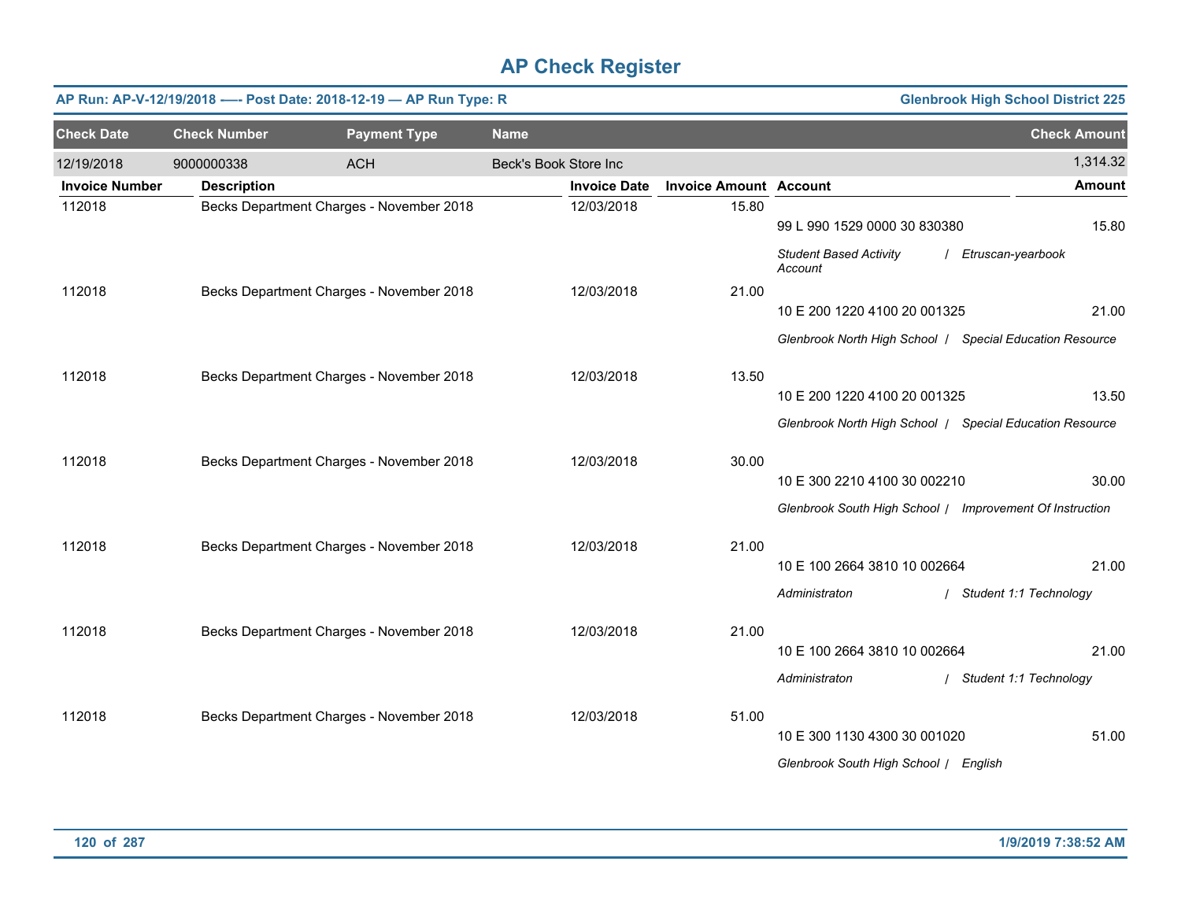# AP Check Register

**AP Run: AP-V-12/19/2018 —- Post Date: 2018-12-19 — AP Run Type: R** **Glenbrook High School District 225**

| Check Date | Check Number | Payment Type | Name | Check Amount |
|---|---|---|---|---|
| 12/19/2018 | 9000000338 | ACH | Beck's Book Store Inc | 1,314.32 |

| Invoice Number | Description | Invoice Date | Invoice Amount | Account | Amount |
|---|---|---|---|---|---|
| 112018 | Becks Department Charges - November 2018 | 12/03/2018 | 15.80 | 99 L 990 1529 0000 30 830380 | 15.80 |
| | | | | *Student Based Activity Account / Etruscan-yearbook* | |
| 112018 | Becks Department Charges - November 2018 | 12/03/2018 | 21.00 | 10 E 200 1220 4100 20 001325 | 21.00 |
| | | | | *Glenbrook North High School / Special Education Resource* | |
| 112018 | Becks Department Charges - November 2018 | 12/03/2018 | 13.50 | 10 E 200 1220 4100 20 001325 | 13.50 |
| | | | | *Glenbrook North High School / Special Education Resource* | |
| 112018 | Becks Department Charges - November 2018 | 12/03/2018 | 30.00 | 10 E 300 2210 4100 30 002210 | 30.00 |
| | | | | *Glenbrook South High School / Improvement Of Instruction* | |
| 112018 | Becks Department Charges - November 2018 | 12/03/2018 | 21.00 | 10 E 100 2664 3810 10 002664 | 21.00 |
| | | | | *Administraton / Student 1:1 Technology* | |
| 112018 | Becks Department Charges - November 2018 | 12/03/2018 | 21.00 | 10 E 100 2664 3810 10 002664 | 21.00 |
| | | | | *Administraton / Student 1:1 Technology* | |
| 112018 | Becks Department Charges - November 2018 | 12/03/2018 | 51.00 | 10 E 300 1130 4300 30 001020 | 51.00 |
| | | | | *Glenbrook South High School / English* | |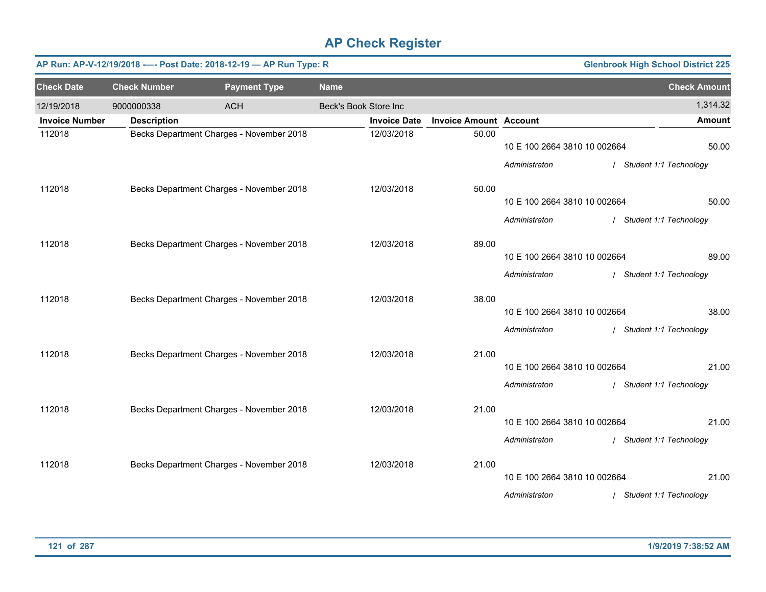# AP Check Register

**AP Run: AP-V-12/19/2018 —- Post Date: 2018-12-19 — AP Run Type: R** | **Glenbrook High School District 225**

| Check Date | Check Number | Payment Type | Name | Check Amount |
|---|---|---|---|---|
| 12/19/2018 | 9000000338 | ACH | Beck's Book Store Inc | 1,314.32 |

| Invoice Number | Description | Invoice Date | Invoice Amount | Account | Amount |
|---|---|---|---|---|---|
| 112018 | Becks Department Charges - November 2018 | 12/03/2018 | 50.00 | 10 E 100 2664 3810 10 002664 | 50.00 |
| | | | | *Administraton / Student 1:1 Technology* | |
| 112018 | Becks Department Charges - November 2018 | 12/03/2018 | 50.00 | 10 E 100 2664 3810 10 002664 | 50.00 |
| | | | | *Administraton / Student 1:1 Technology* | |
| 112018 | Becks Department Charges - November 2018 | 12/03/2018 | 89.00 | 10 E 100 2664 3810 10 002664 | 89.00 |
| | | | | *Administraton / Student 1:1 Technology* | |
| 112018 | Becks Department Charges - November 2018 | 12/03/2018 | 38.00 | 10 E 100 2664 3810 10 002664 | 38.00 |
| | | | | *Administraton / Student 1:1 Technology* | |
| 112018 | Becks Department Charges - November 2018 | 12/03/2018 | 21.00 | 10 E 100 2664 3810 10 002664 | 21.00 |
| | | | | *Administraton / Student 1:1 Technology* | |
| 112018 | Becks Department Charges - November 2018 | 12/03/2018 | 21.00 | 10 E 100 2664 3810 10 002664 | 21.00 |
| | | | | *Administraton / Student 1:1 Technology* | |
| 112018 | Becks Department Charges - November 2018 | 12/03/2018 | 21.00 | 10 E 100 2664 3810 10 002664 | 21.00 |
| | | | | *Administraton / Student 1:1 Technology* | |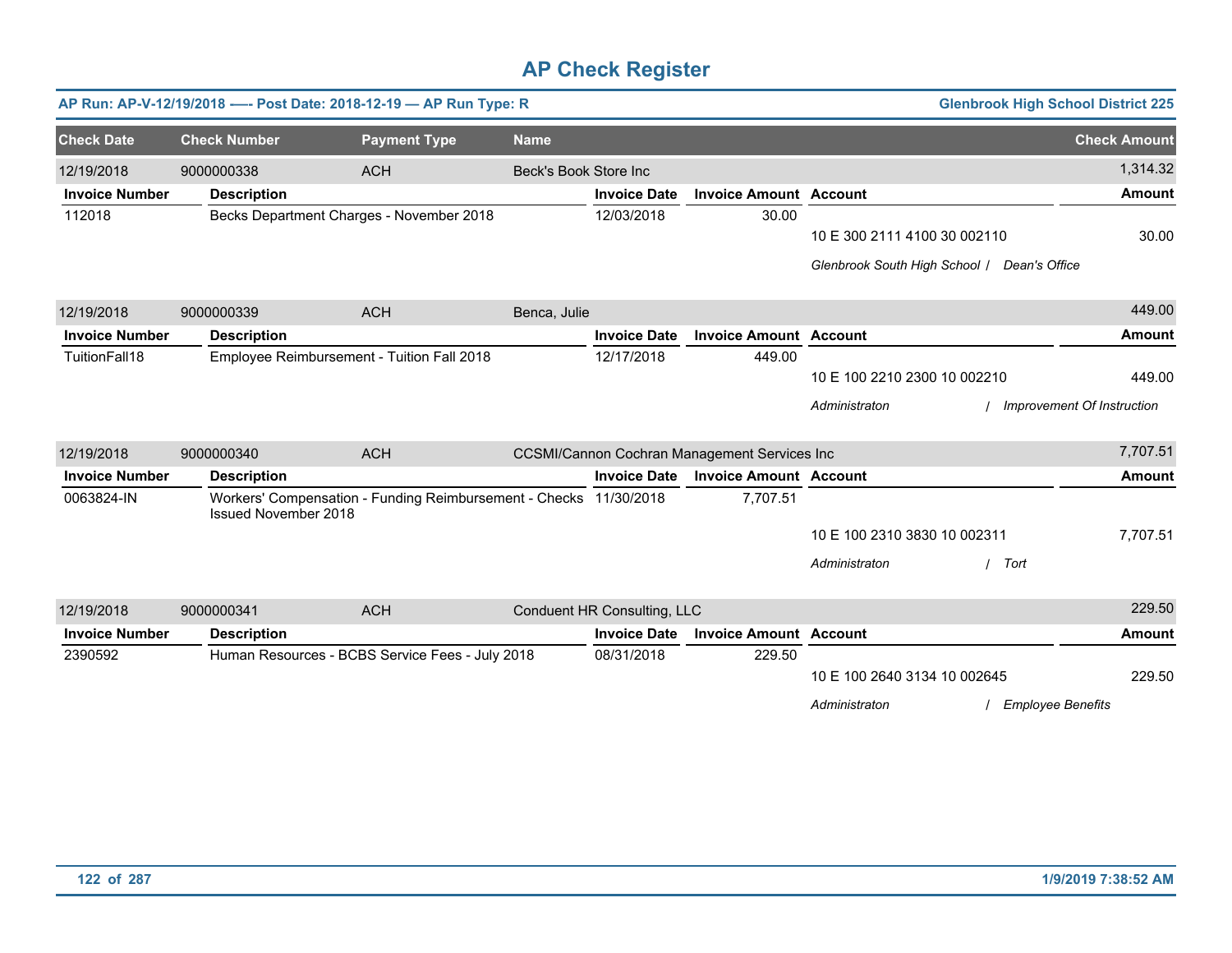# AP Check Register

**AP Run: AP-V-12/19/2018 —- Post Date: 2018-12-19 — AP Run Type: R** — **Glenbrook High School District 225**

| Check Date | Check Number | Payment Type | Name | Check Amount |
|---|---|---|---|---|
| 12/19/2018 | 9000000338 | ACH | Beck's Book Store Inc | 1,314.32 |

| Invoice Number | Description | Invoice Date | Invoice Amount | Account | Amount |
|---|---|---|---|---|---|
| 112018 | Becks Department Charges - November 2018 | 12/03/2018 | 30.00 | | |
| | | | | 10 E 300 2111 4100 30 002110 | 30.00 |
| | | | | *Glenbrook South High School / Dean's Office* | |

| Check Date | Check Number | Payment Type | Name | Check Amount |
|---|---|---|---|---|
| 12/19/2018 | 9000000339 | ACH | Benca, Julie | 449.00 |

| Invoice Number | Description | Invoice Date | Invoice Amount | Account | Amount |
|---|---|---|---|---|---|
| TuitionFall18 | Employee Reimbursement - Tuition Fall 2018 | 12/17/2018 | 449.00 | | |
| | | | | 10 E 100 2210 2300 10 002210 | 449.00 |
| | | | | *Administraton / Improvement Of Instruction* | |

| Check Date | Check Number | Payment Type | Name | Check Amount |
|---|---|---|---|---|
| 12/19/2018 | 9000000340 | ACH | CCSMI/Cannon Cochran Management Services Inc | 7,707.51 |

| Invoice Number | Description | Invoice Date | Invoice Amount | Account | Amount |
|---|---|---|---|---|---|
| 0063824-IN | Workers' Compensation - Funding Reimbursement - Checks Issued November 2018 | 11/30/2018 | 7,707.51 | | |
| | | | | 10 E 100 2310 3830 10 002311 | 7,707.51 |
| | | | | *Administraton / Tort* | |

| Check Date | Check Number | Payment Type | Name | Check Amount |
|---|---|---|---|---|
| 12/19/2018 | 9000000341 | ACH | Conduent HR Consulting, LLC | 229.50 |

| Invoice Number | Description | Invoice Date | Invoice Amount | Account | Amount |
|---|---|---|---|---|---|
| 2390592 | Human Resources - BCBS Service Fees - July 2018 | 08/31/2018 | 229.50 | | |
| | | | | 10 E 100 2640 3134 10 002645 | 229.50 |
| | | | | *Administraton / Employee Benefits* | |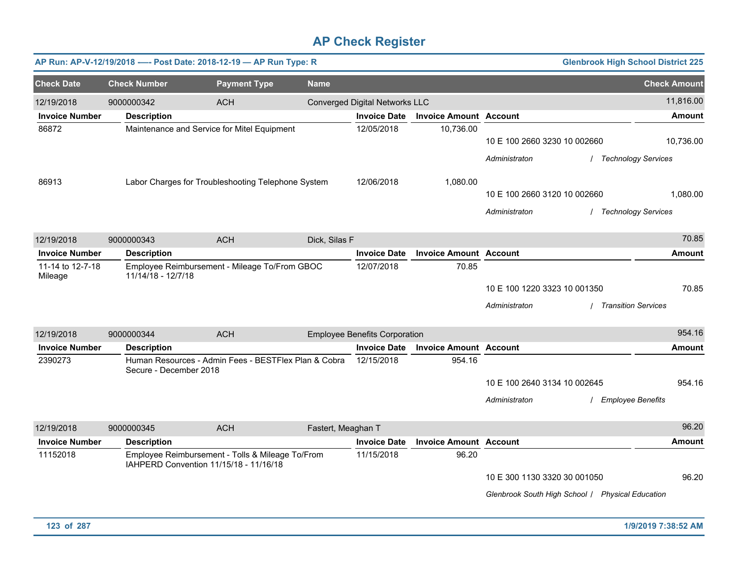# AP Check Register

**AP Run: AP-V-12/19/2018 —- Post Date: 2018-12-19 — AP Run Type: R** | **Glenbrook High School District 225**

| Check Date | Check Number | Payment Type | Name | Check Amount |
|---|---|---|---|---|
| 12/19/2018 | 9000000342 | ACH | Converged Digital Networks LLC | 11,816.00 |

| Invoice Number | Description | Invoice Date | Invoice Amount | Account | Amount |
|---|---|---|---|---|---|
| 86872 | Maintenance and Service for Mitel Equipment | 12/05/2018 | 10,736.00 | 10 E 100 2660 3230 10 002660 | 10,736.00 |
| | | | | *Administraton / Technology Services* | |
| 86913 | Labor Charges for Troubleshooting Telephone System | 12/06/2018 | 1,080.00 | 10 E 100 2660 3120 10 002660 | 1,080.00 |
| | | | | *Administraton / Technology Services* | |

| Check Date | Check Number | Payment Type | Name | Check Amount |
|---|---|---|---|---|
| 12/19/2018 | 9000000343 | ACH | Dick, Silas F | 70.85 |

| Invoice Number | Description | Invoice Date | Invoice Amount | Account | Amount |
|---|---|---|---|---|---|
| 11-14 to 12-7-18 Mileage | Employee Reimbursement - Mileage To/From GBOC 11/14/18 - 12/7/18 | 12/07/2018 | 70.85 | 10 E 100 1220 3323 10 001350 | 70.85 |
| | | | | *Administraton / Transition Services* | |

| Check Date | Check Number | Payment Type | Name | Check Amount |
|---|---|---|---|---|
| 12/19/2018 | 9000000344 | ACH | Employee Benefits Corporation | 954.16 |

| Invoice Number | Description | Invoice Date | Invoice Amount | Account | Amount |
|---|---|---|---|---|---|
| 2390273 | Human Resources - Admin Fees - BESTFlex Plan & Cobra Secure - December 2018 | 12/15/2018 | 954.16 | 10 E 100 2640 3134 10 002645 | 954.16 |
| | | | | *Administraton / Employee Benefits* | |

| Check Date | Check Number | Payment Type | Name | Check Amount |
|---|---|---|---|---|
| 12/19/2018 | 9000000345 | ACH | Fastert, Meaghan T | 96.20 |

| Invoice Number | Description | Invoice Date | Invoice Amount | Account | Amount |
|---|---|---|---|---|---|
| 11152018 | Employee Reimbursement - Tolls & Mileage To/From IAHPERD Convention 11/15/18 - 11/16/18 | 11/15/2018 | 96.20 | 10 E 300 1130 3320 30 001050 | 96.20 |
| | | | | *Glenbrook South High School / Physical Education* | |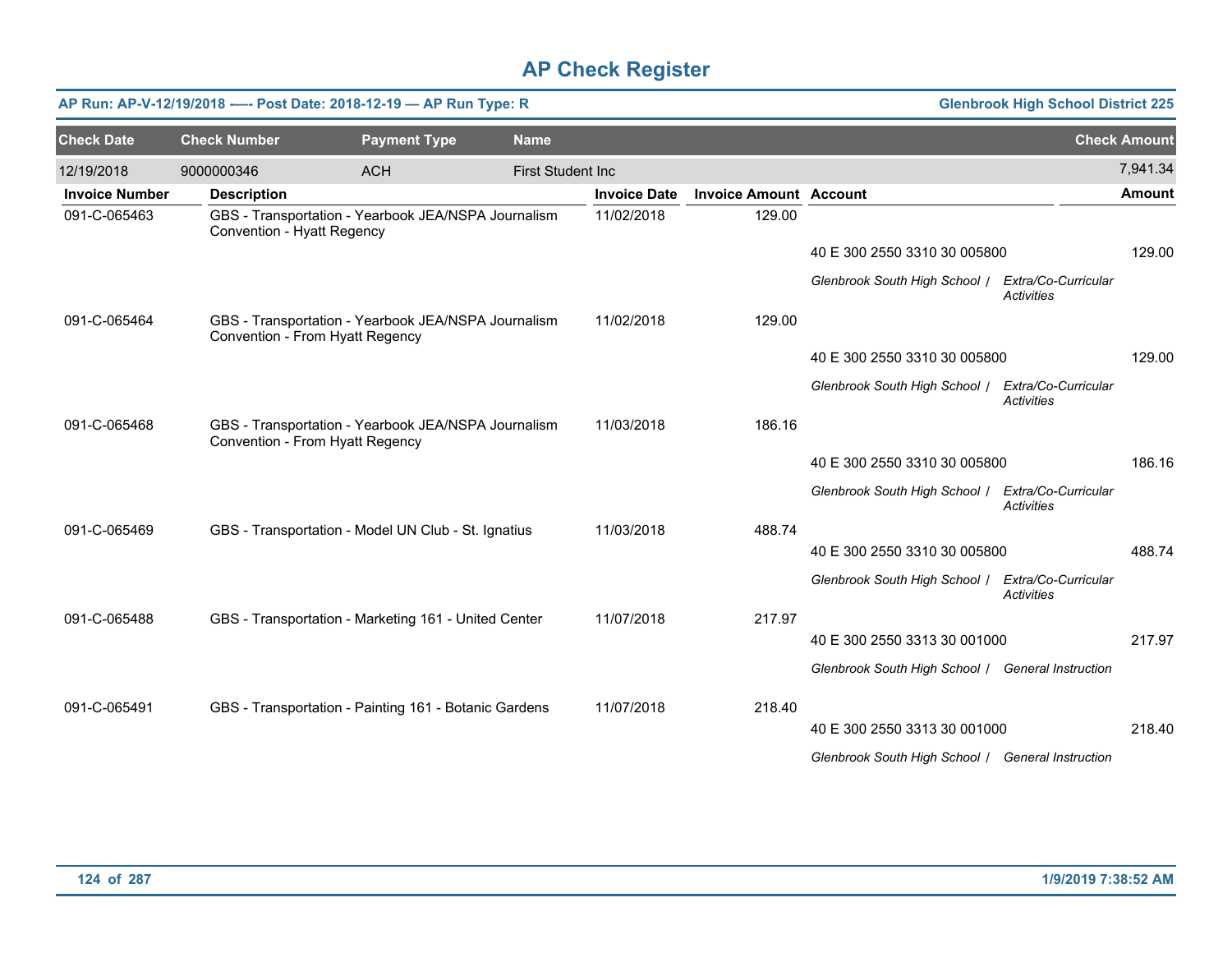# AP Check Register

**AP Run: AP-V-12/19/2018 —- Post Date: 2018-12-19 — AP Run Type: R** | **Glenbrook High School District 225**

| Check Date | Check Number | Payment Type | Name | Check Amount |
|---|---|---|---|---|
| 12/19/2018 | 9000000346 | ACH | First Student Inc | 7,941.34 |

| Invoice Number | Description | Invoice Date | Invoice Amount | Account | Amount |
|---|---|---|---|---|---|
| 091-C-065463 | GBS - Transportation - Yearbook JEA/NSPA Journalism Convention - Hyatt Regency | 11/02/2018 | 129.00 | | |
| | | | | 40 E 300 2550 3310 30 005800 | 129.00 |
| | | | | *Glenbrook South High School / Extra/Co-Curricular Activities* | |
| 091-C-065464 | GBS - Transportation - Yearbook JEA/NSPA Journalism Convention - From Hyatt Regency | 11/02/2018 | 129.00 | | |
| | | | | 40 E 300 2550 3310 30 005800 | 129.00 |
| | | | | *Glenbrook South High School / Extra/Co-Curricular Activities* | |
| 091-C-065468 | GBS - Transportation - Yearbook JEA/NSPA Journalism Convention - From Hyatt Regency | 11/03/2018 | 186.16 | | |
| | | | | 40 E 300 2550 3310 30 005800 | 186.16 |
| | | | | *Glenbrook South High School / Extra/Co-Curricular Activities* | |
| 091-C-065469 | GBS - Transportation - Model UN Club - St. Ignatius | 11/03/2018 | 488.74 | | |
| | | | | 40 E 300 2550 3310 30 005800 | 488.74 |
| | | | | *Glenbrook South High School / Extra/Co-Curricular Activities* | |
| 091-C-065488 | GBS - Transportation - Marketing 161 - United Center | 11/07/2018 | 217.97 | | |
| | | | | 40 E 300 2550 3313 30 001000 | 217.97 |
| | | | | *Glenbrook South High School / General Instruction* | |
| 091-C-065491 | GBS - Transportation - Painting 161 - Botanic Gardens | 11/07/2018 | 218.40 | | |
| | | | | 40 E 300 2550 3313 30 001000 | 218.40 |
| | | | | *Glenbrook South High School / General Instruction* | |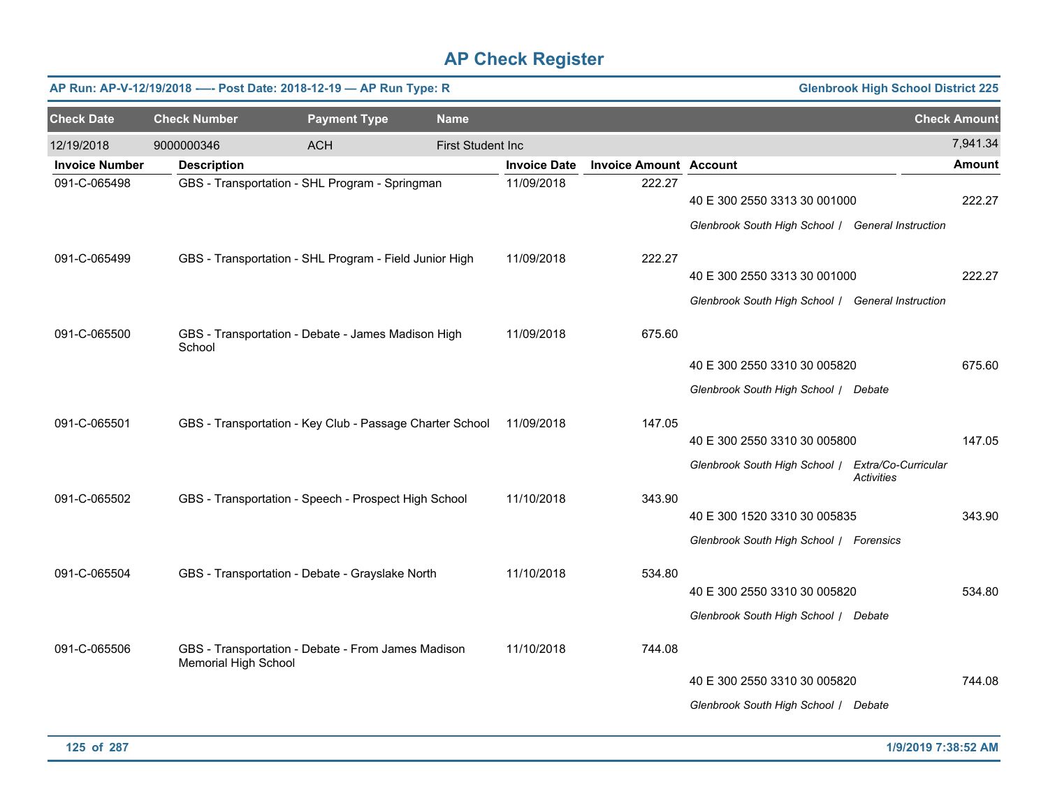# AP Check Register

**AP Run: AP-V-12/19/2018 -—- Post Date: 2018-12-19 — AP Run Type: R** | **Glenbrook High School District 225**

| Check Date | Check Number | Payment Type | Name | Check Amount |
|---|---|---|---|---|
| 12/19/2018 | 9000000346 | ACH | First Student Inc | 7,941.34 |

| Invoice Number | Description | Invoice Date | Invoice Amount | Account | Amount |
|---|---|---|---|---|---|
| 091-C-065498 | GBS - Transportation - SHL Program - Springman | 11/09/2018 | 222.27 | 40 E 300 2550 3313 30 001000 | 222.27 |
| | | | | *Glenbrook South High School / General Instruction* | |
| 091-C-065499 | GBS - Transportation - SHL Program - Field Junior High | 11/09/2018 | 222.27 | 40 E 300 2550 3313 30 001000 | 222.27 |
| | | | | *Glenbrook South High School / General Instruction* | |
| 091-C-065500 | GBS - Transportation - Debate - James Madison High School | 11/09/2018 | 675.60 | 40 E 300 2550 3310 30 005820 | 675.60 |
| | | | | *Glenbrook South High School / Debate* | |
| 091-C-065501 | GBS - Transportation - Key Club - Passage Charter School | 11/09/2018 | 147.05 | 40 E 300 2550 3310 30 005800 | 147.05 |
| | | | | *Glenbrook South High School / Extra/Co-Curricular Activities* | |
| 091-C-065502 | GBS - Transportation - Speech - Prospect High School | 11/10/2018 | 343.90 | 40 E 300 1520 3310 30 005835 | 343.90 |
| | | | | *Glenbrook South High School / Forensics* | |
| 091-C-065504 | GBS - Transportation - Debate - Grayslake North | 11/10/2018 | 534.80 | 40 E 300 2550 3310 30 005820 | 534.80 |
| | | | | *Glenbrook South High School / Debate* | |
| 091-C-065506 | GBS - Transportation - Debate - From James Madison Memorial High School | 11/10/2018 | 744.08 | 40 E 300 2550 3310 30 005820 | 744.08 |
| | | | | *Glenbrook South High School / Debate* | |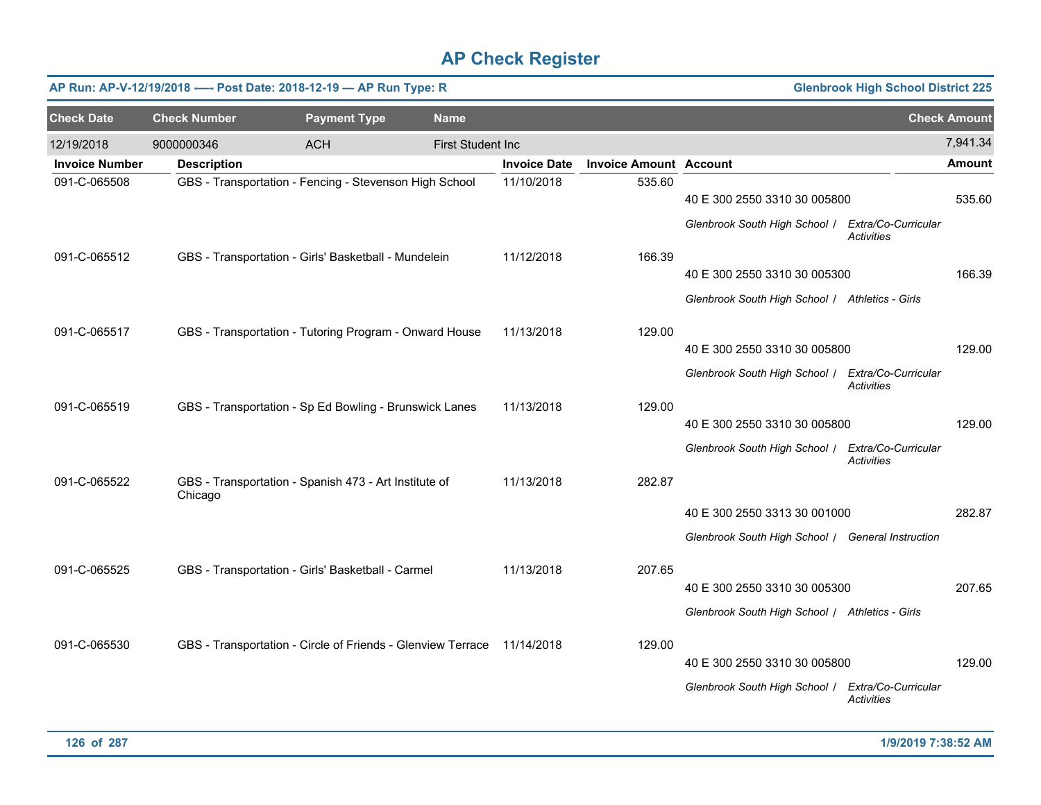# AP Check Register

**AP Run: AP-V-12/19/2018 -—- Post Date: 2018-12-19 — AP Run Type: R** | **Glenbrook High School District 225**

| Check Date | Check Number | Payment Type | Name | Check Amount |
|---|---|---|---|---|
| 12/19/2018 | 9000000346 | ACH | First Student Inc | 7,941.34 |

| Invoice Number | Description | Invoice Date | Invoice Amount | Account | Amount |
|---|---|---|---|---|---|
| 091-C-065508 | GBS - Transportation - Fencing - Stevenson High School | 11/10/2018 | 535.60 | 40 E 300 2550 3310 30 005800 | 535.60 |
| | | | | *Glenbrook South High School / Extra/Co-Curricular Activities* | |
| 091-C-065512 | GBS - Transportation - Girls' Basketball - Mundelein | 11/12/2018 | 166.39 | 40 E 300 2550 3310 30 005300 | 166.39 |
| | | | | *Glenbrook South High School / Athletics - Girls* | |
| 091-C-065517 | GBS - Transportation - Tutoring Program - Onward House | 11/13/2018 | 129.00 | 40 E 300 2550 3310 30 005800 | 129.00 |
| | | | | *Glenbrook South High School / Extra/Co-Curricular Activities* | |
| 091-C-065519 | GBS - Transportation - Sp Ed Bowling - Brunswick Lanes | 11/13/2018 | 129.00 | 40 E 300 2550 3310 30 005800 | 129.00 |
| | | | | *Glenbrook South High School / Extra/Co-Curricular Activities* | |
| 091-C-065522 | GBS - Transportation - Spanish 473 - Art Institute of Chicago | 11/13/2018 | 282.87 | 40 E 300 2550 3313 30 001000 | 282.87 |
| | | | | *Glenbrook South High School / General Instruction* | |
| 091-C-065525 | GBS - Transportation - Girls' Basketball - Carmel | 11/13/2018 | 207.65 | 40 E 300 2550 3310 30 005300 | 207.65 |
| | | | | *Glenbrook South High School / Athletics - Girls* | |
| 091-C-065530 | GBS - Transportation - Circle of Friends - Glenview Terrace | 11/14/2018 | 129.00 | 40 E 300 2550 3310 30 005800 | 129.00 |
| | | | | *Glenbrook South High School / Extra/Co-Curricular Activities* | |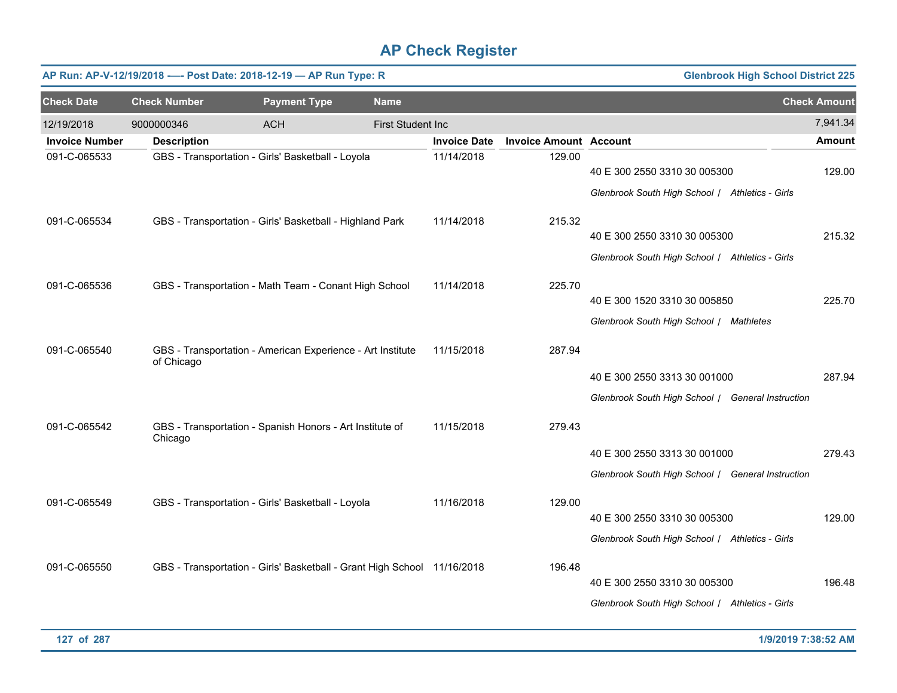# AP Check Register

**AP Run: AP-V-12/19/2018 —- Post Date: 2018-12-19 — AP Run Type: R** | **Glenbrook High School District 225**

| Check Date | Check Number | Payment Type | Name | Check Amount |
|---|---|---|---|---|
| 12/19/2018 | 9000000346 | ACH | First Student Inc | 7,941.34 |

| Invoice Number | Description | Invoice Date | Invoice Amount | Account | Amount |
|---|---|---|---|---|---|
| 091-C-065533 | GBS - Transportation - Girls' Basketball - Loyola | 11/14/2018 | 129.00 | 40 E 300 2550 3310 30 005300 | 129.00 |
| | | | | *Glenbrook South High School / Athletics - Girls* | |
| 091-C-065534 | GBS - Transportation - Girls' Basketball - Highland Park | 11/14/2018 | 215.32 | 40 E 300 2550 3310 30 005300 | 215.32 |
| | | | | *Glenbrook South High School / Athletics - Girls* | |
| 091-C-065536 | GBS - Transportation - Math Team - Conant High School | 11/14/2018 | 225.70 | 40 E 300 1520 3310 30 005850 | 225.70 |
| | | | | *Glenbrook South High School / Mathletes* | |
| 091-C-065540 | GBS - Transportation - American Experience - Art Institute of Chicago | 11/15/2018 | 287.94 | 40 E 300 2550 3313 30 001000 | 287.94 |
| | | | | *Glenbrook South High School / General Instruction* | |
| 091-C-065542 | GBS - Transportation - Spanish Honors - Art Institute of Chicago | 11/15/2018 | 279.43 | 40 E 300 2550 3313 30 001000 | 279.43 |
| | | | | *Glenbrook South High School / General Instruction* | |
| 091-C-065549 | GBS - Transportation - Girls' Basketball - Loyola | 11/16/2018 | 129.00 | 40 E 300 2550 3310 30 005300 | 129.00 |
| | | | | *Glenbrook South High School / Athletics - Girls* | |
| 091-C-065550 | GBS - Transportation - Girls' Basketball - Grant High School | 11/16/2018 | 196.48 | 40 E 300 2550 3310 30 005300 | 196.48 |
| | | | | *Glenbrook South High School / Athletics - Girls* | |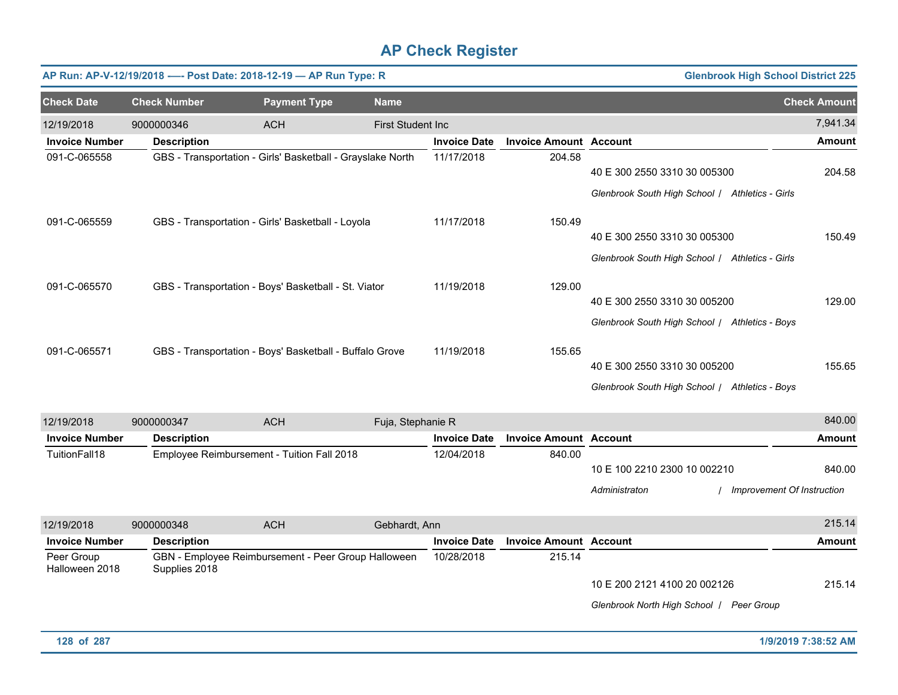# AP Check Register

**AP Run: AP-V-12/19/2018 —- Post Date: 2018-12-19 — AP Run Type: R** | **Glenbrook High School District 225**

| Check Date | Check Number | Payment Type | Name | | | Check Amount |
|---|---|---|---|---|---|---|
| 12/19/2018 | 9000000346 | ACH | First Student Inc | | | 7,941.34 |
| **Invoice Number** | **Description** | | **Invoice Date** | **Invoice Amount** | **Account** | **Amount** |
| 091-C-065558 | GBS - Transportation - Girls' Basketball - Grayslake North | | 11/17/2018 | 204.58 | 40 E 300 2550 3310 30 005300<br>*Glenbrook South High School / Athletics - Girls* | 204.58 |
| 091-C-065559 | GBS - Transportation - Girls' Basketball - Loyola | | 11/17/2018 | 150.49 | 40 E 300 2550 3310 30 005300<br>*Glenbrook South High School / Athletics - Girls* | 150.49 |
| 091-C-065570 | GBS - Transportation - Boys' Basketball - St. Viator | | 11/19/2018 | 129.00 | 40 E 300 2550 3310 30 005200<br>*Glenbrook South High School / Athletics - Boys* | 129.00 |
| 091-C-065571 | GBS - Transportation - Boys' Basketball - Buffalo Grove | | 11/19/2018 | 155.65 | 40 E 300 2550 3310 30 005200<br>*Glenbrook South High School / Athletics - Boys* | 155.65 |
| 12/19/2018 | 9000000347 | ACH | Fuja, Stephanie R | | | 840.00 |
| **Invoice Number** | **Description** | | **Invoice Date** | **Invoice Amount** | **Account** | **Amount** |
| TuitionFall18 | Employee Reimbursement - Tuition Fall 2018 | | 12/04/2018 | 840.00 | 10 E 100 2210 2300 10 002210<br>*Administraton / Improvement Of Instruction* | 840.00 |
| 12/19/2018 | 9000000348 | ACH | Gebhardt, Ann | | | 215.14 |
| **Invoice Number** | **Description** | | **Invoice Date** | **Invoice Amount** | **Account** | **Amount** |
| Peer Group Halloween 2018 | GBN - Employee Reimbursement - Peer Group Halloween Supplies 2018 | | 10/28/2018 | 215.14 | 10 E 200 2121 4100 20 002126<br>*Glenbrook North High School / Peer Group* | 215.14 |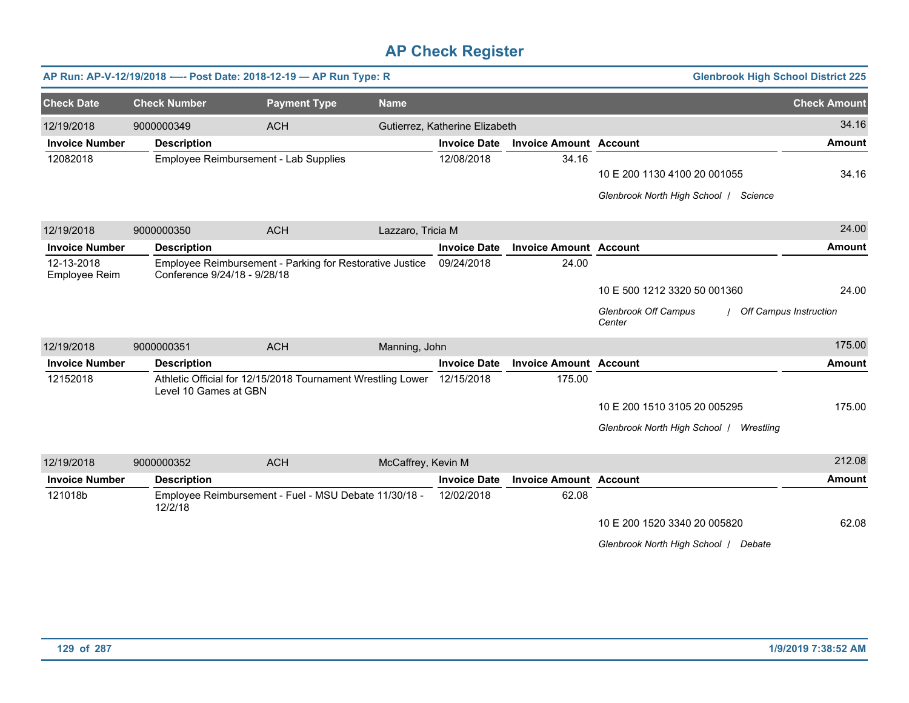# AP Check Register

**AP Run: AP-V-12/19/2018 -—- Post Date: 2018-12-19 — AP Run Type: R** | **Glenbrook High School District 225**

| Check Date | Check Number | Payment Type | Name | Check Amount |
|---|---|---|---|---|
| 12/19/2018 | 9000000349 | ACH | Gutierrez, Katherine Elizabeth | 34.16 |

| Invoice Number | Description | Invoice Date | Invoice Amount | Account | Amount |
|---|---|---|---|---|---|
| 12082018 | Employee Reimbursement - Lab Supplies | 12/08/2018 | 34.16 | | |
| | | | | 10 E 200 1130 4100 20 001055 | 34.16 |
| | | | | *Glenbrook North High School / Science* | |

| Check Date | Check Number | Payment Type | Name | Check Amount |
|---|---|---|---|---|
| 12/19/2018 | 9000000350 | ACH | Lazzaro, Tricia M | 24.00 |

| Invoice Number | Description | Invoice Date | Invoice Amount | Account | Amount |
|---|---|---|---|---|---|
| 12-13-2018 Employee Reim | Employee Reimbursement - Parking for Restorative Justice Conference 9/24/18 - 9/28/18 | 09/24/2018 | 24.00 | | |
| | | | | 10 E 500 1212 3320 50 001360 | 24.00 |
| | | | | *Glenbrook Off Campus Center / Off Campus Instruction* | |

| Check Date | Check Number | Payment Type | Name | Check Amount |
|---|---|---|---|---|
| 12/19/2018 | 9000000351 | ACH | Manning, John | 175.00 |

| Invoice Number | Description | Invoice Date | Invoice Amount | Account | Amount |
|---|---|---|---|---|---|
| 12152018 | Athletic Official for 12/15/2018 Tournament Wrestling Lower Level 10 Games at GBN | 12/15/2018 | 175.00 | | |
| | | | | 10 E 200 1510 3105 20 005295 | 175.00 |
| | | | | *Glenbrook North High School / Wrestling* | |

| Check Date | Check Number | Payment Type | Name | Check Amount |
|---|---|---|---|---|
| 12/19/2018 | 9000000352 | ACH | McCaffrey, Kevin M | 212.08 |

| Invoice Number | Description | Invoice Date | Invoice Amount | Account | Amount |
|---|---|---|---|---|---|
| 121018b | Employee Reimbursement - Fuel - MSU Debate 11/30/18 - 12/2/18 | 12/02/2018 | 62.08 | | |
| | | | | 10 E 200 1520 3340 20 005820 | 62.08 |
| | | | | *Glenbrook North High School / Debate* | |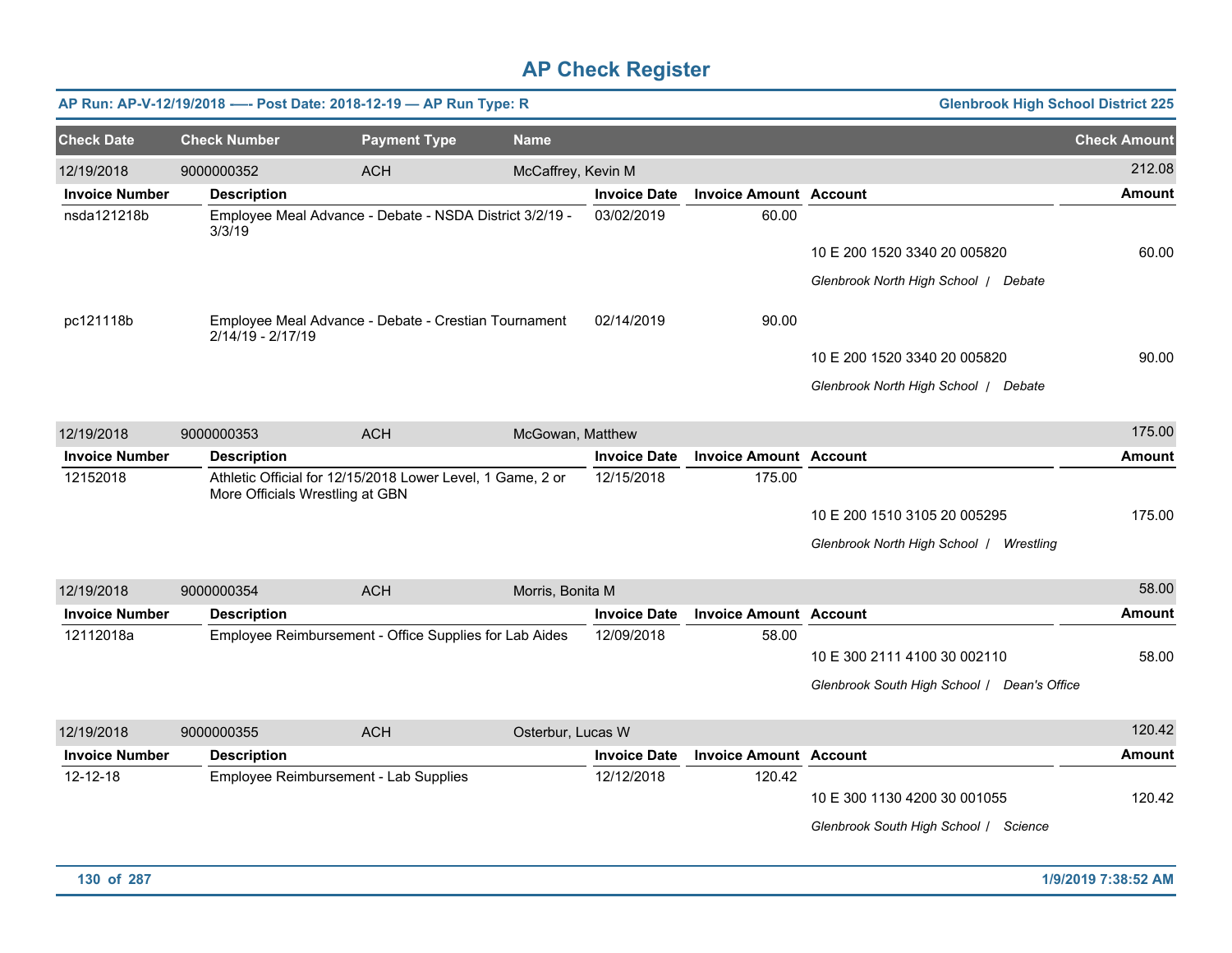# AP Check Register

**AP Run: AP-V-12/19/2018 —- Post Date: 2018-12-19 — AP Run Type: R** | **Glenbrook High School District 225**

| Check Date | Check Number | Payment Type | Name | Check Amount |
|---|---|---|---|---|
| 12/19/2018 | 9000000352 | ACH | McCaffrey, Kevin M | 212.08 |

| Invoice Number | Description | Invoice Date | Invoice Amount | Account | Amount |
|---|---|---|---|---|---|
| nsda121218b | Employee Meal Advance - Debate - NSDA District 3/2/19 - 3/3/19 | 03/02/2019 | 60.00 | | |
| | | | | 10 E 200 1520 3340 20 005820 | 60.00 |
| | | | | *Glenbrook North High School / Debate* | |
| pc121118b | Employee Meal Advance - Debate - Crestian Tournament 2/14/19 - 2/17/19 | 02/14/2019 | 90.00 | | |
| | | | | 10 E 200 1520 3340 20 005820 | 90.00 |
| | | | | *Glenbrook North High School / Debate* | |

| Check Date | Check Number | Payment Type | Name | Check Amount |
|---|---|---|---|---|
| 12/19/2018 | 9000000353 | ACH | McGowan, Matthew | 175.00 |

| Invoice Number | Description | Invoice Date | Invoice Amount | Account | Amount |
|---|---|---|---|---|---|
| 12152018 | Athletic Official for 12/15/2018 Lower Level, 1 Game, 2 or More Officials Wrestling at GBN | 12/15/2018 | 175.00 | | |
| | | | | 10 E 200 1510 3105 20 005295 | 175.00 |
| | | | | *Glenbrook North High School / Wrestling* | |

| Check Date | Check Number | Payment Type | Name | Check Amount |
|---|---|---|---|---|
| 12/19/2018 | 9000000354 | ACH | Morris, Bonita M | 58.00 |

| Invoice Number | Description | Invoice Date | Invoice Amount | Account | Amount |
|---|---|---|---|---|---|
| 12112018a | Employee Reimbursement - Office Supplies for Lab Aides | 12/09/2018 | 58.00 | | |
| | | | | 10 E 300 2111 4100 30 002110 | 58.00 |
| | | | | *Glenbrook South High School / Dean's Office* | |

| Check Date | Check Number | Payment Type | Name | Check Amount |
|---|---|---|---|---|
| 12/19/2018 | 9000000355 | ACH | Osterbur, Lucas W | 120.42 |

| Invoice Number | Description | Invoice Date | Invoice Amount | Account | Amount |
|---|---|---|---|---|---|
| 12-12-18 | Employee Reimbursement - Lab Supplies | 12/12/2018 | 120.42 | | |
| | | | | 10 E 300 1130 4200 30 001055 | 120.42 |
| | | | | *Glenbrook South High School / Science* | |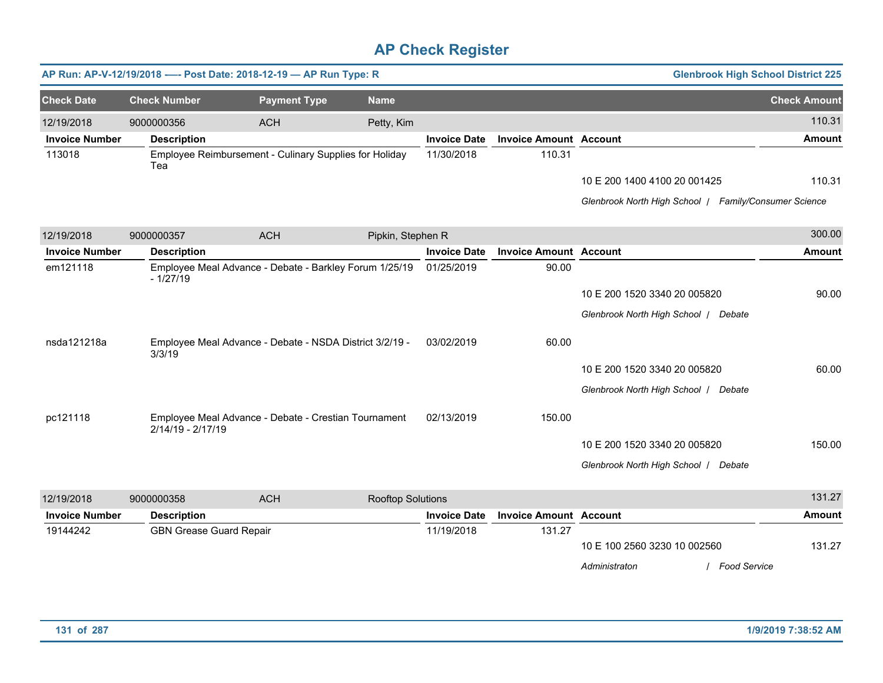# AP Check Register

**AP Run: AP-V-12/19/2018 —- Post Date: 2018-12-19 — AP Run Type: R** | **Glenbrook High School District 225**

| Check Date | Check Number | Payment Type | Name | Check Amount |
|---|---|---|---|---|
| 12/19/2018 | 9000000356 | ACH | Petty, Kim | 110.31 |

| Invoice Number | Description | Invoice Date | Invoice Amount | Account | Amount |
|---|---|---|---|---|---|
| 113018 | Employee Reimbursement - Culinary Supplies for Holiday Tea | 11/30/2018 | 110.31 | | |
| | | | | 10 E 200 1400 4100 20 001425 | 110.31 |
| | | | | *Glenbrook North High School / Family/Consumer Science* | |

| Check Date | Check Number | Payment Type | Name | Check Amount |
|---|---|---|---|---|
| 12/19/2018 | 9000000357 | ACH | Pipkin, Stephen R | 300.00 |

| Invoice Number | Description | Invoice Date | Invoice Amount | Account | Amount |
|---|---|---|---|---|---|
| em121118 | Employee Meal Advance - Debate - Barkley Forum 1/25/19 - 1/27/19 | 01/25/2019 | 90.00 | | |
| | | | | 10 E 200 1520 3340 20 005820 | 90.00 |
| | | | | *Glenbrook North High School / Debate* | |
| nsda121218a | Employee Meal Advance - Debate - NSDA District 3/2/19 - 3/3/19 | 03/02/2019 | 60.00 | | |
| | | | | 10 E 200 1520 3340 20 005820 | 60.00 |
| | | | | *Glenbrook North High School / Debate* | |
| pc121118 | Employee Meal Advance - Debate - Crestian Tournament 2/14/19 - 2/17/19 | 02/13/2019 | 150.00 | | |
| | | | | 10 E 200 1520 3340 20 005820 | 150.00 |
| | | | | *Glenbrook North High School / Debate* | |

| Check Date | Check Number | Payment Type | Name | Check Amount |
|---|---|---|---|---|
| 12/19/2018 | 9000000358 | ACH | Rooftop Solutions | 131.27 |

| Invoice Number | Description | Invoice Date | Invoice Amount | Account | Amount |
|---|---|---|---|---|---|
| 19144242 | GBN Grease Guard Repair | 11/19/2018 | 131.27 | | |
| | | | | 10 E 100 2560 3230 10 002560 | 131.27 |
| | | | | *Administraton / Food Service* | |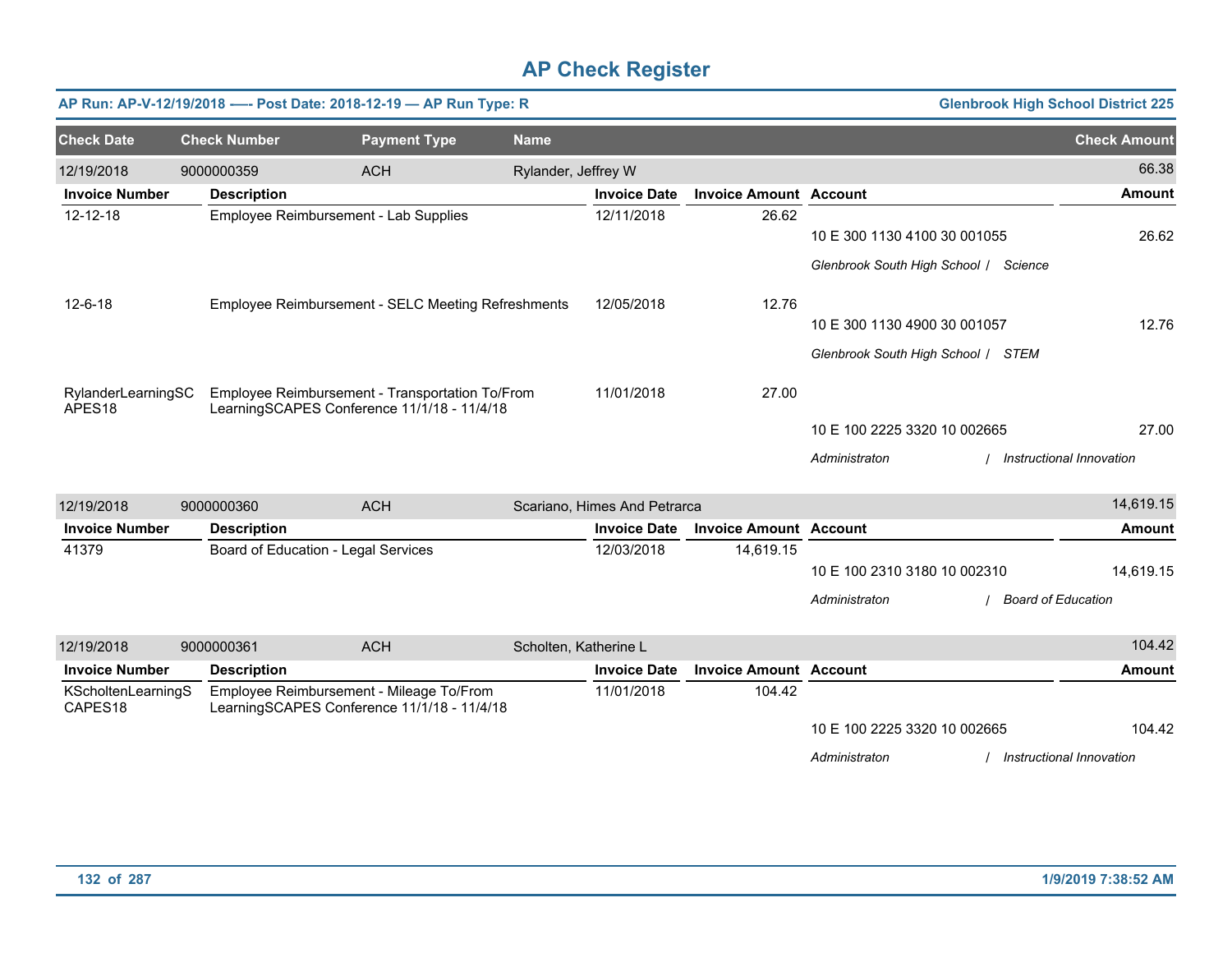# AP Check Register

**AP Run: AP-V-12/19/2018 -—- Post Date: 2018-12-19 — AP Run Type: R** — **Glenbrook High School District 225**

| Check Date | Check Number | Payment Type | Name | Check Amount |
|---|---|---|---|---|
| 12/19/2018 | 9000000359 | ACH | Rylander, Jeffrey W | 66.38 |

| Invoice Number | Description | Invoice Date | Invoice Amount | Account | Amount |
|---|---|---|---|---|---|
| 12-12-18 | Employee Reimbursement - Lab Supplies | 12/11/2018 | 26.62 | 10 E 300 1130 4100 30 001055<br>*Glenbrook South High School / Science* | 26.62 |
| 12-6-18 | Employee Reimbursement - SELC Meeting Refreshments | 12/05/2018 | 12.76 | 10 E 300 1130 4900 30 001057<br>*Glenbrook South High School / STEM* | 12.76 |
| RylanderLearningSCAPES18 | Employee Reimbursement - Transportation To/From LearningSCAPES Conference 11/1/18 - 11/4/18 | 11/01/2018 | 27.00 | 10 E 100 2225 3320 10 002665<br>*Administraton / Instructional Innovation* | 27.00 |

| Check Date | Check Number | Payment Type | Name | Check Amount |
|---|---|---|---|---|
| 12/19/2018 | 9000000360 | ACH | Scariano, Himes And Petrarca | 14,619.15 |

| Invoice Number | Description | Invoice Date | Invoice Amount | Account | Amount |
|---|---|---|---|---|---|
| 41379 | Board of Education - Legal Services | 12/03/2018 | 14,619.15 | 10 E 100 2310 3180 10 002310<br>*Administraton / Board of Education* | 14,619.15 |

| Check Date | Check Number | Payment Type | Name | Check Amount |
|---|---|---|---|---|
| 12/19/2018 | 9000000361 | ACH | Scholten, Katherine L | 104.42 |

| Invoice Number | Description | Invoice Date | Invoice Amount | Account | Amount |
|---|---|---|---|---|---|
| KScholtenLearningSCAPES18 | Employee Reimbursement - Mileage To/From LearningSCAPES Conference 11/1/18 - 11/4/18 | 11/01/2018 | 104.42 | 10 E 100 2225 3320 10 002665<br>*Administraton / Instructional Innovation* | 104.42 |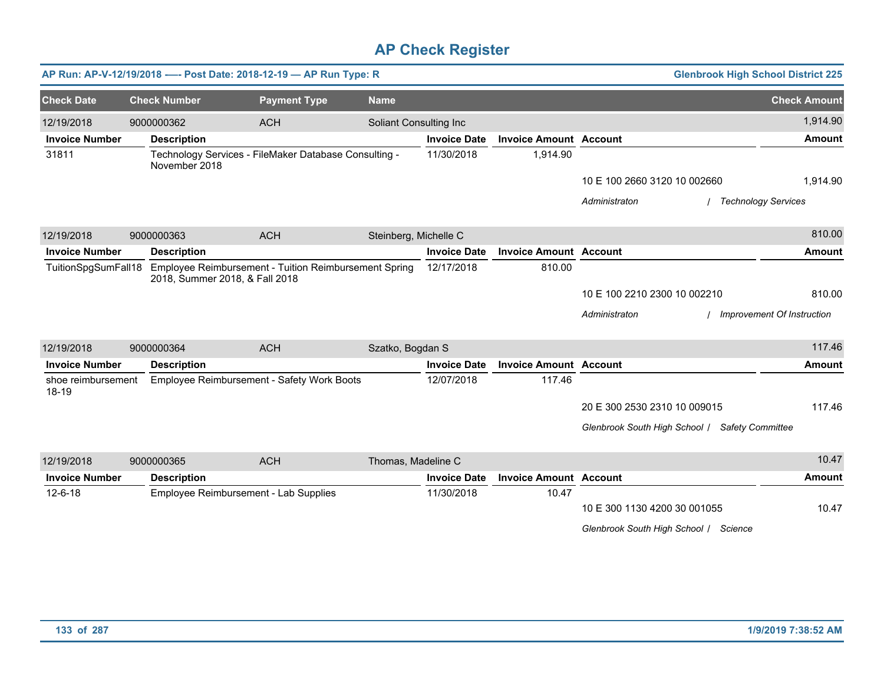# AP Check Register

**AP Run: AP-V-12/19/2018 -—- Post Date: 2018-12-19 — AP Run Type: R** | **Glenbrook High School District 225**

| Check Date | Check Number | Payment Type | Name | Check Amount |
|---|---|---|---|---|
| 12/19/2018 | 9000000362 | ACH | Soliant Consulting Inc | 1,914.90 |

| Invoice Number | Description | Invoice Date | Invoice Amount | Account | Amount |
|---|---|---|---|---|---|
| 31811 | Technology Services - FileMaker Database Consulting - November 2018 | 11/30/2018 | 1,914.90 | | |
| | | | | 10 E 100 2660 3120 10 002660 | 1,914.90 |
| | | | | *Administraton / Technology Services* | |

| Check Date | Check Number | Payment Type | Name | Check Amount |
|---|---|---|---|---|
| 12/19/2018 | 9000000363 | ACH | Steinberg, Michelle C | 810.00 |

| Invoice Number | Description | Invoice Date | Invoice Amount | Account | Amount |
|---|---|---|---|---|---|
| TuitionSpgSumFall18 | Employee Reimbursement - Tuition Reimbursement Spring 2018, Summer 2018, & Fall 2018 | 12/17/2018 | 810.00 | | |
| | | | | 10 E 100 2210 2300 10 002210 | 810.00 |
| | | | | *Administraton / Improvement Of Instruction* | |

| Check Date | Check Number | Payment Type | Name | Check Amount |
|---|---|---|---|---|
| 12/19/2018 | 9000000364 | ACH | Szatko, Bogdan S | 117.46 |

| Invoice Number | Description | Invoice Date | Invoice Amount | Account | Amount |
|---|---|---|---|---|---|
| shoe reimbursement 18-19 | Employee Reimbursement - Safety Work Boots | 12/07/2018 | 117.46 | | |
| | | | | 20 E 300 2530 2310 10 009015 | 117.46 |
| | | | | *Glenbrook South High School / Safety Committee* | |

| Check Date | Check Number | Payment Type | Name | Check Amount |
|---|---|---|---|---|
| 12/19/2018 | 9000000365 | ACH | Thomas, Madeline C | 10.47 |

| Invoice Number | Description | Invoice Date | Invoice Amount | Account | Amount |
|---|---|---|---|---|---|
| 12-6-18 | Employee Reimbursement - Lab Supplies | 11/30/2018 | 10.47 | | |
| | | | | 10 E 300 1130 4200 30 001055 | 10.47 |
| | | | | *Glenbrook South High School / Science* | |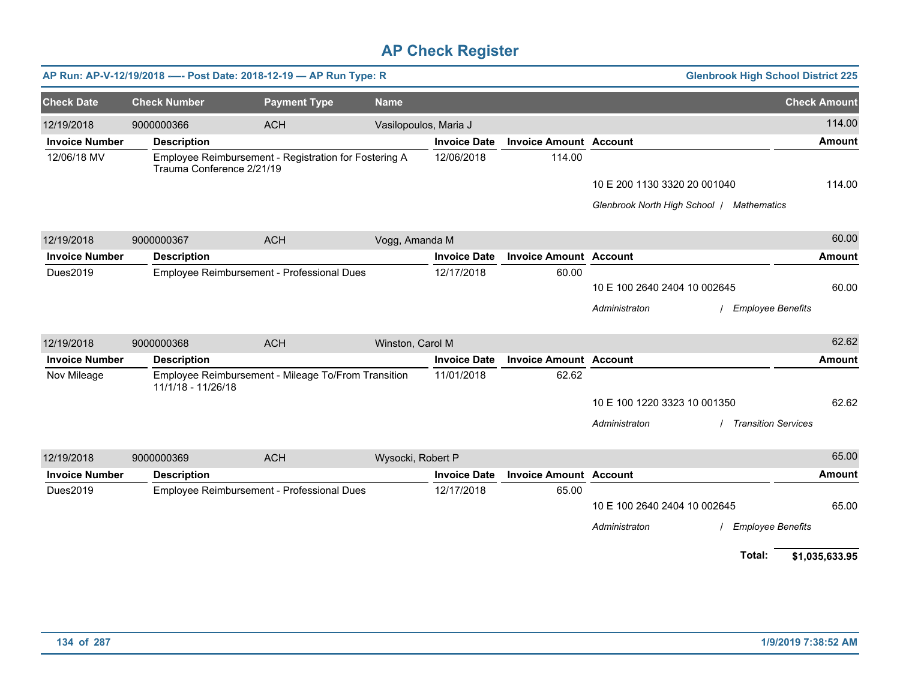# AP Check Register

**AP Run: AP-V-12/19/2018 —- Post Date: 2018-12-19 — AP Run Type: R** | **Glenbrook High School District 225**

| Check Date | Check Number | Payment Type | Name | Check Amount |
|---|---|---|---|---|
| 12/19/2018 | 9000000366 | ACH | Vasilopoulos, Maria J | 114.00 |

| Invoice Number | Description | Invoice Date | Invoice Amount | Account | Amount |
|---|---|---|---|---|---|
| 12/06/18 MV | Employee Reimbursement - Registration for Fostering A Trauma Conference 2/21/19 | 12/06/2018 | 114.00 | | |
| | | | | 10 E 200 1130 3320 20 001040 | 114.00 |
| | | | | *Glenbrook North High School / Mathematics* | |

| Check Date | Check Number | Payment Type | Name | Check Amount |
|---|---|---|---|---|
| 12/19/2018 | 9000000367 | ACH | Vogg, Amanda M | 60.00 |

| Invoice Number | Description | Invoice Date | Invoice Amount | Account | Amount |
|---|---|---|---|---|---|
| Dues2019 | Employee Reimbursement - Professional Dues | 12/17/2018 | 60.00 | | |
| | | | | 10 E 100 2640 2404 10 002645 | 60.00 |
| | | | | *Administraton / Employee Benefits* | |

| Check Date | Check Number | Payment Type | Name | Check Amount |
|---|---|---|---|---|
| 12/19/2018 | 9000000368 | ACH | Winston, Carol M | 62.62 |

| Invoice Number | Description | Invoice Date | Invoice Amount | Account | Amount |
|---|---|---|---|---|---|
| Nov Mileage | Employee Reimbursement - Mileage To/From Transition 11/1/18 - 11/26/18 | 11/01/2018 | 62.62 | | |
| | | | | 10 E 100 1220 3323 10 001350 | 62.62 |
| | | | | *Administraton / Transition Services* | |

| Check Date | Check Number | Payment Type | Name | Check Amount |
|---|---|---|---|---|
| 12/19/2018 | 9000000369 | ACH | Wysocki, Robert P | 65.00 |

| Invoice Number | Description | Invoice Date | Invoice Amount | Account | Amount |
|---|---|---|---|---|---|
| Dues2019 | Employee Reimbursement - Professional Dues | 12/17/2018 | 65.00 | | |
| | | | | 10 E 100 2640 2404 10 002645 | 65.00 |
| | | | | *Administraton / Employee Benefits* | |

**Total: $1,035,633.95**

1/9/2019 7:38:52 AM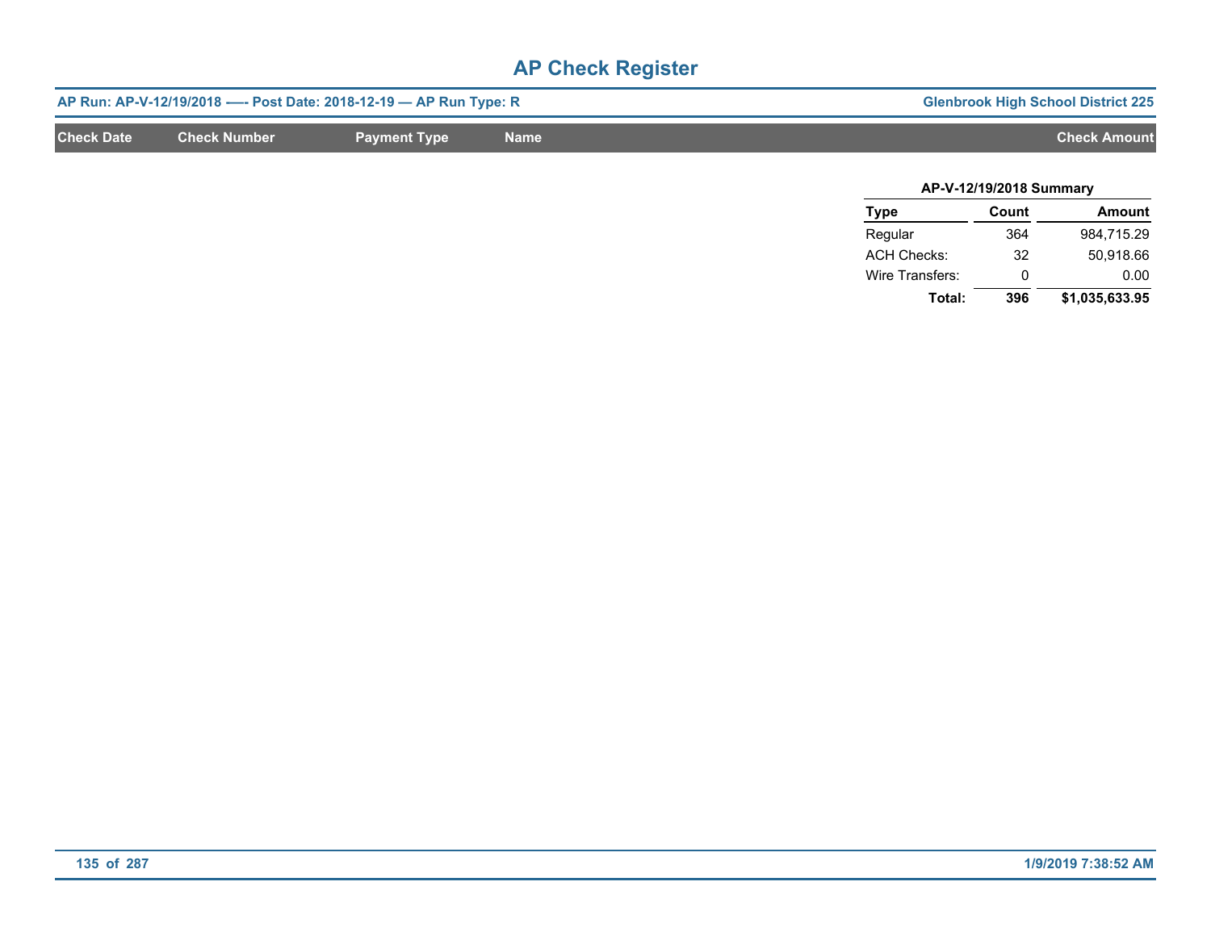# AP Check Register

**AP Run: AP-V-12/19/2018 -—- Post Date: 2018-12-19 — AP Run Type: R** | **Glenbrook High School District 225**

| Check Date | Check Number | Payment Type | Name | Check Amount |
|---|---|---|---|---|

**AP-V-12/19/2018 Summary**

| Type | Count | Amount |
|---|---|---|
| Regular | 364 | 984,715.29 |
| ACH Checks: | 32 | 50,918.66 |
| Wire Transfers: | 0 | 0.00 |
| **Total:** | **396** | **$1,035,633.95** |

1/9/2019 7:38:52 AM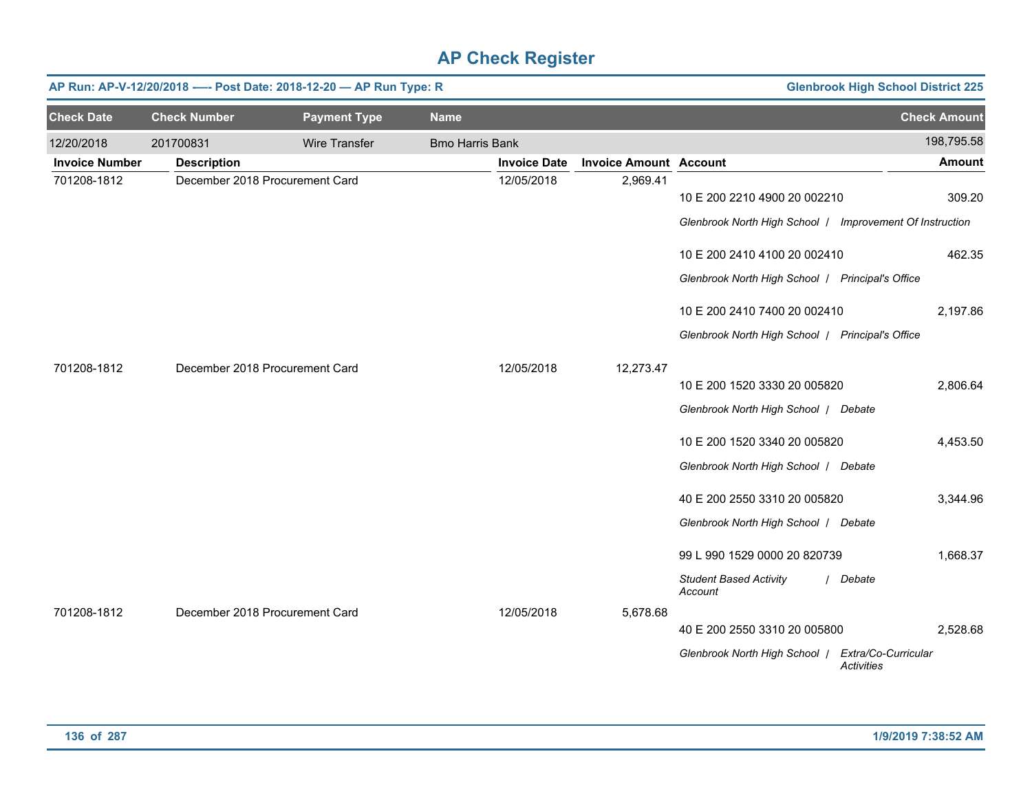# AP Check Register

**AP Run: AP-V-12/20/2018 -—- Post Date: 2018-12-20 — AP Run Type: R** | **Glenbrook High School District 225**

| Check Date | Check Number | Payment Type | Name | Check Amount |
|---|---|---|---|---|
| 12/20/2018 | 201700831 | Wire Transfer | Bmo Harris Bank | 198,795.58 |

| Invoice Number | Description | Invoice Date | Invoice Amount | Account | Amount |
|---|---|---|---|---|---|
| 701208-1812 | December 2018 Procurement Card | 12/05/2018 | 2,969.41 | | |
| | | | | 10 E 200 2210 4900 20 002210 | 309.20 |
| | | | | *Glenbrook North High School / Improvement Of Instruction* | |
| | | | | 10 E 200 2410 4100 20 002410 | 462.35 |
| | | | | *Glenbrook North High School / Principal's Office* | |
| | | | | 10 E 200 2410 7400 20 002410 | 2,197.86 |
| | | | | *Glenbrook North High School / Principal's Office* | |
| 701208-1812 | December 2018 Procurement Card | 12/05/2018 | 12,273.47 | | |
| | | | | 10 E 200 1520 3330 20 005820 | 2,806.64 |
| | | | | *Glenbrook North High School / Debate* | |
| | | | | 10 E 200 1520 3340 20 005820 | 4,453.50 |
| | | | | *Glenbrook North High School / Debate* | |
| | | | | 40 E 200 2550 3310 20 005820 | 3,344.96 |
| | | | | *Glenbrook North High School / Debate* | |
| | | | | 99 L 990 1529 0000 20 820739 | 1,668.37 |
| | | | | *Student Based Activity Account / Debate* | |
| 701208-1812 | December 2018 Procurement Card | 12/05/2018 | 5,678.68 | | |
| | | | | 40 E 200 2550 3310 20 005800 | 2,528.68 |
| | | | | *Glenbrook North High School / Extra/Co-Curricular Activities* | |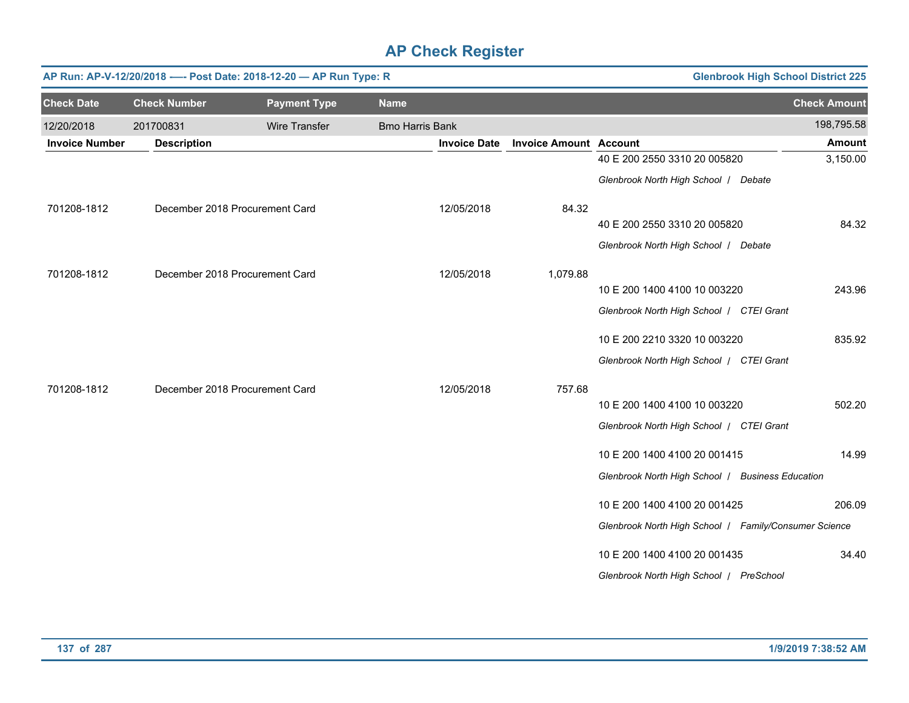# AP Check Register

**AP Run: AP-V-12/20/2018 -—- Post Date: 2018-12-20 — AP Run Type: R** — **Glenbrook High School District 225**

| Check Date | Check Number | Payment Type | Name | Check Amount |
|---|---|---|---|---|
| 12/20/2018 | 201700831 | Wire Transfer | Bmo Harris Bank | 198,795.58 |

| Invoice Number | Description | Invoice Date | Invoice Amount | Account | Amount |
|---|---|---|---|---|---|
| | | | | 40 E 200 2550 3310 20 005820 | 3,150.00 |
| | | | | *Glenbrook North High School / Debate* | |
| 701208-1812 | December 2018 Procurement Card | 12/05/2018 | 84.32 | | |
| | | | | 40 E 200 2550 3310 20 005820 | 84.32 |
| | | | | *Glenbrook North High School / Debate* | |
| 701208-1812 | December 2018 Procurement Card | 12/05/2018 | 1,079.88 | | |
| | | | | 10 E 200 1400 4100 10 003220 | 243.96 |
| | | | | *Glenbrook North High School / CTEI Grant* | |
| | | | | 10 E 200 2210 3320 10 003220 | 835.92 |
| | | | | *Glenbrook North High School / CTEI Grant* | |
| 701208-1812 | December 2018 Procurement Card | 12/05/2018 | 757.68 | | |
| | | | | 10 E 200 1400 4100 10 003220 | 502.20 |
| | | | | *Glenbrook North High School / CTEI Grant* | |
| | | | | 10 E 200 1400 4100 20 001415 | 14.99 |
| | | | | *Glenbrook North High School / Business Education* | |
| | | | | 10 E 200 1400 4100 20 001425 | 206.09 |
| | | | | *Glenbrook North High School / Family/Consumer Science* | |
| | | | | 10 E 200 1400 4100 20 001435 | 34.40 |
| | | | | *Glenbrook North High School / PreSchool* | |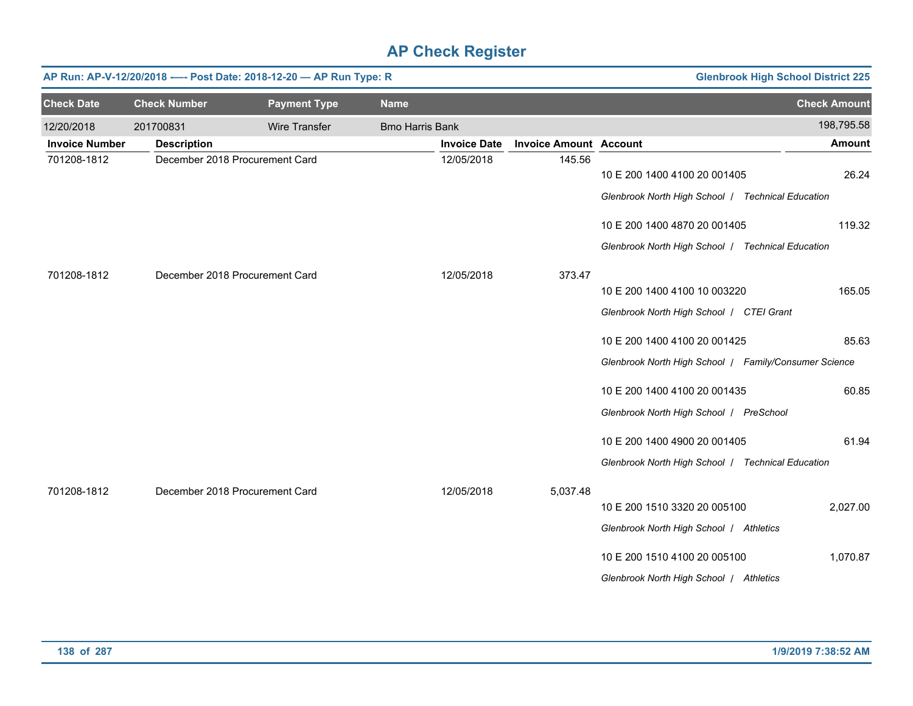# AP Check Register

**AP Run: AP-V-12/20/2018 -—- Post Date: 2018-12-20 — AP Run Type: R** — **Glenbrook High School District 225**

| Check Date | Check Number | Payment Type | Name | Check Amount |
|---|---|---|---|---|
| 12/20/2018 | 201700831 | Wire Transfer | Bmo Harris Bank | 198,795.58 |

| Invoice Number | Description | Invoice Date | Invoice Amount | Account | Amount |
|---|---|---|---|---|---|
| 701208-1812 | December 2018 Procurement Card | 12/05/2018 | 145.56 | | |
| | | | | 10 E 200 1400 4100 20 001405 | 26.24 |
| | | | | *Glenbrook North High School / Technical Education* | |
| | | | | 10 E 200 1400 4870 20 001405 | 119.32 |
| | | | | *Glenbrook North High School / Technical Education* | |
| 701208-1812 | December 2018 Procurement Card | 12/05/2018 | 373.47 | | |
| | | | | 10 E 200 1400 4100 10 003220 | 165.05 |
| | | | | *Glenbrook North High School / CTEI Grant* | |
| | | | | 10 E 200 1400 4100 20 001425 | 85.63 |
| | | | | *Glenbrook North High School / Family/Consumer Science* | |
| | | | | 10 E 200 1400 4100 20 001435 | 60.85 |
| | | | | *Glenbrook North High School / PreSchool* | |
| | | | | 10 E 200 1400 4900 20 001405 | 61.94 |
| | | | | *Glenbrook North High School / Technical Education* | |
| 701208-1812 | December 2018 Procurement Card | 12/05/2018 | 5,037.48 | | |
| | | | | 10 E 200 1510 3320 20 005100 | 2,027.00 |
| | | | | *Glenbrook North High School / Athletics* | |
| | | | | 10 E 200 1510 4100 20 005100 | 1,070.87 |
| | | | | *Glenbrook North High School / Athletics* | |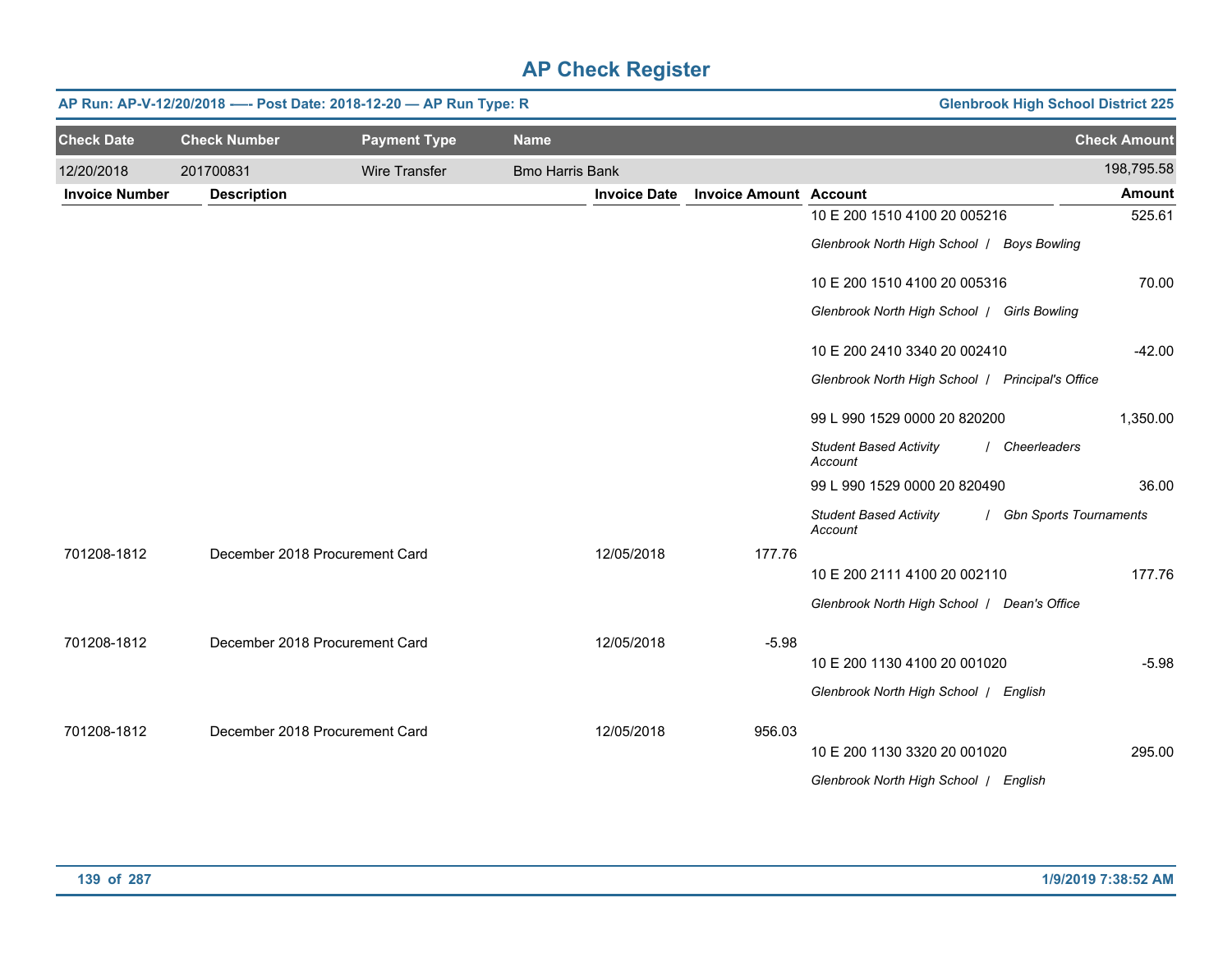# AP Check Register

**AP Run: AP-V-12/20/2018 -—- Post Date: 2018-12-20 — AP Run Type: R** | **Glenbrook High School District 225**

| Check Date | Check Number | Payment Type | Name | Check Amount |
|---|---|---|---|---|
| 12/20/2018 | 201700831 | Wire Transfer | Bmo Harris Bank | 198,795.58 |

| Invoice Number | Description | Invoice Date | Invoice Amount | Account | Amount |
|---|---|---|---|---|---|
| | | | | 10 E 200 1510 4100 20 005216<br>*Glenbrook North High School / Boys Bowling* | 525.61 |
| | | | | 10 E 200 1510 4100 20 005316<br>*Glenbrook North High School / Girls Bowling* | 70.00 |
| | | | | 10 E 200 2410 3340 20 002410<br>*Glenbrook North High School / Principal's Office* | -42.00 |
| | | | | 99 L 990 1529 0000 20 820200<br>*Student Based Activity Account / Cheerleaders* | 1,350.00 |
| | | | | 99 L 990 1529 0000 20 820490<br>*Student Based Activity Account / Gbn Sports Tournaments* | 36.00 |
| 701208-1812 | December 2018 Procurement Card | 12/05/2018 | 177.76 | 10 E 200 2111 4100 20 002110<br>*Glenbrook North High School / Dean's Office* | 177.76 |
| 701208-1812 | December 2018 Procurement Card | 12/05/2018 | -5.98 | 10 E 200 1130 4100 20 001020<br>*Glenbrook North High School / English* | -5.98 |
| 701208-1812 | December 2018 Procurement Card | 12/05/2018 | 956.03 | 10 E 200 1130 3320 20 001020<br>*Glenbrook North High School / English* | 295.00 |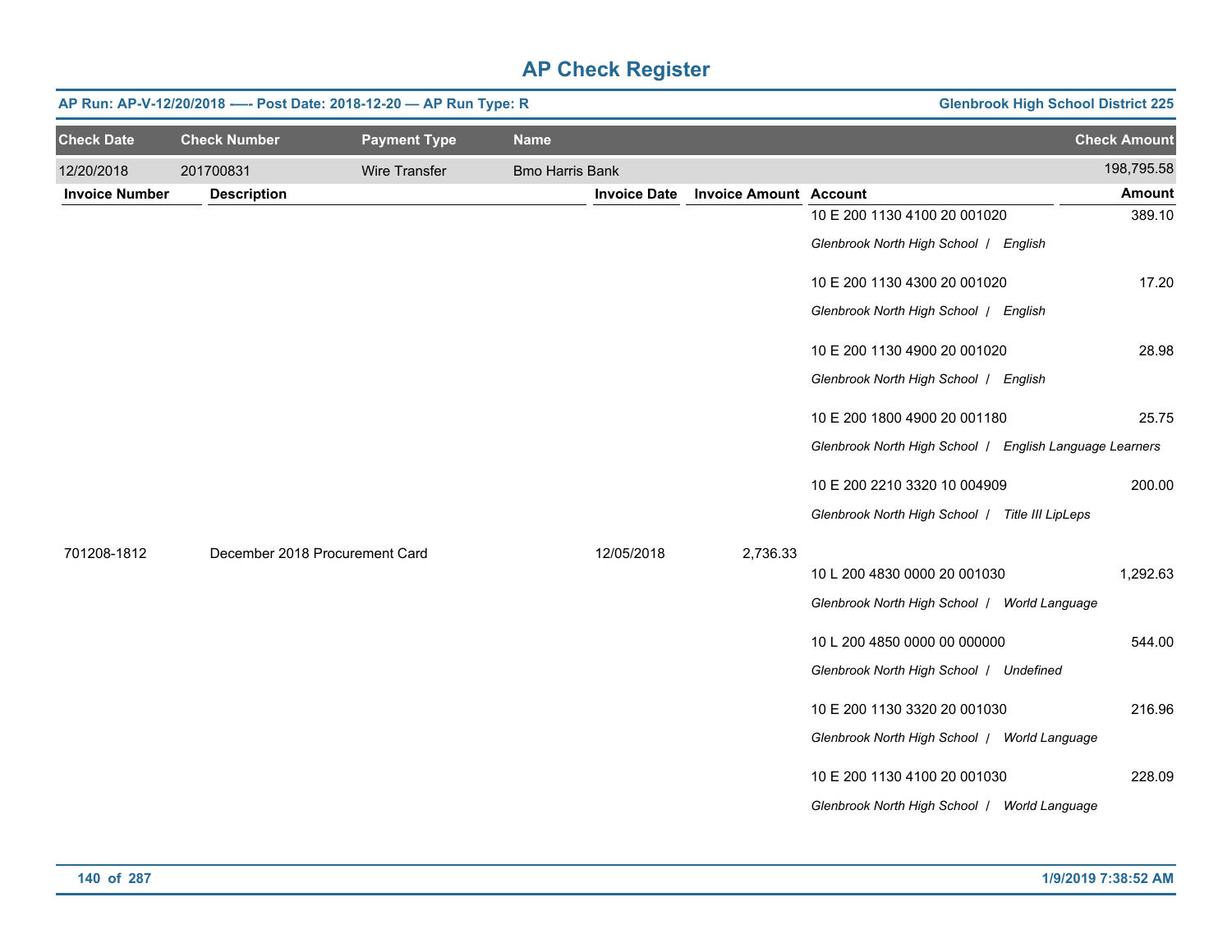# AP Check Register

**AP Run: AP-V-12/20/2018 —- Post Date: 2018-12-20 — AP Run Type: R** | **Glenbrook High School District 225**

| Check Date | Check Number | Payment Type | Name | | | | Check Amount |
|---|---|---|---|---|---|---|---|
| 12/20/2018 | 201700831 | Wire Transfer | Bmo Harris Bank | | | | 198,795.58 |

| Invoice Number | Description | Invoice Date | Invoice Amount | Account | Amount |
|---|---|---|---|---|---|
| | | | | 10 E 200 1130 4100 20 001020<br>*Glenbrook North High School / English* | 389.10 |
| | | | | 10 E 200 1130 4300 20 001020<br>*Glenbrook North High School / English* | 17.20 |
| | | | | 10 E 200 1130 4900 20 001020<br>*Glenbrook North High School / English* | 28.98 |
| | | | | 10 E 200 1800 4900 20 001180<br>*Glenbrook North High School / English Language Learners* | 25.75 |
| | | | | 10 E 200 2210 3320 10 004909<br>*Glenbrook North High School / Title III LipLeps* | 200.00 |
| 701208-1812 | December 2018 Procurement Card | 12/05/2018 | 2,736.33 | | |
| | | | | 10 L 200 4830 0000 20 001030<br>*Glenbrook North High School / World Language* | 1,292.63 |
| | | | | 10 L 200 4850 0000 00 000000<br>*Glenbrook North High School / Undefined* | 544.00 |
| | | | | 10 E 200 1130 3320 20 001030<br>*Glenbrook North High School / World Language* | 216.96 |
| | | | | 10 E 200 1130 4100 20 001030<br>*Glenbrook North High School / World Language* | 228.09 |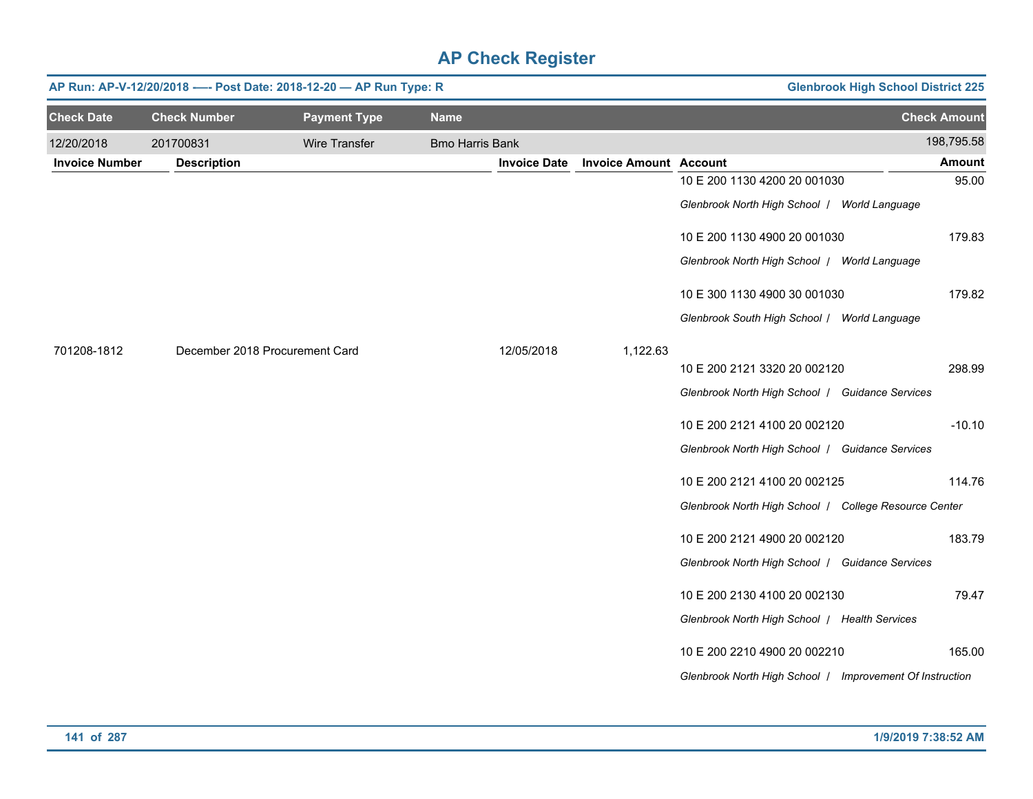# AP Check Register

**AP Run: AP-V-12/20/2018 —- Post Date: 2018-12-20 — AP Run Type: R** | **Glenbrook High School District 225**

| Check Date | Check Number | Payment Type | Name | Check Amount |
|---|---|---|---|---|
| 12/20/2018 | 201700831 | Wire Transfer | Bmo Harris Bank | 198,795.58 |

| Invoice Number | Description | Invoice Date | Invoice Amount | Account | Amount |
|---|---|---|---|---|---|
| | | | | 10 E 200 1130 4200 20 001030 | 95.00 |
| | | | | *Glenbrook North High School / World Language* | |
| | | | | 10 E 200 1130 4900 20 001030 | 179.83 |
| | | | | *Glenbrook North High School / World Language* | |
| | | | | 10 E 300 1130 4900 30 001030 | 179.82 |
| | | | | *Glenbrook South High School / World Language* | |
| 701208-1812 | December 2018 Procurement Card | 12/05/2018 | 1,122.63 | | |
| | | | | 10 E 200 2121 3320 20 002120 | 298.99 |
| | | | | *Glenbrook North High School / Guidance Services* | |
| | | | | 10 E 200 2121 4100 20 002120 | -10.10 |
| | | | | *Glenbrook North High School / Guidance Services* | |
| | | | | 10 E 200 2121 4100 20 002125 | 114.76 |
| | | | | *Glenbrook North High School / College Resource Center* | |
| | | | | 10 E 200 2121 4900 20 002120 | 183.79 |
| | | | | *Glenbrook North High School / Guidance Services* | |
| | | | | 10 E 200 2130 4100 20 002130 | 79.47 |
| | | | | *Glenbrook North High School / Health Services* | |
| | | | | 10 E 200 2210 4900 20 002210 | 165.00 |
| | | | | *Glenbrook North High School / Improvement Of Instruction* | |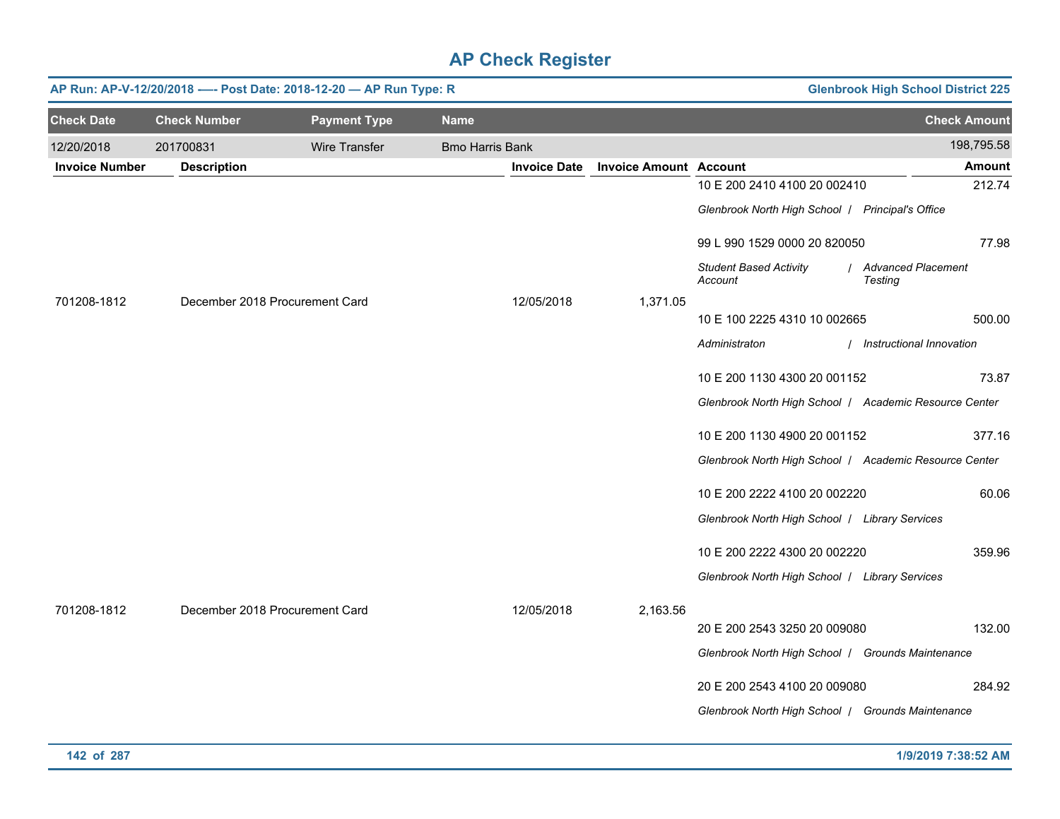# AP Check Register

**AP Run: AP-V-12/20/2018 -—- Post Date: 2018-12-20 — AP Run Type: R** — **Glenbrook High School District 225**

| Check Date | Check Number | Payment Type | Name | Check Amount |
|---|---|---|---|---|
| 12/20/2018 | 201700831 | Wire Transfer | Bmo Harris Bank | 198,795.58 |

| Invoice Number | Description | Invoice Date | Invoice Amount | Account | Amount |
|---|---|---|---|---|---|
| | | | | 10 E 200 2410 4100 20 002410 | 212.74 |
| | | | | *Glenbrook North High School / Principal's Office* | |
| | | | | 99 L 990 1529 0000 20 820050 | 77.98 |
| | | | | *Student Based Activity Account / Advanced Placement Testing* | |
| 701208-1812 | December 2018 Procurement Card | 12/05/2018 | 1,371.05 | | |
| | | | | 10 E 100 2225 4310 10 002665 | 500.00 |
| | | | | *Administraton / Instructional Innovation* | |
| | | | | 10 E 200 1130 4300 20 001152 | 73.87 |
| | | | | *Glenbrook North High School / Academic Resource Center* | |
| | | | | 10 E 200 1130 4900 20 001152 | 377.16 |
| | | | | *Glenbrook North High School / Academic Resource Center* | |
| | | | | 10 E 200 2222 4100 20 002220 | 60.06 |
| | | | | *Glenbrook North High School / Library Services* | |
| | | | | 10 E 200 2222 4300 20 002220 | 359.96 |
| | | | | *Glenbrook North High School / Library Services* | |
| 701208-1812 | December 2018 Procurement Card | 12/05/2018 | 2,163.56 | | |
| | | | | 20 E 200 2543 3250 20 009080 | 132.00 |
| | | | | *Glenbrook North High School / Grounds Maintenance* | |
| | | | | 20 E 200 2543 4100 20 009080 | 284.92 |
| | | | | *Glenbrook North High School / Grounds Maintenance* | |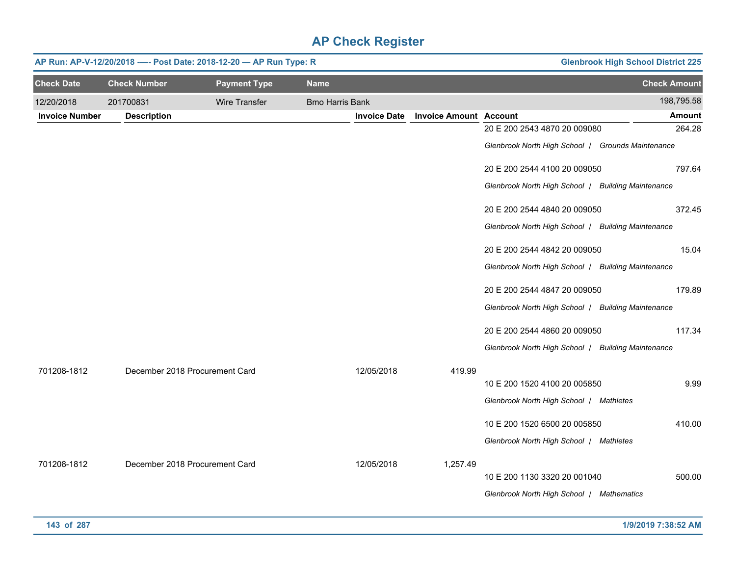# AP Check Register

**AP Run: AP-V-12/20/2018 —- Post Date: 2018-12-20 — AP Run Type: R** | **Glenbrook High School District 225**

| Check Date | Check Number | Payment Type | Name | Check Amount |
|---|---|---|---|---|
| 12/20/2018 | 201700831 | Wire Transfer | Bmo Harris Bank | 198,795.58 |

| Invoice Number | Description | Invoice Date | Invoice Amount | Account | Amount |
|---|---|---|---|---|---|
| | | | | 20 E 200 2543 4870 20 009080<br>*Glenbrook North High School / Grounds Maintenance* | 264.28 |
| | | | | 20 E 200 2544 4100 20 009050<br>*Glenbrook North High School / Building Maintenance* | 797.64 |
| | | | | 20 E 200 2544 4840 20 009050<br>*Glenbrook North High School / Building Maintenance* | 372.45 |
| | | | | 20 E 200 2544 4842 20 009050<br>*Glenbrook North High School / Building Maintenance* | 15.04 |
| | | | | 20 E 200 2544 4847 20 009050<br>*Glenbrook North High School / Building Maintenance* | 179.89 |
| | | | | 20 E 200 2544 4860 20 009050<br>*Glenbrook North High School / Building Maintenance* | 117.34 |
| 701208-1812 | December 2018 Procurement Card | 12/05/2018 | 419.99 | | |
| | | | | 10 E 200 1520 4100 20 005850<br>*Glenbrook North High School / Mathletes* | 9.99 |
| | | | | 10 E 200 1520 6500 20 005850<br>*Glenbrook North High School / Mathletes* | 410.00 |
| 701208-1812 | December 2018 Procurement Card | 12/05/2018 | 1,257.49 | | |
| | | | | 10 E 200 1130 3320 20 001040<br>*Glenbrook North High School / Mathematics* | 500.00 |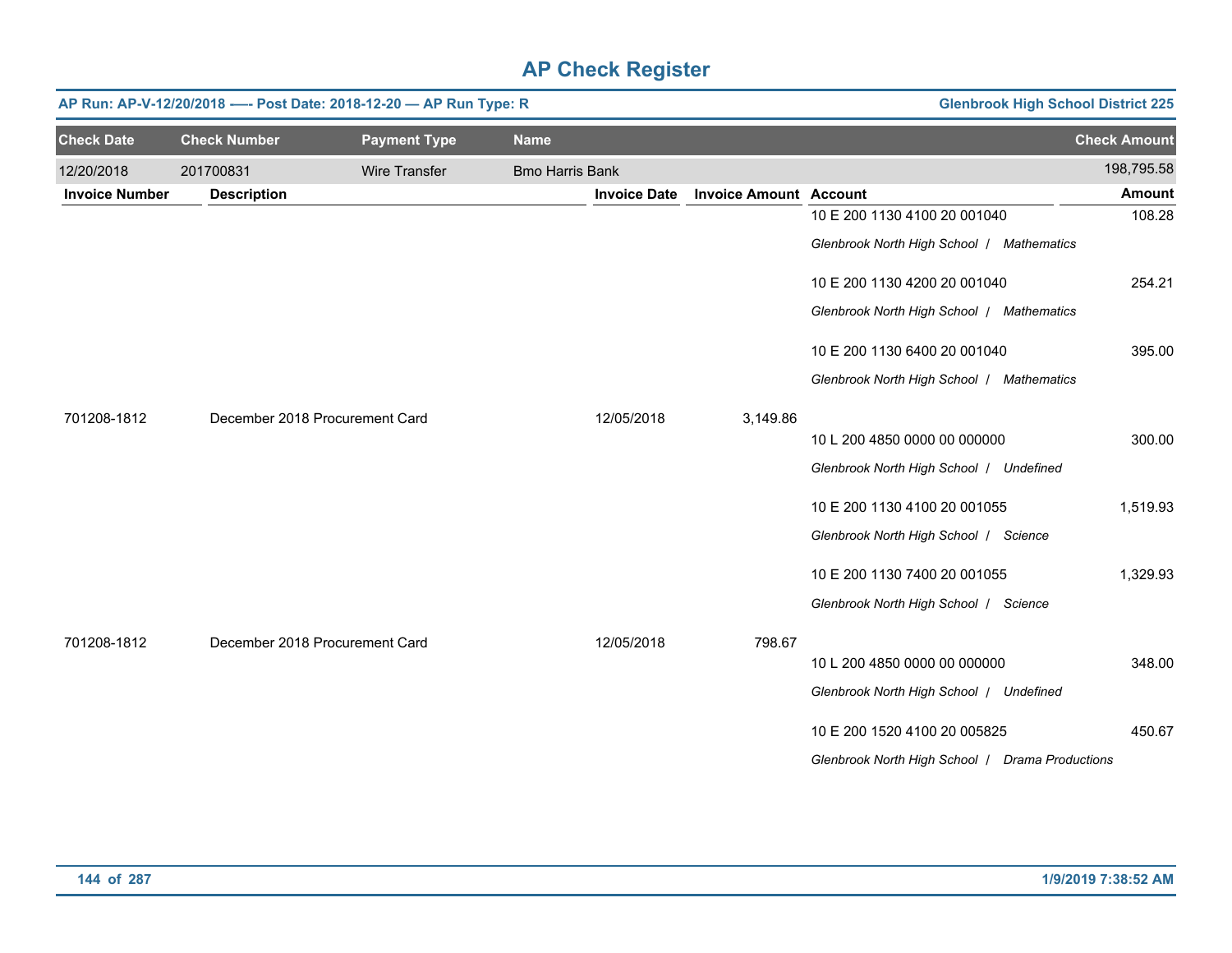# AP Check Register

**AP Run: AP-V-12/20/2018 —- Post Date: 2018-12-20 — AP Run Type: R** | **Glenbrook High School District 225**

| Check Date | Check Number | Payment Type | Name | Check Amount |
|---|---|---|---|---|
| 12/20/2018 | 201700831 | Wire Transfer | Bmo Harris Bank | 198,795.58 |

| Invoice Number | Description | Invoice Date | Invoice Amount | Account | Amount |
|---|---|---|---|---|---|
| | | | | 10 E 200 1130 4100 20 001040<br>*Glenbrook North High School / Mathematics* | 108.28 |
| | | | | 10 E 200 1130 4200 20 001040<br>*Glenbrook North High School / Mathematics* | 254.21 |
| | | | | 10 E 200 1130 6400 20 001040<br>*Glenbrook North High School / Mathematics* | 395.00 |
| 701208-1812 | December 2018 Procurement Card | 12/05/2018 | 3,149.86 | | |
| | | | | 10 L 200 4850 0000 00 000000<br>*Glenbrook North High School / Undefined* | 300.00 |
| | | | | 10 E 200 1130 4100 20 001055<br>*Glenbrook North High School / Science* | 1,519.93 |
| | | | | 10 E 200 1130 7400 20 001055<br>*Glenbrook North High School / Science* | 1,329.93 |
| 701208-1812 | December 2018 Procurement Card | 12/05/2018 | 798.67 | | |
| | | | | 10 L 200 4850 0000 00 000000<br>*Glenbrook North High School / Undefined* | 348.00 |
| | | | | 10 E 200 1520 4100 20 005825<br>*Glenbrook North High School / Drama Productions* | 450.67 |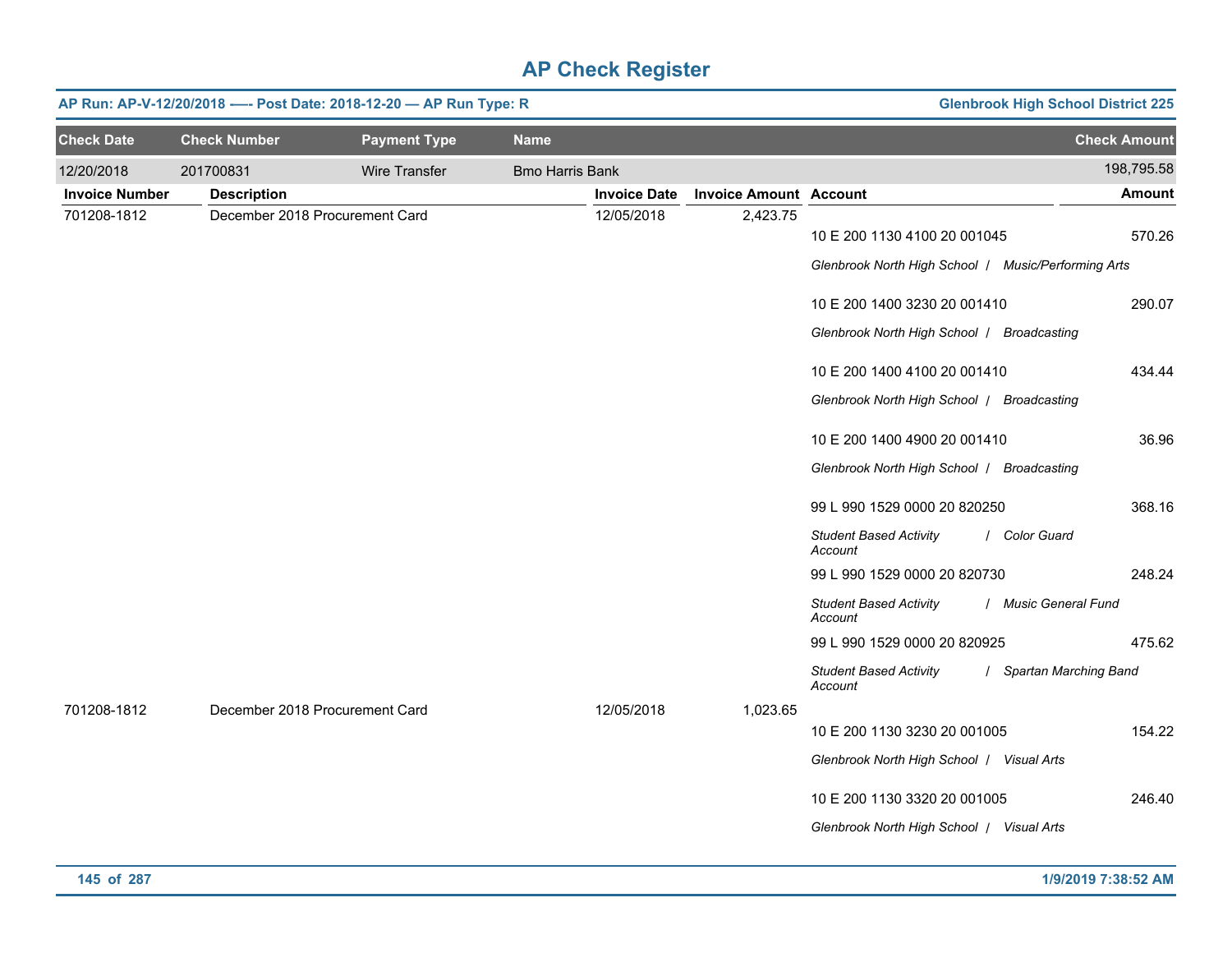# AP Check Register

**AP Run: AP-V-12/20/2018 -—- Post Date: 2018-12-20 — AP Run Type: R** | **Glenbrook High School District 225**

| Check Date | Check Number | Payment Type | Name | Check Amount |
|---|---|---|---|---|
| 12/20/2018 | 201700831 | Wire Transfer | Bmo Harris Bank | 198,795.58 |

| Invoice Number | Description | Invoice Date | Invoice Amount | Account | Amount |
|---|---|---|---|---|---|
| 701208-1812 | December 2018 Procurement Card | 12/05/2018 | 2,423.75 | | |
| | | | | 10 E 200 1130 4100 20 001045 | 570.26 |
| | | | | *Glenbrook North High School / Music/Performing Arts* | |
| | | | | 10 E 200 1400 3230 20 001410 | 290.07 |
| | | | | *Glenbrook North High School / Broadcasting* | |
| | | | | 10 E 200 1400 4100 20 001410 | 434.44 |
| | | | | *Glenbrook North High School / Broadcasting* | |
| | | | | 10 E 200 1400 4900 20 001410 | 36.96 |
| | | | | *Glenbrook North High School / Broadcasting* | |
| | | | | 99 L 990 1529 0000 20 820250 | 368.16 |
| | | | | *Student Based Activity Account / Color Guard* | |
| | | | | 99 L 990 1529 0000 20 820730 | 248.24 |
| | | | | *Student Based Activity Account / Music General Fund* | |
| | | | | 99 L 990 1529 0000 20 820925 | 475.62 |
| | | | | *Student Based Activity Account / Spartan Marching Band* | |
| 701208-1812 | December 2018 Procurement Card | 12/05/2018 | 1,023.65 | | |
| | | | | 10 E 200 1130 3230 20 001005 | 154.22 |
| | | | | *Glenbrook North High School / Visual Arts* | |
| | | | | 10 E 200 1130 3320 20 001005 | 246.40 |
| | | | | *Glenbrook North High School / Visual Arts* | |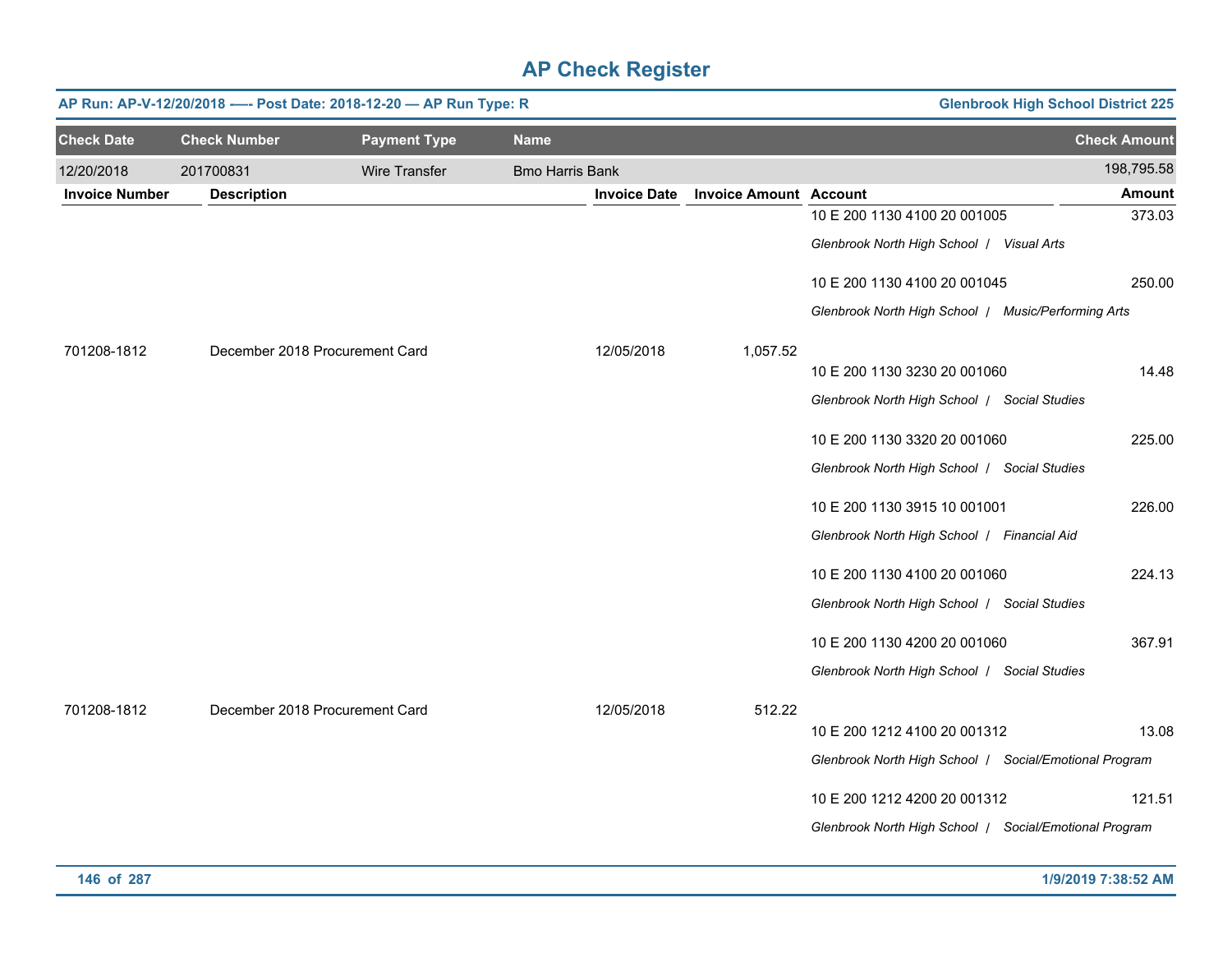# AP Check Register

**AP Run: AP-V-12/20/2018 -—- Post Date: 2018-12-20 — AP Run Type: R** | **Glenbrook High School District 225**

| Check Date | Check Number | Payment Type | Name | Check Amount |
|---|---|---|---|---|
| 12/20/2018 | 201700831 | Wire Transfer | Bmo Harris Bank | 198,795.58 |

| Invoice Number | Description | Invoice Date | Invoice Amount | Account | Amount |
|---|---|---|---|---|---|
| | | | | 10 E 200 1130 4100 20 001005 | 373.03 |
| | | | | *Glenbrook North High School / Visual Arts* | |
| | | | | 10 E 200 1130 4100 20 001045 | 250.00 |
| | | | | *Glenbrook North High School / Music/Performing Arts* | |
| 701208-1812 | December 2018 Procurement Card | 12/05/2018 | 1,057.52 | | |
| | | | | 10 E 200 1130 3230 20 001060 | 14.48 |
| | | | | *Glenbrook North High School / Social Studies* | |
| | | | | 10 E 200 1130 3320 20 001060 | 225.00 |
| | | | | *Glenbrook North High School / Social Studies* | |
| | | | | 10 E 200 1130 3915 10 001001 | 226.00 |
| | | | | *Glenbrook North High School / Financial Aid* | |
| | | | | 10 E 200 1130 4100 20 001060 | 224.13 |
| | | | | *Glenbrook North High School / Social Studies* | |
| | | | | 10 E 200 1130 4200 20 001060 | 367.91 |
| | | | | *Glenbrook North High School / Social Studies* | |
| 701208-1812 | December 2018 Procurement Card | 12/05/2018 | 512.22 | | |
| | | | | 10 E 200 1212 4100 20 001312 | 13.08 |
| | | | | *Glenbrook North High School / Social/Emotional Program* | |
| | | | | 10 E 200 1212 4200 20 001312 | 121.51 |
| | | | | *Glenbrook North High School / Social/Emotional Program* | |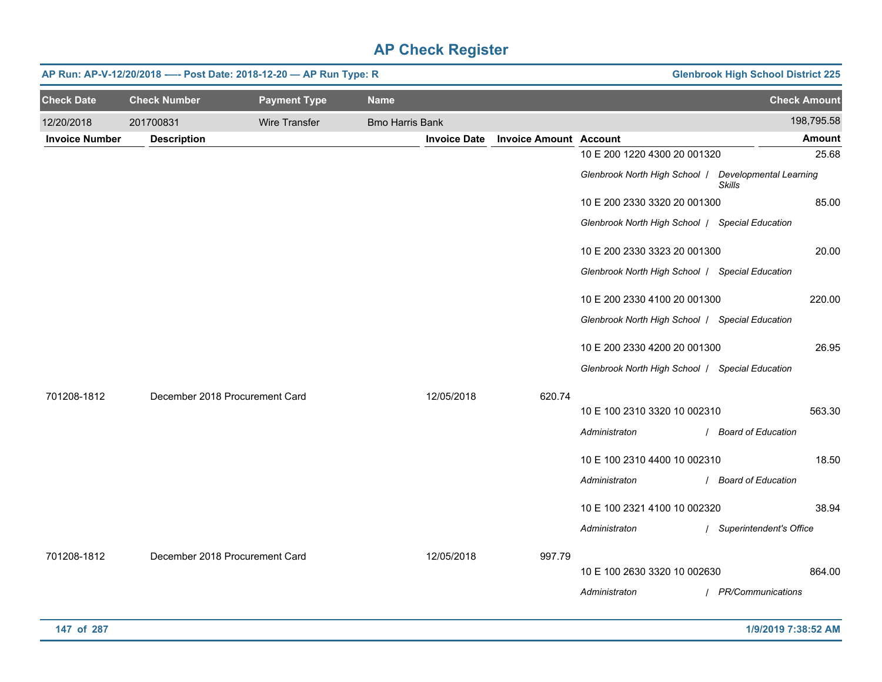# AP Check Register

**AP Run: AP-V-12/20/2018 -— Post Date: 2018-12-20 — AP Run Type: R** — **Glenbrook High School District 225**

| Check Date | Check Number | Payment Type | Name | Check Amount |
|---|---|---|---|---|
| 12/20/2018 | 201700831 | Wire Transfer | Bmo Harris Bank | 198,795.58 |

| Invoice Number | Description | Invoice Date | Invoice Amount | Account | Amount |
|---|---|---|---|---|---|
| | | | | 10 E 200 1220 4300 20 001320 | 25.68 |
| | | | | *Glenbrook North High School / Developmental Learning Skills* | |
| | | | | 10 E 200 2330 3320 20 001300 | 85.00 |
| | | | | *Glenbrook North High School / Special Education* | |
| | | | | 10 E 200 2330 3323 20 001300 | 20.00 |
| | | | | *Glenbrook North High School / Special Education* | |
| | | | | 10 E 200 2330 4100 20 001300 | 220.00 |
| | | | | *Glenbrook North High School / Special Education* | |
| | | | | 10 E 200 2330 4200 20 001300 | 26.95 |
| | | | | *Glenbrook North High School / Special Education* | |
| 701208-1812 | December 2018 Procurement Card | 12/05/2018 | 620.74 | | |
| | | | | 10 E 100 2310 3320 10 002310 | 563.30 |
| | | | | *Administraton / Board of Education* | |
| | | | | 10 E 100 2310 4400 10 002310 | 18.50 |
| | | | | *Administraton / Board of Education* | |
| | | | | 10 E 100 2321 4100 10 002320 | 38.94 |
| | | | | *Administraton / Superintendent's Office* | |
| 701208-1812 | December 2018 Procurement Card | 12/05/2018 | 997.79 | | |
| | | | | 10 E 100 2630 3320 10 002630 | 864.00 |
| | | | | *Administraton / PR/Communications* | |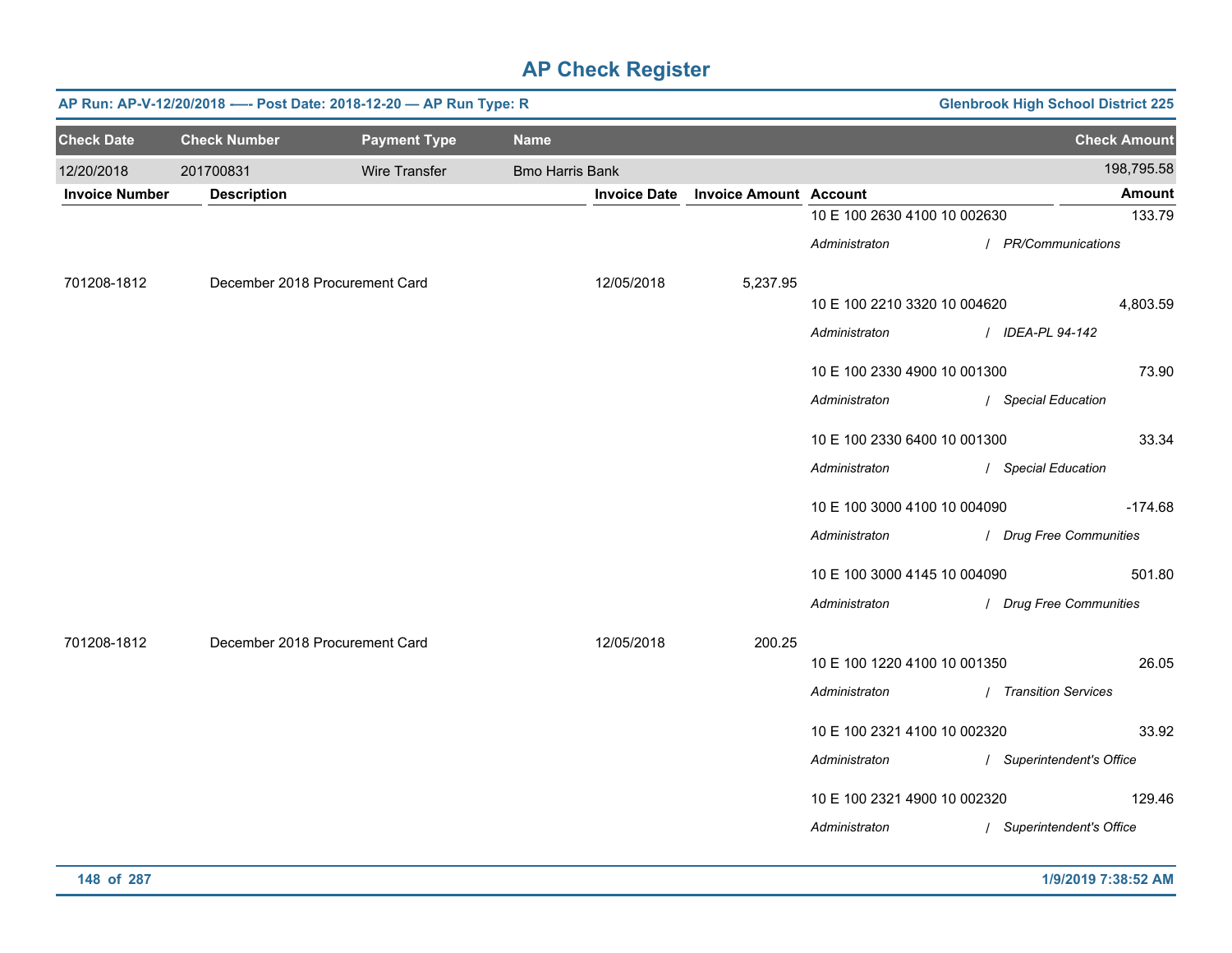# AP Check Register

**AP Run: AP-V-12/20/2018 —- Post Date: 2018-12-20 — AP Run Type: R** — **Glenbrook High School District 225**

| Check Date | Check Number | Payment Type | Name | Check Amount |
|---|---|---|---|---|
| 12/20/2018 | 201700831 | Wire Transfer | Bmo Harris Bank | 198,795.58 |

| Invoice Number | Description | Invoice Date | Invoice Amount | Account | Amount |
|---|---|---|---|---|---|
| | | | | 10 E 100 2630 4100 10 002630 | 133.79 |
| | | | | *Administraton / PR/Communications* | |
| 701208-1812 | December 2018 Procurement Card | 12/05/2018 | 5,237.95 | | |
| | | | | 10 E 100 2210 3320 10 004620 | 4,803.59 |
| | | | | *Administraton / IDEA-PL 94-142* | |
| | | | | 10 E 100 2330 4900 10 001300 | 73.90 |
| | | | | *Administraton / Special Education* | |
| | | | | 10 E 100 2330 6400 10 001300 | 33.34 |
| | | | | *Administraton / Special Education* | |
| | | | | 10 E 100 3000 4100 10 004090 | -174.68 |
| | | | | *Administraton / Drug Free Communities* | |
| | | | | 10 E 100 3000 4145 10 004090 | 501.80 |
| | | | | *Administraton / Drug Free Communities* | |
| 701208-1812 | December 2018 Procurement Card | 12/05/2018 | 200.25 | | |
| | | | | 10 E 100 1220 4100 10 001350 | 26.05 |
| | | | | *Administraton / Transition Services* | |
| | | | | 10 E 100 2321 4100 10 002320 | 33.92 |
| | | | | *Administraton / Superintendent's Office* | |
| | | | | 10 E 100 2321 4900 10 002320 | 129.46 |
| | | | | *Administraton / Superintendent's Office* | |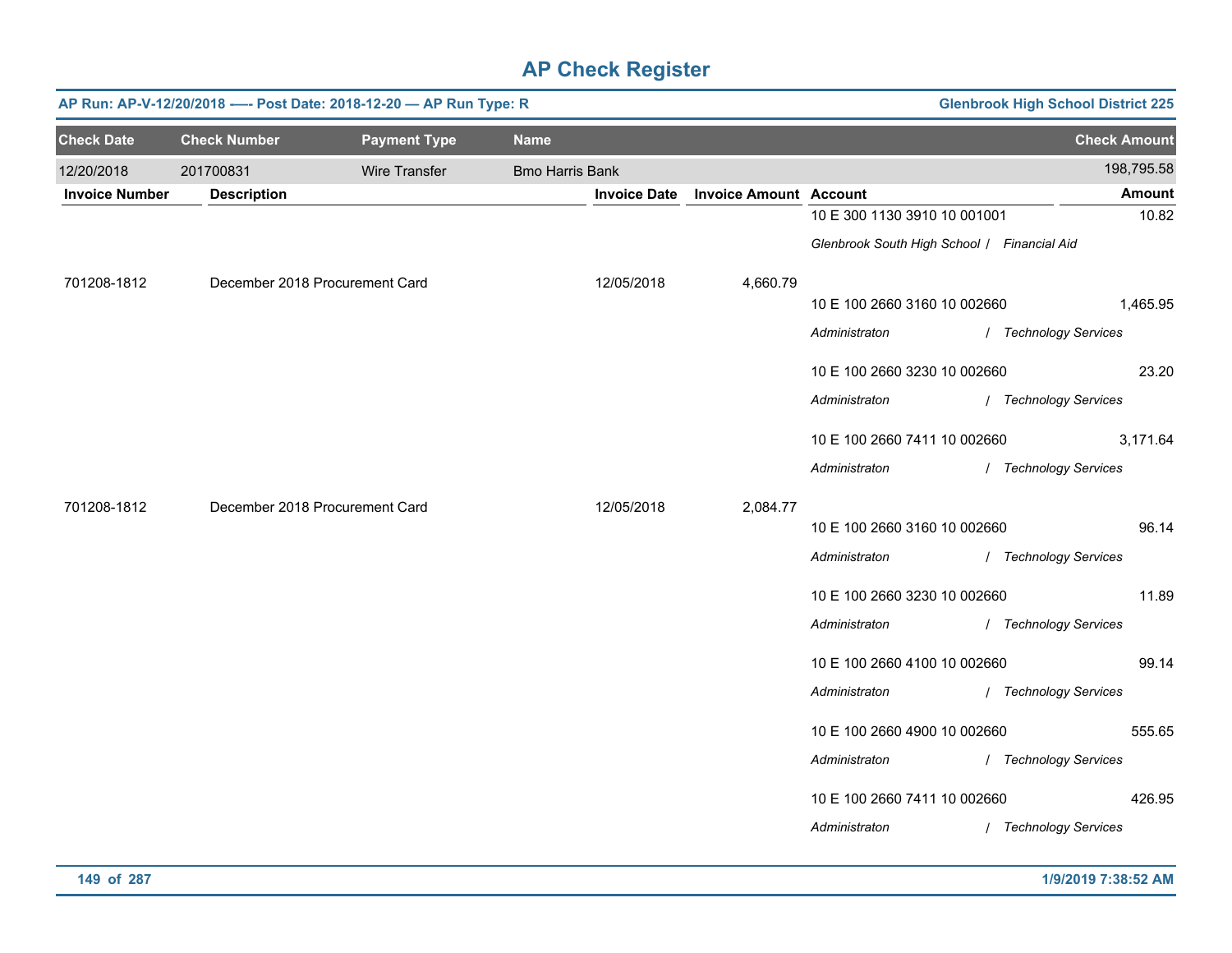# AP Check Register

**AP Run: AP-V-12/20/2018 -— Post Date: 2018-12-20 — AP Run Type: R** | **Glenbrook High School District 225**

| Check Date | Check Number | Payment Type | Name | Check Amount |
|---|---|---|---|---|
| 12/20/2018 | 201700831 | Wire Transfer | Bmo Harris Bank | 198,795.58 |

| Invoice Number | Description | Invoice Date | Invoice Amount | Account | Amount |
|---|---|---|---|---|---|
| | | | | 10 E 300 1130 3910 10 001001 | 10.82 |
| | | | | *Glenbrook South High School / Financial Aid* | |
| 701208-1812 | December 2018 Procurement Card | 12/05/2018 | 4,660.79 | | |
| | | | | 10 E 100 2660 3160 10 002660 | 1,465.95 |
| | | | | *Administraton / Technology Services* | |
| | | | | 10 E 100 2660 3230 10 002660 | 23.20 |
| | | | | *Administraton / Technology Services* | |
| | | | | 10 E 100 2660 7411 10 002660 | 3,171.64 |
| | | | | *Administraton / Technology Services* | |
| 701208-1812 | December 2018 Procurement Card | 12/05/2018 | 2,084.77 | | |
| | | | | 10 E 100 2660 3160 10 002660 | 96.14 |
| | | | | *Administraton / Technology Services* | |
| | | | | 10 E 100 2660 3230 10 002660 | 11.89 |
| | | | | *Administraton / Technology Services* | |
| | | | | 10 E 100 2660 4100 10 002660 | 99.14 |
| | | | | *Administraton / Technology Services* | |
| | | | | 10 E 100 2660 4900 10 002660 | 555.65 |
| | | | | *Administraton / Technology Services* | |
| | | | | 10 E 100 2660 7411 10 002660 | 426.95 |
| | | | | *Administraton / Technology Services* | |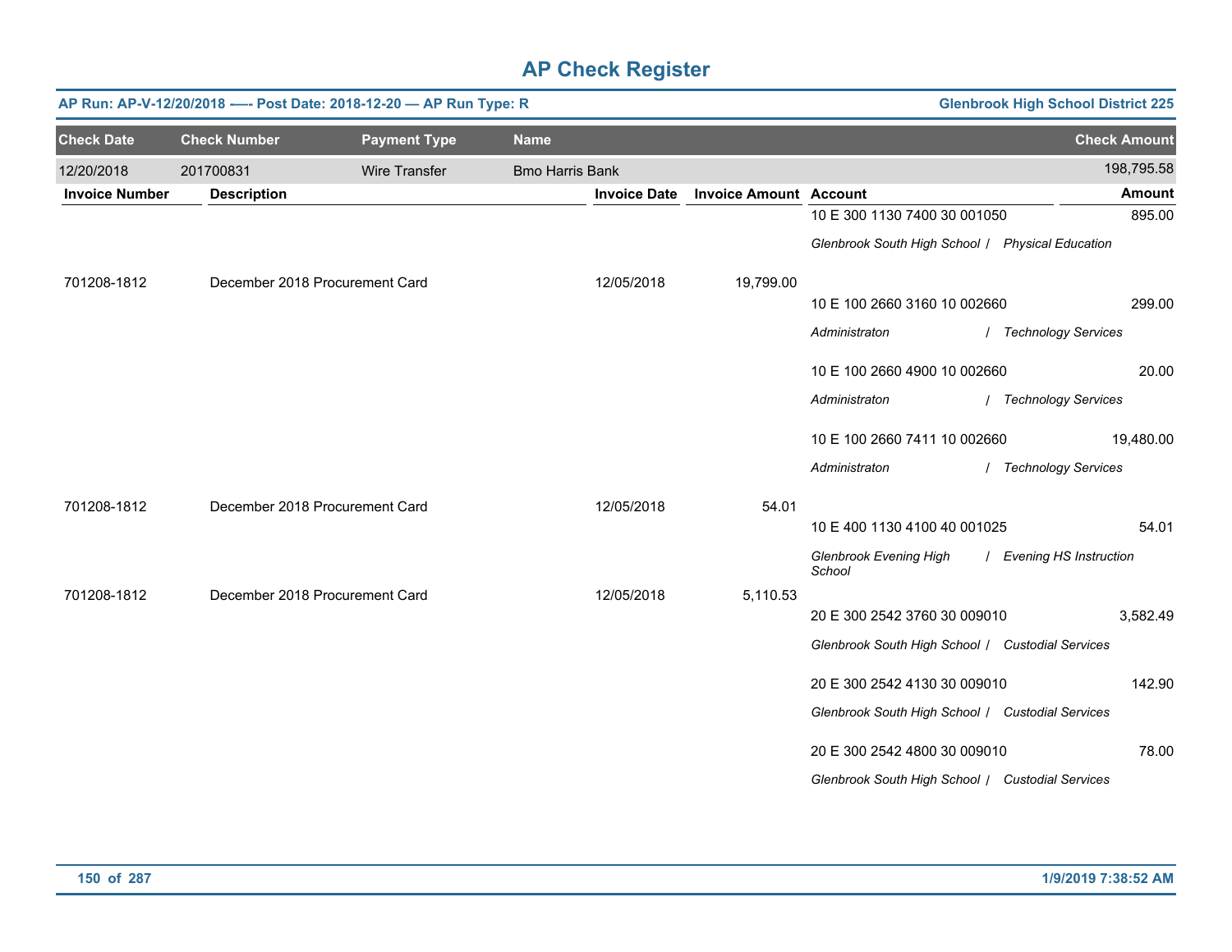# AP Check Register

**AP Run: AP-V-12/20/2018 -— Post Date: 2018-12-20 — AP Run Type: R** | **Glenbrook High School District 225**

| Check Date | Check Number | Payment Type | Name | Check Amount |
|---|---|---|---|---|
| 12/20/2018 | 201700831 | Wire Transfer | Bmo Harris Bank | 198,795.58 |

| Invoice Number | Description | Invoice Date | Invoice Amount | Account | Amount |
|---|---|---|---|---|---|
| | | | | 10 E 300 1130 7400 30 001050 | 895.00 |
| | | | | *Glenbrook South High School / Physical Education* | |
| 701208-1812 | December 2018 Procurement Card | 12/05/2018 | 19,799.00 | | |
| | | | | 10 E 100 2660 3160 10 002660 | 299.00 |
| | | | | *Administraton / Technology Services* | |
| | | | | 10 E 100 2660 4900 10 002660 | 20.00 |
| | | | | *Administraton / Technology Services* | |
| | | | | 10 E 100 2660 7411 10 002660 | 19,480.00 |
| | | | | *Administraton / Technology Services* | |
| 701208-1812 | December 2018 Procurement Card | 12/05/2018 | 54.01 | | |
| | | | | 10 E 400 1130 4100 40 001025 | 54.01 |
| | | | | *Glenbrook Evening High School / Evening HS Instruction* | |
| 701208-1812 | December 2018 Procurement Card | 12/05/2018 | 5,110.53 | | |
| | | | | 20 E 300 2542 3760 30 009010 | 3,582.49 |
| | | | | *Glenbrook South High School / Custodial Services* | |
| | | | | 20 E 300 2542 4130 30 009010 | 142.90 |
| | | | | *Glenbrook South High School / Custodial Services* | |
| | | | | 20 E 300 2542 4800 30 009010 | 78.00 |
| | | | | *Glenbrook South High School / Custodial Services* | |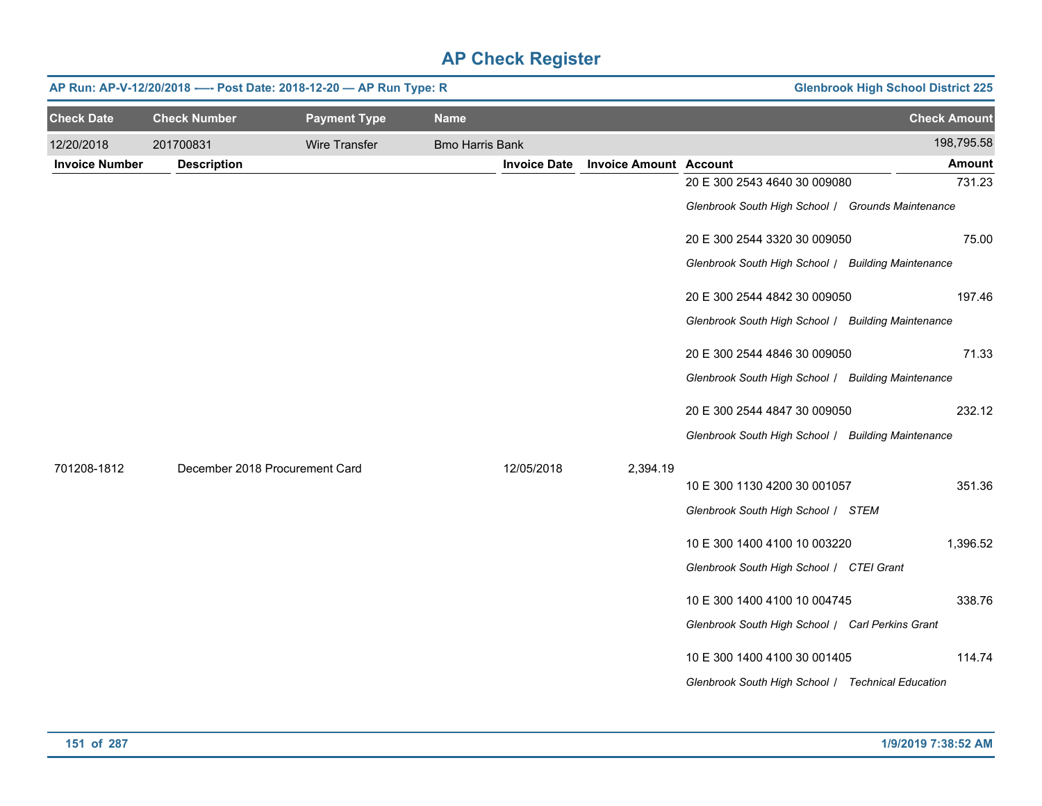# AP Check Register

**AP Run: AP-V-12/20/2018 -—- Post Date: 2018-12-20 — AP Run Type: R** | **Glenbrook High School District 225**

| Check Date | Check Number | Payment Type | Name | Check Amount |
|---|---|---|---|---|
| 12/20/2018 | 201700831 | Wire Transfer | Bmo Harris Bank | 198,795.58 |

| Invoice Number | Description | Invoice Date | Invoice Amount | Account | Amount |
|---|---|---|---|---|---|
| | | | | 20 E 300 2543 4640 30 009080<br>*Glenbrook South High School / Grounds Maintenance* | 731.23 |
| | | | | 20 E 300 2544 3320 30 009050<br>*Glenbrook South High School / Building Maintenance* | 75.00 |
| | | | | 20 E 300 2544 4842 30 009050<br>*Glenbrook South High School / Building Maintenance* | 197.46 |
| | | | | 20 E 300 2544 4846 30 009050<br>*Glenbrook South High School / Building Maintenance* | 71.33 |
| | | | | 20 E 300 2544 4847 30 009050<br>*Glenbrook South High School / Building Maintenance* | 232.12 |
| 701208-1812 | December 2018 Procurement Card | 12/05/2018 | 2,394.19 | | |
| | | | | 10 E 300 1130 4200 30 001057<br>*Glenbrook South High School / STEM* | 351.36 |
| | | | | 10 E 300 1400 4100 10 003220<br>*Glenbrook South High School / CTEI Grant* | 1,396.52 |
| | | | | 10 E 300 1400 4100 10 004745<br>*Glenbrook South High School / Carl Perkins Grant* | 338.76 |
| | | | | 10 E 300 1400 4100 30 001405<br>*Glenbrook South High School / Technical Education* | 114.74 |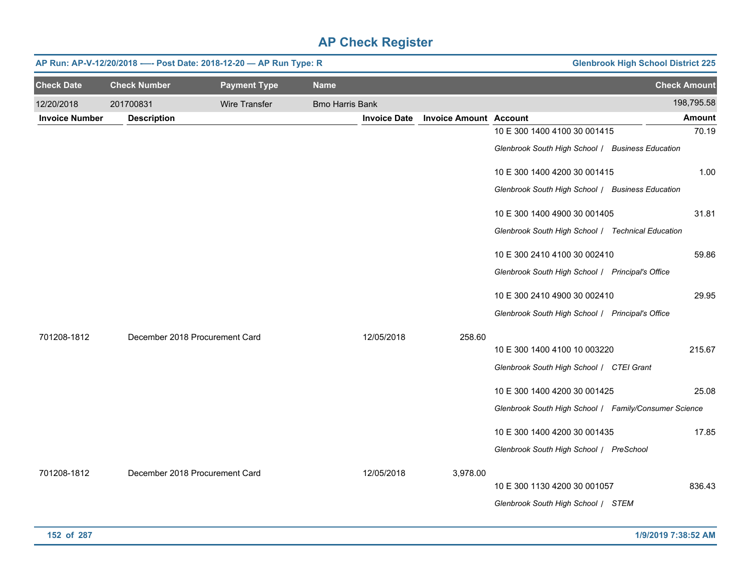# AP Check Register

**AP Run: AP-V-12/20/2018 —- Post Date: 2018-12-20 — AP Run Type: R** | **Glenbrook High School District 225**

| Check Date | Check Number | Payment Type | Name | Check Amount |
|---|---|---|---|---|
| 12/20/2018 | 201700831 | Wire Transfer | Bmo Harris Bank | 198,795.58 |

| Invoice Number | Description | Invoice Date | Invoice Amount | Account | Amount |
|---|---|---|---|---|---|
| | | | | 10 E 300 1400 4100 30 001415<br>*Glenbrook South High School / Business Education* | 70.19 |
| | | | | 10 E 300 1400 4200 30 001415<br>*Glenbrook South High School / Business Education* | 1.00 |
| | | | | 10 E 300 1400 4900 30 001405<br>*Glenbrook South High School / Technical Education* | 31.81 |
| | | | | 10 E 300 2410 4100 30 002410<br>*Glenbrook South High School / Principal's Office* | 59.86 |
| | | | | 10 E 300 2410 4900 30 002410<br>*Glenbrook South High School / Principal's Office* | 29.95 |
| 701208-1812 | December 2018 Procurement Card | 12/05/2018 | 258.60 | | |
| | | | | 10 E 300 1400 4100 10 003220<br>*Glenbrook South High School / CTEI Grant* | 215.67 |
| | | | | 10 E 300 1400 4200 30 001425<br>*Glenbrook South High School / Family/Consumer Science* | 25.08 |
| | | | | 10 E 300 1400 4200 30 001435<br>*Glenbrook South High School / PreSchool* | 17.85 |
| 701208-1812 | December 2018 Procurement Card | 12/05/2018 | 3,978.00 | | |
| | | | | 10 E 300 1130 4200 30 001057<br>*Glenbrook South High School / STEM* | 836.43 |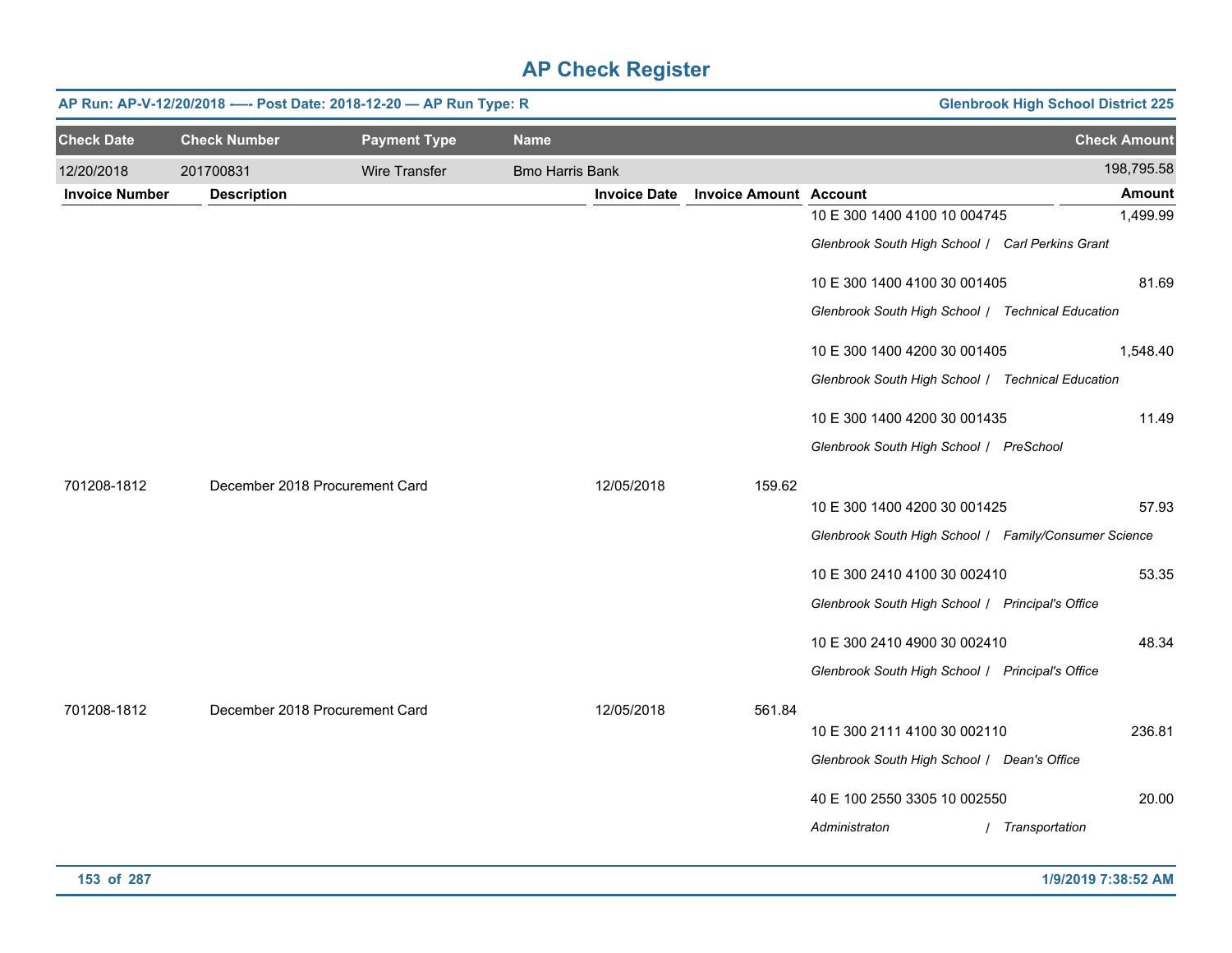# AP Check Register

**AP Run: AP-V-12/20/2018 -—- Post Date: 2018-12-20 — AP Run Type: R** **Glenbrook High School District 225**

| Check Date | Check Number | Payment Type | Name | Check Amount |
|---|---|---|---|---|
| 12/20/2018 | 201700831 | Wire Transfer | Bmo Harris Bank | 198,795.58 |

| Invoice Number | Description | Invoice Date | Invoice Amount | Account | Amount |
|---|---|---|---|---|---|
| | | | | 10 E 300 1400 4100 10 004745 | 1,499.99 |
| | | | | *Glenbrook South High School / Carl Perkins Grant* | |
| | | | | 10 E 300 1400 4100 30 001405 | 81.69 |
| | | | | *Glenbrook South High School / Technical Education* | |
| | | | | 10 E 300 1400 4200 30 001405 | 1,548.40 |
| | | | | *Glenbrook South High School / Technical Education* | |
| | | | | 10 E 300 1400 4200 30 001435 | 11.49 |
| | | | | *Glenbrook South High School / PreSchool* | |
| 701208-1812 | December 2018 Procurement Card | 12/05/2018 | 159.62 | | |
| | | | | 10 E 300 1400 4200 30 001425 | 57.93 |
| | | | | *Glenbrook South High School / Family/Consumer Science* | |
| | | | | 10 E 300 2410 4100 30 002410 | 53.35 |
| | | | | *Glenbrook South High School / Principal's Office* | |
| | | | | 10 E 300 2410 4900 30 002410 | 48.34 |
| | | | | *Glenbrook South High School / Principal's Office* | |
| 701208-1812 | December 2018 Procurement Card | 12/05/2018 | 561.84 | | |
| | | | | 10 E 300 2111 4100 30 002110 | 236.81 |
| | | | | *Glenbrook South High School / Dean's Office* | |
| | | | | 40 E 100 2550 3305 10 002550 | 20.00 |
| | | | | *Administraton / Transportation* | |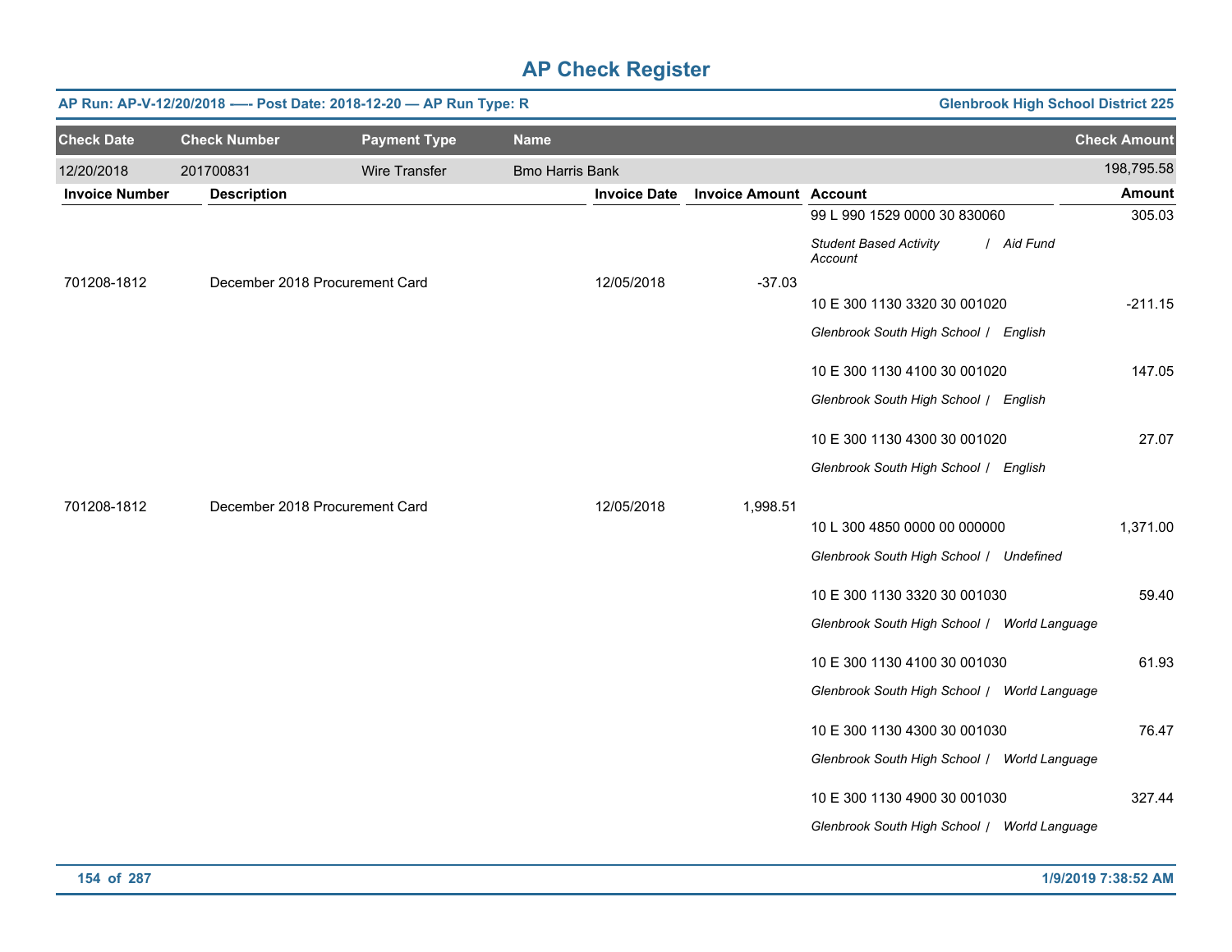# AP Check Register

**AP Run: AP-V-12/20/2018 —- Post Date: 2018-12-20 — AP Run Type: R** | **Glenbrook High School District 225**

| Check Date | Check Number | Payment Type | Name | Check Amount |
|---|---|---|---|---|
| 12/20/2018 | 201700831 | Wire Transfer | Bmo Harris Bank | 198,795.58 |

| Invoice Number | Description | Invoice Date | Invoice Amount | Account | Amount |
|---|---|---|---|---|---|
| | | | | 99 L 990 1529 0000 30 830060 | 305.03 |
| | | | | *Student Based Activity Account / Aid Fund* | |
| 701208-1812 | December 2018 Procurement Card | 12/05/2018 | -37.03 | | |
| | | | | 10 E 300 1130 3320 30 001020 | -211.15 |
| | | | | *Glenbrook South High School / English* | |
| | | | | 10 E 300 1130 4100 30 001020 | 147.05 |
| | | | | *Glenbrook South High School / English* | |
| | | | | 10 E 300 1130 4300 30 001020 | 27.07 |
| | | | | *Glenbrook South High School / English* | |
| 701208-1812 | December 2018 Procurement Card | 12/05/2018 | 1,998.51 | | |
| | | | | 10 L 300 4850 0000 00 000000 | 1,371.00 |
| | | | | *Glenbrook South High School / Undefined* | |
| | | | | 10 E 300 1130 3320 30 001030 | 59.40 |
| | | | | *Glenbrook South High School / World Language* | |
| | | | | 10 E 300 1130 4100 30 001030 | 61.93 |
| | | | | *Glenbrook South High School / World Language* | |
| | | | | 10 E 300 1130 4300 30 001030 | 76.47 |
| | | | | *Glenbrook South High School / World Language* | |
| | | | | 10 E 300 1130 4900 30 001030 | 327.44 |
| | | | | *Glenbrook South High School / World Language* | |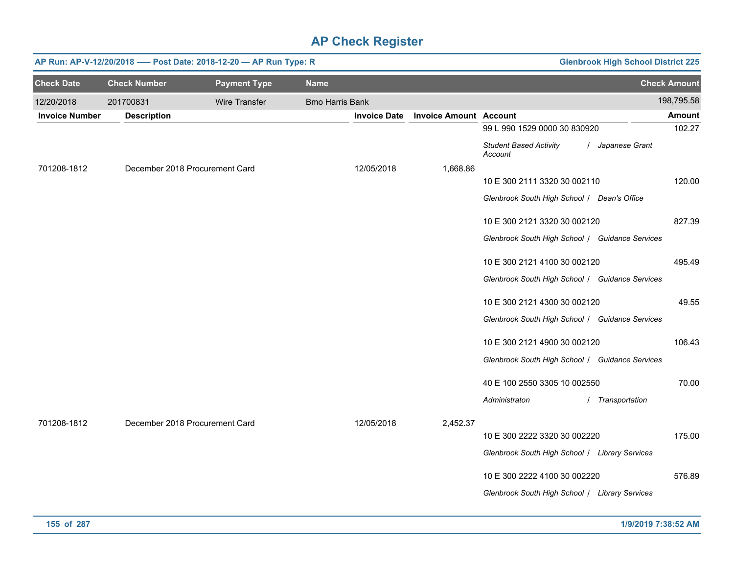# AP Check Register

**AP Run: AP-V-12/20/2018 -—- Post Date: 2018-12-20 — AP Run Type: R** **Glenbrook High School District 225**

| Check Date | Check Number | Payment Type | Name | Check Amount |
|---|---|---|---|---|
| 12/20/2018 | 201700831 | Wire Transfer | Bmo Harris Bank | 198,795.58 |

| Invoice Number | Description | Invoice Date | Invoice Amount | Account | Amount |
|---|---|---|---|---|---|
| | | | | 99 L 990 1529 0000 30 830920<br>*Student Based Activity Account / Japanese Grant* | 102.27 |
| 701208-1812 | December 2018 Procurement Card | 12/05/2018 | 1,668.86 | | |
| | | | | 10 E 300 2111 3320 30 002110<br>*Glenbrook South High School / Dean's Office* | 120.00 |
| | | | | 10 E 300 2121 3320 30 002120<br>*Glenbrook South High School / Guidance Services* | 827.39 |
| | | | | 10 E 300 2121 4100 30 002120<br>*Glenbrook South High School / Guidance Services* | 495.49 |
| | | | | 10 E 300 2121 4300 30 002120<br>*Glenbrook South High School / Guidance Services* | 49.55 |
| | | | | 10 E 300 2121 4900 30 002120<br>*Glenbrook South High School / Guidance Services* | 106.43 |
| | | | | 40 E 100 2550 3305 10 002550<br>*Administraton / Transportation* | 70.00 |
| 701208-1812 | December 2018 Procurement Card | 12/05/2018 | 2,452.37 | | |
| | | | | 10 E 300 2222 3320 30 002220<br>*Glenbrook South High School / Library Services* | 175.00 |
| | | | | 10 E 300 2222 4100 30 002220<br>*Glenbrook South High School / Library Services* | 576.89 |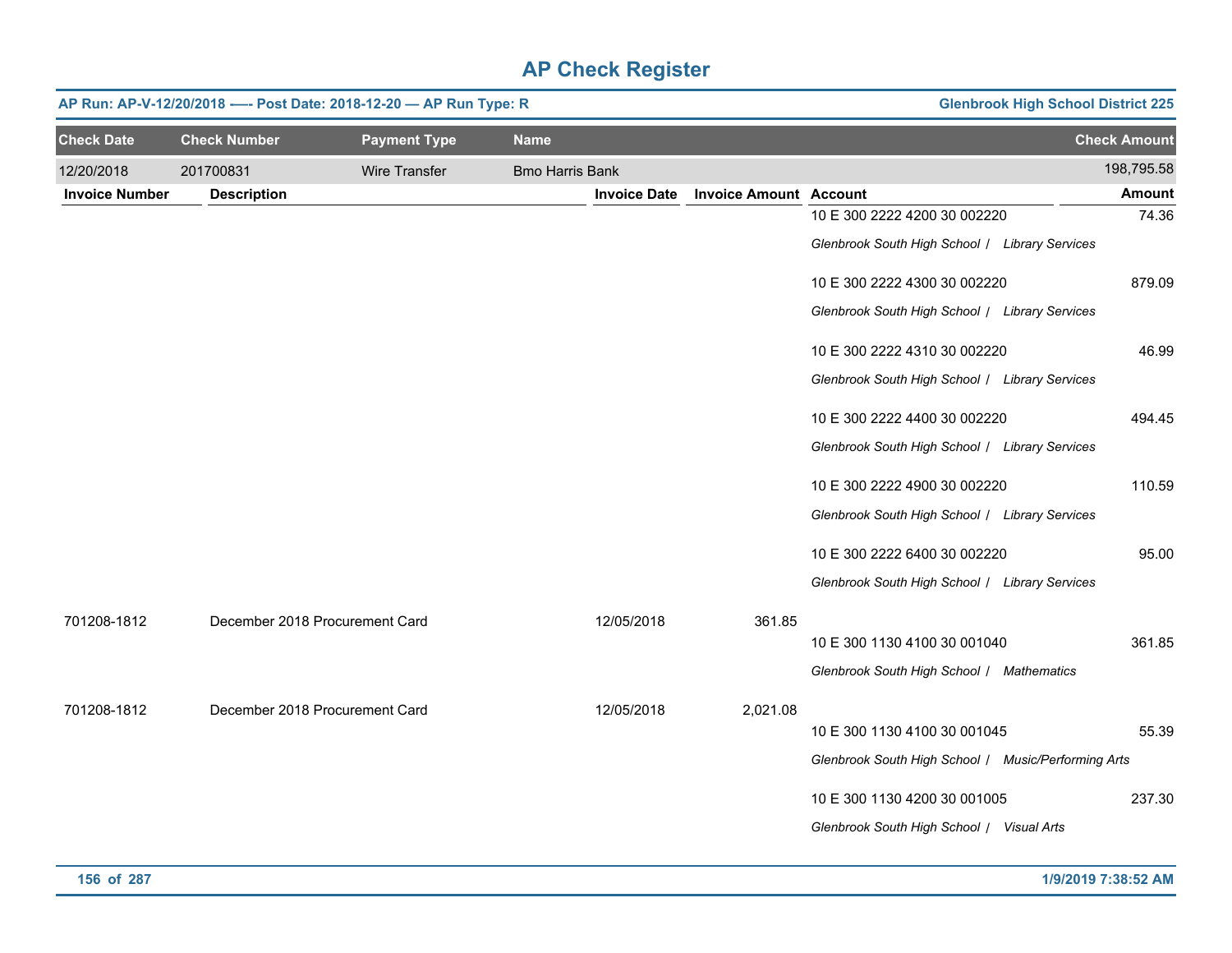# AP Check Register

**AP Run: AP-V-12/20/2018 —- Post Date: 2018-12-20 — AP Run Type: R** | **Glenbrook High School District 225**

| Check Date | Check Number | Payment Type | Name | Check Amount |
|---|---|---|---|---|
| 12/20/2018 | 201700831 | Wire Transfer | Bmo Harris Bank | 198,795.58 |

| Invoice Number | Description | Invoice Date | Invoice Amount | Account | Amount |
|---|---|---|---|---|---|
| | | | | 10 E 300 2222 4200 30 002220<br>*Glenbrook South High School / Library Services* | 74.36 |
| | | | | 10 E 300 2222 4300 30 002220<br>*Glenbrook South High School / Library Services* | 879.09 |
| | | | | 10 E 300 2222 4310 30 002220<br>*Glenbrook South High School / Library Services* | 46.99 |
| | | | | 10 E 300 2222 4400 30 002220<br>*Glenbrook South High School / Library Services* | 494.45 |
| | | | | 10 E 300 2222 4900 30 002220<br>*Glenbrook South High School / Library Services* | 110.59 |
| | | | | 10 E 300 2222 6400 30 002220<br>*Glenbrook South High School / Library Services* | 95.00 |
| 701208-1812 | December 2018 Procurement Card | 12/05/2018 | 361.85 | | |
| | | | | 10 E 300 1130 4100 30 001040<br>*Glenbrook South High School / Mathematics* | 361.85 |
| 701208-1812 | December 2018 Procurement Card | 12/05/2018 | 2,021.08 | | |
| | | | | 10 E 300 1130 4100 30 001045<br>*Glenbrook South High School / Music/Performing Arts* | 55.39 |
| | | | | 10 E 300 1130 4200 30 001005<br>*Glenbrook South High School / Visual Arts* | 237.30 |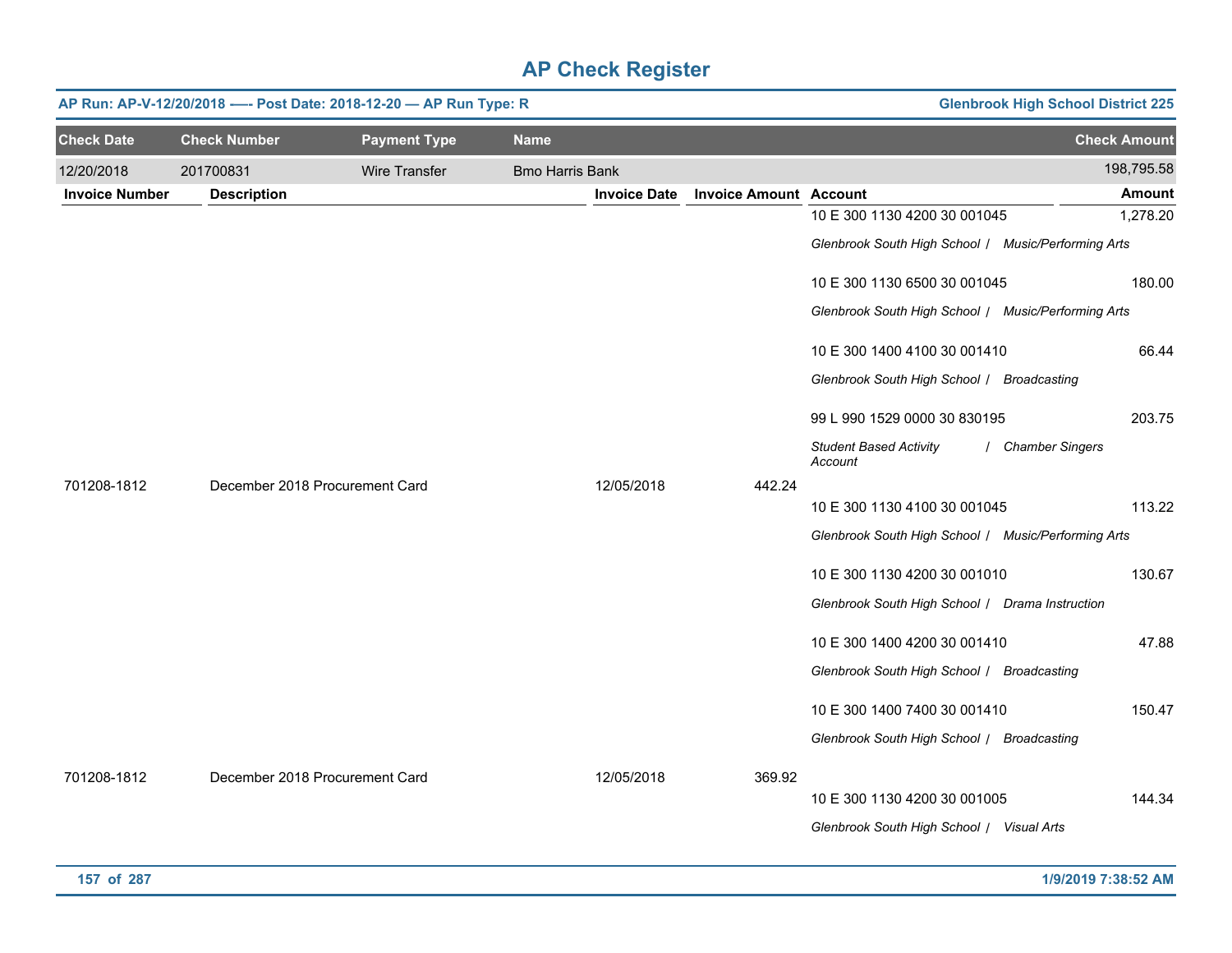# AP Check Register

**AP Run: AP-V-12/20/2018 -—- Post Date: 2018-12-20 — AP Run Type: R** — **Glenbrook High School District 225**

| Check Date | Check Number | Payment Type | Name | Check Amount |
|---|---|---|---|---|
| 12/20/2018 | 201700831 | Wire Transfer | Bmo Harris Bank | 198,795.58 |

| Invoice Number | Description | Invoice Date | Invoice Amount | Account | Amount |
|---|---|---|---|---|---|
| | | | | 10 E 300 1130 4200 30 001045<br>*Glenbrook South High School / Music/Performing Arts* | 1,278.20 |
| | | | | 10 E 300 1130 6500 30 001045<br>*Glenbrook South High School / Music/Performing Arts* | 180.00 |
| | | | | 10 E 300 1400 4100 30 001410<br>*Glenbrook South High School / Broadcasting* | 66.44 |
| | | | | 99 L 990 1529 0000 30 830195<br>*Student Based Activity Account / Chamber Singers* | 203.75 |
| 701208-1812 | December 2018 Procurement Card | 12/05/2018 | 442.24 | | |
| | | | | 10 E 300 1130 4100 30 001045<br>*Glenbrook South High School / Music/Performing Arts* | 113.22 |
| | | | | 10 E 300 1130 4200 30 001010<br>*Glenbrook South High School / Drama Instruction* | 130.67 |
| | | | | 10 E 300 1400 4200 30 001410<br>*Glenbrook South High School / Broadcasting* | 47.88 |
| | | | | 10 E 300 1400 7400 30 001410<br>*Glenbrook South High School / Broadcasting* | 150.47 |
| 701208-1812 | December 2018 Procurement Card | 12/05/2018 | 369.92 | | |
| | | | | 10 E 300 1130 4200 30 001005<br>*Glenbrook South High School / Visual Arts* | 144.34 |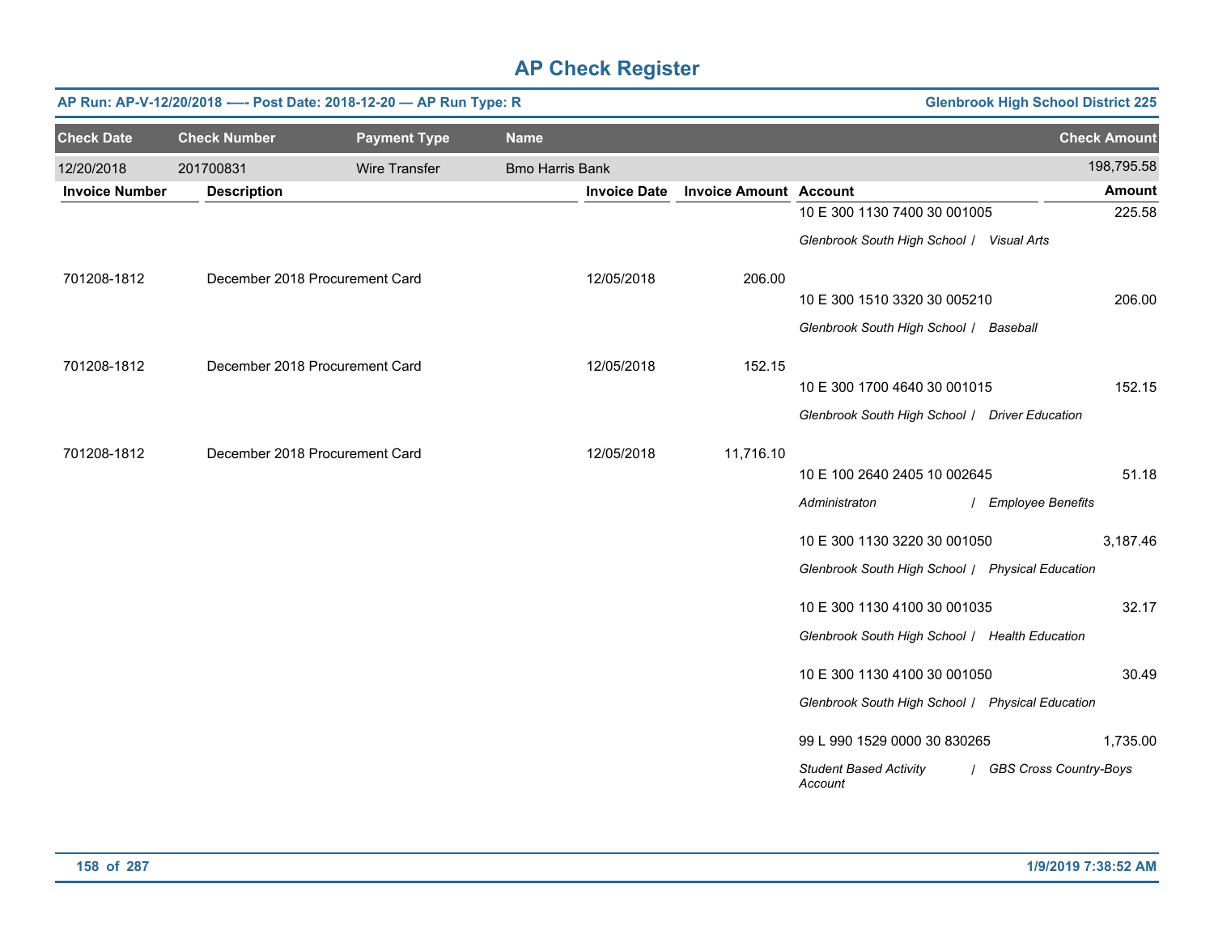# AP Check Register

**AP Run: AP-V-12/20/2018 —- Post Date: 2018-12-20 — AP Run Type: R** | **Glenbrook High School District 225**

| Check Date | Check Number | Payment Type | Name | Check Amount |
|---|---|---|---|---|
| 12/20/2018 | 201700831 | Wire Transfer | Bmo Harris Bank | 198,795.58 |

| Invoice Number | Description | Invoice Date | Invoice Amount | Account | Amount |
|---|---|---|---|---|---|
| | | | | 10 E 300 1130 7400 30 001005 | 225.58 |
| | | | | *Glenbrook South High School / Visual Arts* | |
| 701208-1812 | December 2018 Procurement Card | 12/05/2018 | 206.00 | | |
| | | | | 10 E 300 1510 3320 30 005210 | 206.00 |
| | | | | *Glenbrook South High School / Baseball* | |
| 701208-1812 | December 2018 Procurement Card | 12/05/2018 | 152.15 | | |
| | | | | 10 E 300 1700 4640 30 001015 | 152.15 |
| | | | | *Glenbrook South High School / Driver Education* | |
| 701208-1812 | December 2018 Procurement Card | 12/05/2018 | 11,716.10 | | |
| | | | | 10 E 100 2640 2405 10 002645 | 51.18 |
| | | | | *Administraton / Employee Benefits* | |
| | | | | 10 E 300 1130 3220 30 001050 | 3,187.46 |
| | | | | *Glenbrook South High School / Physical Education* | |
| | | | | 10 E 300 1130 4100 30 001035 | 32.17 |
| | | | | *Glenbrook South High School / Health Education* | |
| | | | | 10 E 300 1130 4100 30 001050 | 30.49 |
| | | | | *Glenbrook South High School / Physical Education* | |
| | | | | 99 L 990 1529 0000 30 830265 | 1,735.00 |
| | | | | *Student Based Activity Account / GBS Cross Country-Boys* | |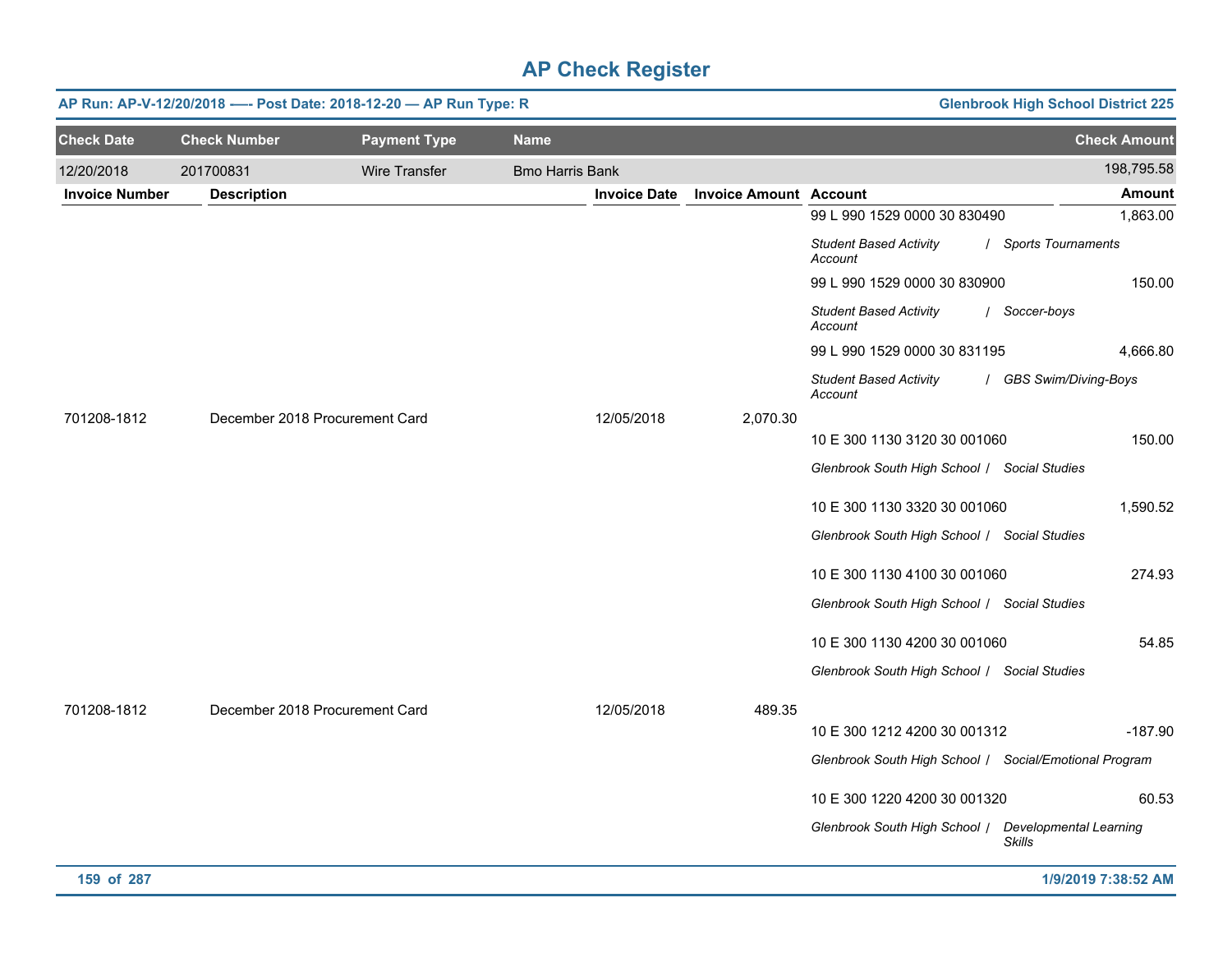# AP Check Register

**AP Run: AP-V-12/20/2018 —- Post Date: 2018-12-20 — AP Run Type: R** | **Glenbrook High School District 225**

| Check Date | Check Number | Payment Type | Name | Check Amount |
|---|---|---|---|---|
| 12/20/2018 | 201700831 | Wire Transfer | Bmo Harris Bank | 198,795.58 |

| Invoice Number | Description | Invoice Date | Invoice Amount | Account | Amount |
|---|---|---|---|---|---|
| | | | | 99 L 990 1529 0000 30 830490 | 1,863.00 |
| | | | | *Student Based Activity Account / Sports Tournaments* | |
| | | | | 99 L 990 1529 0000 30 830900 | 150.00 |
| | | | | *Student Based Activity Account / Soccer-boys* | |
| | | | | 99 L 990 1529 0000 30 831195 | 4,666.80 |
| | | | | *Student Based Activity Account / GBS Swim/Diving-Boys* | |
| 701208-1812 | December 2018 Procurement Card | 12/05/2018 | 2,070.30 | | |
| | | | | 10 E 300 1130 3120 30 001060 | 150.00 |
| | | | | *Glenbrook South High School / Social Studies* | |
| | | | | 10 E 300 1130 3320 30 001060 | 1,590.52 |
| | | | | *Glenbrook South High School / Social Studies* | |
| | | | | 10 E 300 1130 4100 30 001060 | 274.93 |
| | | | | *Glenbrook South High School / Social Studies* | |
| | | | | 10 E 300 1130 4200 30 001060 | 54.85 |
| | | | | *Glenbrook South High School / Social Studies* | |
| 701208-1812 | December 2018 Procurement Card | 12/05/2018 | 489.35 | | |
| | | | | 10 E 300 1212 4200 30 001312 | -187.90 |
| | | | | *Glenbrook South High School / Social/Emotional Program* | |
| | | | | 10 E 300 1220 4200 30 001320 | 60.53 |
| | | | | *Glenbrook South High School / Developmental Learning Skills* | |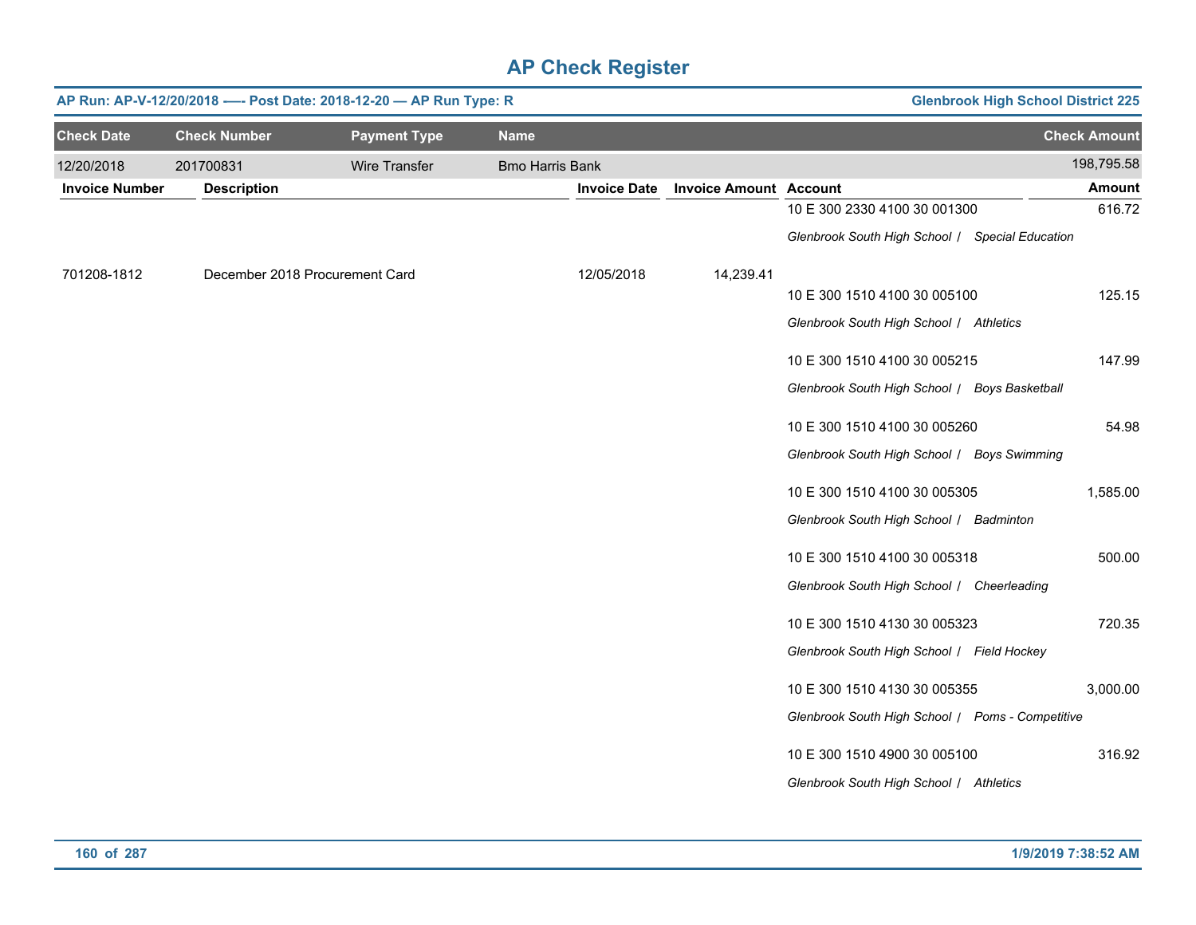# AP Check Register

**AP Run: AP-V-12/20/2018 -—- Post Date: 2018-12-20 — AP Run Type: R** | **Glenbrook High School District 225**

| Check Date | Check Number | Payment Type | Name | Check Amount |
|---|---|---|---|---|
| 12/20/2018 | 201700831 | Wire Transfer | Bmo Harris Bank | 198,795.58 |

| Invoice Number | Description | Invoice Date | Invoice Amount | Account | Amount |
|---|---|---|---|---|---|
| | | | | 10 E 300 2330 4100 30 001300<br>*Glenbrook South High School / Special Education* | 616.72 |
| 701208-1812 | December 2018 Procurement Card | 12/05/2018 | 14,239.41 | | |
| | | | | 10 E 300 1510 4100 30 005100<br>*Glenbrook South High School / Athletics* | 125.15 |
| | | | | 10 E 300 1510 4100 30 005215<br>*Glenbrook South High School / Boys Basketball* | 147.99 |
| | | | | 10 E 300 1510 4100 30 005260<br>*Glenbrook South High School / Boys Swimming* | 54.98 |
| | | | | 10 E 300 1510 4100 30 005305<br>*Glenbrook South High School / Badminton* | 1,585.00 |
| | | | | 10 E 300 1510 4100 30 005318<br>*Glenbrook South High School / Cheerleading* | 500.00 |
| | | | | 10 E 300 1510 4130 30 005323<br>*Glenbrook South High School / Field Hockey* | 720.35 |
| | | | | 10 E 300 1510 4130 30 005355<br>*Glenbrook South High School / Poms - Competitive* | 3,000.00 |
| | | | | 10 E 300 1510 4900 30 005100<br>*Glenbrook South High School / Athletics* | 316.92 |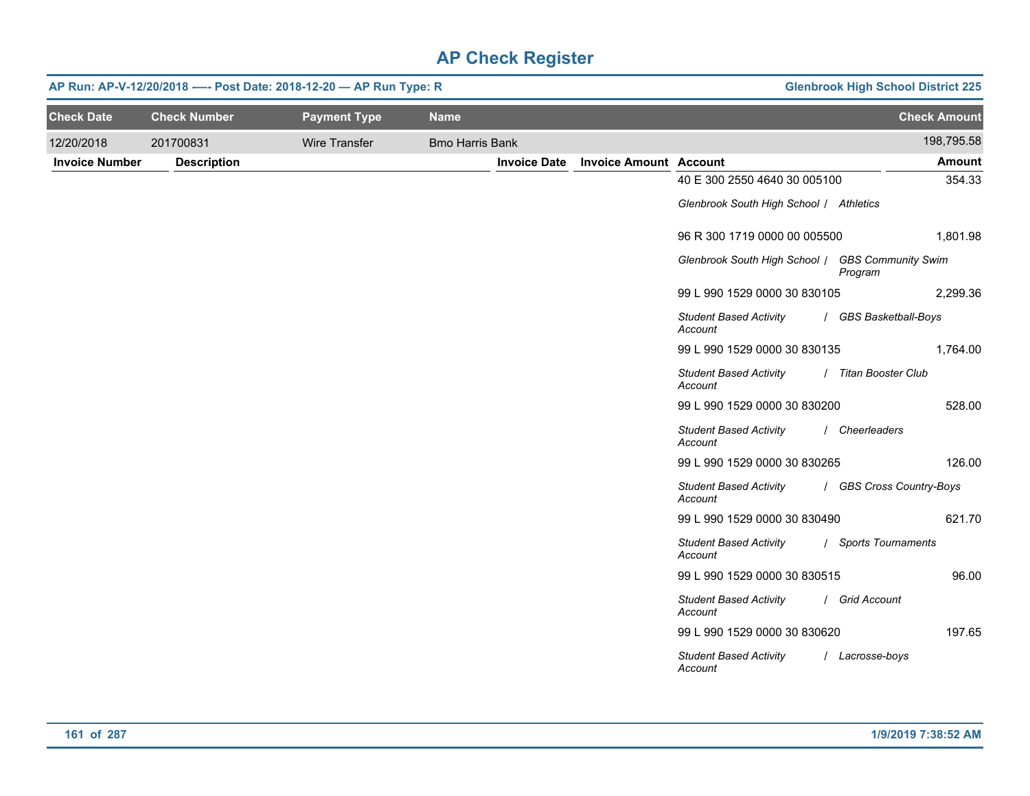# AP Check Register

**AP Run: AP-V-12/20/2018 —- Post Date: 2018-12-20 — AP Run Type: R** | **Glenbrook High School District 225**

| Check Date | Check Number | Payment Type | Name | Check Amount |
|---|---|---|---|---|
| 12/20/2018 | 201700831 | Wire Transfer | Bmo Harris Bank | 198,795.58 |

| Invoice Number | Description | Invoice Date | Invoice Amount | Account | Amount |
|---|---|---|---|---|---|
| | | | | 40 E 300 2550 4640 30 005100<br>*Glenbrook South High School / Athletics* | 354.33 |
| | | | | 96 R 300 1719 0000 00 005500<br>*Glenbrook South High School / GBS Community Swim Program* | 1,801.98 |
| | | | | 99 L 990 1529 0000 30 830105<br>*Student Based Activity Account / GBS Basketball-Boys* | 2,299.36 |
| | | | | 99 L 990 1529 0000 30 830135<br>*Student Based Activity Account / Titan Booster Club* | 1,764.00 |
| | | | | 99 L 990 1529 0000 30 830200<br>*Student Based Activity Account / Cheerleaders* | 528.00 |
| | | | | 99 L 990 1529 0000 30 830265<br>*Student Based Activity Account / GBS Cross Country-Boys* | 126.00 |
| | | | | 99 L 990 1529 0000 30 830490<br>*Student Based Activity Account / Sports Tournaments* | 621.70 |
| | | | | 99 L 990 1529 0000 30 830515<br>*Student Based Activity Account / Grid Account* | 96.00 |
| | | | | 99 L 990 1529 0000 30 830620<br>*Student Based Activity Account / Lacrosse-boys* | 197.65 |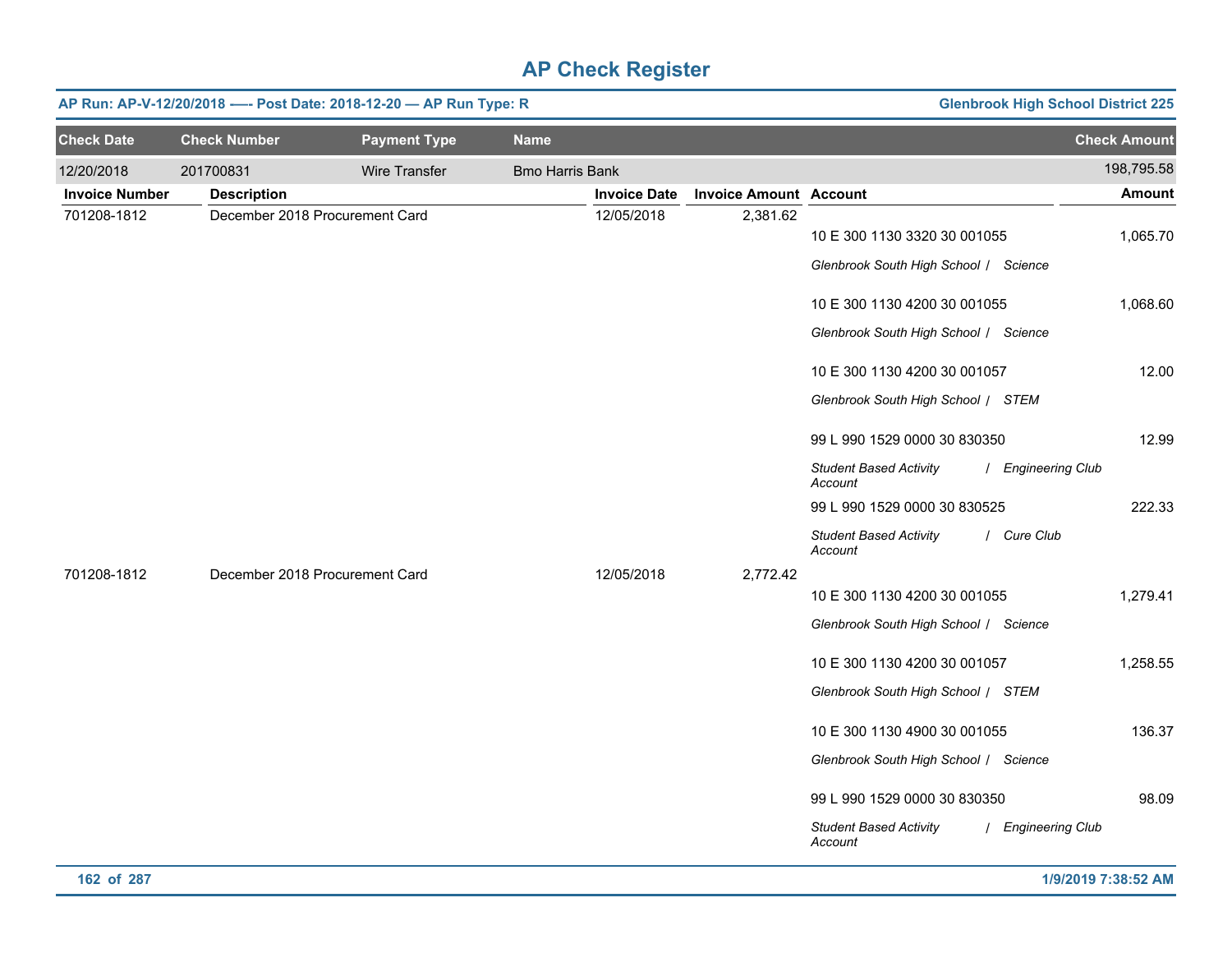# AP Check Register

**AP Run: AP-V-12/20/2018 —- Post Date: 2018-12-20 — AP Run Type: R** | **Glenbrook High School District 225**

| Check Date | Check Number | Payment Type | Name | Check Amount |
|---|---|---|---|---|
| 12/20/2018 | 201700831 | Wire Transfer | Bmo Harris Bank | 198,795.58 |

| Invoice Number | Description | Invoice Date | Invoice Amount | Account | Amount |
|---|---|---|---|---|---|
| 701208-1812 | December 2018 Procurement Card | 12/05/2018 | 2,381.62 | | |
| | | | | 10 E 300 1130 3320 30 001055<br>*Glenbrook South High School / Science* | 1,065.70 |
| | | | | 10 E 300 1130 4200 30 001055<br>*Glenbrook South High School / Science* | 1,068.60 |
| | | | | 10 E 300 1130 4200 30 001057<br>*Glenbrook South High School / STEM* | 12.00 |
| | | | | 99 L 990 1529 0000 30 830350<br>*Student Based Activity Account / Engineering Club* | 12.99 |
| | | | | 99 L 990 1529 0000 30 830525<br>*Student Based Activity Account / Cure Club* | 222.33 |
| 701208-1812 | December 2018 Procurement Card | 12/05/2018 | 2,772.42 | | |
| | | | | 10 E 300 1130 4200 30 001055<br>*Glenbrook South High School / Science* | 1,279.41 |
| | | | | 10 E 300 1130 4200 30 001057<br>*Glenbrook South High School / STEM* | 1,258.55 |
| | | | | 10 E 300 1130 4900 30 001055<br>*Glenbrook South High School / Science* | 136.37 |
| | | | | 99 L 990 1529 0000 30 830350<br>*Student Based Activity Account / Engineering Club* | 98.09 |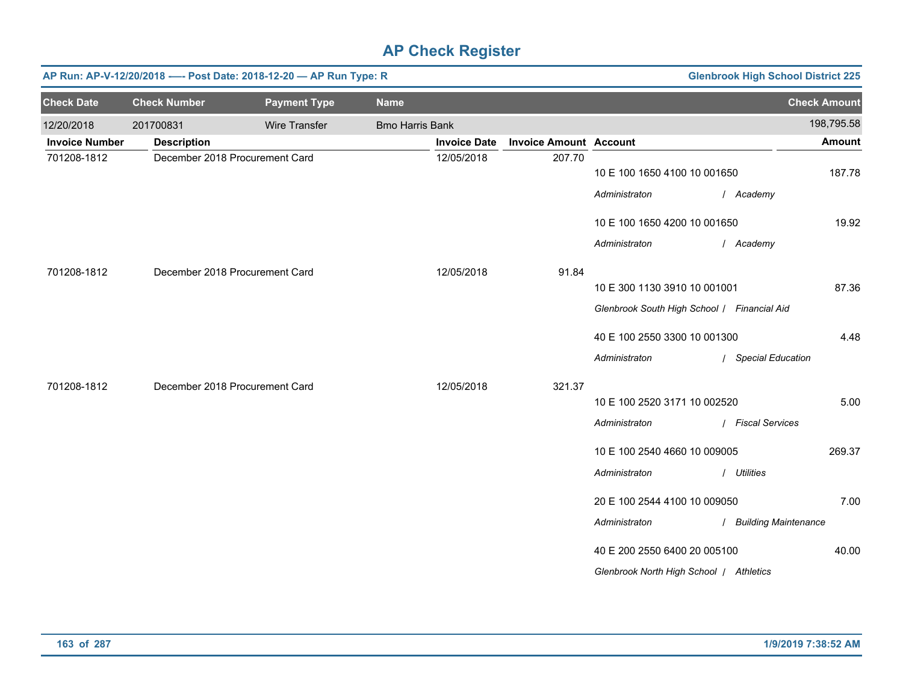# AP Check Register

**AP Run: AP-V-12/20/2018 -— Post Date: 2018-12-20 — AP Run Type: R** | **Glenbrook High School District 225**

| Check Date | Check Number | Payment Type | Name | Check Amount |
|---|---|---|---|---|
| 12/20/2018 | 201700831 | Wire Transfer | Bmo Harris Bank | 198,795.58 |

| Invoice Number | Description | Invoice Date | Invoice Amount | Account | Amount |
|---|---|---|---|---|---|
| 701208-1812 | December 2018 Procurement Card | 12/05/2018 | 207.70 | 10 E 100 1650 4100 10 001650 | 187.78 |
| | | | | *Administraton / Academy* | |
| | | | | 10 E 100 1650 4200 10 001650 | 19.92 |
| | | | | *Administraton / Academy* | |
| 701208-1812 | December 2018 Procurement Card | 12/05/2018 | 91.84 | 10 E 300 1130 3910 10 001001 | 87.36 |
| | | | | *Glenbrook South High School / Financial Aid* | |
| | | | | 40 E 100 2550 3300 10 001300 | 4.48 |
| | | | | *Administraton / Special Education* | |
| 701208-1812 | December 2018 Procurement Card | 12/05/2018 | 321.37 | 10 E 100 2520 3171 10 002520 | 5.00 |
| | | | | *Administraton / Fiscal Services* | |
| | | | | 10 E 100 2540 4660 10 009005 | 269.37 |
| | | | | *Administraton / Utilities* | |
| | | | | 20 E 100 2544 4100 10 009050 | 7.00 |
| | | | | *Administraton / Building Maintenance* | |
| | | | | 40 E 200 2550 6400 20 005100 | 40.00 |
| | | | | *Glenbrook North High School / Athletics* | |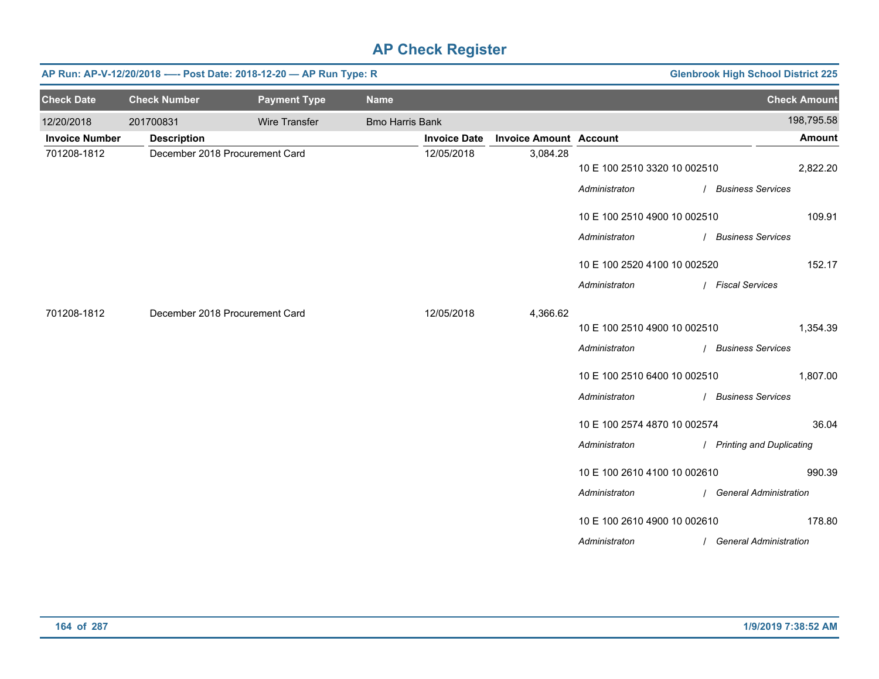# AP Check Register

**AP Run: AP-V-12/20/2018 —- Post Date: 2018-12-20 — AP Run Type: R** | **Glenbrook High School District 225**

| Check Date | Check Number | Payment Type | Name | Check Amount |
|---|---|---|---|---|
| 12/20/2018 | 201700831 | Wire Transfer | Bmo Harris Bank | 198,795.58 |

| Invoice Number | Description | Invoice Date | Invoice Amount | Account | Amount |
|---|---|---|---|---|---|
| 701208-1812 | December 2018 Procurement Card | 12/05/2018 | 3,084.28 | | |
| | | | | 10 E 100 2510 3320 10 002510 | 2,822.20 |
| | | | | *Administraton / Business Services* | |
| | | | | 10 E 100 2510 4900 10 002510 | 109.91 |
| | | | | *Administraton / Business Services* | |
| | | | | 10 E 100 2520 4100 10 002520 | 152.17 |
| | | | | *Administraton / Fiscal Services* | |
| 701208-1812 | December 2018 Procurement Card | 12/05/2018 | 4,366.62 | | |
| | | | | 10 E 100 2510 4900 10 002510 | 1,354.39 |
| | | | | *Administraton / Business Services* | |
| | | | | 10 E 100 2510 6400 10 002510 | 1,807.00 |
| | | | | *Administraton / Business Services* | |
| | | | | 10 E 100 2574 4870 10 002574 | 36.04 |
| | | | | *Administraton / Printing and Duplicating* | |
| | | | | 10 E 100 2610 4100 10 002610 | 990.39 |
| | | | | *Administraton / General Administration* | |
| | | | | 10 E 100 2610 4900 10 002610 | 178.80 |
| | | | | *Administraton / General Administration* | |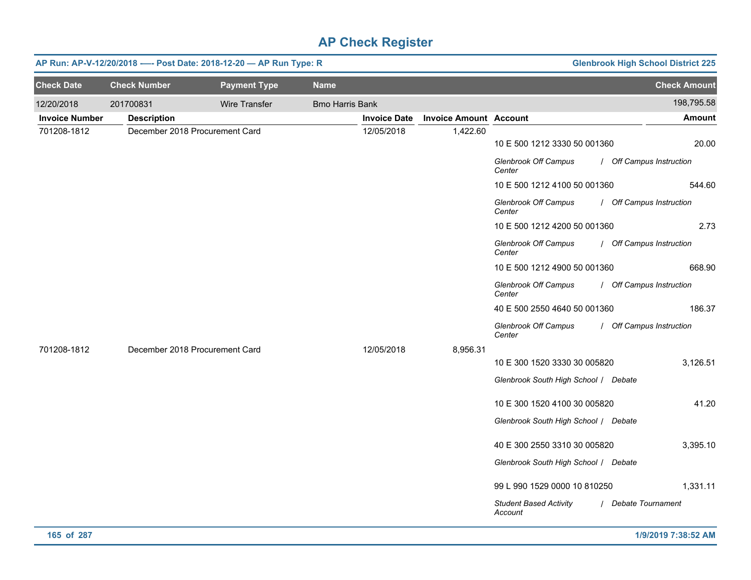# AP Check Register

**AP Run: AP-V-12/20/2018 —- Post Date: 2018-12-20 — AP Run Type: R** | **Glenbrook High School District 225**

| Check Date | Check Number | Payment Type | Name | | | Check Amount |
|---|---|---|---|---|---|---|
| 12/20/2018 | 201700831 | Wire Transfer | Bmo Harris Bank | | | 198,795.58 |

| Invoice Number | Description | Invoice Date | Invoice Amount | Account | Amount |
|---|---|---|---|---|---|
| 701208-1812 | December 2018 Procurement Card | 12/05/2018 | 1,422.60 | | |
| | | | | 10 E 500 1212 3330 50 001360 | 20.00 |
| | | | | *Glenbrook Off Campus Center / Off Campus Instruction* | |
| | | | | 10 E 500 1212 4100 50 001360 | 544.60 |
| | | | | *Glenbrook Off Campus Center / Off Campus Instruction* | |
| | | | | 10 E 500 1212 4200 50 001360 | 2.73 |
| | | | | *Glenbrook Off Campus Center / Off Campus Instruction* | |
| | | | | 10 E 500 1212 4900 50 001360 | 668.90 |
| | | | | *Glenbrook Off Campus Center / Off Campus Instruction* | |
| | | | | 40 E 500 2550 4640 50 001360 | 186.37 |
| | | | | *Glenbrook Off Campus Center / Off Campus Instruction* | |
| 701208-1812 | December 2018 Procurement Card | 12/05/2018 | 8,956.31 | | |
| | | | | 10 E 300 1520 3330 30 005820 | 3,126.51 |
| | | | | *Glenbrook South High School / Debate* | |
| | | | | 10 E 300 1520 4100 30 005820 | 41.20 |
| | | | | *Glenbrook South High School / Debate* | |
| | | | | 40 E 300 2550 3310 30 005820 | 3,395.10 |
| | | | | *Glenbrook South High School / Debate* | |
| | | | | 99 L 990 1529 0000 10 810250 | 1,331.11 |
| | | | | *Student Based Activity Account / Debate Tournament* | |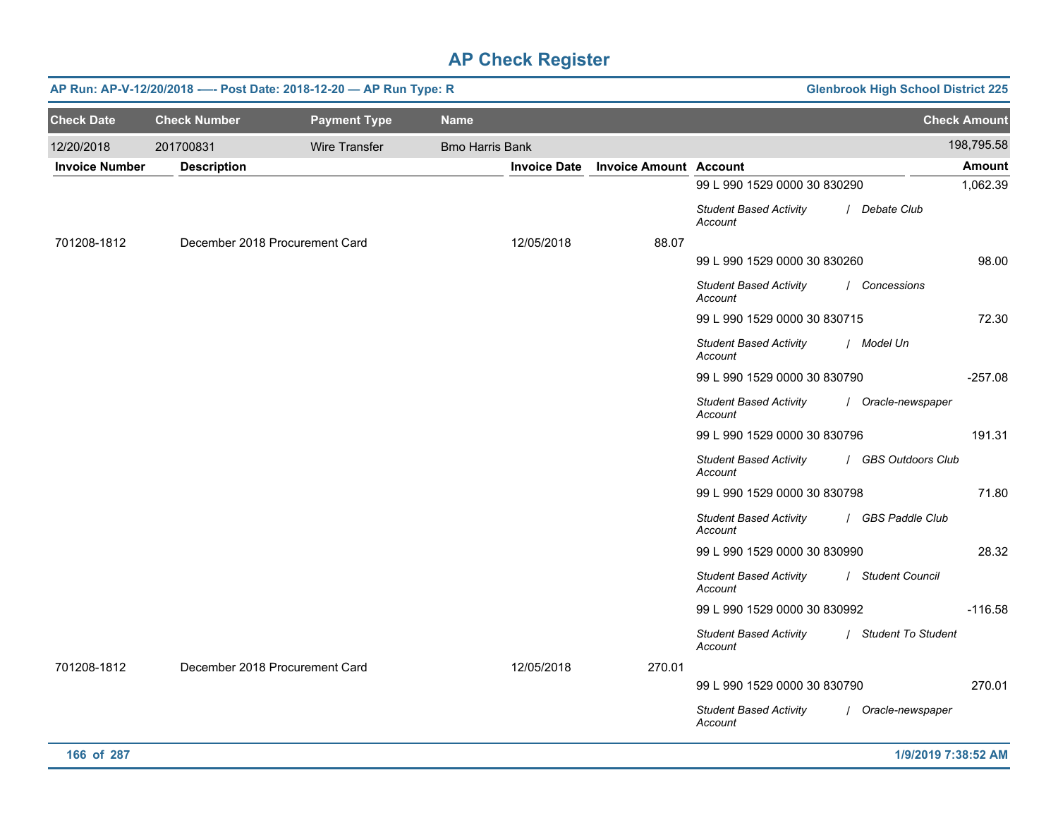# AP Check Register

**AP Run: AP-V-12/20/2018 —- Post Date: 2018-12-20 — AP Run Type: R** | **Glenbrook High School District 225**

| Check Date | Check Number | Payment Type | Name | Check Amount |
|---|---|---|---|---|
| 12/20/2018 | 201700831 | Wire Transfer | Bmo Harris Bank | 198,795.58 |

| Invoice Number | Description | Invoice Date | Invoice Amount | Account | Amount |
|---|---|---|---|---|---|
| | | | | 99 L 990 1529 0000 30 830290<br>*Student Based Activity Account / Debate Club* | 1,062.39 |
| 701208-1812 | December 2018 Procurement Card | 12/05/2018 | 88.07 | | |
| | | | | 99 L 990 1529 0000 30 830260<br>*Student Based Activity Account / Concessions* | 98.00 |
| | | | | 99 L 990 1529 0000 30 830715<br>*Student Based Activity Account / Model Un* | 72.30 |
| | | | | 99 L 990 1529 0000 30 830790<br>*Student Based Activity Account / Oracle-newspaper* | -257.08 |
| | | | | 99 L 990 1529 0000 30 830796<br>*Student Based Activity Account / GBS Outdoors Club* | 191.31 |
| | | | | 99 L 990 1529 0000 30 830798<br>*Student Based Activity Account / GBS Paddle Club* | 71.80 |
| | | | | 99 L 990 1529 0000 30 830990<br>*Student Based Activity Account / Student Council* | 28.32 |
| | | | | 99 L 990 1529 0000 30 830992<br>*Student Based Activity Account / Student To Student* | -116.58 |
| 701208-1812 | December 2018 Procurement Card | 12/05/2018 | 270.01 | | |
| | | | | 99 L 990 1529 0000 30 830790<br>*Student Based Activity Account / Oracle-newspaper* | 270.01 |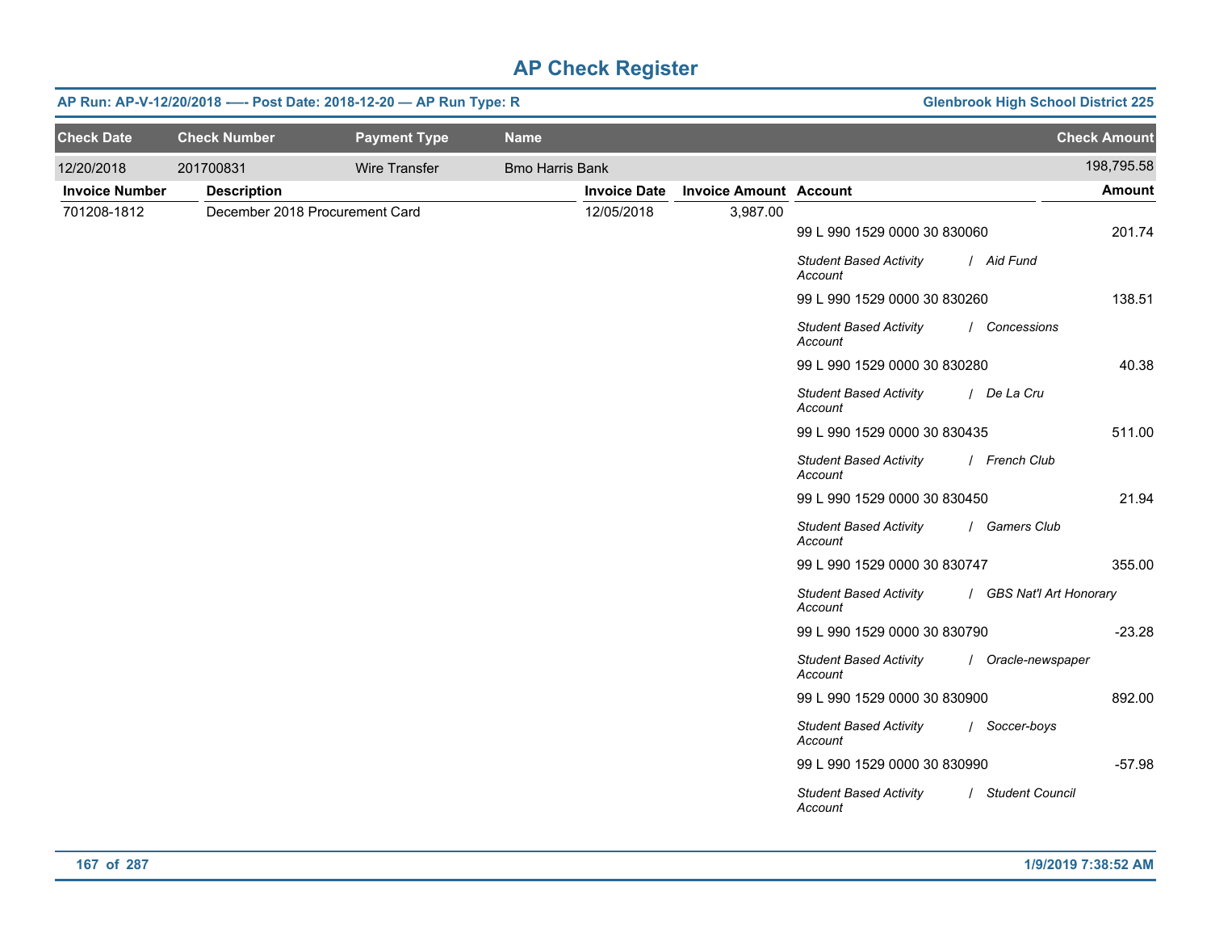# AP Check Register

**AP Run: AP-V-12/20/2018 -—- Post Date: 2018-12-20 — AP Run Type: R** | **Glenbrook High School District 225**

| Check Date | Check Number | Payment Type | Name | Check Amount |
|---|---|---|---|---|
| 12/20/2018 | 201700831 | Wire Transfer | Bmo Harris Bank | 198,795.58 |

| Invoice Number | Description | Invoice Date | Invoice Amount | Account | Amount |
|---|---|---|---|---|---|
| 701208-1812 | December 2018 Procurement Card | 12/05/2018 | 3,987.00 | | |
| | | | | 99 L 990 1529 0000 30 830060 | 201.74 |
| | | | | *Student Based Activity Account / Aid Fund* | |
| | | | | 99 L 990 1529 0000 30 830260 | 138.51 |
| | | | | *Student Based Activity Account / Concessions* | |
| | | | | 99 L 990 1529 0000 30 830280 | 40.38 |
| | | | | *Student Based Activity Account / De La Cru* | |
| | | | | 99 L 990 1529 0000 30 830435 | 511.00 |
| | | | | *Student Based Activity Account / French Club* | |
| | | | | 99 L 990 1529 0000 30 830450 | 21.94 |
| | | | | *Student Based Activity Account / Gamers Club* | |
| | | | | 99 L 990 1529 0000 30 830747 | 355.00 |
| | | | | *Student Based Activity Account / GBS Nat'l Art Honorary* | |
| | | | | 99 L 990 1529 0000 30 830790 | -23.28 |
| | | | | *Student Based Activity Account / Oracle-newspaper* | |
| | | | | 99 L 990 1529 0000 30 830900 | 892.00 |
| | | | | *Student Based Activity Account / Soccer-boys* | |
| | | | | 99 L 990 1529 0000 30 830990 | -57.98 |
| | | | | *Student Based Activity Account / Student Council* | |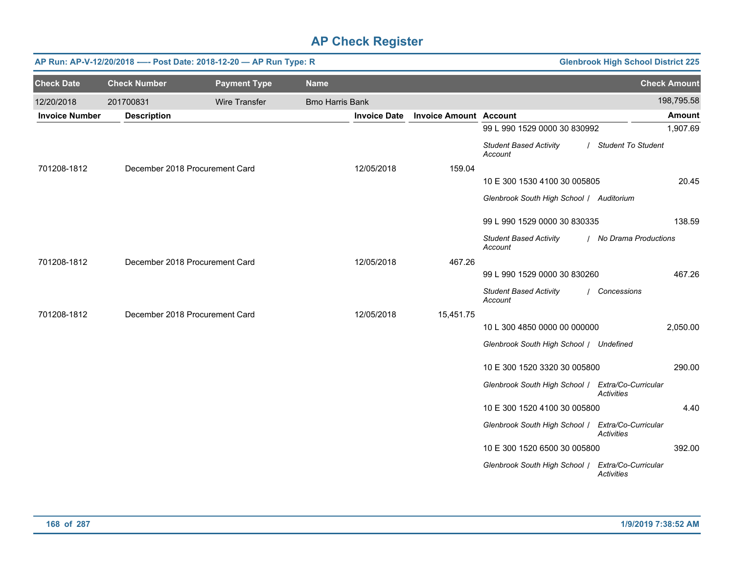# AP Check Register

**AP Run: AP-V-12/20/2018 -—- Post Date: 2018-12-20 — AP Run Type: R** — **Glenbrook High School District 225**

| Check Date | Check Number | Payment Type | Name | Check Amount |
|---|---|---|---|---|
| 12/20/2018 | 201700831 | Wire Transfer | Bmo Harris Bank | 198,795.58 |

| Invoice Number | Description | Invoice Date | Invoice Amount | Account | Amount |
|---|---|---|---|---|---|
| | | | | 99 L 990 1529 0000 30 830992 | 1,907.69 |
| | | | | *Student Based Activity Account / Student To Student* | |
| 701208-1812 | December 2018 Procurement Card | 12/05/2018 | 159.04 | | |
| | | | | 10 E 300 1530 4100 30 005805 | 20.45 |
| | | | | *Glenbrook South High School / Auditorium* | |
| | | | | 99 L 990 1529 0000 30 830335 | 138.59 |
| | | | | *Student Based Activity Account / No Drama Productions* | |
| 701208-1812 | December 2018 Procurement Card | 12/05/2018 | 467.26 | | |
| | | | | 99 L 990 1529 0000 30 830260 | 467.26 |
| | | | | *Student Based Activity Account / Concessions* | |
| 701208-1812 | December 2018 Procurement Card | 12/05/2018 | 15,451.75 | | |
| | | | | 10 L 300 4850 0000 00 000000 | 2,050.00 |
| | | | | *Glenbrook South High School / Undefined* | |
| | | | | 10 E 300 1520 3320 30 005800 | 290.00 |
| | | | | *Glenbrook South High School / Extra/Co-Curricular Activities* | |
| | | | | 10 E 300 1520 4100 30 005800 | 4.40 |
| | | | | *Glenbrook South High School / Extra/Co-Curricular Activities* | |
| | | | | 10 E 300 1520 6500 30 005800 | 392.00 |
| | | | | *Glenbrook South High School / Extra/Co-Curricular Activities* | |

1/9/2019 7:38:52 AM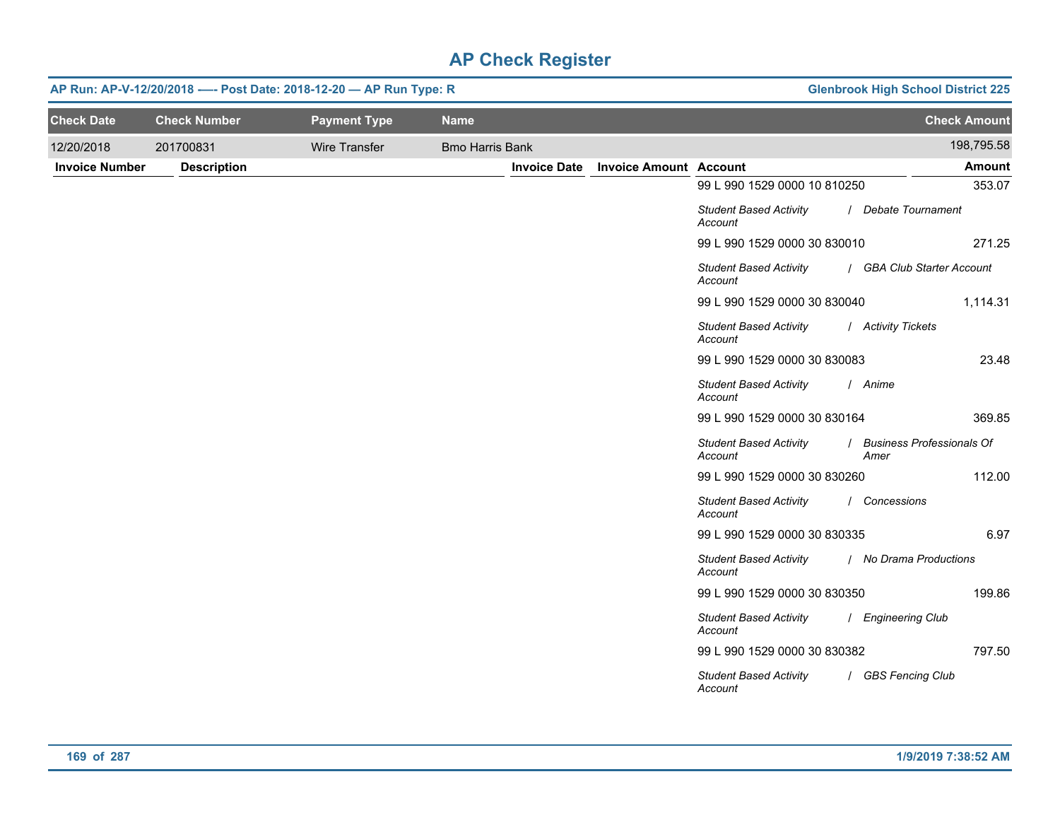# AP Check Register

**AP Run: AP-V-12/20/2018 -—- Post Date: 2018-12-20 — AP Run Type: R** | **Glenbrook High School District 225**

| Check Date | Check Number | Payment Type | Name | Check Amount |
|---|---|---|---|---|
| 12/20/2018 | 201700831 | Wire Transfer | Bmo Harris Bank | 198,795.58 |

| Invoice Number | Description | Invoice Date | Invoice Amount | Account | Amount |
|---|---|---|---|---|---|
| | | | | 99 L 990 1529 0000 10 810250<br>*Student Based Activity Account / Debate Tournament* | 353.07 |
| | | | | 99 L 990 1529 0000 30 830010<br>*Student Based Activity Account / GBA Club Starter Account* | 271.25 |
| | | | | 99 L 990 1529 0000 30 830040<br>*Student Based Activity Account / Activity Tickets* | 1,114.31 |
| | | | | 99 L 990 1529 0000 30 830083<br>*Student Based Activity Account / Anime* | 23.48 |
| | | | | 99 L 990 1529 0000 30 830164<br>*Student Based Activity Account / Business Professionals Of Amer* | 369.85 |
| | | | | 99 L 990 1529 0000 30 830260<br>*Student Based Activity Account / Concessions* | 112.00 |
| | | | | 99 L 990 1529 0000 30 830335<br>*Student Based Activity Account / No Drama Productions* | 6.97 |
| | | | | 99 L 990 1529 0000 30 830350<br>*Student Based Activity Account / Engineering Club* | 199.86 |
| | | | | 99 L 990 1529 0000 30 830382<br>*Student Based Activity Account / GBS Fencing Club* | 797.50 |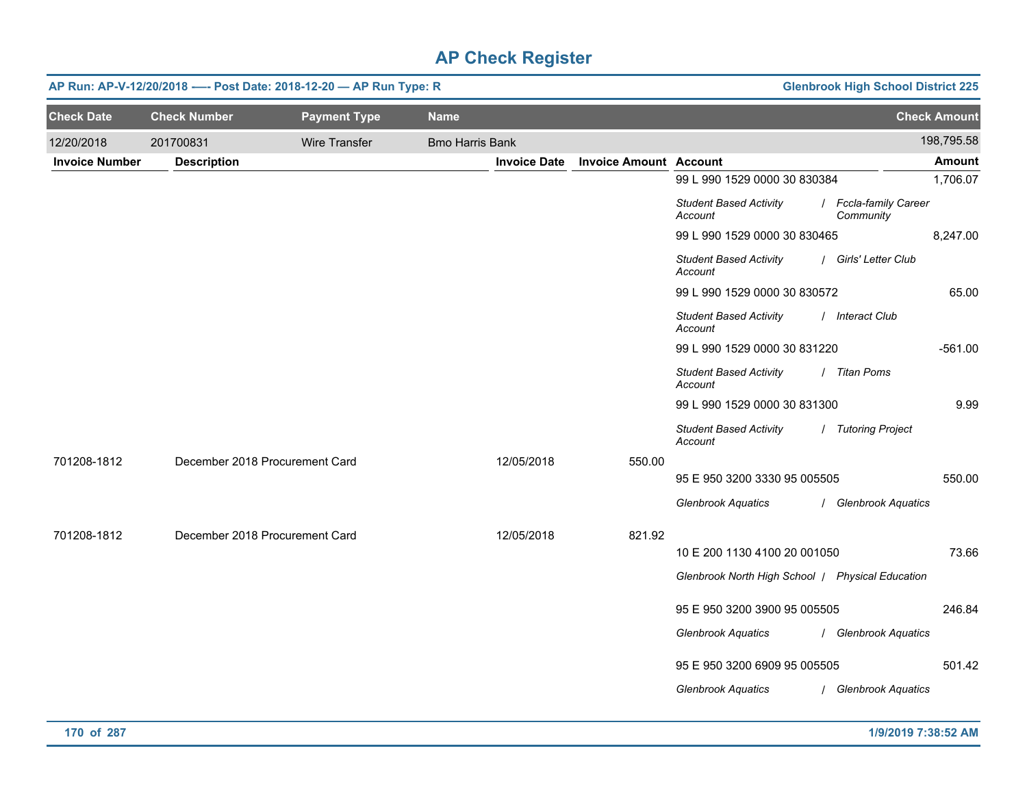# AP Check Register

**AP Run: AP-V-12/20/2018 –— Post Date: 2018-12-20 — AP Run Type: R** | **Glenbrook High School District 225**

| Check Date | Check Number | Payment Type | Name | Check Amount |
|---|---|---|---|---|
| 12/20/2018 | 201700831 | Wire Transfer | Bmo Harris Bank | 198,795.58 |

| Invoice Number | Description | Invoice Date | Invoice Amount | Account | Amount |
|---|---|---|---|---|---|
| | | | | 99 L 990 1529 0000 30 830384 | 1,706.07 |
| | | | | *Student Based Activity Account / Fccla-family Career Community* | |
| | | | | 99 L 990 1529 0000 30 830465 | 8,247.00 |
| | | | | *Student Based Activity Account / Girls' Letter Club* | |
| | | | | 99 L 990 1529 0000 30 830572 | 65.00 |
| | | | | *Student Based Activity Account / Interact Club* | |
| | | | | 99 L 990 1529 0000 30 831220 | -561.00 |
| | | | | *Student Based Activity Account / Titan Poms* | |
| | | | | 99 L 990 1529 0000 30 831300 | 9.99 |
| | | | | *Student Based Activity Account / Tutoring Project* | |
| 701208-1812 | December 2018 Procurement Card | 12/05/2018 | 550.00 | | |
| | | | | 95 E 950 3200 3330 95 005505 | 550.00 |
| | | | | *Glenbrook Aquatics / Glenbrook Aquatics* | |
| 701208-1812 | December 2018 Procurement Card | 12/05/2018 | 821.92 | | |
| | | | | 10 E 200 1130 4100 20 001050 | 73.66 |
| | | | | *Glenbrook North High School / Physical Education* | |
| | | | | 95 E 950 3200 3900 95 005505 | 246.84 |
| | | | | *Glenbrook Aquatics / Glenbrook Aquatics* | |
| | | | | 95 E 950 3200 6909 95 005505 | 501.42 |
| | | | | *Glenbrook Aquatics / Glenbrook Aquatics* | |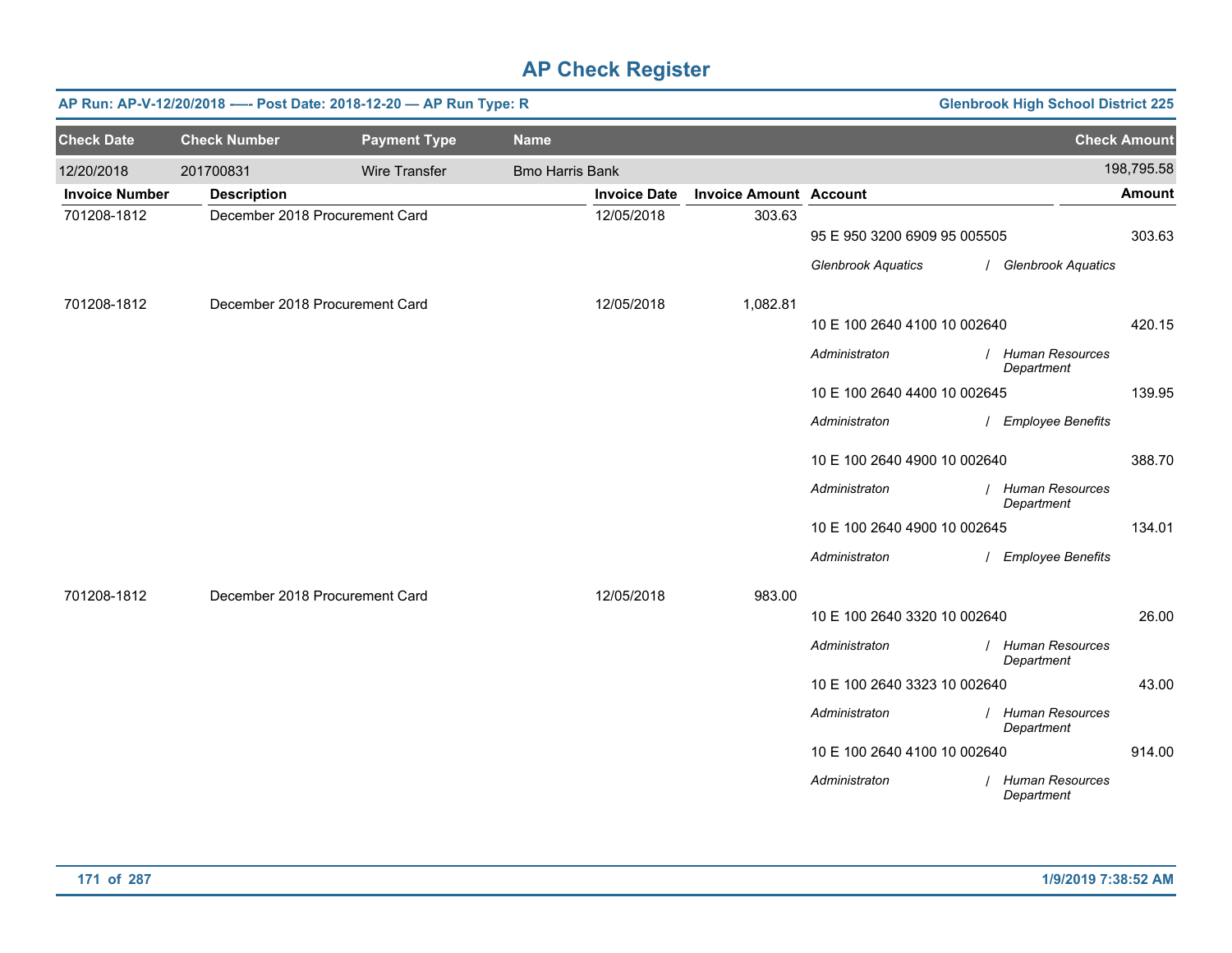# AP Check Register

**AP Run: AP-V-12/20/2018 -— Post Date: 2018-12-20 — AP Run Type: R** | **Glenbrook High School District 225**

| Check Date | Check Number | Payment Type | Name | Check Amount |
|---|---|---|---|---|
| 12/20/2018 | 201700831 | Wire Transfer | Bmo Harris Bank | 198,795.58 |

| Invoice Number | Description | Invoice Date | Invoice Amount | Account | Amount |
|---|---|---|---|---|---|
| 701208-1812 | December 2018 Procurement Card | 12/05/2018 | 303.63 | | |
| | | | | 95 E 950 3200 6909 95 005505 | 303.63 |
| | | | | *Glenbrook Aquatics / Glenbrook Aquatics* | |
| 701208-1812 | December 2018 Procurement Card | 12/05/2018 | 1,082.81 | | |
| | | | | 10 E 100 2640 4100 10 002640 | 420.15 |
| | | | | *Administraton / Human Resources Department* | |
| | | | | 10 E 100 2640 4400 10 002645 | 139.95 |
| | | | | *Administraton / Employee Benefits* | |
| | | | | 10 E 100 2640 4900 10 002640 | 388.70 |
| | | | | *Administraton / Human Resources Department* | |
| | | | | 10 E 100 2640 4900 10 002645 | 134.01 |
| | | | | *Administraton / Employee Benefits* | |
| 701208-1812 | December 2018 Procurement Card | 12/05/2018 | 983.00 | | |
| | | | | 10 E 100 2640 3320 10 002640 | 26.00 |
| | | | | *Administraton / Human Resources Department* | |
| | | | | 10 E 100 2640 3323 10 002640 | 43.00 |
| | | | | *Administraton / Human Resources Department* | |
| | | | | 10 E 100 2640 4100 10 002640 | 914.00 |
| | | | | *Administraton / Human Resources Department* | |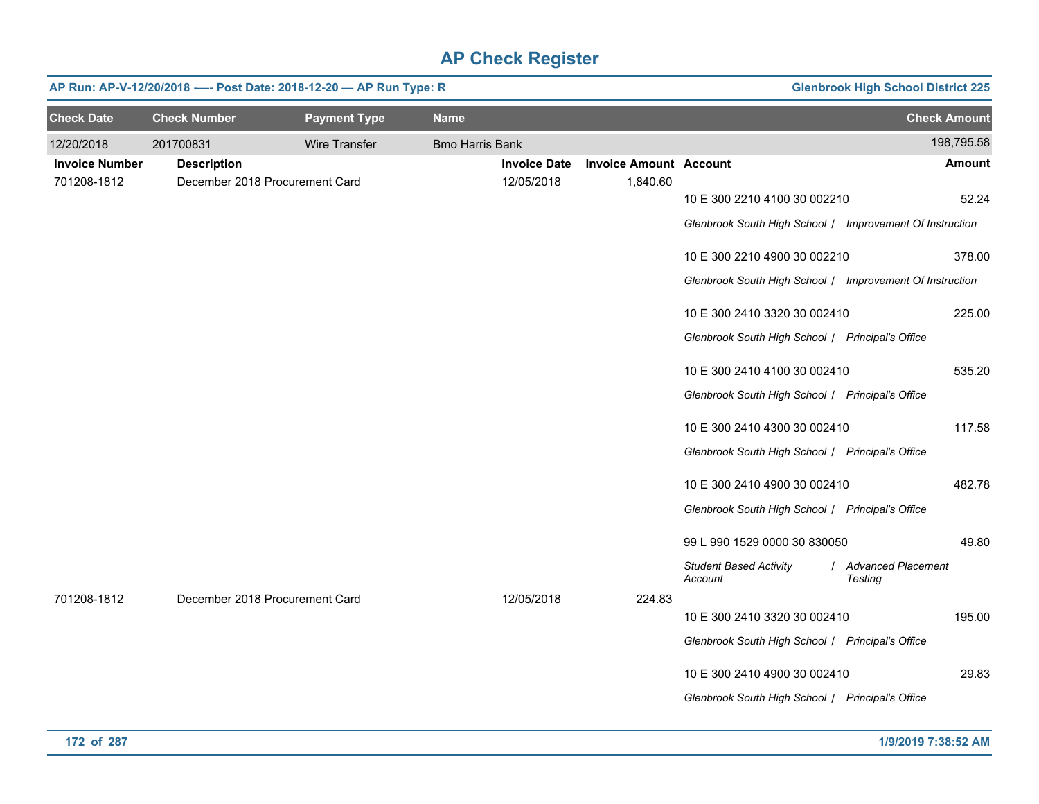# AP Check Register

**AP Run: AP-V-12/20/2018 -–- Post Date: 2018-12-20 — AP Run Type: R** | **Glenbrook High School District 225**

| Check Date | Check Number | Payment Type | Name | Check Amount |
|---|---|---|---|---|
| 12/20/2018 | 201700831 | Wire Transfer | Bmo Harris Bank | 198,795.58 |

| Invoice Number | Description | Invoice Date | Invoice Amount | Account | Amount |
|---|---|---|---|---|---|
| 701208-1812 | December 2018 Procurement Card | 12/05/2018 | 1,840.60 | | |
| | | | | 10 E 300 2210 4100 30 002210<br>*Glenbrook South High School / Improvement Of Instruction* | 52.24 |
| | | | | 10 E 300 2210 4900 30 002210<br>*Glenbrook South High School / Improvement Of Instruction* | 378.00 |
| | | | | 10 E 300 2410 3320 30 002410<br>*Glenbrook South High School / Principal's Office* | 225.00 |
| | | | | 10 E 300 2410 4100 30 002410<br>*Glenbrook South High School / Principal's Office* | 535.20 |
| | | | | 10 E 300 2410 4300 30 002410<br>*Glenbrook South High School / Principal's Office* | 117.58 |
| | | | | 10 E 300 2410 4900 30 002410<br>*Glenbrook South High School / Principal's Office* | 482.78 |
| | | | | 99 L 990 1529 0000 30 830050<br>*Student Based Activity Account / Advanced Placement Testing* | 49.80 |
| 701208-1812 | December 2018 Procurement Card | 12/05/2018 | 224.83 | | |
| | | | | 10 E 300 2410 3320 30 002410<br>*Glenbrook South High School / Principal's Office* | 195.00 |
| | | | | 10 E 300 2410 4900 30 002410<br>*Glenbrook South High School / Principal's Office* | 29.83 |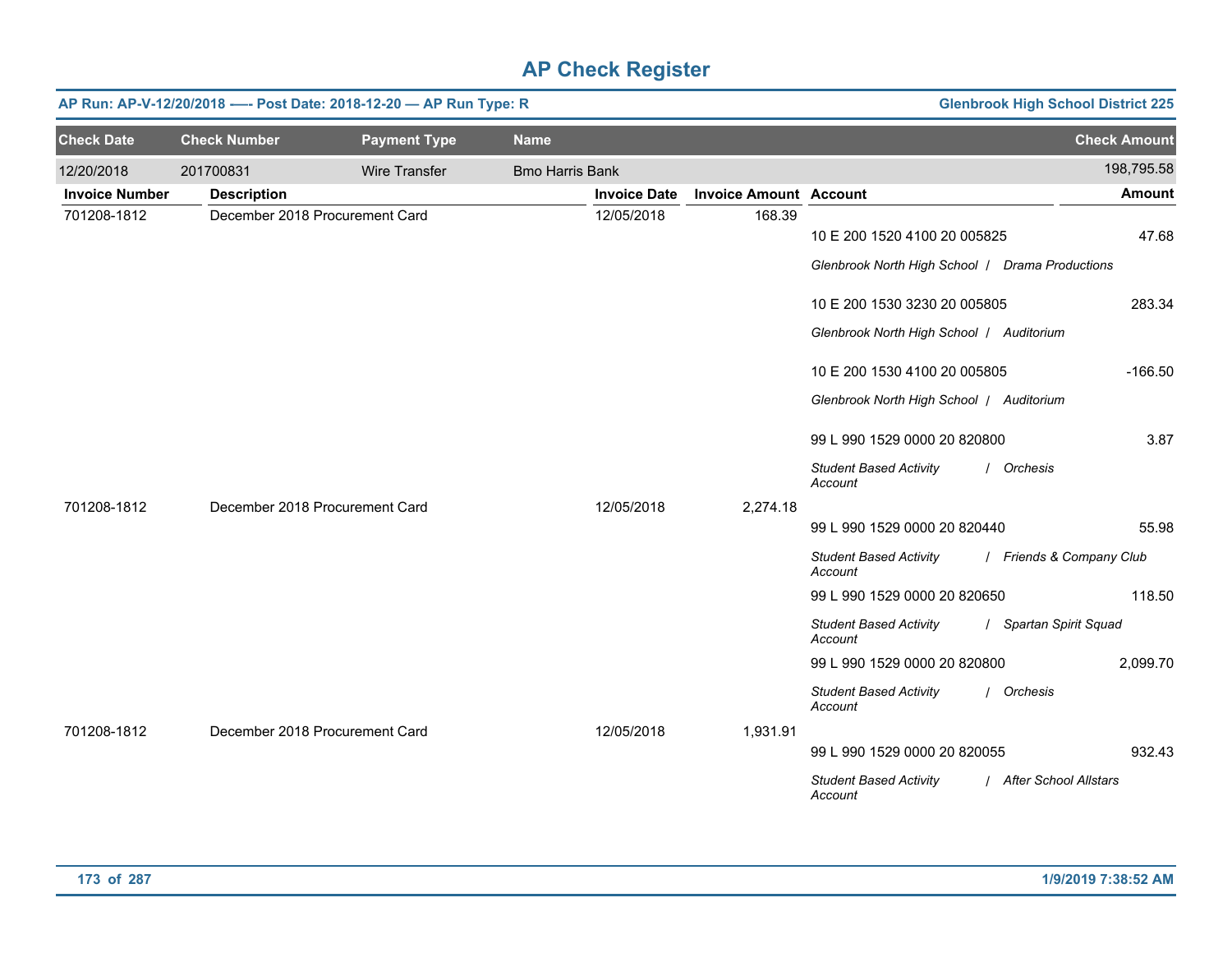# AP Check Register

**AP Run: AP-V-12/20/2018 —- Post Date: 2018-12-20 — AP Run Type: R** | **Glenbrook High School District 225**

| Check Date | Check Number | Payment Type | Name | Check Amount |
|---|---|---|---|---|
| 12/20/2018 | 201700831 | Wire Transfer | Bmo Harris Bank | 198,795.58 |

| Invoice Number | Description | Invoice Date | Invoice Amount | Account | Amount |
|---|---|---|---|---|---|
| 701208-1812 | December 2018 Procurement Card | 12/05/2018 | 168.39 | | |
| | | | | 10 E 200 1520 4100 20 005825 | 47.68 |
| | | | | *Glenbrook North High School / Drama Productions* | |
| | | | | 10 E 200 1530 3230 20 005805 | 283.34 |
| | | | | *Glenbrook North High School / Auditorium* | |
| | | | | 10 E 200 1530 4100 20 005805 | -166.50 |
| | | | | *Glenbrook North High School / Auditorium* | |
| | | | | 99 L 990 1529 0000 20 820800 | 3.87 |
| | | | | *Student Based Activity Account / Orchesis* | |
| 701208-1812 | December 2018 Procurement Card | 12/05/2018 | 2,274.18 | | |
| | | | | 99 L 990 1529 0000 20 820440 | 55.98 |
| | | | | *Student Based Activity Account / Friends & Company Club* | |
| | | | | 99 L 990 1529 0000 20 820650 | 118.50 |
| | | | | *Student Based Activity Account / Spartan Spirit Squad* | |
| | | | | 99 L 990 1529 0000 20 820800 | 2,099.70 |
| | | | | *Student Based Activity Account / Orchesis* | |
| 701208-1812 | December 2018 Procurement Card | 12/05/2018 | 1,931.91 | | |
| | | | | 99 L 990 1529 0000 20 820055 | 932.43 |
| | | | | *Student Based Activity Account / After School Allstars* | |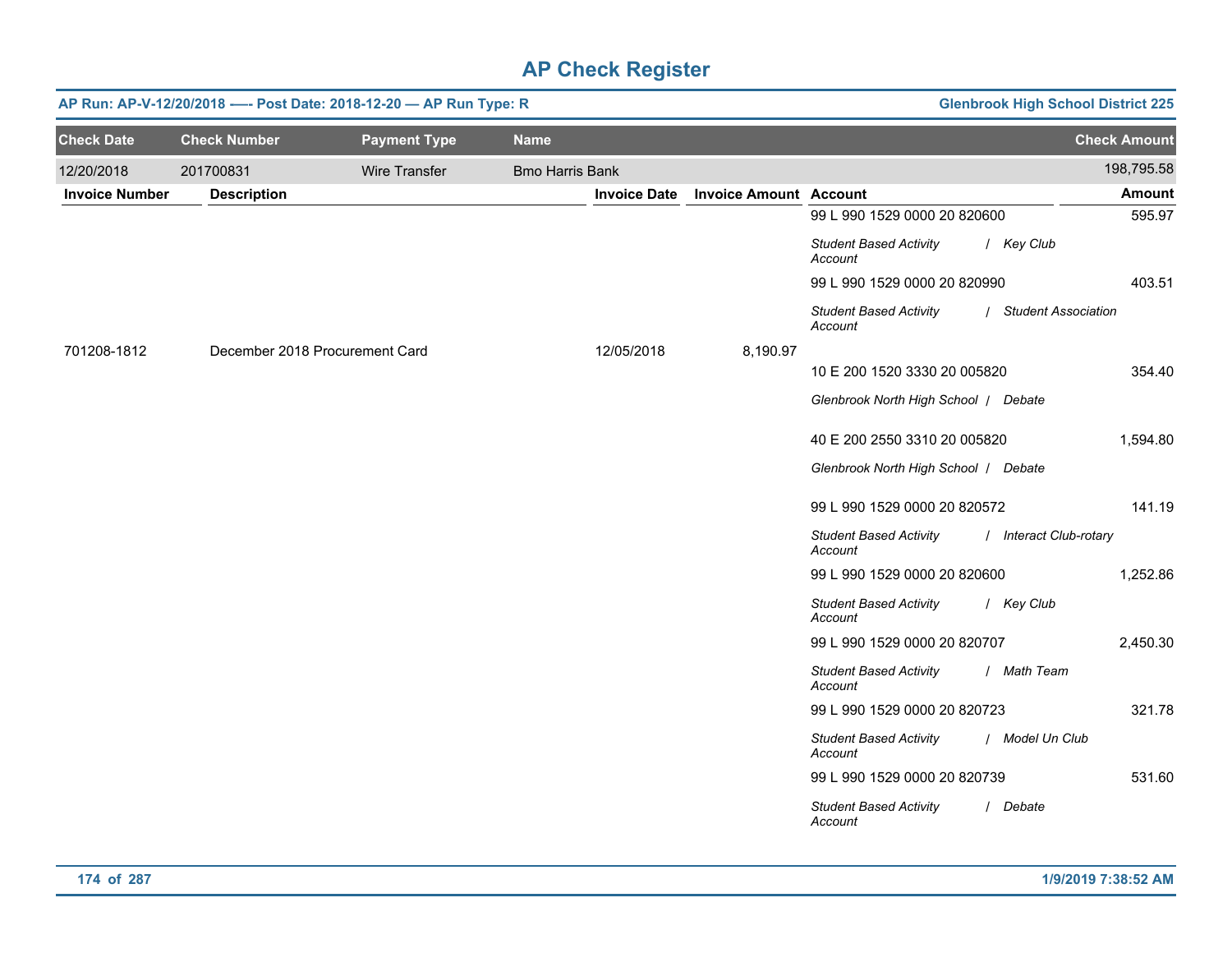# AP Check Register

**AP Run: AP-V-12/20/2018 -—- Post Date: 2018-12-20 — AP Run Type: R** | **Glenbrook High School District 225**

| Check Date | Check Number | Payment Type | Name | Check Amount |
|---|---|---|---|---|
| 12/20/2018 | 201700831 | Wire Transfer | Bmo Harris Bank | 198,795.58 |

| Invoice Number | Description | Invoice Date | Invoice Amount | Account | Amount |
|---|---|---|---|---|---|
| | | | | 99 L 990 1529 0000 20 820600<br>*Student Based Activity Account / Key Club* | 595.97 |
| | | | | 99 L 990 1529 0000 20 820990<br>*Student Based Activity Account / Student Association* | 403.51 |
| 701208-1812 | December 2018 Procurement Card | 12/05/2018 | 8,190.97 | | |
| | | | | 10 E 200 1520 3330 20 005820<br>*Glenbrook North High School / Debate* | 354.40 |
| | | | | 40 E 200 2550 3310 20 005820<br>*Glenbrook North High School / Debate* | 1,594.80 |
| | | | | 99 L 990 1529 0000 20 820572<br>*Student Based Activity Account / Interact Club-rotary* | 141.19 |
| | | | | 99 L 990 1529 0000 20 820600<br>*Student Based Activity Account / Key Club* | 1,252.86 |
| | | | | 99 L 990 1529 0000 20 820707<br>*Student Based Activity Account / Math Team* | 2,450.30 |
| | | | | 99 L 990 1529 0000 20 820723<br>*Student Based Activity Account / Model Un Club* | 321.78 |
| | | | | 99 L 990 1529 0000 20 820739<br>*Student Based Activity Account / Debate* | 531.60 |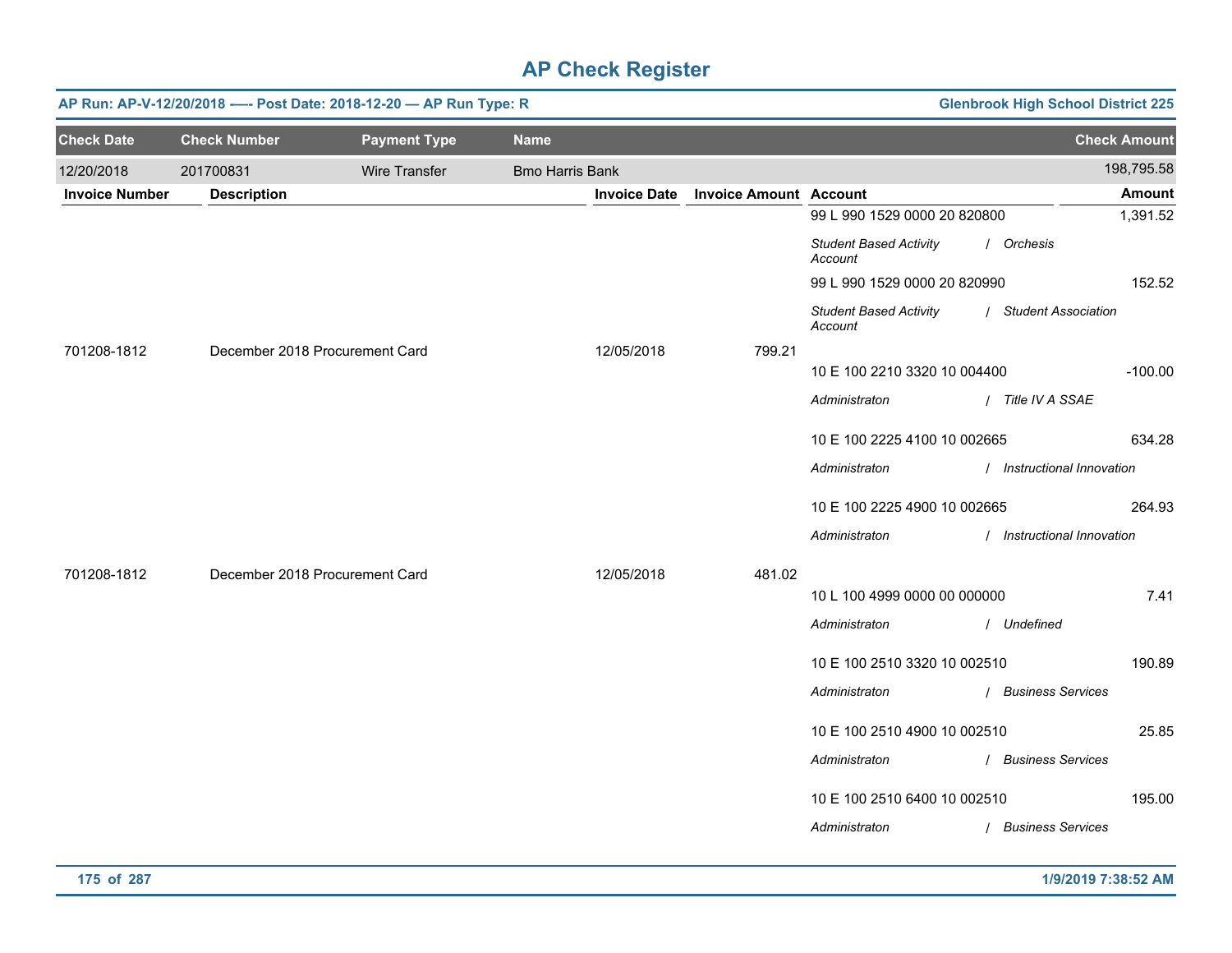# AP Check Register

**AP Run: AP-V-12/20/2018 -—- Post Date: 2018-12-20 — AP Run Type: R** | **Glenbrook High School District 225**

| Check Date | Check Number | Payment Type | Name | Check Amount |
|---|---|---|---|---|
| 12/20/2018 | 201700831 | Wire Transfer | Bmo Harris Bank | 198,795.58 |

| Invoice Number | Description | Invoice Date | Invoice Amount | Account | Amount |
|---|---|---|---|---|---|
| | | | | 99 L 990 1529 0000 20 820800 | 1,391.52 |
| | | | | *Student Based Activity Account / Orchesis* | |
| | | | | 99 L 990 1529 0000 20 820990 | 152.52 |
| | | | | *Student Based Activity Account / Student Association* | |
| 701208-1812 | December 2018 Procurement Card | 12/05/2018 | 799.21 | | |
| | | | | 10 E 100 2210 3320 10 004400 | -100.00 |
| | | | | *Administraton / Title IV A SSAE* | |
| | | | | 10 E 100 2225 4100 10 002665 | 634.28 |
| | | | | *Administraton / Instructional Innovation* | |
| | | | | 10 E 100 2225 4900 10 002665 | 264.93 |
| | | | | *Administraton / Instructional Innovation* | |
| 701208-1812 | December 2018 Procurement Card | 12/05/2018 | 481.02 | | |
| | | | | 10 L 100 4999 0000 00 000000 | 7.41 |
| | | | | *Administraton / Undefined* | |
| | | | | 10 E 100 2510 3320 10 002510 | 190.89 |
| | | | | *Administraton / Business Services* | |
| | | | | 10 E 100 2510 4900 10 002510 | 25.85 |
| | | | | *Administraton / Business Services* | |
| | | | | 10 E 100 2510 6400 10 002510 | 195.00 |
| | | | | *Administraton / Business Services* | |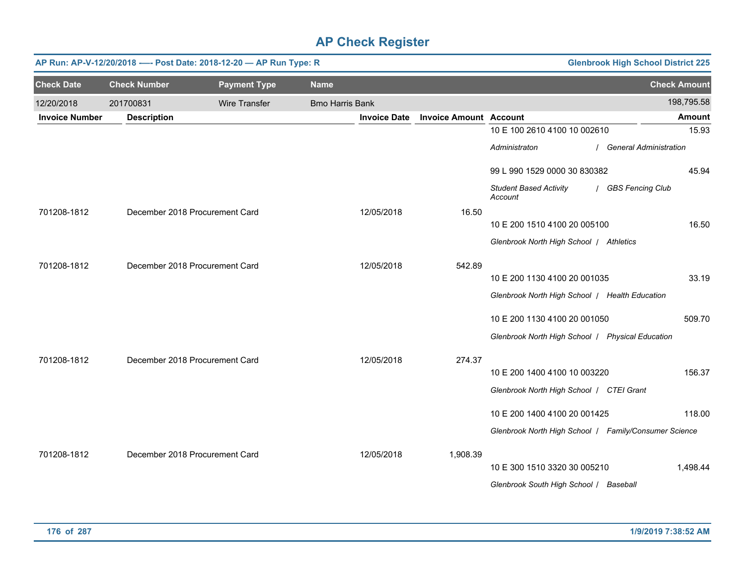# AP Check Register

**AP Run: AP-V-12/20/2018 -— Post Date: 2018-12-20 — AP Run Type: R** | **Glenbrook High School District 225**

| Check Date | Check Number | Payment Type | Name | Check Amount |
|---|---|---|---|---|
| 12/20/2018 | 201700831 | Wire Transfer | Bmo Harris Bank | 198,795.58 |

| Invoice Number | Description | Invoice Date | Invoice Amount | Account | Amount |
|---|---|---|---|---|---|
| | | | | 10 E 100 2610 4100 10 002610 | 15.93 |
| | | | | *Administraton / General Administration* | |
| | | | | 99 L 990 1529 0000 30 830382 | 45.94 |
| | | | | *Student Based Activity Account / GBS Fencing Club* | |
| 701208-1812 | December 2018 Procurement Card | 12/05/2018 | 16.50 | | |
| | | | | 10 E 200 1510 4100 20 005100 | 16.50 |
| | | | | *Glenbrook North High School / Athletics* | |
| 701208-1812 | December 2018 Procurement Card | 12/05/2018 | 542.89 | | |
| | | | | 10 E 200 1130 4100 20 001035 | 33.19 |
| | | | | *Glenbrook North High School / Health Education* | |
| | | | | 10 E 200 1130 4100 20 001050 | 509.70 |
| | | | | *Glenbrook North High School / Physical Education* | |
| 701208-1812 | December 2018 Procurement Card | 12/05/2018 | 274.37 | | |
| | | | | 10 E 200 1400 4100 10 003220 | 156.37 |
| | | | | *Glenbrook North High School / CTEI Grant* | |
| | | | | 10 E 200 1400 4100 20 001425 | 118.00 |
| | | | | *Glenbrook North High School / Family/Consumer Science* | |
| 701208-1812 | December 2018 Procurement Card | 12/05/2018 | 1,908.39 | | |
| | | | | 10 E 300 1510 3320 30 005210 | 1,498.44 |
| | | | | *Glenbrook South High School / Baseball* | |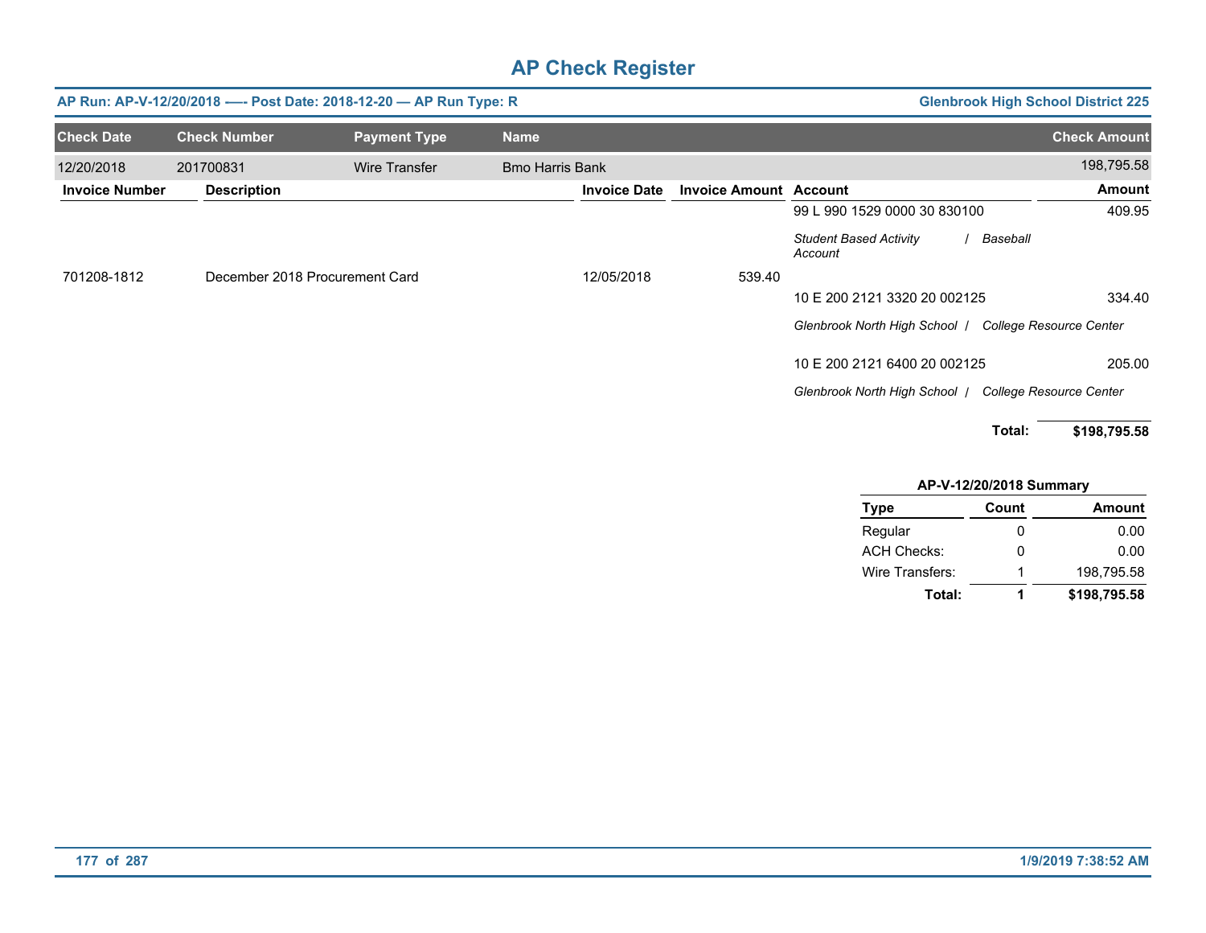# AP Check Register

**AP Run: AP-V-12/20/2018 —- Post Date: 2018-12-20 — AP Run Type: R** | **Glenbrook High School District 225**

| Check Date | Check Number | Payment Type | Name | Check Amount |
|---|---|---|---|---|
| 12/20/2018 | 201700831 | Wire Transfer | Bmo Harris Bank | 198,795.58 |

| Invoice Number | Description | Invoice Date | Invoice Amount | Account | Amount |
|---|---|---|---|---|---|
| | | | | 99 L 990 1529 0000 30 830100 | 409.95 |
| | | | | *Student Based Activity Account / Baseball* | |
| 701208-1812 | December 2018 Procurement Card | 12/05/2018 | 539.40 | | |
| | | | | 10 E 200 2121 3320 20 002125 | 334.40 |
| | | | | *Glenbrook North High School / College Resource Center* | |
| | | | | 10 E 200 2121 6400 20 002125 | 205.00 |
| | | | | *Glenbrook North High School / College Resource Center* | |
| | | | | **Total:** | **$198,795.58** |

**AP-V-12/20/2018 Summary**

| Type | Count | Amount |
|---|---|---|
| Regular | 0 | 0.00 |
| ACH Checks: | 0 | 0.00 |
| Wire Transfers: | 1 | 198,795.58 |
| **Total:** | **1** | **$198,795.58** |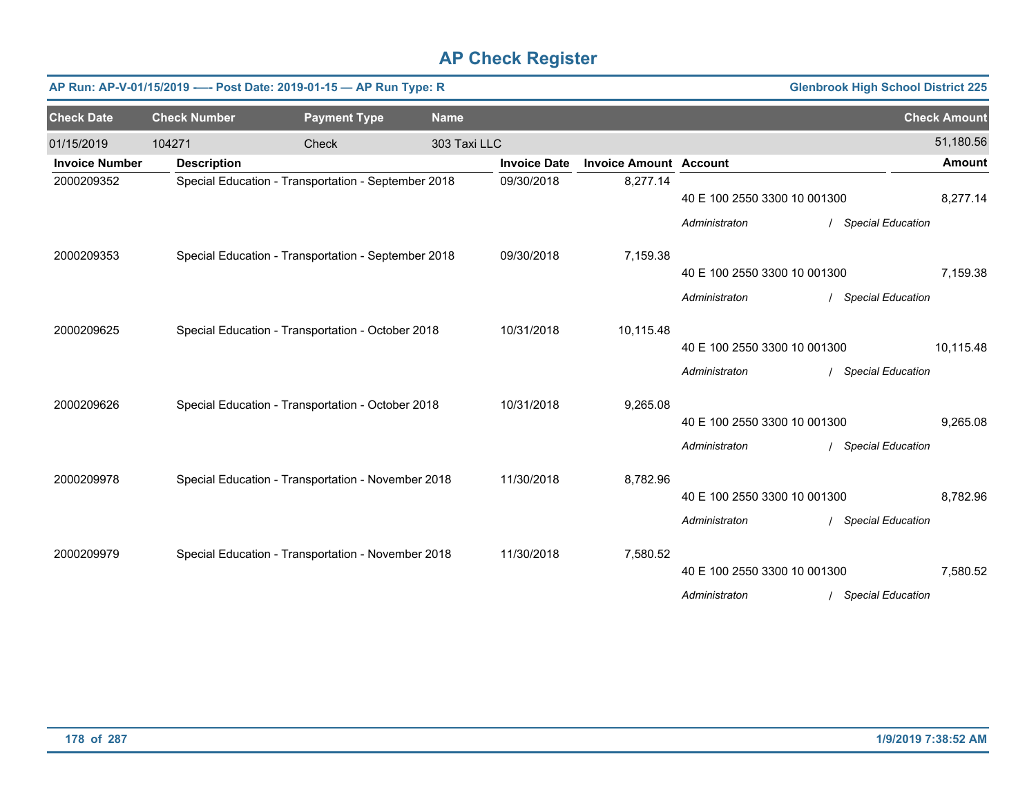# AP Check Register

**AP Run: AP-V-01/15/2019 -—- Post Date: 2019-01-15 — AP Run Type: R** | **Glenbrook High School District 225**

| Check Date | Check Number | Payment Type | Name | Check Amount |
|---|---|---|---|---|
| 01/15/2019 | 104271 | Check | 303 Taxi LLC | 51,180.56 |

| Invoice Number | Description | Invoice Date | Invoice Amount | Account | Amount |
|---|---|---|---|---|---|
| 2000209352 | Special Education - Transportation - September 2018 | 09/30/2018 | 8,277.14 | 40 E 100 2550 3300 10 001300 | 8,277.14 |
| | | | | *Administraton / Special Education* | |
| 2000209353 | Special Education - Transportation - September 2018 | 09/30/2018 | 7,159.38 | 40 E 100 2550 3300 10 001300 | 7,159.38 |
| | | | | *Administraton / Special Education* | |
| 2000209625 | Special Education - Transportation - October 2018 | 10/31/2018 | 10,115.48 | 40 E 100 2550 3300 10 001300 | 10,115.48 |
| | | | | *Administraton / Special Education* | |
| 2000209626 | Special Education - Transportation - October 2018 | 10/31/2018 | 9,265.08 | 40 E 100 2550 3300 10 001300 | 9,265.08 |
| | | | | *Administraton / Special Education* | |
| 2000209978 | Special Education - Transportation - November 2018 | 11/30/2018 | 8,782.96 | 40 E 100 2550 3300 10 001300 | 8,782.96 |
| | | | | *Administraton / Special Education* | |
| 2000209979 | Special Education - Transportation - November 2018 | 11/30/2018 | 7,580.52 | 40 E 100 2550 3300 10 001300 | 7,580.52 |
| | | | | *Administraton / Special Education* | |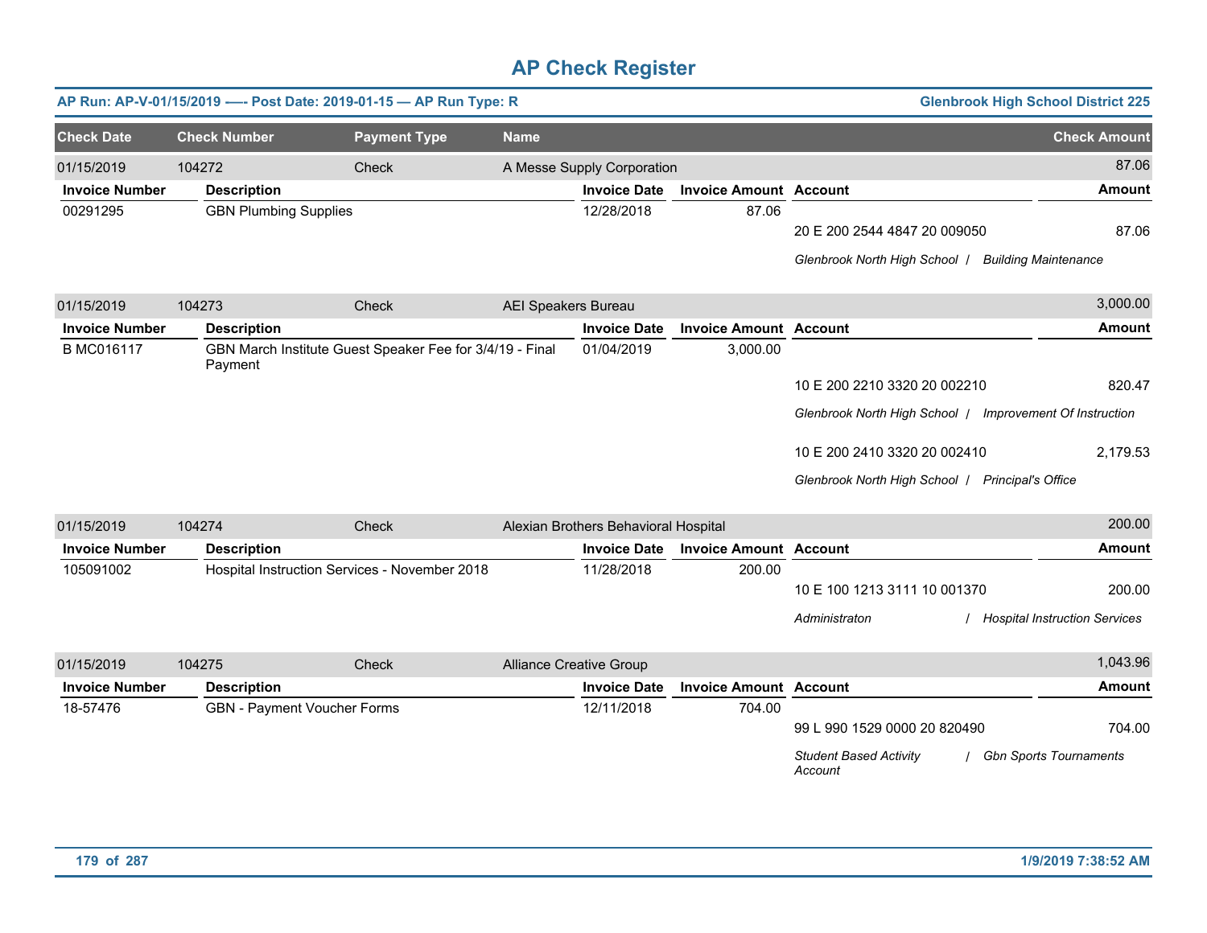# AP Check Register

**AP Run: AP-V-01/15/2019 -—- Post Date: 2019-01-15 — AP Run Type: R** | **Glenbrook High School District 225**

| Check Date | Check Number | Payment Type | Name | Check Amount |
|---|---|---|---|---|
| 01/15/2019 | 104272 | Check | A Messe Supply Corporation | 87.06 |

| Invoice Number | Description | Invoice Date | Invoice Amount | Account | Amount |
|---|---|---|---|---|---|
| 00291295 | GBN Plumbing Supplies | 12/28/2018 | 87.06 | | |
| | | | | 20 E 200 2544 4847 20 009050 | 87.06 |
| | | | | *Glenbrook North High School / Building Maintenance* | |

| Check Date | Check Number | Payment Type | Name | Check Amount |
|---|---|---|---|---|
| 01/15/2019 | 104273 | Check | AEI Speakers Bureau | 3,000.00 |

| Invoice Number | Description | Invoice Date | Invoice Amount | Account | Amount |
|---|---|---|---|---|---|
| B MC016117 | GBN March Institute Guest Speaker Fee for 3/4/19 - Final Payment | 01/04/2019 | 3,000.00 | | |
| | | | | 10 E 200 2210 3320 20 002210 | 820.47 |
| | | | | *Glenbrook North High School / Improvement Of Instruction* | |
| | | | | 10 E 200 2410 3320 20 002410 | 2,179.53 |
| | | | | *Glenbrook North High School / Principal's Office* | |

| Check Date | Check Number | Payment Type | Name | Check Amount |
|---|---|---|---|---|
| 01/15/2019 | 104274 | Check | Alexian Brothers Behavioral Hospital | 200.00 |

| Invoice Number | Description | Invoice Date | Invoice Amount | Account | Amount |
|---|---|---|---|---|---|
| 105091002 | Hospital Instruction Services - November 2018 | 11/28/2018 | 200.00 | | |
| | | | | 10 E 100 1213 3111 10 001370 | 200.00 |
| | | | | *Administraton / Hospital Instruction Services* | |

| Check Date | Check Number | Payment Type | Name | Check Amount |
|---|---|---|---|---|
| 01/15/2019 | 104275 | Check | Alliance Creative Group | 1,043.96 |

| Invoice Number | Description | Invoice Date | Invoice Amount | Account | Amount |
|---|---|---|---|---|---|
| 18-57476 | GBN - Payment Voucher Forms | 12/11/2018 | 704.00 | | |
| | | | | 99 L 990 1529 0000 20 820490 | 704.00 |
| | | | | *Student Based Activity Account / Gbn Sports Tournaments* | |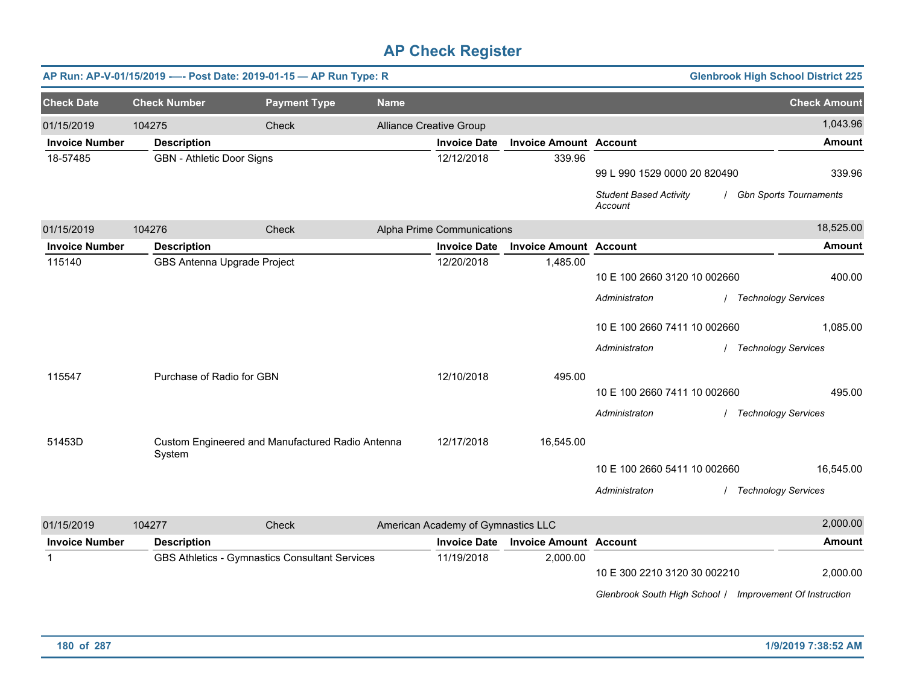# AP Check Register

**AP Run: AP-V-01/15/2019 —- Post Date: 2019-01-15 — AP Run Type: R** | **Glenbrook High School District 225**

| Check Date | Check Number | Payment Type | Name | Check Amount |
|---|---|---|---|---|
| 01/15/2019 | 104275 | Check | Alliance Creative Group | 1,043.96 |

| Invoice Number | Description | Invoice Date | Invoice Amount | Account | Amount |
|---|---|---|---|---|---|
| 18-57485 | GBN - Athletic Door Signs | 12/12/2018 | 339.96 | 99 L 990 1529 0000 20 820490 | 339.96 |
| | | | | *Student Based Activity Account / Gbn Sports Tournaments* | |

| Check Date | Check Number | Payment Type | Name | Check Amount |
|---|---|---|---|---|
| 01/15/2019 | 104276 | Check | Alpha Prime Communications | 18,525.00 |

| Invoice Number | Description | Invoice Date | Invoice Amount | Account | Amount |
|---|---|---|---|---|---|
| 115140 | GBS Antenna Upgrade Project | 12/20/2018 | 1,485.00 | 10 E 100 2660 3120 10 002660 | 400.00 |
| | | | | *Administraton / Technology Services* | |
| | | | | 10 E 100 2660 7411 10 002660 | 1,085.00 |
| | | | | *Administraton / Technology Services* | |
| 115547 | Purchase of Radio for GBN | 12/10/2018 | 495.00 | 10 E 100 2660 7411 10 002660 | 495.00 |
| | | | | *Administraton / Technology Services* | |
| 51453D | Custom Engineered and Manufactured Radio Antenna System | 12/17/2018 | 16,545.00 | 10 E 100 2660 5411 10 002660 | 16,545.00 |
| | | | | *Administraton / Technology Services* | |

| Check Date | Check Number | Payment Type | Name | Check Amount |
|---|---|---|---|---|
| 01/15/2019 | 104277 | Check | American Academy of Gymnastics LLC | 2,000.00 |

| Invoice Number | Description | Invoice Date | Invoice Amount | Account | Amount |
|---|---|---|---|---|---|
| 1 | GBS Athletics - Gymnastics Consultant Services | 11/19/2018 | 2,000.00 | 10 E 300 2210 3120 30 002210 | 2,000.00 |
| | | | | *Glenbrook South High School / Improvement Of Instruction* | |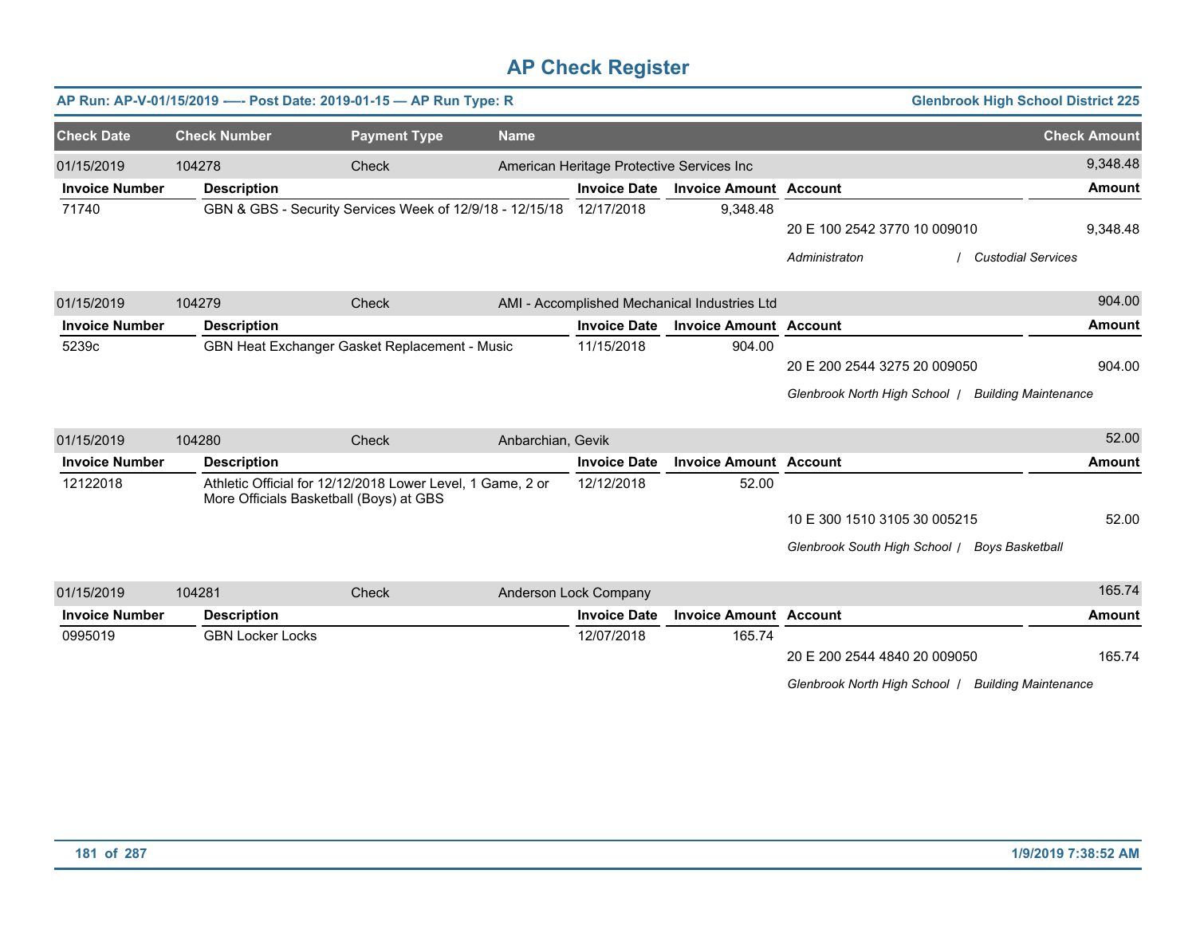# AP Check Register

**AP Run: AP-V-01/15/2019 -—- Post Date: 2019-01-15 — AP Run Type: R** | **Glenbrook High School District 225**

| Check Date | Check Number | Payment Type | Name | Check Amount |
|---|---|---|---|---|
| 01/15/2019 | 104278 | Check | American Heritage Protective Services Inc | 9,348.48 |

| Invoice Number | Description | Invoice Date | Invoice Amount | Account | Amount |
|---|---|---|---|---|---|
| 71740 | GBN & GBS - Security Services Week of 12/9/18 - 12/15/18 | 12/17/2018 | 9,348.48 | 20 E 100 2542 3770 10 009010 | 9,348.48 |
| | | | | *Administraton / Custodial Services* | |

| Check Date | Check Number | Payment Type | Name | Check Amount |
|---|---|---|---|---|
| 01/15/2019 | 104279 | Check | AMI - Accomplished Mechanical Industries Ltd | 904.00 |

| Invoice Number | Description | Invoice Date | Invoice Amount | Account | Amount |
|---|---|---|---|---|---|
| 5239c | GBN Heat Exchanger Gasket Replacement - Music | 11/15/2018 | 904.00 | 20 E 200 2544 3275 20 009050 | 904.00 |
| | | | | *Glenbrook North High School / Building Maintenance* | |

| Check Date | Check Number | Payment Type | Name | Check Amount |
|---|---|---|---|---|
| 01/15/2019 | 104280 | Check | Anbarchian, Gevik | 52.00 |

| Invoice Number | Description | Invoice Date | Invoice Amount | Account | Amount |
|---|---|---|---|---|---|
| 12122018 | Athletic Official for 12/12/2018 Lower Level, 1 Game, 2 or More Officials Basketball (Boys) at GBS | 12/12/2018 | 52.00 | 10 E 300 1510 3105 30 005215 | 52.00 |
| | | | | *Glenbrook South High School / Boys Basketball* | |

| Check Date | Check Number | Payment Type | Name | Check Amount |
|---|---|---|---|---|
| 01/15/2019 | 104281 | Check | Anderson Lock Company | 165.74 |

| Invoice Number | Description | Invoice Date | Invoice Amount | Account | Amount |
|---|---|---|---|---|---|
| 0995019 | GBN Locker Locks | 12/07/2018 | 165.74 | 20 E 200 2544 4840 20 009050 | 165.74 |
| | | | | *Glenbrook North High School / Building Maintenance* | |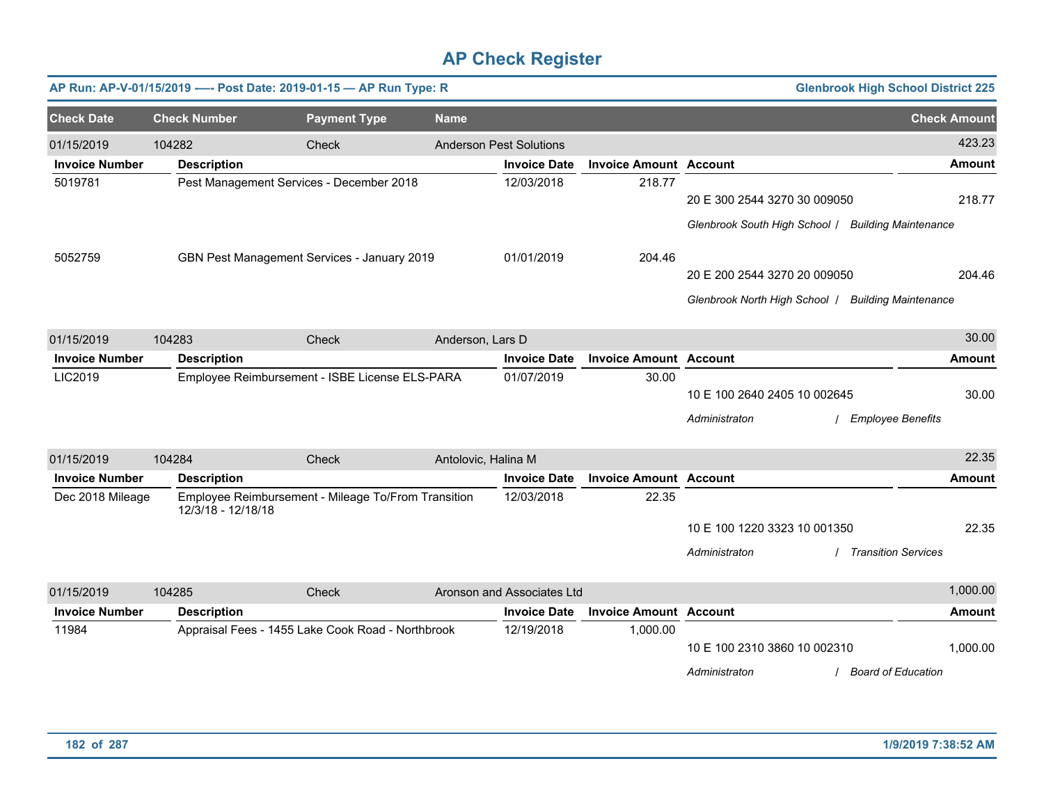# AP Check Register

**AP Run: AP-V-01/15/2019 —- Post Date: 2019-01-15 — AP Run Type: R** | **Glenbrook High School District 225**

| Check Date | Check Number | Payment Type | Name | Check Amount |
|---|---|---|---|---|
| 01/15/2019 | 104282 | Check | Anderson Pest Solutions | 423.23 |

| Invoice Number | Description | Invoice Date | Invoice Amount | Account | Amount |
|---|---|---|---|---|---|
| 5019781 | Pest Management Services - December 2018 | 12/03/2018 | 218.77 | 20 E 300 2544 3270 30 009050 | 218.77 |
| | | | | *Glenbrook South High School / Building Maintenance* | |
| 5052759 | GBN Pest Management Services - January 2019 | 01/01/2019 | 204.46 | 20 E 200 2544 3270 20 009050 | 204.46 |
| | | | | *Glenbrook North High School / Building Maintenance* | |

| Check Date | Check Number | Payment Type | Name | Check Amount |
|---|---|---|---|---|
| 01/15/2019 | 104283 | Check | Anderson, Lars D | 30.00 |

| Invoice Number | Description | Invoice Date | Invoice Amount | Account | Amount |
|---|---|---|---|---|---|
| LIC2019 | Employee Reimbursement - ISBE License ELS-PARA | 01/07/2019 | 30.00 | 10 E 100 2640 2405 10 002645 | 30.00 |
| | | | | *Administraton / Employee Benefits* | |

| Check Date | Check Number | Payment Type | Name | Check Amount |
|---|---|---|---|---|
| 01/15/2019 | 104284 | Check | Antolovic, Halina M | 22.35 |

| Invoice Number | Description | Invoice Date | Invoice Amount | Account | Amount |
|---|---|---|---|---|---|
| Dec 2018 Mileage | Employee Reimbursement - Mileage To/From Transition 12/3/18 - 12/18/18 | 12/03/2018 | 22.35 | 10 E 100 1220 3323 10 001350 | 22.35 |
| | | | | *Administraton / Transition Services* | |

| Check Date | Check Number | Payment Type | Name | Check Amount |
|---|---|---|---|---|
| 01/15/2019 | 104285 | Check | Aronson and Associates Ltd | 1,000.00 |

| Invoice Number | Description | Invoice Date | Invoice Amount | Account | Amount |
|---|---|---|---|---|---|
| 11984 | Appraisal Fees - 1455 Lake Cook Road - Northbrook | 12/19/2018 | 1,000.00 | 10 E 100 2310 3860 10 002310 | 1,000.00 |
| | | | | *Administraton / Board of Education* | |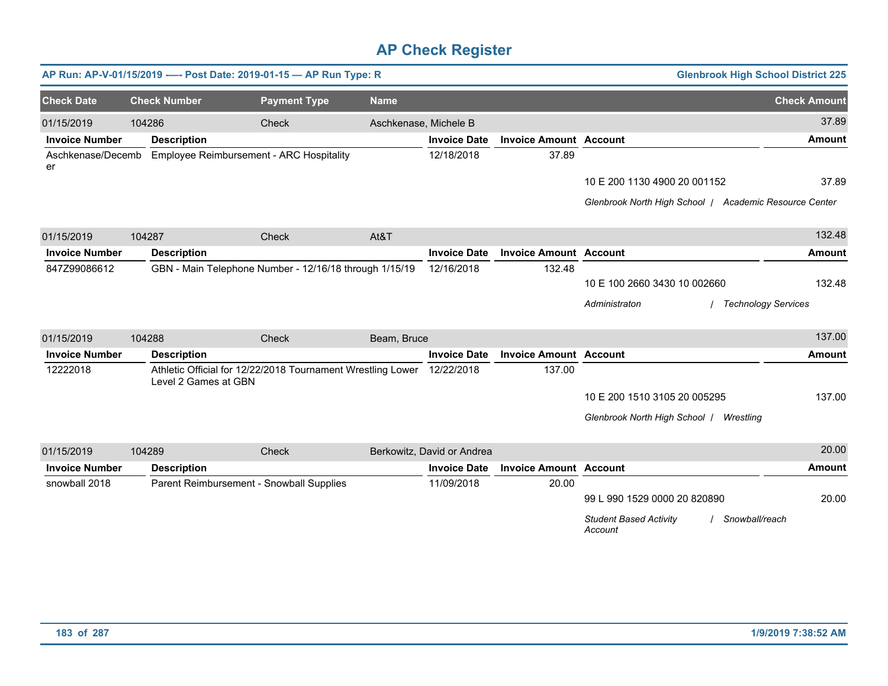# AP Check Register

**AP Run: AP-V-01/15/2019 —- Post Date: 2019-01-15 — AP Run Type: R** | **Glenbrook High School District 225**

| Check Date | Check Number | Payment Type | Name | Check Amount |
|---|---|---|---|---|
| 01/15/2019 | 104286 | Check | Aschkenase, Michele B | 37.89 |

| Invoice Number | Description | Invoice Date | Invoice Amount | Account | Amount |
|---|---|---|---|---|---|
| Aschkenase/December | Employee Reimbursement - ARC Hospitality | 12/18/2018 | 37.89 | | |
| | | | | 10 E 200 1130 4900 20 001152 | 37.89 |
| | | | | *Glenbrook North High School / Academic Resource Center* | |

| Check Date | Check Number | Payment Type | Name | Check Amount |
|---|---|---|---|---|
| 01/15/2019 | 104287 | Check | At&T | 132.48 |

| Invoice Number | Description | Invoice Date | Invoice Amount | Account | Amount |
|---|---|---|---|---|---|
| 847Z99086612 | GBN - Main Telephone Number - 12/16/18 through 1/15/19 | 12/16/2018 | 132.48 | | |
| | | | | 10 E 100 2660 3430 10 002660 | 132.48 |
| | | | | *Administraton / Technology Services* | |

| Check Date | Check Number | Payment Type | Name | Check Amount |
|---|---|---|---|---|
| 01/15/2019 | 104288 | Check | Beam, Bruce | 137.00 |

| Invoice Number | Description | Invoice Date | Invoice Amount | Account | Amount |
|---|---|---|---|---|---|
| 12222018 | Athletic Official for 12/22/2018 Tournament Wrestling Lower Level 2 Games at GBN | 12/22/2018 | 137.00 | | |
| | | | | 10 E 200 1510 3105 20 005295 | 137.00 |
| | | | | *Glenbrook North High School / Wrestling* | |

| Check Date | Check Number | Payment Type | Name | Check Amount |
|---|---|---|---|---|
| 01/15/2019 | 104289 | Check | Berkowitz, David or Andrea | 20.00 |

| Invoice Number | Description | Invoice Date | Invoice Amount | Account | Amount |
|---|---|---|---|---|---|
| snowball 2018 | Parent Reimbursement - Snowball Supplies | 11/09/2018 | 20.00 | | |
| | | | | 99 L 990 1529 0000 20 820890 | 20.00 |
| | | | | *Student Based Activity Account / Snowball/reach* | |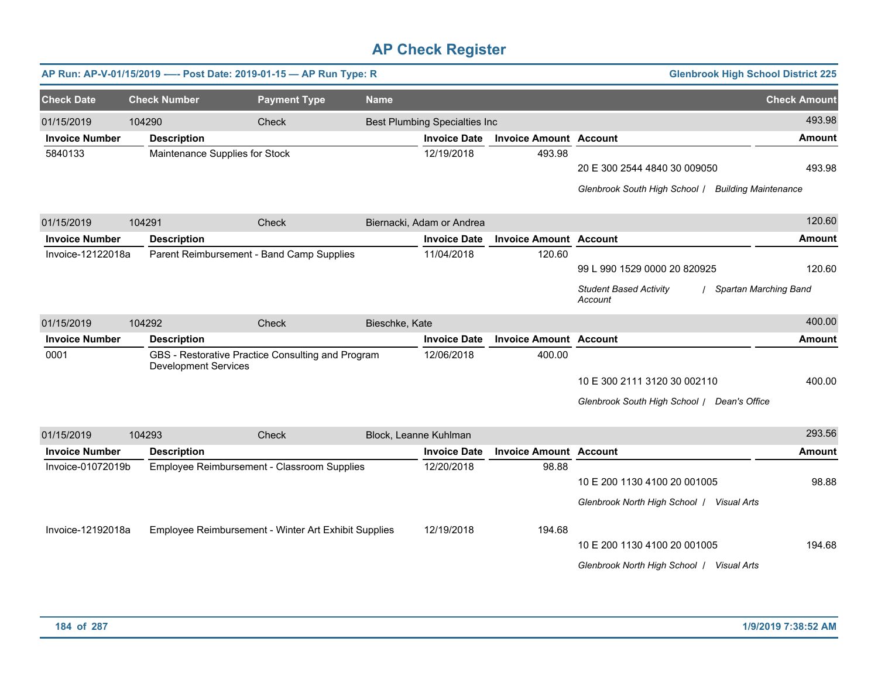# AP Check Register

**AP Run: AP-V-01/15/2019 —- Post Date: 2019-01-15 — AP Run Type: R** — **Glenbrook High School District 225**

| Check Date | Check Number | Payment Type | Name | Check Amount |
|---|---|---|---|---|
| 01/15/2019 | 104290 | Check | Best Plumbing Specialties Inc | 493.98 |

| Invoice Number | Description | Invoice Date | Invoice Amount | Account | Amount |
|---|---|---|---|---|---|
| 5840133 | Maintenance Supplies for Stock | 12/19/2018 | 493.98 | 20 E 300 2544 4840 30 009050 | 493.98 |
| | | | | *Glenbrook South High School / Building Maintenance* | |

| Check Date | Check Number | Payment Type | Name | Check Amount |
|---|---|---|---|---|
| 01/15/2019 | 104291 | Check | Biernacki, Adam or Andrea | 120.60 |

| Invoice Number | Description | Invoice Date | Invoice Amount | Account | Amount |
|---|---|---|---|---|---|
| Invoice-12122018a | Parent Reimbursement - Band Camp Supplies | 11/04/2018 | 120.60 | 99 L 990 1529 0000 20 820925 | 120.60 |
| | | | | *Student Based Activity Account / Spartan Marching Band* | |

| Check Date | Check Number | Payment Type | Name | Check Amount |
|---|---|---|---|---|
| 01/15/2019 | 104292 | Check | Bieschke, Kate | 400.00 |

| Invoice Number | Description | Invoice Date | Invoice Amount | Account | Amount |
|---|---|---|---|---|---|
| 0001 | GBS - Restorative Practice Consulting and Program Development Services | 12/06/2018 | 400.00 | 10 E 300 2111 3120 30 002110 | 400.00 |
| | | | | *Glenbrook South High School / Dean's Office* | |

| Check Date | Check Number | Payment Type | Name | Check Amount |
|---|---|---|---|---|
| 01/15/2019 | 104293 | Check | Block, Leanne Kuhlman | 293.56 |

| Invoice Number | Description | Invoice Date | Invoice Amount | Account | Amount |
|---|---|---|---|---|---|
| Invoice-01072019b | Employee Reimbursement - Classroom Supplies | 12/20/2018 | 98.88 | 10 E 200 1130 4100 20 001005 | 98.88 |
| | | | | *Glenbrook North High School / Visual Arts* | |
| Invoice-12192018a | Employee Reimbursement - Winter Art Exhibit Supplies | 12/19/2018 | 194.68 | 10 E 200 1130 4100 20 001005 | 194.68 |
| | | | | *Glenbrook North High School / Visual Arts* | |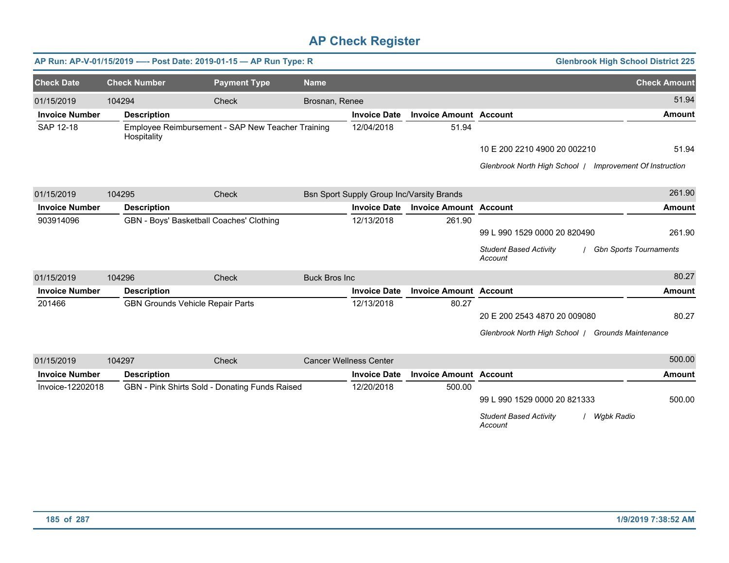# AP Check Register

**AP Run: AP-V-01/15/2019 -— Post Date: 2019-01-15 — AP Run Type: R** — **Glenbrook High School District 225**

| Check Date | Check Number | Payment Type | Name | Check Amount |
|---|---|---|---|---|
| 01/15/2019 | 104294 | Check | Brosnan, Renee | 51.94 |

| Invoice Number | Description | Invoice Date | Invoice Amount | Account | Amount |
|---|---|---|---|---|---|
| SAP 12-18 | Employee Reimbursement - SAP New Teacher Training Hospitality | 12/04/2018 | 51.94 | | |
| | | | | 10 E 200 2210 4900 20 002210 | 51.94 |
| | | | | *Glenbrook North High School / Improvement Of Instruction* | |

| Check Date | Check Number | Payment Type | Name | Check Amount |
|---|---|---|---|---|
| 01/15/2019 | 104295 | Check | Bsn Sport Supply Group Inc/Varsity Brands | 261.90 |

| Invoice Number | Description | Invoice Date | Invoice Amount | Account | Amount |
|---|---|---|---|---|---|
| 903914096 | GBN - Boys' Basketball Coaches' Clothing | 12/13/2018 | 261.90 | | |
| | | | | 99 L 990 1529 0000 20 820490 | 261.90 |
| | | | | *Student Based Activity Account / Gbn Sports Tournaments* | |

| Check Date | Check Number | Payment Type | Name | Check Amount |
|---|---|---|---|---|
| 01/15/2019 | 104296 | Check | Buck Bros Inc | 80.27 |

| Invoice Number | Description | Invoice Date | Invoice Amount | Account | Amount |
|---|---|---|---|---|---|
| 201466 | GBN Grounds Vehicle Repair Parts | 12/13/2018 | 80.27 | | |
| | | | | 20 E 200 2543 4870 20 009080 | 80.27 |
| | | | | *Glenbrook North High School / Grounds Maintenance* | |

| Check Date | Check Number | Payment Type | Name | Check Amount |
|---|---|---|---|---|
| 01/15/2019 | 104297 | Check | Cancer Wellness Center | 500.00 |

| Invoice Number | Description | Invoice Date | Invoice Amount | Account | Amount |
|---|---|---|---|---|---|
| Invoice-12202018 | GBN - Pink Shirts Sold - Donating Funds Raised | 12/20/2018 | 500.00 | | |
| | | | | 99 L 990 1529 0000 20 821333 | 500.00 |
| | | | | *Student Based Activity Account / Wgbk Radio* | |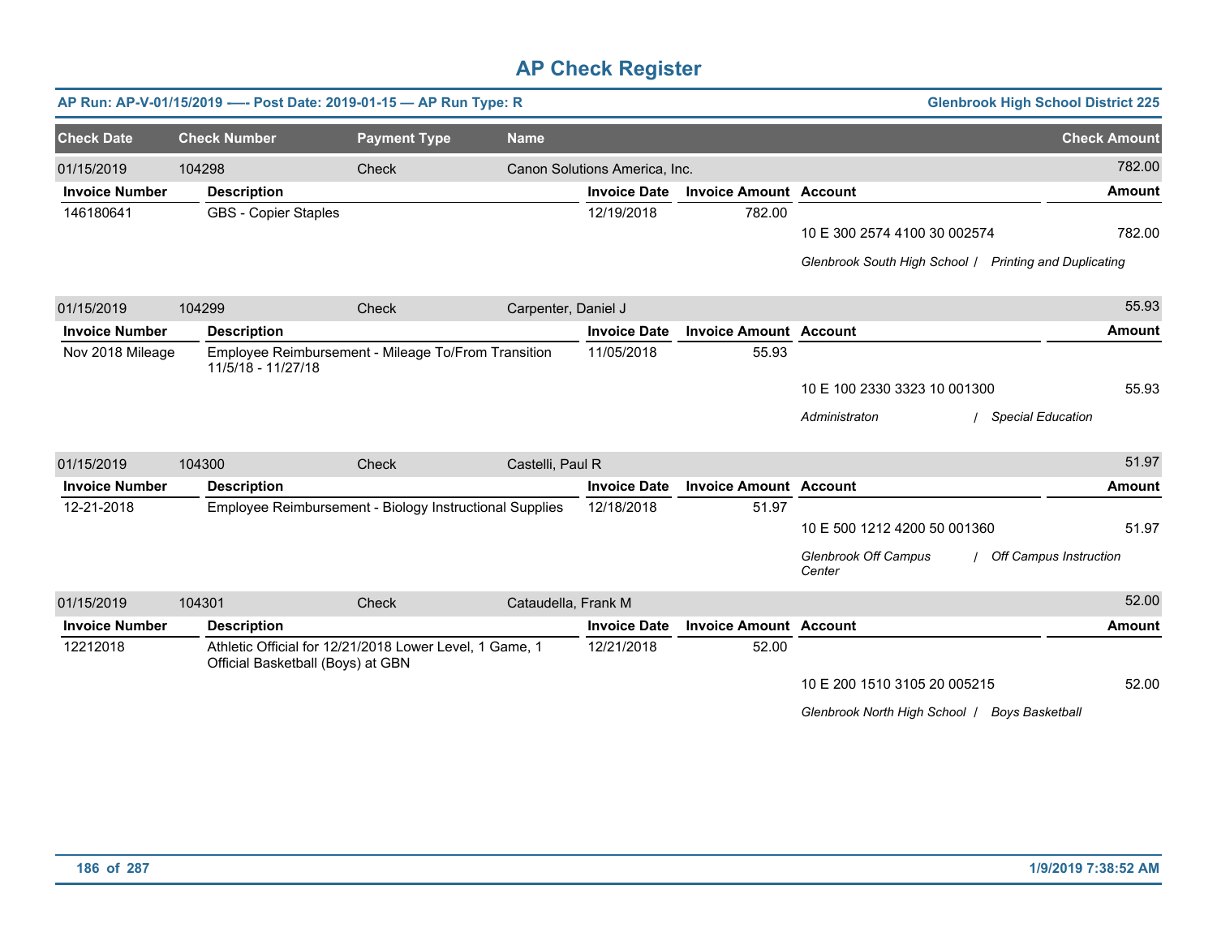# AP Check Register

**AP Run: AP-V-01/15/2019 -—- Post Date: 2019-01-15 — AP Run Type: R** | **Glenbrook High School District 225**

| Check Date | Check Number | Payment Type | Name | Check Amount |
|---|---|---|---|---|
| 01/15/2019 | 104298 | Check | Canon Solutions America, Inc. | 782.00 |

| Invoice Number | Description | Invoice Date | Invoice Amount | Account | Amount |
|---|---|---|---|---|---|
| 146180641 | GBS - Copier Staples | 12/19/2018 | 782.00 | | |
| | | | | 10 E 300 2574 4100 30 002574 | 782.00 |
| | | | | *Glenbrook South High School / Printing and Duplicating* | |

| Check Date | Check Number | Payment Type | Name | Check Amount |
|---|---|---|---|---|
| 01/15/2019 | 104299 | Check | Carpenter, Daniel J | 55.93 |

| Invoice Number | Description | Invoice Date | Invoice Amount | Account | Amount |
|---|---|---|---|---|---|
| Nov 2018 Mileage | Employee Reimbursement - Mileage To/From Transition 11/5/18 - 11/27/18 | 11/05/2018 | 55.93 | | |
| | | | | 10 E 100 2330 3323 10 001300 | 55.93 |
| | | | | *Administraton / Special Education* | |

| Check Date | Check Number | Payment Type | Name | Check Amount |
|---|---|---|---|---|
| 01/15/2019 | 104300 | Check | Castelli, Paul R | 51.97 |

| Invoice Number | Description | Invoice Date | Invoice Amount | Account | Amount |
|---|---|---|---|---|---|
| 12-21-2018 | Employee Reimbursement - Biology Instructional Supplies | 12/18/2018 | 51.97 | | |
| | | | | 10 E 500 1212 4200 50 001360 | 51.97 |
| | | | | *Glenbrook Off Campus Center / Off Campus Instruction* | |

| Check Date | Check Number | Payment Type | Name | Check Amount |
|---|---|---|---|---|
| 01/15/2019 | 104301 | Check | Cataudella, Frank M | 52.00 |

| Invoice Number | Description | Invoice Date | Invoice Amount | Account | Amount |
|---|---|---|---|---|---|
| 12212018 | Athletic Official for 12/21/2018 Lower Level, 1 Game, 1 Official Basketball (Boys) at GBN | 12/21/2018 | 52.00 | | |
| | | | | 10 E 200 1510 3105 20 005215 | 52.00 |
| | | | | *Glenbrook North High School / Boys Basketball* | |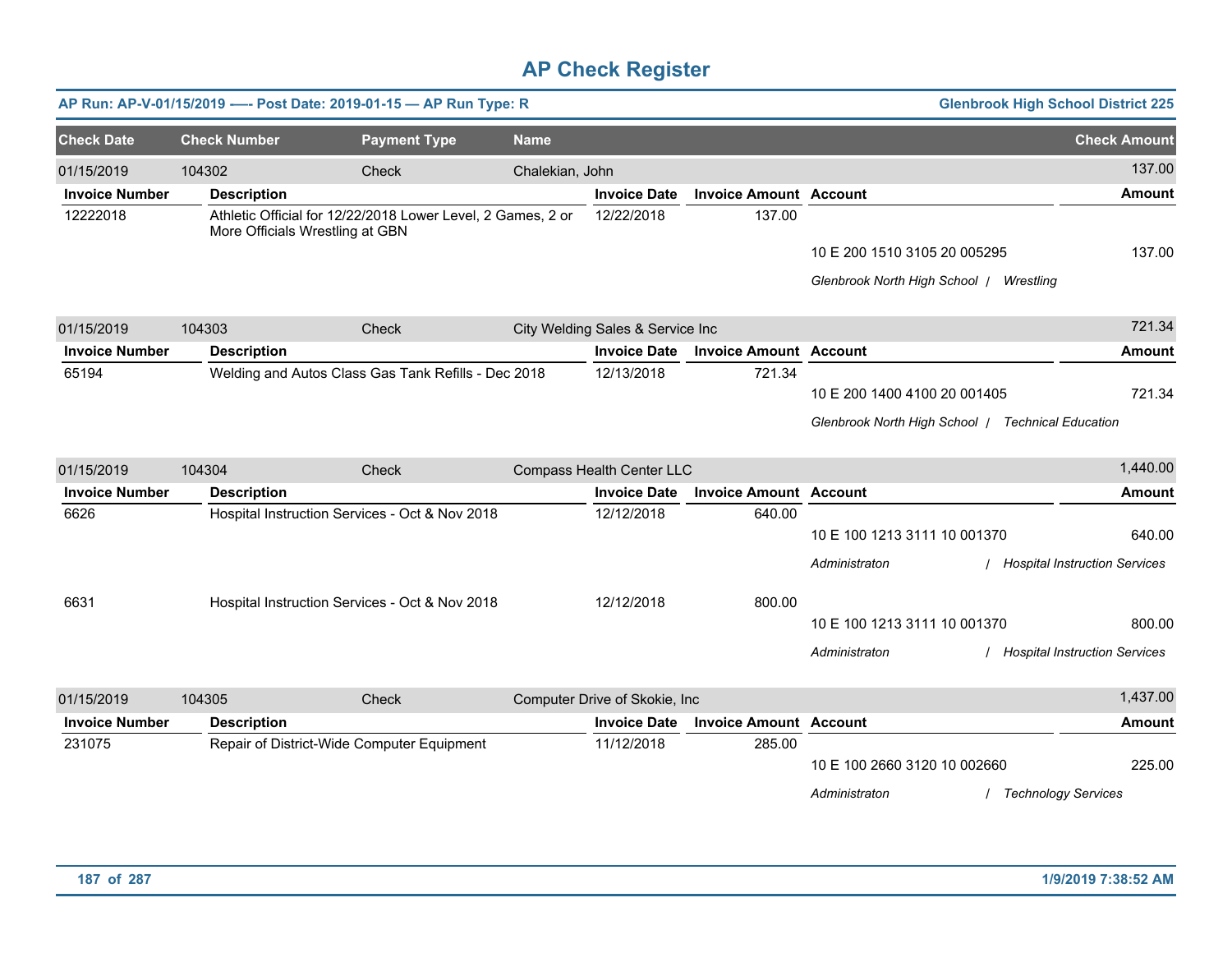# AP Check Register

**AP Run: AP-V-01/15/2019 —- Post Date: 2019-01-15 — AP Run Type: R** — **Glenbrook High School District 225**

| Check Date | Check Number | Payment Type | Name | Check Amount |
|---|---|---|---|---|
| 01/15/2019 | 104302 | Check | Chalekian, John | 137.00 |

| Invoice Number | Description | Invoice Date | Invoice Amount | Account | Amount |
|---|---|---|---|---|---|
| 12222018 | Athletic Official for 12/22/2018 Lower Level, 2 Games, 2 or More Officials Wrestling at GBN | 12/22/2018 | 137.00 | | |
| | | | | 10 E 200 1510 3105 20 005295 | 137.00 |
| | | | | *Glenbrook North High School / Wrestling* | |

| Check Date | Check Number | Payment Type | Name | Check Amount |
|---|---|---|---|---|
| 01/15/2019 | 104303 | Check | City Welding Sales & Service Inc | 721.34 |

| Invoice Number | Description | Invoice Date | Invoice Amount | Account | Amount |
|---|---|---|---|---|---|
| 65194 | Welding and Autos Class Gas Tank Refills - Dec 2018 | 12/13/2018 | 721.34 | | |
| | | | | 10 E 200 1400 4100 20 001405 | 721.34 |
| | | | | *Glenbrook North High School / Technical Education* | |

| Check Date | Check Number | Payment Type | Name | Check Amount |
|---|---|---|---|---|
| 01/15/2019 | 104304 | Check | Compass Health Center LLC | 1,440.00 |

| Invoice Number | Description | Invoice Date | Invoice Amount | Account | Amount |
|---|---|---|---|---|---|
| 6626 | Hospital Instruction Services - Oct & Nov 2018 | 12/12/2018 | 640.00 | | |
| | | | | 10 E 100 1213 3111 10 001370 | 640.00 |
| | | | | *Administraton / Hospital Instruction Services* | |
| 6631 | Hospital Instruction Services - Oct & Nov 2018 | 12/12/2018 | 800.00 | | |
| | | | | 10 E 100 1213 3111 10 001370 | 800.00 |
| | | | | *Administraton / Hospital Instruction Services* | |

| Check Date | Check Number | Payment Type | Name | Check Amount |
|---|---|---|---|---|
| 01/15/2019 | 104305 | Check | Computer Drive of Skokie, Inc | 1,437.00 |

| Invoice Number | Description | Invoice Date | Invoice Amount | Account | Amount |
|---|---|---|---|---|---|
| 231075 | Repair of District-Wide Computer Equipment | 11/12/2018 | 285.00 | | |
| | | | | 10 E 100 2660 3120 10 002660 | 225.00 |
| | | | | *Administraton / Technology Services* | |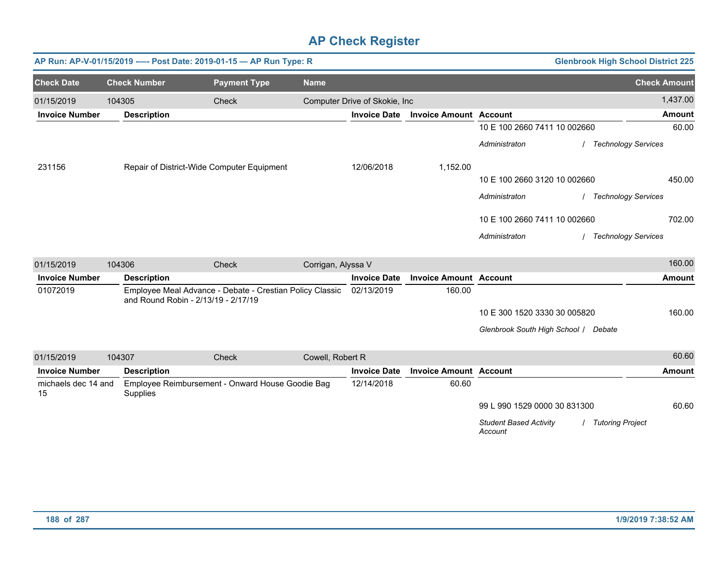# AP Check Register

**AP Run: AP-V-01/15/2019 -—- Post Date: 2019-01-15 — AP Run Type: R** — **Glenbrook High School District 225**

| Check Date | Check Number | Payment Type | Name | Check Amount |
|---|---|---|---|---|
| 01/15/2019 | 104305 | Check | Computer Drive of Skokie, Inc | 1,437.00 |

| Invoice Number | Description | Invoice Date | Invoice Amount | Account | Amount |
|---|---|---|---|---|---|
| | | | | 10 E 100 2660 7411 10 002660 *Administraton / Technology Services* | 60.00 |
| 231156 | Repair of District-Wide Computer Equipment | 12/06/2018 | 1,152.00 | | |
| | | | | 10 E 100 2660 3120 10 002660 *Administraton / Technology Services* | 450.00 |
| | | | | 10 E 100 2660 7411 10 002660 *Administraton / Technology Services* | 702.00 |

| Check Date | Check Number | Payment Type | Name | Check Amount |
|---|---|---|---|---|
| 01/15/2019 | 104306 | Check | Corrigan, Alyssa V | 160.00 |

| Invoice Number | Description | Invoice Date | Invoice Amount | Account | Amount |
|---|---|---|---|---|---|
| 01072019 | Employee Meal Advance - Debate - Crestian Policy Classic and Round Robin - 2/13/19 - 2/17/19 | 02/13/2019 | 160.00 | | |
| | | | | 10 E 300 1520 3330 30 005820 *Glenbrook South High School / Debate* | 160.00 |

| Check Date | Check Number | Payment Type | Name | Check Amount |
|---|---|---|---|---|
| 01/15/2019 | 104307 | Check | Cowell, Robert R | 60.60 |

| Invoice Number | Description | Invoice Date | Invoice Amount | Account | Amount |
|---|---|---|---|---|---|
| michaels dec 14 and 15 | Employee Reimbursement - Onward House Goodie Bag Supplies | 12/14/2018 | 60.60 | | |
| | | | | 99 L 990 1529 0000 30 831300 *Student Based Activity Account / Tutoring Project* | 60.60 |

1/9/2019 7:38:52 AM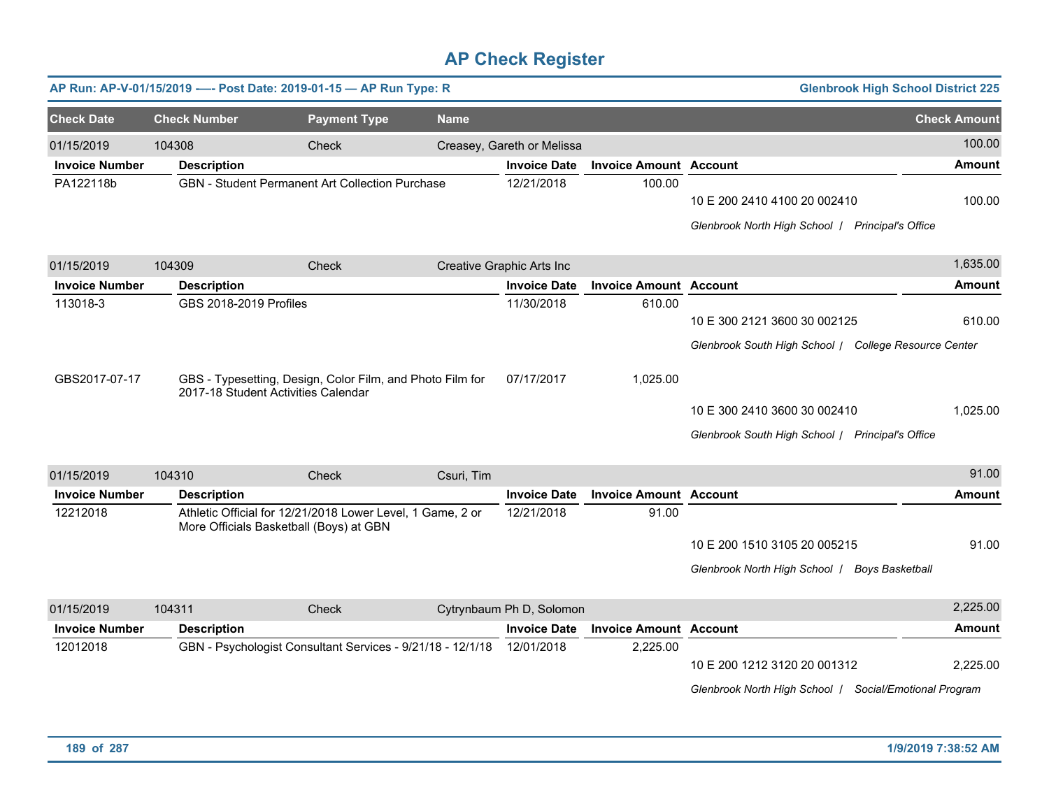# AP Check Register

**AP Run: AP-V-01/15/2019 -—- Post Date: 2019-01-15 — AP Run Type: R** | **Glenbrook High School District 225**

| Check Date | Check Number | Payment Type | Name | Check Amount |
|---|---|---|---|---|
| 01/15/2019 | 104308 | Check | Creasey, Gareth or Melissa | 100.00 |

| Invoice Number | Description | Invoice Date | Invoice Amount | Account | Amount |
|---|---|---|---|---|---|
| PA122118b | GBN - Student Permanent Art Collection Purchase | 12/21/2018 | 100.00 | 10 E 200 2410 4100 20 002410 | 100.00 |
| | | | | *Glenbrook North High School / Principal's Office* | |

| Check Date | Check Number | Payment Type | Name | Check Amount |
|---|---|---|---|---|
| 01/15/2019 | 104309 | Check | Creative Graphic Arts Inc | 1,635.00 |

| Invoice Number | Description | Invoice Date | Invoice Amount | Account | Amount |
|---|---|---|---|---|---|
| 113018-3 | GBS 2018-2019 Profiles | 11/30/2018 | 610.00 | 10 E 300 2121 3600 30 002125 | 610.00 |
| | | | | *Glenbrook South High School / College Resource Center* | |
| GBS2017-07-17 | GBS - Typesetting, Design, Color Film, and Photo Film for 2017-18 Student Activities Calendar | 07/17/2017 | 1,025.00 | 10 E 300 2410 3600 30 002410 | 1,025.00 |
| | | | | *Glenbrook South High School / Principal's Office* | |

| Check Date | Check Number | Payment Type | Name | Check Amount |
|---|---|---|---|---|
| 01/15/2019 | 104310 | Check | Csuri, Tim | 91.00 |

| Invoice Number | Description | Invoice Date | Invoice Amount | Account | Amount |
|---|---|---|---|---|---|
| 12212018 | Athletic Official for 12/21/2018 Lower Level, 1 Game, 2 or More Officials Basketball (Boys) at GBN | 12/21/2018 | 91.00 | 10 E 200 1510 3105 20 005215 | 91.00 |
| | | | | *Glenbrook North High School / Boys Basketball* | |

| Check Date | Check Number | Payment Type | Name | Check Amount |
|---|---|---|---|---|
| 01/15/2019 | 104311 | Check | Cytrynbaum Ph D, Solomon | 2,225.00 |

| Invoice Number | Description | Invoice Date | Invoice Amount | Account | Amount |
|---|---|---|---|---|---|
| 12012018 | GBN - Psychologist Consultant Services - 9/21/18 - 12/1/18 | 12/01/2018 | 2,225.00 | 10 E 200 1212 3120 20 001312 | 2,225.00 |
| | | | | *Glenbrook North High School / Social/Emotional Program* | |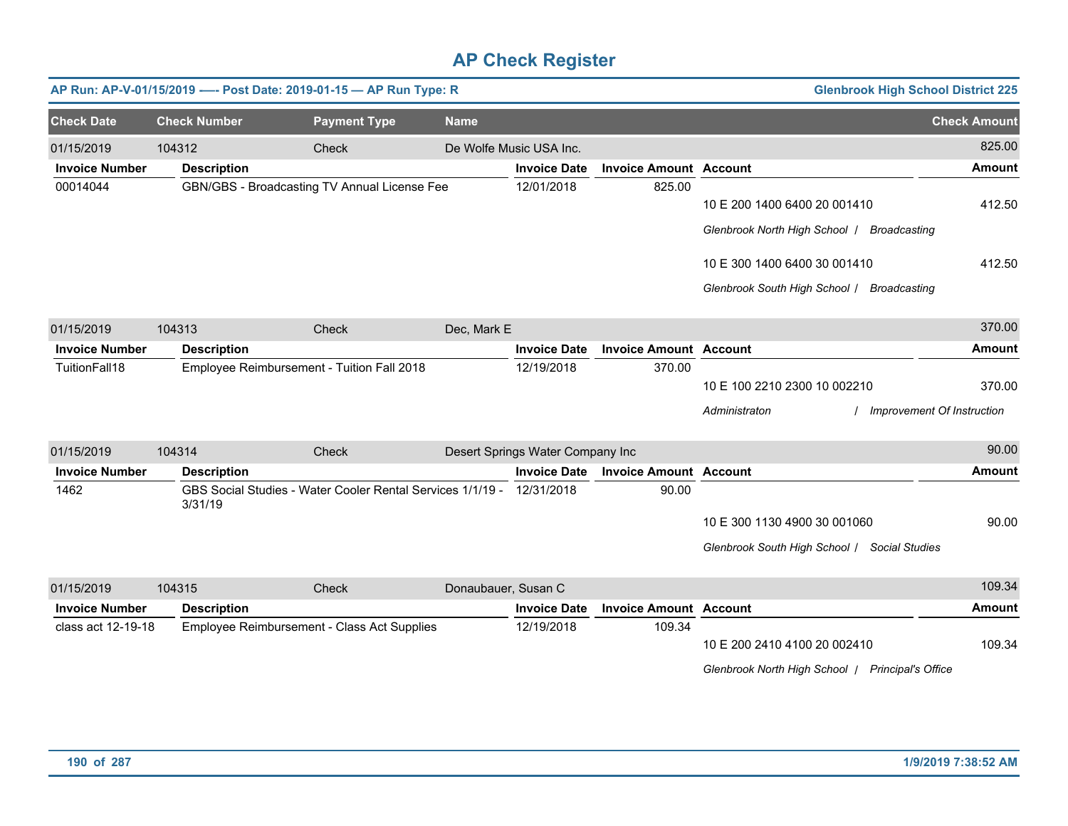# AP Check Register

**AP Run: AP-V-01/15/2019 —- Post Date: 2019-01-15 — AP Run Type: R** | **Glenbrook High School District 225**

| Check Date | Check Number | Payment Type | Name | Check Amount |
|---|---|---|---|---|
| 01/15/2019 | 104312 | Check | De Wolfe Music USA Inc. | 825.00 |

| Invoice Number | Description | Invoice Date | Invoice Amount | Account | Amount |
|---|---|---|---|---|---|
| 00014044 | GBN/GBS - Broadcasting TV Annual License Fee | 12/01/2018 | 825.00 | | |
| | | | | 10 E 200 1400 6400 20 001410 | 412.50 |
| | | | | *Glenbrook North High School / Broadcasting* | |
| | | | | 10 E 300 1400 6400 30 001410 | 412.50 |
| | | | | *Glenbrook South High School / Broadcasting* | |

| Check Date | Check Number | Payment Type | Name | Check Amount |
|---|---|---|---|---|
| 01/15/2019 | 104313 | Check | Dec, Mark E | 370.00 |

| Invoice Number | Description | Invoice Date | Invoice Amount | Account | Amount |
|---|---|---|---|---|---|
| TuitionFall18 | Employee Reimbursement - Tuition Fall 2018 | 12/19/2018 | 370.00 | | |
| | | | | 10 E 100 2210 2300 10 002210 | 370.00 |
| | | | | *Administraton / Improvement Of Instruction* | |

| Check Date | Check Number | Payment Type | Name | Check Amount |
|---|---|---|---|---|
| 01/15/2019 | 104314 | Check | Desert Springs Water Company Inc | 90.00 |

| Invoice Number | Description | Invoice Date | Invoice Amount | Account | Amount |
|---|---|---|---|---|---|
| 1462 | GBS Social Studies - Water Cooler Rental Services 1/1/19 - 3/31/19 | 12/31/2018 | 90.00 | | |
| | | | | 10 E 300 1130 4900 30 001060 | 90.00 |
| | | | | *Glenbrook South High School / Social Studies* | |

| Check Date | Check Number | Payment Type | Name | Check Amount |
|---|---|---|---|---|
| 01/15/2019 | 104315 | Check | Donaubauer, Susan C | 109.34 |

| Invoice Number | Description | Invoice Date | Invoice Amount | Account | Amount |
|---|---|---|---|---|---|
| class act 12-19-18 | Employee Reimbursement - Class Act Supplies | 12/19/2018 | 109.34 | | |
| | | | | 10 E 200 2410 4100 20 002410 | 109.34 |
| | | | | *Glenbrook North High School / Principal's Office* | |

1/9/2019 7:38:52 AM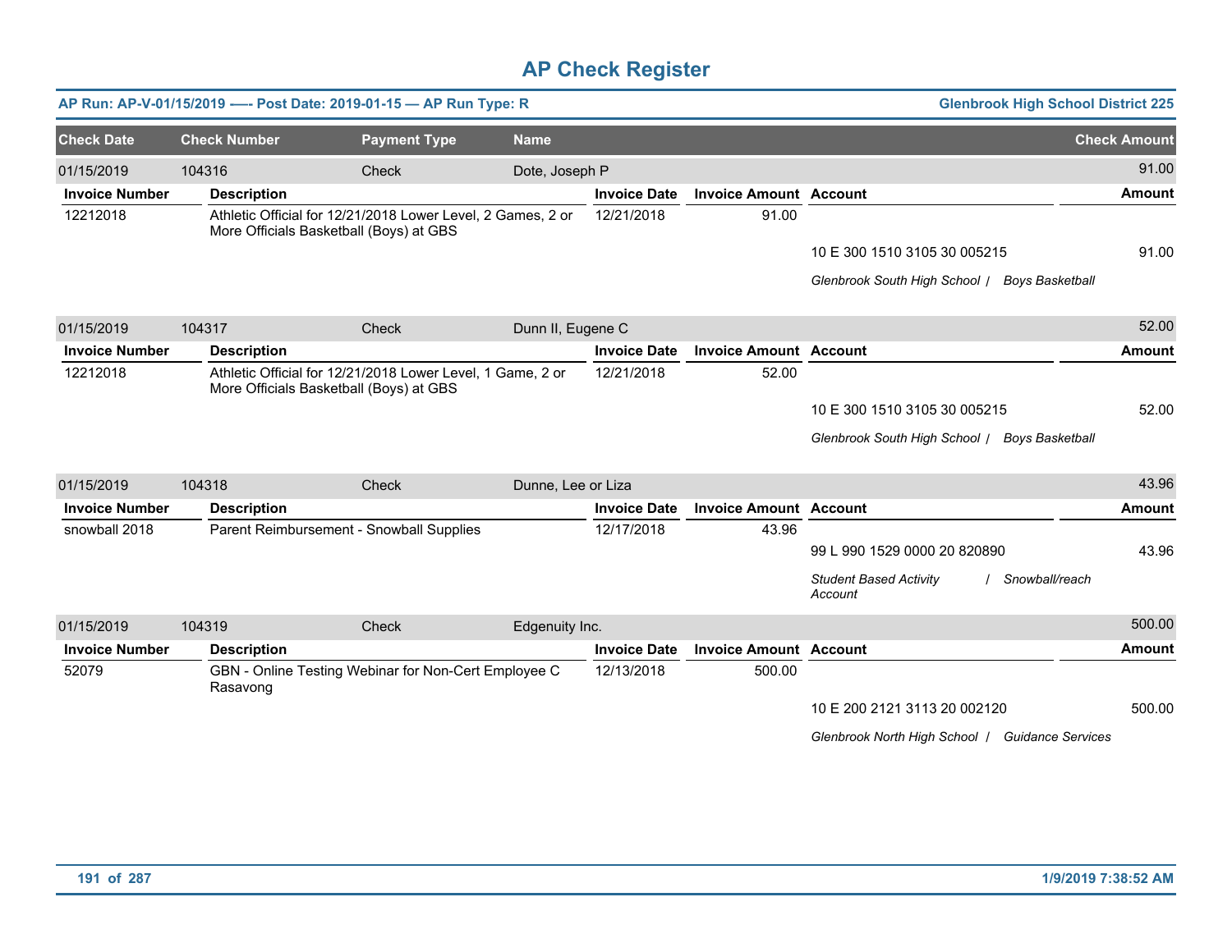# AP Check Register

**AP Run: AP-V-01/15/2019 —- Post Date: 2019-01-15 — AP Run Type: R** | **Glenbrook High School District 225**

| Check Date | Check Number | Payment Type | Name | Check Amount |
|---|---|---|---|---|
| 01/15/2019 | 104316 | Check | Dote, Joseph P | 91.00 |

| Invoice Number | Description | Invoice Date | Invoice Amount | Account | Amount |
|---|---|---|---|---|---|
| 12212018 | Athletic Official for 12/21/2018 Lower Level, 2 Games, 2 or More Officials Basketball (Boys) at GBS | 12/21/2018 | 91.00 | | |
| | | | | 10 E 300 1510 3105 30 005215 | 91.00 |
| | | | | *Glenbrook South High School / Boys Basketball* | |

| Check Date | Check Number | Payment Type | Name | Check Amount |
|---|---|---|---|---|
| 01/15/2019 | 104317 | Check | Dunn II, Eugene C | 52.00 |

| Invoice Number | Description | Invoice Date | Invoice Amount | Account | Amount |
|---|---|---|---|---|---|
| 12212018 | Athletic Official for 12/21/2018 Lower Level, 1 Game, 2 or More Officials Basketball (Boys) at GBS | 12/21/2018 | 52.00 | | |
| | | | | 10 E 300 1510 3105 30 005215 | 52.00 |
| | | | | *Glenbrook South High School / Boys Basketball* | |

| Check Date | Check Number | Payment Type | Name | Check Amount |
|---|---|---|---|---|
| 01/15/2019 | 104318 | Check | Dunne, Lee or Liza | 43.96 |

| Invoice Number | Description | Invoice Date | Invoice Amount | Account | Amount |
|---|---|---|---|---|---|
| snowball 2018 | Parent Reimbursement - Snowball Supplies | 12/17/2018 | 43.96 | | |
| | | | | 99 L 990 1529 0000 20 820890 | 43.96 |
| | | | | *Student Based Activity Account / Snowball/reach* | |

| Check Date | Check Number | Payment Type | Name | Check Amount |
|---|---|---|---|---|
| 01/15/2019 | 104319 | Check | Edgenuity Inc. | 500.00 |

| Invoice Number | Description | Invoice Date | Invoice Amount | Account | Amount |
|---|---|---|---|---|---|
| 52079 | GBN - Online Testing Webinar for Non-Cert Employee C Rasavong | 12/13/2018 | 500.00 | | |
| | | | | 10 E 200 2121 3113 20 002120 | 500.00 |
| | | | | *Glenbrook North High School / Guidance Services* | |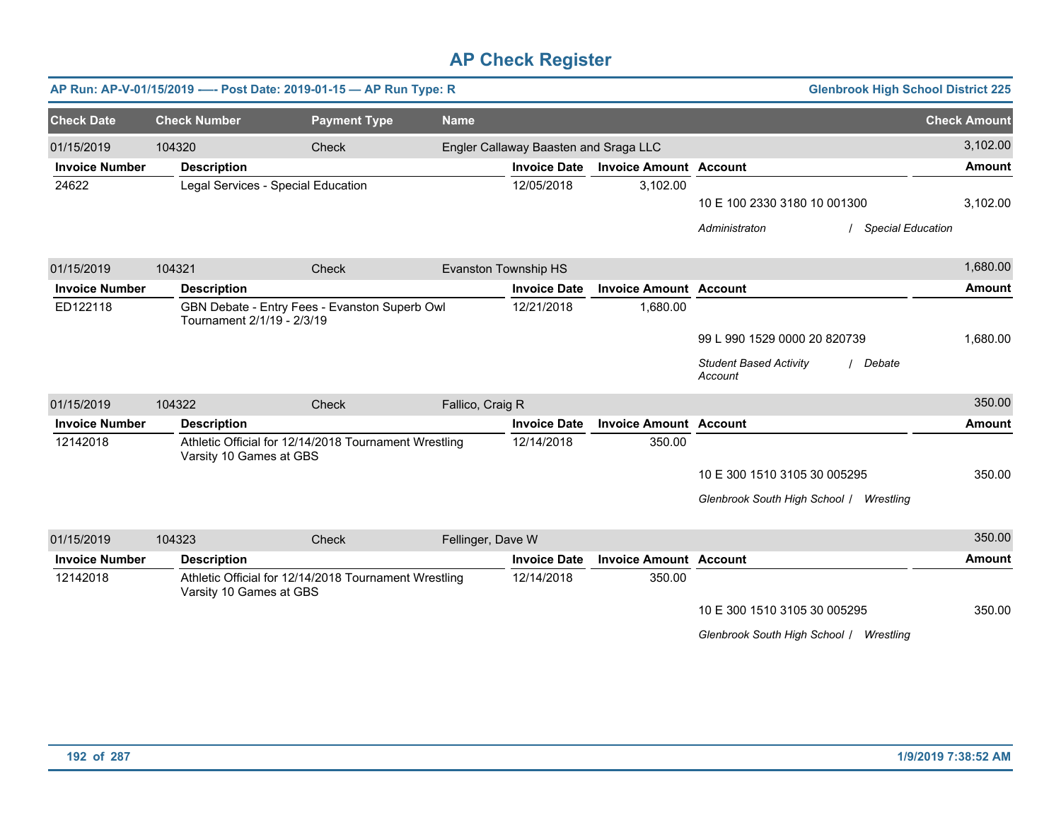# AP Check Register

**AP Run: AP-V-01/15/2019 —- Post Date: 2019-01-15 — AP Run Type: R** | **Glenbrook High School District 225**

| Check Date | Check Number | Payment Type | Name | Check Amount |
|---|---|---|---|---|
| 01/15/2019 | 104320 | Check | Engler Callaway Baasten and Sraga LLC | 3,102.00 |

| Invoice Number | Description | Invoice Date | Invoice Amount | Account | Amount |
|---|---|---|---|---|---|
| 24622 | Legal Services - Special Education | 12/05/2018 | 3,102.00 | 10 E 100 2330 3180 10 001300 | 3,102.00 |
| | | | | *Administraton / Special Education* | |

| Check Date | Check Number | Payment Type | Name | Check Amount |
|---|---|---|---|---|
| 01/15/2019 | 104321 | Check | Evanston Township HS | 1,680.00 |

| Invoice Number | Description | Invoice Date | Invoice Amount | Account | Amount |
|---|---|---|---|---|---|
| ED122118 | GBN Debate - Entry Fees - Evanston Superb Owl Tournament 2/1/19 - 2/3/19 | 12/21/2018 | 1,680.00 | 99 L 990 1529 0000 20 820739 | 1,680.00 |
| | | | | *Student Based Activity Account / Debate* | |

| Check Date | Check Number | Payment Type | Name | Check Amount |
|---|---|---|---|---|
| 01/15/2019 | 104322 | Check | Fallico, Craig R | 350.00 |

| Invoice Number | Description | Invoice Date | Invoice Amount | Account | Amount |
|---|---|---|---|---|---|
| 12142018 | Athletic Official for 12/14/2018 Tournament Wrestling Varsity 10 Games at GBS | 12/14/2018 | 350.00 | 10 E 300 1510 3105 30 005295 | 350.00 |
| | | | | *Glenbrook South High School / Wrestling* | |

| Check Date | Check Number | Payment Type | Name | Check Amount |
|---|---|---|---|---|
| 01/15/2019 | 104323 | Check | Fellinger, Dave W | 350.00 |

| Invoice Number | Description | Invoice Date | Invoice Amount | Account | Amount |
|---|---|---|---|---|---|
| 12142018 | Athletic Official for 12/14/2018 Tournament Wrestling Varsity 10 Games at GBS | 12/14/2018 | 350.00 | 10 E 300 1510 3105 30 005295 | 350.00 |
| | | | | *Glenbrook South High School / Wrestling* | |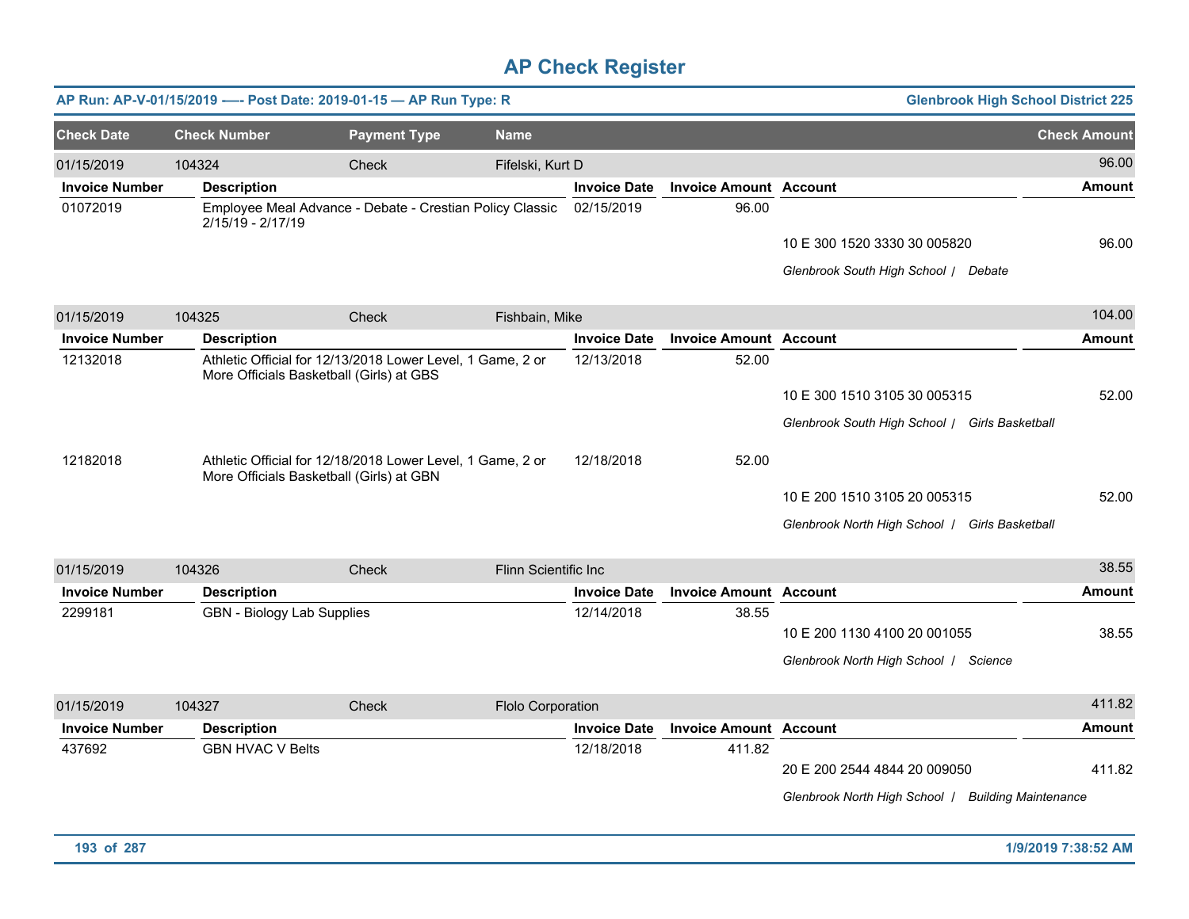# AP Check Register

**AP Run: AP-V-01/15/2019 -—- Post Date: 2019-01-15 — AP Run Type: R** | **Glenbrook High School District 225**

| Check Date | Check Number | Payment Type | Name | Check Amount |
|---|---|---|---|---|
| 01/15/2019 | 104324 | Check | Fifelski, Kurt D | 96.00 |

| Invoice Number | Description | Invoice Date | Invoice Amount | Account | Amount |
|---|---|---|---|---|---|
| 01072019 | Employee Meal Advance - Debate - Crestian Policy Classic 2/15/19 - 2/17/19 | 02/15/2019 | 96.00 | | |
| | | | | 10 E 300 1520 3330 30 005820 | 96.00 |
| | | | | *Glenbrook South High School / Debate* | |

| Check Date | Check Number | Payment Type | Name | Check Amount |
|---|---|---|---|---|
| 01/15/2019 | 104325 | Check | Fishbain, Mike | 104.00 |

| Invoice Number | Description | Invoice Date | Invoice Amount | Account | Amount |
|---|---|---|---|---|---|
| 12132018 | Athletic Official for 12/13/2018 Lower Level, 1 Game, 2 or More Officials Basketball (Girls) at GBS | 12/13/2018 | 52.00 | | |
| | | | | 10 E 300 1510 3105 30 005315 | 52.00 |
| | | | | *Glenbrook South High School / Girls Basketball* | |
| 12182018 | Athletic Official for 12/18/2018 Lower Level, 1 Game, 2 or More Officials Basketball (Girls) at GBN | 12/18/2018 | 52.00 | | |
| | | | | 10 E 200 1510 3105 20 005315 | 52.00 |
| | | | | *Glenbrook North High School / Girls Basketball* | |

| Check Date | Check Number | Payment Type | Name | Check Amount |
|---|---|---|---|---|
| 01/15/2019 | 104326 | Check | Flinn Scientific Inc | 38.55 |

| Invoice Number | Description | Invoice Date | Invoice Amount | Account | Amount |
|---|---|---|---|---|---|
| 2299181 | GBN - Biology Lab Supplies | 12/14/2018 | 38.55 | | |
| | | | | 10 E 200 1130 4100 20 001055 | 38.55 |
| | | | | *Glenbrook North High School / Science* | |

| Check Date | Check Number | Payment Type | Name | Check Amount |
|---|---|---|---|---|
| 01/15/2019 | 104327 | Check | Flolo Corporation | 411.82 |

| Invoice Number | Description | Invoice Date | Invoice Amount | Account | Amount |
|---|---|---|---|---|---|
| 437692 | GBN HVAC V Belts | 12/18/2018 | 411.82 | | |
| | | | | 20 E 200 2544 4844 20 009050 | 411.82 |
| | | | | *Glenbrook North High School / Building Maintenance* | |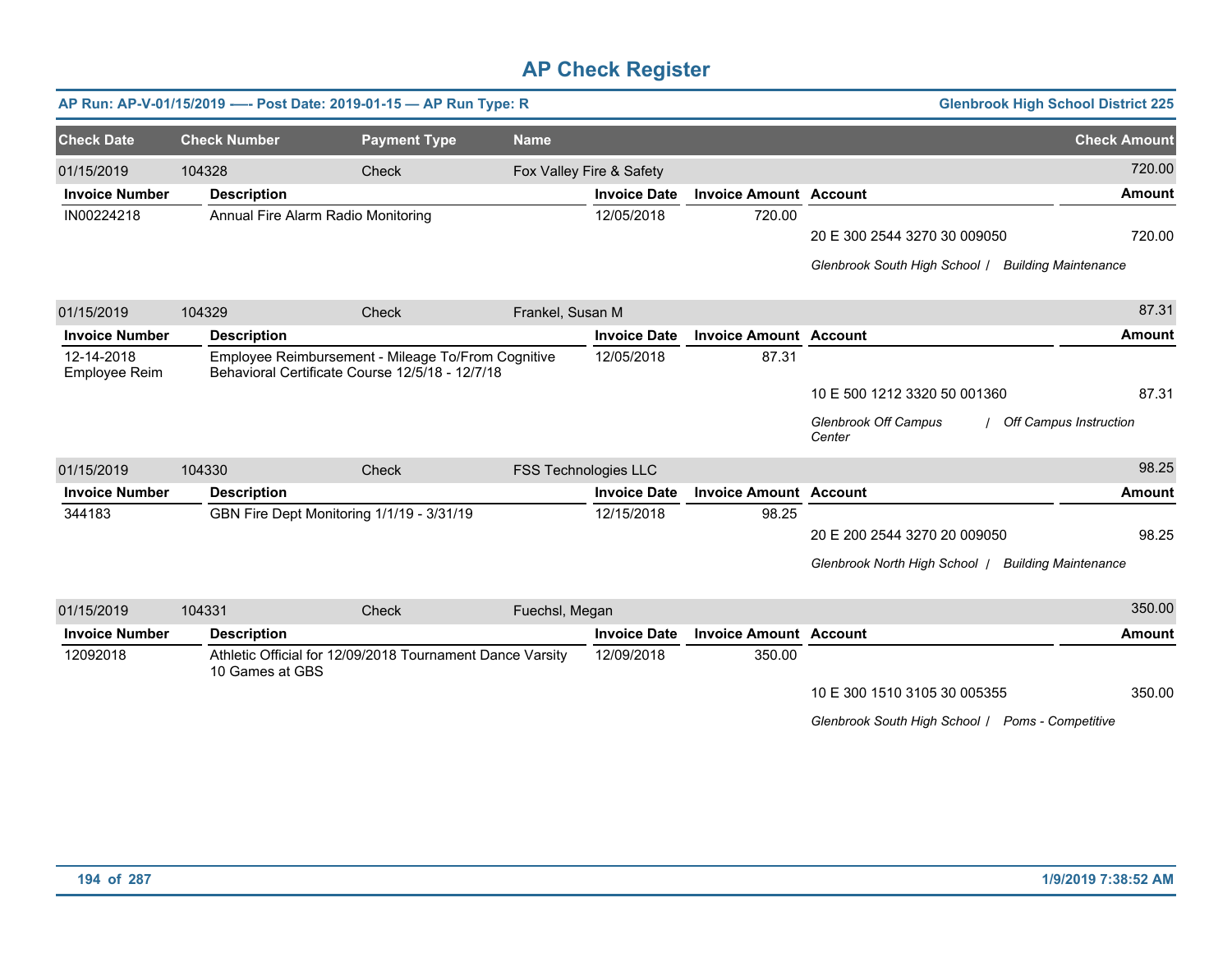# AP Check Register

**AP Run: AP-V-01/15/2019 —- Post Date: 2019-01-15 — AP Run Type: R** — **Glenbrook High School District 225**

| Check Date | Check Number | Payment Type | Name | Check Amount |
|---|---|---|---|---|
| 01/15/2019 | 104328 | Check | Fox Valley Fire & Safety | 720.00 |

| Invoice Number | Description | Invoice Date | Invoice Amount | Account | Amount |
|---|---|---|---|---|---|
| IN00224218 | Annual Fire Alarm Radio Monitoring | 12/05/2018 | 720.00 | | |
| | | | | 20 E 300 2544 3270 30 009050 | 720.00 |
| | | | | *Glenbrook South High School / Building Maintenance* | |

| Check Date | Check Number | Payment Type | Name | Check Amount |
|---|---|---|---|---|
| 01/15/2019 | 104329 | Check | Frankel, Susan M | 87.31 |

| Invoice Number | Description | Invoice Date | Invoice Amount | Account | Amount |
|---|---|---|---|---|---|
| 12-14-2018 Employee Reim | Employee Reimbursement - Mileage To/From Cognitive Behavioral Certificate Course 12/5/18 - 12/7/18 | 12/05/2018 | 87.31 | | |
| | | | | 10 E 500 1212 3320 50 001360 | 87.31 |
| | | | | *Glenbrook Off Campus Center / Off Campus Instruction* | |

| Check Date | Check Number | Payment Type | Name | Check Amount |
|---|---|---|---|---|
| 01/15/2019 | 104330 | Check | FSS Technologies LLC | 98.25 |

| Invoice Number | Description | Invoice Date | Invoice Amount | Account | Amount |
|---|---|---|---|---|---|
| 344183 | GBN Fire Dept Monitoring 1/1/19 - 3/31/19 | 12/15/2018 | 98.25 | | |
| | | | | 20 E 200 2544 3270 20 009050 | 98.25 |
| | | | | *Glenbrook North High School / Building Maintenance* | |

| Check Date | Check Number | Payment Type | Name | Check Amount |
|---|---|---|---|---|
| 01/15/2019 | 104331 | Check | Fuechsl, Megan | 350.00 |

| Invoice Number | Description | Invoice Date | Invoice Amount | Account | Amount |
|---|---|---|---|---|---|
| 12092018 | Athletic Official for 12/09/2018 Tournament Dance Varsity 10 Games at GBS | 12/09/2018 | 350.00 | | |
| | | | | 10 E 300 1510 3105 30 005355 | 350.00 |
| | | | | *Glenbrook South High School / Poms - Competitive* | |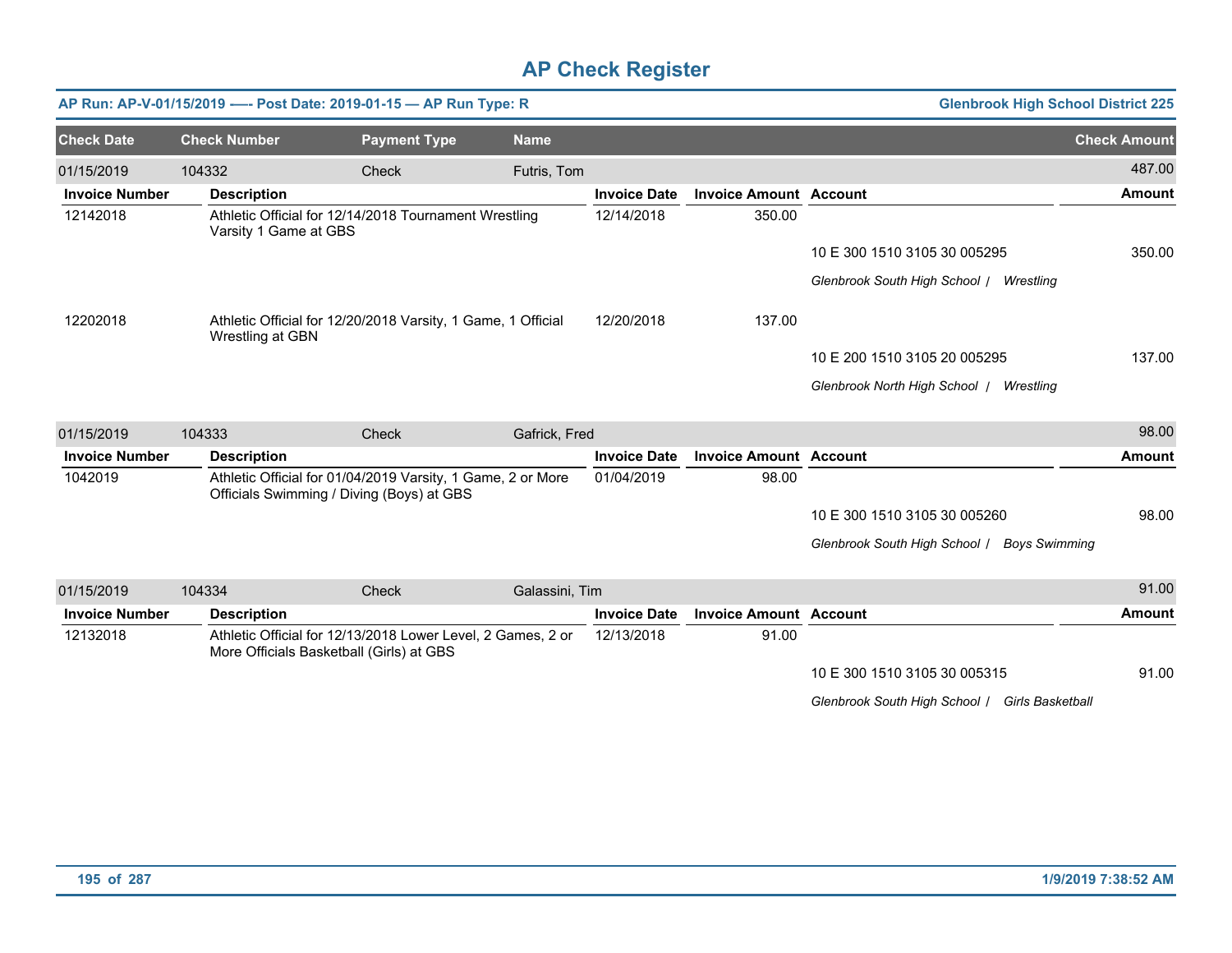# AP Check Register

**AP Run: AP-V-01/15/2019 -—- Post Date: 2019-01-15 — AP Run Type: R** | **Glenbrook High School District 225**

| Check Date | Check Number | Payment Type | Name | Check Amount |
|---|---|---|---|---|
| 01/15/2019 | 104332 | Check | Futris, Tom | 487.00 |

| Invoice Number | Description | Invoice Date | Invoice Amount | Account | Amount |
|---|---|---|---|---|---|
| 12142018 | Athletic Official for 12/14/2018 Tournament Wrestling Varsity 1 Game at GBS | 12/14/2018 | 350.00 | | |
| | | | | 10 E 300 1510 3105 30 005295 | 350.00 |
| | | | | *Glenbrook South High School / Wrestling* | |
| 12202018 | Athletic Official for 12/20/2018 Varsity, 1 Game, 1 Official Wrestling at GBN | 12/20/2018 | 137.00 | | |
| | | | | 10 E 200 1510 3105 20 005295 | 137.00 |
| | | | | *Glenbrook North High School / Wrestling* | |

| Check Date | Check Number | Payment Type | Name | Check Amount |
|---|---|---|---|---|
| 01/15/2019 | 104333 | Check | Gafrick, Fred | 98.00 |

| Invoice Number | Description | Invoice Date | Invoice Amount | Account | Amount |
|---|---|---|---|---|---|
| 1042019 | Athletic Official for 01/04/2019 Varsity, 1 Game, 2 or More Officials Swimming / Diving (Boys) at GBS | 01/04/2019 | 98.00 | | |
| | | | | 10 E 300 1510 3105 30 005260 | 98.00 |
| | | | | *Glenbrook South High School / Boys Swimming* | |

| Check Date | Check Number | Payment Type | Name | Check Amount |
|---|---|---|---|---|
| 01/15/2019 | 104334 | Check | Galassini, Tim | 91.00 |

| Invoice Number | Description | Invoice Date | Invoice Amount | Account | Amount |
|---|---|---|---|---|---|
| 12132018 | Athletic Official for 12/13/2018 Lower Level, 2 Games, 2 or More Officials Basketball (Girls) at GBS | 12/13/2018 | 91.00 | | |
| | | | | 10 E 300 1510 3105 30 005315 | 91.00 |
| | | | | *Glenbrook South High School / Girls Basketball* | |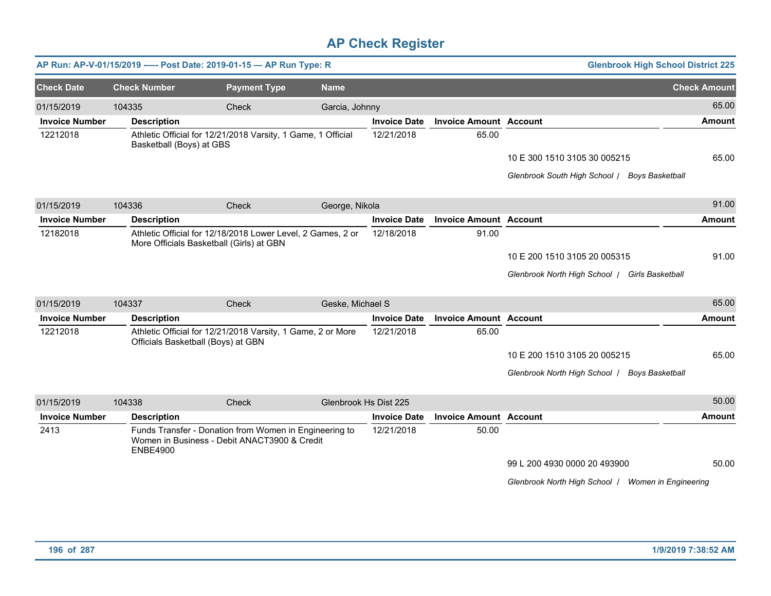# AP Check Register

**AP Run: AP-V-01/15/2019 -—- Post Date: 2019-01-15 — AP Run Type: R** | **Glenbrook High School District 225**

| Check Date | Check Number | Payment Type | Name | Check Amount |
|---|---|---|---|---|
| 01/15/2019 | 104335 | Check | Garcia, Johnny | 65.00 |

| Invoice Number | Description | Invoice Date | Invoice Amount | Account | Amount |
|---|---|---|---|---|---|
| 12212018 | Athletic Official for 12/21/2018 Varsity, 1 Game, 1 Official Basketball (Boys) at GBS | 12/21/2018 | 65.00 | | |
| | | | | 10 E 300 1510 3105 30 005215 | 65.00 |
| | | | | *Glenbrook South High School / Boys Basketball* | |

| Check Date | Check Number | Payment Type | Name | Check Amount |
|---|---|---|---|---|
| 01/15/2019 | 104336 | Check | George, Nikola | 91.00 |

| Invoice Number | Description | Invoice Date | Invoice Amount | Account | Amount |
|---|---|---|---|---|---|
| 12182018 | Athletic Official for 12/18/2018 Lower Level, 2 Games, 2 or More Officials Basketball (Girls) at GBN | 12/18/2018 | 91.00 | | |
| | | | | 10 E 200 1510 3105 20 005315 | 91.00 |
| | | | | *Glenbrook North High School / Girls Basketball* | |

| Check Date | Check Number | Payment Type | Name | Check Amount |
|---|---|---|---|---|
| 01/15/2019 | 104337 | Check | Geske, Michael S | 65.00 |

| Invoice Number | Description | Invoice Date | Invoice Amount | Account | Amount |
|---|---|---|---|---|---|
| 12212018 | Athletic Official for 12/21/2018 Varsity, 1 Game, 2 or More Officials Basketball (Boys) at GBN | 12/21/2018 | 65.00 | | |
| | | | | 10 E 200 1510 3105 20 005215 | 65.00 |
| | | | | *Glenbrook North High School / Boys Basketball* | |

| Check Date | Check Number | Payment Type | Name | Check Amount |
|---|---|---|---|---|
| 01/15/2019 | 104338 | Check | Glenbrook Hs Dist 225 | 50.00 |

| Invoice Number | Description | Invoice Date | Invoice Amount | Account | Amount |
|---|---|---|---|---|---|
| 2413 | Funds Transfer - Donation from Women in Engineering to Women in Business - Debit ANACT3900 & Credit ENBE4900 | 12/21/2018 | 50.00 | | |
| | | | | 99 L 200 4930 0000 20 493900 | 50.00 |
| | | | | *Glenbrook North High School / Women in Engineering* | |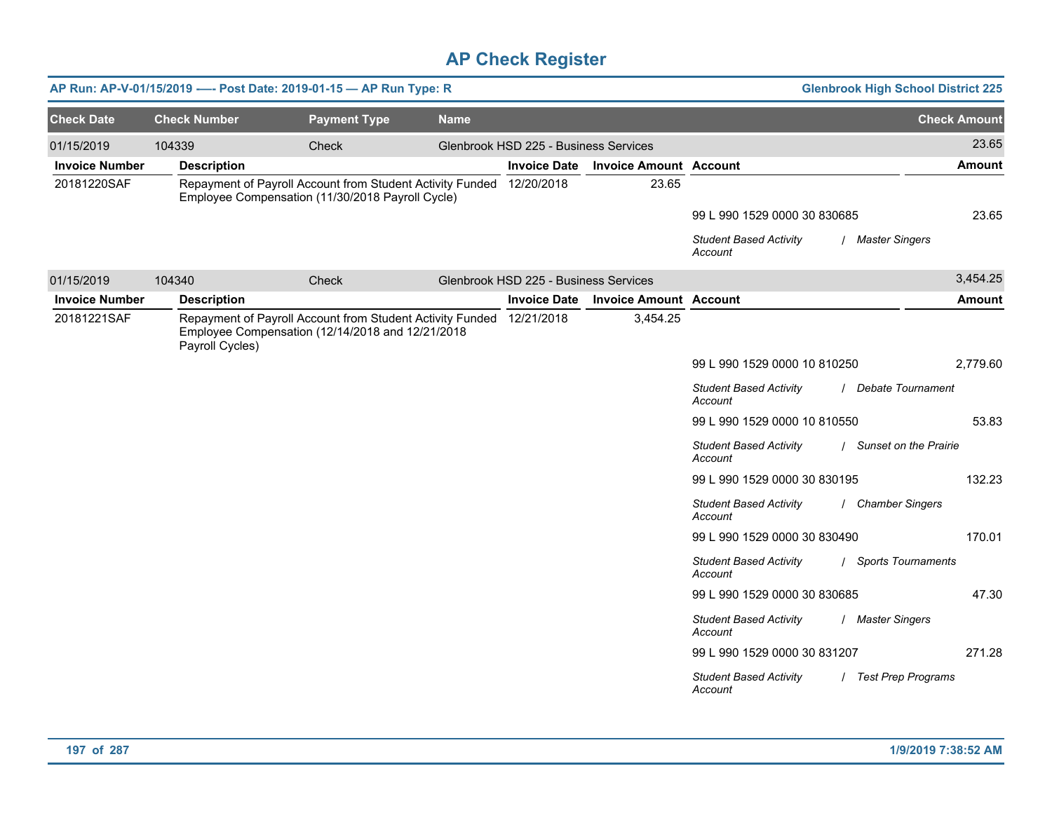# AP Check Register

**AP Run: AP-V-01/15/2019 —- Post Date: 2019-01-15 — AP Run Type: R** | **Glenbrook High School District 225**

| Check Date | Check Number | Payment Type | Name | Check Amount |
|---|---|---|---|---|
| 01/15/2019 | 104339 | Check | Glenbrook HSD 225 - Business Services | 23.65 |

| Invoice Number | Description | Invoice Date | Invoice Amount | Account | Amount |
|---|---|---|---|---|---|
| 20181220SAF | Repayment of Payroll Account from Student Activity Funded Employee Compensation (11/30/2018 Payroll Cycle) | 12/20/2018 | 23.65 | | |
| | | | | 99 L 990 1529 0000 30 830685 | 23.65 |
| | | | | *Student Based Activity Account / Master Singers* | |

| Check Date | Check Number | Payment Type | Name | Check Amount |
|---|---|---|---|---|
| 01/15/2019 | 104340 | Check | Glenbrook HSD 225 - Business Services | 3,454.25 |

| Invoice Number | Description | Invoice Date | Invoice Amount | Account | Amount |
|---|---|---|---|---|---|
| 20181221SAF | Repayment of Payroll Account from Student Activity Funded Employee Compensation (12/14/2018 and 12/21/2018 Payroll Cycles) | 12/21/2018 | 3,454.25 | | |
| | | | | 99 L 990 1529 0000 10 810250 | 2,779.60 |
| | | | | *Student Based Activity Account / Debate Tournament* | |
| | | | | 99 L 990 1529 0000 10 810550 | 53.83 |
| | | | | *Student Based Activity Account / Sunset on the Prairie* | |
| | | | | 99 L 990 1529 0000 30 830195 | 132.23 |
| | | | | *Student Based Activity Account / Chamber Singers* | |
| | | | | 99 L 990 1529 0000 30 830490 | 170.01 |
| | | | | *Student Based Activity Account / Sports Tournaments* | |
| | | | | 99 L 990 1529 0000 30 830685 | 47.30 |
| | | | | *Student Based Activity Account / Master Singers* | |
| | | | | 99 L 990 1529 0000 30 831207 | 271.28 |
| | | | | *Student Based Activity Account / Test Prep Programs* | |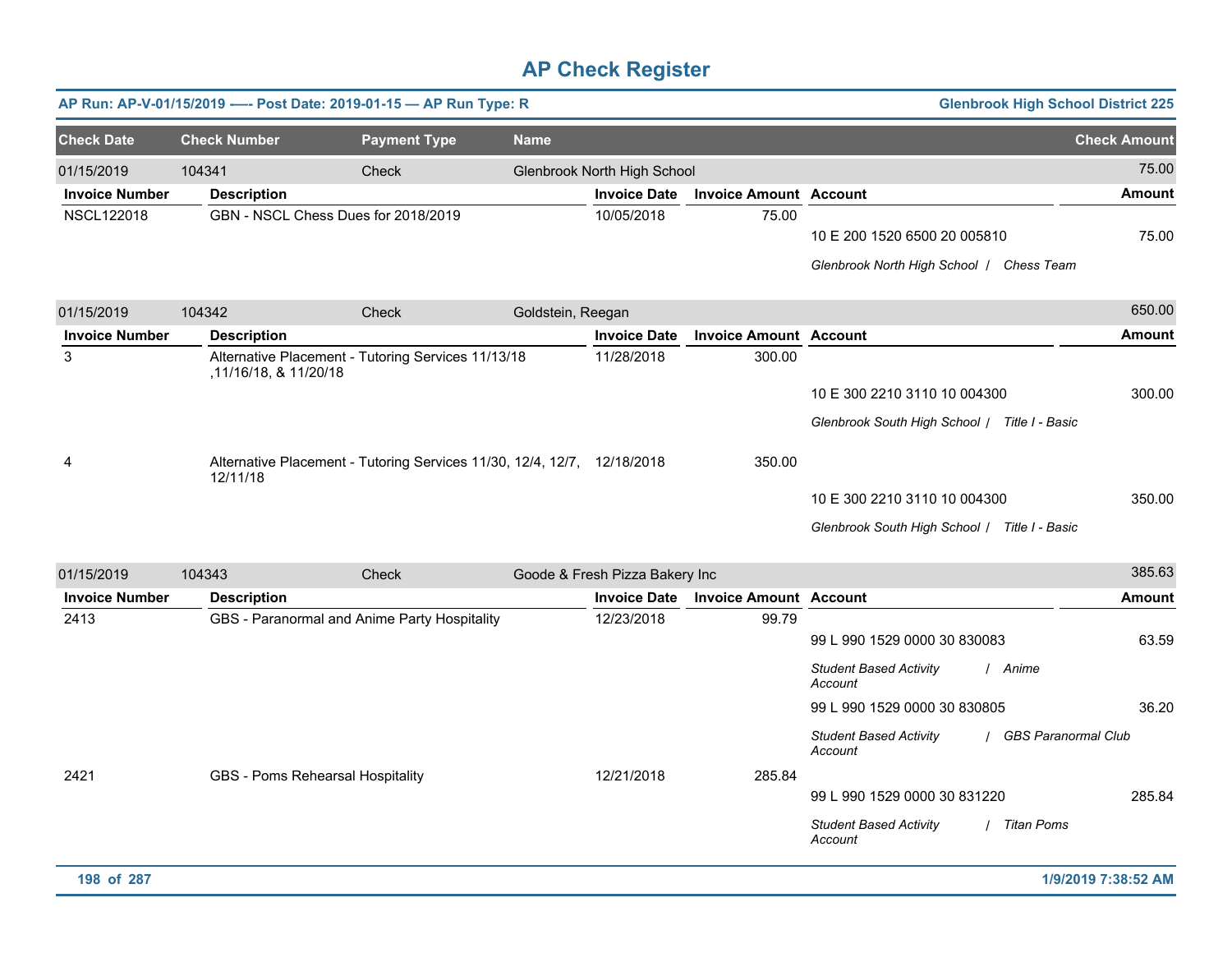# AP Check Register

**AP Run: AP-V-01/15/2019 -—- Post Date: 2019-01-15 — AP Run Type: R** | **Glenbrook High School District 225**

| Check Date | Check Number | Payment Type | Name | Check Amount |
|---|---|---|---|---|
| 01/15/2019 | 104341 | Check | Glenbrook North High School | 75.00 |

| Invoice Number | Description | Invoice Date | Invoice Amount | Account | Amount |
|---|---|---|---|---|---|
| NSCL122018 | GBN - NSCL Chess Dues for 2018/2019 | 10/05/2018 | 75.00 | | |
| | | | | 10 E 200 1520 6500 20 005810 | 75.00 |
| | | | | *Glenbrook North High School / Chess Team* | |

| Check Date | Check Number | Payment Type | Name | Check Amount |
|---|---|---|---|---|
| 01/15/2019 | 104342 | Check | Goldstein, Reegan | 650.00 |

| Invoice Number | Description | Invoice Date | Invoice Amount | Account | Amount |
|---|---|---|---|---|---|
| 3 | Alternative Placement - Tutoring Services 11/13/18 ,11/16/18, & 11/20/18 | 11/28/2018 | 300.00 | | |
| | | | | 10 E 300 2210 3110 10 004300 | 300.00 |
| | | | | *Glenbrook South High School / Title I - Basic* | |
| 4 | Alternative Placement - Tutoring Services 11/30, 12/4, 12/7, 12/11/18 | 12/18/2018 | 350.00 | | |
| | | | | 10 E 300 2210 3110 10 004300 | 350.00 |
| | | | | *Glenbrook South High School / Title I - Basic* | |

| Check Date | Check Number | Payment Type | Name | Check Amount |
|---|---|---|---|---|
| 01/15/2019 | 104343 | Check | Goode & Fresh Pizza Bakery Inc | 385.63 |

| Invoice Number | Description | Invoice Date | Invoice Amount | Account | Amount |
|---|---|---|---|---|---|
| 2413 | GBS - Paranormal and Anime Party Hospitality | 12/23/2018 | 99.79 | | |
| | | | | 99 L 990 1529 0000 30 830083 | 63.59 |
| | | | | *Student Based Activity Account / Anime* | |
| | | | | 99 L 990 1529 0000 30 830805 | 36.20 |
| | | | | *Student Based Activity Account / GBS Paranormal Club* | |
| 2421 | GBS - Poms Rehearsal Hospitality | 12/21/2018 | 285.84 | | |
| | | | | 99 L 990 1529 0000 30 831220 | 285.84 |
| | | | | *Student Based Activity Account / Titan Poms* | |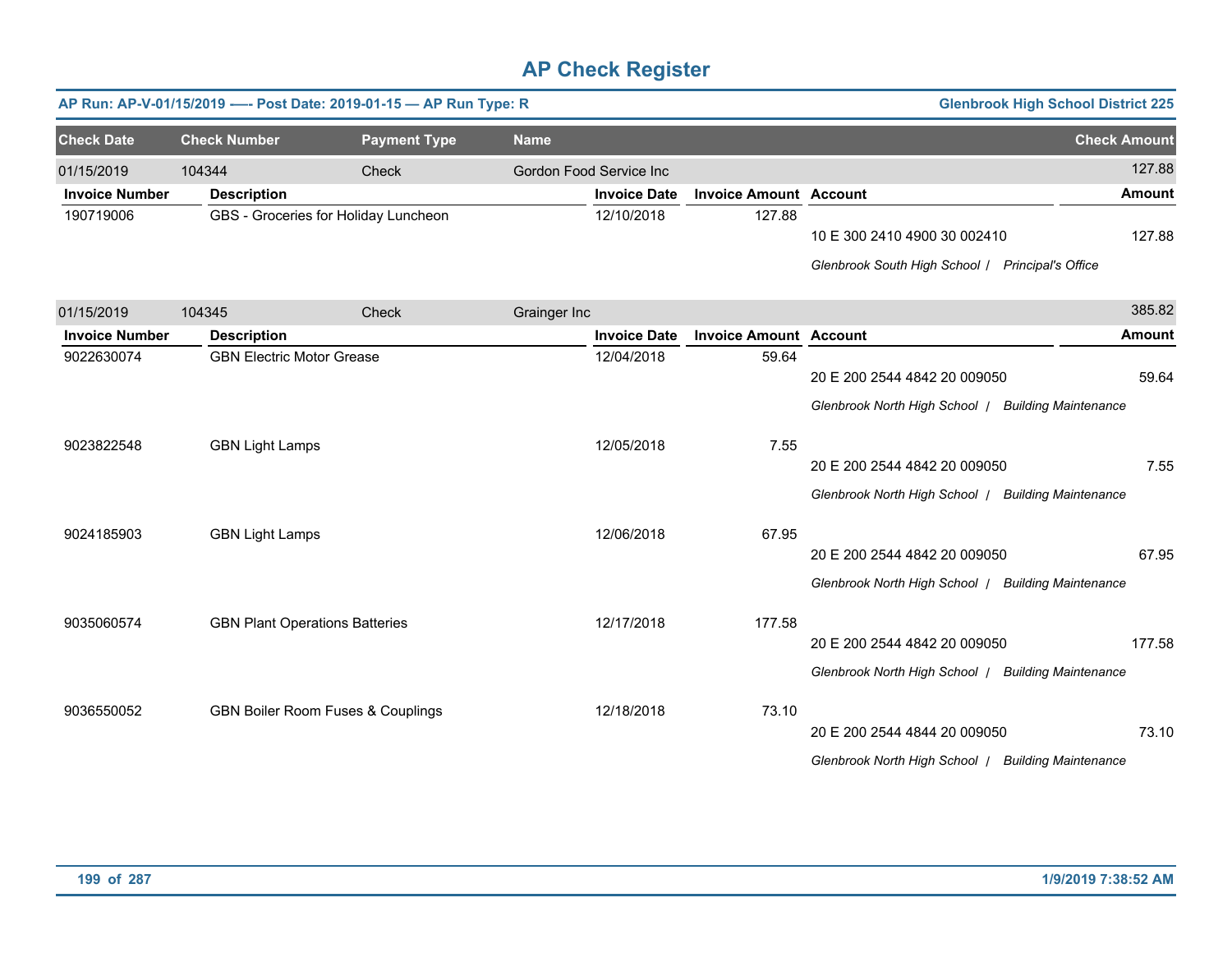# AP Check Register

**AP Run: AP-V-01/15/2019 -—- Post Date: 2019-01-15 — AP Run Type: R** | **Glenbrook High School District 225**

| Check Date | Check Number | Payment Type | Name | Check Amount |
|---|---|---|---|---|
| 01/15/2019 | 104344 | Check | Gordon Food Service Inc | 127.88 |

| Invoice Number | Description | Invoice Date | Invoice Amount | Account | Amount |
|---|---|---|---|---|---|
| 190719006 | GBS - Groceries for Holiday Luncheon | 12/10/2018 | 127.88 | 10 E 300 2410 4900 30 002410 | 127.88 |
| | | | | *Glenbrook South High School / Principal's Office* | |

| Check Date | Check Number | Payment Type | Name | Check Amount |
|---|---|---|---|---|
| 01/15/2019 | 104345 | Check | Grainger Inc | 385.82 |

| Invoice Number | Description | Invoice Date | Invoice Amount | Account | Amount |
|---|---|---|---|---|---|
| 9022630074 | GBN Electric Motor Grease | 12/04/2018 | 59.64 | 20 E 200 2544 4842 20 009050 | 59.64 |
| | | | | *Glenbrook North High School / Building Maintenance* | |
| 9023822548 | GBN Light Lamps | 12/05/2018 | 7.55 | 20 E 200 2544 4842 20 009050 | 7.55 |
| | | | | *Glenbrook North High School / Building Maintenance* | |
| 9024185903 | GBN Light Lamps | 12/06/2018 | 67.95 | 20 E 200 2544 4842 20 009050 | 67.95 |
| | | | | *Glenbrook North High School / Building Maintenance* | |
| 9035060574 | GBN Plant Operations Batteries | 12/17/2018 | 177.58 | 20 E 200 2544 4842 20 009050 | 177.58 |
| | | | | *Glenbrook North High School / Building Maintenance* | |
| 9036550052 | GBN Boiler Room Fuses & Couplings | 12/18/2018 | 73.10 | 20 E 200 2544 4844 20 009050 | 73.10 |
| | | | | *Glenbrook North High School / Building Maintenance* | |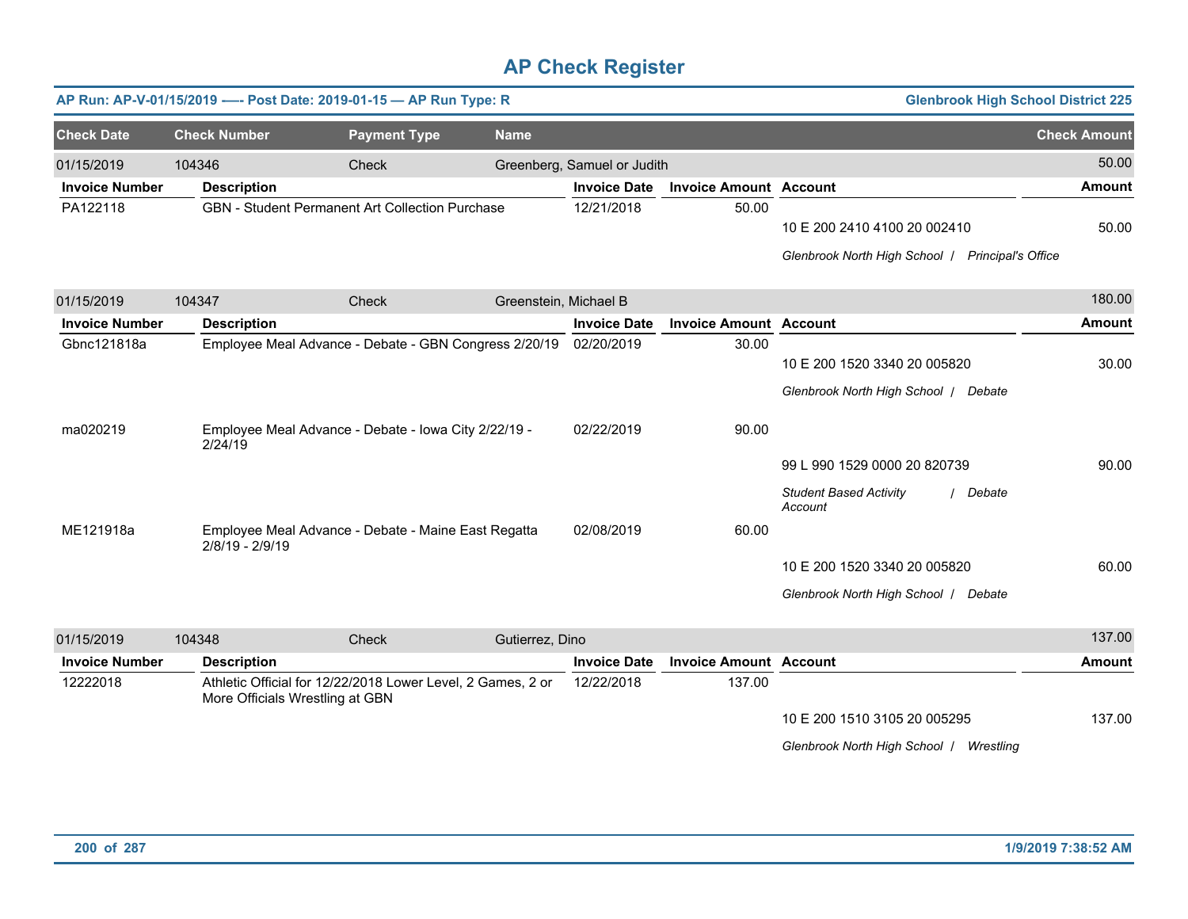# AP Check Register

**AP Run: AP-V-01/15/2019 -—- Post Date: 2019-01-15 — AP Run Type: R** | **Glenbrook High School District 225**

| Check Date | Check Number | Payment Type | Name | Check Amount |
|---|---|---|---|---|
| 01/15/2019 | 104346 | Check | Greenberg, Samuel or Judith | 50.00 |

| Invoice Number | Description | Invoice Date | Invoice Amount | Account | Amount |
|---|---|---|---|---|---|
| PA122118 | GBN - Student Permanent Art Collection Purchase | 12/21/2018 | 50.00 | | |
| | | | | 10 E 200 2410 4100 20 002410 | 50.00 |
| | | | | *Glenbrook North High School / Principal's Office* | |

| Check Date | Check Number | Payment Type | Name | Check Amount |
|---|---|---|---|---|
| 01/15/2019 | 104347 | Check | Greenstein, Michael B | 180.00 |

| Invoice Number | Description | Invoice Date | Invoice Amount | Account | Amount |
|---|---|---|---|---|---|
| Gbnc121818a | Employee Meal Advance - Debate - GBN Congress 2/20/19 | 02/20/2019 | 30.00 | | |
| | | | | 10 E 200 1520 3340 20 005820 | 30.00 |
| | | | | *Glenbrook North High School / Debate* | |
| ma020219 | Employee Meal Advance - Debate - Iowa City 2/22/19 - 2/24/19 | 02/22/2019 | 90.00 | | |
| | | | | 99 L 990 1529 0000 20 820739 | 90.00 |
| | | | | *Student Based Activity Account / Debate* | |
| ME121918a | Employee Meal Advance - Debate - Maine East Regatta 2/8/19 - 2/9/19 | 02/08/2019 | 60.00 | | |
| | | | | 10 E 200 1520 3340 20 005820 | 60.00 |
| | | | | *Glenbrook North High School / Debate* | |

| Check Date | Check Number | Payment Type | Name | Check Amount |
|---|---|---|---|---|
| 01/15/2019 | 104348 | Check | Gutierrez, Dino | 137.00 |

| Invoice Number | Description | Invoice Date | Invoice Amount | Account | Amount |
|---|---|---|---|---|---|
| 12222018 | Athletic Official for 12/22/2018 Lower Level, 2 Games, 2 or More Officials Wrestling at GBN | 12/22/2018 | 137.00 | | |
| | | | | 10 E 200 1510 3105 20 005295 | 137.00 |
| | | | | *Glenbrook North High School / Wrestling* | |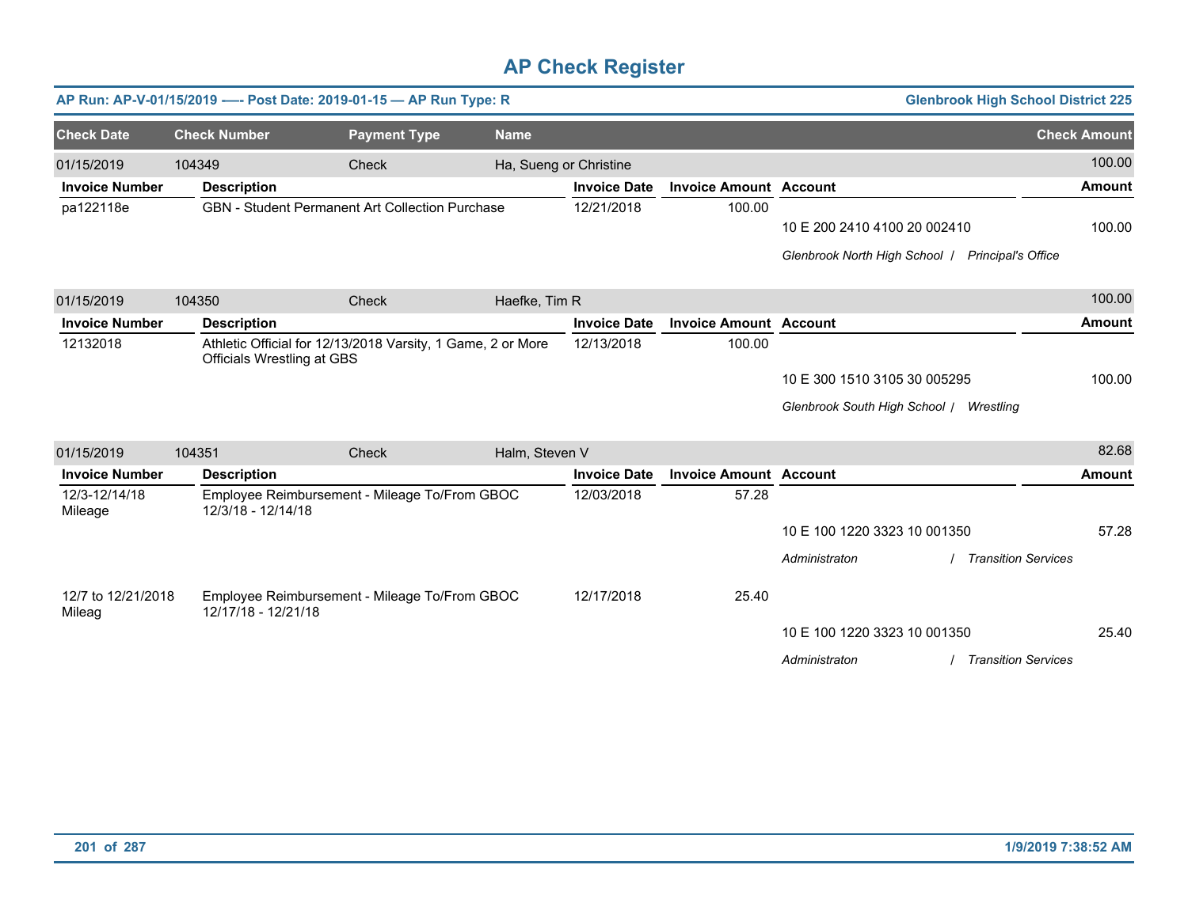# AP Check Register

**AP Run: AP-V-01/15/2019 -—- Post Date: 2019-01-15 — AP Run Type: R** | **Glenbrook High School District 225**

| Check Date | Check Number | Payment Type | Name | Check Amount |
|---|---|---|---|---|
| 01/15/2019 | 104349 | Check | Ha, Sueng or Christine | 100.00 |

| Invoice Number | Description | Invoice Date | Invoice Amount | Account | Amount |
|---|---|---|---|---|---|
| pa122118e | GBN - Student Permanent Art Collection Purchase | 12/21/2018 | 100.00 | | |
| | | | | 10 E 200 2410 4100 20 002410 | 100.00 |
| | | | | *Glenbrook North High School / Principal's Office* | |

| Check Date | Check Number | Payment Type | Name | Check Amount |
|---|---|---|---|---|
| 01/15/2019 | 104350 | Check | Haefke, Tim R | 100.00 |

| Invoice Number | Description | Invoice Date | Invoice Amount | Account | Amount |
|---|---|---|---|---|---|
| 12132018 | Athletic Official for 12/13/2018 Varsity, 1 Game, 2 or More Officials Wrestling at GBS | 12/13/2018 | 100.00 | | |
| | | | | 10 E 300 1510 3105 30 005295 | 100.00 |
| | | | | *Glenbrook South High School / Wrestling* | |

| Check Date | Check Number | Payment Type | Name | Check Amount |
|---|---|---|---|---|
| 01/15/2019 | 104351 | Check | Halm, Steven V | 82.68 |

| Invoice Number | Description | Invoice Date | Invoice Amount | Account | Amount |
|---|---|---|---|---|---|
| 12/3-12/14/18 Mileage | Employee Reimbursement - Mileage To/From GBOC 12/3/18 - 12/14/18 | 12/03/2018 | 57.28 | | |
| | | | | 10 E 100 1220 3323 10 001350 | 57.28 |
| | | | | *Administraton / Transition Services* | |
| 12/7 to 12/21/2018 Mileag | Employee Reimbursement - Mileage To/From GBOC 12/17/18 - 12/21/18 | 12/17/2018 | 25.40 | | |
| | | | | 10 E 100 1220 3323 10 001350 | 25.40 |
| | | | | *Administraton / Transition Services* | |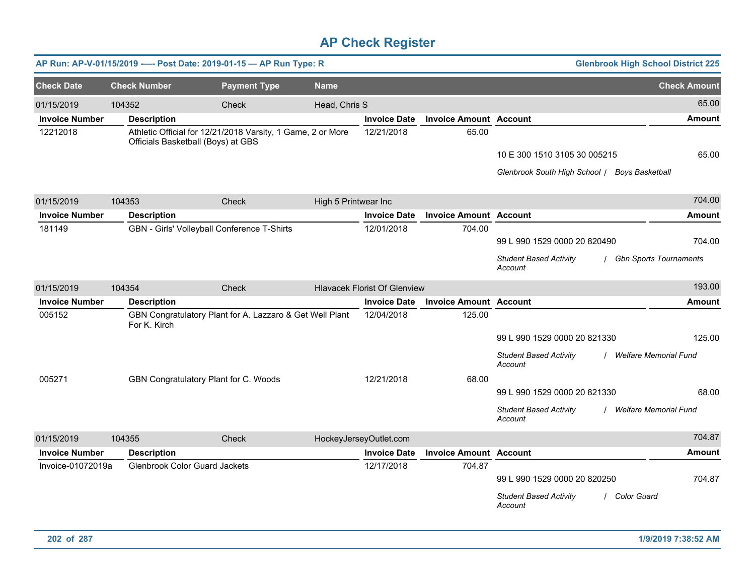# AP Check Register

**AP Run: AP-V-01/15/2019 -—- Post Date: 2019-01-15 — AP Run Type: R** | **Glenbrook High School District 225**

| Check Date | Check Number | Payment Type | Name | Check Amount |
|---|---|---|---|---|
| 01/15/2019 | 104352 | Check | Head, Chris S | 65.00 |

| Invoice Number | Description | Invoice Date | Invoice Amount | Account | Amount |
|---|---|---|---|---|---|
| 12212018 | Athletic Official for 12/21/2018 Varsity, 1 Game, 2 or More Officials Basketball (Boys) at GBS | 12/21/2018 | 65.00 | | |
| | | | | 10 E 300 1510 3105 30 005215 | 65.00 |
| | | | | *Glenbrook South High School / Boys Basketball* | |

| Check Date | Check Number | Payment Type | Name | Check Amount |
|---|---|---|---|---|
| 01/15/2019 | 104353 | Check | High 5 Printwear Inc | 704.00 |

| Invoice Number | Description | Invoice Date | Invoice Amount | Account | Amount |
|---|---|---|---|---|---|
| 181149 | GBN - Girls' Volleyball Conference T-Shirts | 12/01/2018 | 704.00 | | |
| | | | | 99 L 990 1529 0000 20 820490 | 704.00 |
| | | | | *Student Based Activity Account / Gbn Sports Tournaments* | |

| Check Date | Check Number | Payment Type | Name | Check Amount |
|---|---|---|---|---|
| 01/15/2019 | 104354 | Check | Hlavacek Florist Of Glenview | 193.00 |

| Invoice Number | Description | Invoice Date | Invoice Amount | Account | Amount |
|---|---|---|---|---|---|
| 005152 | GBN Congratulatory Plant for A. Lazzaro & Get Well Plant For K. Kirch | 12/04/2018 | 125.00 | | |
| | | | | 99 L 990 1529 0000 20 821330 | 125.00 |
| | | | | *Student Based Activity Account / Welfare Memorial Fund* | |
| 005271 | GBN Congratulatory Plant for C. Woods | 12/21/2018 | 68.00 | | |
| | | | | 99 L 990 1529 0000 20 821330 | 68.00 |
| | | | | *Student Based Activity Account / Welfare Memorial Fund* | |

| Check Date | Check Number | Payment Type | Name | Check Amount |
|---|---|---|---|---|
| 01/15/2019 | 104355 | Check | HockeyJerseyOutlet.com | 704.87 |

| Invoice Number | Description | Invoice Date | Invoice Amount | Account | Amount |
|---|---|---|---|---|---|
| Invoice-01072019a | Glenbrook Color Guard Jackets | 12/17/2018 | 704.87 | | |
| | | | | 99 L 990 1529 0000 20 820250 | 704.87 |
| | | | | *Student Based Activity Account / Color Guard* | |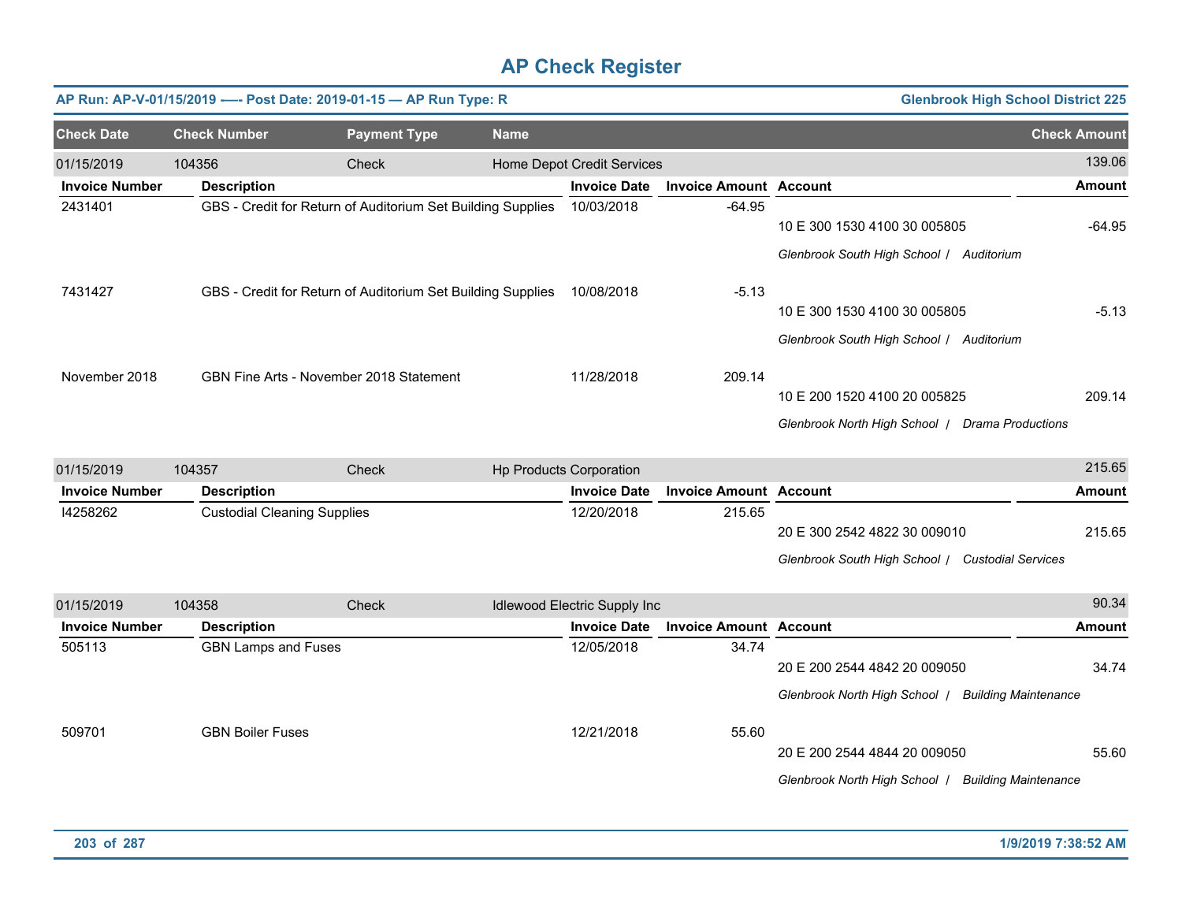# AP Check Register

**AP Run: AP-V-01/15/2019 -—- Post Date: 2019-01-15 — AP Run Type: R** — **Glenbrook High School District 225**

| Check Date | Check Number | Payment Type | Name | Check Amount |
|---|---|---|---|---|
| 01/15/2019 | 104356 | Check | Home Depot Credit Services | 139.06 |

| Invoice Number | Description | Invoice Date | Invoice Amount | Account | Amount |
|---|---|---|---|---|---|
| 2431401 | GBS - Credit for Return of Auditorium Set Building Supplies | 10/03/2018 | -64.95 | 10 E 300 1530 4100 30 005805<br>*Glenbrook South High School / Auditorium* | -64.95 |
| 7431427 | GBS - Credit for Return of Auditorium Set Building Supplies | 10/08/2018 | -5.13 | 10 E 300 1530 4100 30 005805<br>*Glenbrook South High School / Auditorium* | -5.13 |
| November 2018 | GBN Fine Arts - November 2018 Statement | 11/28/2018 | 209.14 | 10 E 200 1520 4100 20 005825<br>*Glenbrook North High School / Drama Productions* | 209.14 |

| Check Date | Check Number | Payment Type | Name | Check Amount |
|---|---|---|---|---|
| 01/15/2019 | 104357 | Check | Hp Products Corporation | 215.65 |

| Invoice Number | Description | Invoice Date | Invoice Amount | Account | Amount |
|---|---|---|---|---|---|
| I4258262 | Custodial Cleaning Supplies | 12/20/2018 | 215.65 | 20 E 300 2542 4822 30 009010<br>*Glenbrook South High School / Custodial Services* | 215.65 |

| Check Date | Check Number | Payment Type | Name | Check Amount |
|---|---|---|---|---|
| 01/15/2019 | 104358 | Check | Idlewood Electric Supply Inc | 90.34 |

| Invoice Number | Description | Invoice Date | Invoice Amount | Account | Amount |
|---|---|---|---|---|---|
| 505113 | GBN Lamps and Fuses | 12/05/2018 | 34.74 | 20 E 200 2544 4842 20 009050<br>*Glenbrook North High School / Building Maintenance* | 34.74 |
| 509701 | GBN Boiler Fuses | 12/21/2018 | 55.60 | 20 E 200 2544 4844 20 009050<br>*Glenbrook North High School / Building Maintenance* | 55.60 |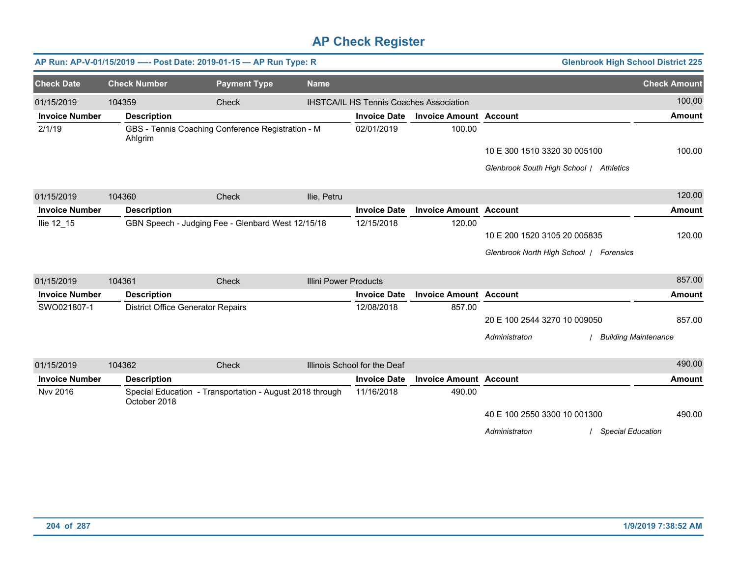# AP Check Register

**AP Run: AP-V-01/15/2019 -—- Post Date: 2019-01-15 — AP Run Type: R** — **Glenbrook High School District 225**

| Check Date | Check Number | Payment Type | Name | Check Amount |
|---|---|---|---|---|
| 01/15/2019 | 104359 | Check | IHSTCA/IL HS Tennis Coaches Association | 100.00 |

| Invoice Number | Description | Invoice Date | Invoice Amount | Account | Amount |
|---|---|---|---|---|---|
| 2/1/19 | GBS - Tennis Coaching Conference Registration - M Ahlgrim | 02/01/2019 | 100.00 | | |
| | | | | 10 E 300 1510 3320 30 005100 | 100.00 |
| | | | | *Glenbrook South High School / Athletics* | |

| Check Date | Check Number | Payment Type | Name | Check Amount |
|---|---|---|---|---|
| 01/15/2019 | 104360 | Check | Ilie, Petru | 120.00 |

| Invoice Number | Description | Invoice Date | Invoice Amount | Account | Amount |
|---|---|---|---|---|---|
| Ilie 12_15 | GBN Speech - Judging Fee - Glenbard West 12/15/18 | 12/15/2018 | 120.00 | | |
| | | | | 10 E 200 1520 3105 20 005835 | 120.00 |
| | | | | *Glenbrook North High School / Forensics* | |

| Check Date | Check Number | Payment Type | Name | Check Amount |
|---|---|---|---|---|
| 01/15/2019 | 104361 | Check | Illini Power Products | 857.00 |

| Invoice Number | Description | Invoice Date | Invoice Amount | Account | Amount |
|---|---|---|---|---|---|
| SWO021807-1 | District Office Generator Repairs | 12/08/2018 | 857.00 | | |
| | | | | 20 E 100 2544 3270 10 009050 | 857.00 |
| | | | | *Administraton / Building Maintenance* | |

| Check Date | Check Number | Payment Type | Name | Check Amount |
|---|---|---|---|---|
| 01/15/2019 | 104362 | Check | Illinois School for the Deaf | 490.00 |

| Invoice Number | Description | Invoice Date | Invoice Amount | Account | Amount |
|---|---|---|---|---|---|
| Nvv 2016 | Special Education - Transportation - August 2018 through October 2018 | 11/16/2018 | 490.00 | | |
| | | | | 40 E 100 2550 3300 10 001300 | 490.00 |
| | | | | *Administraton / Special Education* | |

1/9/2019 7:38:52 AM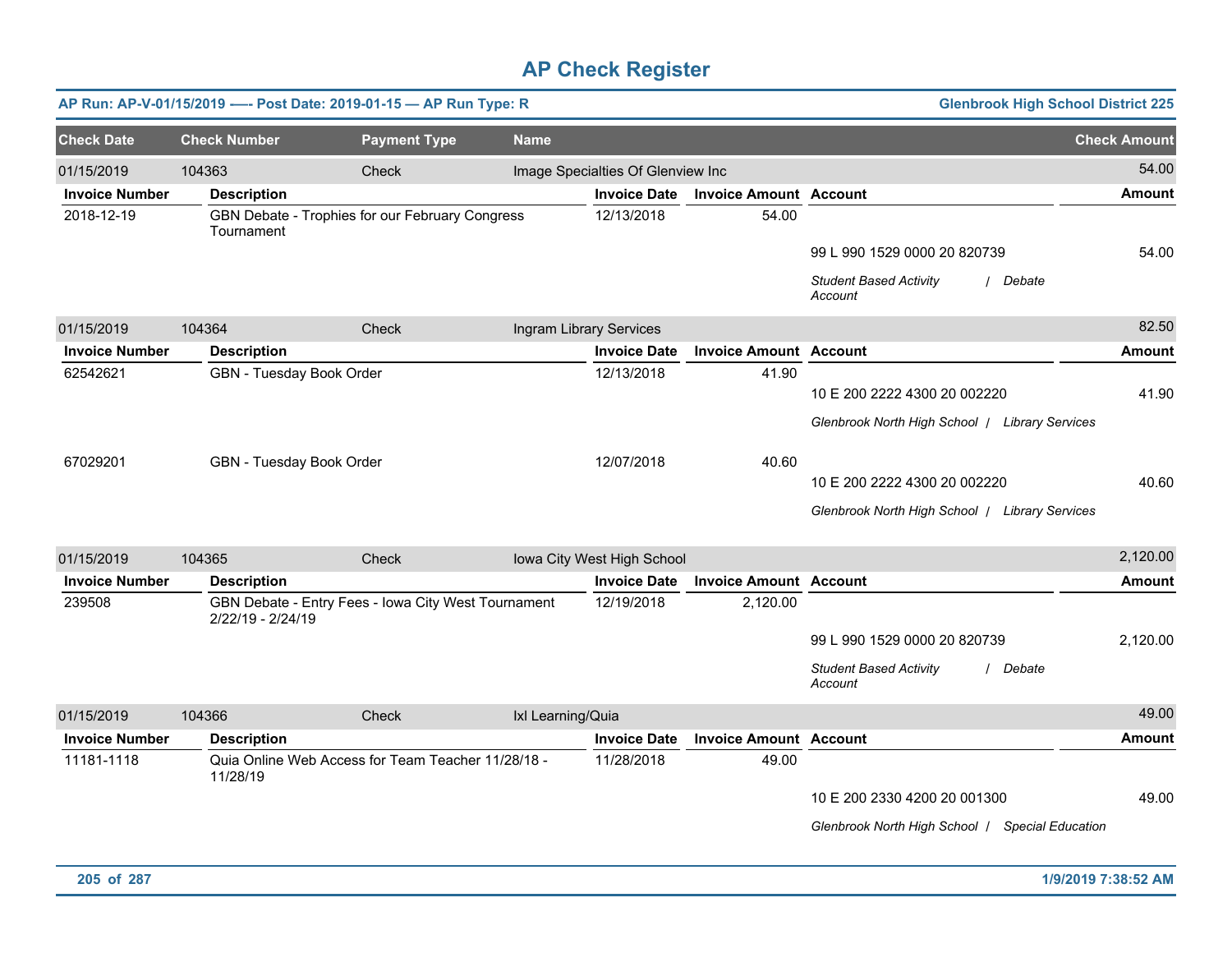# AP Check Register

**AP Run: AP-V-01/15/2019 —- Post Date: 2019-01-15 — AP Run Type: R** | **Glenbrook High School District 225**

| Check Date | Check Number | Payment Type | Name | Check Amount |
|---|---|---|---|---|
| 01/15/2019 | 104363 | Check | Image Specialties Of Glenview Inc | 54.00 |

| Invoice Number | Description | Invoice Date | Invoice Amount | Account | Amount |
|---|---|---|---|---|---|
| 2018-12-19 | GBN Debate - Trophies for our February Congress Tournament | 12/13/2018 | 54.00 | | |
| | | | | 99 L 990 1529 0000 20 820739 | 54.00 |
| | | | | *Student Based Activity Account / Debate* | |

| Check Date | Check Number | Payment Type | Name | Check Amount |
|---|---|---|---|---|
| 01/15/2019 | 104364 | Check | Ingram Library Services | 82.50 |

| Invoice Number | Description | Invoice Date | Invoice Amount | Account | Amount |
|---|---|---|---|---|---|
| 62542621 | GBN - Tuesday Book Order | 12/13/2018 | 41.90 | | |
| | | | | 10 E 200 2222 4300 20 002220 | 41.90 |
| | | | | *Glenbrook North High School / Library Services* | |
| 67029201 | GBN - Tuesday Book Order | 12/07/2018 | 40.60 | | |
| | | | | 10 E 200 2222 4300 20 002220 | 40.60 |
| | | | | *Glenbrook North High School / Library Services* | |

| Check Date | Check Number | Payment Type | Name | Check Amount |
|---|---|---|---|---|
| 01/15/2019 | 104365 | Check | Iowa City West High School | 2,120.00 |

| Invoice Number | Description | Invoice Date | Invoice Amount | Account | Amount |
|---|---|---|---|---|---|
| 239508 | GBN Debate - Entry Fees - Iowa City West Tournament 2/22/19 - 2/24/19 | 12/19/2018 | 2,120.00 | | |
| | | | | 99 L 990 1529 0000 20 820739 | 2,120.00 |
| | | | | *Student Based Activity Account / Debate* | |

| Check Date | Check Number | Payment Type | Name | Check Amount |
|---|---|---|---|---|
| 01/15/2019 | 104366 | Check | Ixl Learning/Quia | 49.00 |

| Invoice Number | Description | Invoice Date | Invoice Amount | Account | Amount |
|---|---|---|---|---|---|
| 11181-1118 | Quia Online Web Access for Team Teacher 11/28/18 - 11/28/19 | 11/28/2018 | 49.00 | | |
| | | | | 10 E 200 2330 4200 20 001300 | 49.00 |
| | | | | *Glenbrook North High School / Special Education* | |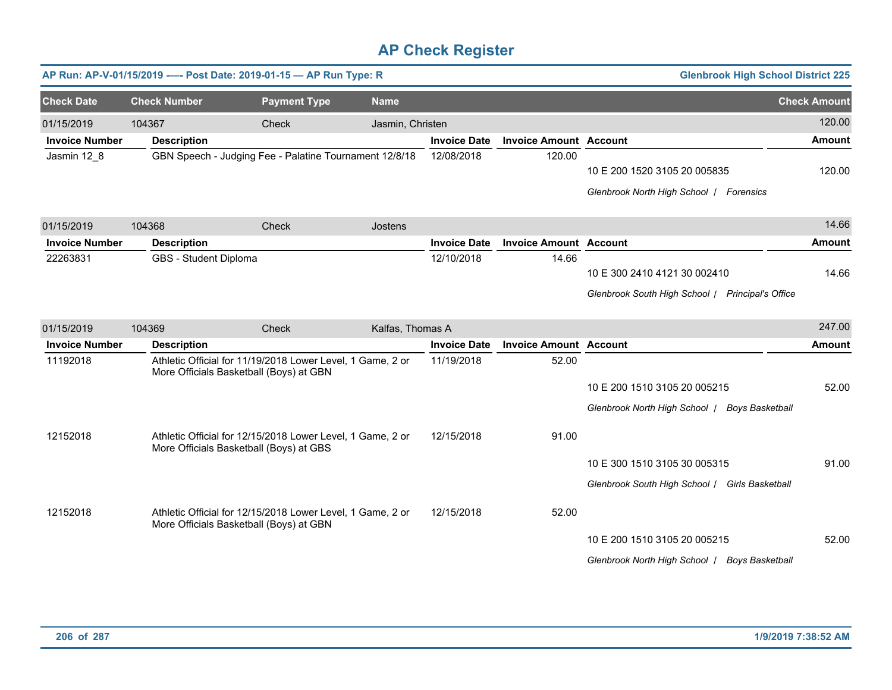# AP Check Register

**AP Run: AP-V-01/15/2019 -— Post Date: 2019-01-15 — AP Run Type: R** | **Glenbrook High School District 225**

| Check Date | Check Number | Payment Type | Name | | | | Check Amount |
|---|---|---|---|---|---|---|---|
| 01/15/2019 | 104367 | Check | Jasmin, Christen | | | | 120.00 |

| Invoice Number | Description | Invoice Date | Invoice Amount | Account | Amount |
|---|---|---|---|---|---|
| Jasmin 12_8 | GBN Speech - Judging Fee - Palatine Tournament 12/8/18 | 12/08/2018 | 120.00 | | |
| | | | | 10 E 200 1520 3105 20 005835 | 120.00 |
| | | | | *Glenbrook North High School / Forensics* | |

| Check Date | Check Number | Payment Type | Name | | | | Check Amount |
|---|---|---|---|---|---|---|---|
| 01/15/2019 | 104368 | Check | Jostens | | | | 14.66 |

| Invoice Number | Description | Invoice Date | Invoice Amount | Account | Amount |
|---|---|---|---|---|---|
| 22263831 | GBS - Student Diploma | 12/10/2018 | 14.66 | | |
| | | | | 10 E 300 2410 4121 30 002410 | 14.66 |
| | | | | *Glenbrook South High School / Principal's Office* | |

| Check Date | Check Number | Payment Type | Name | | | | Check Amount |
|---|---|---|---|---|---|---|---|
| 01/15/2019 | 104369 | Check | Kalfas, Thomas A | | | | 247.00 |

| Invoice Number | Description | Invoice Date | Invoice Amount | Account | Amount |
|---|---|---|---|---|---|
| 11192018 | Athletic Official for 11/19/2018 Lower Level, 1 Game, 2 or More Officials Basketball (Boys) at GBN | 11/19/2018 | 52.00 | | |
| | | | | 10 E 200 1510 3105 20 005215 | 52.00 |
| | | | | *Glenbrook North High School / Boys Basketball* | |
| 12152018 | Athletic Official for 12/15/2018 Lower Level, 1 Game, 2 or More Officials Basketball (Boys) at GBS | 12/15/2018 | 91.00 | | |
| | | | | 10 E 300 1510 3105 30 005315 | 91.00 |
| | | | | *Glenbrook South High School / Girls Basketball* | |
| 12152018 | Athletic Official for 12/15/2018 Lower Level, 1 Game, 2 or More Officials Basketball (Boys) at GBN | 12/15/2018 | 52.00 | | |
| | | | | 10 E 200 1510 3105 20 005215 | 52.00 |
| | | | | *Glenbrook North High School / Boys Basketball* | |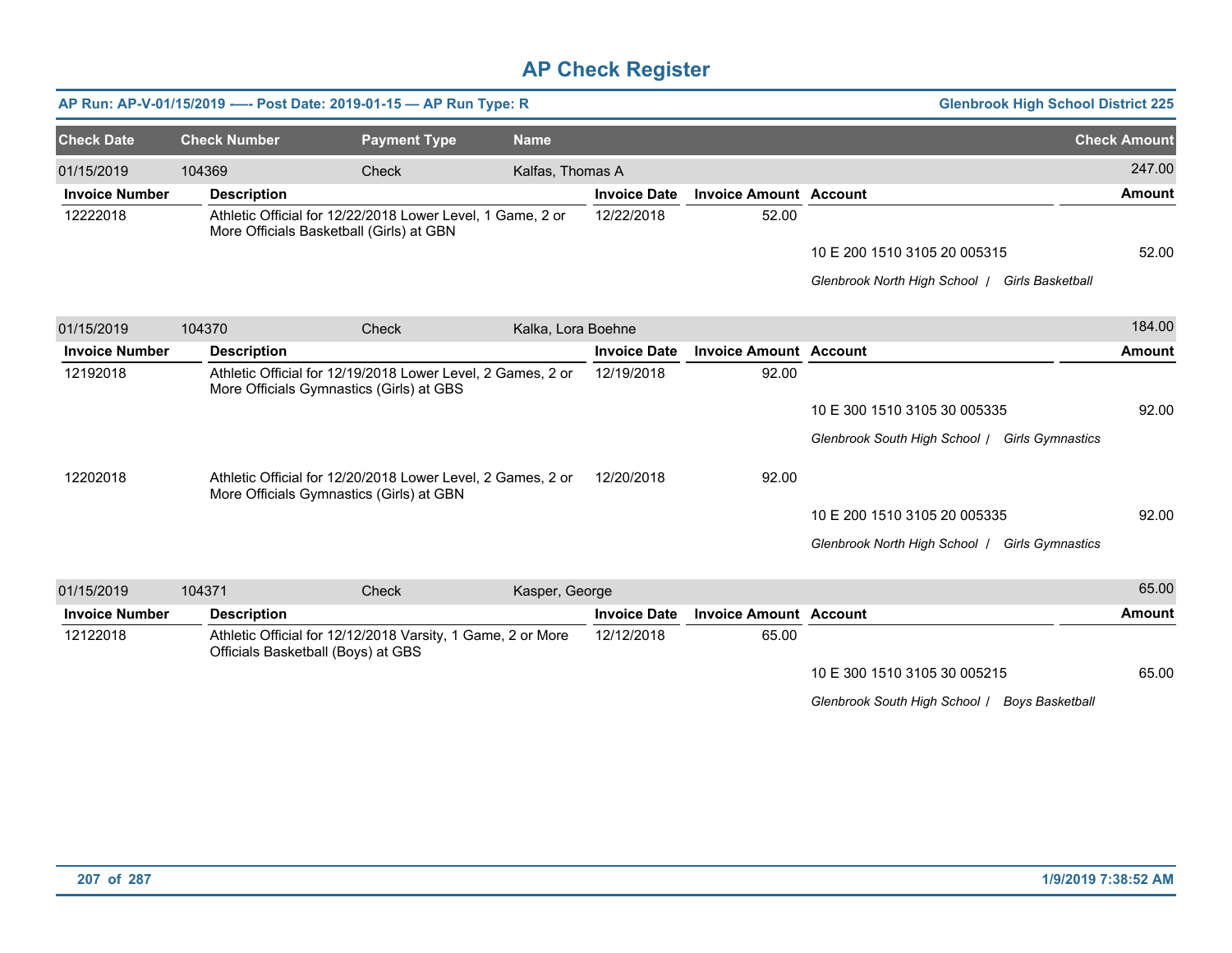# AP Check Register

**AP Run: AP-V-01/15/2019 -— Post Date: 2019-01-15 — AP Run Type: R** | **Glenbrook High School District 225**

| Check Date | Check Number | Payment Type | Name | | | Check Amount |
|---|---|---|---|---|---|---|
| 01/15/2019 | 104369 | Check | Kalfas, Thomas A | | | 247.00 |
| **Invoice Number** | **Description** | | **Invoice Date** | **Invoice Amount** | **Account** | **Amount** |
| 12222018 | Athletic Official for 12/22/2018 Lower Level, 1 Game, 2 or More Officials Basketball (Girls) at GBN | | 12/22/2018 | 52.00 | 10 E 200 1510 3105 20 005315 | 52.00 |
| | | | | | *Glenbrook North High School / Girls Basketball* | |
| 01/15/2019 | 104370 | Check | Kalka, Lora Boehne | | | 184.00 |
| **Invoice Number** | **Description** | | **Invoice Date** | **Invoice Amount** | **Account** | **Amount** |
| 12192018 | Athletic Official for 12/19/2018 Lower Level, 2 Games, 2 or More Officials Gymnastics (Girls) at GBS | | 12/19/2018 | 92.00 | 10 E 300 1510 3105 30 005335 | 92.00 |
| | | | | | *Glenbrook South High School / Girls Gymnastics* | |
| 12202018 | Athletic Official for 12/20/2018 Lower Level, 2 Games, 2 or More Officials Gymnastics (Girls) at GBN | | 12/20/2018 | 92.00 | 10 E 200 1510 3105 20 005335 | 92.00 |
| | | | | | *Glenbrook North High School / Girls Gymnastics* | |
| 01/15/2019 | 104371 | Check | Kasper, George | | | 65.00 |
| **Invoice Number** | **Description** | | **Invoice Date** | **Invoice Amount** | **Account** | **Amount** |
| 12122018 | Athletic Official for 12/12/2018 Varsity, 1 Game, 2 or More Officials Basketball (Boys) at GBS | | 12/12/2018 | 65.00 | 10 E 300 1510 3105 30 005215 | 65.00 |
| | | | | | *Glenbrook South High School / Boys Basketball* | |

1/9/2019 7:38:52 AM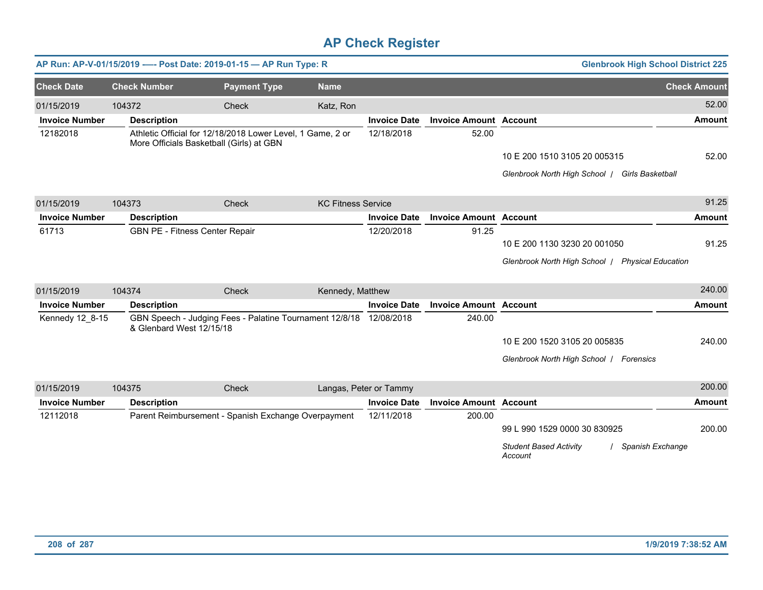# AP Check Register

**AP Run: AP-V-01/15/2019 -—- Post Date: 2019-01-15 — AP Run Type: R** | **Glenbrook High School District 225**

| Check Date | Check Number | Payment Type | Name | | | | Check Amount |
|---|---|---|---|---|---|---|---|
| 01/15/2019 | 104372 | Check | Katz, Ron | | | | 52.00 |
| **Invoice Number** | **Description** | | | **Invoice Date** | **Invoice Amount** | **Account** | **Amount** |
| 12182018 | Athletic Official for 12/18/2018 Lower Level, 1 Game, 2 or More Officials Basketball (Girls) at GBN | | | 12/18/2018 | 52.00 | | |
| | | | | | | 10 E 200 1510 3105 20 005315 | 52.00 |
| | | | | | | *Glenbrook North High School / Girls Basketball* | |
| 01/15/2019 | 104373 | Check | KC Fitness Service | | | | 91.25 |
| **Invoice Number** | **Description** | | | **Invoice Date** | **Invoice Amount** | **Account** | **Amount** |
| 61713 | GBN PE - Fitness Center Repair | | | 12/20/2018 | 91.25 | | |
| | | | | | | 10 E 200 1130 3230 20 001050 | 91.25 |
| | | | | | | *Glenbrook North High School / Physical Education* | |
| 01/15/2019 | 104374 | Check | Kennedy, Matthew | | | | 240.00 |
| **Invoice Number** | **Description** | | | **Invoice Date** | **Invoice Amount** | **Account** | **Amount** |
| Kennedy 12_8-15 | GBN Speech - Judging Fees - Palatine Tournament 12/8/18 & Glenbard West 12/15/18 | | | 12/08/2018 | 240.00 | | |
| | | | | | | 10 E 200 1520 3105 20 005835 | 240.00 |
| | | | | | | *Glenbrook North High School / Forensics* | |
| 01/15/2019 | 104375 | Check | Langas, Peter or Tammy | | | | 200.00 |
| **Invoice Number** | **Description** | | | **Invoice Date** | **Invoice Amount** | **Account** | **Amount** |
| 12112018 | Parent Reimbursement - Spanish Exchange Overpayment | | | 12/11/2018 | 200.00 | | |
| | | | | | | 99 L 990 1529 0000 30 830925 | 200.00 |
| | | | | | | *Student Based Activity Account / Spanish Exchange* | |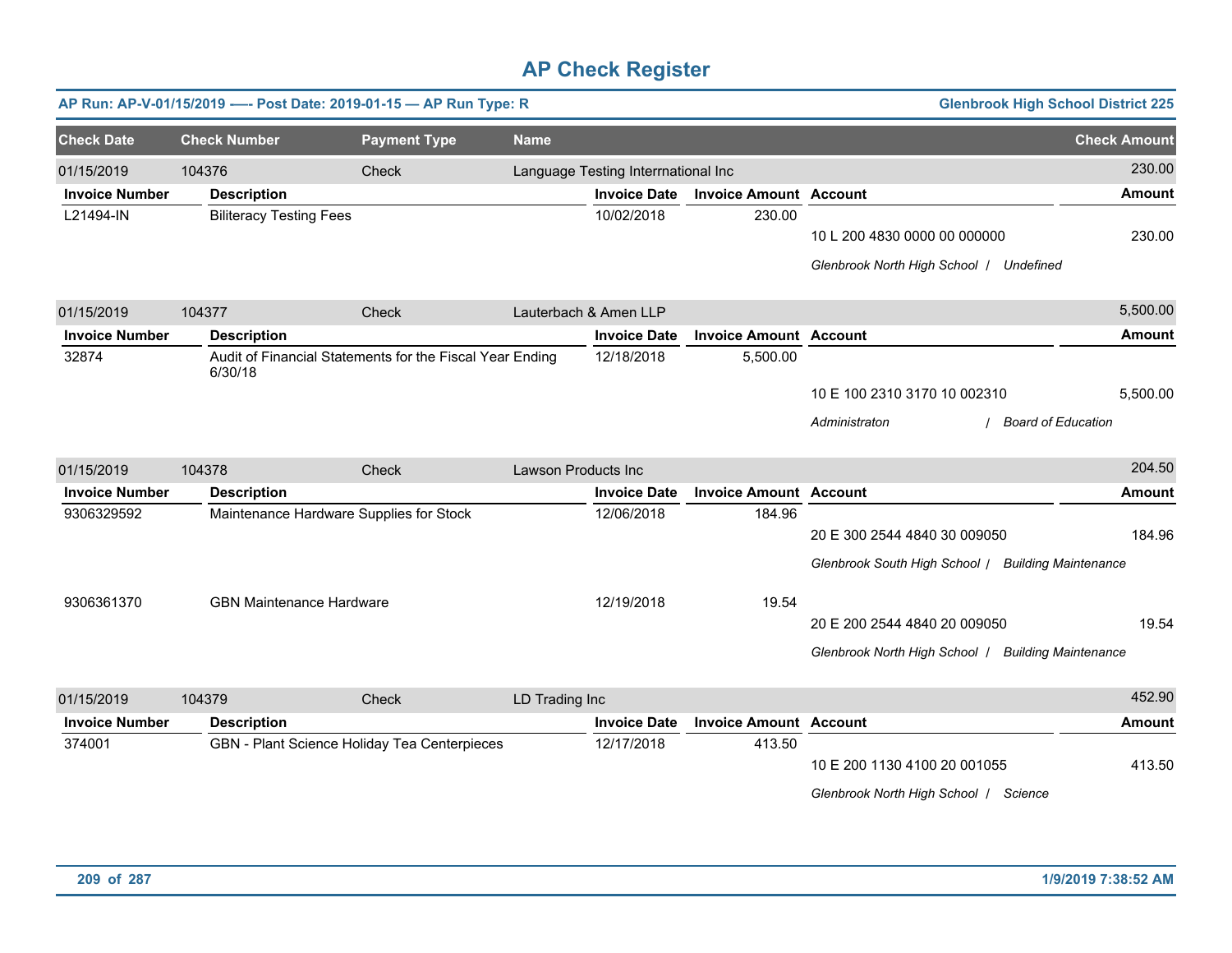# AP Check Register

**AP Run: AP-V-01/15/2019 -—- Post Date: 2019-01-15 — AP Run Type: R** | **Glenbrook High School District 225**

| Check Date | Check Number | Payment Type | Name | Check Amount |
|---|---|---|---|---|
| 01/15/2019 | 104376 | Check | Language Testing Interrnational Inc | 230.00 |

| Invoice Number | Description | Invoice Date | Invoice Amount | Account | Amount |
|---|---|---|---|---|---|
| L21494-IN | Biliteracy Testing Fees | 10/02/2018 | 230.00 | 10 L 200 4830 0000 00 000000 | 230.00 |
| | | | | *Glenbrook North High School / Undefined* | |

| Check Date | Check Number | Payment Type | Name | Check Amount |
|---|---|---|---|---|
| 01/15/2019 | 104377 | Check | Lauterbach & Amen LLP | 5,500.00 |

| Invoice Number | Description | Invoice Date | Invoice Amount | Account | Amount |
|---|---|---|---|---|---|
| 32874 | Audit of Financial Statements for the Fiscal Year Ending 6/30/18 | 12/18/2018 | 5,500.00 | 10 E 100 2310 3170 10 002310 | 5,500.00 |
| | | | | *Administraton / Board of Education* | |

| Check Date | Check Number | Payment Type | Name | Check Amount |
|---|---|---|---|---|
| 01/15/2019 | 104378 | Check | Lawson Products Inc | 204.50 |

| Invoice Number | Description | Invoice Date | Invoice Amount | Account | Amount |
|---|---|---|---|---|---|
| 9306329592 | Maintenance Hardware Supplies for Stock | 12/06/2018 | 184.96 | 20 E 300 2544 4840 30 009050 | 184.96 |
| | | | | *Glenbrook South High School / Building Maintenance* | |
| 9306361370 | GBN Maintenance Hardware | 12/19/2018 | 19.54 | 20 E 200 2544 4840 20 009050 | 19.54 |
| | | | | *Glenbrook North High School / Building Maintenance* | |

| Check Date | Check Number | Payment Type | Name | Check Amount |
|---|---|---|---|---|
| 01/15/2019 | 104379 | Check | LD Trading Inc | 452.90 |

| Invoice Number | Description | Invoice Date | Invoice Amount | Account | Amount |
|---|---|---|---|---|---|
| 374001 | GBN - Plant Science Holiday Tea Centerpieces | 12/17/2018 | 413.50 | 10 E 200 1130 4100 20 001055 | 413.50 |
| | | | | *Glenbrook North High School / Science* | |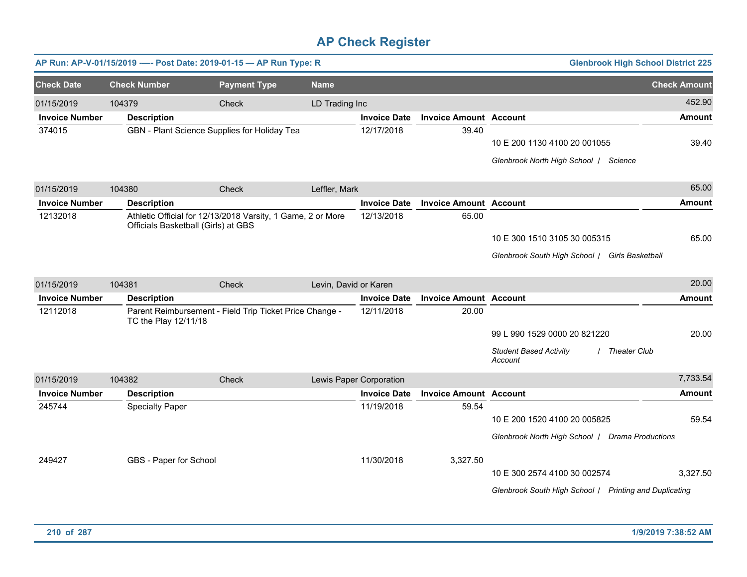# AP Check Register

**AP Run: AP-V-01/15/2019 -—- Post Date: 2019-01-15 — AP Run Type: R** | **Glenbrook High School District 225**

| Check Date | Check Number | Payment Type | Name | Check Amount |
|---|---|---|---|---|
| 01/15/2019 | 104379 | Check | LD Trading Inc | 452.90 |

| Invoice Number | Description | Invoice Date | Invoice Amount | Account | Amount |
|---|---|---|---|---|---|
| 374015 | GBN - Plant Science Supplies for Holiday Tea | 12/17/2018 | 39.40 | 10 E 200 1130 4100 20 001055 | 39.40 |
| | | | | *Glenbrook North High School / Science* | |

| Check Date | Check Number | Payment Type | Name | Check Amount |
|---|---|---|---|---|
| 01/15/2019 | 104380 | Check | Leffler, Mark | 65.00 |

| Invoice Number | Description | Invoice Date | Invoice Amount | Account | Amount |
|---|---|---|---|---|---|
| 12132018 | Athletic Official for 12/13/2018 Varsity, 1 Game, 2 or More Officials Basketball (Girls) at GBS | 12/13/2018 | 65.00 | 10 E 300 1510 3105 30 005315 | 65.00 |
| | | | | *Glenbrook South High School / Girls Basketball* | |

| Check Date | Check Number | Payment Type | Name | Check Amount |
|---|---|---|---|---|
| 01/15/2019 | 104381 | Check | Levin, David or Karen | 20.00 |

| Invoice Number | Description | Invoice Date | Invoice Amount | Account | Amount |
|---|---|---|---|---|---|
| 12112018 | Parent Reimbursement - Field Trip Ticket Price Change - TC the Play 12/11/18 | 12/11/2018 | 20.00 | 99 L 990 1529 0000 20 821220 | 20.00 |
| | | | | *Student Based Activity Account / Theater Club* | |

| Check Date | Check Number | Payment Type | Name | Check Amount |
|---|---|---|---|---|
| 01/15/2019 | 104382 | Check | Lewis Paper Corporation | 7,733.54 |

| Invoice Number | Description | Invoice Date | Invoice Amount | Account | Amount |
|---|---|---|---|---|---|
| 245744 | Specialty Paper | 11/19/2018 | 59.54 | 10 E 200 1520 4100 20 005825 | 59.54 |
| | | | | *Glenbrook North High School / Drama Productions* | |
| 249427 | GBS - Paper for School | 11/30/2018 | 3,327.50 | 10 E 300 2574 4100 30 002574 | 3,327.50 |
| | | | | *Glenbrook South High School / Printing and Duplicating* | |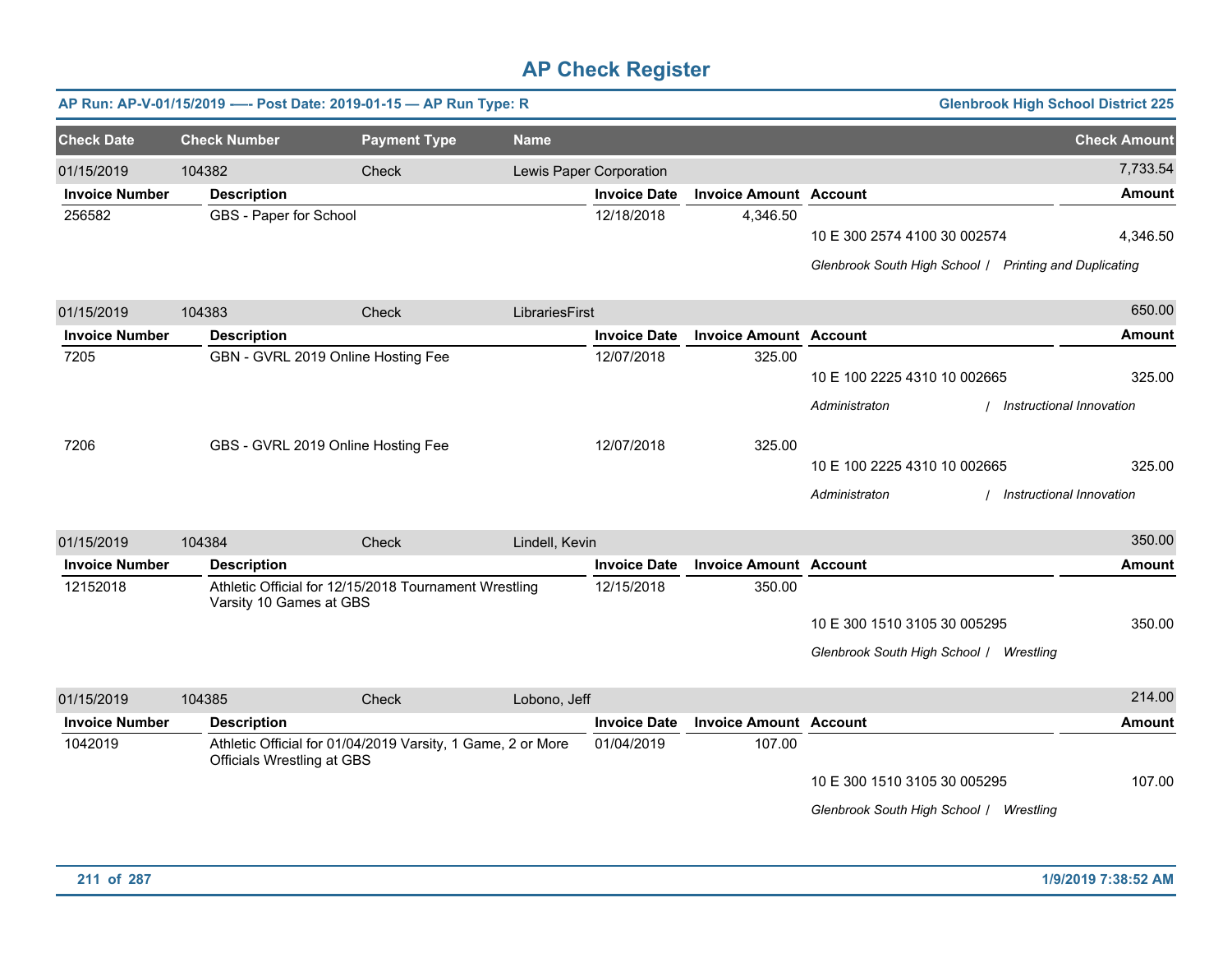# AP Check Register

**AP Run: AP-V-01/15/2019 -—- Post Date: 2019-01-15 — AP Run Type: R** — **Glenbrook High School District 225**

| Check Date | Check Number | Payment Type | Name | Check Amount |
|---|---|---|---|---|
| 01/15/2019 | 104382 | Check | Lewis Paper Corporation | 7,733.54 |

| Invoice Number | Description | Invoice Date | Invoice Amount | Account | Amount |
|---|---|---|---|---|---|
| 256582 | GBS - Paper for School | 12/18/2018 | 4,346.50 | 10 E 300 2574 4100 30 002574 | 4,346.50 |
| | | | | *Glenbrook South High School / Printing and Duplicating* | |

| Check Date | Check Number | Payment Type | Name | Check Amount |
|---|---|---|---|---|
| 01/15/2019 | 104383 | Check | LibrariesFirst | 650.00 |

| Invoice Number | Description | Invoice Date | Invoice Amount | Account | Amount |
|---|---|---|---|---|---|
| 7205 | GBN - GVRL 2019 Online Hosting Fee | 12/07/2018 | 325.00 | 10 E 100 2225 4310 10 002665 | 325.00 |
| | | | | *Administraton / Instructional Innovation* | |
| 7206 | GBS - GVRL 2019 Online Hosting Fee | 12/07/2018 | 325.00 | 10 E 100 2225 4310 10 002665 | 325.00 |
| | | | | *Administraton / Instructional Innovation* | |

| Check Date | Check Number | Payment Type | Name | Check Amount |
|---|---|---|---|---|
| 01/15/2019 | 104384 | Check | Lindell, Kevin | 350.00 |

| Invoice Number | Description | Invoice Date | Invoice Amount | Account | Amount |
|---|---|---|---|---|---|
| 12152018 | Athletic Official for 12/15/2018 Tournament Wrestling Varsity 10 Games at GBS | 12/15/2018 | 350.00 | 10 E 300 1510 3105 30 005295 | 350.00 |
| | | | | *Glenbrook South High School / Wrestling* | |

| Check Date | Check Number | Payment Type | Name | Check Amount |
|---|---|---|---|---|
| 01/15/2019 | 104385 | Check | Lobono, Jeff | 214.00 |

| Invoice Number | Description | Invoice Date | Invoice Amount | Account | Amount |
|---|---|---|---|---|---|
| 1042019 | Athletic Official for 01/04/2019 Varsity, 1 Game, 2 or More Officials Wrestling at GBS | 01/04/2019 | 107.00 | 10 E 300 1510 3105 30 005295 | 107.00 |
| | | | | *Glenbrook South High School / Wrestling* | |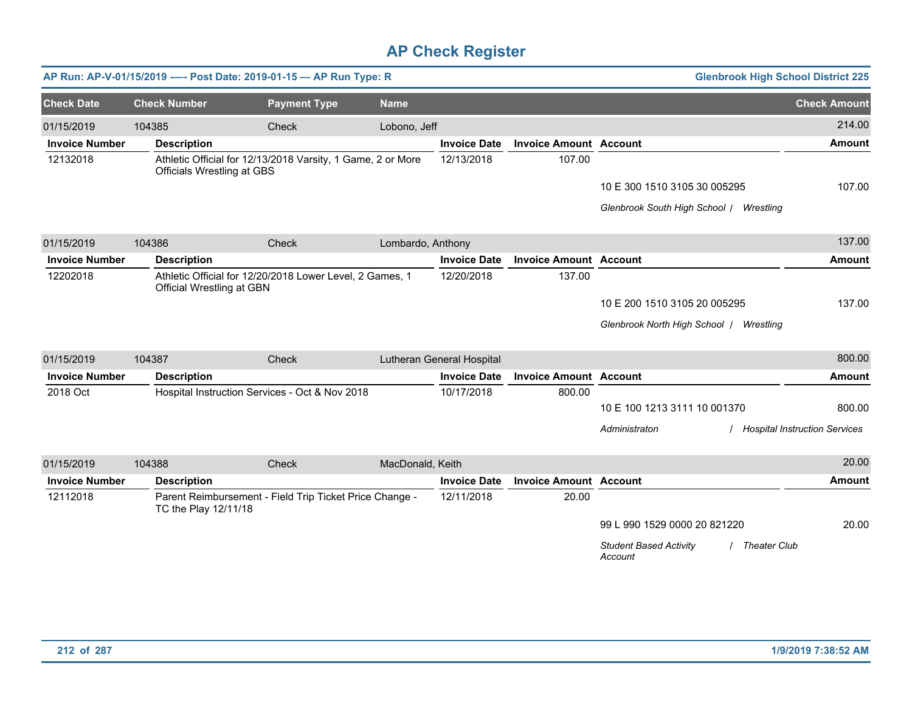# AP Check Register

**AP Run: AP-V-01/15/2019 —- Post Date: 2019-01-15 — AP Run Type: R** | **Glenbrook High School District 225**

| Check Date | Check Number | Payment Type | Name | Check Amount |
|---|---|---|---|---|
| 01/15/2019 | 104385 | Check | Lobono, Jeff | 214.00 |

| Invoice Number | Description | Invoice Date | Invoice Amount | Account | Amount |
|---|---|---|---|---|---|
| 12132018 | Athletic Official for 12/13/2018 Varsity, 1 Game, 2 or More Officials Wrestling at GBS | 12/13/2018 | 107.00 | | |
| | | | | 10 E 300 1510 3105 30 005295 | 107.00 |
| | | | | *Glenbrook South High School / Wrestling* | |

| Check Date | Check Number | Payment Type | Name | Check Amount |
|---|---|---|---|---|
| 01/15/2019 | 104386 | Check | Lombardo, Anthony | 137.00 |

| Invoice Number | Description | Invoice Date | Invoice Amount | Account | Amount |
|---|---|---|---|---|---|
| 12202018 | Athletic Official for 12/20/2018 Lower Level, 2 Games, 1 Official Wrestling at GBN | 12/20/2018 | 137.00 | | |
| | | | | 10 E 200 1510 3105 20 005295 | 137.00 |
| | | | | *Glenbrook North High School / Wrestling* | |

| Check Date | Check Number | Payment Type | Name | Check Amount |
|---|---|---|---|---|
| 01/15/2019 | 104387 | Check | Lutheran General Hospital | 800.00 |

| Invoice Number | Description | Invoice Date | Invoice Amount | Account | Amount |
|---|---|---|---|---|---|
| 2018 Oct | Hospital Instruction Services - Oct & Nov 2018 | 10/17/2018 | 800.00 | | |
| | | | | 10 E 100 1213 3111 10 001370 | 800.00 |
| | | | | *Administraton / Hospital Instruction Services* | |

| Check Date | Check Number | Payment Type | Name | Check Amount |
|---|---|---|---|---|
| 01/15/2019 | 104388 | Check | MacDonald, Keith | 20.00 |

| Invoice Number | Description | Invoice Date | Invoice Amount | Account | Amount |
|---|---|---|---|---|---|
| 12112018 | Parent Reimbursement - Field Trip Ticket Price Change - TC the Play 12/11/18 | 12/11/2018 | 20.00 | | |
| | | | | 99 L 990 1529 0000 20 821220 | 20.00 |
| | | | | *Student Based Activity Account / Theater Club* | |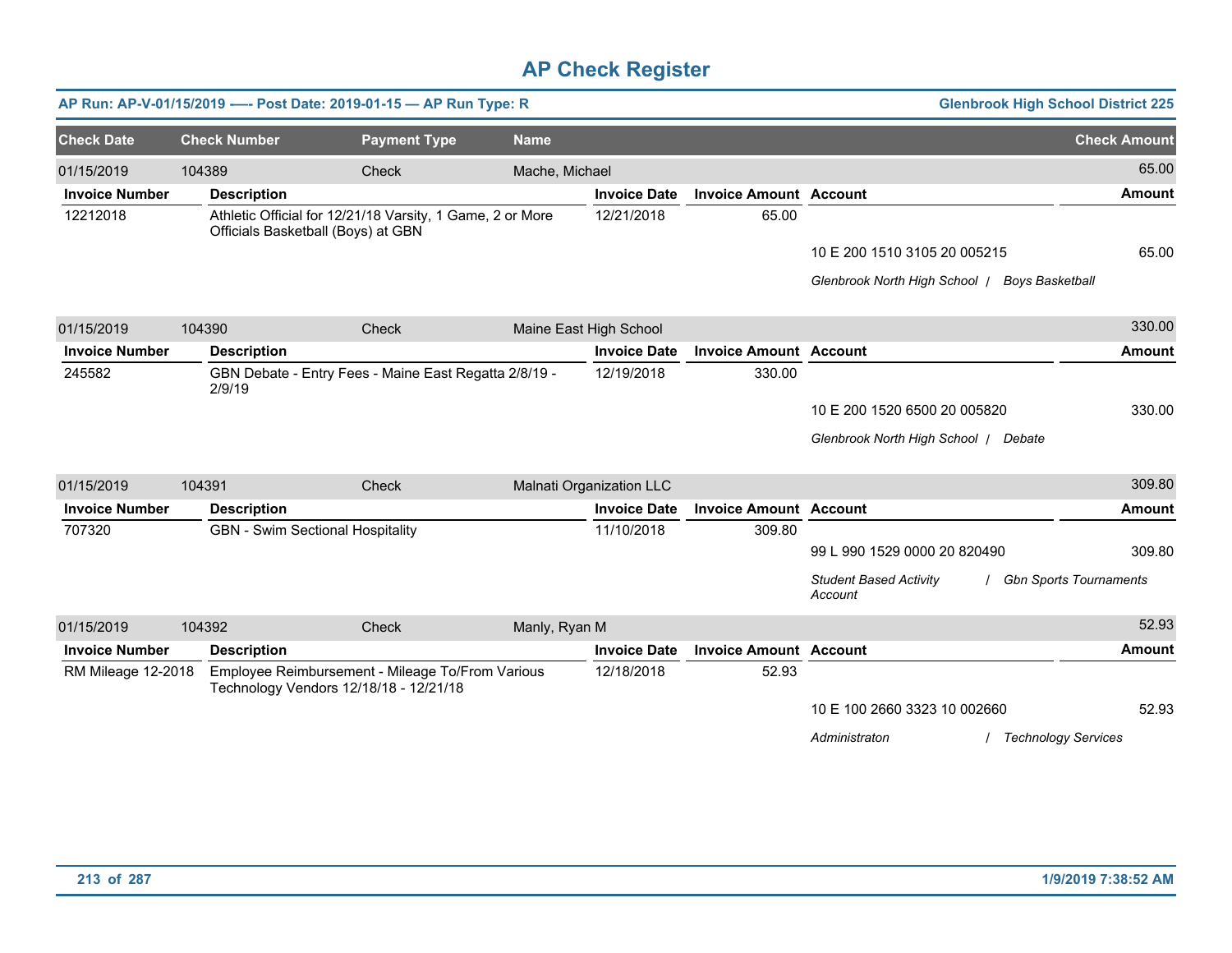# AP Check Register

**AP Run: AP-V-01/15/2019 -— Post Date: 2019-01-15 — AP Run Type: R** | **Glenbrook High School District 225**

| Check Date | Check Number | Payment Type | Name | Check Amount |
|---|---|---|---|---|
| 01/15/2019 | 104389 | Check | Mache, Michael | 65.00 |

| Invoice Number | Description | Invoice Date | Invoice Amount | Account | Amount |
|---|---|---|---|---|---|
| 12212018 | Athletic Official for 12/21/18 Varsity, 1 Game, 2 or More Officials Basketball (Boys) at GBN | 12/21/2018 | 65.00 | | |
| | | | | 10 E 200 1510 3105 20 005215 | 65.00 |
| | | | | *Glenbrook North High School / Boys Basketball* | |

| Check Date | Check Number | Payment Type | Name | Check Amount |
|---|---|---|---|---|
| 01/15/2019 | 104390 | Check | Maine East High School | 330.00 |

| Invoice Number | Description | Invoice Date | Invoice Amount | Account | Amount |
|---|---|---|---|---|---|
| 245582 | GBN Debate - Entry Fees - Maine East Regatta 2/8/19 - 2/9/19 | 12/19/2018 | 330.00 | | |
| | | | | 10 E 200 1520 6500 20 005820 | 330.00 |
| | | | | *Glenbrook North High School / Debate* | |

| Check Date | Check Number | Payment Type | Name | Check Amount |
|---|---|---|---|---|
| 01/15/2019 | 104391 | Check | Malnati Organization LLC | 309.80 |

| Invoice Number | Description | Invoice Date | Invoice Amount | Account | Amount |
|---|---|---|---|---|---|
| 707320 | GBN - Swim Sectional Hospitality | 11/10/2018 | 309.80 | | |
| | | | | 99 L 990 1529 0000 20 820490 | 309.80 |
| | | | | *Student Based Activity Account / Gbn Sports Tournaments* | |

| Check Date | Check Number | Payment Type | Name | Check Amount |
|---|---|---|---|---|
| 01/15/2019 | 104392 | Check | Manly, Ryan M | 52.93 |

| Invoice Number | Description | Invoice Date | Invoice Amount | Account | Amount |
|---|---|---|---|---|---|
| RM Mileage 12-2018 | Employee Reimbursement - Mileage To/From Various Technology Vendors 12/18/18 - 12/21/18 | 12/18/2018 | 52.93 | | |
| | | | | 10 E 100 2660 3323 10 002660 | 52.93 |
| | | | | *Administraton / Technology Services* | |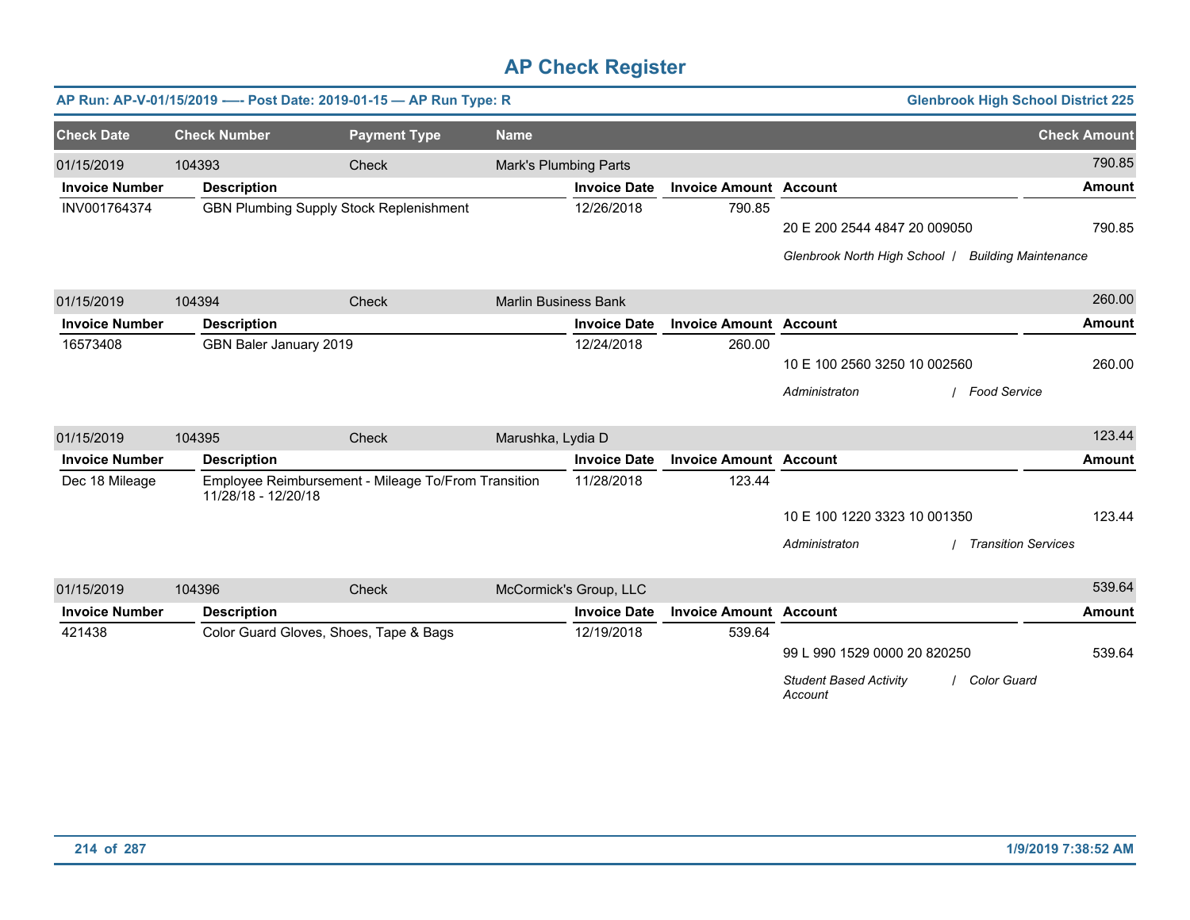# AP Check Register

**AP Run: AP-V-01/15/2019 —- Post Date: 2019-01-15 — AP Run Type: R** | **Glenbrook High School District 225**

| Check Date | Check Number | Payment Type | Name | Check Amount |
|---|---|---|---|---|
| 01/15/2019 | 104393 | Check | Mark's Plumbing Parts | 790.85 |

| Invoice Number | Description | Invoice Date | Invoice Amount | Account | Amount |
|---|---|---|---|---|---|
| INV001764374 | GBN Plumbing Supply Stock Replenishment | 12/26/2018 | 790.85 | 20 E 200 2544 4847 20 009050 | 790.85 |
| | | | | *Glenbrook North High School / Building Maintenance* | |

| Check Date | Check Number | Payment Type | Name | Check Amount |
|---|---|---|---|---|
| 01/15/2019 | 104394 | Check | Marlin Business Bank | 260.00 |

| Invoice Number | Description | Invoice Date | Invoice Amount | Account | Amount |
|---|---|---|---|---|---|
| 16573408 | GBN Baler January 2019 | 12/24/2018 | 260.00 | 10 E 100 2560 3250 10 002560 | 260.00 |
| | | | | *Administraton / Food Service* | |

| Check Date | Check Number | Payment Type | Name | Check Amount |
|---|---|---|---|---|
| 01/15/2019 | 104395 | Check | Marushka, Lydia D | 123.44 |

| Invoice Number | Description | Invoice Date | Invoice Amount | Account | Amount |
|---|---|---|---|---|---|
| Dec 18 Mileage | Employee Reimbursement - Mileage To/From Transition 11/28/18 - 12/20/18 | 11/28/2018 | 123.44 | 10 E 100 1220 3323 10 001350 | 123.44 |
| | | | | *Administraton / Transition Services* | |

| Check Date | Check Number | Payment Type | Name | Check Amount |
|---|---|---|---|---|
| 01/15/2019 | 104396 | Check | McCormick's Group, LLC | 539.64 |

| Invoice Number | Description | Invoice Date | Invoice Amount | Account | Amount |
|---|---|---|---|---|---|
| 421438 | Color Guard Gloves, Shoes, Tape & Bags | 12/19/2018 | 539.64 | 99 L 990 1529 0000 20 820250 | 539.64 |
| | | | | *Student Based Activity Account / Color Guard* | |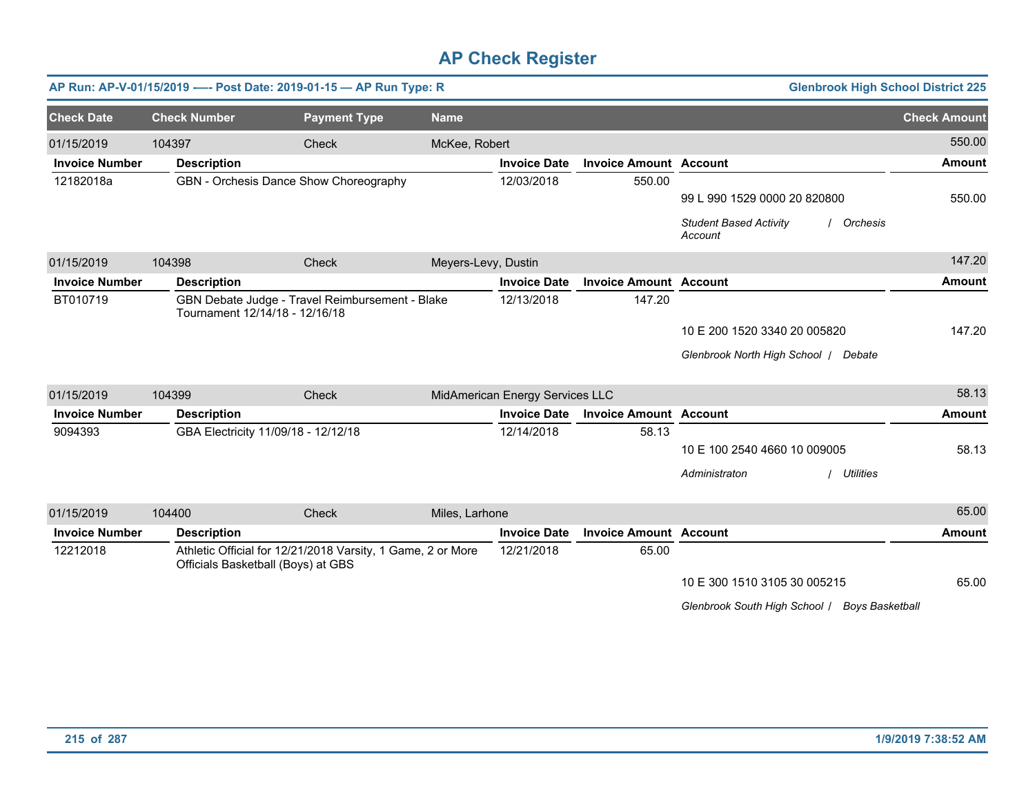# AP Check Register

**AP Run: AP-V-01/15/2019 -—- Post Date: 2019-01-15 — AP Run Type: R** — **Glenbrook High School District 225**

| Check Date | Check Number | Payment Type | Name | Check Amount |
|---|---|---|---|---|
| 01/15/2019 | 104397 | Check | McKee, Robert | 550.00 |

| Invoice Number | Description | Invoice Date | Invoice Amount | Account | Amount |
|---|---|---|---|---|---|
| 12182018a | GBN - Orchesis Dance Show Choreography | 12/03/2018 | 550.00 | 99 L 990 1529 0000 20 820800 | 550.00 |
| | | | | *Student Based Activity Account / Orchesis* | |

| Check Date | Check Number | Payment Type | Name | Check Amount |
|---|---|---|---|---|
| 01/15/2019 | 104398 | Check | Meyers-Levy, Dustin | 147.20 |

| Invoice Number | Description | Invoice Date | Invoice Amount | Account | Amount |
|---|---|---|---|---|---|
| BT010719 | GBN Debate Judge - Travel Reimbursement - Blake Tournament 12/14/18 - 12/16/18 | 12/13/2018 | 147.20 | 10 E 200 1520 3340 20 005820 | 147.20 |
| | | | | *Glenbrook North High School / Debate* | |

| Check Date | Check Number | Payment Type | Name | Check Amount |
|---|---|---|---|---|
| 01/15/2019 | 104399 | Check | MidAmerican Energy Services LLC | 58.13 |

| Invoice Number | Description | Invoice Date | Invoice Amount | Account | Amount |
|---|---|---|---|---|---|
| 9094393 | GBA Electricity 11/09/18 - 12/12/18 | 12/14/2018 | 58.13 | 10 E 100 2540 4660 10 009005 | 58.13 |
| | | | | *Administraton / Utilities* | |

| Check Date | Check Number | Payment Type | Name | Check Amount |
|---|---|---|---|---|
| 01/15/2019 | 104400 | Check | Miles, Larhone | 65.00 |

| Invoice Number | Description | Invoice Date | Invoice Amount | Account | Amount |
|---|---|---|---|---|---|
| 12212018 | Athletic Official for 12/21/2018 Varsity, 1 Game, 2 or More Officials Basketball (Boys) at GBS | 12/21/2018 | 65.00 | 10 E 300 1510 3105 30 005215 | 65.00 |
| | | | | *Glenbrook South High School / Boys Basketball* | |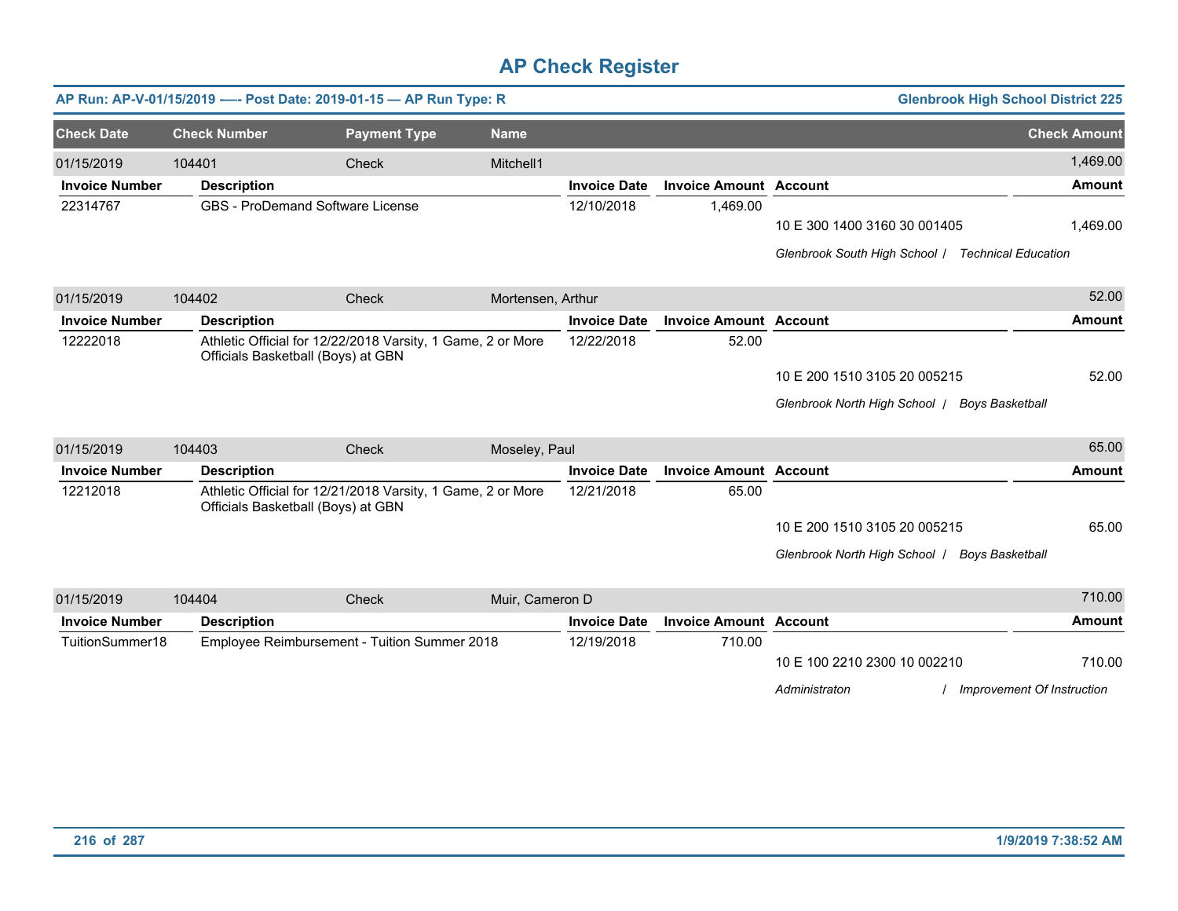# AP Check Register

**AP Run: AP-V-01/15/2019 -—- Post Date: 2019-01-15 — AP Run Type: R** | **Glenbrook High School District 225**

| Check Date | Check Number | Payment Type | Name | Check Amount |
|---|---|---|---|---|
| 01/15/2019 | 104401 | Check | Mitchell1 | 1,469.00 |

| Invoice Number | Description | Invoice Date | Invoice Amount | Account | Amount |
|---|---|---|---|---|---|
| 22314767 | GBS - ProDemand Software License | 12/10/2018 | 1,469.00 | | |
| | | | | 10 E 300 1400 3160 30 001405 | 1,469.00 |
| | | | | *Glenbrook South High School / Technical Education* | |

| Check Date | Check Number | Payment Type | Name | Check Amount |
|---|---|---|---|---|
| 01/15/2019 | 104402 | Check | Mortensen, Arthur | 52.00 |

| Invoice Number | Description | Invoice Date | Invoice Amount | Account | Amount |
|---|---|---|---|---|---|
| 12222018 | Athletic Official for 12/22/2018 Varsity, 1 Game, 2 or More Officials Basketball (Boys) at GBN | 12/22/2018 | 52.00 | | |
| | | | | 10 E 200 1510 3105 20 005215 | 52.00 |
| | | | | *Glenbrook North High School / Boys Basketball* | |

| Check Date | Check Number | Payment Type | Name | Check Amount |
|---|---|---|---|---|
| 01/15/2019 | 104403 | Check | Moseley, Paul | 65.00 |

| Invoice Number | Description | Invoice Date | Invoice Amount | Account | Amount |
|---|---|---|---|---|---|
| 12212018 | Athletic Official for 12/21/2018 Varsity, 1 Game, 2 or More Officials Basketball (Boys) at GBN | 12/21/2018 | 65.00 | | |
| | | | | 10 E 200 1510 3105 20 005215 | 65.00 |
| | | | | *Glenbrook North High School / Boys Basketball* | |

| Check Date | Check Number | Payment Type | Name | Check Amount |
|---|---|---|---|---|
| 01/15/2019 | 104404 | Check | Muir, Cameron D | 710.00 |

| Invoice Number | Description | Invoice Date | Invoice Amount | Account | Amount |
|---|---|---|---|---|---|
| TuitionSummer18 | Employee Reimbursement - Tuition Summer 2018 | 12/19/2018 | 710.00 | | |
| | | | | 10 E 100 2210 2300 10 002210 | 710.00 |
| | | | | *Administraton / Improvement Of Instruction* | |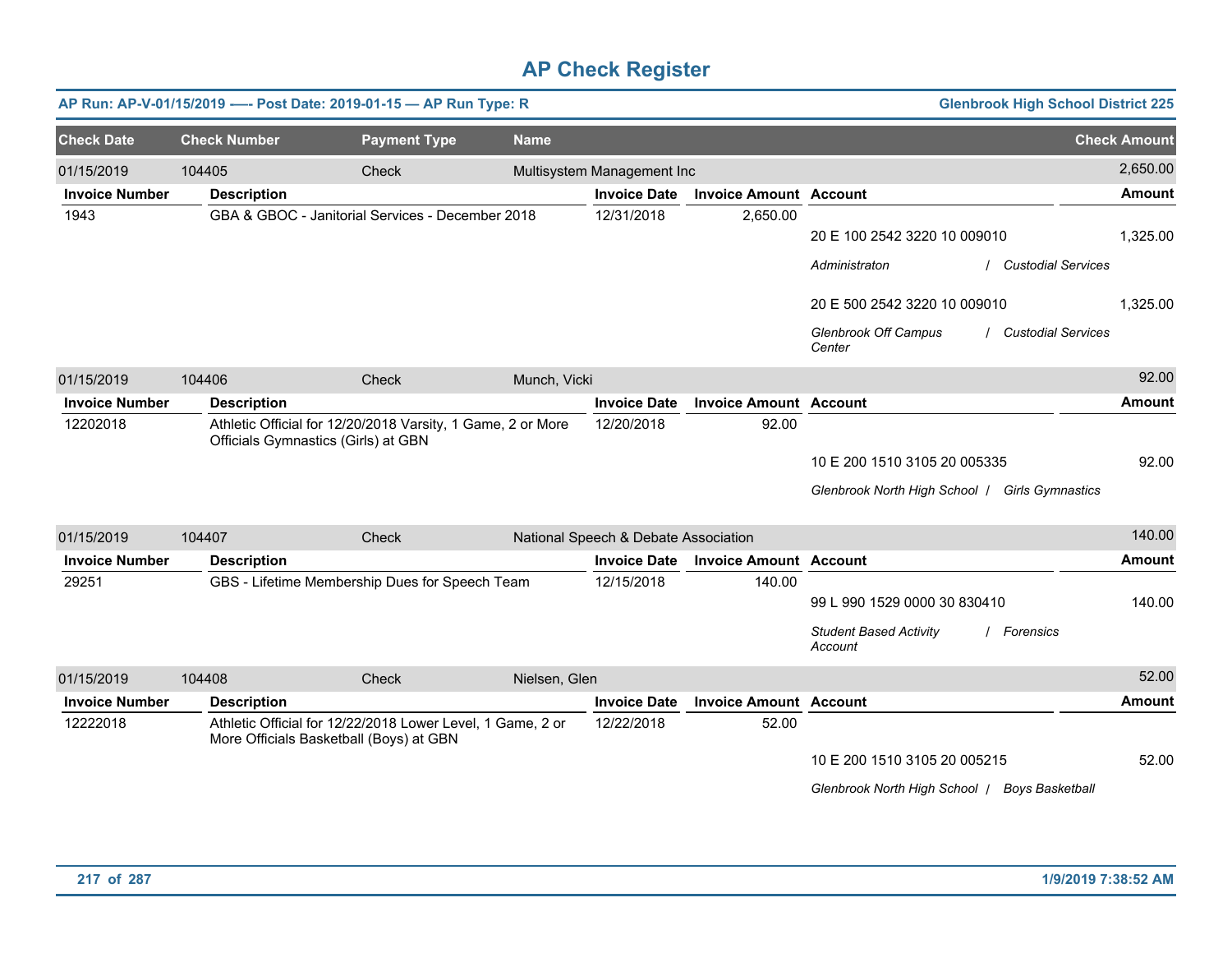# AP Check Register

**AP Run: AP-V-01/15/2019 -—- Post Date: 2019-01-15 — AP Run Type: R** | **Glenbrook High School District 225**

| Check Date | Check Number | Payment Type | Name | Check Amount |
|---|---|---|---|---|
| 01/15/2019 | 104405 | Check | Multisystem Management Inc | 2,650.00 |

| Invoice Number | Description | Invoice Date | Invoice Amount | Account | Amount |
|---|---|---|---|---|---|
| 1943 | GBA & GBOC - Janitorial Services - December 2018 | 12/31/2018 | 2,650.00 | | |
| | | | | 20 E 100 2542 3220 10 009010<br>*Administraton / Custodial Services* | 1,325.00 |
| | | | | 20 E 500 2542 3220 10 009010<br>*Glenbrook Off Campus Center / Custodial Services* | 1,325.00 |

| Check Date | Check Number | Payment Type | Name | Check Amount |
|---|---|---|---|---|
| 01/15/2019 | 104406 | Check | Munch, Vicki | 92.00 |

| Invoice Number | Description | Invoice Date | Invoice Amount | Account | Amount |
|---|---|---|---|---|---|
| 12202018 | Athletic Official for 12/20/2018 Varsity, 1 Game, 2 or More Officials Gymnastics (Girls) at GBN | 12/20/2018 | 92.00 | | |
| | | | | 10 E 200 1510 3105 20 005335<br>*Glenbrook North High School / Girls Gymnastics* | 92.00 |

| Check Date | Check Number | Payment Type | Name | Check Amount |
|---|---|---|---|---|
| 01/15/2019 | 104407 | Check | National Speech & Debate Association | 140.00 |

| Invoice Number | Description | Invoice Date | Invoice Amount | Account | Amount |
|---|---|---|---|---|---|
| 29251 | GBS - Lifetime Membership Dues for Speech Team | 12/15/2018 | 140.00 | | |
| | | | | 99 L 990 1529 0000 30 830410<br>*Student Based Activity Account / Forensics* | 140.00 |

| Check Date | Check Number | Payment Type | Name | Check Amount |
|---|---|---|---|---|
| 01/15/2019 | 104408 | Check | Nielsen, Glen | 52.00 |

| Invoice Number | Description | Invoice Date | Invoice Amount | Account | Amount |
|---|---|---|---|---|---|
| 12222018 | Athletic Official for 12/22/2018 Lower Level, 1 Game, 2 or More Officials Basketball (Boys) at GBN | 12/22/2018 | 52.00 | | |
| | | | | 10 E 200 1510 3105 20 005215<br>*Glenbrook North High School / Boys Basketball* | 52.00 |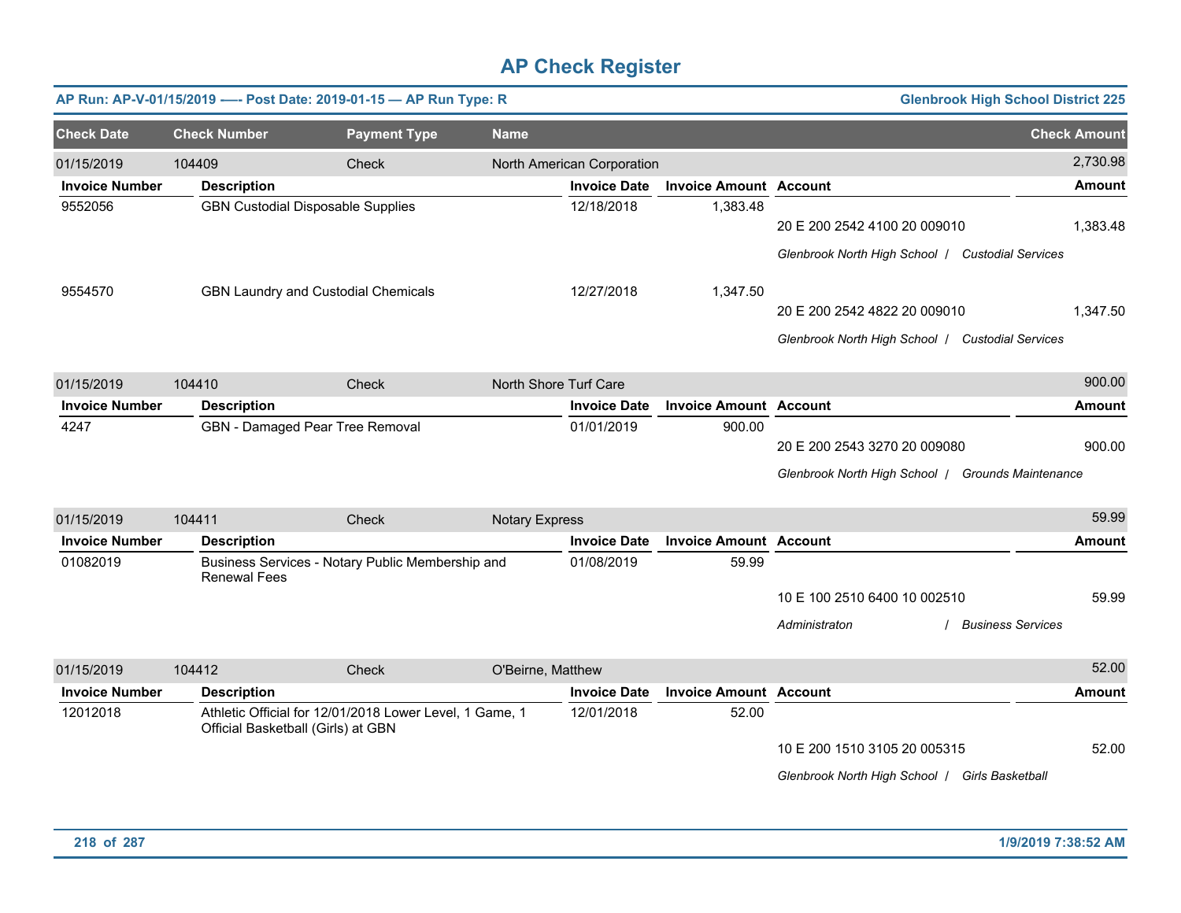# AP Check Register

**AP Run: AP-V-01/15/2019 -—- Post Date: 2019-01-15 — AP Run Type: R** | **Glenbrook High School District 225**

| Check Date | Check Number | Payment Type | Name | Check Amount |
|---|---|---|---|---|
| 01/15/2019 | 104409 | Check | North American Corporation | 2,730.98 |

| Invoice Number | Description | Invoice Date | Invoice Amount | Account | Amount |
|---|---|---|---|---|---|
| 9552056 | GBN Custodial Disposable Supplies | 12/18/2018 | 1,383.48 | 20 E 200 2542 4100 20 009010 | 1,383.48 |
| | | | | *Glenbrook North High School / Custodial Services* | |
| 9554570 | GBN Laundry and Custodial Chemicals | 12/27/2018 | 1,347.50 | 20 E 200 2542 4822 20 009010 | 1,347.50 |
| | | | | *Glenbrook North High School / Custodial Services* | |

| Check Date | Check Number | Payment Type | Name | Check Amount |
|---|---|---|---|---|
| 01/15/2019 | 104410 | Check | North Shore Turf Care | 900.00 |

| Invoice Number | Description | Invoice Date | Invoice Amount | Account | Amount |
|---|---|---|---|---|---|
| 4247 | GBN - Damaged Pear Tree Removal | 01/01/2019 | 900.00 | 20 E 200 2543 3270 20 009080 | 900.00 |
| | | | | *Glenbrook North High School / Grounds Maintenance* | |

| Check Date | Check Number | Payment Type | Name | Check Amount |
|---|---|---|---|---|
| 01/15/2019 | 104411 | Check | Notary Express | 59.99 |

| Invoice Number | Description | Invoice Date | Invoice Amount | Account | Amount |
|---|---|---|---|---|---|
| 01082019 | Business Services - Notary Public Membership and Renewal Fees | 01/08/2019 | 59.99 | 10 E 100 2510 6400 10 002510 | 59.99 |
| | | | | *Administraton / Business Services* | |

| Check Date | Check Number | Payment Type | Name | Check Amount |
|---|---|---|---|---|
| 01/15/2019 | 104412 | Check | O'Beirne, Matthew | 52.00 |

| Invoice Number | Description | Invoice Date | Invoice Amount | Account | Amount |
|---|---|---|---|---|---|
| 12012018 | Athletic Official for 12/01/2018 Lower Level, 1 Game, 1 Official Basketball (Girls) at GBN | 12/01/2018 | 52.00 | 10 E 200 1510 3105 20 005315 | 52.00 |
| | | | | *Glenbrook North High School / Girls Basketball* | |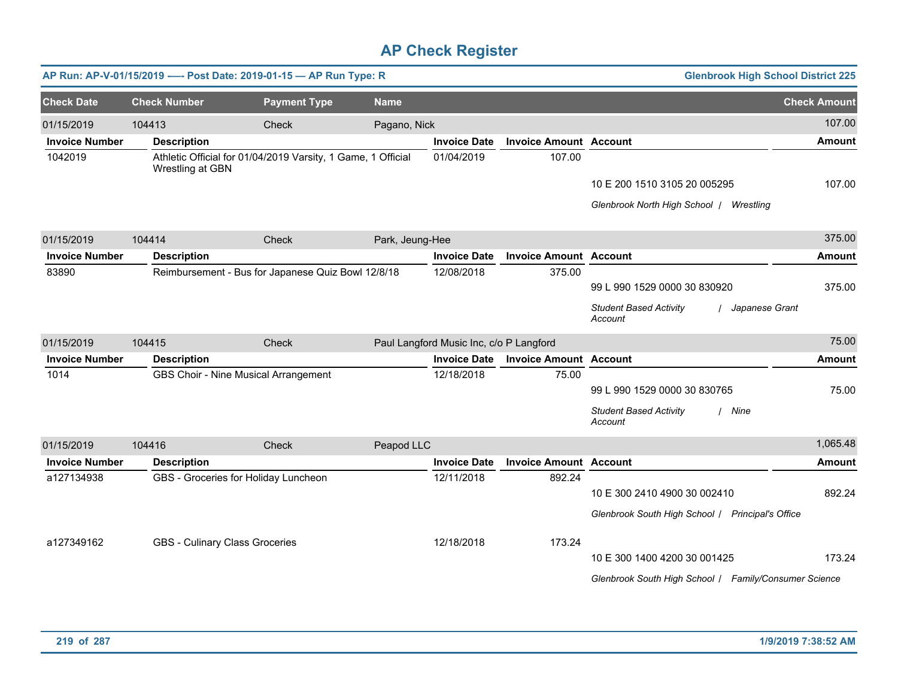# AP Check Register

**AP Run: AP-V-01/15/2019 -—- Post Date: 2019-01-15 — AP Run Type: R** | **Glenbrook High School District 225**

| Check Date | Check Number | Payment Type | Name | Check Amount |
|---|---|---|---|---|
| 01/15/2019 | 104413 | Check | Pagano, Nick | 107.00 |

| Invoice Number | Description | Invoice Date | Invoice Amount | Account | Amount |
|---|---|---|---|---|---|
| 1042019 | Athletic Official for 01/04/2019 Varsity, 1 Game, 1 Official Wrestling at GBN | 01/04/2019 | 107.00 | 10 E 200 1510 3105 20 005295 | 107.00 |
| | | | | *Glenbrook North High School / Wrestling* | |

| Check Date | Check Number | Payment Type | Name | Check Amount |
|---|---|---|---|---|
| 01/15/2019 | 104414 | Check | Park, Jeung-Hee | 375.00 |

| Invoice Number | Description | Invoice Date | Invoice Amount | Account | Amount |
|---|---|---|---|---|---|
| 83890 | Reimbursement - Bus for Japanese Quiz Bowl 12/8/18 | 12/08/2018 | 375.00 | 99 L 990 1529 0000 30 830920 | 375.00 |
| | | | | *Student Based Activity Account / Japanese Grant* | |

| Check Date | Check Number | Payment Type | Name | Check Amount |
|---|---|---|---|---|
| 01/15/2019 | 104415 | Check | Paul Langford Music Inc, c/o P Langford | 75.00 |

| Invoice Number | Description | Invoice Date | Invoice Amount | Account | Amount |
|---|---|---|---|---|---|
| 1014 | GBS Choir - Nine Musical Arrangement | 12/18/2018 | 75.00 | 99 L 990 1529 0000 30 830765 | 75.00 |
| | | | | *Student Based Activity Account / Nine* | |

| Check Date | Check Number | Payment Type | Name | Check Amount |
|---|---|---|---|---|
| 01/15/2019 | 104416 | Check | Peapod LLC | 1,065.48 |

| Invoice Number | Description | Invoice Date | Invoice Amount | Account | Amount |
|---|---|---|---|---|---|
| a127134938 | GBS - Groceries for Holiday Luncheon | 12/11/2018 | 892.24 | 10 E 300 2410 4900 30 002410 | 892.24 |
| | | | | *Glenbrook South High School / Principal's Office* | |
| a127349162 | GBS - Culinary Class Groceries | 12/18/2018 | 173.24 | 10 E 300 1400 4200 30 001425 | 173.24 |
| | | | | *Glenbrook South High School / Family/Consumer Science* | |

1/9/2019 7:38:52 AM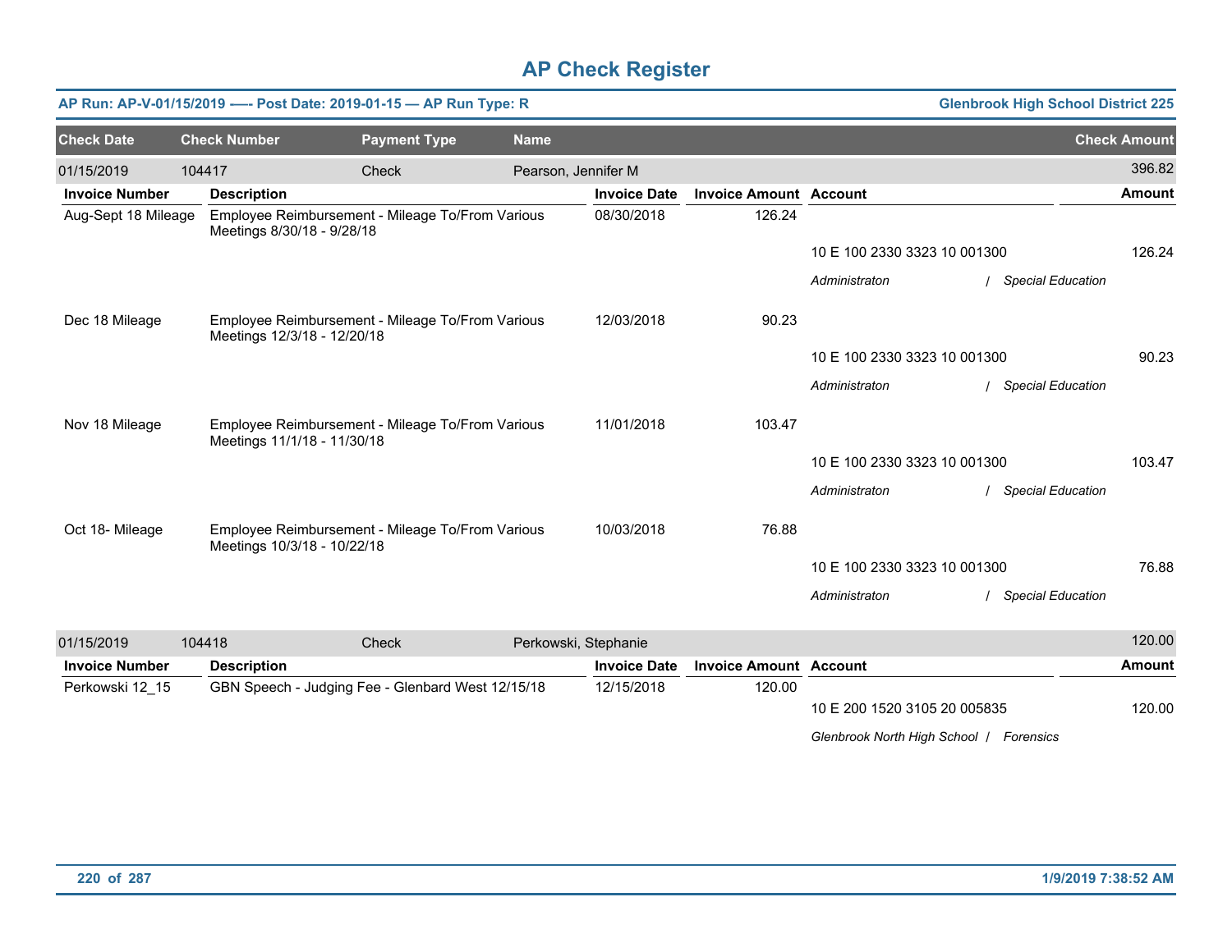# AP Check Register

**AP Run: AP-V-01/15/2019 -—- Post Date: 2019-01-15 — AP Run Type: R** **Glenbrook High School District 225**

| Check Date | Check Number | Payment Type | Name | | | Check Amount |
|---|---|---|---|---|---|---|
| 01/15/2019 | 104417 | Check | Pearson, Jennifer M | | | 396.82 |
| **Invoice Number** | **Description** | | **Invoice Date** | **Invoice Amount** | **Account** | **Amount** |
| Aug-Sept 18 Mileage | Employee Reimbursement - Mileage To/From Various Meetings 8/30/18 - 9/28/18 | | 08/30/2018 | 126.24 | | |
| | | | | | 10 E 100 2330 3323 10 001300 | 126.24 |
| | | | | | *Administraton / Special Education* | |
| Dec 18 Mileage | Employee Reimbursement - Mileage To/From Various Meetings 12/3/18 - 12/20/18 | | 12/03/2018 | 90.23 | | |
| | | | | | 10 E 100 2330 3323 10 001300 | 90.23 |
| | | | | | *Administraton / Special Education* | |
| Nov 18 Mileage | Employee Reimbursement - Mileage To/From Various Meetings 11/1/18 - 11/30/18 | | 11/01/2018 | 103.47 | | |
| | | | | | 10 E 100 2330 3323 10 001300 | 103.47 |
| | | | | | *Administraton / Special Education* | |
| Oct 18- Mileage | Employee Reimbursement - Mileage To/From Various Meetings 10/3/18 - 10/22/18 | | 10/03/2018 | 76.88 | | |
| | | | | | 10 E 100 2330 3323 10 001300 | 76.88 |
| | | | | | *Administraton / Special Education* | |
| 01/15/2019 | 104418 | Check | Perkowski, Stephanie | | | 120.00 |
| **Invoice Number** | **Description** | | **Invoice Date** | **Invoice Amount** | **Account** | **Amount** |
| Perkowski 12_15 | GBN Speech - Judging Fee - Glenbard West 12/15/18 | | 12/15/2018 | 120.00 | | |
| | | | | | 10 E 200 1520 3105 20 005835 | 120.00 |
| | | | | | *Glenbrook North High School / Forensics* | |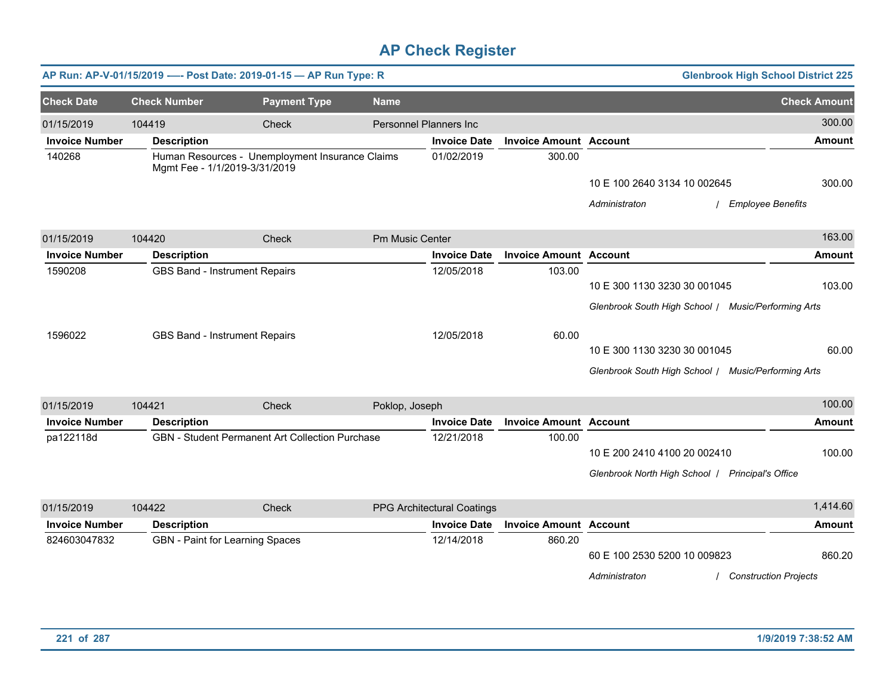# AP Check Register

**AP Run: AP-V-01/15/2019 -—- Post Date: 2019-01-15 — AP Run Type: R** — **Glenbrook High School District 225**

| Check Date | Check Number | Payment Type | Name | Check Amount |
|---|---|---|---|---|
| 01/15/2019 | 104419 | Check | Personnel Planners Inc | 300.00 |

| Invoice Number | Description | Invoice Date | Invoice Amount | Account | Amount |
|---|---|---|---|---|---|
| 140268 | Human Resources - Unemployment Insurance Claims Mgmt Fee - 1/1/2019-3/31/2019 | 01/02/2019 | 300.00 | 10 E 100 2640 3134 10 002645 | 300.00 |
| | | | | *Administraton / Employee Benefits* | |

| Check Date | Check Number | Payment Type | Name | Check Amount |
|---|---|---|---|---|
| 01/15/2019 | 104420 | Check | Pm Music Center | 163.00 |

| Invoice Number | Description | Invoice Date | Invoice Amount | Account | Amount |
|---|---|---|---|---|---|
| 1590208 | GBS Band - Instrument Repairs | 12/05/2018 | 103.00 | 10 E 300 1130 3230 30 001045 | 103.00 |
| | | | | *Glenbrook South High School / Music/Performing Arts* | |
| 1596022 | GBS Band - Instrument Repairs | 12/05/2018 | 60.00 | 10 E 300 1130 3230 30 001045 | 60.00 |
| | | | | *Glenbrook South High School / Music/Performing Arts* | |

| Check Date | Check Number | Payment Type | Name | Check Amount |
|---|---|---|---|---|
| 01/15/2019 | 104421 | Check | Poklop, Joseph | 100.00 |

| Invoice Number | Description | Invoice Date | Invoice Amount | Account | Amount |
|---|---|---|---|---|---|
| pa122118d | GBN - Student Permanent Art Collection Purchase | 12/21/2018 | 100.00 | 10 E 200 2410 4100 20 002410 | 100.00 |
| | | | | *Glenbrook North High School / Principal's Office* | |

| Check Date | Check Number | Payment Type | Name | Check Amount |
|---|---|---|---|---|
| 01/15/2019 | 104422 | Check | PPG Architectural Coatings | 1,414.60 |

| Invoice Number | Description | Invoice Date | Invoice Amount | Account | Amount |
|---|---|---|---|---|---|
| 824603047832 | GBN - Paint for Learning Spaces | 12/14/2018 | 860.20 | 60 E 100 2530 5200 10 009823 | 860.20 |
| | | | | *Administraton / Construction Projects* | |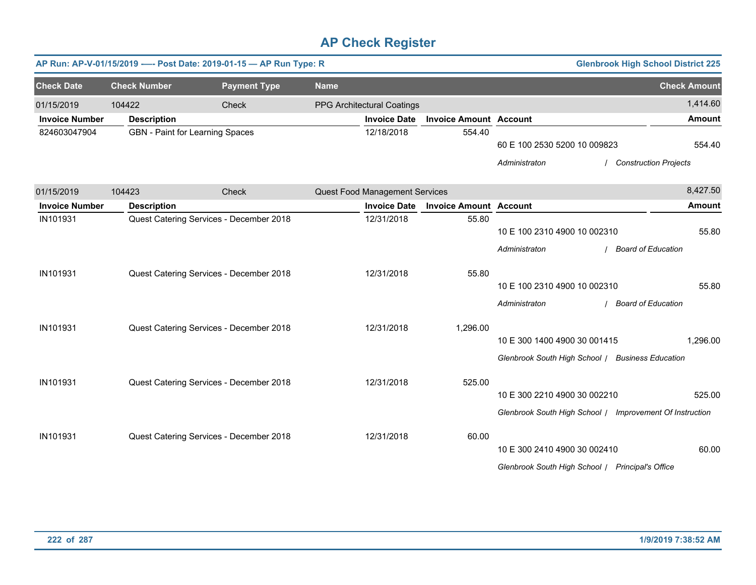# AP Check Register

**AP Run: AP-V-01/15/2019 -—- Post Date: 2019-01-15 — AP Run Type: R** — **Glenbrook High School District 225**

| Check Date | Check Number | Payment Type | Name | Check Amount |
|---|---|---|---|---|
| 01/15/2019 | 104422 | Check | PPG Architectural Coatings | 1,414.60 |

| Invoice Number | Description | Invoice Date | Invoice Amount | Account | Amount |
|---|---|---|---|---|---|
| 824603047904 | GBN - Paint for Learning Spaces | 12/18/2018 | 554.40 | 60 E 100 2530 5200 10 009823<br>*Administraton / Construction Projects* | 554.40 |

| Check Date | Check Number | Payment Type | Name | Check Amount |
|---|---|---|---|---|
| 01/15/2019 | 104423 | Check | Quest Food Management Services | 8,427.50 |

| Invoice Number | Description | Invoice Date | Invoice Amount | Account | Amount |
|---|---|---|---|---|---|
| IN101931 | Quest Catering Services - December 2018 | 12/31/2018 | 55.80 | 10 E 100 2310 4900 10 002310<br>*Administraton / Board of Education* | 55.80 |
| IN101931 | Quest Catering Services - December 2018 | 12/31/2018 | 55.80 | 10 E 100 2310 4900 10 002310<br>*Administraton / Board of Education* | 55.80 |
| IN101931 | Quest Catering Services - December 2018 | 12/31/2018 | 1,296.00 | 10 E 300 1400 4900 30 001415<br>*Glenbrook South High School / Business Education* | 1,296.00 |
| IN101931 | Quest Catering Services - December 2018 | 12/31/2018 | 525.00 | 10 E 300 2210 4900 30 002210<br>*Glenbrook South High School / Improvement Of Instruction* | 525.00 |
| IN101931 | Quest Catering Services - December 2018 | 12/31/2018 | 60.00 | 10 E 300 2410 4900 30 002410<br>*Glenbrook South High School / Principal's Office* | 60.00 |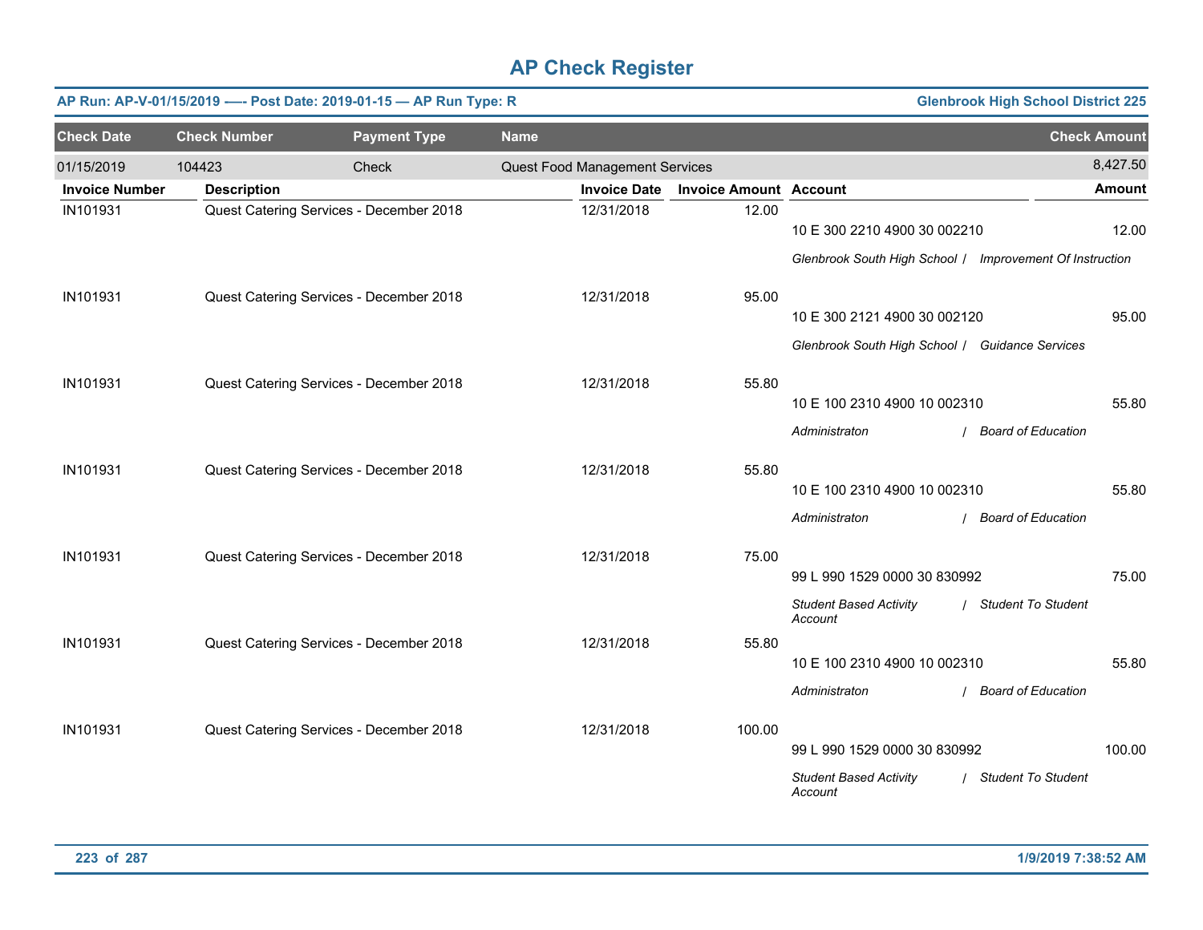# AP Check Register

**AP Run: AP-V-01/15/2019 -—- Post Date: 2019-01-15 — AP Run Type: R** — **Glenbrook High School District 225**

| Check Date | Check Number | Payment Type | Name | Check Amount |
|---|---|---|---|---|
| 01/15/2019 | 104423 | Check | Quest Food Management Services | 8,427.50 |

| Invoice Number | Description | Invoice Date | Invoice Amount | Account | Amount |
|---|---|---|---|---|---|
| IN101931 | Quest Catering Services - December 2018 | 12/31/2018 | 12.00 | 10 E 300 2210 4900 30 002210<br>*Glenbrook South High School / Improvement Of Instruction* | 12.00 |
| IN101931 | Quest Catering Services - December 2018 | 12/31/2018 | 95.00 | 10 E 300 2121 4900 30 002120<br>*Glenbrook South High School / Guidance Services* | 95.00 |
| IN101931 | Quest Catering Services - December 2018 | 12/31/2018 | 55.80 | 10 E 100 2310 4900 10 002310<br>*Administraton / Board of Education* | 55.80 |
| IN101931 | Quest Catering Services - December 2018 | 12/31/2018 | 55.80 | 10 E 100 2310 4900 10 002310<br>*Administraton / Board of Education* | 55.80 |
| IN101931 | Quest Catering Services - December 2018 | 12/31/2018 | 75.00 | 99 L 990 1529 0000 30 830992<br>*Student Based Activity Account / Student To Student* | 75.00 |
| IN101931 | Quest Catering Services - December 2018 | 12/31/2018 | 55.80 | 10 E 100 2310 4900 10 002310<br>*Administraton / Board of Education* | 55.80 |
| IN101931 | Quest Catering Services - December 2018 | 12/31/2018 | 100.00 | 99 L 990 1529 0000 30 830992<br>*Student Based Activity Account / Student To Student* | 100.00 |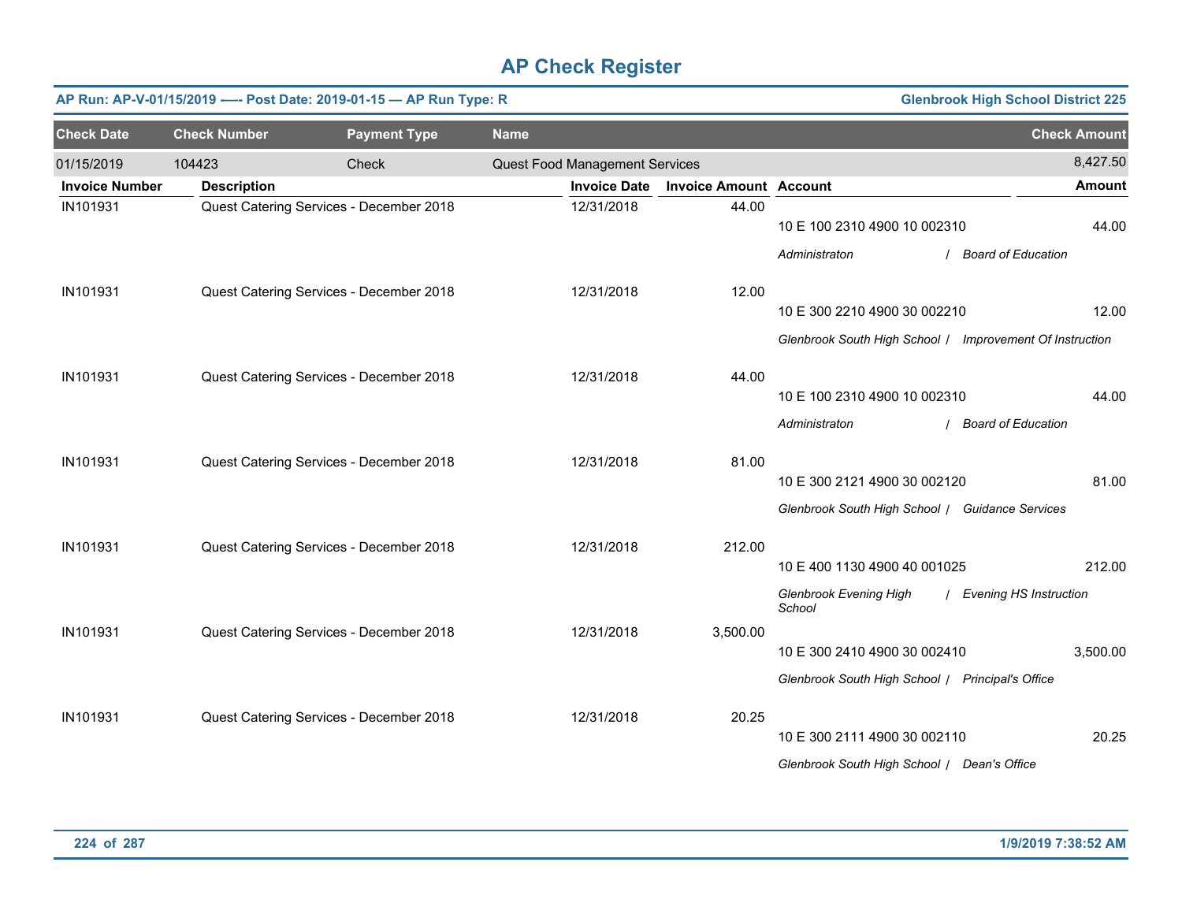# AP Check Register

**AP Run: AP-V-01/15/2019 -—- Post Date: 2019-01-15 — AP Run Type: R** — **Glenbrook High School District 225**

| Check Date | Check Number | Payment Type | Name | Check Amount |
|---|---|---|---|---|
| 01/15/2019 | 104423 | Check | Quest Food Management Services | 8,427.50 |

| Invoice Number | Description | Invoice Date | Invoice Amount | Account | Amount |
|---|---|---|---|---|---|
| IN101931 | Quest Catering Services - December 2018 | 12/31/2018 | 44.00 | 10 E 100 2310 4900 10 002310<br>*Administraton / Board of Education* | 44.00 |
| IN101931 | Quest Catering Services - December 2018 | 12/31/2018 | 12.00 | 10 E 300 2210 4900 30 002210<br>*Glenbrook South High School / Improvement Of Instruction* | 12.00 |
| IN101931 | Quest Catering Services - December 2018 | 12/31/2018 | 44.00 | 10 E 100 2310 4900 10 002310<br>*Administraton / Board of Education* | 44.00 |
| IN101931 | Quest Catering Services - December 2018 | 12/31/2018 | 81.00 | 10 E 300 2121 4900 30 002120<br>*Glenbrook South High School / Guidance Services* | 81.00 |
| IN101931 | Quest Catering Services - December 2018 | 12/31/2018 | 212.00 | 10 E 400 1130 4900 40 001025<br>*Glenbrook Evening High School / Evening HS Instruction* | 212.00 |
| IN101931 | Quest Catering Services - December 2018 | 12/31/2018 | 3,500.00 | 10 E 300 2410 4900 30 002410<br>*Glenbrook South High School / Principal's Office* | 3,500.00 |
| IN101931 | Quest Catering Services - December 2018 | 12/31/2018 | 20.25 | 10 E 300 2111 4900 30 002110<br>*Glenbrook South High School / Dean's Office* | 20.25 |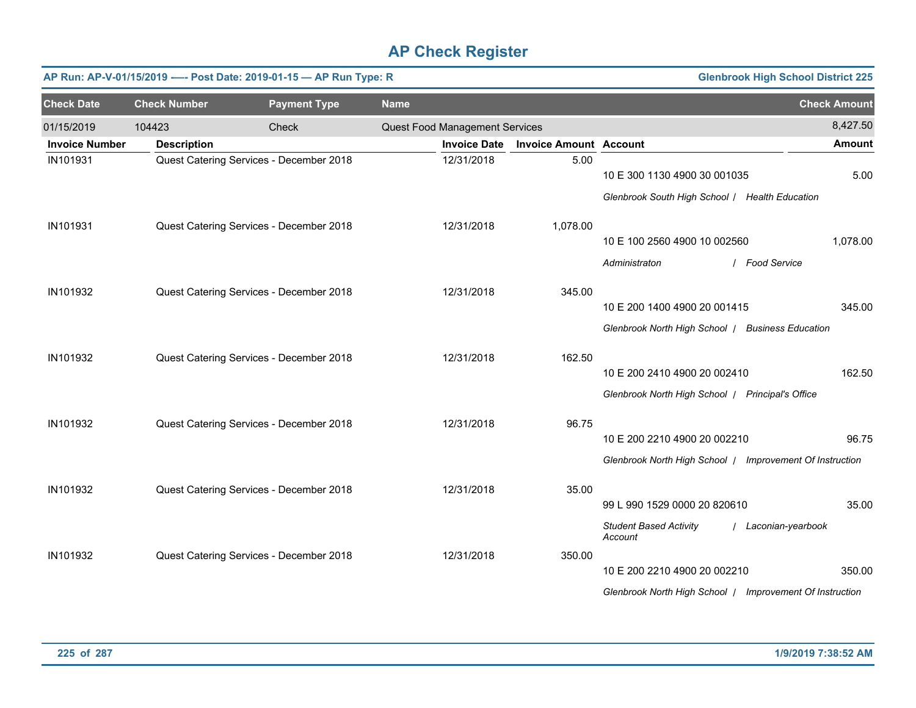# AP Check Register

**AP Run: AP-V-01/15/2019 —- Post Date: 2019-01-15 — AP Run Type: R** | **Glenbrook High School District 225**

| Check Date | Check Number | Payment Type | Name | Check Amount |
|---|---|---|---|---|
| 01/15/2019 | 104423 | Check | Quest Food Management Services | 8,427.50 |

| Invoice Number | Description | Invoice Date | Invoice Amount | Account | Amount |
|---|---|---|---|---|---|
| IN101931 | Quest Catering Services - December 2018 | 12/31/2018 | 5.00 | 10 E 300 1130 4900 30 001035<br>*Glenbrook South High School / Health Education* | 5.00 |
| IN101931 | Quest Catering Services - December 2018 | 12/31/2018 | 1,078.00 | 10 E 100 2560 4900 10 002560<br>*Administraton / Food Service* | 1,078.00 |
| IN101932 | Quest Catering Services - December 2018 | 12/31/2018 | 345.00 | 10 E 200 1400 4900 20 001415<br>*Glenbrook North High School / Business Education* | 345.00 |
| IN101932 | Quest Catering Services - December 2018 | 12/31/2018 | 162.50 | 10 E 200 2410 4900 20 002410<br>*Glenbrook North High School / Principal's Office* | 162.50 |
| IN101932 | Quest Catering Services - December 2018 | 12/31/2018 | 96.75 | 10 E 200 2210 4900 20 002210<br>*Glenbrook North High School / Improvement Of Instruction* | 96.75 |
| IN101932 | Quest Catering Services - December 2018 | 12/31/2018 | 35.00 | 99 L 990 1529 0000 20 820610<br>*Student Based Activity Account / Laconian-yearbook* | 35.00 |
| IN101932 | Quest Catering Services - December 2018 | 12/31/2018 | 350.00 | 10 E 200 2210 4900 20 002210<br>*Glenbrook North High School / Improvement Of Instruction* | 350.00 |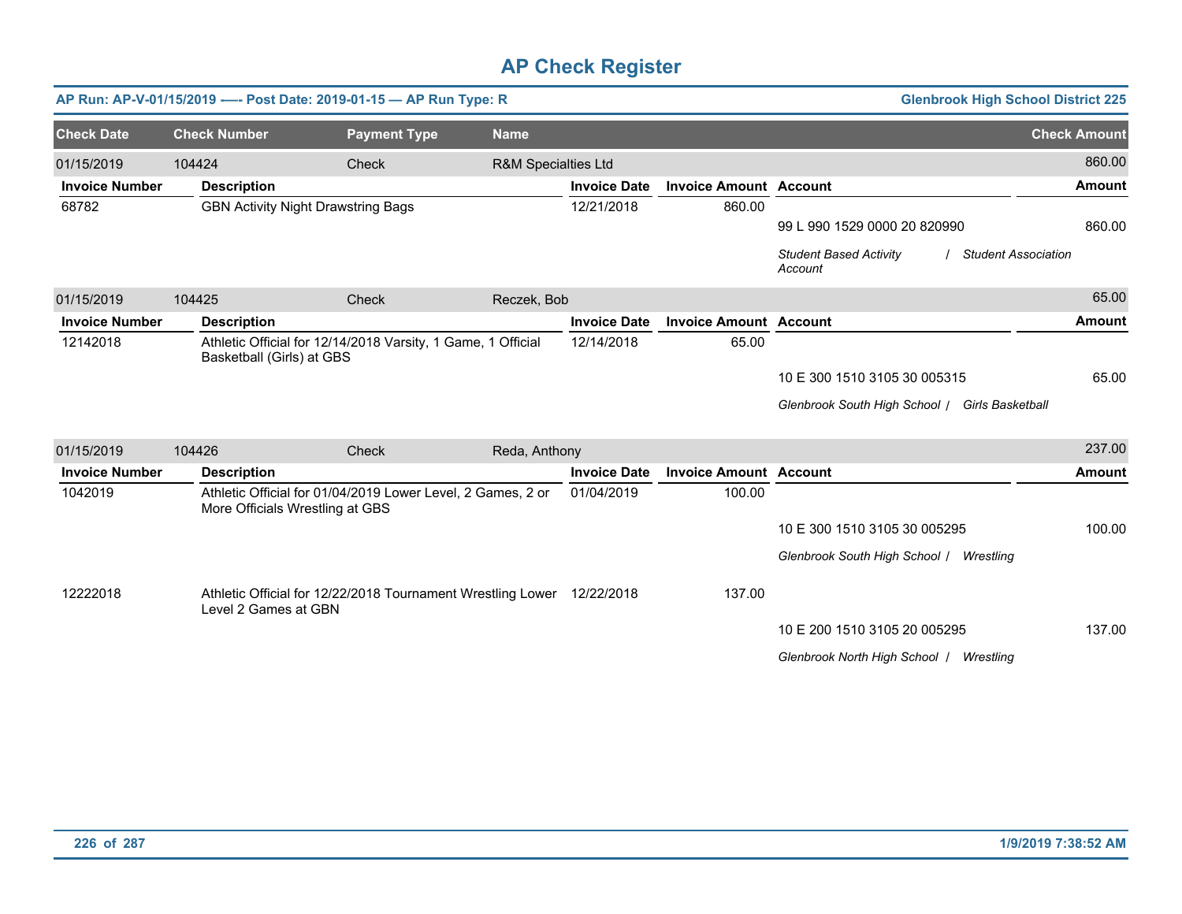# AP Check Register

**AP Run: AP-V-01/15/2019 -—- Post Date: 2019-01-15 — AP Run Type: R** **Glenbrook High School District 225**

| Check Date | Check Number | Payment Type | Name | Check Amount |
|---|---|---|---|---|
| 01/15/2019 | 104424 | Check | R&M Specialties Ltd | 860.00 |

| Invoice Number | Description | Invoice Date | Invoice Amount | Account | Amount |
|---|---|---|---|---|---|
| 68782 | GBN Activity Night Drawstring Bags | 12/21/2018 | 860.00 | | |
| | | | | 99 L 990 1529 0000 20 820990 | 860.00 |
| | | | | *Student Based Activity Account / Student Association* | |

| Check Date | Check Number | Payment Type | Name | Check Amount |
|---|---|---|---|---|
| 01/15/2019 | 104425 | Check | Reczek, Bob | 65.00 |

| Invoice Number | Description | Invoice Date | Invoice Amount | Account | Amount |
|---|---|---|---|---|---|
| 12142018 | Athletic Official for 12/14/2018 Varsity, 1 Game, 1 Official Basketball (Girls) at GBS | 12/14/2018 | 65.00 | | |
| | | | | 10 E 300 1510 3105 30 005315 | 65.00 |
| | | | | *Glenbrook South High School / Girls Basketball* | |

| Check Date | Check Number | Payment Type | Name | Check Amount |
|---|---|---|---|---|
| 01/15/2019 | 104426 | Check | Reda, Anthony | 237.00 |

| Invoice Number | Description | Invoice Date | Invoice Amount | Account | Amount |
|---|---|---|---|---|---|
| 1042019 | Athletic Official for 01/04/2019 Lower Level, 2 Games, 2 or More Officials Wrestling at GBS | 01/04/2019 | 100.00 | | |
| | | | | 10 E 300 1510 3105 30 005295 | 100.00 |
| | | | | *Glenbrook South High School / Wrestling* | |
| 12222018 | Athletic Official for 12/22/2018 Tournament Wrestling Lower Level 2 Games at GBN | 12/22/2018 | 137.00 | | |
| | | | | 10 E 200 1510 3105 20 005295 | 137.00 |
| | | | | *Glenbrook North High School / Wrestling* | |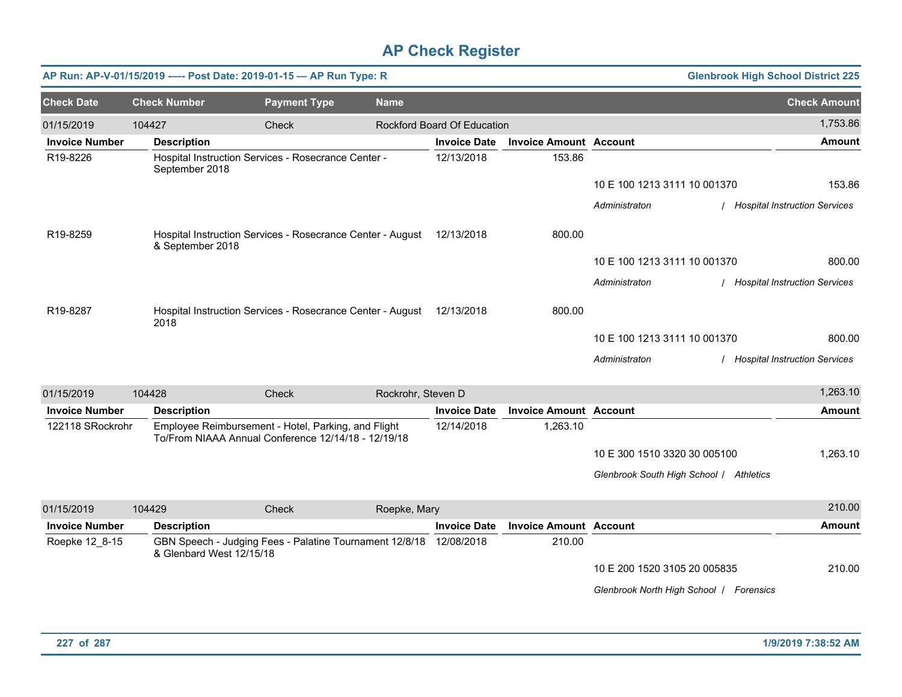# AP Check Register

**AP Run: AP-V-01/15/2019 —- Post Date: 2019-01-15 — AP Run Type: R** | **Glenbrook High School District 225**

| Check Date | Check Number | Payment Type | Name | Check Amount |
|---|---|---|---|---|
| 01/15/2019 | 104427 | Check | Rockford Board Of Education | 1,753.86 |

| Invoice Number | Description | Invoice Date | Invoice Amount | Account | Amount |
|---|---|---|---|---|---|
| R19-8226 | Hospital Instruction Services - Rosecrance Center - September 2018 | 12/13/2018 | 153.86 | | |
| | | | | 10 E 100 1213 3111 10 001370 | 153.86 |
| | | | | *Administraton / Hospital Instruction Services* | |
| R19-8259 | Hospital Instruction Services - Rosecrance Center - August & September 2018 | 12/13/2018 | 800.00 | | |
| | | | | 10 E 100 1213 3111 10 001370 | 800.00 |
| | | | | *Administraton / Hospital Instruction Services* | |
| R19-8287 | Hospital Instruction Services - Rosecrance Center - August 2018 | 12/13/2018 | 800.00 | | |
| | | | | 10 E 100 1213 3111 10 001370 | 800.00 |
| | | | | *Administraton / Hospital Instruction Services* | |

| Check Date | Check Number | Payment Type | Name | Check Amount |
|---|---|---|---|---|
| 01/15/2019 | 104428 | Check | Rockrohr, Steven D | 1,263.10 |

| Invoice Number | Description | Invoice Date | Invoice Amount | Account | Amount |
|---|---|---|---|---|---|
| 122118 SRockrohr | Employee Reimbursement - Hotel, Parking, and Flight To/From NIAAA Annual Conference 12/14/18 - 12/19/18 | 12/14/2018 | 1,263.10 | | |
| | | | | 10 E 300 1510 3320 30 005100 | 1,263.10 |
| | | | | *Glenbrook South High School / Athletics* | |

| Check Date | Check Number | Payment Type | Name | Check Amount |
|---|---|---|---|---|
| 01/15/2019 | 104429 | Check | Roepke, Mary | 210.00 |

| Invoice Number | Description | Invoice Date | Invoice Amount | Account | Amount |
|---|---|---|---|---|---|
| Roepke 12_8-15 | GBN Speech - Judging Fees - Palatine Tournament 12/8/18 & Glenbard West 12/15/18 | 12/08/2018 | 210.00 | | |
| | | | | 10 E 200 1520 3105 20 005835 | 210.00 |
| | | | | *Glenbrook North High School / Forensics* | |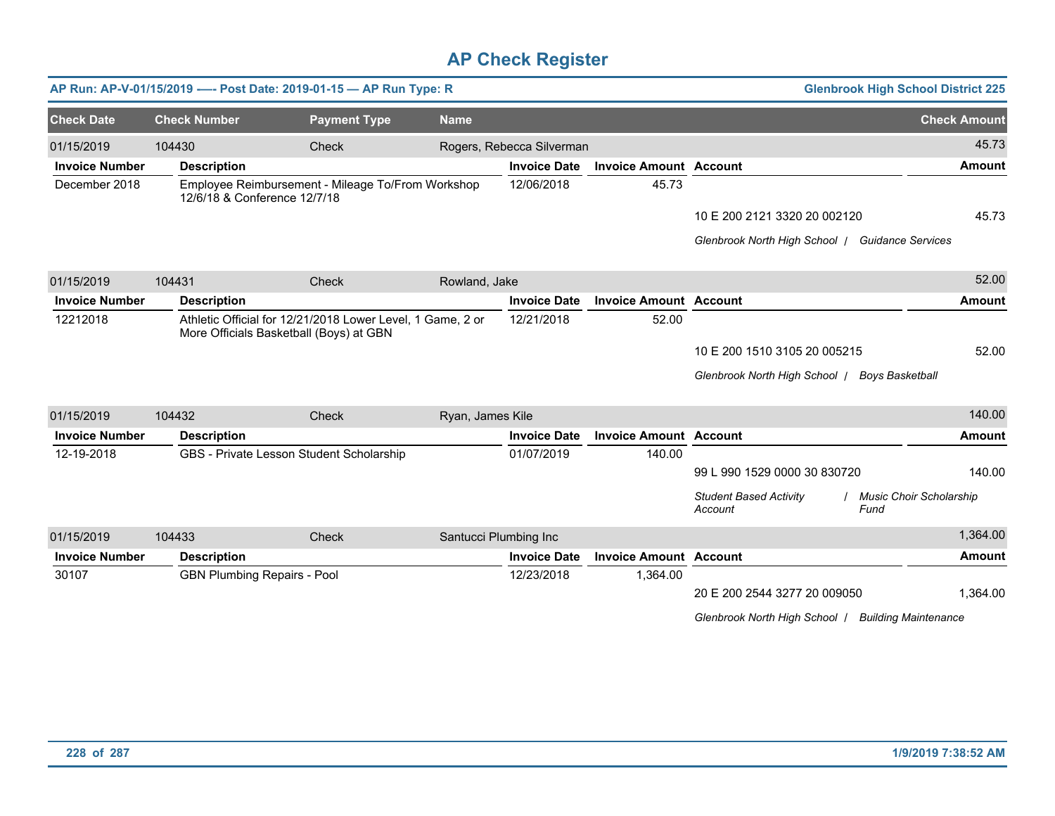# AP Check Register

**AP Run: AP-V-01/15/2019 -—- Post Date: 2019-01-15 — AP Run Type: R** — **Glenbrook High School District 225**

| Check Date | Check Number | Payment Type | Name | Check Amount |
|---|---|---|---|---|
| 01/15/2019 | 104430 | Check | Rogers, Rebecca Silverman | 45.73 |

| Invoice Number | Description | Invoice Date | Invoice Amount | Account | Amount |
|---|---|---|---|---|---|
| December 2018 | Employee Reimbursement - Mileage To/From Workshop 12/6/18 & Conference 12/7/18 | 12/06/2018 | 45.73 | | |
| | | | | 10 E 200 2121 3320 20 002120 | 45.73 |
| | | | | *Glenbrook North High School / Guidance Services* | |

| Check Date | Check Number | Payment Type | Name | Check Amount |
|---|---|---|---|---|
| 01/15/2019 | 104431 | Check | Rowland, Jake | 52.00 |

| Invoice Number | Description | Invoice Date | Invoice Amount | Account | Amount |
|---|---|---|---|---|---|
| 12212018 | Athletic Official for 12/21/2018 Lower Level, 1 Game, 2 or More Officials Basketball (Boys) at GBN | 12/21/2018 | 52.00 | | |
| | | | | 10 E 200 1510 3105 20 005215 | 52.00 |
| | | | | *Glenbrook North High School / Boys Basketball* | |

| Check Date | Check Number | Payment Type | Name | Check Amount |
|---|---|---|---|---|
| 01/15/2019 | 104432 | Check | Ryan, James Kile | 140.00 |

| Invoice Number | Description | Invoice Date | Invoice Amount | Account | Amount |
|---|---|---|---|---|---|
| 12-19-2018 | GBS - Private Lesson Student Scholarship | 01/07/2019 | 140.00 | | |
| | | | | 99 L 990 1529 0000 30 830720 | 140.00 |
| | | | | *Student Based Activity Account / Music Choir Scholarship Fund* | |

| Check Date | Check Number | Payment Type | Name | Check Amount |
|---|---|---|---|---|
| 01/15/2019 | 104433 | Check | Santucci Plumbing Inc | 1,364.00 |

| Invoice Number | Description | Invoice Date | Invoice Amount | Account | Amount |
|---|---|---|---|---|---|
| 30107 | GBN Plumbing Repairs - Pool | 12/23/2018 | 1,364.00 | | |
| | | | | 20 E 200 2544 3277 20 009050 | 1,364.00 |
| | | | | *Glenbrook North High School / Building Maintenance* | |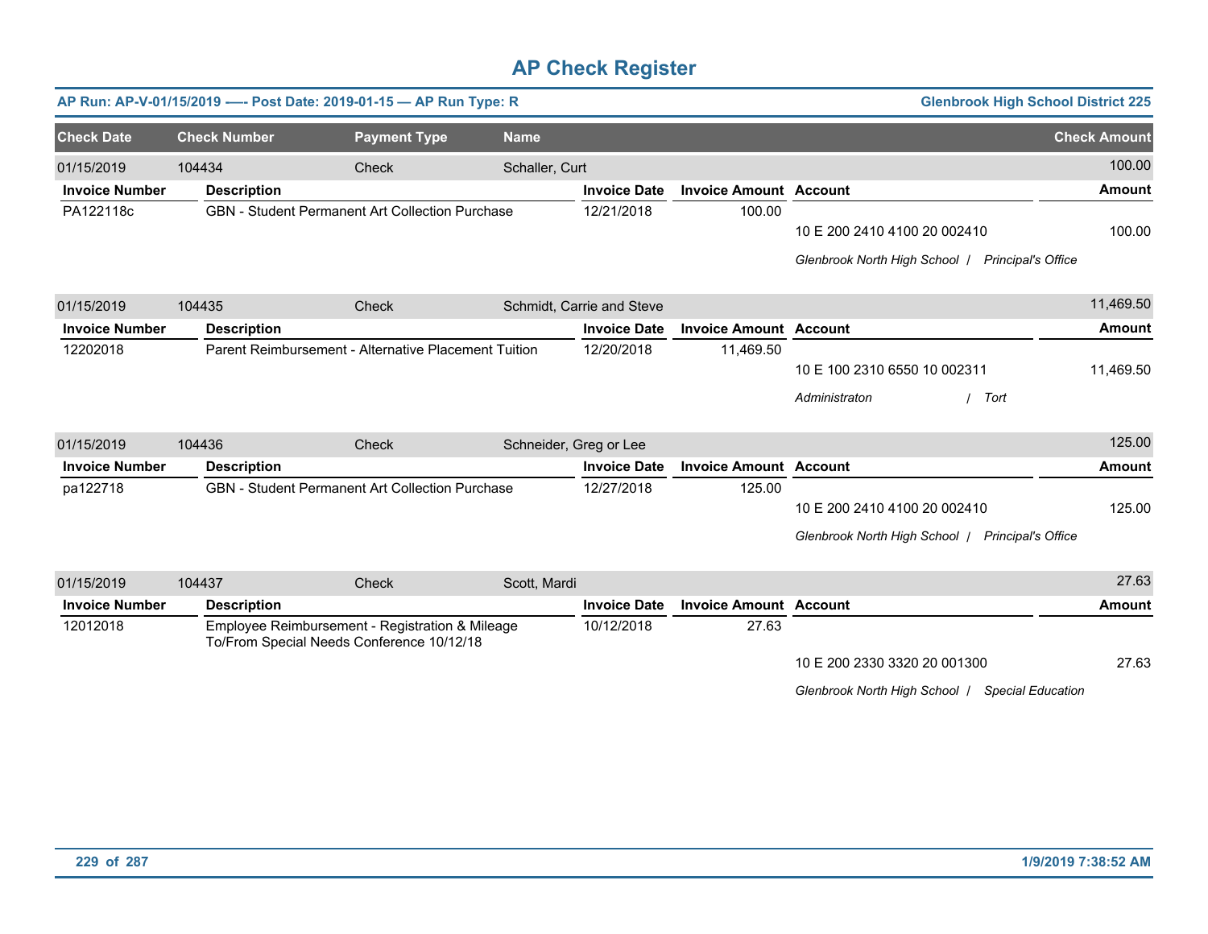# AP Check Register

**AP Run: AP-V-01/15/2019 —- Post Date: 2019-01-15 — AP Run Type: R** — **Glenbrook High School District 225**

| Check Date | Check Number | Payment Type | Name | Check Amount |
|---|---|---|---|---|
| 01/15/2019 | 104434 | Check | Schaller, Curt | 100.00 |

| Invoice Number | Description | Invoice Date | Invoice Amount | Account | Amount |
|---|---|---|---|---|---|
| PA122118c | GBN - Student Permanent Art Collection Purchase | 12/21/2018 | 100.00 | 10 E 200 2410 4100 20 002410 | 100.00 |
| | | | | *Glenbrook North High School / Principal's Office* | |

| Check Date | Check Number | Payment Type | Name | Check Amount |
|---|---|---|---|---|
| 01/15/2019 | 104435 | Check | Schmidt, Carrie and Steve | 11,469.50 |

| Invoice Number | Description | Invoice Date | Invoice Amount | Account | Amount |
|---|---|---|---|---|---|
| 12202018 | Parent Reimbursement - Alternative Placement Tuition | 12/20/2018 | 11,469.50 | 10 E 100 2310 6550 10 002311 | 11,469.50 |
| | | | | *Administraton / Tort* | |

| Check Date | Check Number | Payment Type | Name | Check Amount |
|---|---|---|---|---|
| 01/15/2019 | 104436 | Check | Schneider, Greg or Lee | 125.00 |

| Invoice Number | Description | Invoice Date | Invoice Amount | Account | Amount |
|---|---|---|---|---|---|
| pa122718 | GBN - Student Permanent Art Collection Purchase | 12/27/2018 | 125.00 | 10 E 200 2410 4100 20 002410 | 125.00 |
| | | | | *Glenbrook North High School / Principal's Office* | |

| Check Date | Check Number | Payment Type | Name | Check Amount |
|---|---|---|---|---|
| 01/15/2019 | 104437 | Check | Scott, Mardi | 27.63 |

| Invoice Number | Description | Invoice Date | Invoice Amount | Account | Amount |
|---|---|---|---|---|---|
| 12012018 | Employee Reimbursement - Registration & Mileage To/From Special Needs Conference 10/12/18 | 10/12/2018 | 27.63 | 10 E 200 2330 3320 20 001300 | 27.63 |
| | | | | *Glenbrook North High School / Special Education* | |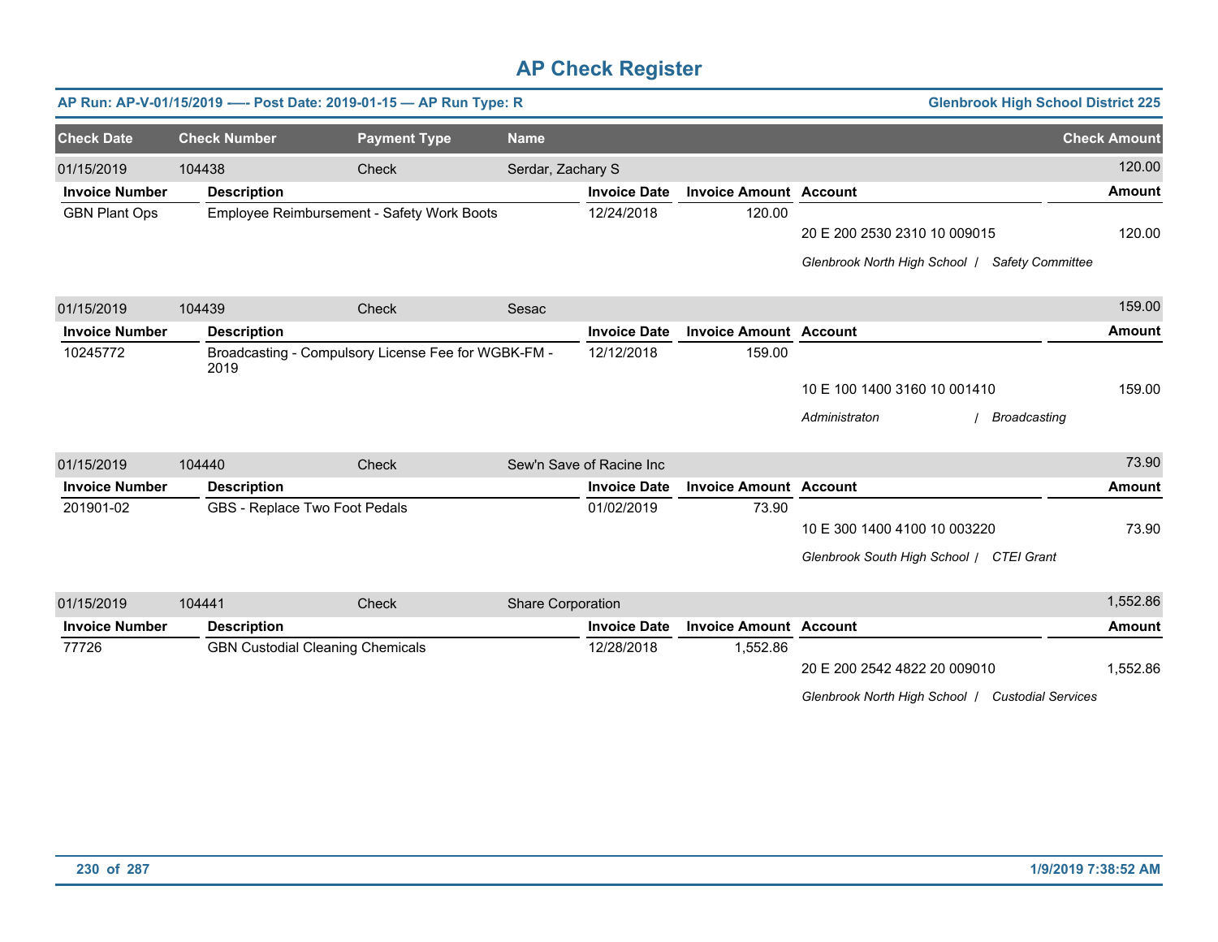# AP Check Register

**AP Run: AP-V-01/15/2019 -—- Post Date: 2019-01-15 — AP Run Type: R** — **Glenbrook High School District 225**

| Check Date | Check Number | Payment Type | Name | Check Amount |
|---|---|---|---|---|
| 01/15/2019 | 104438 | Check | Serdar, Zachary S | 120.00 |

| Invoice Number | Description | Invoice Date | Invoice Amount | Account | Amount |
|---|---|---|---|---|---|
| GBN Plant Ops | Employee Reimbursement - Safety Work Boots | 12/24/2018 | 120.00 | 20 E 200 2530 2310 10 009015 | 120.00 |
| | | | | *Glenbrook North High School / Safety Committee* | |

| Check Date | Check Number | Payment Type | Name | Check Amount |
|---|---|---|---|---|
| 01/15/2019 | 104439 | Check | Sesac | 159.00 |

| Invoice Number | Description | Invoice Date | Invoice Amount | Account | Amount |
|---|---|---|---|---|---|
| 10245772 | Broadcasting - Compulsory License Fee for WGBK-FM - 2019 | 12/12/2018 | 159.00 | 10 E 100 1400 3160 10 001410 | 159.00 |
| | | | | *Administraton / Broadcasting* | |

| Check Date | Check Number | Payment Type | Name | Check Amount |
|---|---|---|---|---|
| 01/15/2019 | 104440 | Check | Sew'n Save of Racine Inc | 73.90 |

| Invoice Number | Description | Invoice Date | Invoice Amount | Account | Amount |
|---|---|---|---|---|---|
| 201901-02 | GBS - Replace Two Foot Pedals | 01/02/2019 | 73.90 | 10 E 300 1400 4100 10 003220 | 73.90 |
| | | | | *Glenbrook South High School / CTEI Grant* | |

| Check Date | Check Number | Payment Type | Name | Check Amount |
|---|---|---|---|---|
| 01/15/2019 | 104441 | Check | Share Corporation | 1,552.86 |

| Invoice Number | Description | Invoice Date | Invoice Amount | Account | Amount |
|---|---|---|---|---|---|
| 77726 | GBN Custodial Cleaning Chemicals | 12/28/2018 | 1,552.86 | 20 E 200 2542 4822 20 009010 | 1,552.86 |
| | | | | *Glenbrook North High School / Custodial Services* | |

1/9/2019 7:38:52 AM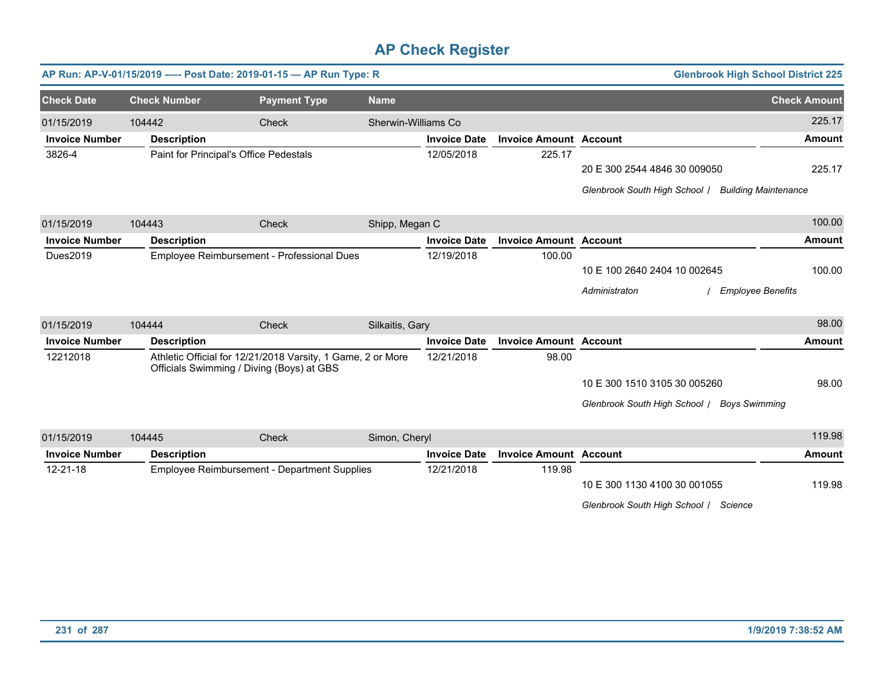# AP Check Register

**AP Run: AP-V-01/15/2019 -—- Post Date: 2019-01-15 — AP Run Type: R** | **Glenbrook High School District 225**

| Check Date | Check Number | Payment Type | Name | Check Amount |
|---|---|---|---|---|
| 01/15/2019 | 104442 | Check | Sherwin-Williams Co | 225.17 |

| Invoice Number | Description | Invoice Date | Invoice Amount | Account | Amount |
|---|---|---|---|---|---|
| 3826-4 | Paint for Principal's Office Pedestals | 12/05/2018 | 225.17 | | |
| | | | | 20 E 300 2544 4846 30 009050 | 225.17 |
| | | | | *Glenbrook South High School / Building Maintenance* | |

| Check Date | Check Number | Payment Type | Name | Check Amount |
|---|---|---|---|---|
| 01/15/2019 | 104443 | Check | Shipp, Megan C | 100.00 |

| Invoice Number | Description | Invoice Date | Invoice Amount | Account | Amount |
|---|---|---|---|---|---|
| Dues2019 | Employee Reimbursement - Professional Dues | 12/19/2018 | 100.00 | | |
| | | | | 10 E 100 2640 2404 10 002645 | 100.00 |
| | | | | *Administraton / Employee Benefits* | |

| Check Date | Check Number | Payment Type | Name | Check Amount |
|---|---|---|---|---|
| 01/15/2019 | 104444 | Check | Silkaitis, Gary | 98.00 |

| Invoice Number | Description | Invoice Date | Invoice Amount | Account | Amount |
|---|---|---|---|---|---|
| 12212018 | Athletic Official for 12/21/2018 Varsity, 1 Game, 2 or More Officials Swimming / Diving (Boys) at GBS | 12/21/2018 | 98.00 | | |
| | | | | 10 E 300 1510 3105 30 005260 | 98.00 |
| | | | | *Glenbrook South High School / Boys Swimming* | |

| Check Date | Check Number | Payment Type | Name | Check Amount |
|---|---|---|---|---|
| 01/15/2019 | 104445 | Check | Simon, Cheryl | 119.98 |

| Invoice Number | Description | Invoice Date | Invoice Amount | Account | Amount |
|---|---|---|---|---|---|
| 12-21-18 | Employee Reimbursement - Department Supplies | 12/21/2018 | 119.98 | | |
| | | | | 10 E 300 1130 4100 30 001055 | 119.98 |
| | | | | *Glenbrook South High School / Science* | |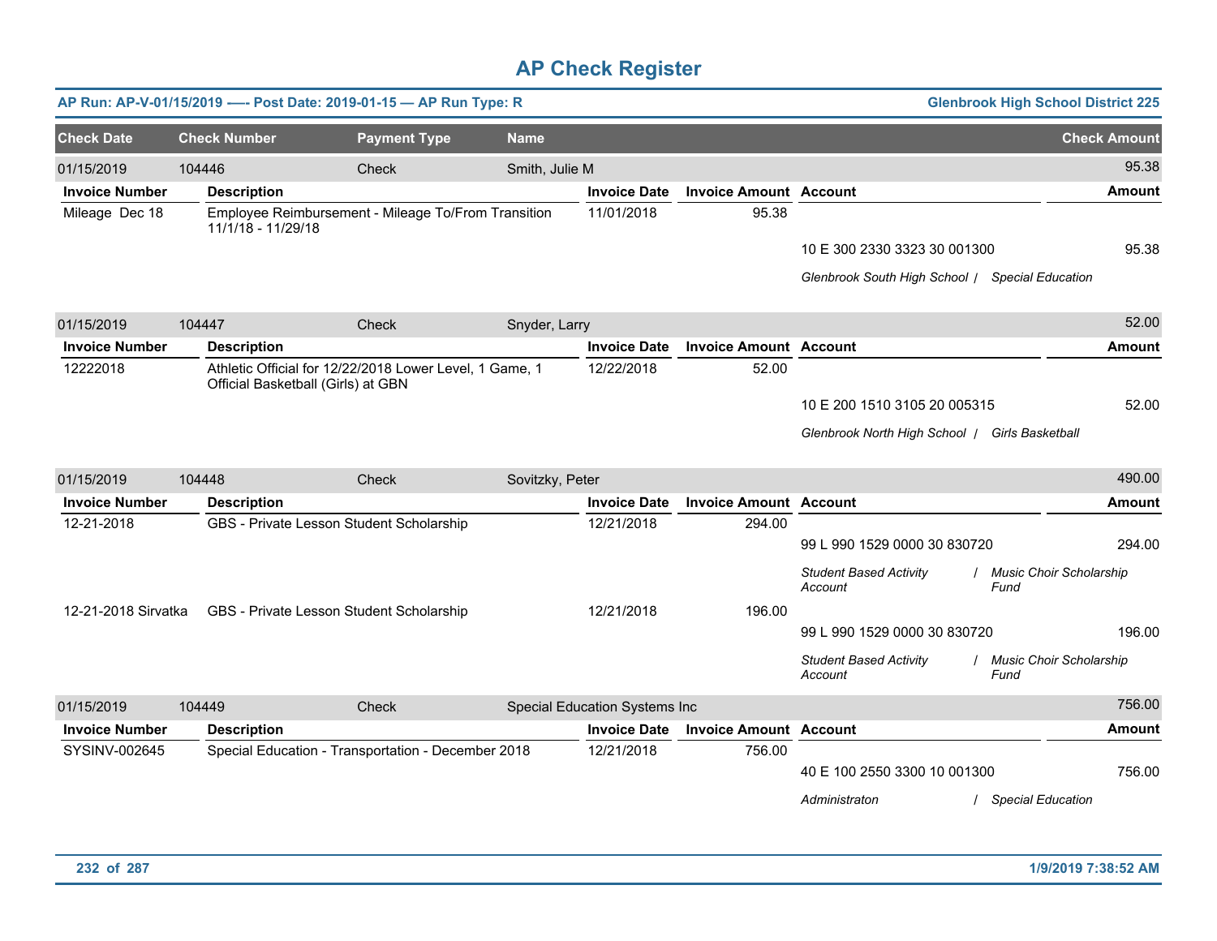# AP Check Register

**AP Run: AP-V-01/15/2019 -—- Post Date: 2019-01-15 — AP Run Type: R** | **Glenbrook High School District 225**

| Check Date | Check Number | Payment Type | Name | | | | Check Amount |
|---|---|---|---|---|---|---|---|
| 01/15/2019 | 104446 | Check | Smith, Julie M | | | | 95.38 |
| **Invoice Number** | **Description** | | | **Invoice Date** | **Invoice Amount** | **Account** | **Amount** |
| Mileage Dec 18 | Employee Reimbursement - Mileage To/From Transition 11/1/18 - 11/29/18 | | | 11/01/2018 | 95.38 | | |
| | | | | | | 10 E 300 2330 3323 30 001300 | 95.38 |
| | | | | | | *Glenbrook South High School / Special Education* | |
| 01/15/2019 | 104447 | Check | Snyder, Larry | | | | 52.00 |
| **Invoice Number** | **Description** | | | **Invoice Date** | **Invoice Amount** | **Account** | **Amount** |
| 12222018 | Athletic Official for 12/22/2018 Lower Level, 1 Game, 1 Official Basketball (Girls) at GBN | | | 12/22/2018 | 52.00 | | |
| | | | | | | 10 E 200 1510 3105 20 005315 | 52.00 |
| | | | | | | *Glenbrook North High School / Girls Basketball* | |
| 01/15/2019 | 104448 | Check | Sovitzky, Peter | | | | 490.00 |
| **Invoice Number** | **Description** | | | **Invoice Date** | **Invoice Amount** | **Account** | **Amount** |
| 12-21-2018 | GBS - Private Lesson Student Scholarship | | | 12/21/2018 | 294.00 | | |
| | | | | | | 99 L 990 1529 0000 30 830720 | 294.00 |
| | | | | | | *Student Based Activity Account / Music Choir Scholarship Fund* | |
| 12-21-2018 Sirvatka | GBS - Private Lesson Student Scholarship | | | 12/21/2018 | 196.00 | | |
| | | | | | | 99 L 990 1529 0000 30 830720 | 196.00 |
| | | | | | | *Student Based Activity Account / Music Choir Scholarship Fund* | |
| 01/15/2019 | 104449 | Check | Special Education Systems Inc | | | | 756.00 |
| **Invoice Number** | **Description** | | | **Invoice Date** | **Invoice Amount** | **Account** | **Amount** |
| SYSINV-002645 | Special Education - Transportation - December 2018 | | | 12/21/2018 | 756.00 | | |
| | | | | | | 40 E 100 2550 3300 10 001300 | 756.00 |
| | | | | | | *Administraton / Special Education* | |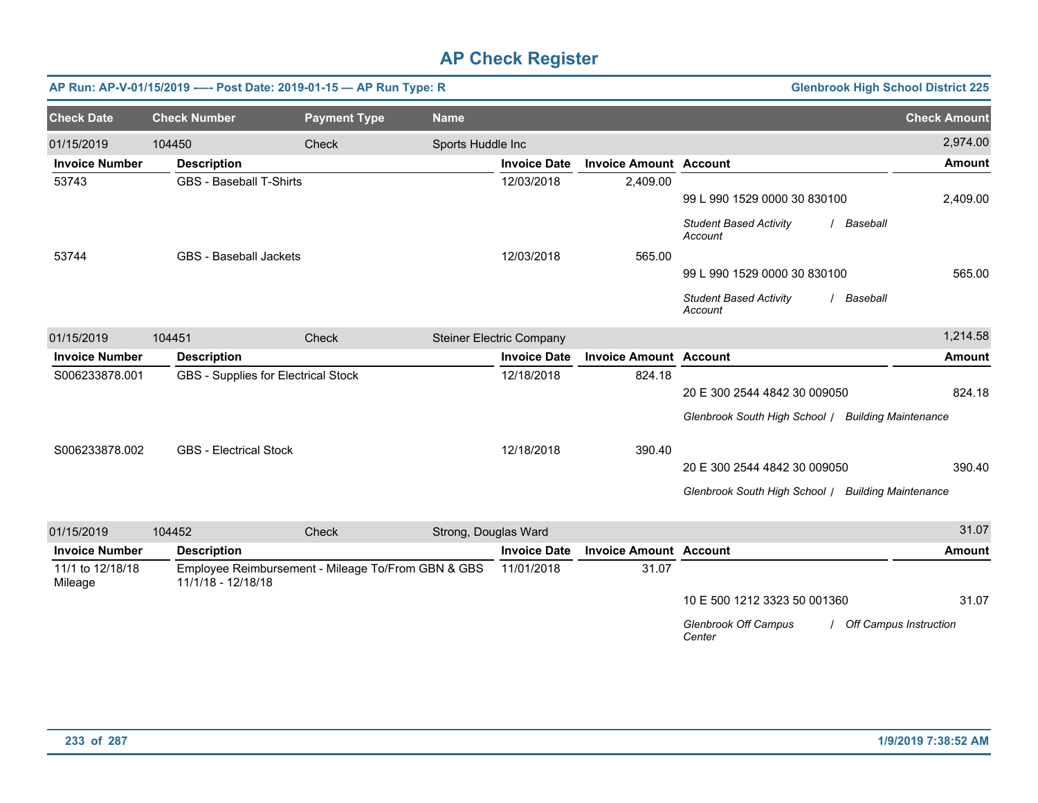# AP Check Register

**AP Run: AP-V-01/15/2019 -—- Post Date: 2019-01-15 — AP Run Type: R** — **Glenbrook High School District 225**

| Check Date | Check Number | Payment Type | Name | Check Amount |
|---|---|---|---|---|
| 01/15/2019 | 104450 | Check | Sports Huddle Inc | 2,974.00 |

| Invoice Number | Description | Invoice Date | Invoice Amount | Account | Amount |
|---|---|---|---|---|---|
| 53743 | GBS - Baseball T-Shirts | 12/03/2018 | 2,409.00 | 99 L 990 1529 0000 30 830100 | 2,409.00 |
| | | | | *Student Based Activity Account / Baseball* | |
| 53744 | GBS - Baseball Jackets | 12/03/2018 | 565.00 | 99 L 990 1529 0000 30 830100 | 565.00 |
| | | | | *Student Based Activity Account / Baseball* | |

| Check Date | Check Number | Payment Type | Name | Check Amount |
|---|---|---|---|---|
| 01/15/2019 | 104451 | Check | Steiner Electric Company | 1,214.58 |

| Invoice Number | Description | Invoice Date | Invoice Amount | Account | Amount |
|---|---|---|---|---|---|
| S006233878.001 | GBS - Supplies for Electrical Stock | 12/18/2018 | 824.18 | 20 E 300 2544 4842 30 009050 | 824.18 |
| | | | | *Glenbrook South High School / Building Maintenance* | |
| S006233878.002 | GBS - Electrical Stock | 12/18/2018 | 390.40 | 20 E 300 2544 4842 30 009050 | 390.40 |
| | | | | *Glenbrook South High School / Building Maintenance* | |

| Check Date | Check Number | Payment Type | Name | Check Amount |
|---|---|---|---|---|
| 01/15/2019 | 104452 | Check | Strong, Douglas Ward | 31.07 |

| Invoice Number | Description | Invoice Date | Invoice Amount | Account | Amount |
|---|---|---|---|---|---|
| 11/1 to 12/18/18 Mileage | Employee Reimbursement - Mileage To/From GBN & GBS 11/1/18 - 12/18/18 | 11/01/2018 | 31.07 | 10 E 500 1212 3323 50 001360 | 31.07 |
| | | | | *Glenbrook Off Campus Center / Off Campus Instruction* | |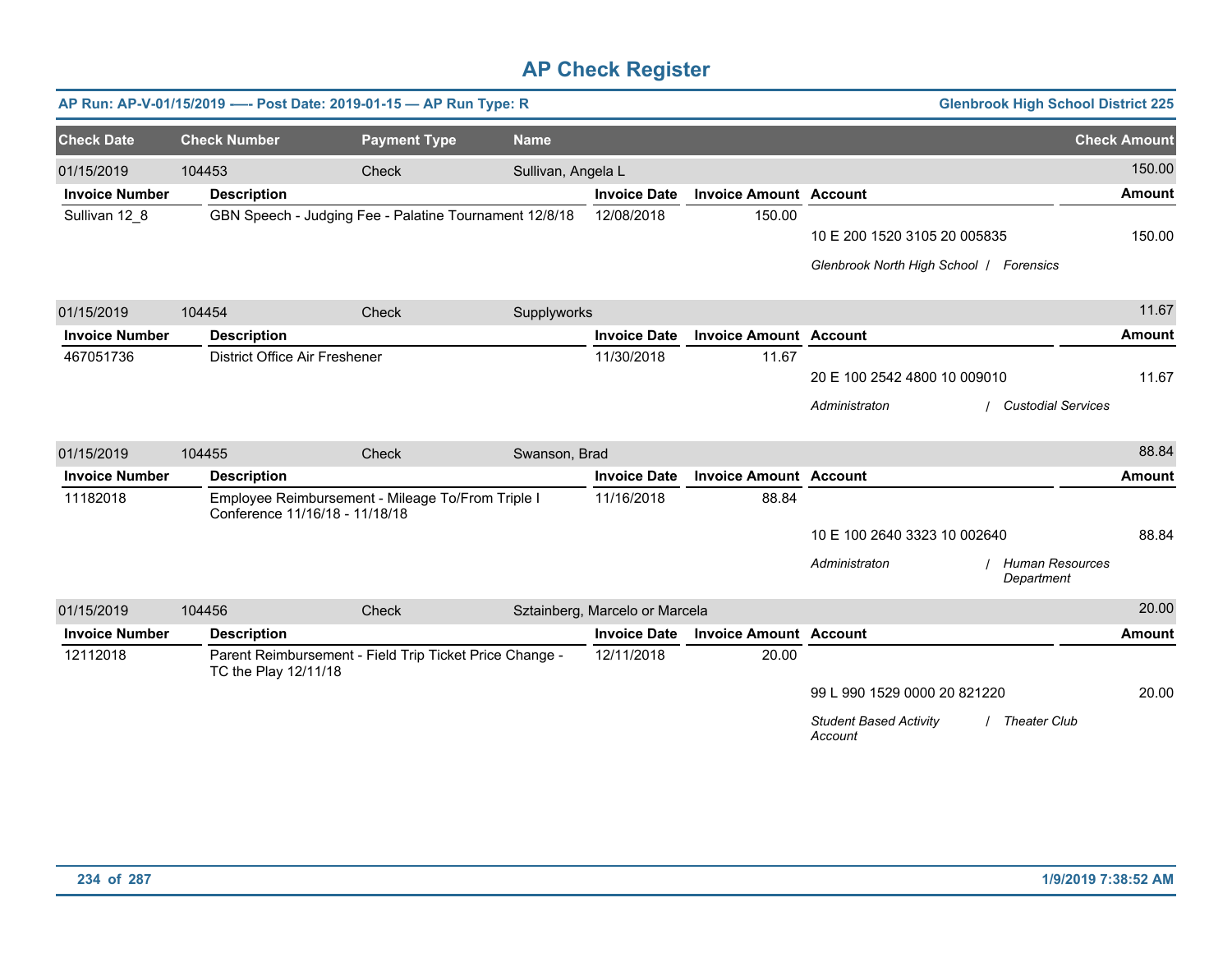# AP Check Register

**AP Run: AP-V-01/15/2019 —- Post Date: 2019-01-15 — AP Run Type: R** | **Glenbrook High School District 225**

| Check Date | Check Number | Payment Type | Name | Check Amount |
|---|---|---|---|---|
| 01/15/2019 | 104453 | Check | Sullivan, Angela L | 150.00 |

| Invoice Number | Description | Invoice Date | Invoice Amount | Account | Amount |
|---|---|---|---|---|---|
| Sullivan 12_8 | GBN Speech - Judging Fee - Palatine Tournament 12/8/18 | 12/08/2018 | 150.00 | 10 E 200 1520 3105 20 005835 | 150.00 |
| | | | | *Glenbrook North High School / Forensics* | |

| Check Date | Check Number | Payment Type | Name | Check Amount |
|---|---|---|---|---|
| 01/15/2019 | 104454 | Check | Supplyworks | 11.67 |

| Invoice Number | Description | Invoice Date | Invoice Amount | Account | Amount |
|---|---|---|---|---|---|
| 467051736 | District Office Air Freshener | 11/30/2018 | 11.67 | 20 E 100 2542 4800 10 009010 | 11.67 |
| | | | | *Administraton / Custodial Services* | |

| Check Date | Check Number | Payment Type | Name | Check Amount |
|---|---|---|---|---|
| 01/15/2019 | 104455 | Check | Swanson, Brad | 88.84 |

| Invoice Number | Description | Invoice Date | Invoice Amount | Account | Amount |
|---|---|---|---|---|---|
| 11182018 | Employee Reimbursement - Mileage To/From Triple I Conference 11/16/18 - 11/18/18 | 11/16/2018 | 88.84 | 10 E 100 2640 3323 10 002640 | 88.84 |
| | | | | *Administraton / Human Resources Department* | |

| Check Date | Check Number | Payment Type | Name | Check Amount |
|---|---|---|---|---|
| 01/15/2019 | 104456 | Check | Sztainberg, Marcelo or Marcela | 20.00 |

| Invoice Number | Description | Invoice Date | Invoice Amount | Account | Amount |
|---|---|---|---|---|---|
| 12112018 | Parent Reimbursement - Field Trip Ticket Price Change - TC the Play 12/11/18 | 12/11/2018 | 20.00 | 99 L 990 1529 0000 20 821220 | 20.00 |
| | | | | *Student Based Activity Account / Theater Club* | |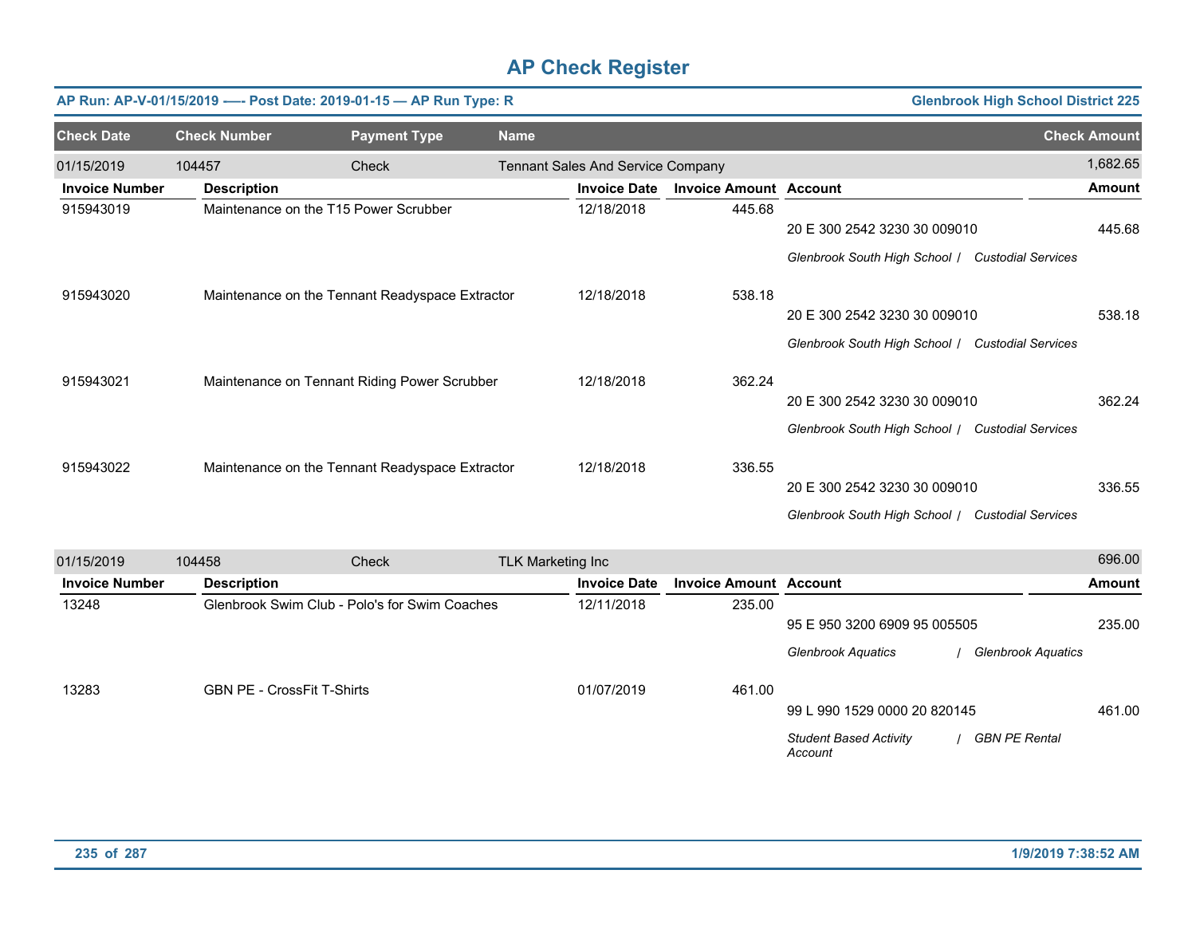# AP Check Register

**AP Run: AP-V-01/15/2019 -—- Post Date: 2019-01-15 — AP Run Type: R** | **Glenbrook High School District 225**

| Check Date | Check Number | Payment Type | Name | Check Amount |
|---|---|---|---|---|
| 01/15/2019 | 104457 | Check | Tennant Sales And Service Company | 1,682.65 |

| Invoice Number | Description | Invoice Date | Invoice Amount | Account | Amount |
|---|---|---|---|---|---|
| 915943019 | Maintenance on the T15 Power Scrubber | 12/18/2018 | 445.68 | 20 E 300 2542 3230 30 009010<br>*Glenbrook South High School / Custodial Services* | 445.68 |
| 915943020 | Maintenance on the Tennant Readyspace Extractor | 12/18/2018 | 538.18 | 20 E 300 2542 3230 30 009010<br>*Glenbrook South High School / Custodial Services* | 538.18 |
| 915943021 | Maintenance on Tennant Riding Power Scrubber | 12/18/2018 | 362.24 | 20 E 300 2542 3230 30 009010<br>*Glenbrook South High School / Custodial Services* | 362.24 |
| 915943022 | Maintenance on the Tennant Readyspace Extractor | 12/18/2018 | 336.55 | 20 E 300 2542 3230 30 009010<br>*Glenbrook South High School / Custodial Services* | 336.55 |

| Check Date | Check Number | Payment Type | Name | Check Amount |
|---|---|---|---|---|
| 01/15/2019 | 104458 | Check | TLK Marketing Inc | 696.00 |

| Invoice Number | Description | Invoice Date | Invoice Amount | Account | Amount |
|---|---|---|---|---|---|
| 13248 | Glenbrook Swim Club - Polo's for Swim Coaches | 12/11/2018 | 235.00 | 95 E 950 3200 6909 95 005505<br>*Glenbrook Aquatics / Glenbrook Aquatics* | 235.00 |
| 13283 | GBN PE - CrossFit T-Shirts | 01/07/2019 | 461.00 | 99 L 990 1529 0000 20 820145<br>*Student Based Activity Account / GBN PE Rental* | 461.00 |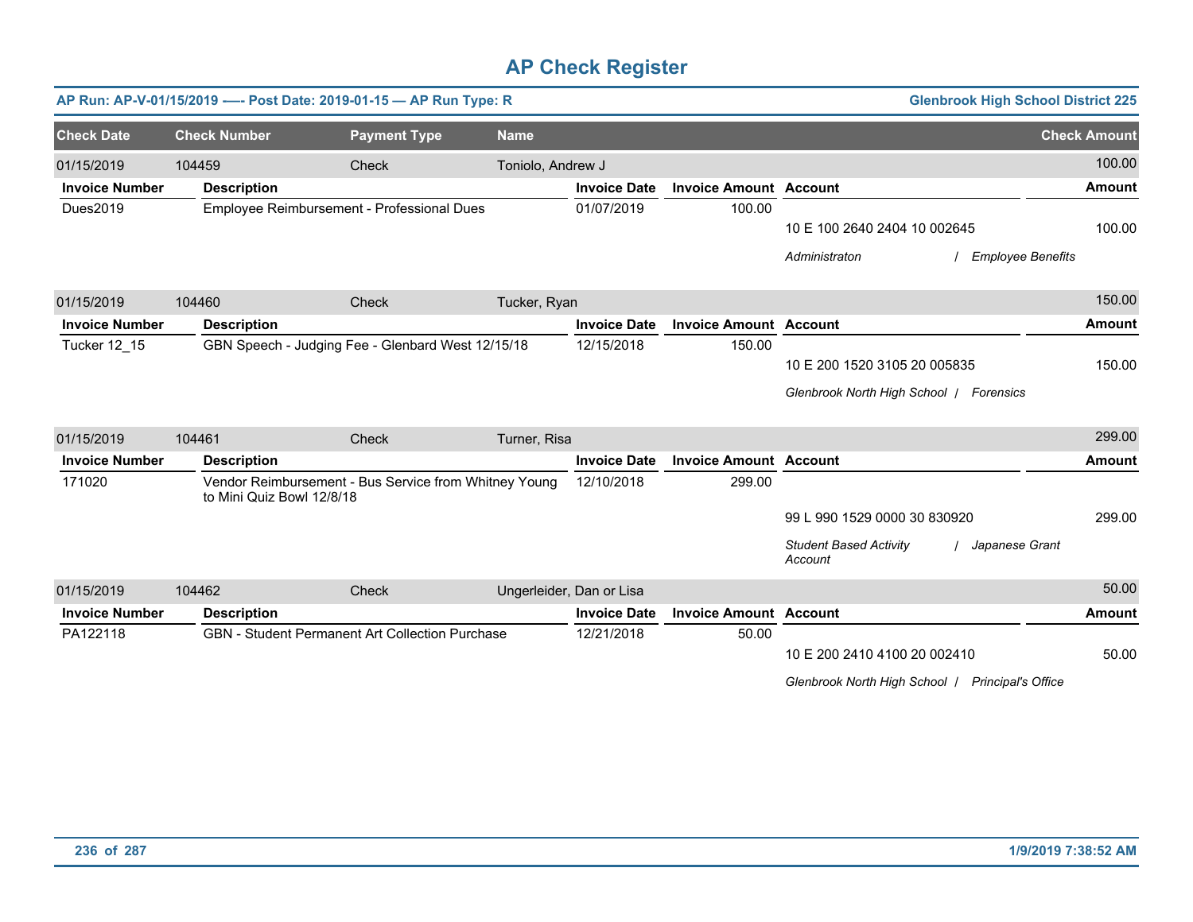# AP Check Register

**AP Run: AP-V-01/15/2019 —- Post Date: 2019-01-15 — AP Run Type: R** | **Glenbrook High School District 225**

| Check Date | Check Number | Payment Type | Name | Check Amount |
|---|---|---|---|---|
| 01/15/2019 | 104459 | Check | Toniolo, Andrew J | 100.00 |

| Invoice Number | Description | Invoice Date | Invoice Amount | Account | Amount |
|---|---|---|---|---|---|
| Dues2019 | Employee Reimbursement - Professional Dues | 01/07/2019 | 100.00 | 10 E 100 2640 2404 10 002645 | 100.00 |
| | | | | *Administraton / Employee Benefits* | |

| Check Date | Check Number | Payment Type | Name | Check Amount |
|---|---|---|---|---|
| 01/15/2019 | 104460 | Check | Tucker, Ryan | 150.00 |

| Invoice Number | Description | Invoice Date | Invoice Amount | Account | Amount |
|---|---|---|---|---|---|
| Tucker 12_15 | GBN Speech - Judging Fee - Glenbard West 12/15/18 | 12/15/2018 | 150.00 | 10 E 200 1520 3105 20 005835 | 150.00 |
| | | | | *Glenbrook North High School / Forensics* | |

| Check Date | Check Number | Payment Type | Name | Check Amount |
|---|---|---|---|---|
| 01/15/2019 | 104461 | Check | Turner, Risa | 299.00 |

| Invoice Number | Description | Invoice Date | Invoice Amount | Account | Amount |
|---|---|---|---|---|---|
| 171020 | Vendor Reimbursement - Bus Service from Whitney Young to Mini Quiz Bowl 12/8/18 | 12/10/2018 | 299.00 | 99 L 990 1529 0000 30 830920 | 299.00 |
| | | | | *Student Based Activity Account / Japanese Grant* | |

| Check Date | Check Number | Payment Type | Name | Check Amount |
|---|---|---|---|---|
| 01/15/2019 | 104462 | Check | Ungerleider, Dan or Lisa | 50.00 |

| Invoice Number | Description | Invoice Date | Invoice Amount | Account | Amount |
|---|---|---|---|---|---|
| PA122118 | GBN - Student Permanent Art Collection Purchase | 12/21/2018 | 50.00 | 10 E 200 2410 4100 20 002410 | 50.00 |
| | | | | *Glenbrook North High School / Principal's Office* | |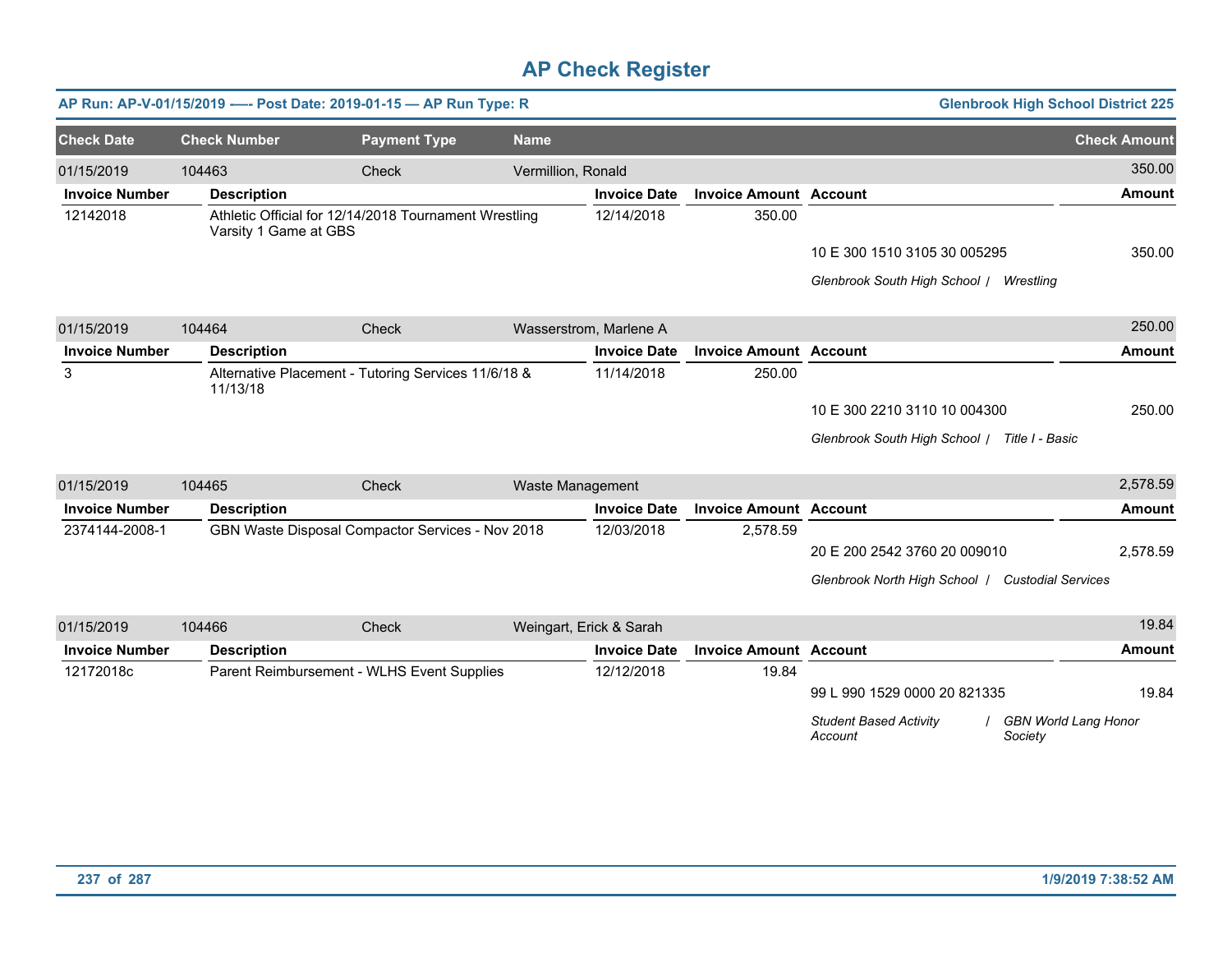# AP Check Register

**AP Run: AP-V-01/15/2019 -—- Post Date: 2019-01-15 — AP Run Type: R** | **Glenbrook High School District 225**

| Check Date | Check Number | Payment Type | Name | Check Amount |
|---|---|---|---|---|
| 01/15/2019 | 104463 | Check | Vermillion, Ronald | 350.00 |

| Invoice Number | Description | Invoice Date | Invoice Amount | Account | Amount |
|---|---|---|---|---|---|
| 12142018 | Athletic Official for 12/14/2018 Tournament Wrestling Varsity 1 Game at GBS | 12/14/2018 | 350.00 | | |
| | | | | 10 E 300 1510 3105 30 005295 | 350.00 |
| | | | | *Glenbrook South High School / Wrestling* | |

| Check Date | Check Number | Payment Type | Name | Check Amount |
|---|---|---|---|---|
| 01/15/2019 | 104464 | Check | Wasserstrom, Marlene A | 250.00 |

| Invoice Number | Description | Invoice Date | Invoice Amount | Account | Amount |
|---|---|---|---|---|---|
| 3 | Alternative Placement - Tutoring Services 11/6/18 & 11/13/18 | 11/14/2018 | 250.00 | | |
| | | | | 10 E 300 2210 3110 10 004300 | 250.00 |
| | | | | *Glenbrook South High School / Title I - Basic* | |

| Check Date | Check Number | Payment Type | Name | Check Amount |
|---|---|---|---|---|
| 01/15/2019 | 104465 | Check | Waste Management | 2,578.59 |

| Invoice Number | Description | Invoice Date | Invoice Amount | Account | Amount |
|---|---|---|---|---|---|
| 2374144-2008-1 | GBN Waste Disposal Compactor Services - Nov 2018 | 12/03/2018 | 2,578.59 | 20 E 200 2542 3760 20 009010 | 2,578.59 |
| | | | | *Glenbrook North High School / Custodial Services* | |

| Check Date | Check Number | Payment Type | Name | Check Amount |
|---|---|---|---|---|
| 01/15/2019 | 104466 | Check | Weingart, Erick & Sarah | 19.84 |

| Invoice Number | Description | Invoice Date | Invoice Amount | Account | Amount |
|---|---|---|---|---|---|
| 12172018c | Parent Reimbursement - WLHS Event Supplies | 12/12/2018 | 19.84 | 99 L 990 1529 0000 20 821335 | 19.84 |
| | | | | *Student Based Activity Account / GBN World Lang Honor Society* | |

1/9/2019 7:38:52 AM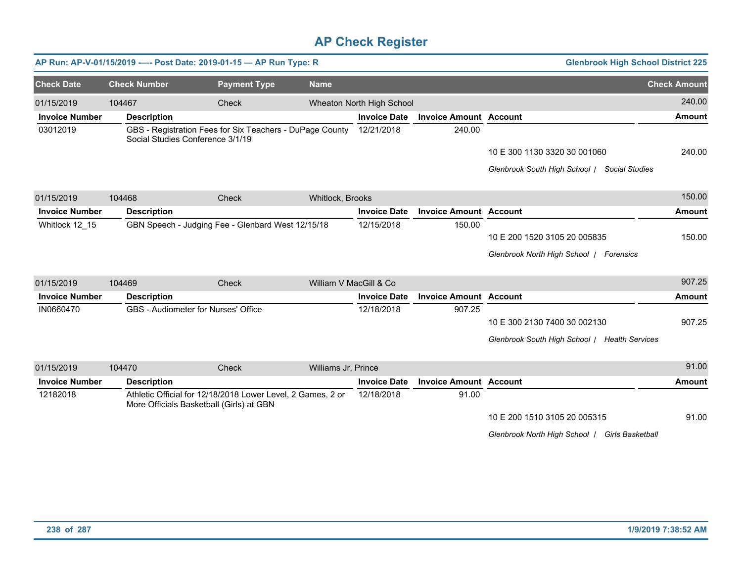# AP Check Register

**AP Run: AP-V-01/15/2019 —- Post Date: 2019-01-15 — AP Run Type: R** | **Glenbrook High School District 225**

| Check Date | Check Number | Payment Type | Name | Check Amount |
|---|---|---|---|---|
| 01/15/2019 | 104467 | Check | Wheaton North High School | 240.00 |

| Invoice Number | Description | Invoice Date | Invoice Amount | Account | Amount |
|---|---|---|---|---|---|
| 03012019 | GBS - Registration Fees for Six Teachers - DuPage County Social Studies Conference 3/1/19 | 12/21/2018 | 240.00 | 10 E 300 1130 3320 30 001060 | 240.00 |
| | | | | *Glenbrook South High School / Social Studies* | |

| Check Date | Check Number | Payment Type | Name | Check Amount |
|---|---|---|---|---|
| 01/15/2019 | 104468 | Check | Whitlock, Brooks | 150.00 |

| Invoice Number | Description | Invoice Date | Invoice Amount | Account | Amount |
|---|---|---|---|---|---|
| Whitlock 12_15 | GBN Speech - Judging Fee - Glenbard West 12/15/18 | 12/15/2018 | 150.00 | 10 E 200 1520 3105 20 005835 | 150.00 |
| | | | | *Glenbrook North High School / Forensics* | |

| Check Date | Check Number | Payment Type | Name | Check Amount |
|---|---|---|---|---|
| 01/15/2019 | 104469 | Check | William V MacGill & Co | 907.25 |

| Invoice Number | Description | Invoice Date | Invoice Amount | Account | Amount |
|---|---|---|---|---|---|
| IN0660470 | GBS - Audiometer for Nurses' Office | 12/18/2018 | 907.25 | 10 E 300 2130 7400 30 002130 | 907.25 |
| | | | | *Glenbrook South High School / Health Services* | |

| Check Date | Check Number | Payment Type | Name | Check Amount |
|---|---|---|---|---|
| 01/15/2019 | 104470 | Check | Williams Jr, Prince | 91.00 |

| Invoice Number | Description | Invoice Date | Invoice Amount | Account | Amount |
|---|---|---|---|---|---|
| 12182018 | Athletic Official for 12/18/2018 Lower Level, 2 Games, 2 or More Officials Basketball (Girls) at GBN | 12/18/2018 | 91.00 | 10 E 200 1510 3105 20 005315 | 91.00 |
| | | | | *Glenbrook North High School / Girls Basketball* | |

**1/9/2019 7:38:52 AM**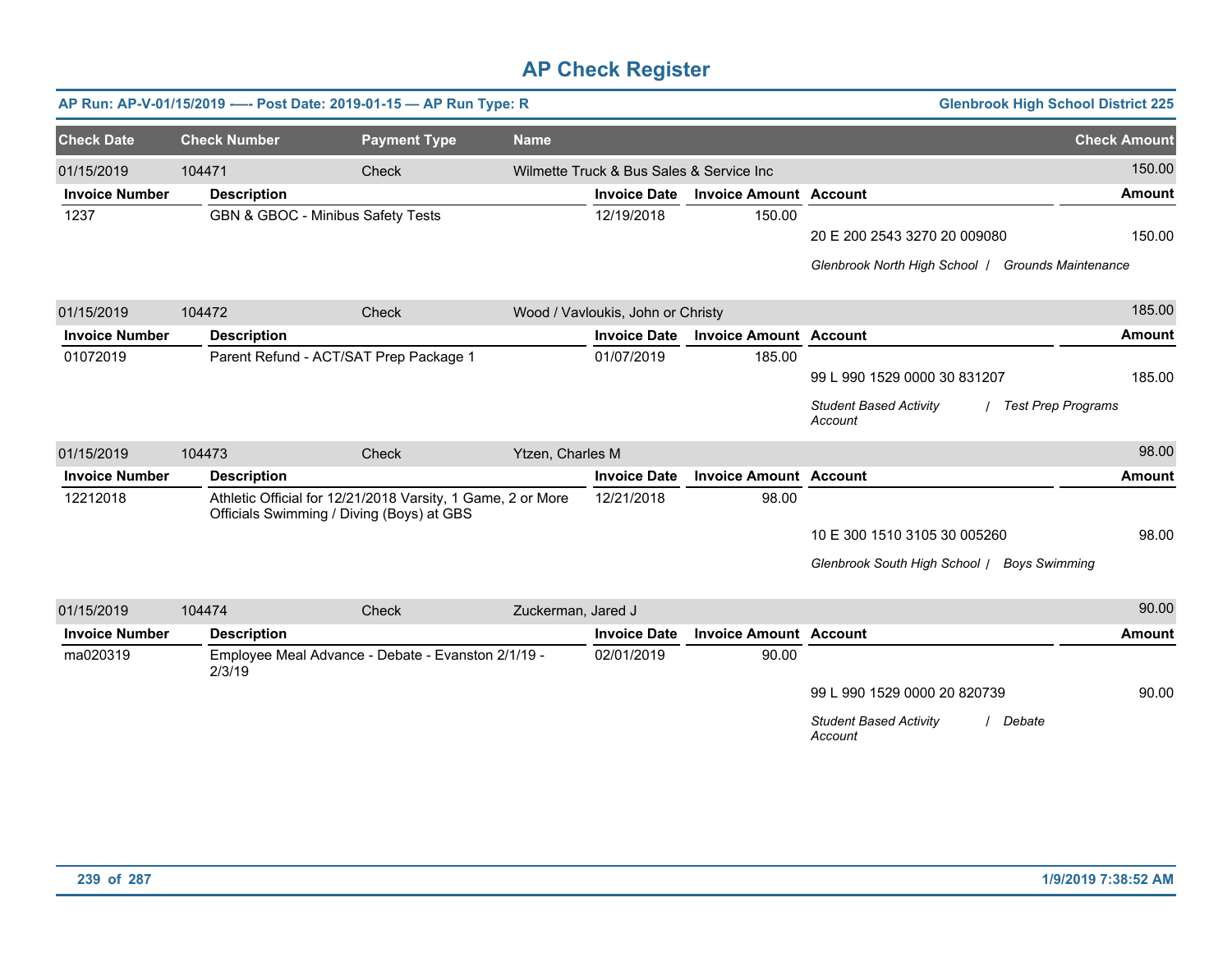# AP Check Register

**AP Run: AP-V-01/15/2019 -—- Post Date: 2019-01-15 — AP Run Type: R** | **Glenbrook High School District 225**

| Check Date | Check Number | Payment Type | Name | Check Amount |
|---|---|---|---|---|
| 01/15/2019 | 104471 | Check | Wilmette Truck & Bus Sales & Service Inc | 150.00 |

| Invoice Number | Description | Invoice Date | Invoice Amount | Account | Amount |
|---|---|---|---|---|---|
| 1237 | GBN & GBOC - Minibus Safety Tests | 12/19/2018 | 150.00 | | |
| | | | | 20 E 200 2543 3270 20 009080 | 150.00 |
| | | | | *Glenbrook North High School / Grounds Maintenance* | |

| Check Date | Check Number | Payment Type | Name | Check Amount |
|---|---|---|---|---|
| 01/15/2019 | 104472 | Check | Wood / Vavloukis, John or Christy | 185.00 |

| Invoice Number | Description | Invoice Date | Invoice Amount | Account | Amount |
|---|---|---|---|---|---|
| 01072019 | Parent Refund - ACT/SAT Prep Package 1 | 01/07/2019 | 185.00 | | |
| | | | | 99 L 990 1529 0000 30 831207 | 185.00 |
| | | | | *Student Based Activity Account / Test Prep Programs* | |

| Check Date | Check Number | Payment Type | Name | Check Amount |
|---|---|---|---|---|
| 01/15/2019 | 104473 | Check | Ytzen, Charles M | 98.00 |

| Invoice Number | Description | Invoice Date | Invoice Amount | Account | Amount |
|---|---|---|---|---|---|
| 12212018 | Athletic Official for 12/21/2018 Varsity, 1 Game, 2 or More Officials Swimming / Diving (Boys) at GBS | 12/21/2018 | 98.00 | | |
| | | | | 10 E 300 1510 3105 30 005260 | 98.00 |
| | | | | *Glenbrook South High School / Boys Swimming* | |

| Check Date | Check Number | Payment Type | Name | Check Amount |
|---|---|---|---|---|
| 01/15/2019 | 104474 | Check | Zuckerman, Jared J | 90.00 |

| Invoice Number | Description | Invoice Date | Invoice Amount | Account | Amount |
|---|---|---|---|---|---|
| ma020319 | Employee Meal Advance - Debate - Evanston 2/1/19 - 2/3/19 | 02/01/2019 | 90.00 | | |
| | | | | 99 L 990 1529 0000 20 820739 | 90.00 |
| | | | | *Student Based Activity Account / Debate* | |

1/9/2019 7:38:52 AM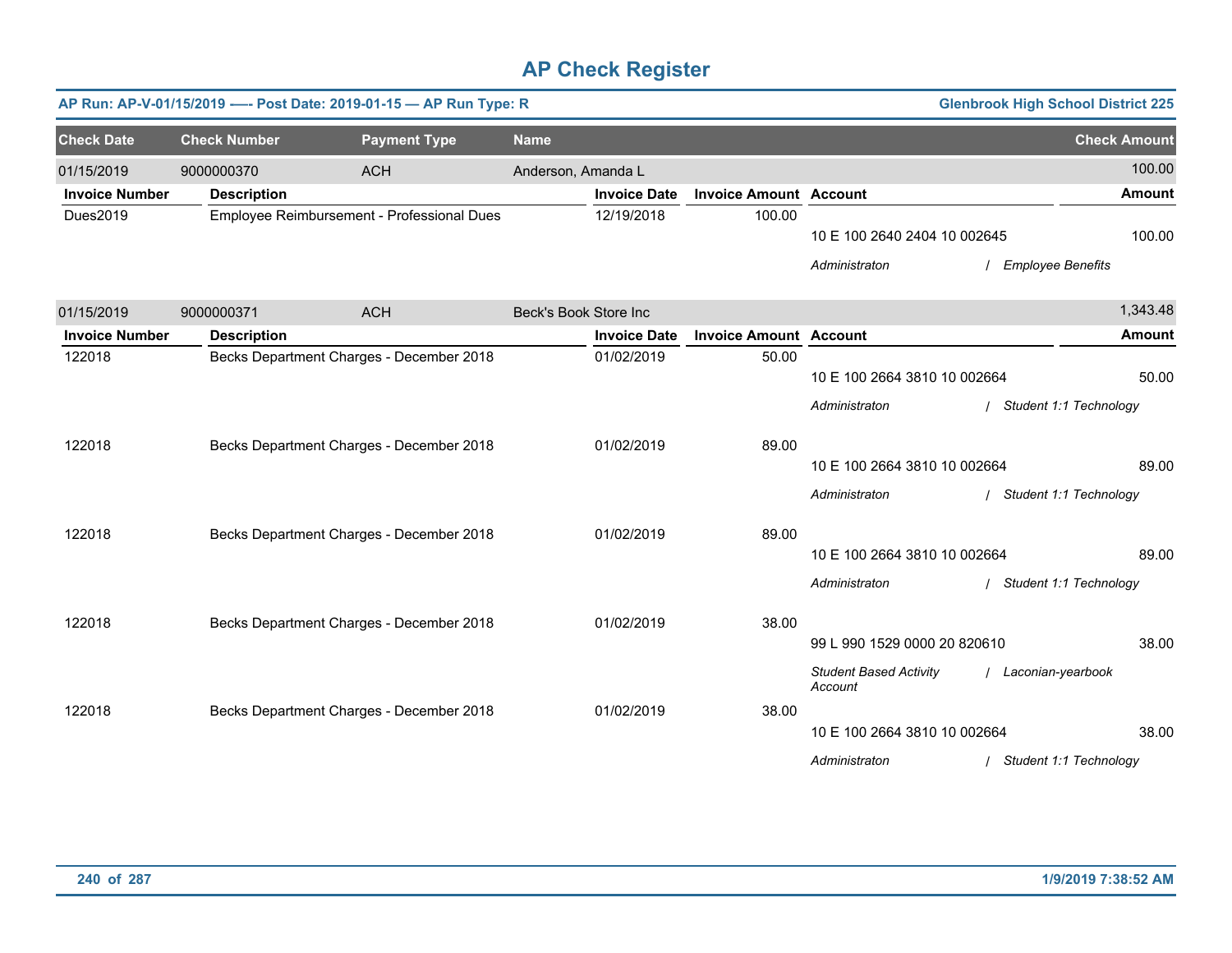# AP Check Register

**AP Run: AP-V-01/15/2019 —- Post Date: 2019-01-15 — AP Run Type: R** — **Glenbrook High School District 225**

| Check Date | Check Number | Payment Type | Name | Check Amount |
|---|---|---|---|---|
| 01/15/2019 | 9000000370 | ACH | Anderson, Amanda L | 100.00 |

| Invoice Number | Description | Invoice Date | Invoice Amount | Account | Amount |
|---|---|---|---|---|---|
| Dues2019 | Employee Reimbursement - Professional Dues | 12/19/2018 | 100.00 | 10 E 100 2640 2404 10 002645 | 100.00 |
| | | | | *Administraton / Employee Benefits* | |

| Check Date | Check Number | Payment Type | Name | Check Amount |
|---|---|---|---|---|
| 01/15/2019 | 9000000371 | ACH | Beck's Book Store Inc | 1,343.48 |

| Invoice Number | Description | Invoice Date | Invoice Amount | Account | Amount |
|---|---|---|---|---|---|
| 122018 | Becks Department Charges - December 2018 | 01/02/2019 | 50.00 | 10 E 100 2664 3810 10 002664 | 50.00 |
| | | | | *Administraton / Student 1:1 Technology* | |
| 122018 | Becks Department Charges - December 2018 | 01/02/2019 | 89.00 | 10 E 100 2664 3810 10 002664 | 89.00 |
| | | | | *Administraton / Student 1:1 Technology* | |
| 122018 | Becks Department Charges - December 2018 | 01/02/2019 | 89.00 | 10 E 100 2664 3810 10 002664 | 89.00 |
| | | | | *Administraton / Student 1:1 Technology* | |
| 122018 | Becks Department Charges - December 2018 | 01/02/2019 | 38.00 | 99 L 990 1529 0000 20 820610 | 38.00 |
| | | | | *Student Based Activity Account / Laconian-yearbook* | |
| 122018 | Becks Department Charges - December 2018 | 01/02/2019 | 38.00 | 10 E 100 2664 3810 10 002664 | 38.00 |
| | | | | *Administraton / Student 1:1 Technology* | |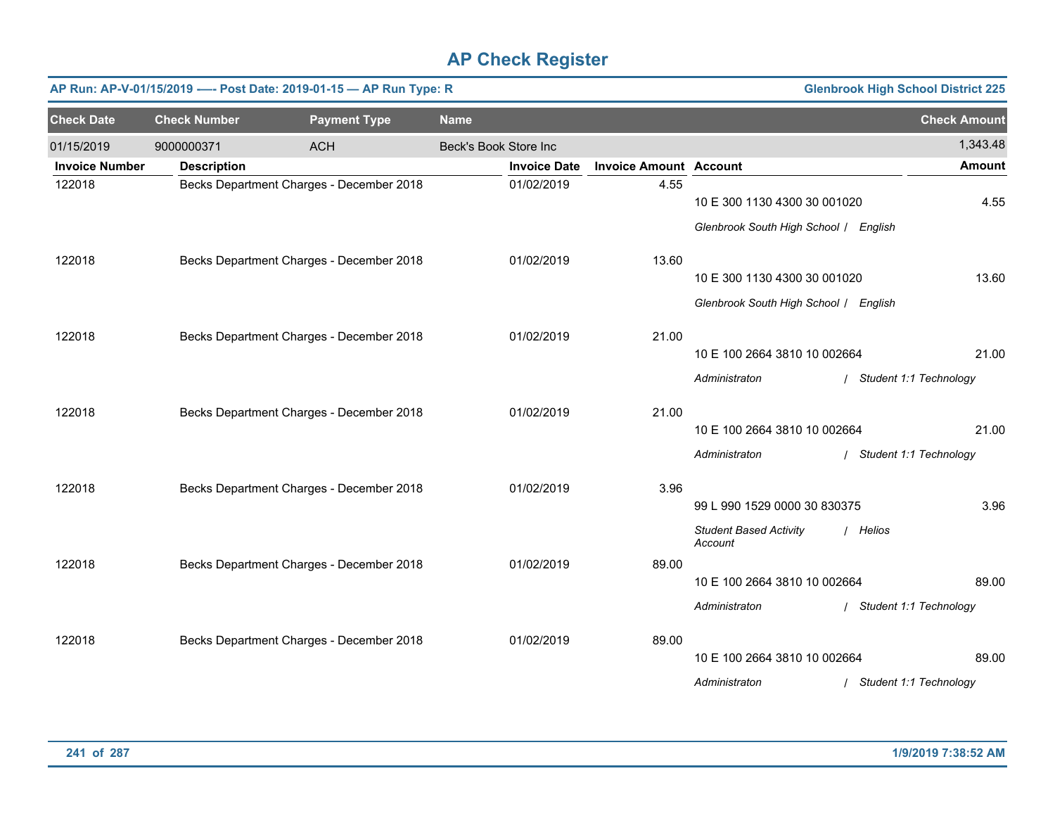# AP Check Register

**AP Run: AP-V-01/15/2019 -—- Post Date: 2019-01-15 — AP Run Type: R** | **Glenbrook High School District 225**

| Check Date | Check Number | Payment Type | Name | Check Amount |
|---|---|---|---|---|
| 01/15/2019 | 9000000371 | ACH | Beck's Book Store Inc | 1,343.48 |

| Invoice Number | Description | Invoice Date | Invoice Amount | Account | Amount |
|---|---|---|---|---|---|
| 122018 | Becks Department Charges - December 2018 | 01/02/2019 | 4.55 | 10 E 300 1130 4300 30 001020<br>*Glenbrook South High School / English* | 4.55 |
| 122018 | Becks Department Charges - December 2018 | 01/02/2019 | 13.60 | 10 E 300 1130 4300 30 001020<br>*Glenbrook South High School / English* | 13.60 |
| 122018 | Becks Department Charges - December 2018 | 01/02/2019 | 21.00 | 10 E 100 2664 3810 10 002664<br>*Administraton / Student 1:1 Technology* | 21.00 |
| 122018 | Becks Department Charges - December 2018 | 01/02/2019 | 21.00 | 10 E 100 2664 3810 10 002664<br>*Administraton / Student 1:1 Technology* | 21.00 |
| 122018 | Becks Department Charges - December 2018 | 01/02/2019 | 3.96 | 99 L 990 1529 0000 30 830375<br>*Student Based Activity Account / Helios* | 3.96 |
| 122018 | Becks Department Charges - December 2018 | 01/02/2019 | 89.00 | 10 E 100 2664 3810 10 002664<br>*Administraton / Student 1:1 Technology* | 89.00 |
| 122018 | Becks Department Charges - December 2018 | 01/02/2019 | 89.00 | 10 E 100 2664 3810 10 002664<br>*Administraton / Student 1:1 Technology* | 89.00 |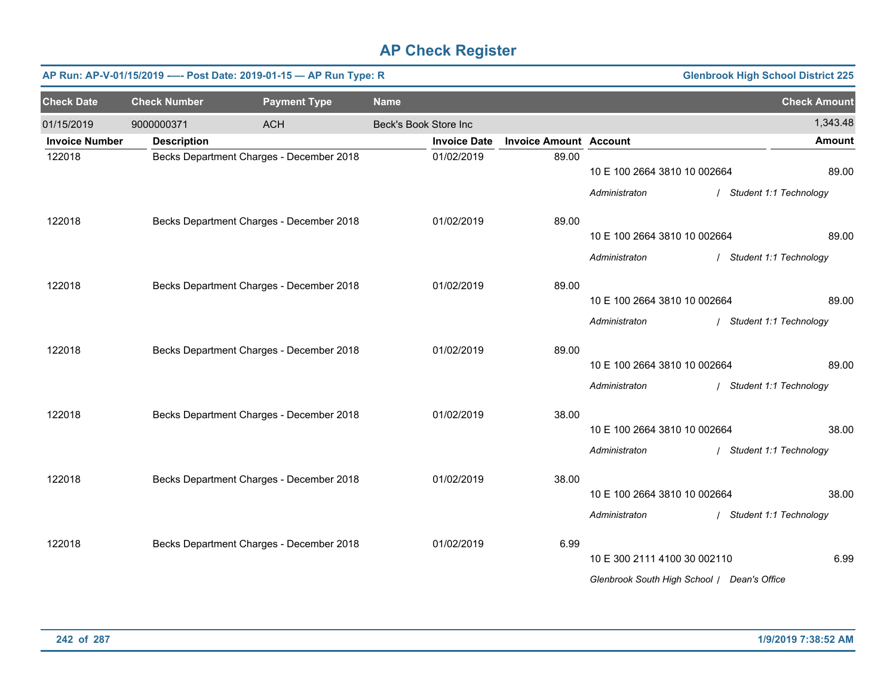# AP Check Register

**AP Run: AP-V-01/15/2019 -—- Post Date: 2019-01-15 — AP Run Type: R** | **Glenbrook High School District 225**

| Check Date | Check Number | Payment Type | Name | Check Amount |
|---|---|---|---|---|
| 01/15/2019 | 9000000371 | ACH | Beck's Book Store Inc | 1,343.48 |

| Invoice Number | Description | Invoice Date | Invoice Amount | Account | Amount |
|---|---|---|---|---|---|
| 122018 | Becks Department Charges - December 2018 | 01/02/2019 | 89.00 | 10 E 100 2664 3810 10 002664 | 89.00 |
| | | | | *Administraton / Student 1:1 Technology* | |
| 122018 | Becks Department Charges - December 2018 | 01/02/2019 | 89.00 | 10 E 100 2664 3810 10 002664 | 89.00 |
| | | | | *Administraton / Student 1:1 Technology* | |
| 122018 | Becks Department Charges - December 2018 | 01/02/2019 | 89.00 | 10 E 100 2664 3810 10 002664 | 89.00 |
| | | | | *Administraton / Student 1:1 Technology* | |
| 122018 | Becks Department Charges - December 2018 | 01/02/2019 | 89.00 | 10 E 100 2664 3810 10 002664 | 89.00 |
| | | | | *Administraton / Student 1:1 Technology* | |
| 122018 | Becks Department Charges - December 2018 | 01/02/2019 | 38.00 | 10 E 100 2664 3810 10 002664 | 38.00 |
| | | | | *Administraton / Student 1:1 Technology* | |
| 122018 | Becks Department Charges - December 2018 | 01/02/2019 | 38.00 | 10 E 100 2664 3810 10 002664 | 38.00 |
| | | | | *Administraton / Student 1:1 Technology* | |
| 122018 | Becks Department Charges - December 2018 | 01/02/2019 | 6.99 | 10 E 300 2111 4100 30 002110 | 6.99 |
| | | | | *Glenbrook South High School / Dean's Office* | |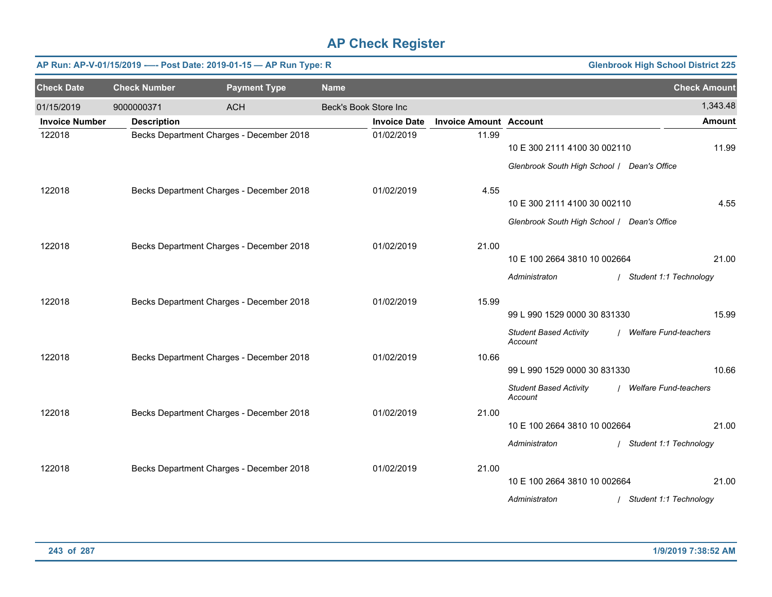# AP Check Register

**AP Run: AP-V-01/15/2019 —- Post Date: 2019-01-15 — AP Run Type: R** | **Glenbrook High School District 225**

| Check Date | Check Number | Payment Type | Name | Check Amount |
|---|---|---|---|---|
| 01/15/2019 | 9000000371 | ACH | Beck's Book Store Inc | 1,343.48 |

| Invoice Number | Description | Invoice Date | Invoice Amount | Account | Amount |
|---|---|---|---|---|---|
| 122018 | Becks Department Charges - December 2018 | 01/02/2019 | 11.99 | 10 E 300 2111 4100 30 002110 | 11.99 |
| | | | | *Glenbrook South High School / Dean's Office* | |
| 122018 | Becks Department Charges - December 2018 | 01/02/2019 | 4.55 | 10 E 300 2111 4100 30 002110 | 4.55 |
| | | | | *Glenbrook South High School / Dean's Office* | |
| 122018 | Becks Department Charges - December 2018 | 01/02/2019 | 21.00 | 10 E 100 2664 3810 10 002664 | 21.00 |
| | | | | *Administraton / Student 1:1 Technology* | |
| 122018 | Becks Department Charges - December 2018 | 01/02/2019 | 15.99 | 99 L 990 1529 0000 30 831330 | 15.99 |
| | | | | *Student Based Activity Account / Welfare Fund-teachers* | |
| 122018 | Becks Department Charges - December 2018 | 01/02/2019 | 10.66 | 99 L 990 1529 0000 30 831330 | 10.66 |
| | | | | *Student Based Activity Account / Welfare Fund-teachers* | |
| 122018 | Becks Department Charges - December 2018 | 01/02/2019 | 21.00 | 10 E 100 2664 3810 10 002664 | 21.00 |
| | | | | *Administraton / Student 1:1 Technology* | |
| 122018 | Becks Department Charges - December 2018 | 01/02/2019 | 21.00 | 10 E 100 2664 3810 10 002664 | 21.00 |
| | | | | *Administraton / Student 1:1 Technology* | |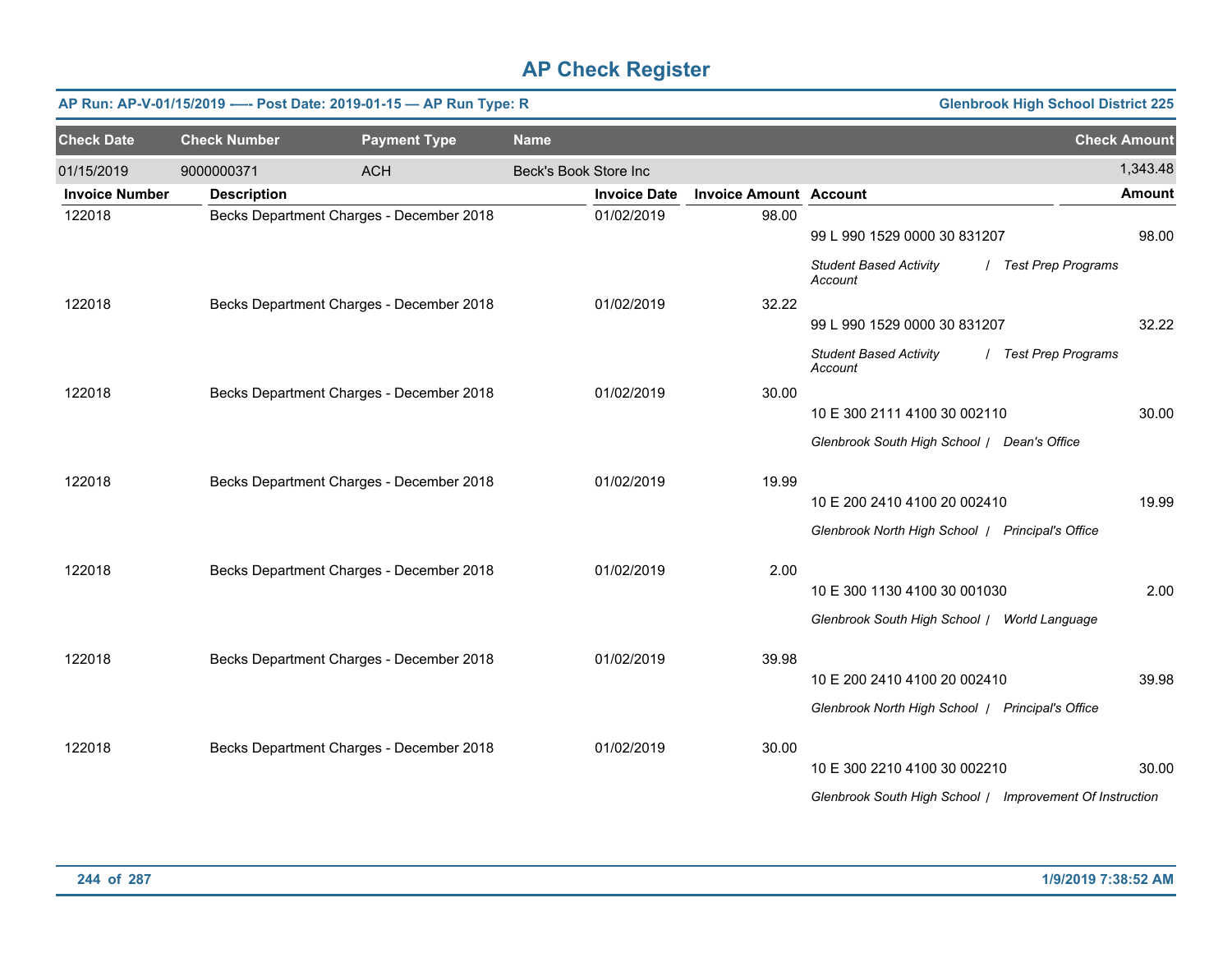# AP Check Register

**AP Run: AP-V-01/15/2019 -—- Post Date: 2019-01-15 — AP Run Type: R** | **Glenbrook High School District 225**

| Check Date | Check Number | Payment Type | Name | Check Amount |
|---|---|---|---|---|
| 01/15/2019 | 9000000371 | ACH | Beck's Book Store Inc | 1,343.48 |

| Invoice Number | Description | Invoice Date | Invoice Amount | Account | Amount |
|---|---|---|---|---|---|
| 122018 | Becks Department Charges - December 2018 | 01/02/2019 | 98.00 | 99 L 990 1529 0000 30 831207<br>*Student Based Activity Account / Test Prep Programs* | 98.00 |
| 122018 | Becks Department Charges - December 2018 | 01/02/2019 | 32.22 | 99 L 990 1529 0000 30 831207<br>*Student Based Activity Account / Test Prep Programs* | 32.22 |
| 122018 | Becks Department Charges - December 2018 | 01/02/2019 | 30.00 | 10 E 300 2111 4100 30 002110<br>*Glenbrook South High School / Dean's Office* | 30.00 |
| 122018 | Becks Department Charges - December 2018 | 01/02/2019 | 19.99 | 10 E 200 2410 4100 20 002410<br>*Glenbrook North High School / Principal's Office* | 19.99 |
| 122018 | Becks Department Charges - December 2018 | 01/02/2019 | 2.00 | 10 E 300 1130 4100 30 001030<br>*Glenbrook South High School / World Language* | 2.00 |
| 122018 | Becks Department Charges - December 2018 | 01/02/2019 | 39.98 | 10 E 200 2410 4100 20 002410<br>*Glenbrook North High School / Principal's Office* | 39.98 |
| 122018 | Becks Department Charges - December 2018 | 01/02/2019 | 30.00 | 10 E 300 2210 4100 30 002210<br>*Glenbrook South High School / Improvement Of Instruction* | 30.00 |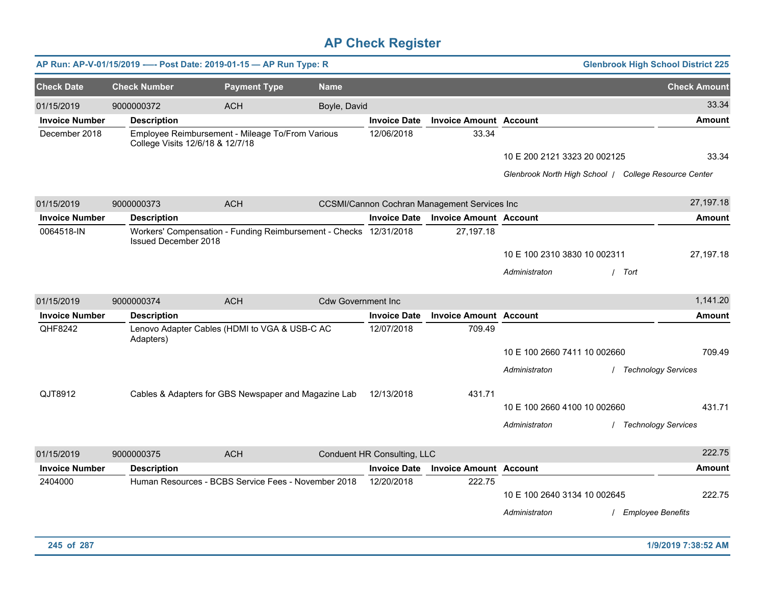# AP Check Register

**AP Run: AP-V-01/15/2019 —- Post Date: 2019-01-15 — AP Run Type: R** | **Glenbrook High School District 225**

| Check Date | Check Number | Payment Type | Name | Check Amount |
|---|---|---|---|---|
| 01/15/2019 | 9000000372 | ACH | Boyle, David | 33.34 |

| Invoice Number | Description | Invoice Date | Invoice Amount | Account | Amount |
|---|---|---|---|---|---|
| December 2018 | Employee Reimbursement - Mileage To/From Various College Visits 12/6/18 & 12/7/18 | 12/06/2018 | 33.34 | | |
| | | | | 10 E 200 2121 3323 20 002125 | 33.34 |
| | | | | *Glenbrook North High School / College Resource Center* | |

| Check Date | Check Number | Payment Type | Name | Check Amount |
|---|---|---|---|---|
| 01/15/2019 | 9000000373 | ACH | CCSMI/Cannon Cochran Management Services Inc | 27,197.18 |

| Invoice Number | Description | Invoice Date | Invoice Amount | Account | Amount |
|---|---|---|---|---|---|
| 0064518-IN | Workers' Compensation - Funding Reimbursement - Checks Issued December 2018 | 12/31/2018 | 27,197.18 | | |
| | | | | 10 E 100 2310 3830 10 002311 | 27,197.18 |
| | | | | *Administraton / Tort* | |

| Check Date | Check Number | Payment Type | Name | Check Amount |
|---|---|---|---|---|
| 01/15/2019 | 9000000374 | ACH | Cdw Government Inc | 1,141.20 |

| Invoice Number | Description | Invoice Date | Invoice Amount | Account | Amount |
|---|---|---|---|---|---|
| QHF8242 | Lenovo Adapter Cables (HDMI to VGA & USB-C AC Adapters) | 12/07/2018 | 709.49 | | |
| | | | | 10 E 100 2660 7411 10 002660 | 709.49 |
| | | | | *Administraton / Technology Services* | |
| QJT8912 | Cables & Adapters for GBS Newspaper and Magazine Lab | 12/13/2018 | 431.71 | | |
| | | | | 10 E 100 2660 4100 10 002660 | 431.71 |
| | | | | *Administraton / Technology Services* | |

| Check Date | Check Number | Payment Type | Name | Check Amount |
|---|---|---|---|---|
| 01/15/2019 | 9000000375 | ACH | Conduent HR Consulting, LLC | 222.75 |

| Invoice Number | Description | Invoice Date | Invoice Amount | Account | Amount |
|---|---|---|---|---|---|
| 2404000 | Human Resources - BCBS Service Fees - November 2018 | 12/20/2018 | 222.75 | | |
| | | | | 10 E 100 2640 3134 10 002645 | 222.75 |
| | | | | *Administraton / Employee Benefits* | |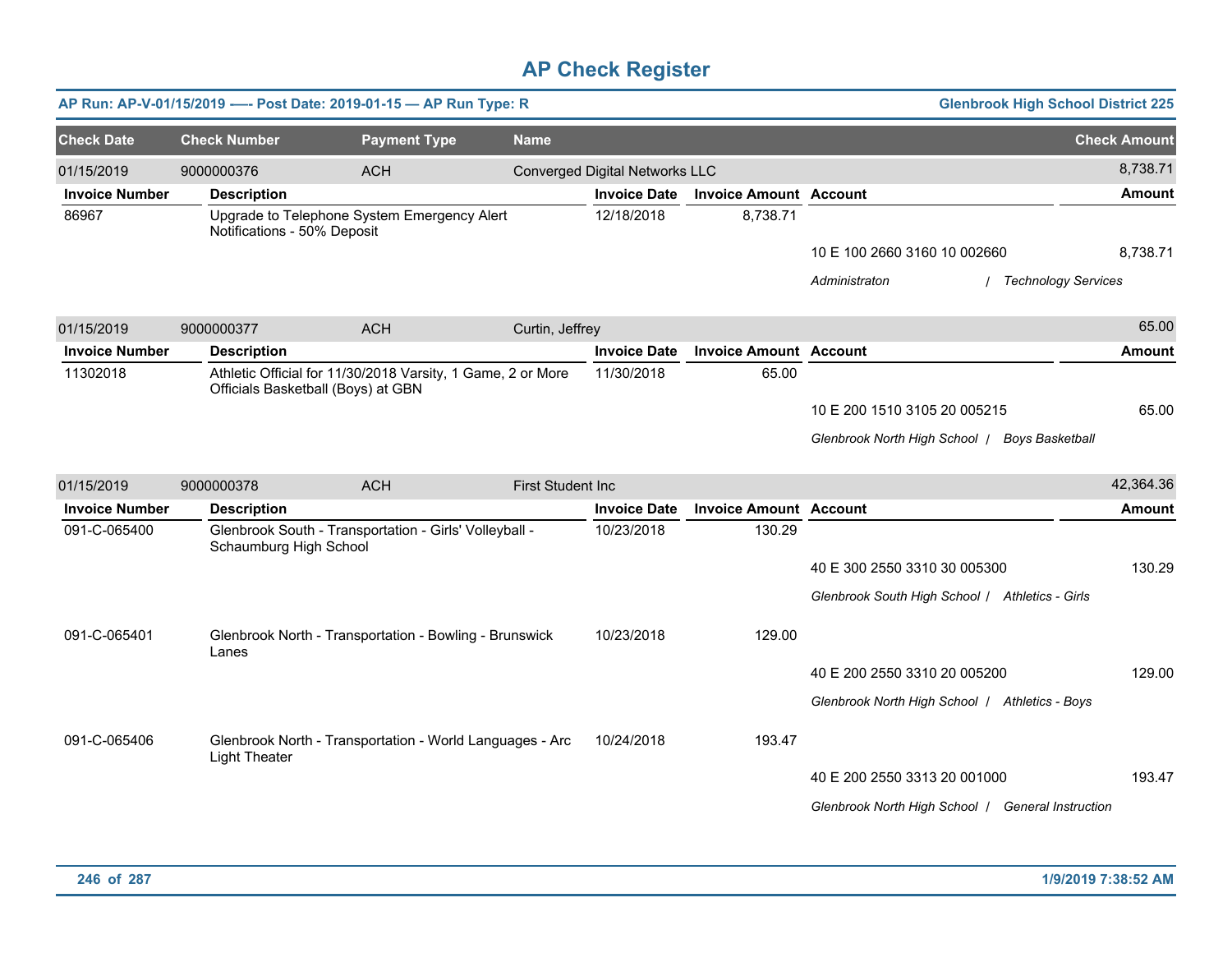# AP Check Register

**AP Run: AP-V-01/15/2019 -—- Post Date: 2019-01-15 — AP Run Type: R** | **Glenbrook High School District 225**

| Check Date | Check Number | Payment Type | Name | Check Amount |
|---|---|---|---|---|
| 01/15/2019 | 9000000376 | ACH | Converged Digital Networks LLC | 8,738.71 |

| Invoice Number | Description | Invoice Date | Invoice Amount | Account | Amount |
|---|---|---|---|---|---|
| 86967 | Upgrade to Telephone System Emergency Alert Notifications - 50% Deposit | 12/18/2018 | 8,738.71 | | |
| | | | | 10 E 100 2660 3160 10 002660 | 8,738.71 |
| | | | | *Administraton / Technology Services* | |

| Check Date | Check Number | Payment Type | Name | Check Amount |
|---|---|---|---|---|
| 01/15/2019 | 9000000377 | ACH | Curtin, Jeffrey | 65.00 |

| Invoice Number | Description | Invoice Date | Invoice Amount | Account | Amount |
|---|---|---|---|---|---|
| 11302018 | Athletic Official for 11/30/2018 Varsity, 1 Game, 2 or More Officials Basketball (Boys) at GBN | 11/30/2018 | 65.00 | | |
| | | | | 10 E 200 1510 3105 20 005215 | 65.00 |
| | | | | *Glenbrook North High School / Boys Basketball* | |

| Check Date | Check Number | Payment Type | Name | Check Amount |
|---|---|---|---|---|
| 01/15/2019 | 9000000378 | ACH | First Student Inc | 42,364.36 |

| Invoice Number | Description | Invoice Date | Invoice Amount | Account | Amount |
|---|---|---|---|---|---|
| 091-C-065400 | Glenbrook South - Transportation - Girls' Volleyball - Schaumburg High School | 10/23/2018 | 130.29 | | |
| | | | | 40 E 300 2550 3310 30 005300 | 130.29 |
| | | | | *Glenbrook South High School / Athletics - Girls* | |
| 091-C-065401 | Glenbrook North - Transportation - Bowling - Brunswick Lanes | 10/23/2018 | 129.00 | | |
| | | | | 40 E 200 2550 3310 20 005200 | 129.00 |
| | | | | *Glenbrook North High School / Athletics - Boys* | |
| 091-C-065406 | Glenbrook North - Transportation - World Languages - Arc Light Theater | 10/24/2018 | 193.47 | | |
| | | | | 40 E 200 2550 3313 20 001000 | 193.47 |
| | | | | *Glenbrook North High School / General Instruction* | |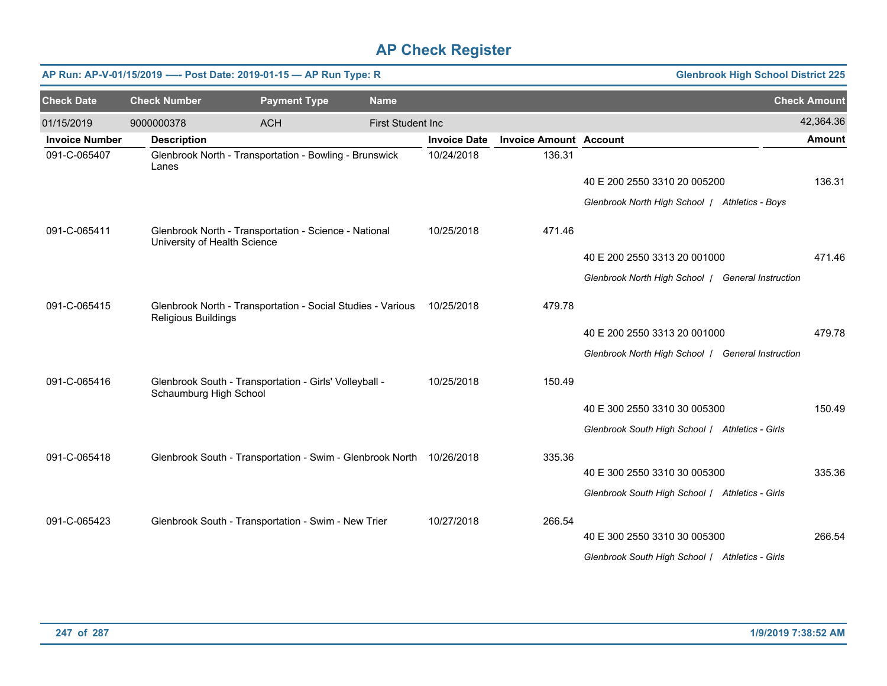# AP Check Register

**AP Run: AP-V-01/15/2019 -— Post Date: 2019-01-15 — AP Run Type: R** — **Glenbrook High School District 225**

| Check Date | Check Number | Payment Type | Name | Check Amount |
|---|---|---|---|---|
| 01/15/2019 | 9000000378 | ACH | First Student Inc | 42,364.36 |

| Invoice Number | Description | Invoice Date | Invoice Amount | Account | Amount |
|---|---|---|---|---|---|
| 091-C-065407 | Glenbrook North - Transportation - Bowling - Brunswick Lanes | 10/24/2018 | 136.31 | | |
| | | | | 40 E 200 2550 3310 20 005200 | 136.31 |
| | | | | *Glenbrook North High School / Athletics - Boys* | |
| 091-C-065411 | Glenbrook North - Transportation - Science - National University of Health Science | 10/25/2018 | 471.46 | | |
| | | | | 40 E 200 2550 3313 20 001000 | 471.46 |
| | | | | *Glenbrook North High School / General Instruction* | |
| 091-C-065415 | Glenbrook North - Transportation - Social Studies - Various Religious Buildings | 10/25/2018 | 479.78 | | |
| | | | | 40 E 200 2550 3313 20 001000 | 479.78 |
| | | | | *Glenbrook North High School / General Instruction* | |
| 091-C-065416 | Glenbrook South - Transportation - Girls' Volleyball - Schaumburg High School | 10/25/2018 | 150.49 | | |
| | | | | 40 E 300 2550 3310 30 005300 | 150.49 |
| | | | | *Glenbrook South High School / Athletics - Girls* | |
| 091-C-065418 | Glenbrook South - Transportation - Swim - Glenbrook North | 10/26/2018 | 335.36 | | |
| | | | | 40 E 300 2550 3310 30 005300 | 335.36 |
| | | | | *Glenbrook South High School / Athletics - Girls* | |
| 091-C-065423 | Glenbrook South - Transportation - Swim - New Trier | 10/27/2018 | 266.54 | | |
| | | | | 40 E 300 2550 3310 30 005300 | 266.54 |
| | | | | *Glenbrook South High School / Athletics - Girls* | |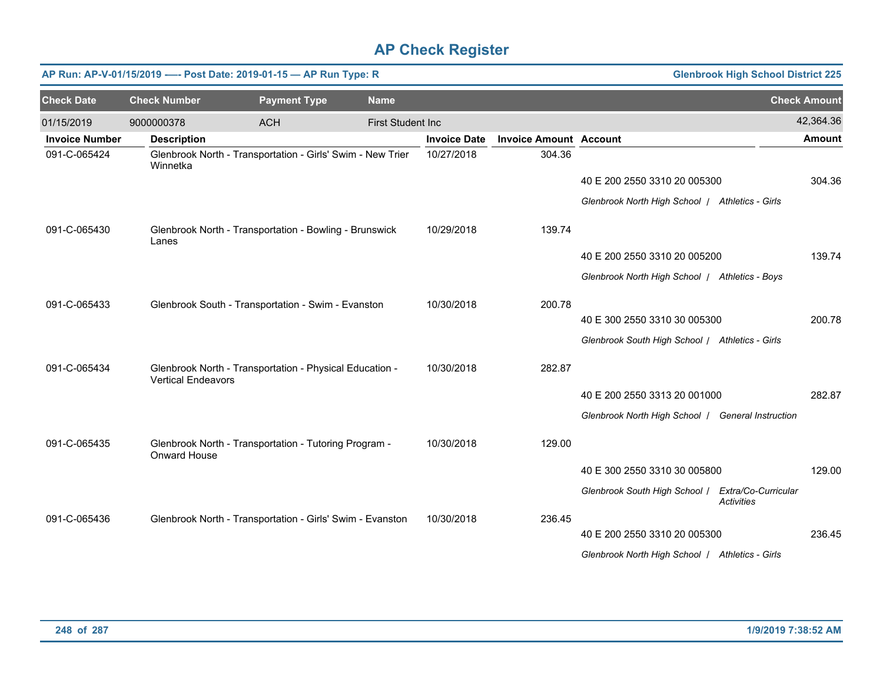# AP Check Register

**AP Run: AP-V-01/15/2019 -—- Post Date: 2019-01-15 — AP Run Type: R** | **Glenbrook High School District 225**

| Check Date | Check Number | Payment Type | Name | Check Amount |
|---|---|---|---|---|
| 01/15/2019 | 9000000378 | ACH | First Student Inc | 42,364.36 |

| Invoice Number | Description | Invoice Date | Invoice Amount | Account | Amount |
|---|---|---|---|---|---|
| 091-C-065424 | Glenbrook North - Transportation - Girls' Swim - New Trier Winnetka | 10/27/2018 | 304.36 | | |
| | | | | 40 E 200 2550 3310 20 005300 | 304.36 |
| | | | | *Glenbrook North High School / Athletics - Girls* | |
| 091-C-065430 | Glenbrook North - Transportation - Bowling - Brunswick Lanes | 10/29/2018 | 139.74 | | |
| | | | | 40 E 200 2550 3310 20 005200 | 139.74 |
| | | | | *Glenbrook North High School / Athletics - Boys* | |
| 091-C-065433 | Glenbrook South - Transportation - Swim - Evanston | 10/30/2018 | 200.78 | | |
| | | | | 40 E 300 2550 3310 30 005300 | 200.78 |
| | | | | *Glenbrook South High School / Athletics - Girls* | |
| 091-C-065434 | Glenbrook North - Transportation - Physical Education - Vertical Endeavors | 10/30/2018 | 282.87 | | |
| | | | | 40 E 200 2550 3313 20 001000 | 282.87 |
| | | | | *Glenbrook North High School / General Instruction* | |
| 091-C-065435 | Glenbrook North - Transportation - Tutoring Program - Onward House | 10/30/2018 | 129.00 | | |
| | | | | 40 E 300 2550 3310 30 005800 | 129.00 |
| | | | | *Glenbrook South High School / Extra/Co-Curricular Activities* | |
| 091-C-065436 | Glenbrook North - Transportation - Girls' Swim - Evanston | 10/30/2018 | 236.45 | | |
| | | | | 40 E 200 2550 3310 20 005300 | 236.45 |
| | | | | *Glenbrook North High School / Athletics - Girls* | |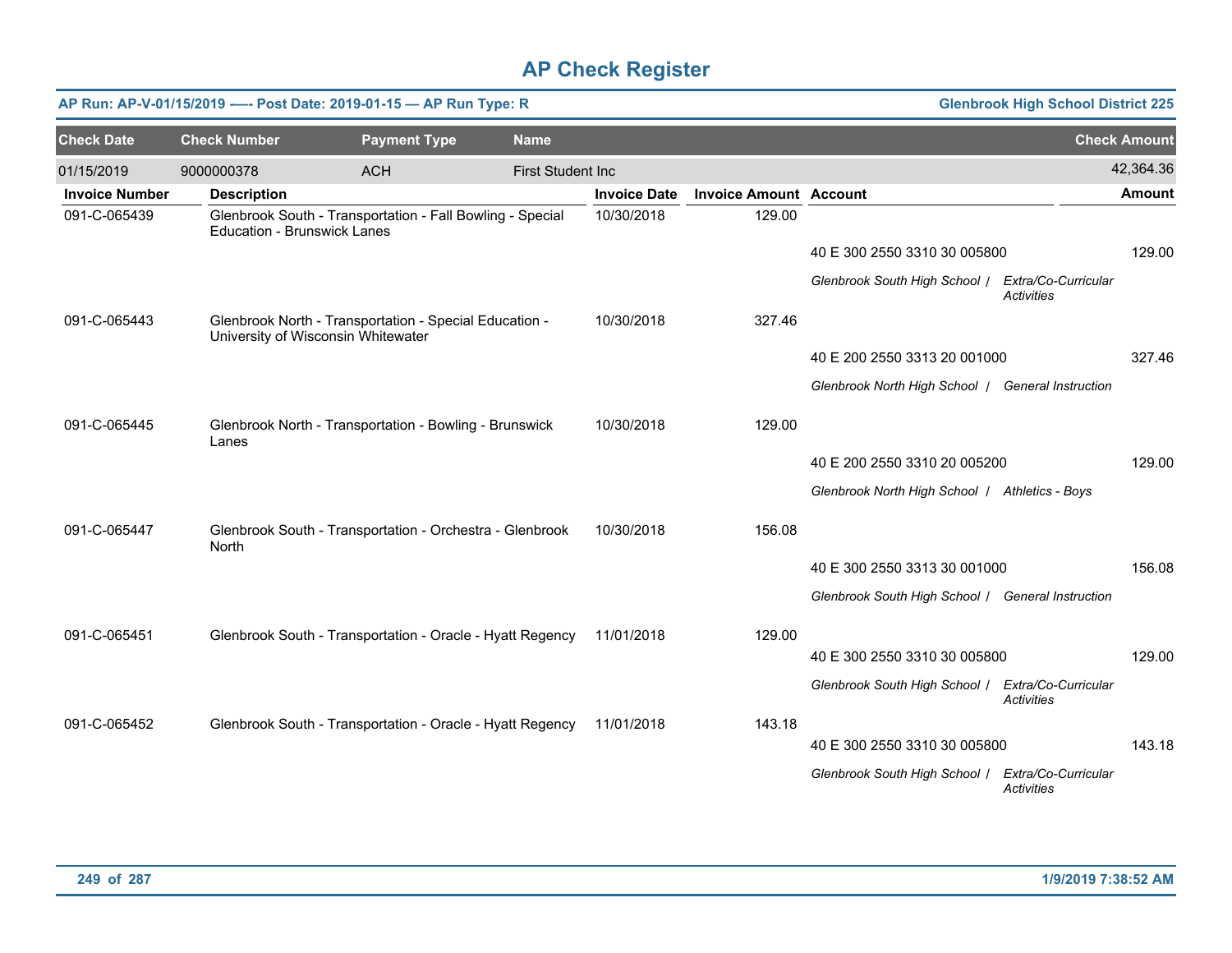# AP Check Register

**AP Run: AP-V-01/15/2019 -—- Post Date: 2019-01-15 — AP Run Type: R** — **Glenbrook High School District 225**

| Check Date | Check Number | Payment Type | Name | Check Amount |
|---|---|---|---|---|
| 01/15/2019 | 9000000378 | ACH | First Student Inc | 42,364.36 |

| Invoice Number | Description | Invoice Date | Invoice Amount | Account | Amount |
|---|---|---|---|---|---|
| 091-C-065439 | Glenbrook South - Transportation - Fall Bowling - Special Education - Brunswick Lanes | 10/30/2018 | 129.00 | | |
| | | | | 40 E 300 2550 3310 30 005800 | 129.00 |
| | | | | *Glenbrook South High School / Extra/Co-Curricular Activities* | |
| 091-C-065443 | Glenbrook North - Transportation - Special Education - University of Wisconsin Whitewater | 10/30/2018 | 327.46 | | |
| | | | | 40 E 200 2550 3313 20 001000 | 327.46 |
| | | | | *Glenbrook North High School / General Instruction* | |
| 091-C-065445 | Glenbrook North - Transportation - Bowling - Brunswick Lanes | 10/30/2018 | 129.00 | | |
| | | | | 40 E 200 2550 3310 20 005200 | 129.00 |
| | | | | *Glenbrook North High School / Athletics - Boys* | |
| 091-C-065447 | Glenbrook South - Transportation - Orchestra - Glenbrook North | 10/30/2018 | 156.08 | | |
| | | | | 40 E 300 2550 3313 30 001000 | 156.08 |
| | | | | *Glenbrook South High School / General Instruction* | |
| 091-C-065451 | Glenbrook South - Transportation - Oracle - Hyatt Regency | 11/01/2018 | 129.00 | | |
| | | | | 40 E 300 2550 3310 30 005800 | 129.00 |
| | | | | *Glenbrook South High School / Extra/Co-Curricular Activities* | |
| 091-C-065452 | Glenbrook South - Transportation - Oracle - Hyatt Regency | 11/01/2018 | 143.18 | | |
| | | | | 40 E 300 2550 3310 30 005800 | 143.18 |
| | | | | *Glenbrook South High School / Extra/Co-Curricular Activities* | |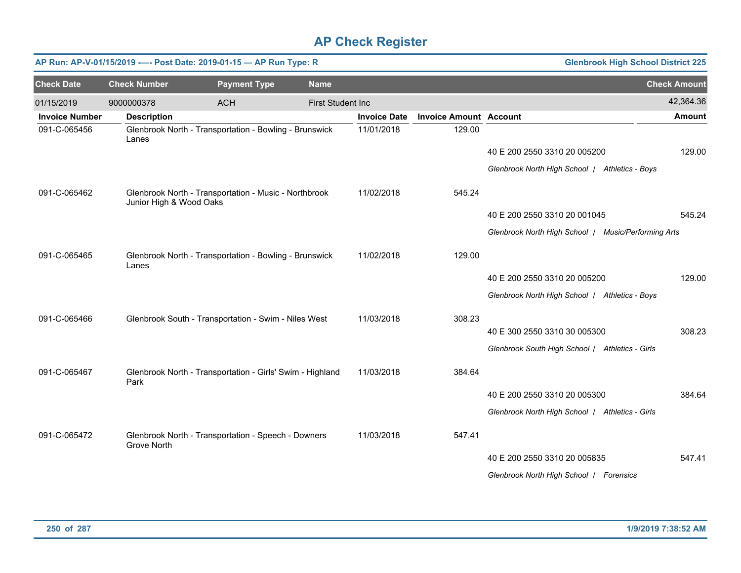# AP Check Register

**AP Run: AP-V-01/15/2019 -—- Post Date: 2019-01-15 — AP Run Type: R** | **Glenbrook High School District 225**

| Check Date | Check Number | Payment Type | Name | Check Amount |
|---|---|---|---|---|
| 01/15/2019 | 9000000378 | ACH | First Student Inc | 42,364.36 |

| Invoice Number | Description | Invoice Date | Invoice Amount | Account | Amount |
|---|---|---|---|---|---|
| 091-C-065456 | Glenbrook North - Transportation - Bowling - Brunswick Lanes | 11/01/2018 | 129.00 | | |
| | | | | 40 E 200 2550 3310 20 005200 | 129.00 |
| | | | | *Glenbrook North High School / Athletics - Boys* | |
| 091-C-065462 | Glenbrook North - Transportation - Music - Northbrook Junior High & Wood Oaks | 11/02/2018 | 545.24 | | |
| | | | | 40 E 200 2550 3310 20 001045 | 545.24 |
| | | | | *Glenbrook North High School / Music/Performing Arts* | |
| 091-C-065465 | Glenbrook North - Transportation - Bowling - Brunswick Lanes | 11/02/2018 | 129.00 | | |
| | | | | 40 E 200 2550 3310 20 005200 | 129.00 |
| | | | | *Glenbrook North High School / Athletics - Boys* | |
| 091-C-065466 | Glenbrook South - Transportation - Swim - Niles West | 11/03/2018 | 308.23 | | |
| | | | | 40 E 300 2550 3310 30 005300 | 308.23 |
| | | | | *Glenbrook South High School / Athletics - Girls* | |
| 091-C-065467 | Glenbrook North - Transportation - Girls' Swim - Highland Park | 11/03/2018 | 384.64 | | |
| | | | | 40 E 200 2550 3310 20 005300 | 384.64 |
| | | | | *Glenbrook North High School / Athletics - Girls* | |
| 091-C-065472 | Glenbrook North - Transportation - Speech - Downers Grove North | 11/03/2018 | 547.41 | | |
| | | | | 40 E 200 2550 3310 20 005835 | 547.41 |
| | | | | *Glenbrook North High School / Forensics* | |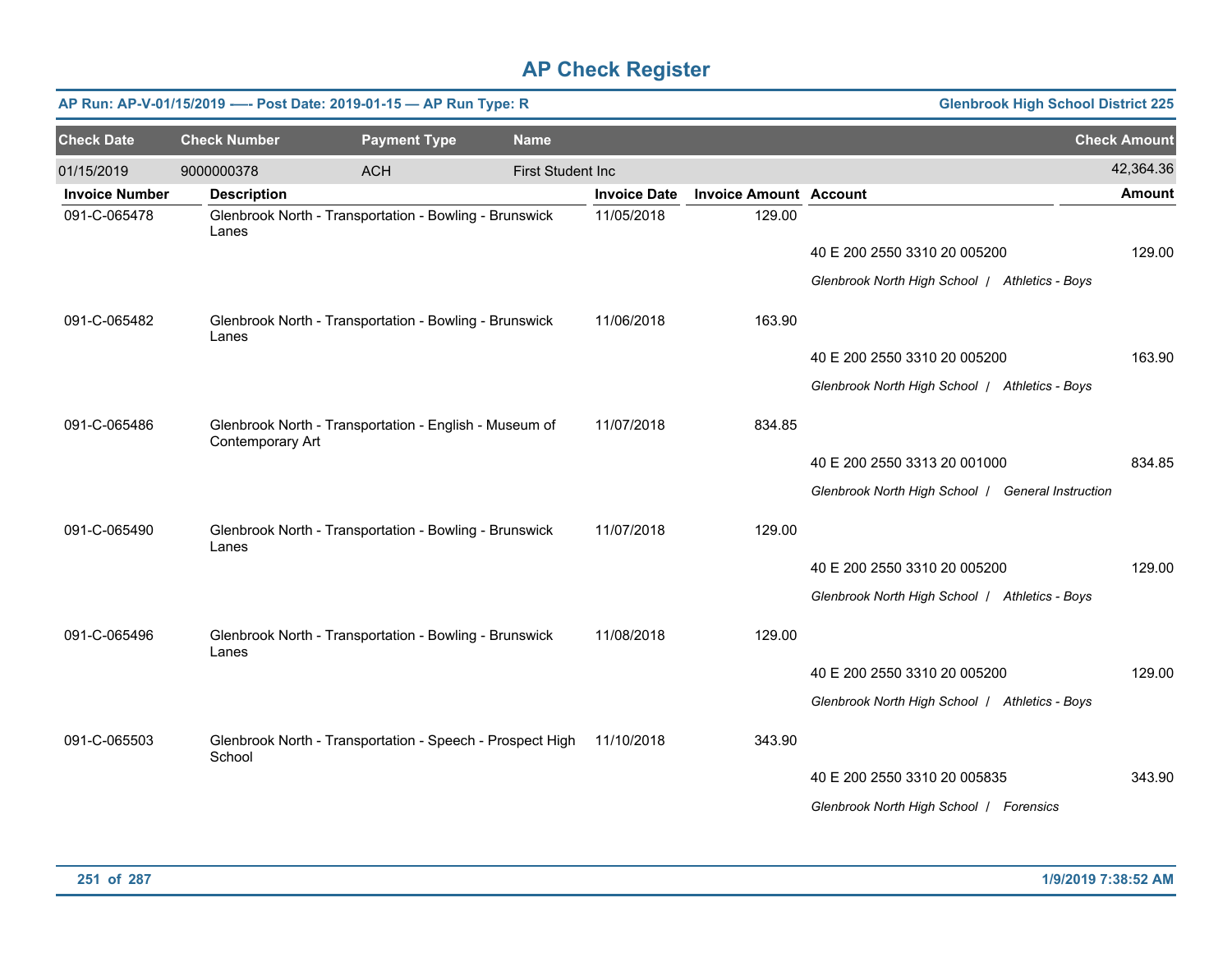# AP Check Register

**AP Run: AP-V-01/15/2019 -—- Post Date: 2019-01-15 — AP Run Type: R** | **Glenbrook High School District 225**

| Check Date | Check Number | Payment Type | Name | Check Amount |
|---|---|---|---|---|
| 01/15/2019 | 9000000378 | ACH | First Student Inc | 42,364.36 |

| Invoice Number | Description | Invoice Date | Invoice Amount | Account | Amount |
|---|---|---|---|---|---|
| 091-C-065478 | Glenbrook North - Transportation - Bowling - Brunswick Lanes | 11/05/2018 | 129.00 | | |
| | | | | 40 E 200 2550 3310 20 005200 | 129.00 |
| | | | | *Glenbrook North High School / Athletics - Boys* | |
| 091-C-065482 | Glenbrook North - Transportation - Bowling - Brunswick Lanes | 11/06/2018 | 163.90 | | |
| | | | | 40 E 200 2550 3310 20 005200 | 163.90 |
| | | | | *Glenbrook North High School / Athletics - Boys* | |
| 091-C-065486 | Glenbrook North - Transportation - English - Museum of Contemporary Art | 11/07/2018 | 834.85 | | |
| | | | | 40 E 200 2550 3313 20 001000 | 834.85 |
| | | | | *Glenbrook North High School / General Instruction* | |
| 091-C-065490 | Glenbrook North - Transportation - Bowling - Brunswick Lanes | 11/07/2018 | 129.00 | | |
| | | | | 40 E 200 2550 3310 20 005200 | 129.00 |
| | | | | *Glenbrook North High School / Athletics - Boys* | |
| 091-C-065496 | Glenbrook North - Transportation - Bowling - Brunswick Lanes | 11/08/2018 | 129.00 | | |
| | | | | 40 E 200 2550 3310 20 005200 | 129.00 |
| | | | | *Glenbrook North High School / Athletics - Boys* | |
| 091-C-065503 | Glenbrook North - Transportation - Speech - Prospect High School | 11/10/2018 | 343.90 | | |
| | | | | 40 E 200 2550 3310 20 005835 | 343.90 |
| | | | | *Glenbrook North High School / Forensics* | |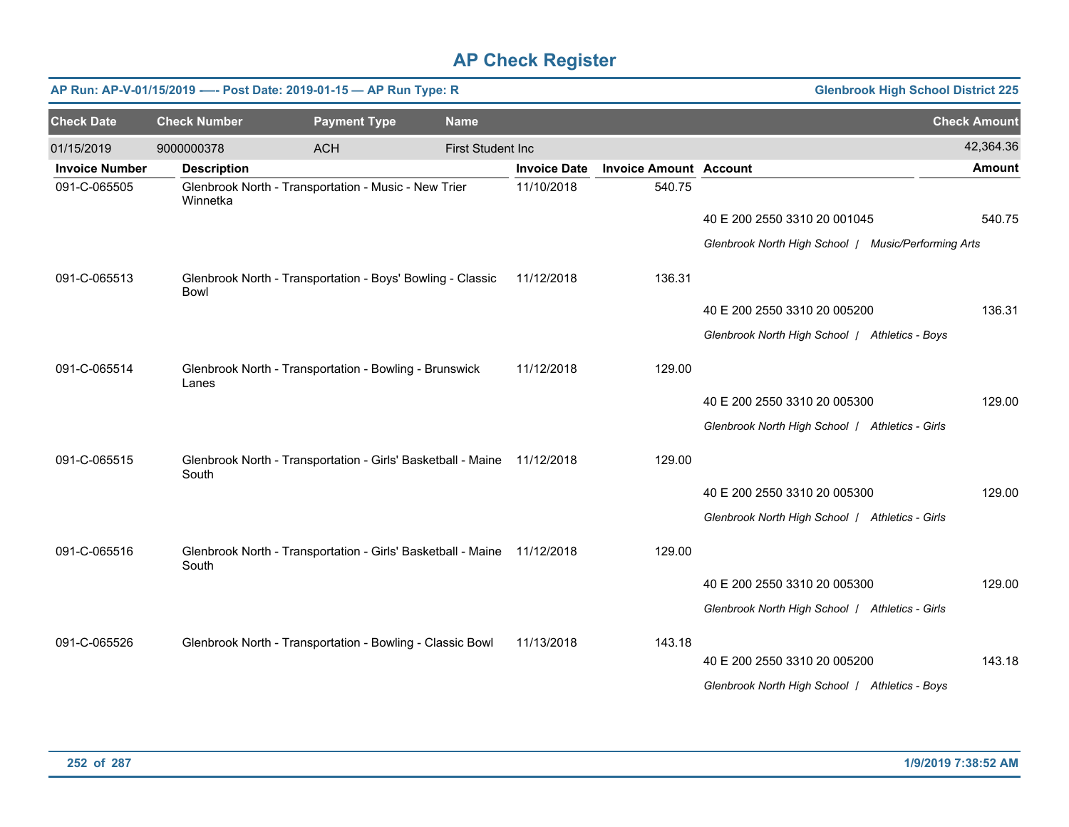# AP Check Register

**AP Run: AP-V-01/15/2019 -—- Post Date: 2019-01-15 — AP Run Type: R** | **Glenbrook High School District 225**

| Check Date | Check Number | Payment Type | Name | Check Amount |
|---|---|---|---|---|
| 01/15/2019 | 9000000378 | ACH | First Student Inc | 42,364.36 |

| Invoice Number | Description | Invoice Date | Invoice Amount | Account | Amount |
|---|---|---|---|---|---|
| 091-C-065505 | Glenbrook North - Transportation - Music - New Trier Winnetka | 11/10/2018 | 540.75 | | |
| | | | | 40 E 200 2550 3310 20 001045 | 540.75 |
| | | | | *Glenbrook North High School / Music/Performing Arts* | |
| 091-C-065513 | Glenbrook North - Transportation - Boys' Bowling - Classic Bowl | 11/12/2018 | 136.31 | | |
| | | | | 40 E 200 2550 3310 20 005200 | 136.31 |
| | | | | *Glenbrook North High School / Athletics - Boys* | |
| 091-C-065514 | Glenbrook North - Transportation - Bowling - Brunswick Lanes | 11/12/2018 | 129.00 | | |
| | | | | 40 E 200 2550 3310 20 005300 | 129.00 |
| | | | | *Glenbrook North High School / Athletics - Girls* | |
| 091-C-065515 | Glenbrook North - Transportation - Girls' Basketball - Maine South | 11/12/2018 | 129.00 | | |
| | | | | 40 E 200 2550 3310 20 005300 | 129.00 |
| | | | | *Glenbrook North High School / Athletics - Girls* | |
| 091-C-065516 | Glenbrook North - Transportation - Girls' Basketball - Maine South | 11/12/2018 | 129.00 | | |
| | | | | 40 E 200 2550 3310 20 005300 | 129.00 |
| | | | | *Glenbrook North High School / Athletics - Girls* | |
| 091-C-065526 | Glenbrook North - Transportation - Bowling - Classic Bowl | 11/13/2018 | 143.18 | | |
| | | | | 40 E 200 2550 3310 20 005200 | 143.18 |
| | | | | *Glenbrook North High School / Athletics - Boys* | |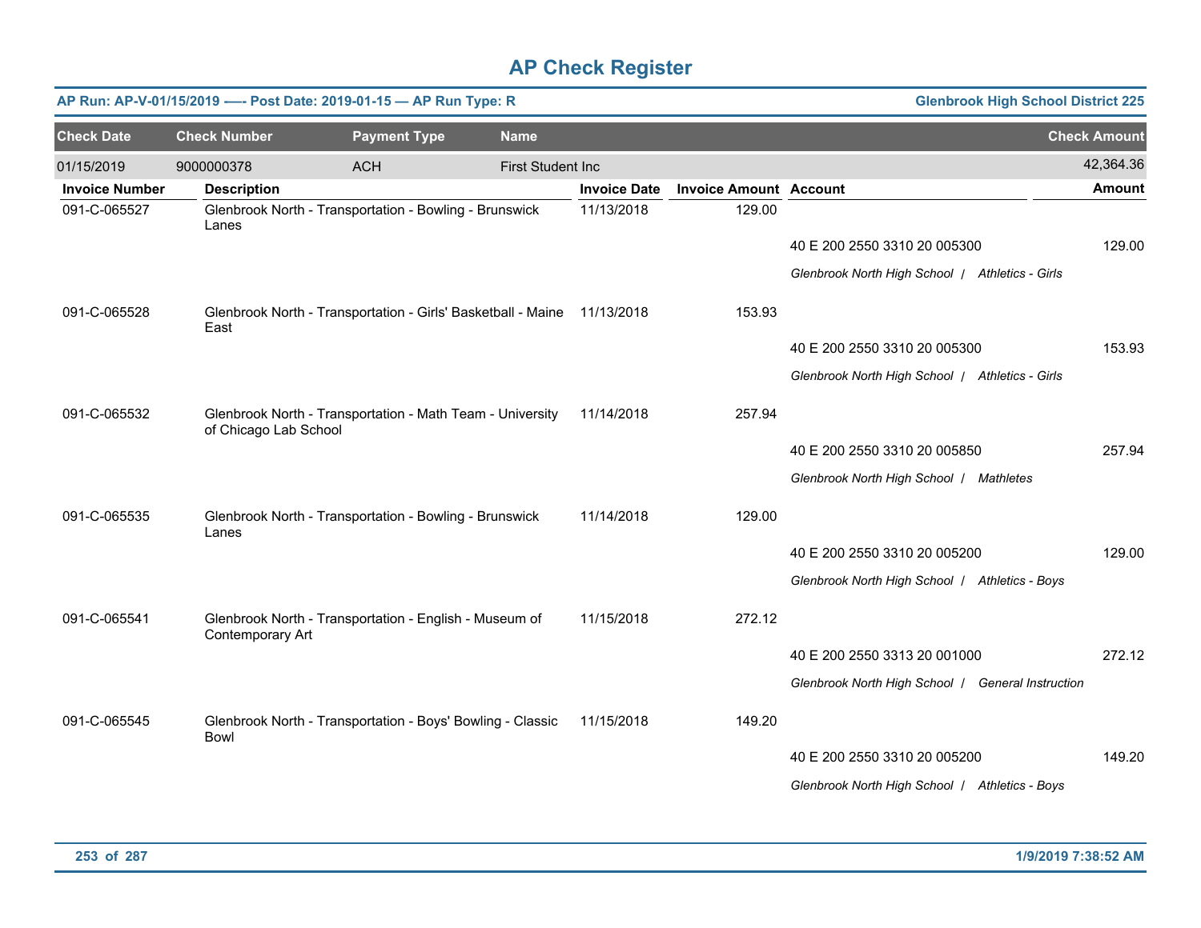# AP Check Register

**AP Run: AP-V-01/15/2019 —- Post Date: 2019-01-15 — AP Run Type: R** | **Glenbrook High School District 225**

| Check Date | Check Number | Payment Type | Name | Check Amount |
|---|---|---|---|---|
| 01/15/2019 | 9000000378 | ACH | First Student Inc | 42,364.36 |

| Invoice Number | Description | Invoice Date | Invoice Amount | Account | Amount |
|---|---|---|---|---|---|
| 091-C-065527 | Glenbrook North - Transportation - Bowling - Brunswick Lanes | 11/13/2018 | 129.00 | | |
| | | | | 40 E 200 2550 3310 20 005300 | 129.00 |
| | | | | *Glenbrook North High School / Athletics - Girls* | |
| 091-C-065528 | Glenbrook North - Transportation - Girls' Basketball - Maine East | 11/13/2018 | 153.93 | | |
| | | | | 40 E 200 2550 3310 20 005300 | 153.93 |
| | | | | *Glenbrook North High School / Athletics - Girls* | |
| 091-C-065532 | Glenbrook North - Transportation - Math Team - University of Chicago Lab School | 11/14/2018 | 257.94 | | |
| | | | | 40 E 200 2550 3310 20 005850 | 257.94 |
| | | | | *Glenbrook North High School / Mathletes* | |
| 091-C-065535 | Glenbrook North - Transportation - Bowling - Brunswick Lanes | 11/14/2018 | 129.00 | | |
| | | | | 40 E 200 2550 3310 20 005200 | 129.00 |
| | | | | *Glenbrook North High School / Athletics - Boys* | |
| 091-C-065541 | Glenbrook North - Transportation - English - Museum of Contemporary Art | 11/15/2018 | 272.12 | | |
| | | | | 40 E 200 2550 3313 20 001000 | 272.12 |
| | | | | *Glenbrook North High School / General Instruction* | |
| 091-C-065545 | Glenbrook North - Transportation - Boys' Bowling - Classic Bowl | 11/15/2018 | 149.20 | | |
| | | | | 40 E 200 2550 3310 20 005200 | 149.20 |
| | | | | *Glenbrook North High School / Athletics - Boys* | |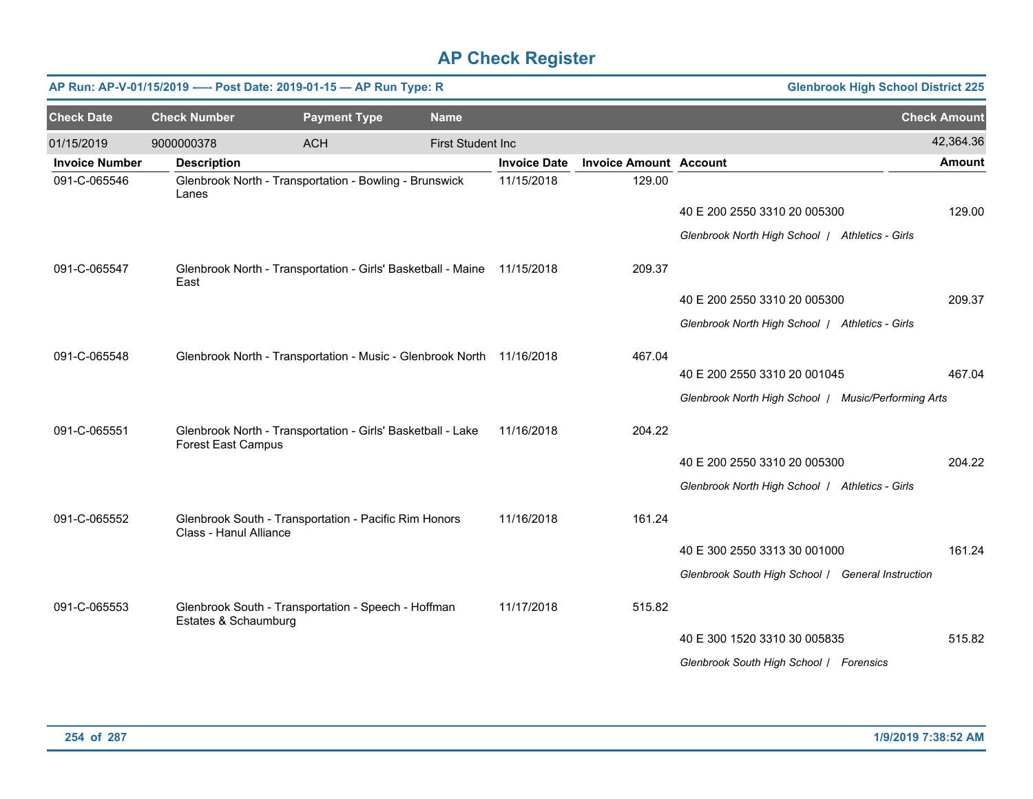# AP Check Register

**AP Run: AP-V-01/15/2019 -—- Post Date: 2019-01-15 — AP Run Type: R** | **Glenbrook High School District 225**

| Check Date | Check Number | Payment Type | Name | Check Amount |
|---|---|---|---|---|
| 01/15/2019 | 9000000378 | ACH | First Student Inc | 42,364.36 |

| Invoice Number | Description | Invoice Date | Invoice Amount | Account | Amount |
|---|---|---|---|---|---|
| 091-C-065546 | Glenbrook North - Transportation - Bowling - Brunswick Lanes | 11/15/2018 | 129.00 | | |
| | | | | 40 E 200 2550 3310 20 005300 | 129.00 |
| | | | | *Glenbrook North High School / Athletics - Girls* | |
| 091-C-065547 | Glenbrook North - Transportation - Girls' Basketball - Maine East | 11/15/2018 | 209.37 | | |
| | | | | 40 E 200 2550 3310 20 005300 | 209.37 |
| | | | | *Glenbrook North High School / Athletics - Girls* | |
| 091-C-065548 | Glenbrook North - Transportation - Music - Glenbrook North | 11/16/2018 | 467.04 | | |
| | | | | 40 E 200 2550 3310 20 001045 | 467.04 |
| | | | | *Glenbrook North High School / Music/Performing Arts* | |
| 091-C-065551 | Glenbrook North - Transportation - Girls' Basketball - Lake Forest East Campus | 11/16/2018 | 204.22 | | |
| | | | | 40 E 200 2550 3310 20 005300 | 204.22 |
| | | | | *Glenbrook North High School / Athletics - Girls* | |
| 091-C-065552 | Glenbrook South - Transportation - Pacific Rim Honors Class - Hanul Alliance | 11/16/2018 | 161.24 | | |
| | | | | 40 E 300 2550 3313 30 001000 | 161.24 |
| | | | | *Glenbrook South High School / General Instruction* | |
| 091-C-065553 | Glenbrook South - Transportation - Speech - Hoffman Estates & Schaumburg | 11/17/2018 | 515.82 | | |
| | | | | 40 E 300 1520 3310 30 005835 | 515.82 |
| | | | | *Glenbrook South High School / Forensics* | |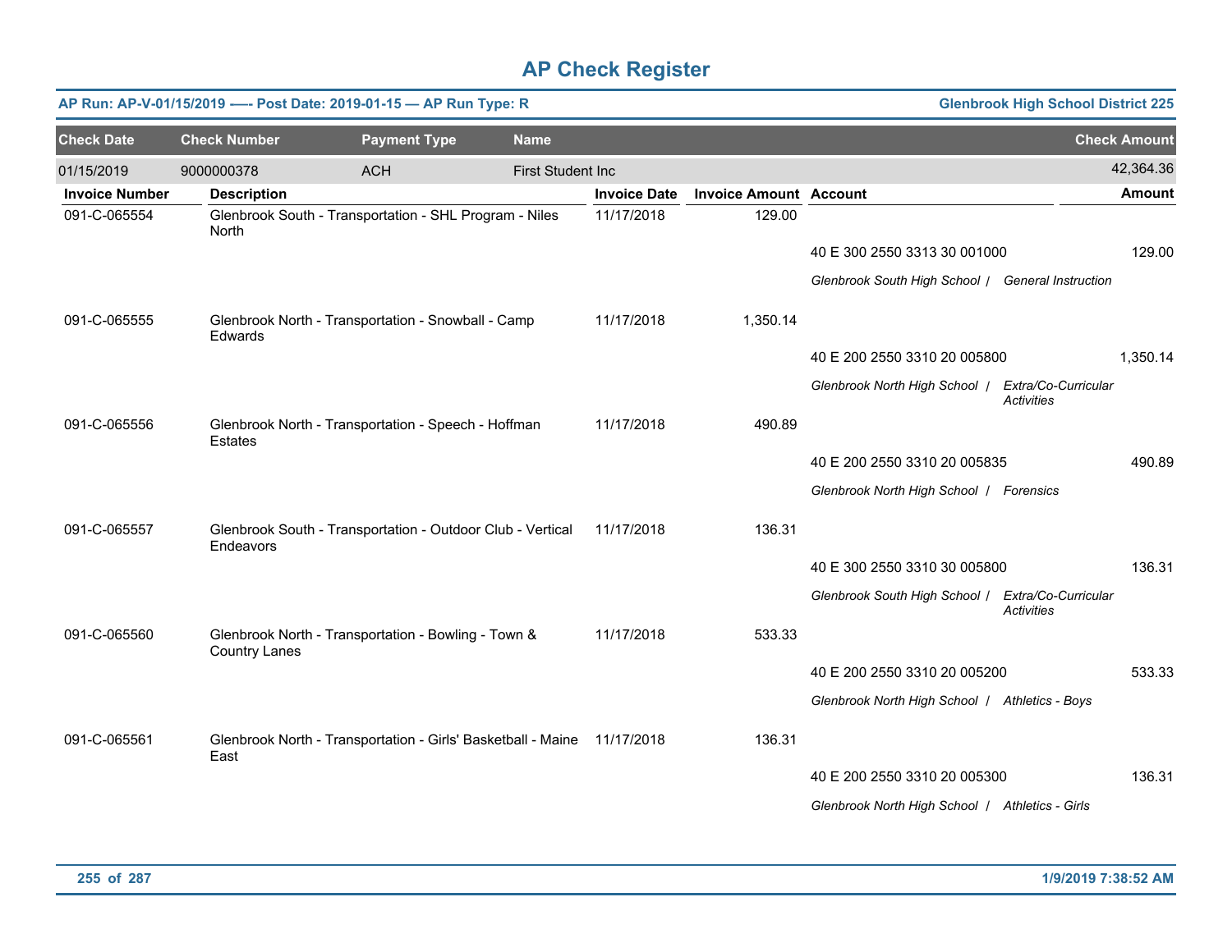# AP Check Register

**AP Run: AP-V-01/15/2019 -—- Post Date: 2019-01-15 — AP Run Type: R** — **Glenbrook High School District 225**

| Check Date | Check Number | Payment Type | Name | Check Amount |
|---|---|---|---|---|
| 01/15/2019 | 9000000378 | ACH | First Student Inc | 42,364.36 |

| Invoice Number | Description | Invoice Date | Invoice Amount | Account | Amount |
|---|---|---|---|---|---|
| 091-C-065554 | Glenbrook South - Transportation - SHL Program - Niles North | 11/17/2018 | 129.00 | | |
| | | | | 40 E 300 2550 3313 30 001000 | 129.00 |
| | | | | *Glenbrook South High School / General Instruction* | |
| 091-C-065555 | Glenbrook North - Transportation - Snowball - Camp Edwards | 11/17/2018 | 1,350.14 | | |
| | | | | 40 E 200 2550 3310 20 005800 | 1,350.14 |
| | | | | *Glenbrook North High School / Extra/Co-Curricular Activities* | |
| 091-C-065556 | Glenbrook North - Transportation - Speech - Hoffman Estates | 11/17/2018 | 490.89 | | |
| | | | | 40 E 200 2550 3310 20 005835 | 490.89 |
| | | | | *Glenbrook North High School / Forensics* | |
| 091-C-065557 | Glenbrook South - Transportation - Outdoor Club - Vertical Endeavors | 11/17/2018 | 136.31 | | |
| | | | | 40 E 300 2550 3310 30 005800 | 136.31 |
| | | | | *Glenbrook South High School / Extra/Co-Curricular Activities* | |
| 091-C-065560 | Glenbrook North - Transportation - Bowling - Town & Country Lanes | 11/17/2018 | 533.33 | | |
| | | | | 40 E 200 2550 3310 20 005200 | 533.33 |
| | | | | *Glenbrook North High School / Athletics - Boys* | |
| 091-C-065561 | Glenbrook North - Transportation - Girls' Basketball - Maine East | 11/17/2018 | 136.31 | | |
| | | | | 40 E 200 2550 3310 20 005300 | 136.31 |
| | | | | *Glenbrook North High School / Athletics - Girls* | |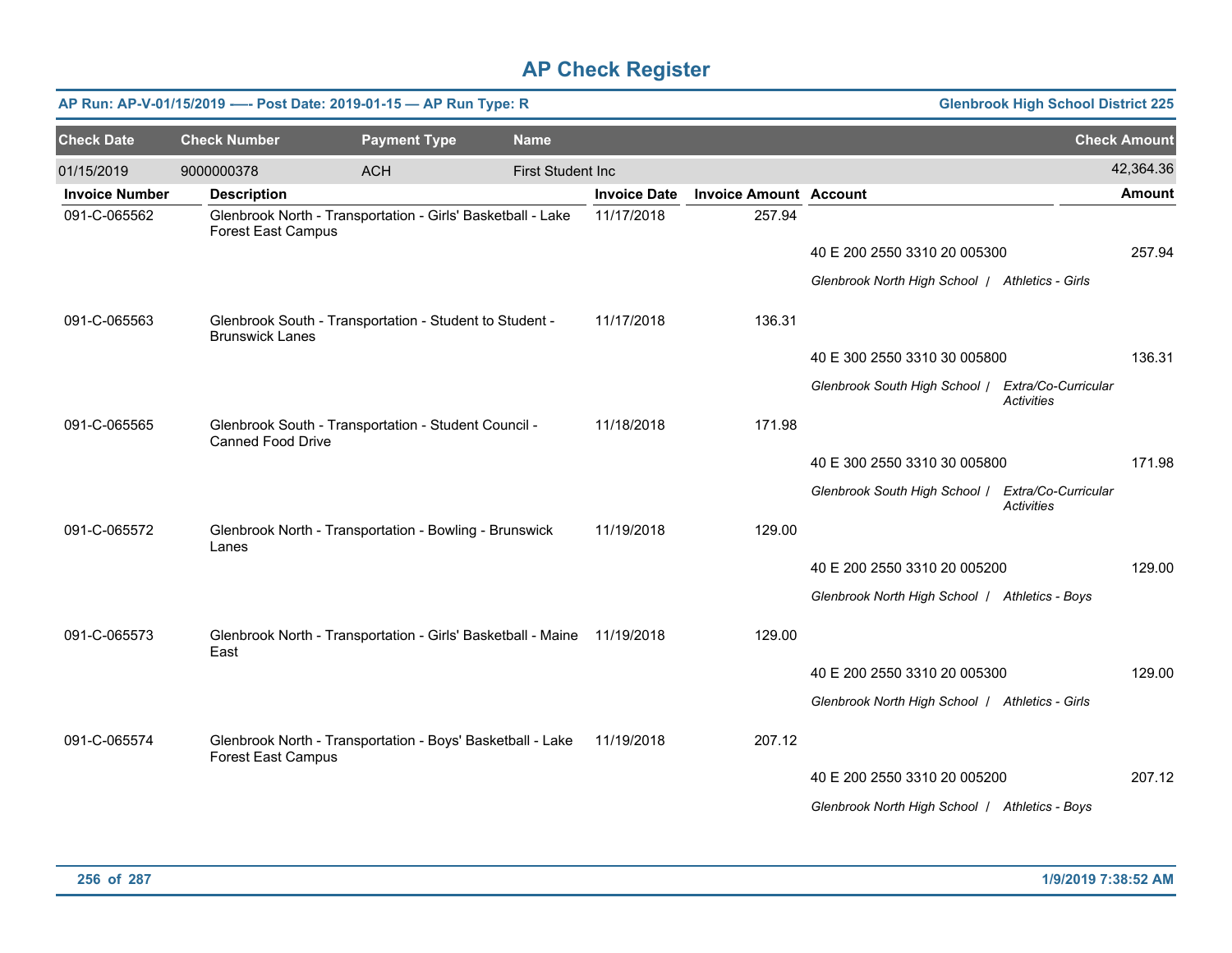# AP Check Register

**AP Run: AP-V-01/15/2019 —- Post Date: 2019-01-15 — AP Run Type: R** | **Glenbrook High School District 225**

| Check Date | Check Number | Payment Type | Name | Check Amount |
|---|---|---|---|---|
| 01/15/2019 | 9000000378 | ACH | First Student Inc | 42,364.36 |

| Invoice Number | Description | Invoice Date | Invoice Amount | Account | Amount |
|---|---|---|---|---|---|
| 091-C-065562 | Glenbrook North - Transportation - Girls' Basketball - Lake Forest East Campus | 11/17/2018 | 257.94 | | |
| | | | | 40 E 200 2550 3310 20 005300 | 257.94 |
| | | | | *Glenbrook North High School / Athletics - Girls* | |
| 091-C-065563 | Glenbrook South - Transportation - Student to Student - Brunswick Lanes | 11/17/2018 | 136.31 | | |
| | | | | 40 E 300 2550 3310 30 005800 | 136.31 |
| | | | | *Glenbrook South High School / Extra/Co-Curricular Activities* | |
| 091-C-065565 | Glenbrook South - Transportation - Student Council - Canned Food Drive | 11/18/2018 | 171.98 | | |
| | | | | 40 E 300 2550 3310 30 005800 | 171.98 |
| | | | | *Glenbrook South High School / Extra/Co-Curricular Activities* | |
| 091-C-065572 | Glenbrook North - Transportation - Bowling - Brunswick Lanes | 11/19/2018 | 129.00 | | |
| | | | | 40 E 200 2550 3310 20 005200 | 129.00 |
| | | | | *Glenbrook North High School / Athletics - Boys* | |
| 091-C-065573 | Glenbrook North - Transportation - Girls' Basketball - Maine East | 11/19/2018 | 129.00 | | |
| | | | | 40 E 200 2550 3310 20 005300 | 129.00 |
| | | | | *Glenbrook North High School / Athletics - Girls* | |
| 091-C-065574 | Glenbrook North - Transportation - Boys' Basketball - Lake Forest East Campus | 11/19/2018 | 207.12 | | |
| | | | | 40 E 200 2550 3310 20 005200 | 207.12 |
| | | | | *Glenbrook North High School / Athletics - Boys* | |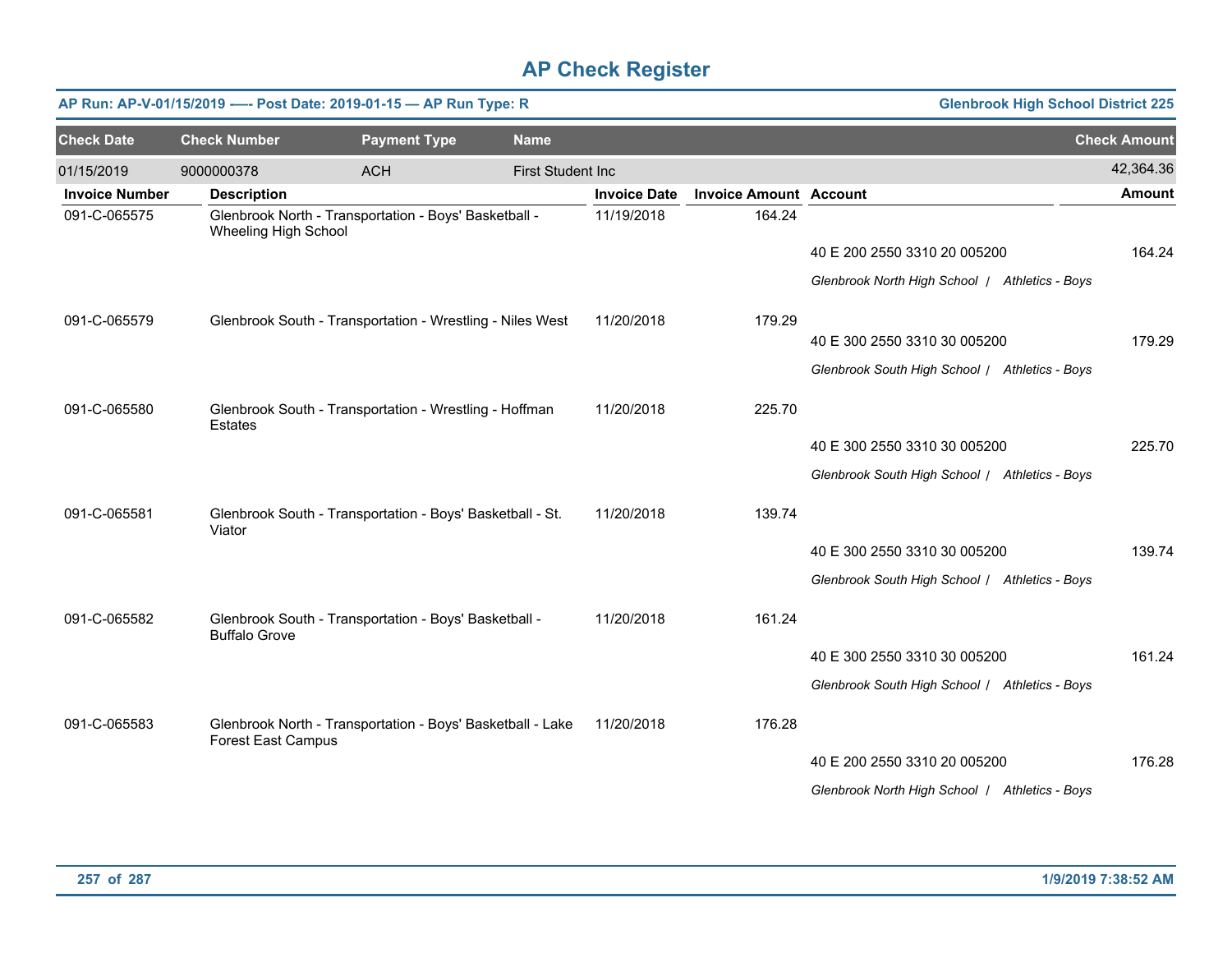# AP Check Register

**AP Run: AP-V-01/15/2019 -—- Post Date: 2019-01-15 — AP Run Type: R** | **Glenbrook High School District 225**

| Check Date | Check Number | Payment Type | Name | Check Amount |
|---|---|---|---|---|
| 01/15/2019 | 9000000378 | ACH | First Student Inc | 42,364.36 |

| Invoice Number | Description | Invoice Date | Invoice Amount | Account | Amount |
|---|---|---|---|---|---|
| 091-C-065575 | Glenbrook North - Transportation - Boys' Basketball - Wheeling High School | 11/19/2018 | 164.24 | | |
| | | | | 40 E 200 2550 3310 20 005200 | 164.24 |
| | | | | *Glenbrook North High School / Athletics - Boys* | |
| 091-C-065579 | Glenbrook South - Transportation - Wrestling - Niles West | 11/20/2018 | 179.29 | | |
| | | | | 40 E 300 2550 3310 30 005200 | 179.29 |
| | | | | *Glenbrook South High School / Athletics - Boys* | |
| 091-C-065580 | Glenbrook South - Transportation - Wrestling - Hoffman Estates | 11/20/2018 | 225.70 | | |
| | | | | 40 E 300 2550 3310 30 005200 | 225.70 |
| | | | | *Glenbrook South High School / Athletics - Boys* | |
| 091-C-065581 | Glenbrook South - Transportation - Boys' Basketball - St. Viator | 11/20/2018 | 139.74 | | |
| | | | | 40 E 300 2550 3310 30 005200 | 139.74 |
| | | | | *Glenbrook South High School / Athletics - Boys* | |
| 091-C-065582 | Glenbrook South - Transportation - Boys' Basketball - Buffalo Grove | 11/20/2018 | 161.24 | | |
| | | | | 40 E 300 2550 3310 30 005200 | 161.24 |
| | | | | *Glenbrook South High School / Athletics - Boys* | |
| 091-C-065583 | Glenbrook North - Transportation - Boys' Basketball - Lake Forest East Campus | 11/20/2018 | 176.28 | | |
| | | | | 40 E 200 2550 3310 20 005200 | 176.28 |
| | | | | *Glenbrook North High School / Athletics - Boys* | |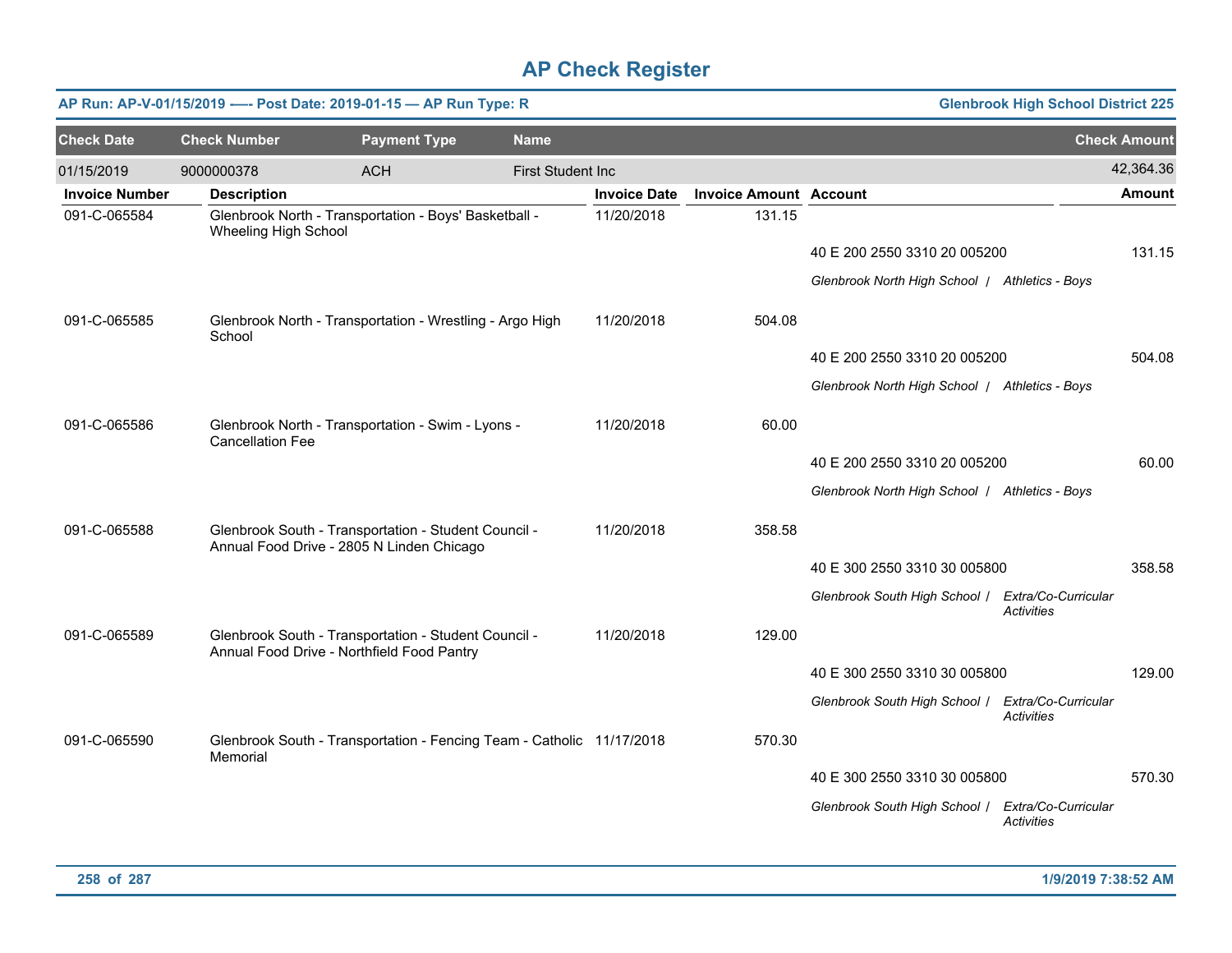# AP Check Register

**AP Run: AP-V-01/15/2019 —- Post Date: 2019-01-15 — AP Run Type: R** | **Glenbrook High School District 225**

| Check Date | Check Number | Payment Type | Name | Check Amount |
|---|---|---|---|---|
| 01/15/2019 | 9000000378 | ACH | First Student Inc | 42,364.36 |

| Invoice Number | Description | Invoice Date | Invoice Amount | Account | Amount |
|---|---|---|---|---|---|
| 091-C-065584 | Glenbrook North - Transportation - Boys' Basketball - Wheeling High School | 11/20/2018 | 131.15 | | |
| | | | | 40 E 200 2550 3310 20 005200 | 131.15 |
| | | | | *Glenbrook North High School / Athletics - Boys* | |
| 091-C-065585 | Glenbrook North - Transportation - Wrestling - Argo High School | 11/20/2018 | 504.08 | | |
| | | | | 40 E 200 2550 3310 20 005200 | 504.08 |
| | | | | *Glenbrook North High School / Athletics - Boys* | |
| 091-C-065586 | Glenbrook North - Transportation - Swim - Lyons - Cancellation Fee | 11/20/2018 | 60.00 | | |
| | | | | 40 E 200 2550 3310 20 005200 | 60.00 |
| | | | | *Glenbrook North High School / Athletics - Boys* | |
| 091-C-065588 | Glenbrook South - Transportation - Student Council - Annual Food Drive - 2805 N Linden Chicago | 11/20/2018 | 358.58 | | |
| | | | | 40 E 300 2550 3310 30 005800 | 358.58 |
| | | | | *Glenbrook South High School / Extra/Co-Curricular Activities* | |
| 091-C-065589 | Glenbrook South - Transportation - Student Council - Annual Food Drive - Northfield Food Pantry | 11/20/2018 | 129.00 | | |
| | | | | 40 E 300 2550 3310 30 005800 | 129.00 |
| | | | | *Glenbrook South High School / Extra/Co-Curricular Activities* | |
| 091-C-065590 | Glenbrook South - Transportation - Fencing Team - Catholic Memorial | 11/17/2018 | 570.30 | | |
| | | | | 40 E 300 2550 3310 30 005800 | 570.30 |
| | | | | *Glenbrook South High School / Extra/Co-Curricular Activities* | |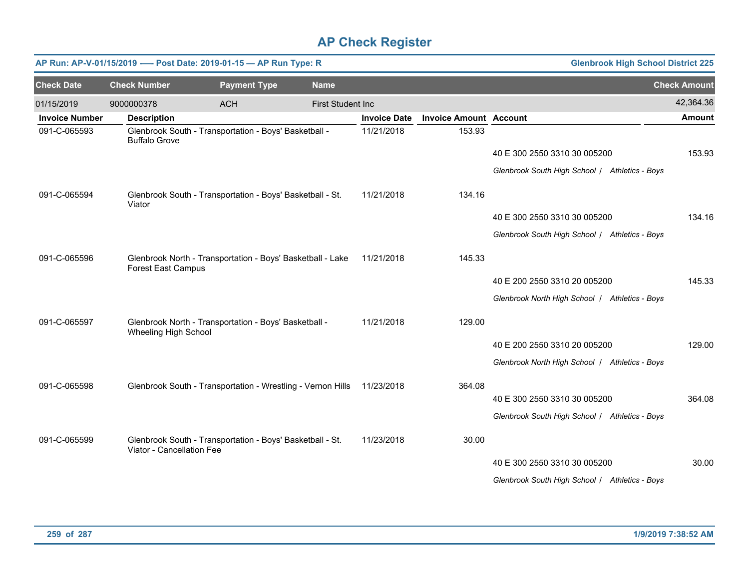# AP Check Register

**AP Run: AP-V-01/15/2019 -—- Post Date: 2019-01-15 — AP Run Type: R** | **Glenbrook High School District 225**

| Check Date | Check Number | Payment Type | Name | Check Amount |
|---|---|---|---|---|
| 01/15/2019 | 9000000378 | ACH | First Student Inc | 42,364.36 |

| Invoice Number | Description | Invoice Date | Invoice Amount | Account | Amount |
|---|---|---|---|---|---|
| 091-C-065593 | Glenbrook South - Transportation - Boys' Basketball - Buffalo Grove | 11/21/2018 | 153.93 | | |
| | | | | 40 E 300 2550 3310 30 005200 | 153.93 |
| | | | | *Glenbrook South High School / Athletics - Boys* | |
| 091-C-065594 | Glenbrook South - Transportation - Boys' Basketball - St. Viator | 11/21/2018 | 134.16 | | |
| | | | | 40 E 300 2550 3310 30 005200 | 134.16 |
| | | | | *Glenbrook South High School / Athletics - Boys* | |
| 091-C-065596 | Glenbrook North - Transportation - Boys' Basketball - Lake Forest East Campus | 11/21/2018 | 145.33 | | |
| | | | | 40 E 200 2550 3310 20 005200 | 145.33 |
| | | | | *Glenbrook North High School / Athletics - Boys* | |
| 091-C-065597 | Glenbrook North - Transportation - Boys' Basketball - Wheeling High School | 11/21/2018 | 129.00 | | |
| | | | | 40 E 200 2550 3310 20 005200 | 129.00 |
| | | | | *Glenbrook North High School / Athletics - Boys* | |
| 091-C-065598 | Glenbrook South - Transportation - Wrestling - Vernon Hills | 11/23/2018 | 364.08 | | |
| | | | | 40 E 300 2550 3310 30 005200 | 364.08 |
| | | | | *Glenbrook South High School / Athletics - Boys* | |
| 091-C-065599 | Glenbrook South - Transportation - Boys' Basketball - St. Viator - Cancellation Fee | 11/23/2018 | 30.00 | | |
| | | | | 40 E 300 2550 3310 30 005200 | 30.00 |
| | | | | *Glenbrook South High School / Athletics - Boys* | |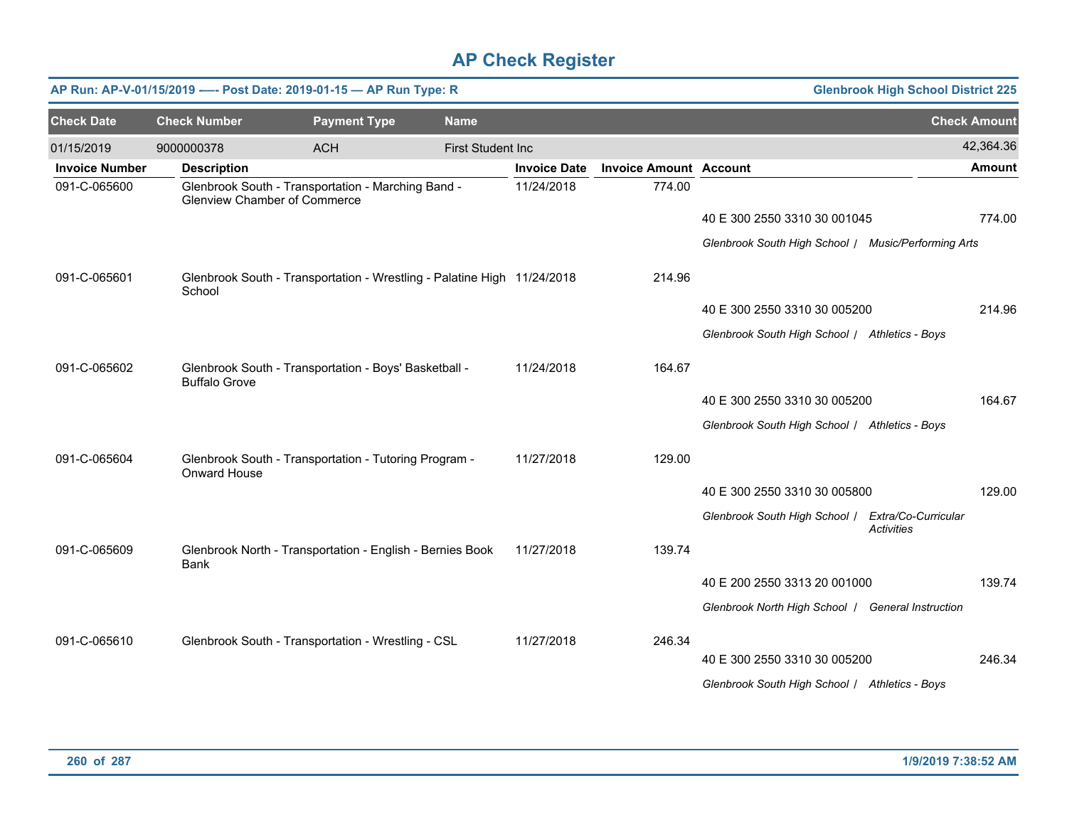# AP Check Register

**AP Run: AP-V-01/15/2019 —- Post Date: 2019-01-15 — AP Run Type: R** | **Glenbrook High School District 225**

| Check Date | Check Number | Payment Type | Name | Check Amount |
|---|---|---|---|---|
| 01/15/2019 | 9000000378 | ACH | First Student Inc | 42,364.36 |

| Invoice Number | Description | Invoice Date | Invoice Amount | Account | Amount |
|---|---|---|---|---|---|
| 091-C-065600 | Glenbrook South - Transportation - Marching Band - Glenview Chamber of Commerce | 11/24/2018 | 774.00 | | |
| | | | | 40 E 300 2550 3310 30 001045 | 774.00 |
| | | | | *Glenbrook South High School / Music/Performing Arts* | |
| 091-C-065601 | Glenbrook South - Transportation - Wrestling - Palatine High School | 11/24/2018 | 214.96 | | |
| | | | | 40 E 300 2550 3310 30 005200 | 214.96 |
| | | | | *Glenbrook South High School / Athletics - Boys* | |
| 091-C-065602 | Glenbrook South - Transportation - Boys' Basketball - Buffalo Grove | 11/24/2018 | 164.67 | | |
| | | | | 40 E 300 2550 3310 30 005200 | 164.67 |
| | | | | *Glenbrook South High School / Athletics - Boys* | |
| 091-C-065604 | Glenbrook South - Transportation - Tutoring Program - Onward House | 11/27/2018 | 129.00 | | |
| | | | | 40 E 300 2550 3310 30 005800 | 129.00 |
| | | | | *Glenbrook South High School / Extra/Co-Curricular Activities* | |
| 091-C-065609 | Glenbrook North - Transportation - English - Bernies Book Bank | 11/27/2018 | 139.74 | | |
| | | | | 40 E 200 2550 3313 20 001000 | 139.74 |
| | | | | *Glenbrook North High School / General Instruction* | |
| 091-C-065610 | Glenbrook South - Transportation - Wrestling - CSL | 11/27/2018 | 246.34 | | |
| | | | | 40 E 300 2550 3310 30 005200 | 246.34 |
| | | | | *Glenbrook South High School / Athletics - Boys* | |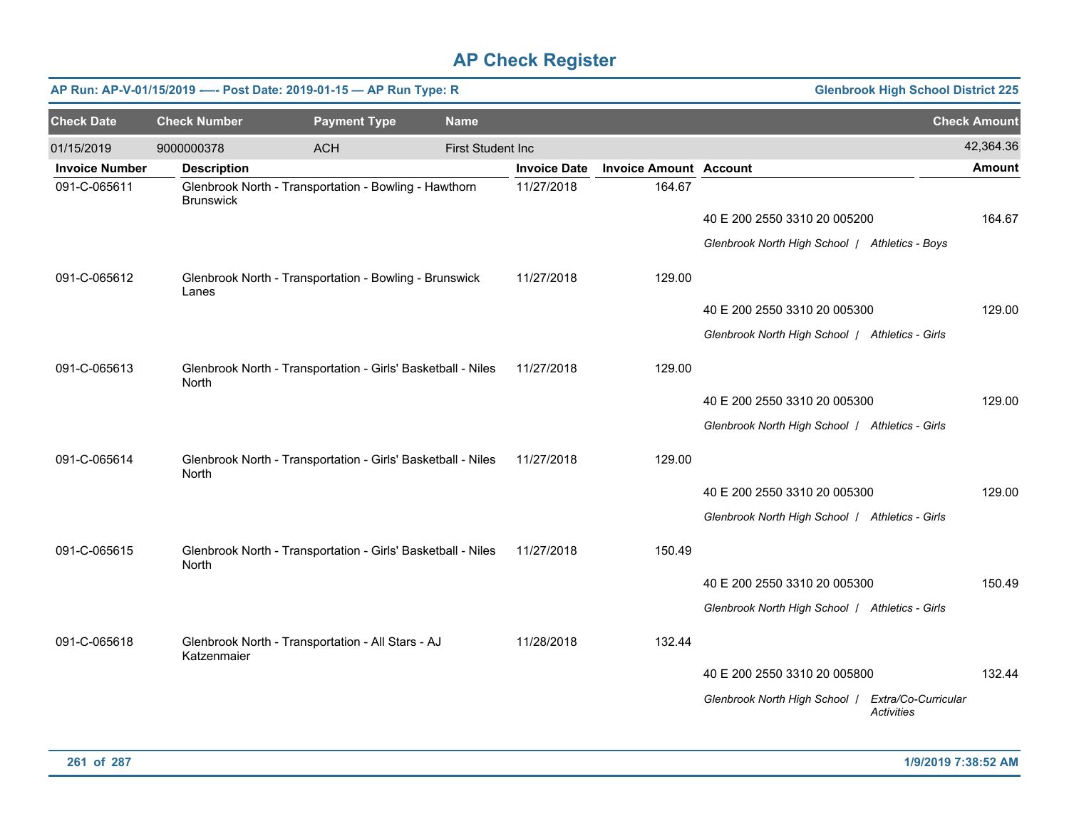# AP Check Register

**AP Run: AP-V-01/15/2019 —- Post Date: 2019-01-15 — AP Run Type: R** **Glenbrook High School District 225**

| Check Date | Check Number | Payment Type | Name | Check Amount |
|---|---|---|---|---|
| 01/15/2019 | 9000000378 | ACH | First Student Inc | 42,364.36 |

| Invoice Number | Description | Invoice Date | Invoice Amount | Account | Amount |
|---|---|---|---|---|---|
| 091-C-065611 | Glenbrook North - Transportation - Bowling - Hawthorn Brunswick | 11/27/2018 | 164.67 | | |
| | | | | 40 E 200 2550 3310 20 005200 | 164.67 |
| | | | | *Glenbrook North High School / Athletics - Boys* | |
| 091-C-065612 | Glenbrook North - Transportation - Bowling - Brunswick Lanes | 11/27/2018 | 129.00 | | |
| | | | | 40 E 200 2550 3310 20 005300 | 129.00 |
| | | | | *Glenbrook North High School / Athletics - Girls* | |
| 091-C-065613 | Glenbrook North - Transportation - Girls' Basketball - Niles North | 11/27/2018 | 129.00 | | |
| | | | | 40 E 200 2550 3310 20 005300 | 129.00 |
| | | | | *Glenbrook North High School / Athletics - Girls* | |
| 091-C-065614 | Glenbrook North - Transportation - Girls' Basketball - Niles North | 11/27/2018 | 129.00 | | |
| | | | | 40 E 200 2550 3310 20 005300 | 129.00 |
| | | | | *Glenbrook North High School / Athletics - Girls* | |
| 091-C-065615 | Glenbrook North - Transportation - Girls' Basketball - Niles North | 11/27/2018 | 150.49 | | |
| | | | | 40 E 200 2550 3310 20 005300 | 150.49 |
| | | | | *Glenbrook North High School / Athletics - Girls* | |
| 091-C-065618 | Glenbrook North - Transportation - All Stars - AJ Katzenmaier | 11/28/2018 | 132.44 | | |
| | | | | 40 E 200 2550 3310 20 005800 | 132.44 |
| | | | | *Glenbrook North High School / Extra/Co-Curricular Activities* | |

1/9/2019 7:38:52 AM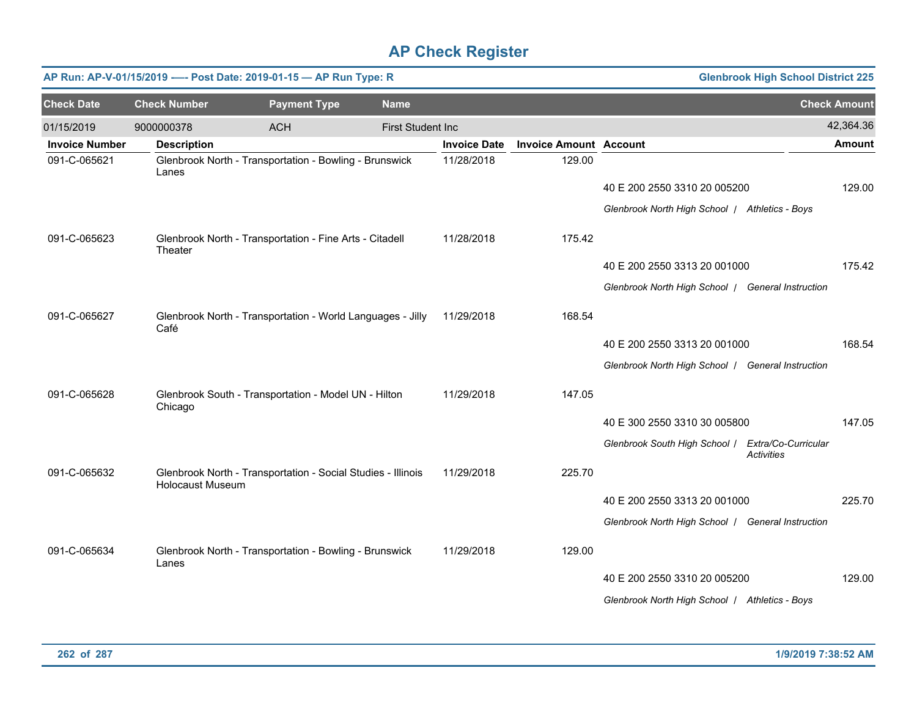# AP Check Register

**AP Run: AP-V-01/15/2019 -—- Post Date: 2019-01-15 — AP Run Type: R** | **Glenbrook High School District 225**

| Check Date | Check Number | Payment Type | Name | Check Amount |
|---|---|---|---|---|
| 01/15/2019 | 9000000378 | ACH | First Student Inc | 42,364.36 |

| Invoice Number | Description | Invoice Date | Invoice Amount | Account | Amount |
|---|---|---|---|---|---|
| 091-C-065621 | Glenbrook North - Transportation - Bowling - Brunswick Lanes | 11/28/2018 | 129.00 | | |
| | | | | 40 E 200 2550 3310 20 005200 | 129.00 |
| | | | | *Glenbrook North High School / Athletics - Boys* | |
| 091-C-065623 | Glenbrook North - Transportation - Fine Arts - Citadell Theater | 11/28/2018 | 175.42 | | |
| | | | | 40 E 200 2550 3313 20 001000 | 175.42 |
| | | | | *Glenbrook North High School / General Instruction* | |
| 091-C-065627 | Glenbrook North - Transportation - World Languages - Jilly Café | 11/29/2018 | 168.54 | | |
| | | | | 40 E 200 2550 3313 20 001000 | 168.54 |
| | | | | *Glenbrook North High School / General Instruction* | |
| 091-C-065628 | Glenbrook South - Transportation - Model UN - Hilton Chicago | 11/29/2018 | 147.05 | | |
| | | | | 40 E 300 2550 3310 30 005800 | 147.05 |
| | | | | *Glenbrook South High School / Extra/Co-Curricular Activities* | |
| 091-C-065632 | Glenbrook North - Transportation - Social Studies - Illinois Holocaust Museum | 11/29/2018 | 225.70 | | |
| | | | | 40 E 200 2550 3313 20 001000 | 225.70 |
| | | | | *Glenbrook North High School / General Instruction* | |
| 091-C-065634 | Glenbrook North - Transportation - Bowling - Brunswick Lanes | 11/29/2018 | 129.00 | | |
| | | | | 40 E 200 2550 3310 20 005200 | 129.00 |
| | | | | *Glenbrook North High School / Athletics - Boys* | |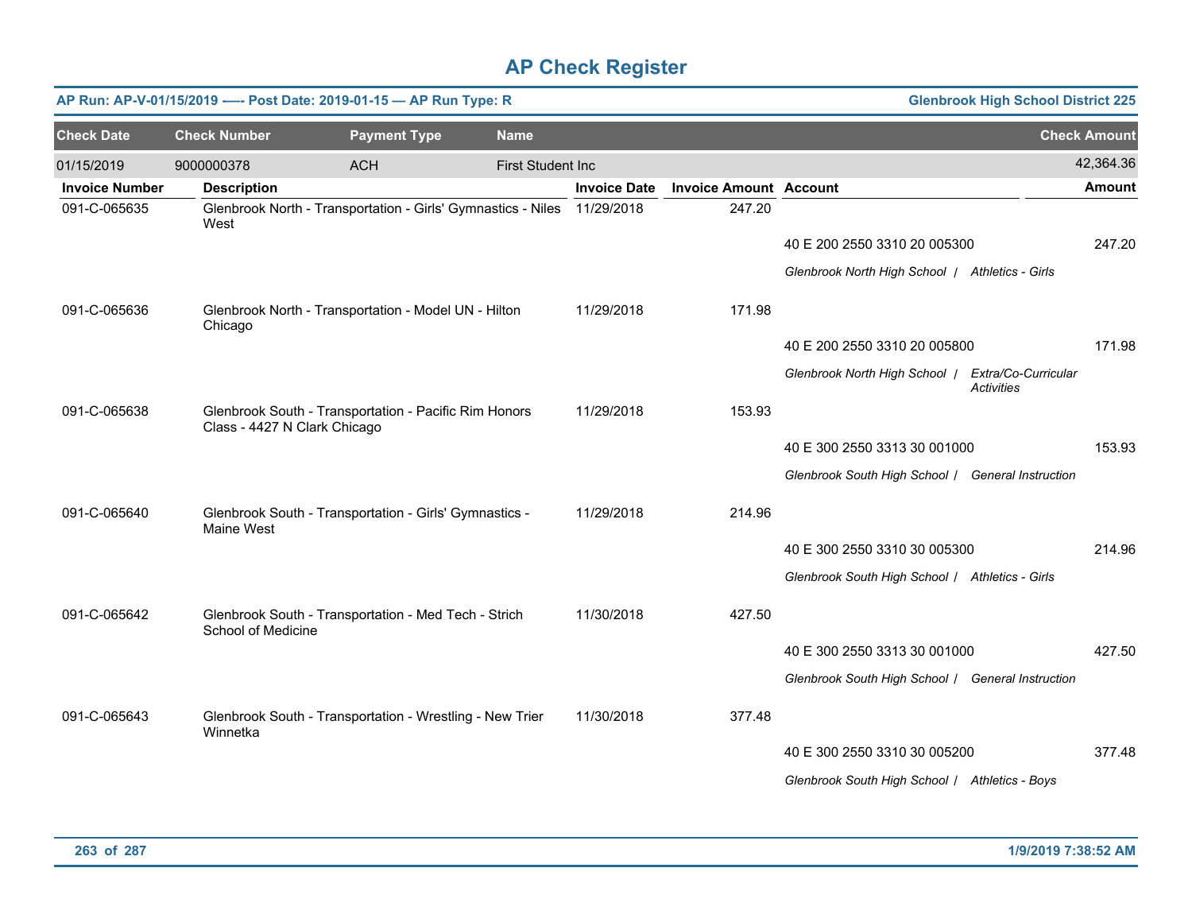# AP Check Register

**AP Run: AP-V-01/15/2019 —- Post Date: 2019-01-15 — AP Run Type: R** | **Glenbrook High School District 225**

| Check Date | Check Number | Payment Type | Name | Check Amount |
|---|---|---|---|---|
| 01/15/2019 | 9000000378 | ACH | First Student Inc | 42,364.36 |

| Invoice Number | Description | Invoice Date | Invoice Amount | Account | Amount |
|---|---|---|---|---|---|
| 091-C-065635 | Glenbrook North - Transportation - Girls' Gymnastics - Niles West | 11/29/2018 | 247.20 | | |
| | | | | 40 E 200 2550 3310 20 005300 | 247.20 |
| | | | | *Glenbrook North High School / Athletics - Girls* | |
| 091-C-065636 | Glenbrook North - Transportation - Model UN - Hilton Chicago | 11/29/2018 | 171.98 | | |
| | | | | 40 E 200 2550 3310 20 005800 | 171.98 |
| | | | | *Glenbrook North High School / Extra/Co-Curricular Activities* | |
| 091-C-065638 | Glenbrook South - Transportation - Pacific Rim Honors Class - 4427 N Clark Chicago | 11/29/2018 | 153.93 | | |
| | | | | 40 E 300 2550 3313 30 001000 | 153.93 |
| | | | | *Glenbrook South High School / General Instruction* | |
| 091-C-065640 | Glenbrook South - Transportation - Girls' Gymnastics - Maine West | 11/29/2018 | 214.96 | | |
| | | | | 40 E 300 2550 3310 30 005300 | 214.96 |
| | | | | *Glenbrook South High School / Athletics - Girls* | |
| 091-C-065642 | Glenbrook South - Transportation - Med Tech - Strich School of Medicine | 11/30/2018 | 427.50 | | |
| | | | | 40 E 300 2550 3313 30 001000 | 427.50 |
| | | | | *Glenbrook South High School / General Instruction* | |
| 091-C-065643 | Glenbrook South - Transportation - Wrestling - New Trier Winnetka | 11/30/2018 | 377.48 | | |
| | | | | 40 E 300 2550 3310 30 005200 | 377.48 |
| | | | | *Glenbrook South High School / Athletics - Boys* | |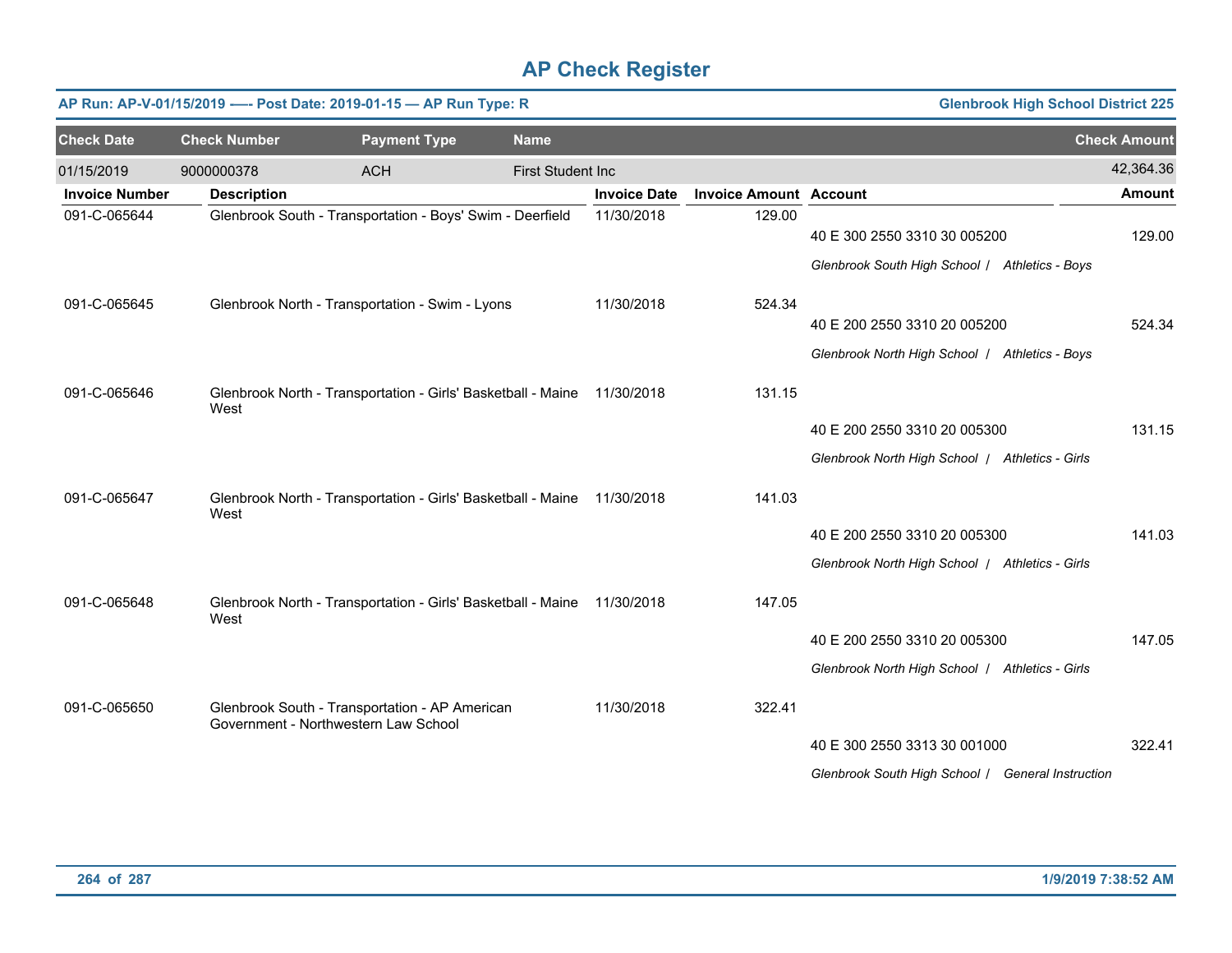# AP Check Register

**AP Run: AP-V-01/15/2019 —- Post Date: 2019-01-15 — AP Run Type: R** | **Glenbrook High School District 225**

| Check Date | Check Number | Payment Type | Name | Check Amount |
|---|---|---|---|---|
| 01/15/2019 | 9000000378 | ACH | First Student Inc | 42,364.36 |

| Invoice Number | Description | Invoice Date | Invoice Amount | Account | Amount |
|---|---|---|---|---|---|
| 091-C-065644 | Glenbrook South - Transportation - Boys' Swim - Deerfield | 11/30/2018 | 129.00 | | |
| | | | | 40 E 300 2550 3310 30 005200 | 129.00 |
| | | | | *Glenbrook South High School / Athletics - Boys* | |
| 091-C-065645 | Glenbrook North - Transportation - Swim - Lyons | 11/30/2018 | 524.34 | | |
| | | | | 40 E 200 2550 3310 20 005200 | 524.34 |
| | | | | *Glenbrook North High School / Athletics - Boys* | |
| 091-C-065646 | Glenbrook North - Transportation - Girls' Basketball - Maine West | 11/30/2018 | 131.15 | | |
| | | | | 40 E 200 2550 3310 20 005300 | 131.15 |
| | | | | *Glenbrook North High School / Athletics - Girls* | |
| 091-C-065647 | Glenbrook North - Transportation - Girls' Basketball - Maine West | 11/30/2018 | 141.03 | | |
| | | | | 40 E 200 2550 3310 20 005300 | 141.03 |
| | | | | *Glenbrook North High School / Athletics - Girls* | |
| 091-C-065648 | Glenbrook North - Transportation - Girls' Basketball - Maine West | 11/30/2018 | 147.05 | | |
| | | | | 40 E 200 2550 3310 20 005300 | 147.05 |
| | | | | *Glenbrook North High School / Athletics - Girls* | |
| 091-C-065650 | Glenbrook South - Transportation - AP American Government - Northwestern Law School | 11/30/2018 | 322.41 | | |
| | | | | 40 E 300 2550 3313 30 001000 | 322.41 |
| | | | | *Glenbrook South High School / General Instruction* | |

1/9/2019 7:38:52 AM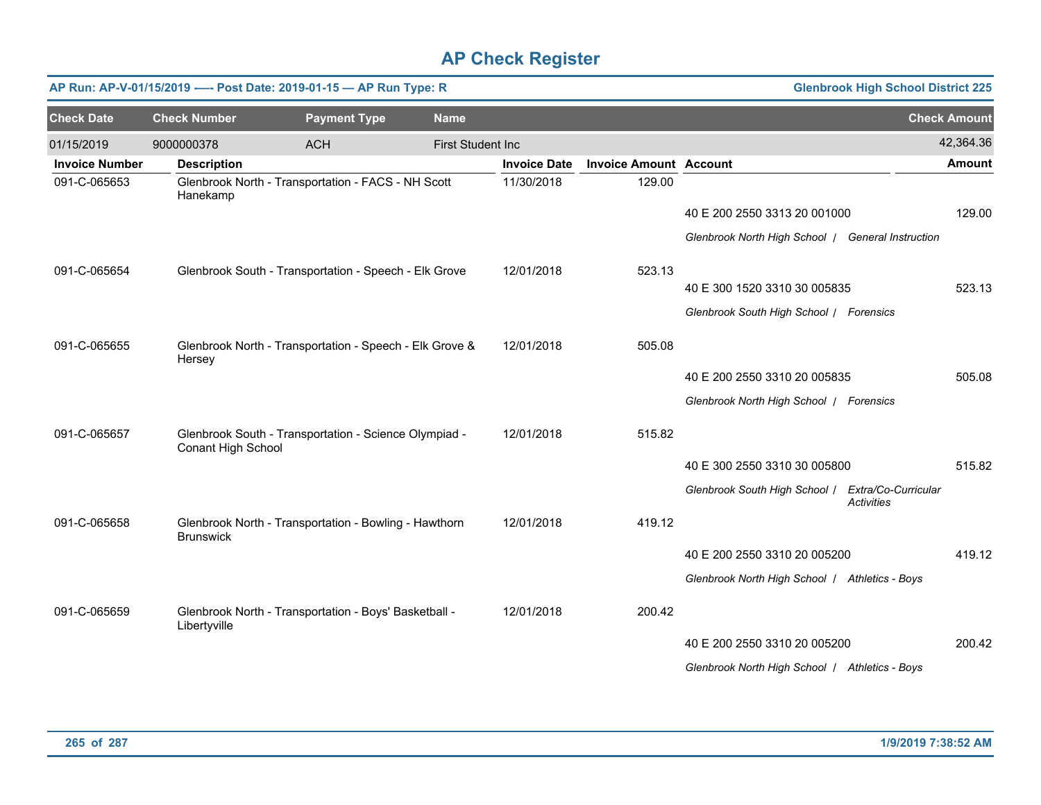# AP Check Register

**AP Run: AP-V-01/15/2019 —- Post Date: 2019-01-15 — AP Run Type: R** | **Glenbrook High School District 225**

| Check Date | Check Number | Payment Type | Name | Check Amount |
|---|---|---|---|---|
| 01/15/2019 | 9000000378 | ACH | First Student Inc | 42,364.36 |

| Invoice Number | Description | Invoice Date | Invoice Amount | Account | Amount |
|---|---|---|---|---|---|
| 091-C-065653 | Glenbrook North - Transportation - FACS - NH Scott Hanekamp | 11/30/2018 | 129.00 | | |
| | | | | 40 E 200 2550 3313 20 001000 | 129.00 |
| | | | | *Glenbrook North High School / General Instruction* | |
| 091-C-065654 | Glenbrook South - Transportation - Speech - Elk Grove | 12/01/2018 | 523.13 | | |
| | | | | 40 E 300 1520 3310 30 005835 | 523.13 |
| | | | | *Glenbrook South High School / Forensics* | |
| 091-C-065655 | Glenbrook North - Transportation - Speech - Elk Grove & Hersey | 12/01/2018 | 505.08 | | |
| | | | | 40 E 200 2550 3310 20 005835 | 505.08 |
| | | | | *Glenbrook North High School / Forensics* | |
| 091-C-065657 | Glenbrook South - Transportation - Science Olympiad - Conant High School | 12/01/2018 | 515.82 | | |
| | | | | 40 E 300 2550 3310 30 005800 | 515.82 |
| | | | | *Glenbrook South High School / Extra/Co-Curricular Activities* | |
| 091-C-065658 | Glenbrook North - Transportation - Bowling - Hawthorn Brunswick | 12/01/2018 | 419.12 | | |
| | | | | 40 E 200 2550 3310 20 005200 | 419.12 |
| | | | | *Glenbrook North High School / Athletics - Boys* | |
| 091-C-065659 | Glenbrook North - Transportation - Boys' Basketball - Libertyville | 12/01/2018 | 200.42 | | |
| | | | | 40 E 200 2550 3310 20 005200 | 200.42 |
| | | | | *Glenbrook North High School / Athletics - Boys* | |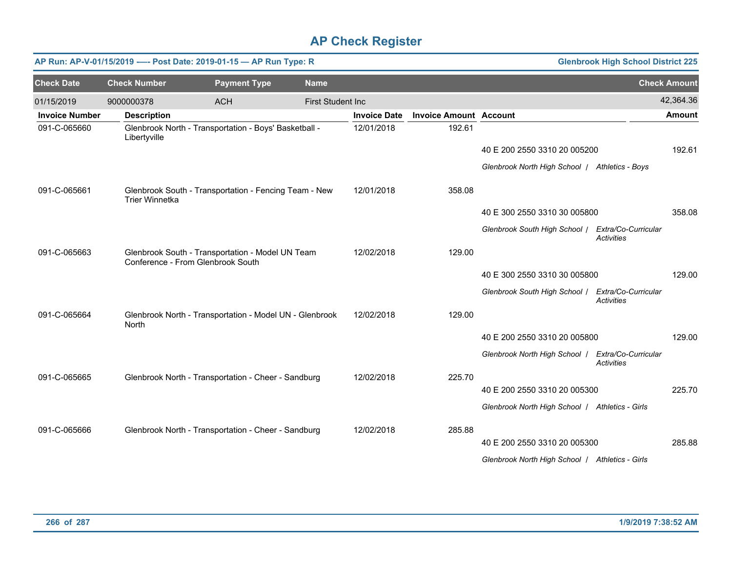# AP Check Register

**AP Run: AP-V-01/15/2019 -—- Post Date: 2019-01-15 — AP Run Type: R** **Glenbrook High School District 225**

| Check Date | Check Number | Payment Type | Name | Check Amount |
|---|---|---|---|---|
| 01/15/2019 | 9000000378 | ACH | First Student Inc | 42,364.36 |

| Invoice Number | Description | Invoice Date | Invoice Amount | Account | Amount |
|---|---|---|---|---|---|
| 091-C-065660 | Glenbrook North - Transportation - Boys' Basketball - Libertyville | 12/01/2018 | 192.61 | | |
| | | | | 40 E 200 2550 3310 20 005200 | 192.61 |
| | | | | *Glenbrook North High School / Athletics - Boys* | |
| 091-C-065661 | Glenbrook South - Transportation - Fencing Team - New Trier Winnetka | 12/01/2018 | 358.08 | | |
| | | | | 40 E 300 2550 3310 30 005800 | 358.08 |
| | | | | *Glenbrook South High School / Extra/Co-Curricular Activities* | |
| 091-C-065663 | Glenbrook South - Transportation - Model UN Team Conference - From Glenbrook South | 12/02/2018 | 129.00 | | |
| | | | | 40 E 300 2550 3310 30 005800 | 129.00 |
| | | | | *Glenbrook South High School / Extra/Co-Curricular Activities* | |
| 091-C-065664 | Glenbrook North - Transportation - Model UN - Glenbrook North | 12/02/2018 | 129.00 | | |
| | | | | 40 E 200 2550 3310 20 005800 | 129.00 |
| | | | | *Glenbrook North High School / Extra/Co-Curricular Activities* | |
| 091-C-065665 | Glenbrook North - Transportation - Cheer - Sandburg | 12/02/2018 | 225.70 | | |
| | | | | 40 E 200 2550 3310 20 005300 | 225.70 |
| | | | | *Glenbrook North High School / Athletics - Girls* | |
| 091-C-065666 | Glenbrook North - Transportation - Cheer - Sandburg | 12/02/2018 | 285.88 | | |
| | | | | 40 E 200 2550 3310 20 005300 | 285.88 |
| | | | | *Glenbrook North High School / Athletics - Girls* | |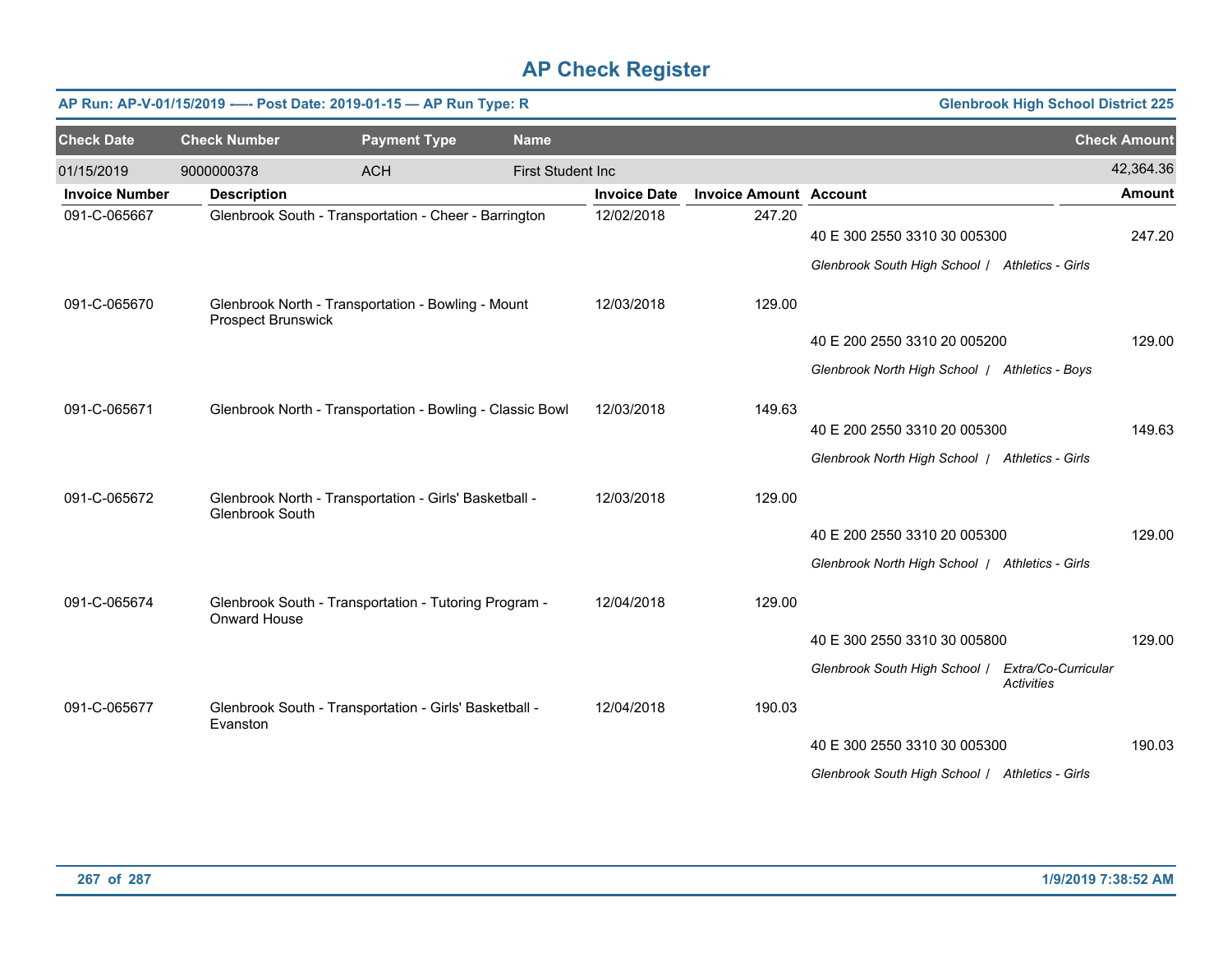# AP Check Register

**AP Run: AP-V-01/15/2019 -—- Post Date: 2019-01-15 — AP Run Type: R** | **Glenbrook High School District 225**

| Check Date | Check Number | Payment Type | Name | Check Amount |
|---|---|---|---|---|
| 01/15/2019 | 9000000378 | ACH | First Student Inc | 42,364.36 |

| Invoice Number | Description | Invoice Date | Invoice Amount | Account | Amount |
|---|---|---|---|---|---|
| 091-C-065667 | Glenbrook South - Transportation - Cheer - Barrington | 12/02/2018 | 247.20 | | |
| | | | | 40 E 300 2550 3310 30 005300 | 247.20 |
| | | | | *Glenbrook South High School / Athletics - Girls* | |
| 091-C-065670 | Glenbrook North - Transportation - Bowling - Mount Prospect Brunswick | 12/03/2018 | 129.00 | | |
| | | | | 40 E 200 2550 3310 20 005200 | 129.00 |
| | | | | *Glenbrook North High School / Athletics - Boys* | |
| 091-C-065671 | Glenbrook North - Transportation - Bowling - Classic Bowl | 12/03/2018 | 149.63 | | |
| | | | | 40 E 200 2550 3310 20 005300 | 149.63 |
| | | | | *Glenbrook North High School / Athletics - Girls* | |
| 091-C-065672 | Glenbrook North - Transportation - Girls' Basketball - Glenbrook South | 12/03/2018 | 129.00 | | |
| | | | | 40 E 200 2550 3310 20 005300 | 129.00 |
| | | | | *Glenbrook North High School / Athletics - Girls* | |
| 091-C-065674 | Glenbrook South - Transportation - Tutoring Program - Onward House | 12/04/2018 | 129.00 | | |
| | | | | 40 E 300 2550 3310 30 005800 | 129.00 |
| | | | | *Glenbrook South High School / Extra/Co-Curricular Activities* | |
| 091-C-065677 | Glenbrook South - Transportation - Girls' Basketball - Evanston | 12/04/2018 | 190.03 | | |
| | | | | 40 E 300 2550 3310 30 005300 | 190.03 |
| | | | | *Glenbrook South High School / Athletics - Girls* | |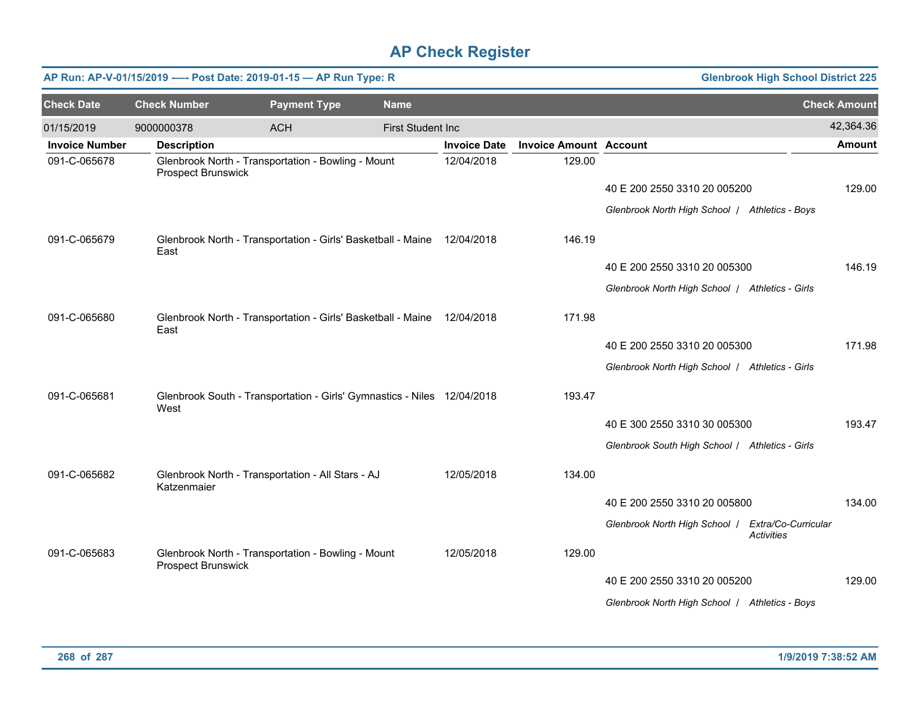# AP Check Register

**AP Run: AP-V-01/15/2019 -—- Post Date: 2019-01-15 — AP Run Type: R** | **Glenbrook High School District 225**

| Check Date | Check Number | Payment Type | Name | Check Amount |
|---|---|---|---|---|
| 01/15/2019 | 9000000378 | ACH | First Student Inc | 42,364.36 |

| Invoice Number | Description | Invoice Date | Invoice Amount | Account | Amount |
|---|---|---|---|---|---|
| 091-C-065678 | Glenbrook North - Transportation - Bowling - Mount Prospect Brunswick | 12/04/2018 | 129.00 | | |
| | | | | 40 E 200 2550 3310 20 005200 | 129.00 |
| | | | | *Glenbrook North High School / Athletics - Boys* | |
| 091-C-065679 | Glenbrook North - Transportation - Girls' Basketball - Maine East | 12/04/2018 | 146.19 | | |
| | | | | 40 E 200 2550 3310 20 005300 | 146.19 |
| | | | | *Glenbrook North High School / Athletics - Girls* | |
| 091-C-065680 | Glenbrook North - Transportation - Girls' Basketball - Maine East | 12/04/2018 | 171.98 | | |
| | | | | 40 E 200 2550 3310 20 005300 | 171.98 |
| | | | | *Glenbrook North High School / Athletics - Girls* | |
| 091-C-065681 | Glenbrook South - Transportation - Girls' Gymnastics - Niles West | 12/04/2018 | 193.47 | | |
| | | | | 40 E 300 2550 3310 30 005300 | 193.47 |
| | | | | *Glenbrook South High School / Athletics - Girls* | |
| 091-C-065682 | Glenbrook North - Transportation - All Stars - AJ Katzenmaier | 12/05/2018 | 134.00 | | |
| | | | | 40 E 200 2550 3310 20 005800 | 134.00 |
| | | | | *Glenbrook North High School / Extra/Co-Curricular Activities* | |
| 091-C-065683 | Glenbrook North - Transportation - Bowling - Mount Prospect Brunswick | 12/05/2018 | 129.00 | | |
| | | | | 40 E 200 2550 3310 20 005200 | 129.00 |
| | | | | *Glenbrook North High School / Athletics - Boys* | |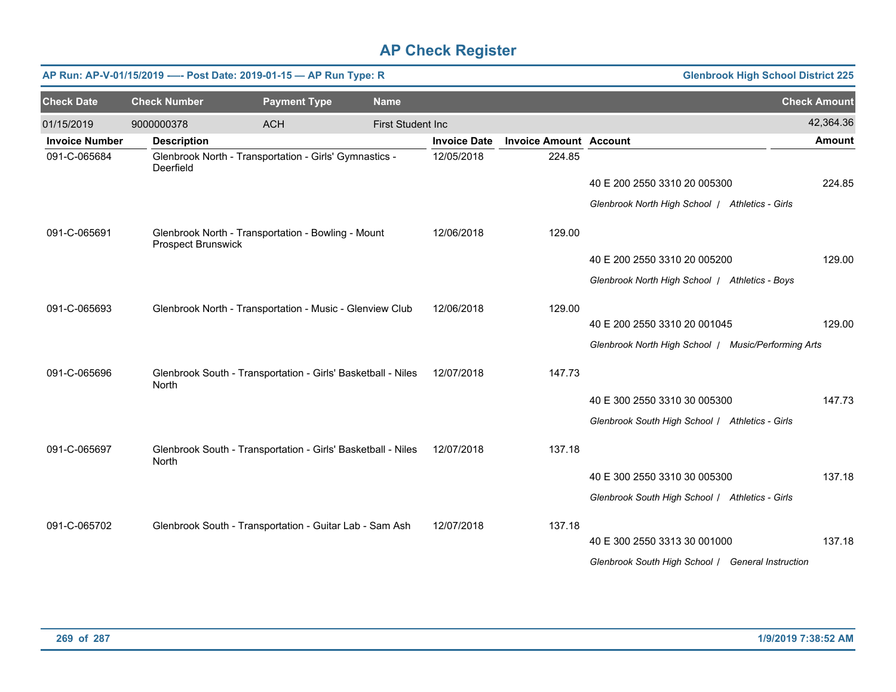# AP Check Register

**AP Run: AP-V-01/15/2019 -—- Post Date: 2019-01-15 — AP Run Type: R** | **Glenbrook High School District 225**

| Check Date | Check Number | Payment Type | Name | Check Amount |
|---|---|---|---|---|
| 01/15/2019 | 9000000378 | ACH | First Student Inc | 42,364.36 |

| Invoice Number | Description | Invoice Date | Invoice Amount | Account | Amount |
|---|---|---|---|---|---|
| 091-C-065684 | Glenbrook North - Transportation - Girls' Gymnastics - Deerfield | 12/05/2018 | 224.85 | | |
| | | | | 40 E 200 2550 3310 20 005300 | 224.85 |
| | | | | *Glenbrook North High School / Athletics - Girls* | |
| 091-C-065691 | Glenbrook North - Transportation - Bowling - Mount Prospect Brunswick | 12/06/2018 | 129.00 | | |
| | | | | 40 E 200 2550 3310 20 005200 | 129.00 |
| | | | | *Glenbrook North High School / Athletics - Boys* | |
| 091-C-065693 | Glenbrook North - Transportation - Music - Glenview Club | 12/06/2018 | 129.00 | | |
| | | | | 40 E 200 2550 3310 20 001045 | 129.00 |
| | | | | *Glenbrook North High School / Music/Performing Arts* | |
| 091-C-065696 | Glenbrook South - Transportation - Girls' Basketball - Niles North | 12/07/2018 | 147.73 | | |
| | | | | 40 E 300 2550 3310 30 005300 | 147.73 |
| | | | | *Glenbrook South High School / Athletics - Girls* | |
| 091-C-065697 | Glenbrook South - Transportation - Girls' Basketball - Niles North | 12/07/2018 | 137.18 | | |
| | | | | 40 E 300 2550 3310 30 005300 | 137.18 |
| | | | | *Glenbrook South High School / Athletics - Girls* | |
| 091-C-065702 | Glenbrook South - Transportation - Guitar Lab - Sam Ash | 12/07/2018 | 137.18 | | |
| | | | | 40 E 300 2550 3313 30 001000 | 137.18 |
| | | | | *Glenbrook South High School / General Instruction* | |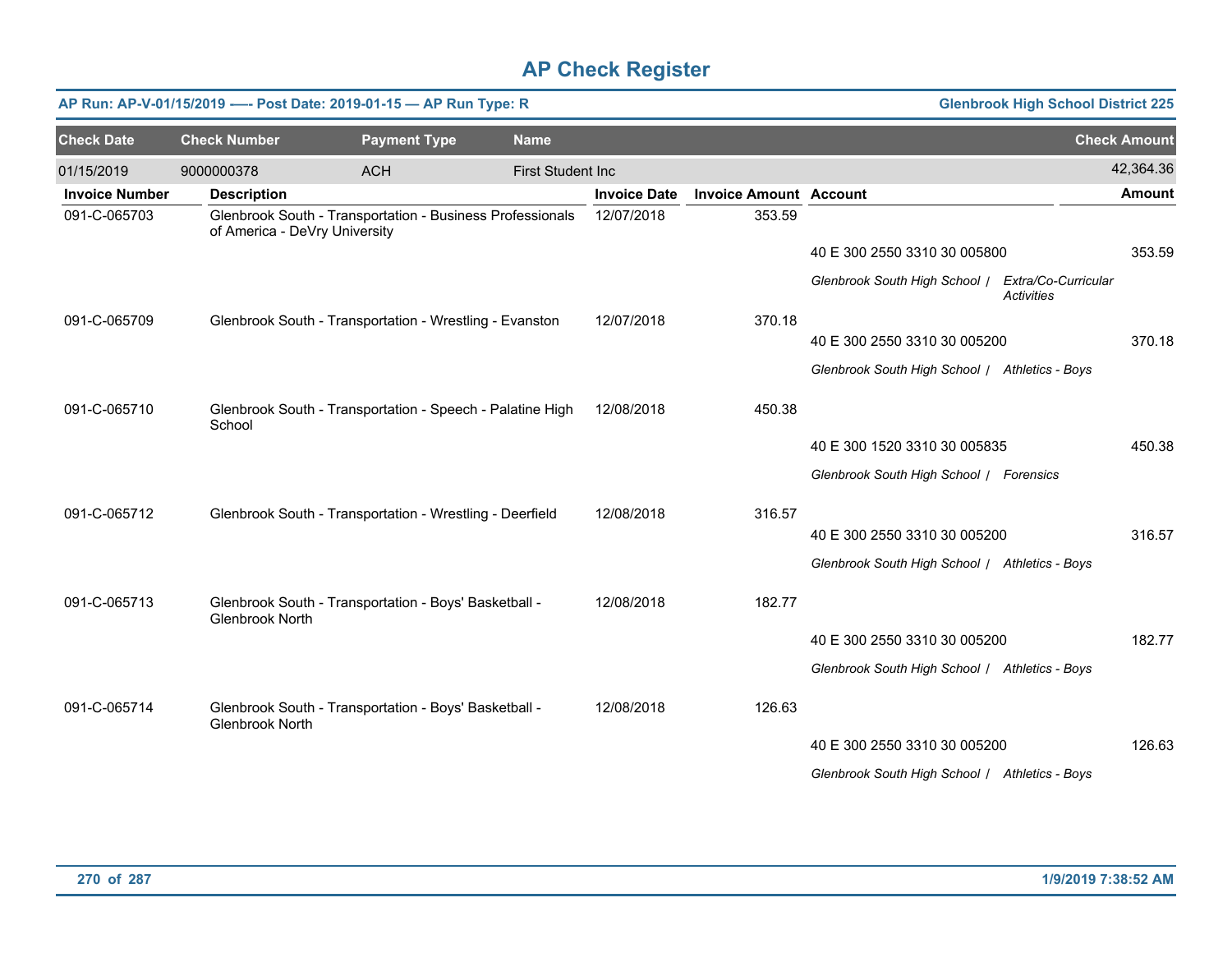# AP Check Register

**AP Run: AP-V-01/15/2019 -—- Post Date: 2019-01-15 — AP Run Type: R** | **Glenbrook High School District 225**

| Check Date | Check Number | Payment Type | Name | Check Amount |
|---|---|---|---|---|
| 01/15/2019 | 9000000378 | ACH | First Student Inc | 42,364.36 |

| Invoice Number | Description | Invoice Date | Invoice Amount | Account | Amount |
|---|---|---|---|---|---|
| 091-C-065703 | Glenbrook South - Transportation - Business Professionals of America - DeVry University | 12/07/2018 | 353.59 | | |
| | | | | 40 E 300 2550 3310 30 005800 | 353.59 |
| | | | | *Glenbrook South High School \| Extra/Co-Curricular Activities* | |
| 091-C-065709 | Glenbrook South - Transportation - Wrestling - Evanston | 12/07/2018 | 370.18 | | |
| | | | | 40 E 300 2550 3310 30 005200 | 370.18 |
| | | | | *Glenbrook South High School \| Athletics - Boys* | |
| 091-C-065710 | Glenbrook South - Transportation - Speech - Palatine High School | 12/08/2018 | 450.38 | | |
| | | | | 40 E 300 1520 3310 30 005835 | 450.38 |
| | | | | *Glenbrook South High School \| Forensics* | |
| 091-C-065712 | Glenbrook South - Transportation - Wrestling - Deerfield | 12/08/2018 | 316.57 | | |
| | | | | 40 E 300 2550 3310 30 005200 | 316.57 |
| | | | | *Glenbrook South High School \| Athletics - Boys* | |
| 091-C-065713 | Glenbrook South - Transportation - Boys' Basketball - Glenbrook North | 12/08/2018 | 182.77 | | |
| | | | | 40 E 300 2550 3310 30 005200 | 182.77 |
| | | | | *Glenbrook South High School \| Athletics - Boys* | |
| 091-C-065714 | Glenbrook South - Transportation - Boys' Basketball - Glenbrook North | 12/08/2018 | 126.63 | | |
| | | | | 40 E 300 2550 3310 30 005200 | 126.63 |
| | | | | *Glenbrook South High School \| Athletics - Boys* | |

1/9/2019 7:38:52 AM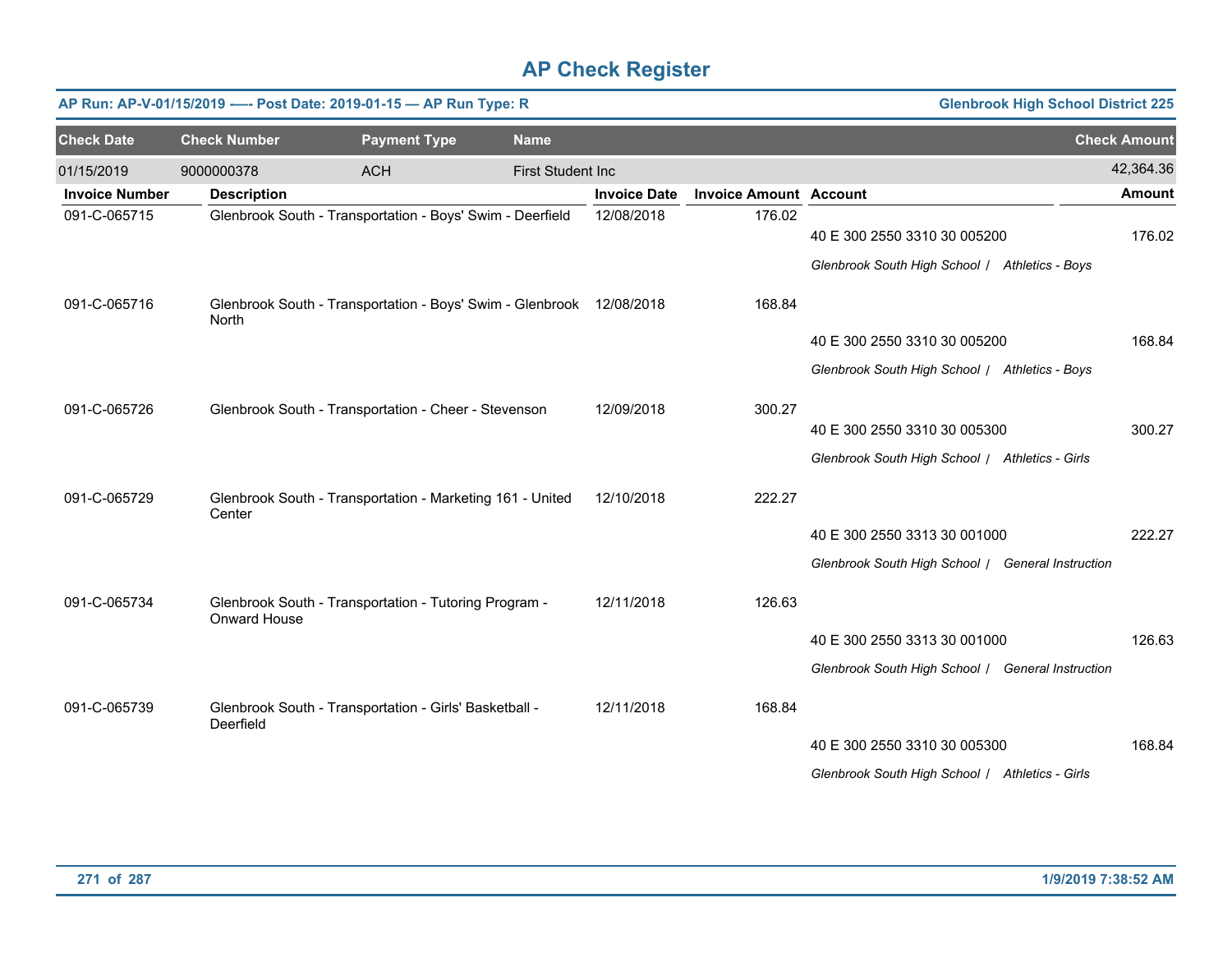# AP Check Register

**AP Run: AP-V-01/15/2019 —- Post Date: 2019-01-15 — AP Run Type: R** | **Glenbrook High School District 225**

| Check Date | Check Number | Payment Type | Name | Check Amount |
|---|---|---|---|---|
| 01/15/2019 | 9000000378 | ACH | First Student Inc | 42,364.36 |

| Invoice Number | Description | Invoice Date | Invoice Amount | Account | Amount |
|---|---|---|---|---|---|
| 091-C-065715 | Glenbrook South - Transportation - Boys' Swim - Deerfield | 12/08/2018 | 176.02 | 40 E 300 2550 3310 30 005200 | 176.02 |
| | | | | *Glenbrook South High School / Athletics - Boys* | |
| 091-C-065716 | Glenbrook South - Transportation - Boys' Swim - Glenbrook North | 12/08/2018 | 168.84 | 40 E 300 2550 3310 30 005200 | 168.84 |
| | | | | *Glenbrook South High School / Athletics - Boys* | |
| 091-C-065726 | Glenbrook South - Transportation - Cheer - Stevenson | 12/09/2018 | 300.27 | 40 E 300 2550 3310 30 005300 | 300.27 |
| | | | | *Glenbrook South High School / Athletics - Girls* | |
| 091-C-065729 | Glenbrook South - Transportation - Marketing 161 - United Center | 12/10/2018 | 222.27 | 40 E 300 2550 3313 30 001000 | 222.27 |
| | | | | *Glenbrook South High School / General Instruction* | |
| 091-C-065734 | Glenbrook South - Transportation - Tutoring Program - Onward House | 12/11/2018 | 126.63 | 40 E 300 2550 3313 30 001000 | 126.63 |
| | | | | *Glenbrook South High School / General Instruction* | |
| 091-C-065739 | Glenbrook South - Transportation - Girls' Basketball - Deerfield | 12/11/2018 | 168.84 | 40 E 300 2550 3310 30 005300 | 168.84 |
| | | | | *Glenbrook South High School / Athletics - Girls* | |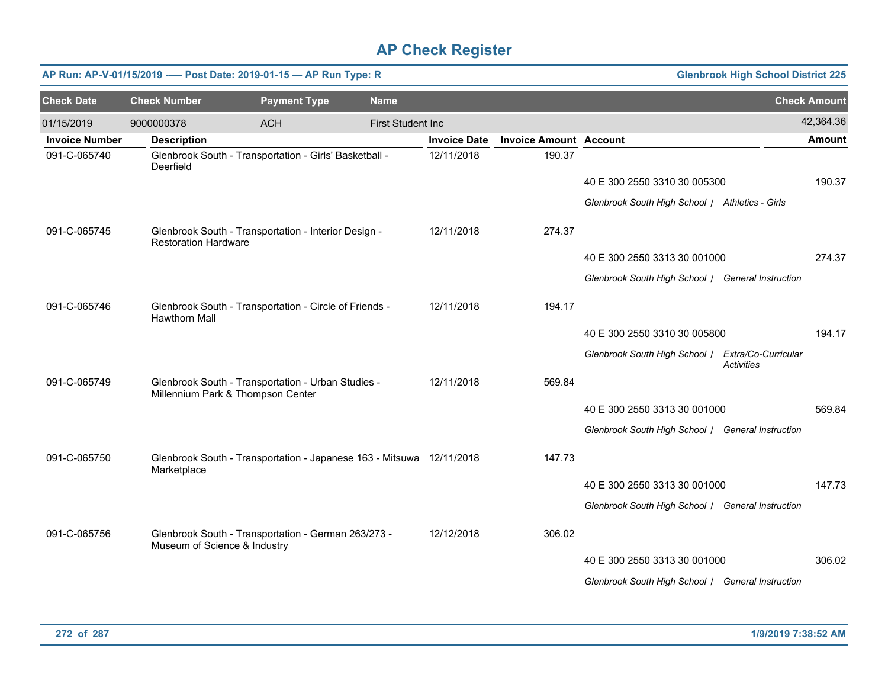# AP Check Register

**AP Run: AP-V-01/15/2019 -— Post Date: 2019-01-15 — AP Run Type: R** | **Glenbrook High School District 225**

| Check Date | Check Number | Payment Type | Name | Check Amount |
|---|---|---|---|---|
| 01/15/2019 | 9000000378 | ACH | First Student Inc | 42,364.36 |

| Invoice Number | Description | Invoice Date | Invoice Amount | Account | Amount |
|---|---|---|---|---|---|
| 091-C-065740 | Glenbrook South - Transportation - Girls' Basketball - Deerfield | 12/11/2018 | 190.37 | | |
| | | | | 40 E 300 2550 3310 30 005300 | 190.37 |
| | | | | *Glenbrook South High School / Athletics - Girls* | |
| 091-C-065745 | Glenbrook South - Transportation - Interior Design - Restoration Hardware | 12/11/2018 | 274.37 | | |
| | | | | 40 E 300 2550 3313 30 001000 | 274.37 |
| | | | | *Glenbrook South High School / General Instruction* | |
| 091-C-065746 | Glenbrook South - Transportation - Circle of Friends - Hawthorn Mall | 12/11/2018 | 194.17 | | |
| | | | | 40 E 300 2550 3310 30 005800 | 194.17 |
| | | | | *Glenbrook South High School / Extra/Co-Curricular Activities* | |
| 091-C-065749 | Glenbrook South - Transportation - Urban Studies - Millennium Park & Thompson Center | 12/11/2018 | 569.84 | | |
| | | | | 40 E 300 2550 3313 30 001000 | 569.84 |
| | | | | *Glenbrook South High School / General Instruction* | |
| 091-C-065750 | Glenbrook South - Transportation - Japanese 163 - Mitsuwa Marketplace | 12/11/2018 | 147.73 | | |
| | | | | 40 E 300 2550 3313 30 001000 | 147.73 |
| | | | | *Glenbrook South High School / General Instruction* | |
| 091-C-065756 | Glenbrook South - Transportation - German 263/273 - Museum of Science & Industry | 12/12/2018 | 306.02 | | |
| | | | | 40 E 300 2550 3313 30 001000 | 306.02 |
| | | | | *Glenbrook South High School / General Instruction* | |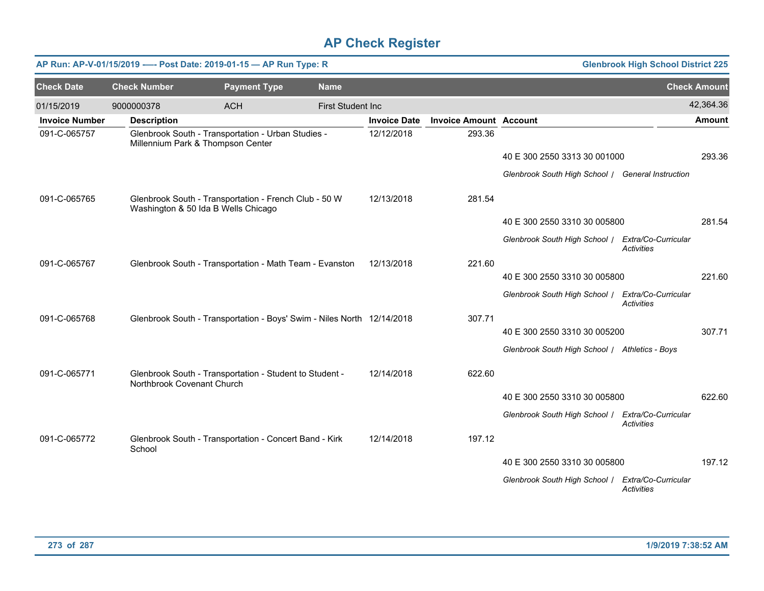# AP Check Register

**AP Run: AP-V-01/15/2019 -—- Post Date: 2019-01-15 — AP Run Type: R** | **Glenbrook High School District 225**

| Check Date | Check Number | Payment Type | Name | Check Amount |
|---|---|---|---|---|
| 01/15/2019 | 9000000378 | ACH | First Student Inc | 42,364.36 |

| Invoice Number | Description | Invoice Date | Invoice Amount | Account | Amount |
|---|---|---|---|---|---|
| 091-C-065757 | Glenbrook South - Transportation - Urban Studies - Millennium Park & Thompson Center | 12/12/2018 | 293.36 | | |
| | | | | 40 E 300 2550 3313 30 001000 | 293.36 |
| | | | | *Glenbrook South High School / General Instruction* | |
| 091-C-065765 | Glenbrook South - Transportation - French Club - 50 W Washington & 50 Ida B Wells Chicago | 12/13/2018 | 281.54 | | |
| | | | | 40 E 300 2550 3310 30 005800 | 281.54 |
| | | | | *Glenbrook South High School / Extra/Co-Curricular Activities* | |
| 091-C-065767 | Glenbrook South - Transportation - Math Team - Evanston | 12/13/2018 | 221.60 | | |
| | | | | 40 E 300 2550 3310 30 005800 | 221.60 |
| | | | | *Glenbrook South High School / Extra/Co-Curricular Activities* | |
| 091-C-065768 | Glenbrook South - Transportation - Boys' Swim - Niles North | 12/14/2018 | 307.71 | | |
| | | | | 40 E 300 2550 3310 30 005200 | 307.71 |
| | | | | *Glenbrook South High School / Athletics - Boys* | |
| 091-C-065771 | Glenbrook South - Transportation - Student to Student - Northbrook Covenant Church | 12/14/2018 | 622.60 | | |
| | | | | 40 E 300 2550 3310 30 005800 | 622.60 |
| | | | | *Glenbrook South High School / Extra/Co-Curricular Activities* | |
| 091-C-065772 | Glenbrook South - Transportation - Concert Band - Kirk School | 12/14/2018 | 197.12 | | |
| | | | | 40 E 300 2550 3310 30 005800 | 197.12 |
| | | | | *Glenbrook South High School / Extra/Co-Curricular Activities* | |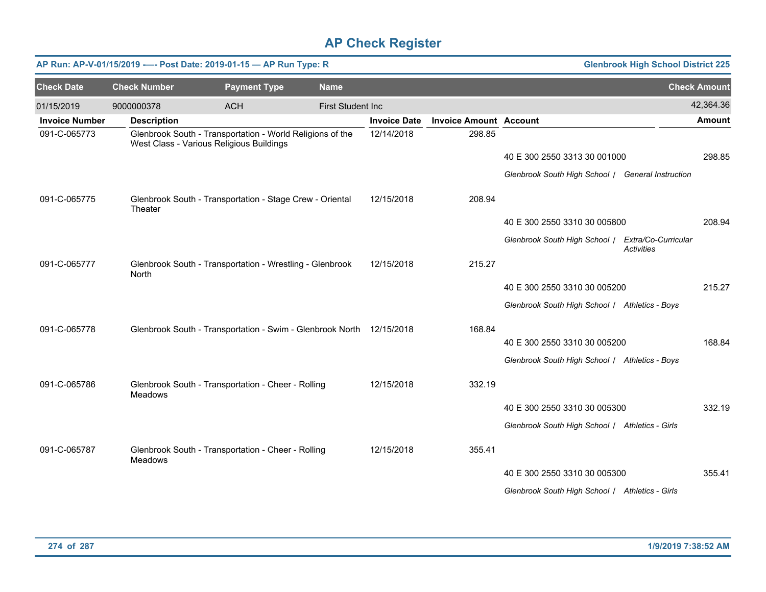# AP Check Register

**AP Run: AP-V-01/15/2019 -—- Post Date: 2019-01-15 — AP Run Type: R** | **Glenbrook High School District 225**

| Check Date | Check Number | Payment Type | Name | Check Amount |
|---|---|---|---|---|
| 01/15/2019 | 9000000378 | ACH | First Student Inc | 42,364.36 |

| Invoice Number | Description | Invoice Date | Invoice Amount | Account | Amount |
|---|---|---|---|---|---|
| 091-C-065773 | Glenbrook South - Transportation - World Religions of the West Class - Various Religious Buildings | 12/14/2018 | 298.85 | | |
| | | | | 40 E 300 2550 3313 30 001000 | 298.85 |
| | | | | *Glenbrook South High School / General Instruction* | |
| 091-C-065775 | Glenbrook South - Transportation - Stage Crew - Oriental Theater | 12/15/2018 | 208.94 | | |
| | | | | 40 E 300 2550 3310 30 005800 | 208.94 |
| | | | | *Glenbrook South High School / Extra/Co-Curricular Activities* | |
| 091-C-065777 | Glenbrook South - Transportation - Wrestling - Glenbrook North | 12/15/2018 | 215.27 | | |
| | | | | 40 E 300 2550 3310 30 005200 | 215.27 |
| | | | | *Glenbrook South High School / Athletics - Boys* | |
| 091-C-065778 | Glenbrook South - Transportation - Swim - Glenbrook North | 12/15/2018 | 168.84 | | |
| | | | | 40 E 300 2550 3310 30 005200 | 168.84 |
| | | | | *Glenbrook South High School / Athletics - Boys* | |
| 091-C-065786 | Glenbrook South - Transportation - Cheer - Rolling Meadows | 12/15/2018 | 332.19 | | |
| | | | | 40 E 300 2550 3310 30 005300 | 332.19 |
| | | | | *Glenbrook South High School / Athletics - Girls* | |
| 091-C-065787 | Glenbrook South - Transportation - Cheer - Rolling Meadows | 12/15/2018 | 355.41 | | |
| | | | | 40 E 300 2550 3310 30 005300 | 355.41 |
| | | | | *Glenbrook South High School / Athletics - Girls* | |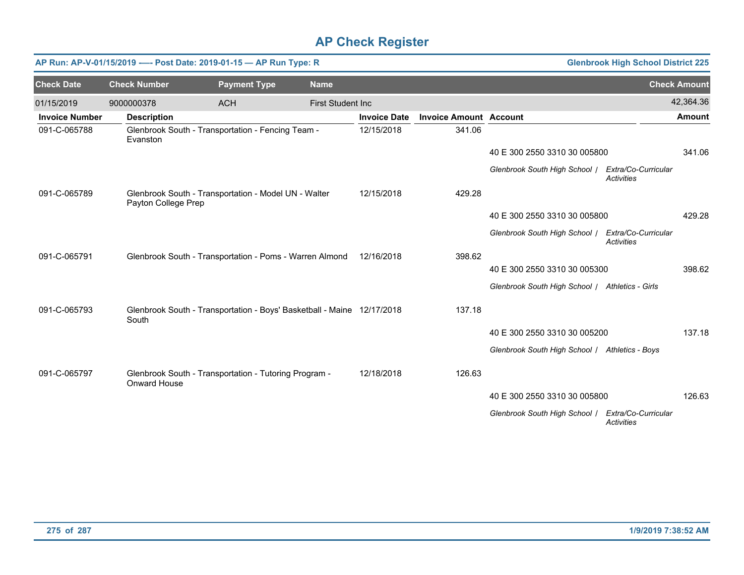# AP Check Register

**AP Run: AP-V-01/15/2019 -—- Post Date: 2019-01-15 — AP Run Type: R** **Glenbrook High School District 225**

| Check Date | Check Number | Payment Type | Name | Check Amount |
|---|---|---|---|---|
| 01/15/2019 | 9000000378 | ACH | First Student Inc | 42,364.36 |

| Invoice Number | Description | Invoice Date | Invoice Amount | Account | Amount |
|---|---|---|---|---|---|
| 091-C-065788 | Glenbrook South - Transportation - Fencing Team - Evanston | 12/15/2018 | 341.06 | | |
| | | | | 40 E 300 2550 3310 30 005800 | 341.06 |
| | | | | *Glenbrook South High School / Extra/Co-Curricular Activities* | |
| 091-C-065789 | Glenbrook South - Transportation - Model UN - Walter Payton College Prep | 12/15/2018 | 429.28 | | |
| | | | | 40 E 300 2550 3310 30 005800 | 429.28 |
| | | | | *Glenbrook South High School / Extra/Co-Curricular Activities* | |
| 091-C-065791 | Glenbrook South - Transportation - Poms - Warren Almond | 12/16/2018 | 398.62 | | |
| | | | | 40 E 300 2550 3310 30 005300 | 398.62 |
| | | | | *Glenbrook South High School / Athletics - Girls* | |
| 091-C-065793 | Glenbrook South - Transportation - Boys' Basketball - Maine South | 12/17/2018 | 137.18 | | |
| | | | | 40 E 300 2550 3310 30 005200 | 137.18 |
| | | | | *Glenbrook South High School / Athletics - Boys* | |
| 091-C-065797 | Glenbrook South - Transportation - Tutoring Program - Onward House | 12/18/2018 | 126.63 | | |
| | | | | 40 E 300 2550 3310 30 005800 | 126.63 |
| | | | | *Glenbrook South High School / Extra/Co-Curricular Activities* | |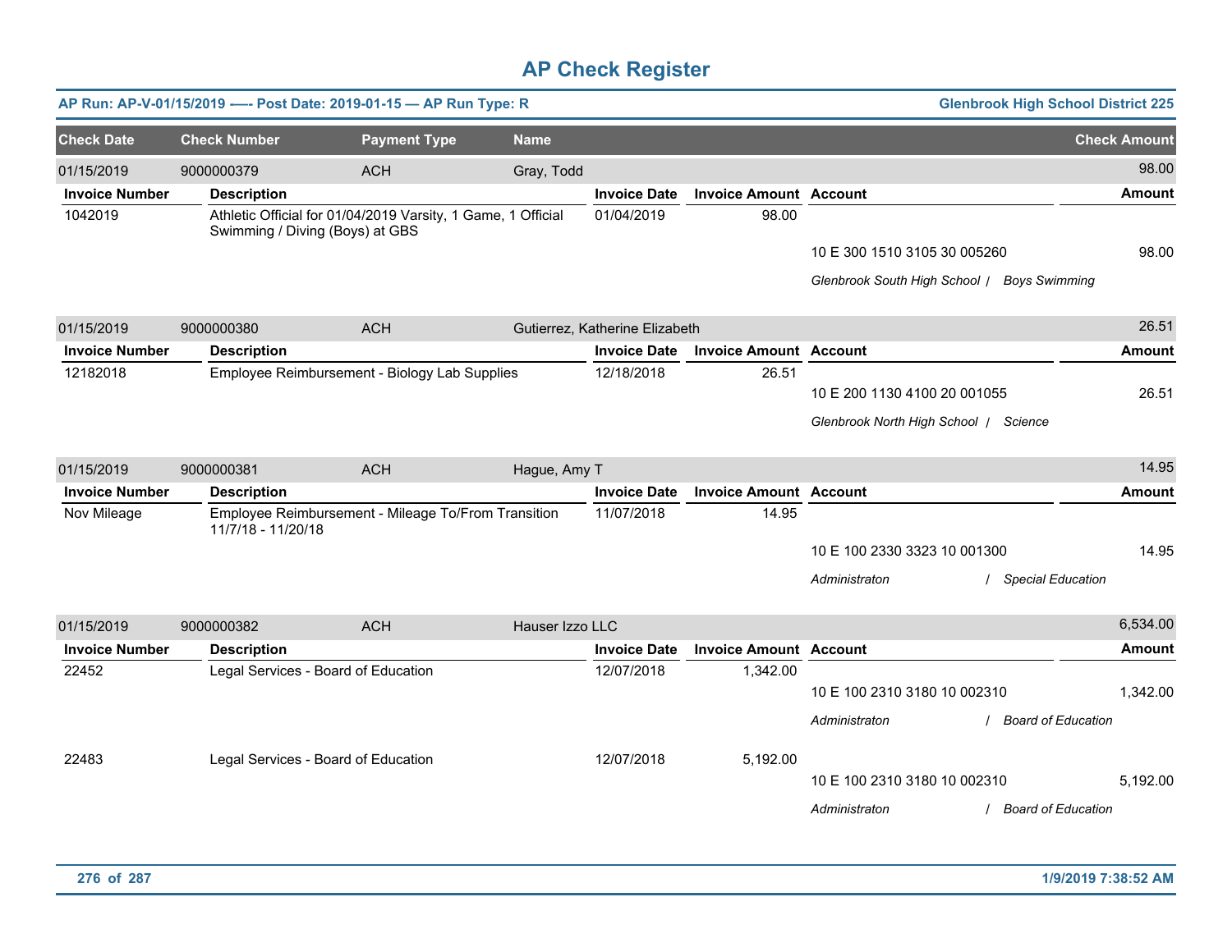# AP Check Register

**AP Run: AP-V-01/15/2019 —- Post Date: 2019-01-15 — AP Run Type: R** | **Glenbrook High School District 225**

| Check Date | Check Number | Payment Type | Name | Check Amount |
|---|---|---|---|---|
| 01/15/2019 | 9000000379 | ACH | Gray, Todd | 98.00 |

| Invoice Number | Description | Invoice Date | Invoice Amount | Account | Amount |
|---|---|---|---|---|---|
| 1042019 | Athletic Official for 01/04/2019 Varsity, 1 Game, 1 Official Swimming / Diving (Boys) at GBS | 01/04/2019 | 98.00 | | |
| | | | | 10 E 300 1510 3105 30 005260 | 98.00 |
| | | | | *Glenbrook South High School / Boys Swimming* | |

| Check Date | Check Number | Payment Type | Name | Check Amount |
|---|---|---|---|---|
| 01/15/2019 | 9000000380 | ACH | Gutierrez, Katherine Elizabeth | 26.51 |

| Invoice Number | Description | Invoice Date | Invoice Amount | Account | Amount |
|---|---|---|---|---|---|
| 12182018 | Employee Reimbursement - Biology Lab Supplies | 12/18/2018 | 26.51 | | |
| | | | | 10 E 200 1130 4100 20 001055 | 26.51 |
| | | | | *Glenbrook North High School / Science* | |

| Check Date | Check Number | Payment Type | Name | Check Amount |
|---|---|---|---|---|
| 01/15/2019 | 9000000381 | ACH | Hague, Amy T | 14.95 |

| Invoice Number | Description | Invoice Date | Invoice Amount | Account | Amount |
|---|---|---|---|---|---|
| Nov Mileage | Employee Reimbursement - Mileage To/From Transition 11/7/18 - 11/20/18 | 11/07/2018 | 14.95 | | |
| | | | | 10 E 100 2330 3323 10 001300 | 14.95 |
| | | | | *Administraton / Special Education* | |

| Check Date | Check Number | Payment Type | Name | Check Amount |
|---|---|---|---|---|
| 01/15/2019 | 9000000382 | ACH | Hauser Izzo LLC | 6,534.00 |

| Invoice Number | Description | Invoice Date | Invoice Amount | Account | Amount |
|---|---|---|---|---|---|
| 22452 | Legal Services - Board of Education | 12/07/2018 | 1,342.00 | | |
| | | | | 10 E 100 2310 3180 10 002310 | 1,342.00 |
| | | | | *Administraton / Board of Education* | |
| 22483 | Legal Services - Board of Education | 12/07/2018 | 5,192.00 | | |
| | | | | 10 E 100 2310 3180 10 002310 | 5,192.00 |
| | | | | *Administraton / Board of Education* | |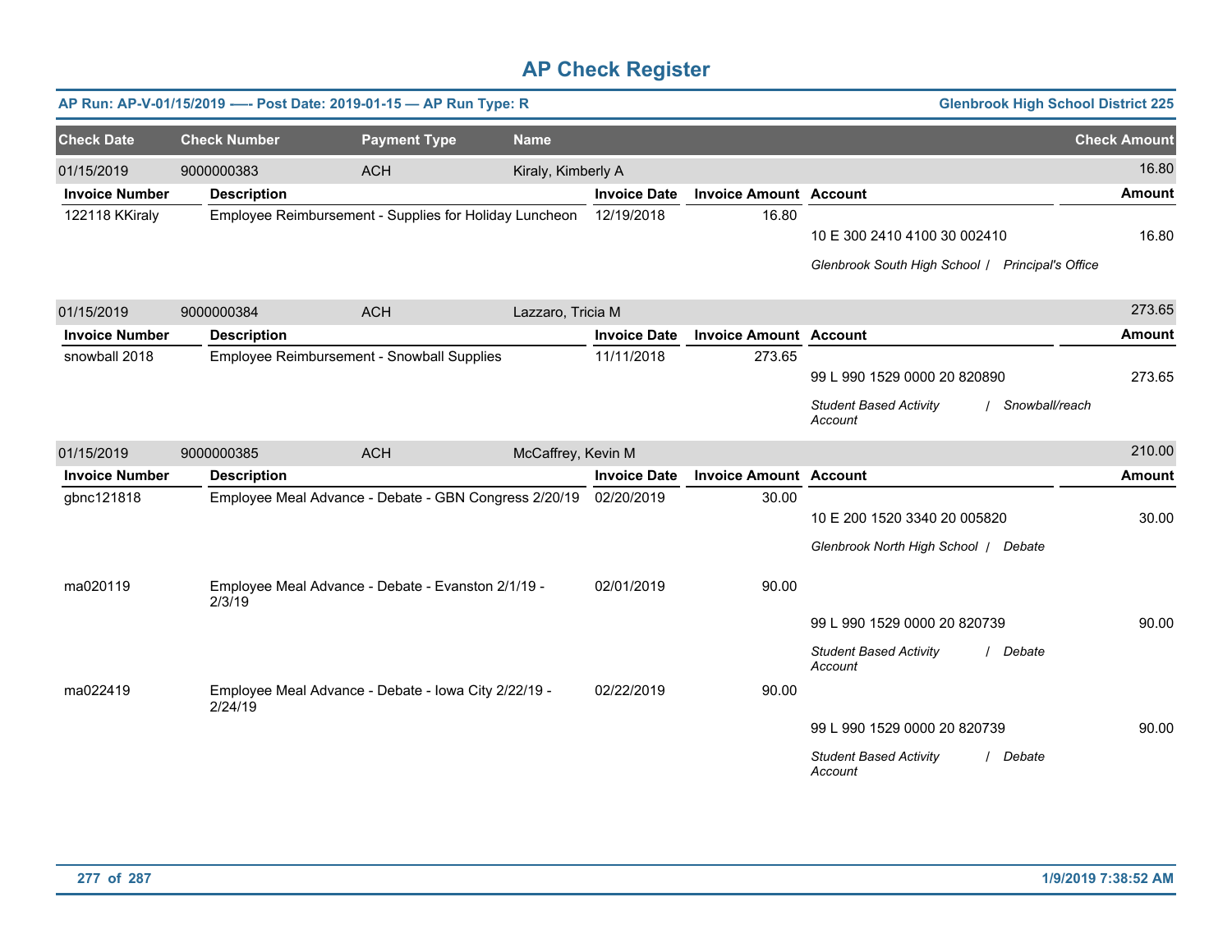# AP Check Register

**AP Run: AP-V-01/15/2019 —- Post Date: 2019-01-15 — AP Run Type: R** | **Glenbrook High School District 225**

| Check Date | Check Number | Payment Type | Name | Check Amount |
|---|---|---|---|---|
| 01/15/2019 | 9000000383 | ACH | Kiraly, Kimberly A | 16.80 |

| Invoice Number | Description | Invoice Date | Invoice Amount | Account | Amount |
|---|---|---|---|---|---|
| 122118 KKiraly | Employee Reimbursement - Supplies for Holiday Luncheon | 12/19/2018 | 16.80 | 10 E 300 2410 4100 30 002410 | 16.80 |
| | | | | *Glenbrook South High School / Principal's Office* | |

| Check Date | Check Number | Payment Type | Name | Check Amount |
|---|---|---|---|---|
| 01/15/2019 | 9000000384 | ACH | Lazzaro, Tricia M | 273.65 |

| Invoice Number | Description | Invoice Date | Invoice Amount | Account | Amount |
|---|---|---|---|---|---|
| snowball 2018 | Employee Reimbursement - Snowball Supplies | 11/11/2018 | 273.65 | 99 L 990 1529 0000 20 820890 | 273.65 |
| | | | | *Student Based Activity Account / Snowball/reach* | |

| Check Date | Check Number | Payment Type | Name | Check Amount |
|---|---|---|---|---|
| 01/15/2019 | 9000000385 | ACH | McCaffrey, Kevin M | 210.00 |

| Invoice Number | Description | Invoice Date | Invoice Amount | Account | Amount |
|---|---|---|---|---|---|
| gbnc121818 | Employee Meal Advance - Debate - GBN Congress 2/20/19 | 02/20/2019 | 30.00 | 10 E 200 1520 3340 20 005820 | 30.00 |
| | | | | *Glenbrook North High School / Debate* | |
| ma020119 | Employee Meal Advance - Debate - Evanston 2/1/19 - 2/3/19 | 02/01/2019 | 90.00 | 99 L 990 1529 0000 20 820739 | 90.00 |
| | | | | *Student Based Activity Account / Debate* | |
| ma022419 | Employee Meal Advance - Debate - Iowa City 2/22/19 - 2/24/19 | 02/22/2019 | 90.00 | 99 L 990 1529 0000 20 820739 | 90.00 |
| | | | | *Student Based Activity Account / Debate* | |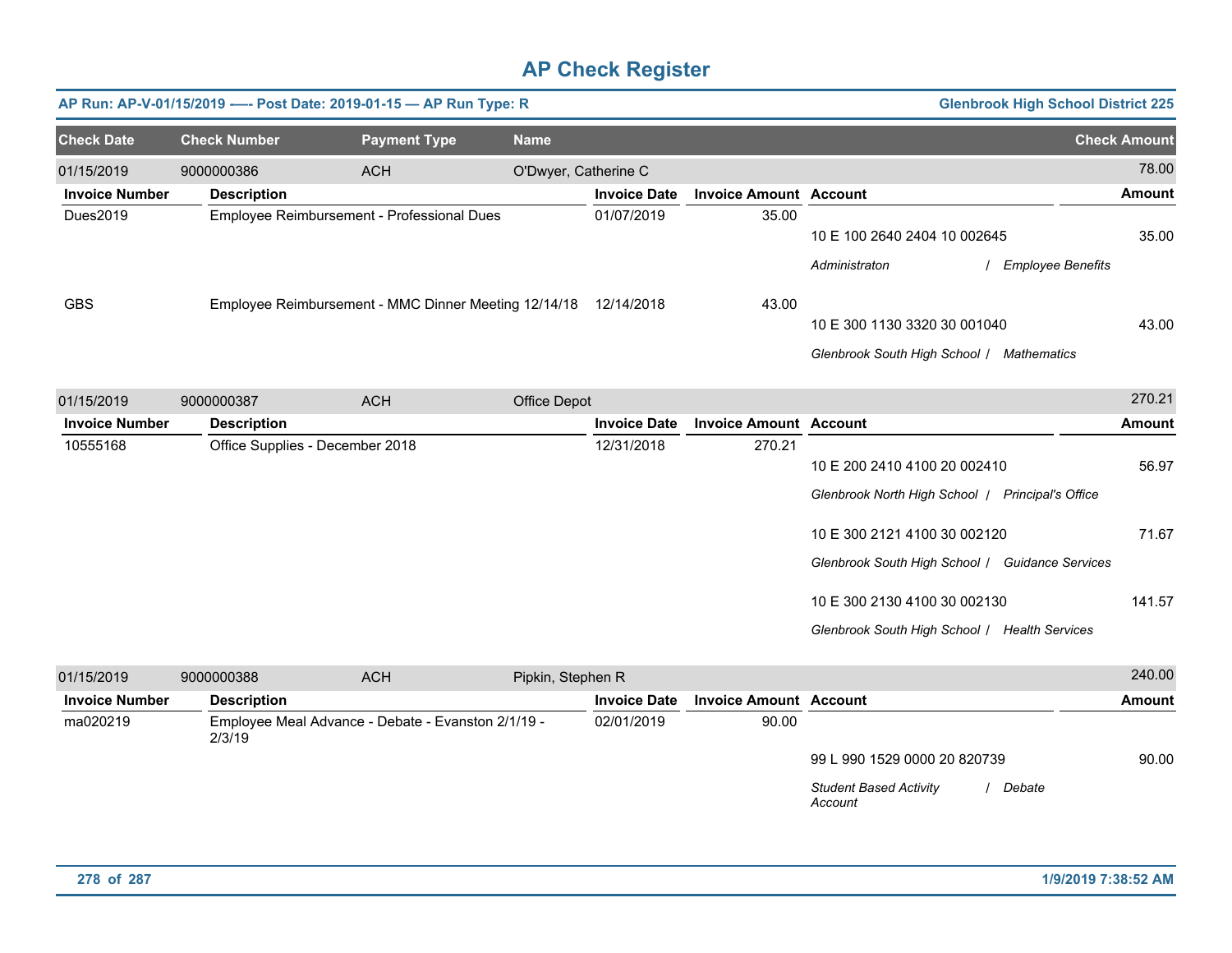# AP Check Register

**AP Run: AP-V-01/15/2019 —- Post Date: 2019-01-15 — AP Run Type: R** | **Glenbrook High School District 225**

| Check Date | Check Number | Payment Type | Name | Check Amount |
|---|---|---|---|---|
| 01/15/2019 | 9000000386 | ACH | O'Dwyer, Catherine C | 78.00 |

| Invoice Number | Description | Invoice Date | Invoice Amount | Account | Amount |
|---|---|---|---|---|---|
| Dues2019 | Employee Reimbursement - Professional Dues | 01/07/2019 | 35.00 | 10 E 100 2640 2404 10 002645 | 35.00 |
| | | | | *Administraton / Employee Benefits* | |
| GBS | Employee Reimbursement - MMC Dinner Meeting 12/14/18 | 12/14/2018 | 43.00 | 10 E 300 1130 3320 30 001040 | 43.00 |
| | | | | *Glenbrook South High School / Mathematics* | |

| Check Date | Check Number | Payment Type | Name | Check Amount |
|---|---|---|---|---|
| 01/15/2019 | 9000000387 | ACH | Office Depot | 270.21 |

| Invoice Number | Description | Invoice Date | Invoice Amount | Account | Amount |
|---|---|---|---|---|---|
| 10555168 | Office Supplies - December 2018 | 12/31/2018 | 270.21 | 10 E 200 2410 4100 20 002410 | 56.97 |
| | | | | *Glenbrook North High School / Principal's Office* | |
| | | | | 10 E 300 2121 4100 30 002120 | 71.67 |
| | | | | *Glenbrook South High School / Guidance Services* | |
| | | | | 10 E 300 2130 4100 30 002130 | 141.57 |
| | | | | *Glenbrook South High School / Health Services* | |

| Check Date | Check Number | Payment Type | Name | Check Amount |
|---|---|---|---|---|
| 01/15/2019 | 9000000388 | ACH | Pipkin, Stephen R | 240.00 |

| Invoice Number | Description | Invoice Date | Invoice Amount | Account | Amount |
|---|---|---|---|---|---|
| ma020219 | Employee Meal Advance - Debate - Evanston 2/1/19 - 2/3/19 | 02/01/2019 | 90.00 | 99 L 990 1529 0000 20 820739 | 90.00 |
| | | | | *Student Based Activity Account / Debate* | |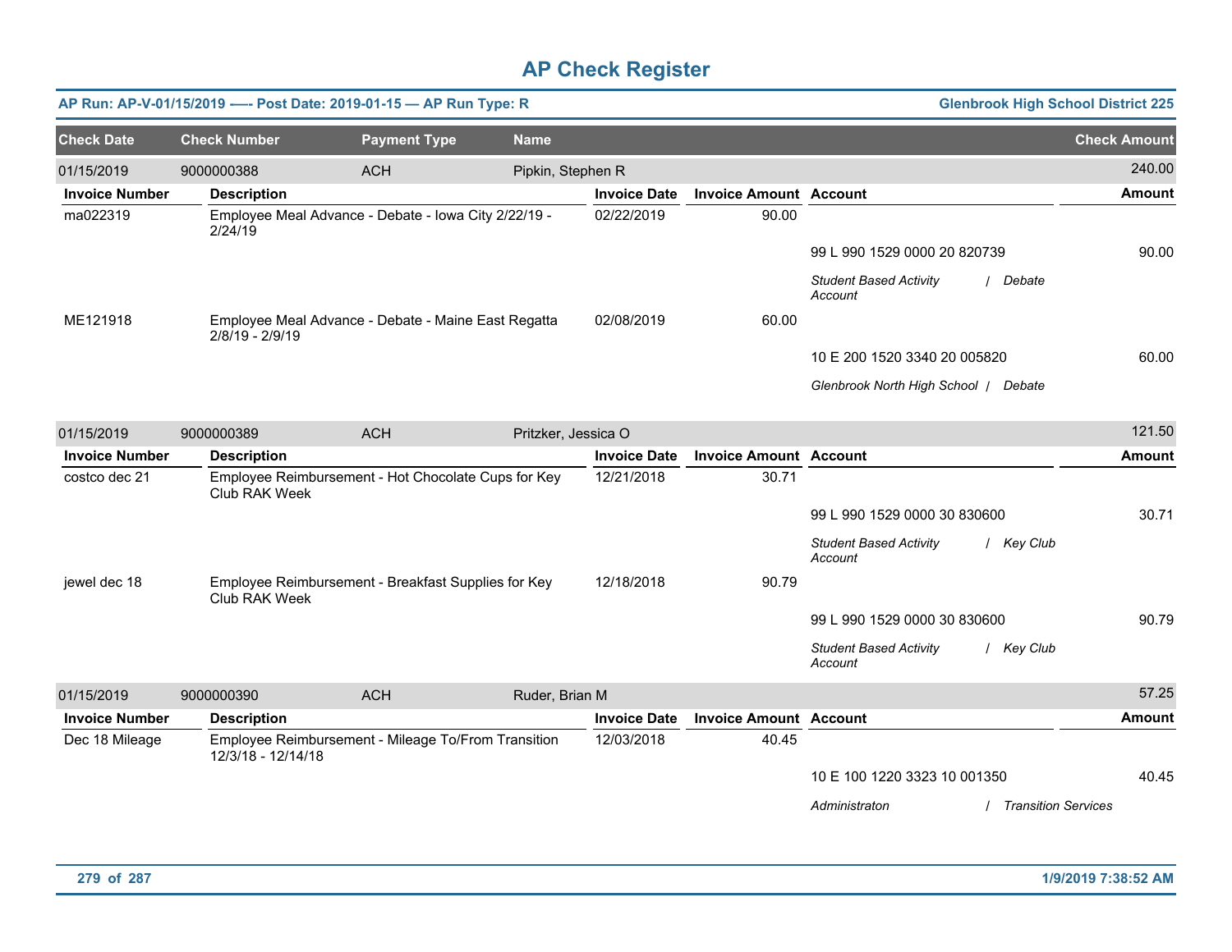# AP Check Register

**AP Run: AP-V-01/15/2019 -—- Post Date: 2019-01-15 — AP Run Type: R** | **Glenbrook High School District 225**

| Check Date | Check Number | Payment Type | Name | Check Amount |
|---|---|---|---|---|
| 01/15/2019 | 9000000388 | ACH | Pipkin, Stephen R | 240.00 |

| Invoice Number | Description | Invoice Date | Invoice Amount | Account | Amount |
|---|---|---|---|---|---|
| ma022319 | Employee Meal Advance - Debate - Iowa City 2/22/19 - 2/24/19 | 02/22/2019 | 90.00 | | |
| | | | | 99 L 990 1529 0000 20 820739 | 90.00 |
| | | | | *Student Based Activity Account / Debate* | |
| ME121918 | Employee Meal Advance - Debate - Maine East Regatta 2/8/19 - 2/9/19 | 02/08/2019 | 60.00 | | |
| | | | | 10 E 200 1520 3340 20 005820 | 60.00 |
| | | | | *Glenbrook North High School / Debate* | |

| Check Date | Check Number | Payment Type | Name | Check Amount |
|---|---|---|---|---|
| 01/15/2019 | 9000000389 | ACH | Pritzker, Jessica O | 121.50 |

| Invoice Number | Description | Invoice Date | Invoice Amount | Account | Amount |
|---|---|---|---|---|---|
| costco dec 21 | Employee Reimbursement - Hot Chocolate Cups for Key Club RAK Week | 12/21/2018 | 30.71 | | |
| | | | | 99 L 990 1529 0000 30 830600 | 30.71 |
| | | | | *Student Based Activity Account / Key Club* | |
| jewel dec 18 | Employee Reimbursement - Breakfast Supplies for Key Club RAK Week | 12/18/2018 | 90.79 | | |
| | | | | 99 L 990 1529 0000 30 830600 | 90.79 |
| | | | | *Student Based Activity Account / Key Club* | |

| Check Date | Check Number | Payment Type | Name | Check Amount |
|---|---|---|---|---|
| 01/15/2019 | 9000000390 | ACH | Ruder, Brian M | 57.25 |

| Invoice Number | Description | Invoice Date | Invoice Amount | Account | Amount |
|---|---|---|---|---|---|
| Dec 18 Mileage | Employee Reimbursement - Mileage To/From Transition 12/3/18 - 12/14/18 | 12/03/2018 | 40.45 | | |
| | | | | 10 E 100 1220 3323 10 001350 | 40.45 |
| | | | | *Administraton / Transition Services* | |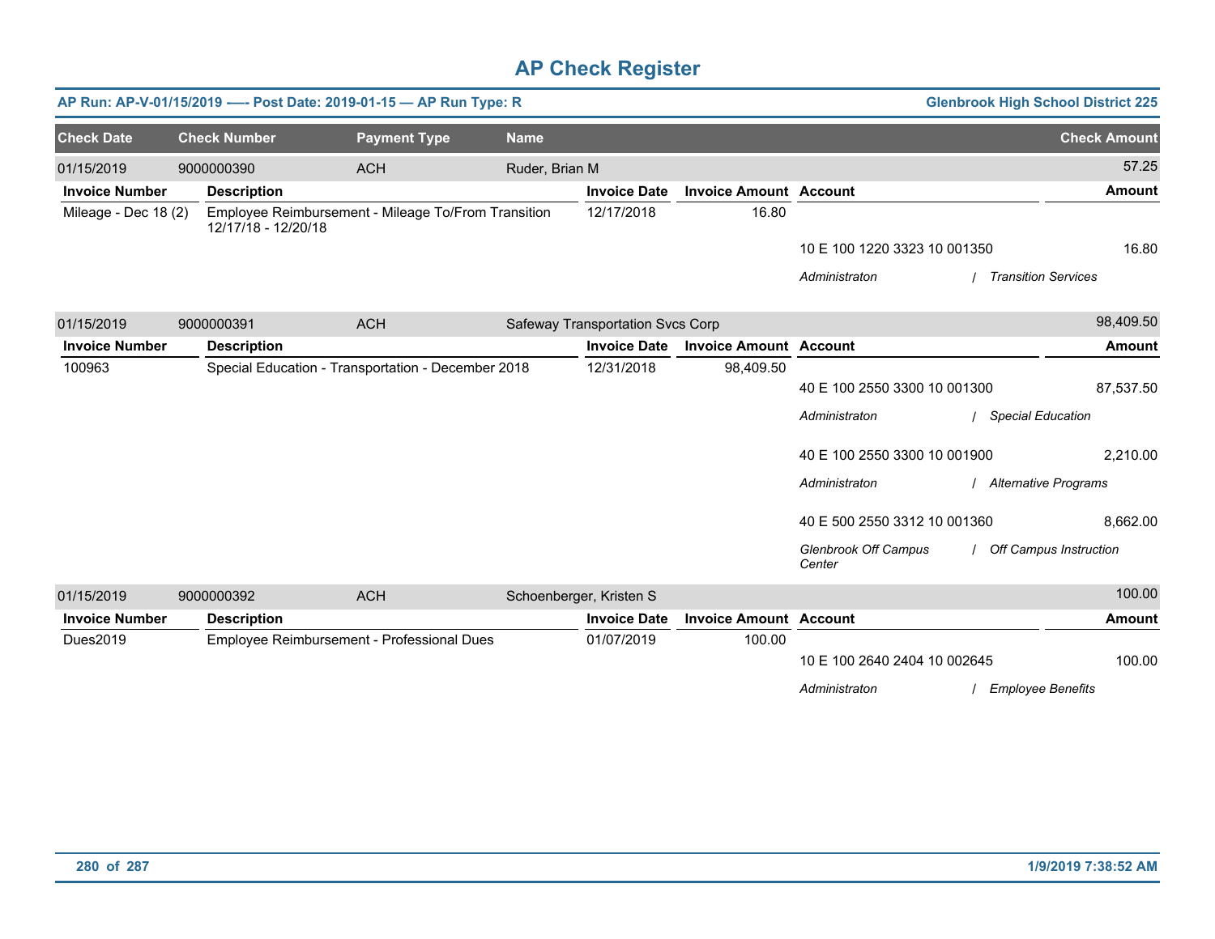# AP Check Register

**AP Run: AP-V-01/15/2019 -—- Post Date: 2019-01-15 — AP Run Type: R** | **Glenbrook High School District 225**

| Check Date | Check Number | Payment Type | Name | Check Amount |
|---|---|---|---|---|
| 01/15/2019 | 9000000390 | ACH | Ruder, Brian M | 57.25 |

| Invoice Number | Description | Invoice Date | Invoice Amount | Account | Amount |
|---|---|---|---|---|---|
| Mileage - Dec 18 (2) | Employee Reimbursement - Mileage To/From Transition 12/17/18 - 12/20/18 | 12/17/2018 | 16.80 | | |
| | | | | 10 E 100 1220 3323 10 001350 | 16.80 |
| | | | | *Administraton / Transition Services* | |

| Check Date | Check Number | Payment Type | Name | Check Amount |
|---|---|---|---|---|
| 01/15/2019 | 9000000391 | ACH | Safeway Transportation Svcs Corp | 98,409.50 |

| Invoice Number | Description | Invoice Date | Invoice Amount | Account | Amount |
|---|---|---|---|---|---|
| 100963 | Special Education - Transportation - December 2018 | 12/31/2018 | 98,409.50 | | |
| | | | | 40 E 100 2550 3300 10 001300 | 87,537.50 |
| | | | | *Administraton / Special Education* | |
| | | | | 40 E 100 2550 3300 10 001900 | 2,210.00 |
| | | | | *Administraton / Alternative Programs* | |
| | | | | 40 E 500 2550 3312 10 001360 | 8,662.00 |
| | | | | *Glenbrook Off Campus Center / Off Campus Instruction* | |

| Check Date | Check Number | Payment Type | Name | Check Amount |
|---|---|---|---|---|
| 01/15/2019 | 9000000392 | ACH | Schoenberger, Kristen S | 100.00 |

| Invoice Number | Description | Invoice Date | Invoice Amount | Account | Amount |
|---|---|---|---|---|---|
| Dues2019 | Employee Reimbursement - Professional Dues | 01/07/2019 | 100.00 | | |
| | | | | 10 E 100 2640 2404 10 002645 | 100.00 |
| | | | | *Administraton / Employee Benefits* | |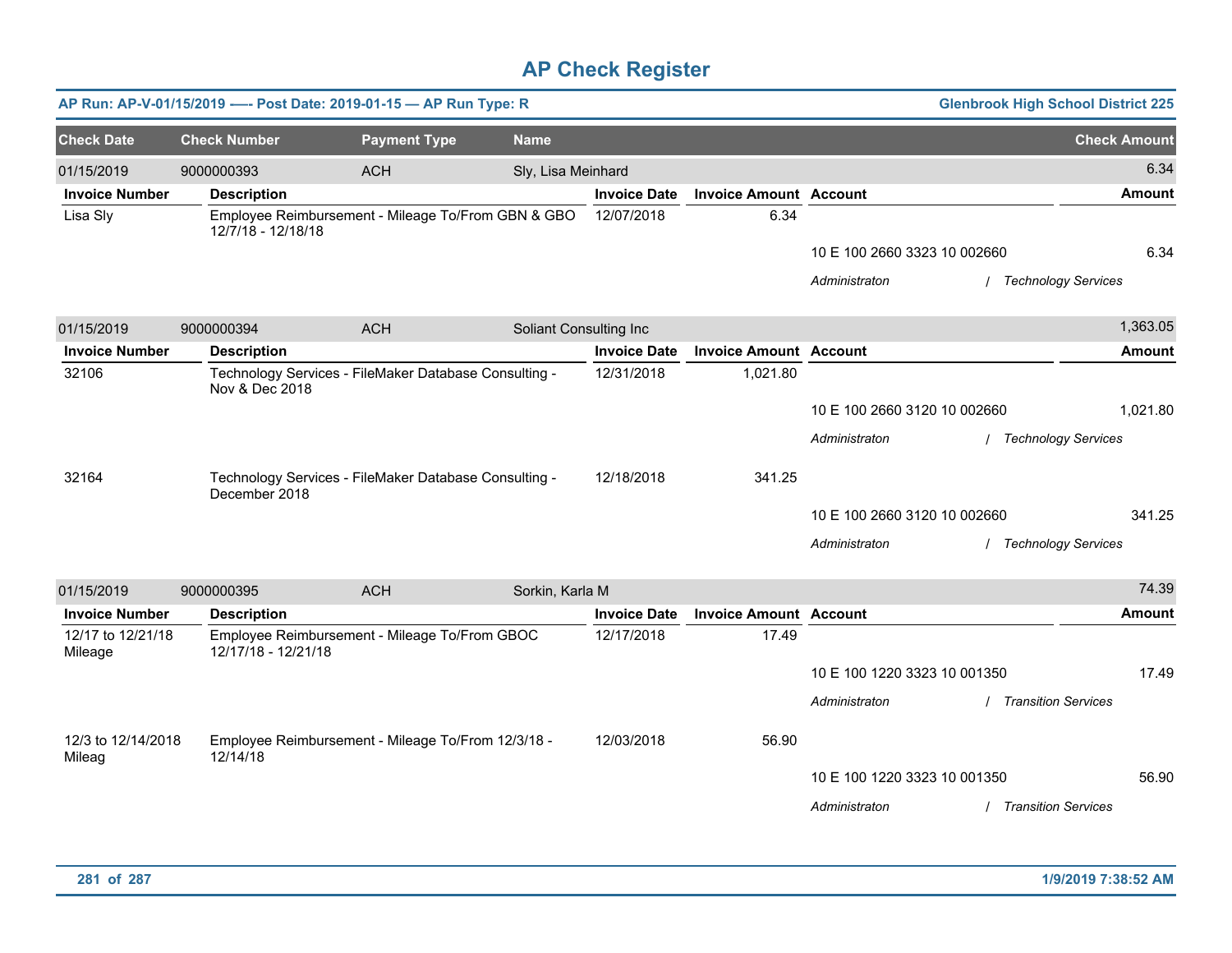# AP Check Register

**AP Run: AP-V-01/15/2019 —- Post Date: 2019-01-15 — AP Run Type: R** | **Glenbrook High School District 225**

| Check Date | Check Number | Payment Type | Name | Check Amount |
|---|---|---|---|---|
| 01/15/2019 | 9000000393 | ACH | Sly, Lisa Meinhard | 6.34 |

| Invoice Number | Description | Invoice Date | Invoice Amount | Account | Amount |
|---|---|---|---|---|---|
| Lisa Sly | Employee Reimbursement - Mileage To/From GBN & GBO 12/7/18 - 12/18/18 | 12/07/2018 | 6.34 | | |
| | | | | 10 E 100 2660 3323 10 002660 | 6.34 |
| | | | | *Administraton / Technology Services* | |

| Check Date | Check Number | Payment Type | Name | Check Amount |
|---|---|---|---|---|
| 01/15/2019 | 9000000394 | ACH | Soliant Consulting Inc | 1,363.05 |

| Invoice Number | Description | Invoice Date | Invoice Amount | Account | Amount |
|---|---|---|---|---|---|
| 32106 | Technology Services - FileMaker Database Consulting - Nov & Dec 2018 | 12/31/2018 | 1,021.80 | | |
| | | | | 10 E 100 2660 3120 10 002660 | 1,021.80 |
| | | | | *Administraton / Technology Services* | |
| 32164 | Technology Services - FileMaker Database Consulting - December 2018 | 12/18/2018 | 341.25 | | |
| | | | | 10 E 100 2660 3120 10 002660 | 341.25 |
| | | | | *Administraton / Technology Services* | |

| Check Date | Check Number | Payment Type | Name | Check Amount |
|---|---|---|---|---|
| 01/15/2019 | 9000000395 | ACH | Sorkin, Karla M | 74.39 |

| Invoice Number | Description | Invoice Date | Invoice Amount | Account | Amount |
|---|---|---|---|---|---|
| 12/17 to 12/21/18 Mileage | Employee Reimbursement - Mileage To/From GBOC 12/17/18 - 12/21/18 | 12/17/2018 | 17.49 | | |
| | | | | 10 E 100 1220 3323 10 001350 | 17.49 |
| | | | | *Administraton / Transition Services* | |
| 12/3 to 12/14/2018 Mileag | Employee Reimbursement - Mileage To/From 12/3/18 - 12/14/18 | 12/03/2018 | 56.90 | | |
| | | | | 10 E 100 1220 3323 10 001350 | 56.90 |
| | | | | *Administraton / Transition Services* | |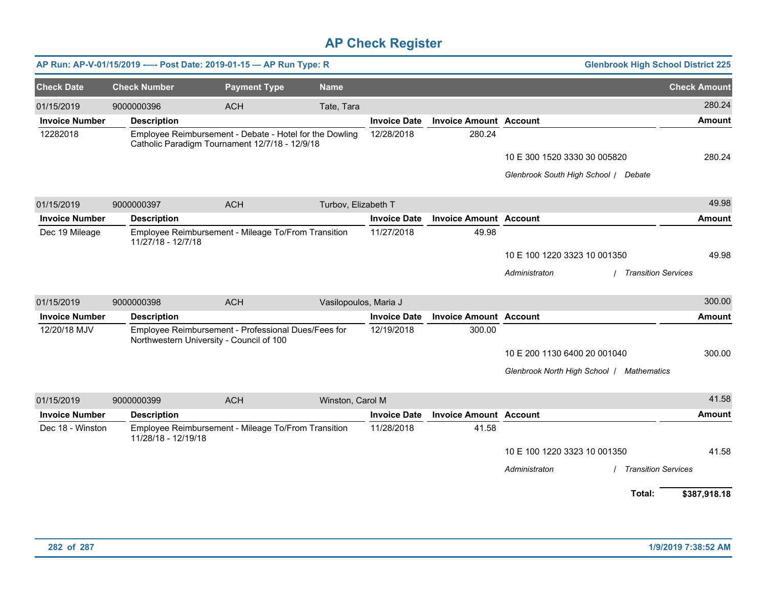# AP Check Register

**AP Run: AP-V-01/15/2019 -—- Post Date: 2019-01-15 — AP Run Type: R** — **Glenbrook High School District 225**

| Check Date | Check Number | Payment Type | Name | Check Amount |
|---|---|---|---|---|
| 01/15/2019 | 9000000396 | ACH | Tate, Tara | 280.24 |

| Invoice Number | Description | Invoice Date | Invoice Amount | Account | Amount |
|---|---|---|---|---|---|
| 12282018 | Employee Reimbursement - Debate - Hotel for the Dowling Catholic Paradigm Tournament 12/7/18 - 12/9/18 | 12/28/2018 | 280.24 | | |
| | | | | 10 E 300 1520 3330 30 005820 | 280.24 |
| | | | | *Glenbrook South High School / Debate* | |

| Check Date | Check Number | Payment Type | Name | Check Amount |
|---|---|---|---|---|
| 01/15/2019 | 9000000397 | ACH | Turbov, Elizabeth T | 49.98 |

| Invoice Number | Description | Invoice Date | Invoice Amount | Account | Amount |
|---|---|---|---|---|---|
| Dec 19 Mileage | Employee Reimbursement - Mileage To/From Transition 11/27/18 - 12/7/18 | 11/27/2018 | 49.98 | | |
| | | | | 10 E 100 1220 3323 10 001350 | 49.98 |
| | | | | *Administraton / Transition Services* | |

| Check Date | Check Number | Payment Type | Name | Check Amount |
|---|---|---|---|---|
| 01/15/2019 | 9000000398 | ACH | Vasilopoulos, Maria J | 300.00 |

| Invoice Number | Description | Invoice Date | Invoice Amount | Account | Amount |
|---|---|---|---|---|---|
| 12/20/18 MJV | Employee Reimbursement - Professional Dues/Fees for Northwestern University - Council of 100 | 12/19/2018 | 300.00 | | |
| | | | | 10 E 200 1130 6400 20 001040 | 300.00 |
| | | | | *Glenbrook North High School / Mathematics* | |

| Check Date | Check Number | Payment Type | Name | Check Amount |
|---|---|---|---|---|
| 01/15/2019 | 9000000399 | ACH | Winston, Carol M | 41.58 |

| Invoice Number | Description | Invoice Date | Invoice Amount | Account | Amount |
|---|---|---|---|---|---|
| Dec 18 - Winston | Employee Reimbursement - Mileage To/From Transition 11/28/18 - 12/19/18 | 11/28/2018 | 41.58 | | |
| | | | | 10 E 100 1220 3323 10 001350 | 41.58 |
| | | | | *Administraton / Transition Services* | |

**Total: $387,918.18**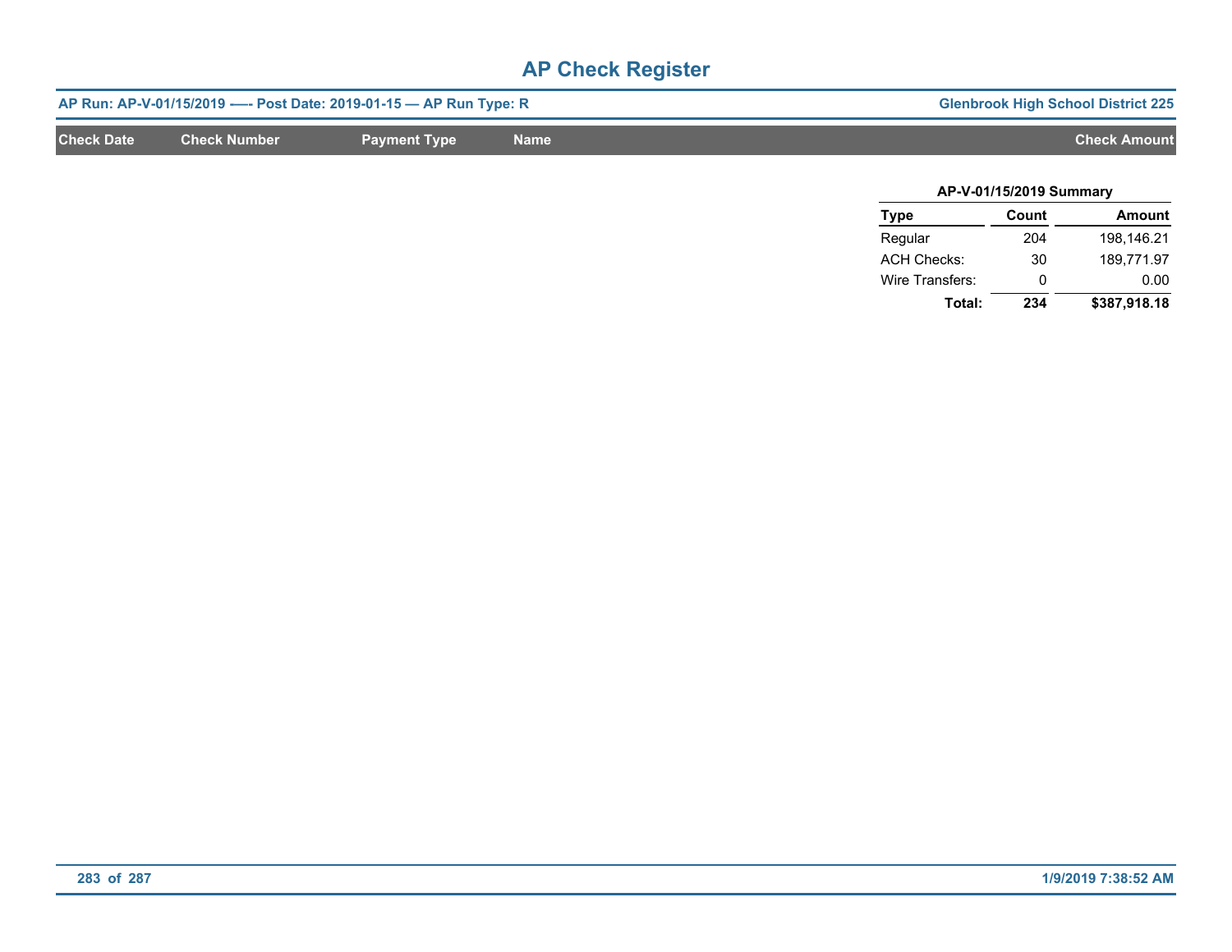# AP Check Register

**AP Run: AP-V-01/15/2019 -— Post Date: 2019-01-15 — AP Run Type: R** — **Glenbrook High School District 225**

| Check Date | Check Number | Payment Type | Name | Check Amount |
|---|---|---|---|---|

**AP-V-01/15/2019 Summary**

| Type | Count | Amount |
|---|---|---|
| Regular | 204 | 198,146.21 |
| ACH Checks: | 30 | 189,771.97 |
| Wire Transfers: | 0 | 0.00 |
| **Total:** | **234** | **$387,918.18** |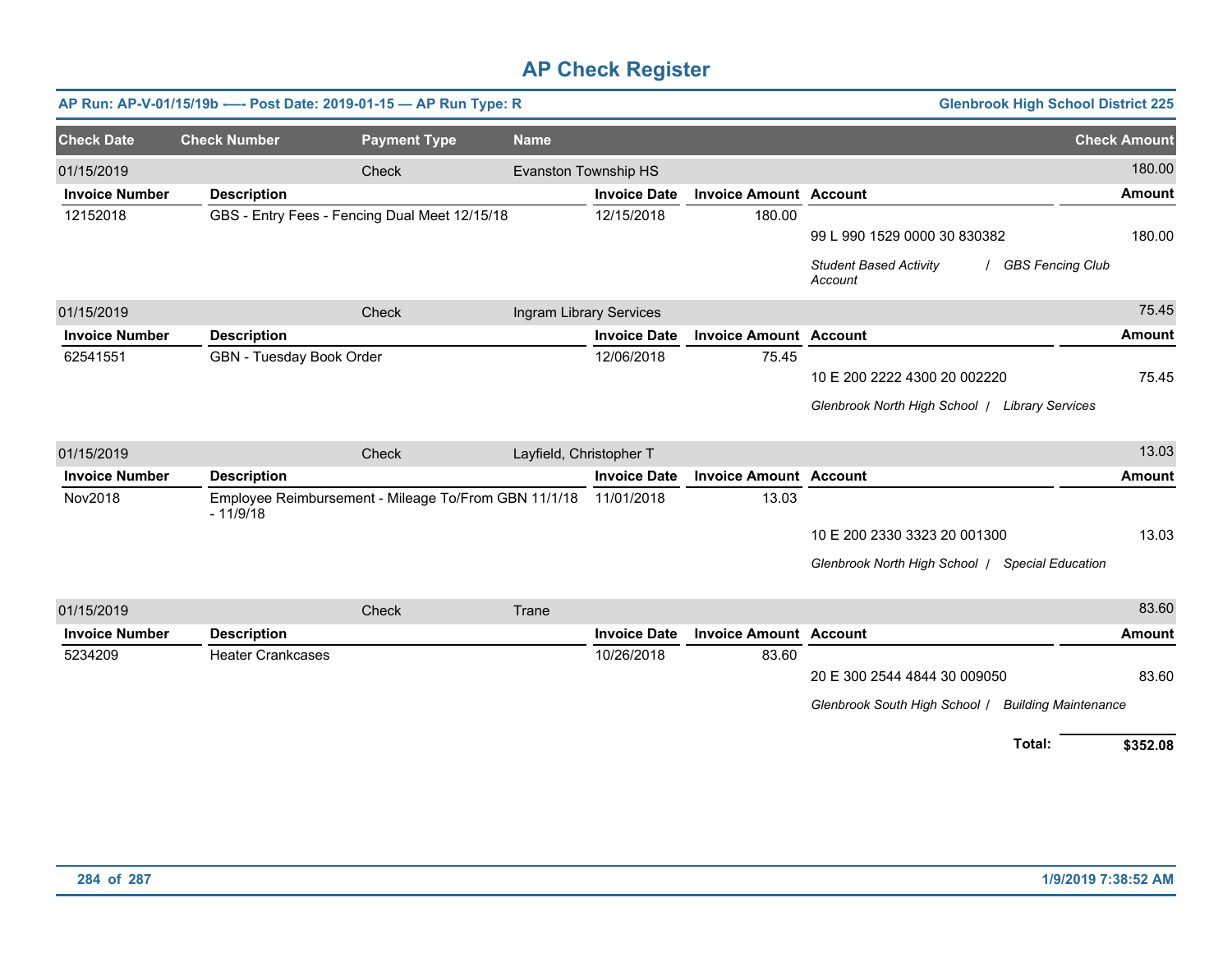# AP Check Register

**AP Run: AP-V-01/15/19b -—- Post Date: 2019-01-15 — AP Run Type: R** — **Glenbrook High School District 225**

| Check Date | Check Number | Payment Type | Name | Check Amount |
|---|---|---|---|---|
| 01/15/2019 | | Check | Evanston Township HS | 180.00 |

| Invoice Number | Description | Invoice Date | Invoice Amount | Account | Amount |
|---|---|---|---|---|---|
| 12152018 | GBS - Entry Fees - Fencing Dual Meet 12/15/18 | 12/15/2018 | 180.00 | | |
| | | | | 99 L 990 1529 0000 30 830382 | 180.00 |
| | | | | *Student Based Activity Account / GBS Fencing Club* | |

| Check Date | Check Number | Payment Type | Name | Check Amount |
|---|---|---|---|---|
| 01/15/2019 | | Check | Ingram Library Services | 75.45 |

| Invoice Number | Description | Invoice Date | Invoice Amount | Account | Amount |
|---|---|---|---|---|---|
| 62541551 | GBN - Tuesday Book Order | 12/06/2018 | 75.45 | | |
| | | | | 10 E 200 2222 4300 20 002220 | 75.45 |
| | | | | *Glenbrook North High School / Library Services* | |

| Check Date | Check Number | Payment Type | Name | Check Amount |
|---|---|---|---|---|
| 01/15/2019 | | Check | Layfield, Christopher T | 13.03 |

| Invoice Number | Description | Invoice Date | Invoice Amount | Account | Amount |
|---|---|---|---|---|---|
| Nov2018 | Employee Reimbursement - Mileage To/From GBN 11/1/18 - 11/9/18 | 11/01/2018 | 13.03 | | |
| | | | | 10 E 200 2330 3323 20 001300 | 13.03 |
| | | | | *Glenbrook North High School / Special Education* | |

| Check Date | Check Number | Payment Type | Name | Check Amount |
|---|---|---|---|---|
| 01/15/2019 | | Check | Trane | 83.60 |

| Invoice Number | Description | Invoice Date | Invoice Amount | Account | Amount |
|---|---|---|---|---|---|
| 5234209 | Heater Crankcases | 10/26/2018 | 83.60 | | |
| | | | | 20 E 300 2544 4844 30 009050 | 83.60 |
| | | | | *Glenbrook South High School / Building Maintenance* | |

**Total: $352.08**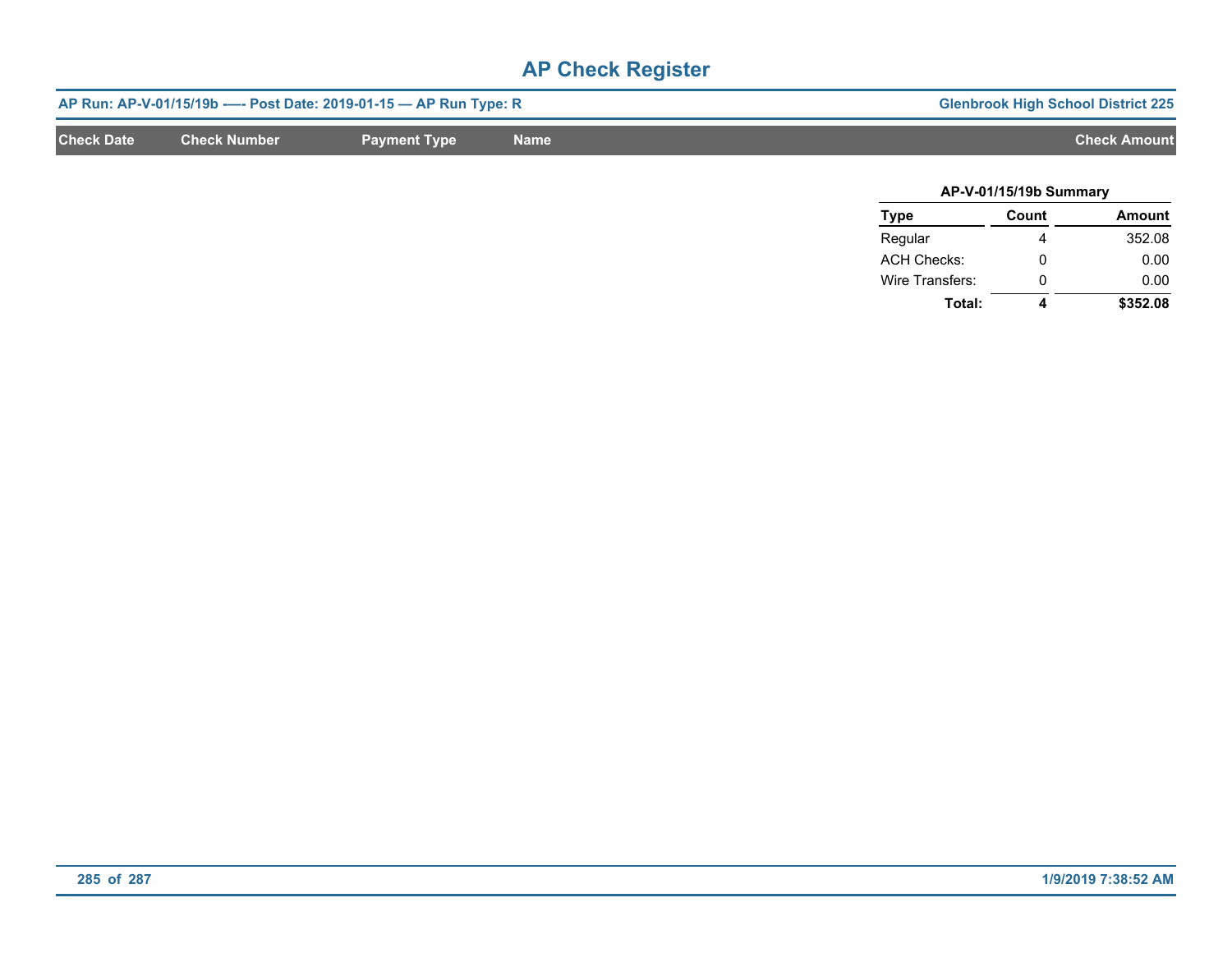# AP Check Register

**AP Run: AP-V-01/15/19b -—- Post Date: 2019-01-15 — AP Run Type: R** | **Glenbrook High School District 225**

| Check Date | Check Number | Payment Type | Name | Check Amount |
|---|---|---|---|---|

**AP-V-01/15/19b Summary**

| Type | Count | Amount |
|---|---|---|
| Regular | 4 | 352.08 |
| ACH Checks: | 0 | 0.00 |
| Wire Transfers: | 0 | 0.00 |
| **Total:** | **4** | **$352.08** |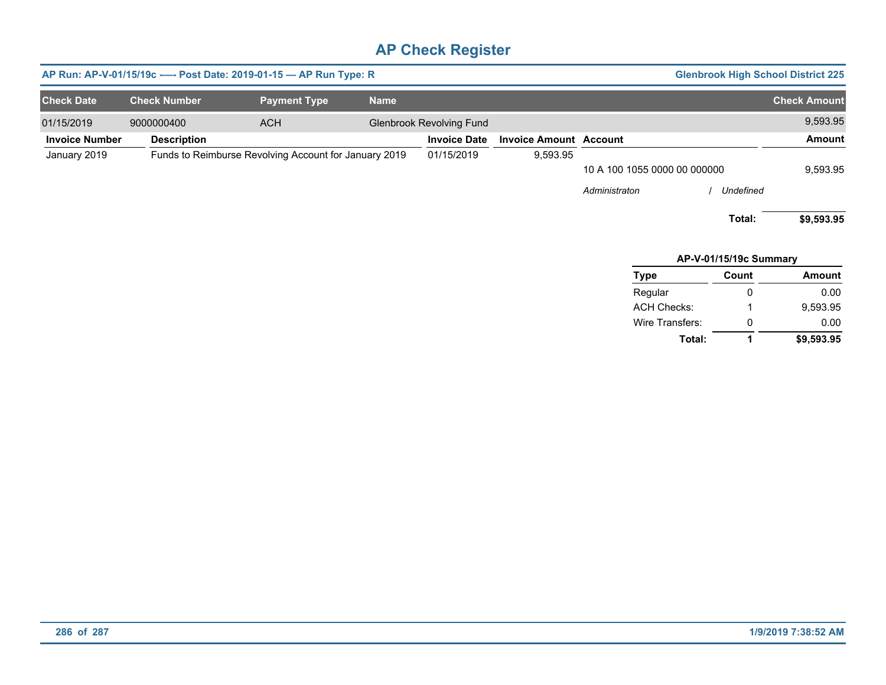# AP Check Register

**AP Run: AP-V-01/15/19c -—- Post Date: 2019-01-15 — AP Run Type: R** | **Glenbrook High School District 225**

| Check Date | Check Number | Payment Type | Name | Check Amount |
|---|---|---|---|---|
| 01/15/2019 | 9000000400 | ACH | Glenbrook Revolving Fund | 9,593.95 |

| Invoice Number | Description | Invoice Date | Invoice Amount | Account | Amount |
|---|---|---|---|---|---|
| January 2019 | Funds to Reimburse Revolving Account for January 2019 | 01/15/2019 | 9,593.95 | | |
| | | | | 10 A 100 1055 0000 00 000000 | 9,593.95 |
| | | | | *Administraton* / *Undefined* | |
| | | | | **Total:** | **$9,593.95** |

**AP-V-01/15/19c Summary**

| Type | Count | Amount |
|---|---|---|
| Regular | 0 | 0.00 |
| ACH Checks: | 1 | 9,593.95 |
| Wire Transfers: | 0 | 0.00 |
| **Total:** | **1** | **$9,593.95** |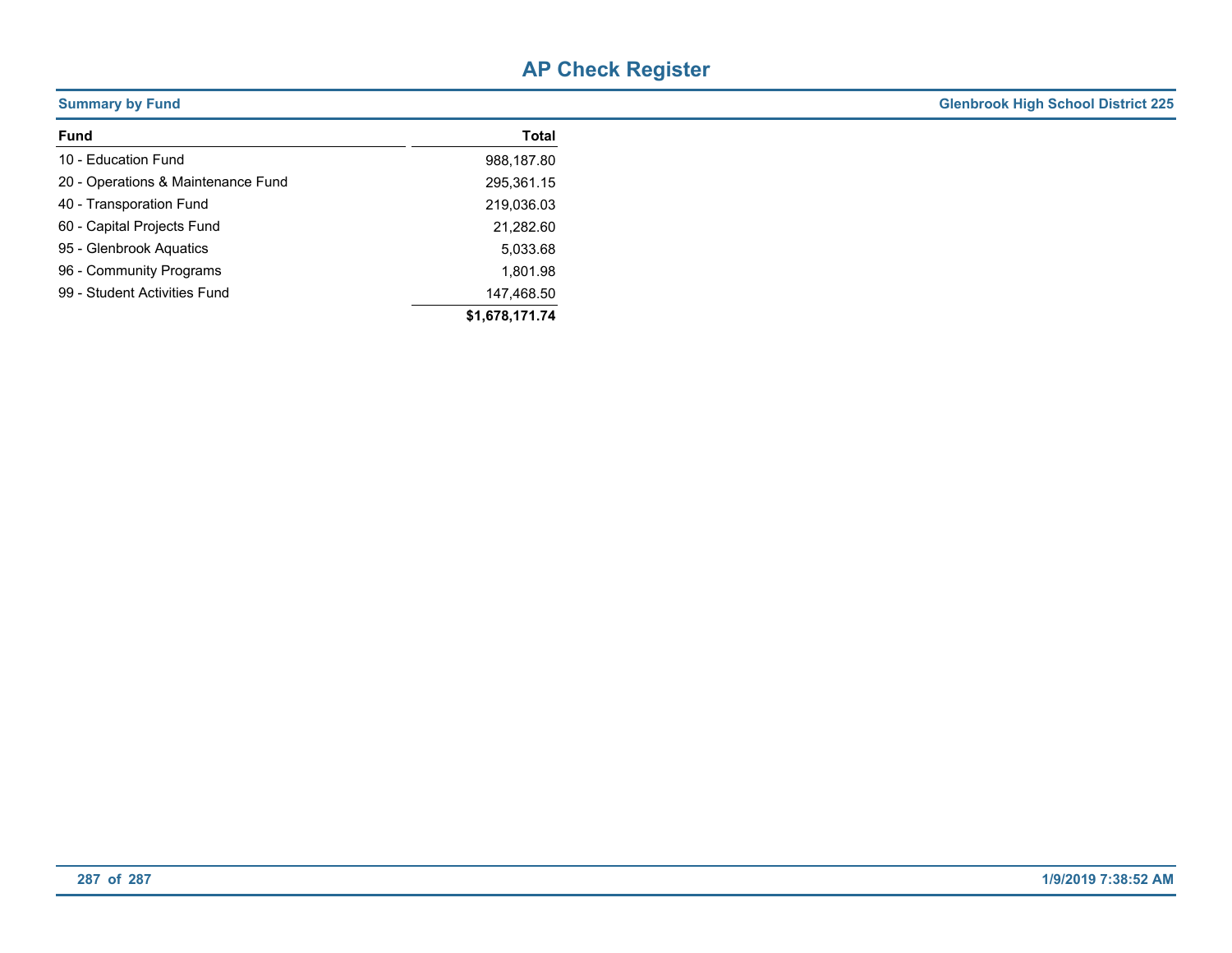# AP Check Register

**Summary by Fund** | **Glenbrook High School District 225**

| Fund | Total |
|---|---:|
| 10 - Education Fund | 988,187.80 |
| 20 - Operations & Maintenance Fund | 295,361.15 |
| 40 - Transporation Fund | 219,036.03 |
| 60 - Capital Projects Fund | 21,282.60 |
| 95 - Glenbrook Aquatics | 5,033.68 |
| 96 - Community Programs | 1,801.98 |
| 99 - Student Activities Fund | 147,468.50 |
| | **$1,678,171.74** |

**1/9/2019 7:38:52 AM**